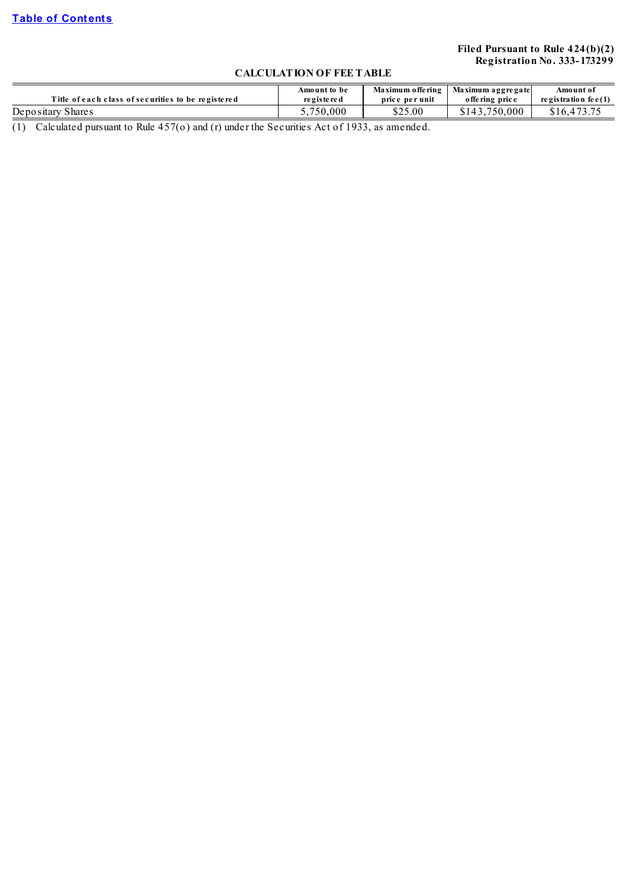Table of Contents

**Filed Pursuant to Rule 424(b)(2)**
**Registration No. 333-173299**

**CALCULATION OF FEE TABLE**

| Title of each class of securities to be registered | Amount to be registered | Maximum offering price per unit | Maximum aggregate offering price | Amount of registration fee(1) |
|---|---|---|---|---|
| Depositary Shares | 5,750,000 | $25.00 | $143,750,000 | $16,473.75 |

(1) Calculated pursuant to Rule 457(o) and (r) under the Securities Act of 1933, as amended.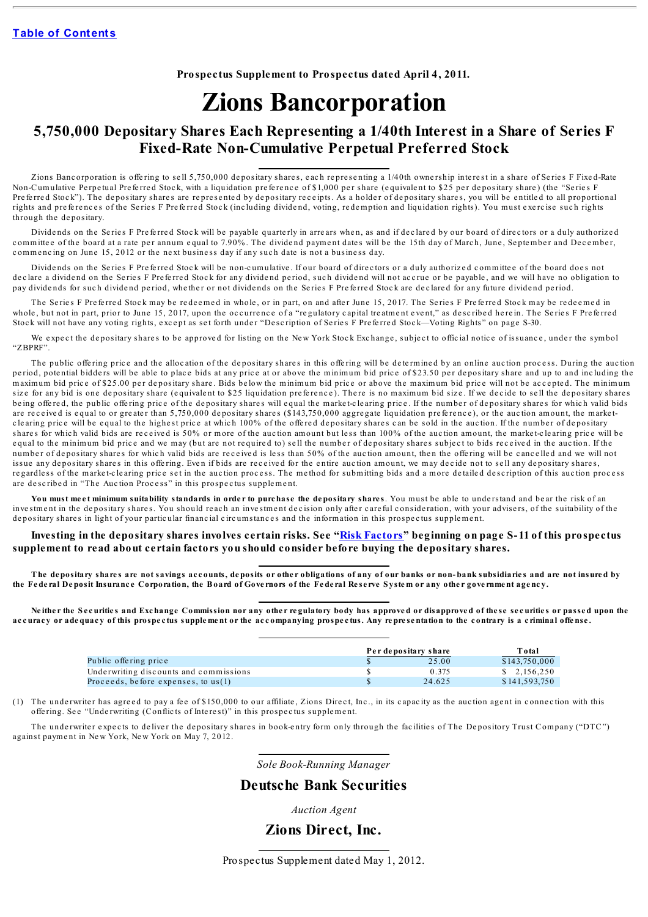Table of Contents

**Prospectus Supplement to Prospectus dated April 4, 2011.**

# Zions Bancorporation

## 5,750,000 Depositary Shares Each Representing a 1/40th Interest in a Share of Series F Fixed-Rate Non-Cumulative Perpetual Preferred Stock

Zions Bancorporation is offering to sell 5,750,000 depositary shares, each representing a 1/40th ownership interest in a share of Series F Fixed-Rate Non-Cumulative Perpetual Preferred Stock, with a liquidation preference of $1,000 per share (equivalent to $25 per depositary share) (the "Series F Preferred Stock"). The depositary shares are represented by depositary receipts. As a holder of depositary shares, you will be entitled to all proportional rights and preferences of the Series F Preferred Stock (including dividend, voting, redemption and liquidation rights). You must exercise such rights through the depositary.

Dividends on the Series F Preferred Stock will be payable quarterly in arrears when, as and if declared by our board of directors or a duly authorized committee of the board at a rate per annum equal to 7.90%. The dividend payment dates will be the 15th day of March, June, September and December, commencing on June 15, 2012 or the next business day if any such date is not a business day.

Dividends on the Series F Preferred Stock will be non-cumulative. If our board of directors or a duly authorized committee of the board does not declare a dividend on the Series F Preferred Stock for any dividend period, such dividend will not accrue or be payable, and we will have no obligation to pay dividends for such dividend period, whether or not dividends on the Series F Preferred Stock are declared for any future dividend period.

The Series F Preferred Stock may be redeemed in whole, or in part, on and after June 15, 2017. The Series F Preferred Stock may be redeemed in whole, but not in part, prior to June 15, 2017, upon the occurrence of a "regulatory capital treatment event," as described herein. The Series F Preferred Stock will not have any voting rights, except as set forth under "Description of Series F Preferred Stock—Voting Rights" on page S-30.

We expect the depositary shares to be approved for listing on the New York Stock Exchange, subject to official notice of issuance, under the symbol "ZBPRF".

The public offering price and the allocation of the depositary shares in this offering will be determined by an online auction process. During the auction period, potential bidders will be able to place bids at any price at or above the minimum bid price of $23.50 per depositary share and up to and including the maximum bid price of $25.00 per depositary share. Bids below the minimum bid price or above the maximum bid price will not be accepted. The minimum size for any bid is one depositary share (equivalent to $25 liquidation preference). There is no maximum bid size. If we decide to sell the depositary shares being offered, the public offering price of the depositary shares will equal the market-clearing price. If the number of depositary shares for which valid bids are received is equal to or greater than 5,750,000 depositary shares ($143,750,000 aggregate liquidation preference), or the auction amount, the market-clearing price will be equal to the highest price at which 100% of the offered depositary shares can be sold in the auction. If the number of depositary shares for which valid bids are received is 50% or more of the auction amount but less than 100% of the auction amount, the market-clearing price will be equal to the minimum bid price and we may (but are not required to) sell the number of depositary shares subject to bids received in the auction. If the number of depositary shares for which valid bids are received is less than 50% of the auction amount, then the offering will be cancelled and we will not issue any depositary shares in this offering. Even if bids are received for the entire auction amount, we may decide not to sell any depositary shares, regardless of the market-clearing price set in the auction process. The method for submitting bids and a more detailed description of this auction process are described in "The Auction Process" in this prospectus supplement.

**You must meet minimum suitability standards in order to purchase the depositary shares**. You must be able to understand and bear the risk of an investment in the depositary shares. You should reach an investment decision only after careful consideration, with your advisers, of the suitability of the depositary shares in light of your particular financial circumstances and the information in this prospectus supplement.

**Investing in the depositary shares involves certain risks. See "Risk Factors" beginning on page S-11 of this prospectus supplement to read about certain factors you should consider before buying the depositary shares.**

***The depositary shares are not savings accounts, deposits or other obligations of any of our banks or non-bank subsidiaries and are not insured by the Federal Deposit Insurance Corporation, the Board of Governors of the Federal Reserve System or any other government agency.***

***Neither the Securities and Exchange Commission nor any other regulatory body has approved or disapproved of these securities or passed upon the accuracy or adequacy of this prospectus supplement or the accompanying prospectus. Any representation to the contrary is a criminal offense.***

| | Per depositary share | Total |
|---|---|---|
| Public offering price | $ 25.00 | $143,750,000 |
| Underwriting discounts and commissions | $ 0.375 | $ 2,156,250 |
| Proceeds, before expenses, to us(1) | $ 24.625 | $141,593,750 |

(1) The underwriter has agreed to pay a fee of $150,000 to our affiliate, Zions Direct, Inc., in its capacity as the auction agent in connection with this offering. See "Underwriting (Conflicts of Interest)" in this prospectus supplement.

The underwriter expects to deliver the depositary shares in book-entry form only through the facilities of The Depository Trust Company ("DTC") against payment in New York, New York on May 7, 2012.

*Sole Book-Running Manager*

## Deutsche Bank Securities

*Auction Agent*

## Zions Direct, Inc.

Prospectus Supplement dated May 1, 2012.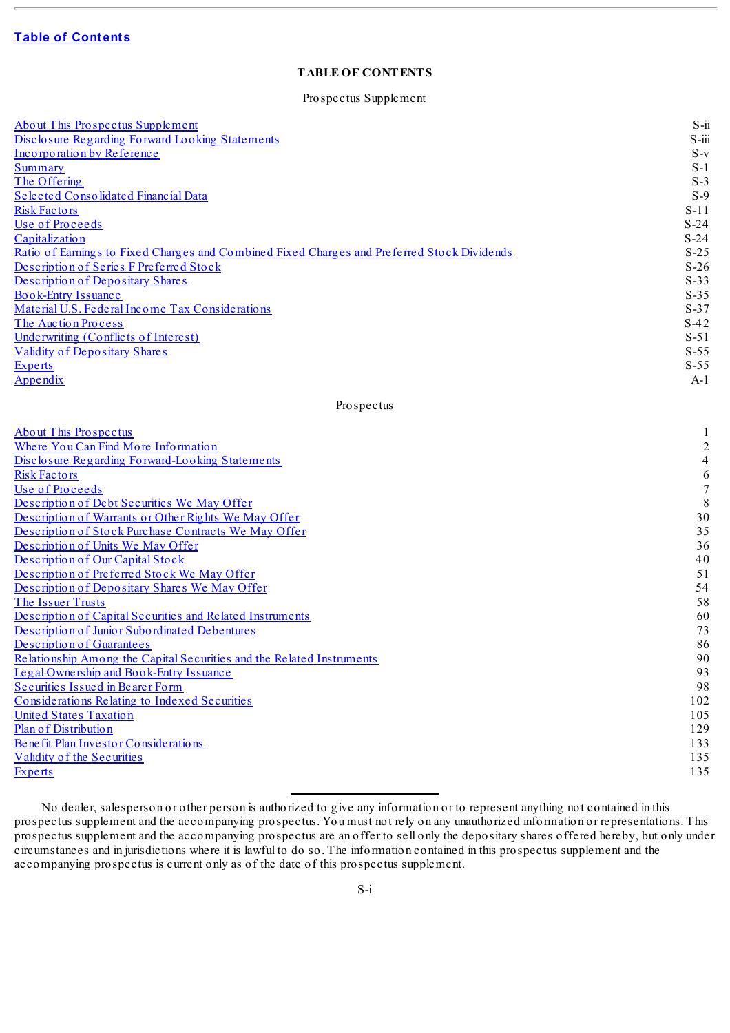[Table of Contents](#)

# TABLE OF CONTENTS

Prospectus Supplement

| | |
|---|---|
| About This Prospectus Supplement | S-ii |
| Disclosure Regarding Forward Looking Statements | S-iii |
| Incorporation by Reference | S-v |
| Summary | S-1 |
| The Offering | S-3 |
| Selected Consolidated Financial Data | S-9 |
| Risk Factors | S-11 |
| Use of Proceeds | S-24 |
| Capitalization | S-24 |
| Ratio of Earnings to Fixed Charges and Combined Fixed Charges and Preferred Stock Dividends | S-25 |
| Description of Series F Preferred Stock | S-26 |
| Description of Depositary Shares | S-33 |
| Book-Entry Issuance | S-35 |
| Material U.S. Federal Income Tax Considerations | S-37 |
| The Auction Process | S-42 |
| Underwriting (Conflicts of Interest) | S-51 |
| Validity of Depositary Shares | S-55 |
| Experts | S-55 |
| Appendix | A-1 |

Prospectus

| | |
|---|---|
| About This Prospectus | 1 |
| Where You Can Find More Information | 2 |
| Disclosure Regarding Forward-Looking Statements | 4 |
| Risk Factors | 6 |
| Use of Proceeds | 7 |
| Description of Debt Securities We May Offer | 8 |
| Description of Warrants or Other Rights We May Offer | 30 |
| Description of Stock Purchase Contracts We May Offer | 35 |
| Description of Units We May Offer | 36 |
| Description of Our Capital Stock | 40 |
| Description of Preferred Stock We May Offer | 51 |
| Description of Depositary Shares We May Offer | 54 |
| The Issuer Trusts | 58 |
| Description of Capital Securities and Related Instruments | 60 |
| Description of Junior Subordinated Debentures | 73 |
| Description of Guarantees | 86 |
| Relationship Among the Capital Securities and the Related Instruments | 90 |
| Legal Ownership and Book-Entry Issuance | 93 |
| Securities Issued in Bearer Form | 98 |
| Considerations Relating to Indexed Securities | 102 |
| United States Taxation | 105 |
| Plan of Distribution | 129 |
| Benefit Plan Investor Considerations | 133 |
| Validity of the Securities | 135 |
| Experts | 135 |

---

No dealer, salesperson or other person is authorized to give any information or to represent anything not contained in this prospectus supplement and the accompanying prospectus. You must not rely on any unauthorized information or representations. This prospectus supplement and the accompanying prospectus are an offer to sell only the depositary shares offered hereby, but only under circumstances and in jurisdictions where it is lawful to do so. The information contained in this prospectus supplement and the accompanying prospectus is current only as of the date of this prospectus supplement.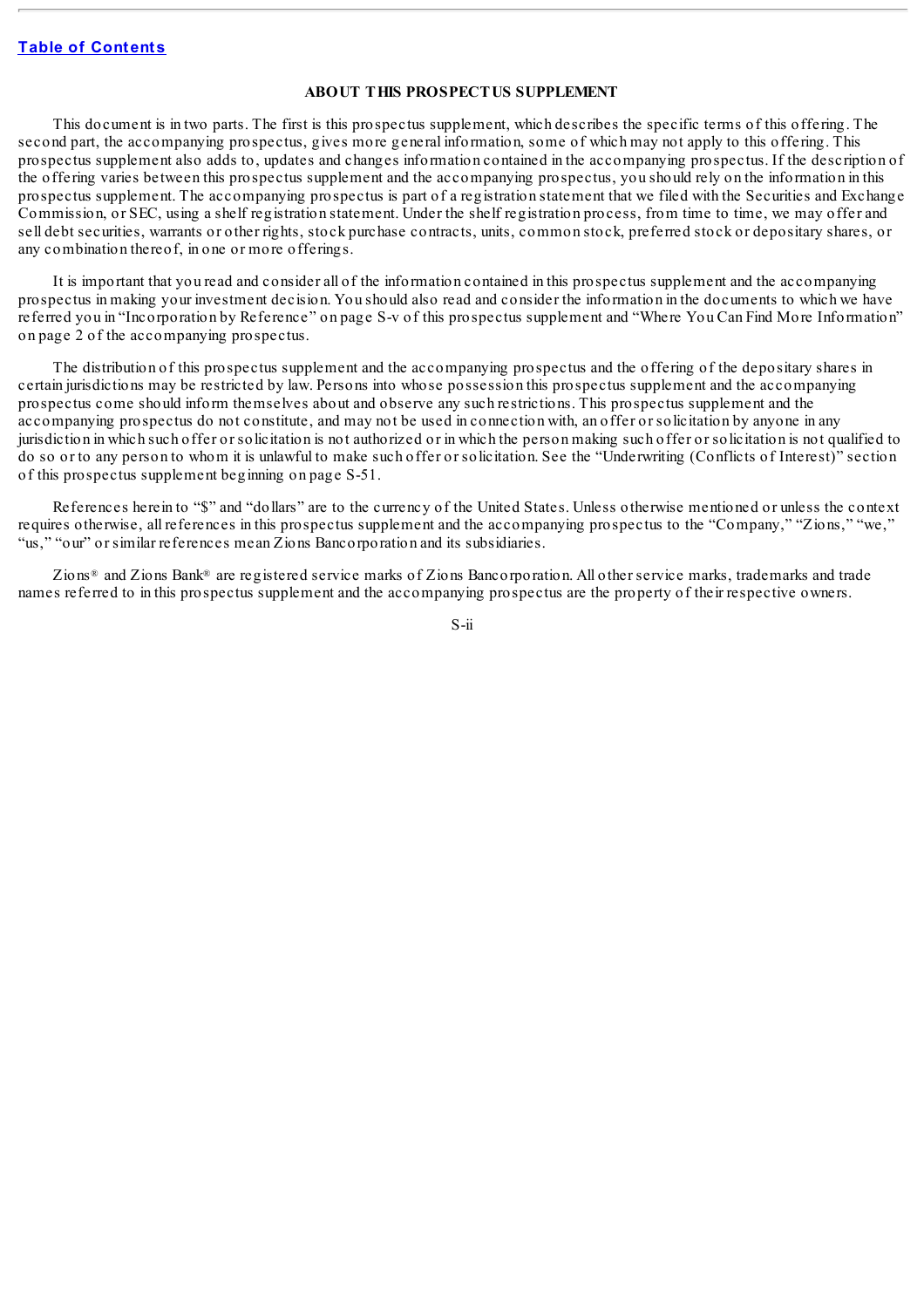## ABOUT THIS PROSPECTUS SUPPLEMENT

This document is in two parts. The first is this prospectus supplement, which describes the specific terms of this offering. The second part, the accompanying prospectus, gives more general information, some of which may not apply to this offering. This prospectus supplement also adds to, updates and changes information contained in the accompanying prospectus. If the description of the offering varies between this prospectus supplement and the accompanying prospectus, you should rely on the information in this prospectus supplement. The accompanying prospectus is part of a registration statement that we filed with the Securities and Exchange Commission, or SEC, using a shelf registration statement. Under the shelf registration process, from time to time, we may offer and sell debt securities, warrants or other rights, stock purchase contracts, units, common stock, preferred stock or depositary shares, or any combination thereof, in one or more offerings.

It is important that you read and consider all of the information contained in this prospectus supplement and the accompanying prospectus in making your investment decision. You should also read and consider the information in the documents to which we have referred you in "Incorporation by Reference" on page S-v of this prospectus supplement and "Where You Can Find More Information" on page 2 of the accompanying prospectus.

The distribution of this prospectus supplement and the accompanying prospectus and the offering of the depositary shares in certain jurisdictions may be restricted by law. Persons into whose possession this prospectus supplement and the accompanying prospectus come should inform themselves about and observe any such restrictions. This prospectus supplement and the accompanying prospectus do not constitute, and may not be used in connection with, an offer or solicitation by anyone in any jurisdiction in which such offer or solicitation is not authorized or in which the person making such offer or solicitation is not qualified to do so or to any person to whom it is unlawful to make such offer or solicitation. See the "Underwriting (Conflicts of Interest)" section of this prospectus supplement beginning on page S-51.

References herein to "$" and "dollars" are to the currency of the United States. Unless otherwise mentioned or unless the context requires otherwise, all references in this prospectus supplement and the accompanying prospectus to the "Company," "Zions," "we," "us," "our" or similar references mean Zions Bancorporation and its subsidiaries.

Zions® and Zions Bank® are registered service marks of Zions Bancorporation. All other service marks, trademarks and trade names referred to in this prospectus supplement and the accompanying prospectus are the property of their respective owners.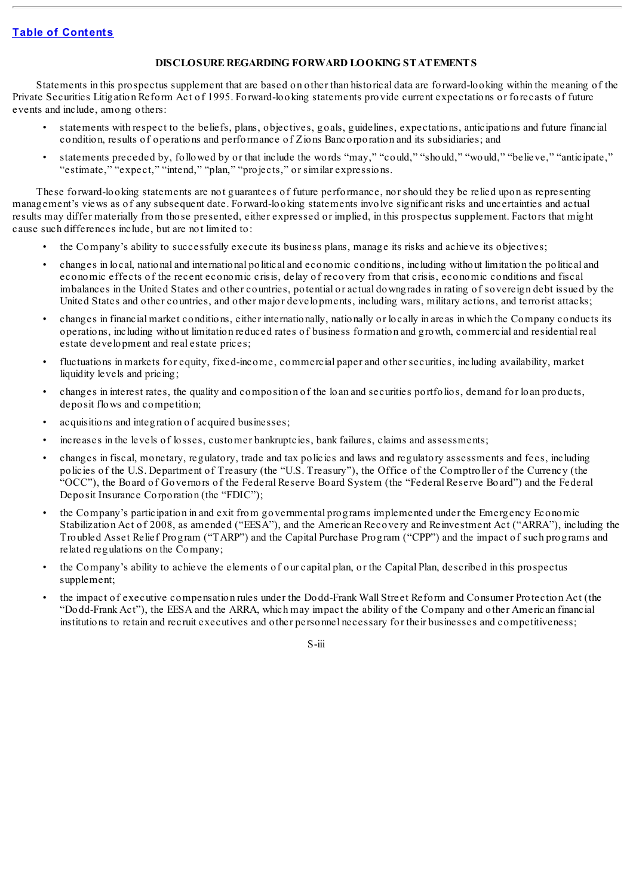[Table of Contents](#)

## DISCLOSURE REGARDING FORWARD LOOKING STATEMENTS

Statements in this prospectus supplement that are based on other than historical data are forward-looking within the meaning of the Private Securities Litigation Reform Act of 1995. Forward-looking statements provide current expectations or forecasts of future events and include, among others:

- statements with respect to the beliefs, plans, objectives, goals, guidelines, expectations, anticipations and future financial condition, results of operations and performance of Zions Bancorporation and its subsidiaries; and
- statements preceded by, followed by or that include the words "may," "could," "should," "would," "believe," "anticipate," "estimate," "expect," "intend," "plan," "projects," or similar expressions.

These forward-looking statements are not guarantees of future performance, nor should they be relied upon as representing management's views as of any subsequent date. Forward-looking statements involve significant risks and uncertainties and actual results may differ materially from those presented, either expressed or implied, in this prospectus supplement. Factors that might cause such differences include, but are not limited to:

- the Company's ability to successfully execute its business plans, manage its risks and achieve its objectives;
- changes in local, national and international political and economic conditions, including without limitation the political and economic effects of the recent economic crisis, delay of recovery from that crisis, economic conditions and fiscal imbalances in the United States and other countries, potential or actual downgrades in rating of sovereign debt issued by the United States and other countries, and other major developments, including wars, military actions, and terrorist attacks;
- changes in financial market conditions, either internationally, nationally or locally in areas in which the Company conducts its operations, including without limitation reduced rates of business formation and growth, commercial and residential real estate development and real estate prices;
- fluctuations in markets for equity, fixed-income, commercial paper and other securities, including availability, market liquidity levels and pricing;
- changes in interest rates, the quality and composition of the loan and securities portfolios, demand for loan products, deposit flows and competition;
- acquisitions and integration of acquired businesses;
- increases in the levels of losses, customer bankruptcies, bank failures, claims and assessments;
- changes in fiscal, monetary, regulatory, trade and tax policies and laws and regulatory assessments and fees, including policies of the U.S. Department of Treasury (the "U.S. Treasury"), the Office of the Comptroller of the Currency (the "OCC"), the Board of Governors of the Federal Reserve Board System (the "Federal Reserve Board") and the Federal Deposit Insurance Corporation (the "FDIC");
- the Company's participation in and exit from governmental programs implemented under the Emergency Economic Stabilization Act of 2008, as amended ("EESA"), and the American Recovery and Reinvestment Act ("ARRA"), including the Troubled Asset Relief Program ("TARP") and the Capital Purchase Program ("CPP") and the impact of such programs and related regulations on the Company;
- the Company's ability to achieve the elements of our capital plan, or the Capital Plan, described in this prospectus supplement;
- the impact of executive compensation rules under the Dodd-Frank Wall Street Reform and Consumer Protection Act (the "Dodd-Frank Act"), the EESA and the ARRA, which may impact the ability of the Company and other American financial institutions to retain and recruit executives and other personnel necessary for their businesses and competitiveness;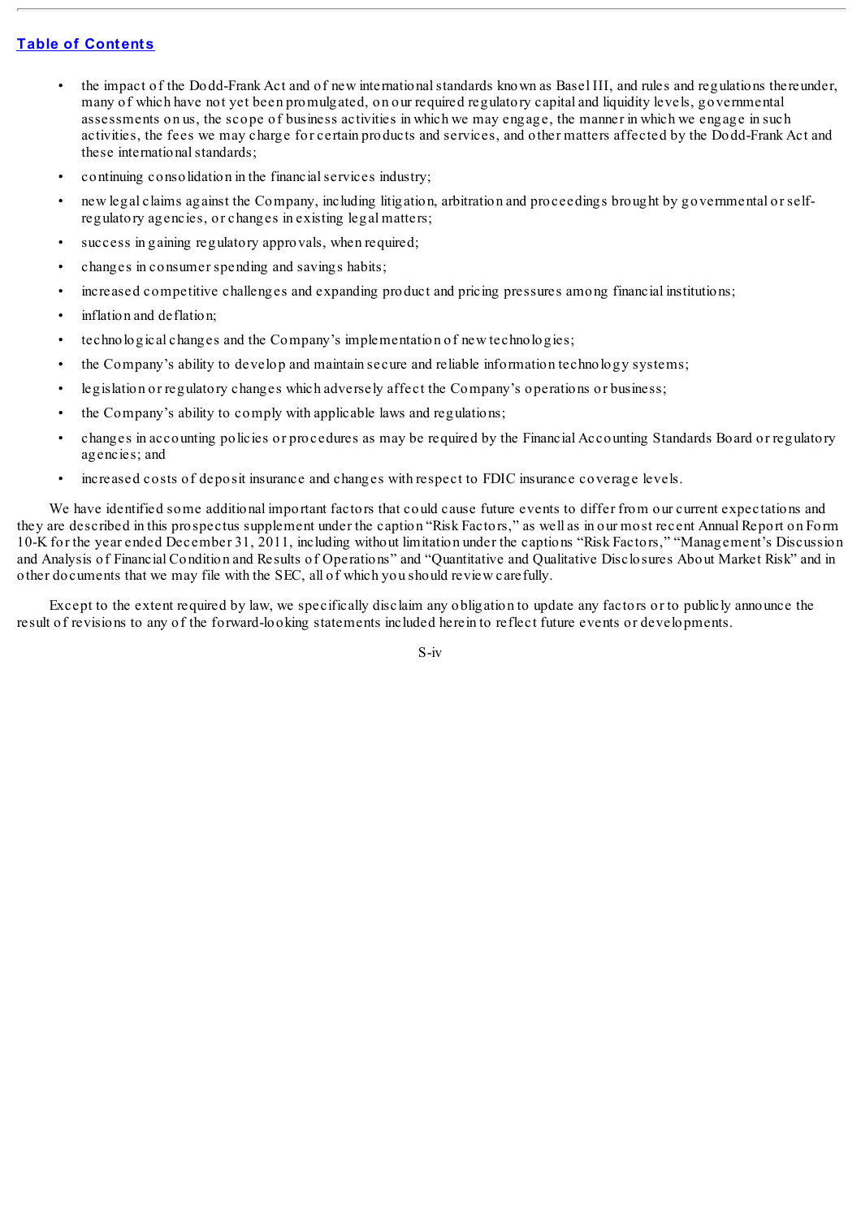- the impact of the Dodd-Frank Act and of new international standards known as Basel III, and rules and regulations thereunder, many of which have not yet been promulgated, on our required regulatory capital and liquidity levels, governmental assessments on us, the scope of business activities in which we may engage, the manner in which we engage in such activities, the fees we may charge for certain products and services, and other matters affected by the Dodd-Frank Act and these international standards;
- continuing consolidation in the financial services industry;
- new legal claims against the Company, including litigation, arbitration and proceedings brought by governmental or self-regulatory agencies, or changes in existing legal matters;
- success in gaining regulatory approvals, when required;
- changes in consumer spending and savings habits;
- increased competitive challenges and expanding product and pricing pressures among financial institutions;
- inflation and deflation;
- technological changes and the Company's implementation of new technologies;
- the Company's ability to develop and maintain secure and reliable information technology systems;
- legislation or regulatory changes which adversely affect the Company's operations or business;
- the Company's ability to comply with applicable laws and regulations;
- changes in accounting policies or procedures as may be required by the Financial Accounting Standards Board or regulatory agencies; and
- increased costs of deposit insurance and changes with respect to FDIC insurance coverage levels.

We have identified some additional important factors that could cause future events to differ from our current expectations and they are described in this prospectus supplement under the caption "Risk Factors," as well as in our most recent Annual Report on Form 10-K for the year ended December 31, 2011, including without limitation under the captions "Risk Factors," "Management's Discussion and Analysis of Financial Condition and Results of Operations" and "Quantitative and Qualitative Disclosures About Market Risk" and in other documents that we may file with the SEC, all of which you should review carefully.

Except to the extent required by law, we specifically disclaim any obligation to update any factors or to publicly announce the result of revisions to any of the forward-looking statements included herein to reflect future events or developments.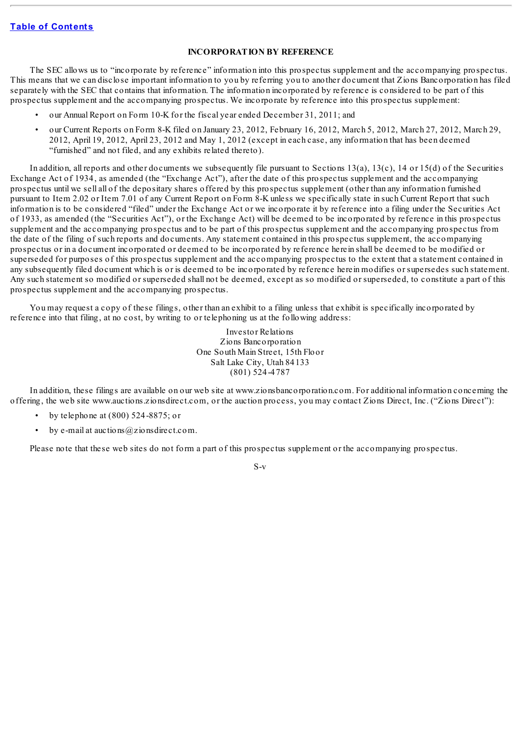## INCORPORATION BY REFERENCE

The SEC allows us to "incorporate by reference" information into this prospectus supplement and the accompanying prospectus. This means that we can disclose important information to you by referring you to another document that Zions Bancorporation has filed separately with the SEC that contains that information. The information incorporated by reference is considered to be part of this prospectus supplement and the accompanying prospectus. We incorporate by reference into this prospectus supplement:

- our Annual Report on Form 10-K for the fiscal year ended December 31, 2011; and
- our Current Reports on Form 8-K filed on January 23, 2012, February 16, 2012, March 5, 2012, March 27, 2012, March 29, 2012, April 19, 2012, April 23, 2012 and May 1, 2012 (except in each case, any information that has been deemed "furnished" and not filed, and any exhibits related thereto).

In addition, all reports and other documents we subsequently file pursuant to Sections 13(a), 13(c), 14 or 15(d) of the Securities Exchange Act of 1934, as amended (the "Exchange Act"), after the date of this prospectus supplement and the accompanying prospectus until we sell all of the depositary shares offered by this prospectus supplement (other than any information furnished pursuant to Item 2.02 or Item 7.01 of any Current Report on Form 8-K unless we specifically state in such Current Report that such information is to be considered "filed" under the Exchange Act or we incorporate it by reference into a filing under the Securities Act of 1933, as amended (the "Securities Act"), or the Exchange Act) will be deemed to be incorporated by reference in this prospectus supplement and the accompanying prospectus and to be part of this prospectus supplement and the accompanying prospectus from the date of the filing of such reports and documents. Any statement contained in this prospectus supplement, the accompanying prospectus or in a document incorporated or deemed to be incorporated by reference herein shall be deemed to be modified or superseded for purposes of this prospectus supplement and the accompanying prospectus to the extent that a statement contained in any subsequently filed document which is or is deemed to be incorporated by reference herein modifies or supersedes such statement. Any such statement so modified or superseded shall not be deemed, except as so modified or superseded, to constitute a part of this prospectus supplement and the accompanying prospectus.

You may request a copy of these filings, other than an exhibit to a filing unless that exhibit is specifically incorporated by reference into that filing, at no cost, by writing to or telephoning us at the following address:

Investor Relations
Zions Bancorporation
One South Main Street, 15th Floor
Salt Lake City, Utah 84133
(801) 524-4787

In addition, these filings are available on our web site at www.zionsbancorporation.com. For additional information concerning the offering, the web site www.auctions.zionsdirect.com, or the auction process, you may contact Zions Direct, Inc. ("Zions Direct"):

- by telephone at (800) 524-8875; or
- by e-mail at auctions@zionsdirect.com.

Please note that these web sites do not form a part of this prospectus supplement or the accompanying prospectus.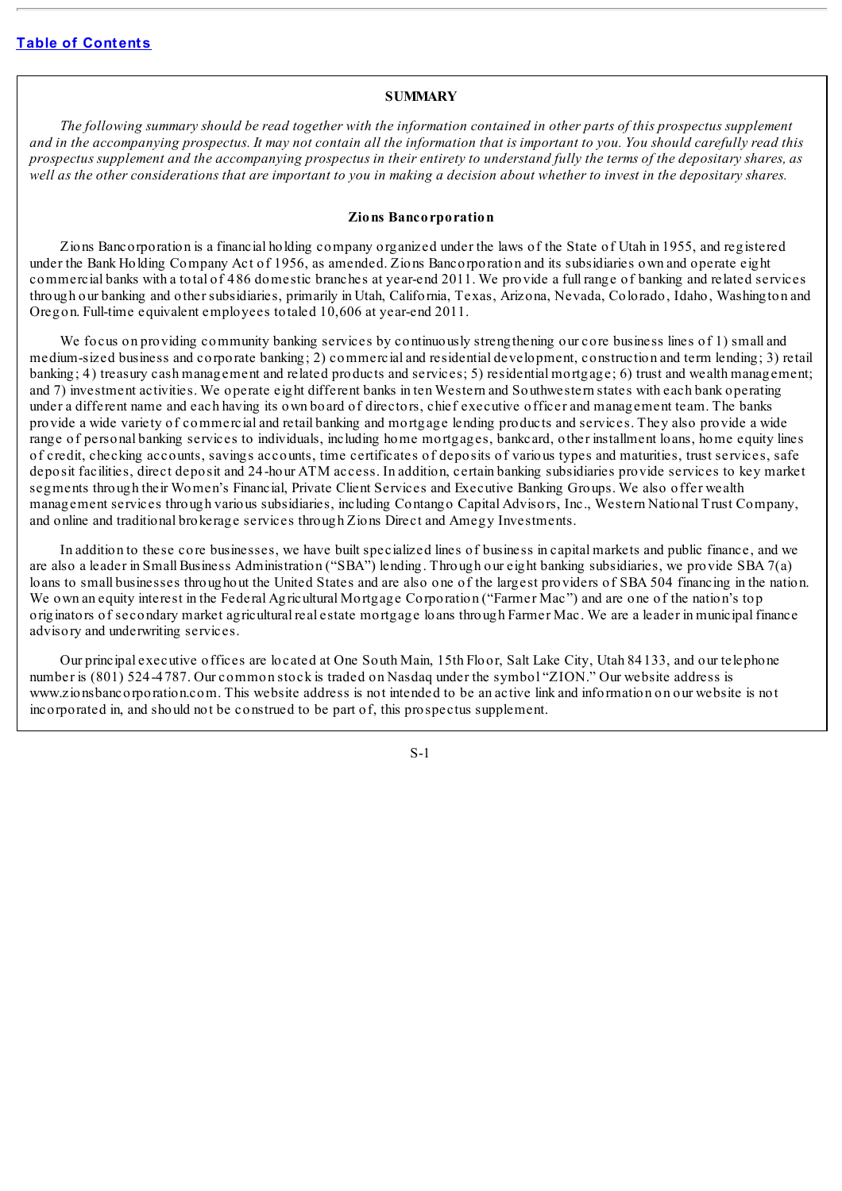## SUMMARY

*The following summary should be read together with the information contained in other parts of this prospectus supplement and in the accompanying prospectus. It may not contain all the information that is important to you. You should carefully read this prospectus supplement and the accompanying prospectus in their entirety to understand fully the terms of the depositary shares, as well as the other considerations that are important to you in making a decision about whether to invest in the depositary shares.*

### Zions Bancorporation

Zions Bancorporation is a financial holding company organized under the laws of the State of Utah in 1955, and registered under the Bank Holding Company Act of 1956, as amended. Zions Bancorporation and its subsidiaries own and operate eight commercial banks with a total of 486 domestic branches at year-end 2011. We provide a full range of banking and related services through our banking and other subsidiaries, primarily in Utah, California, Texas, Arizona, Nevada, Colorado, Idaho, Washington and Oregon. Full-time equivalent employees totaled 10,606 at year-end 2011.

We focus on providing community banking services by continuously strengthening our core business lines of 1) small and medium-sized business and corporate banking; 2) commercial and residential development, construction and term lending; 3) retail banking; 4) treasury cash management and related products and services; 5) residential mortgage; 6) trust and wealth management; and 7) investment activities. We operate eight different banks in ten Western and Southwestern states with each bank operating under a different name and each having its own board of directors, chief executive officer and management team. The banks provide a wide variety of commercial and retail banking and mortgage lending products and services. They also provide a wide range of personal banking services to individuals, including home mortgages, bankcard, other installment loans, home equity lines of credit, checking accounts, savings accounts, time certificates of deposits of various types and maturities, trust services, safe deposit facilities, direct deposit and 24-hour ATM access. In addition, certain banking subsidiaries provide services to key market segments through their Women's Financial, Private Client Services and Executive Banking Groups. We also offer wealth management services through various subsidiaries, including Contango Capital Advisors, Inc., Western National Trust Company, and online and traditional brokerage services through Zions Direct and Amegy Investments.

In addition to these core businesses, we have built specialized lines of business in capital markets and public finance, and we are also a leader in Small Business Administration ("SBA") lending. Through our eight banking subsidiaries, we provide SBA 7(a) loans to small businesses throughout the United States and are also one of the largest providers of SBA 504 financing in the nation. We own an equity interest in the Federal Agricultural Mortgage Corporation ("Farmer Mac") and are one of the nation's top originators of secondary market agricultural real estate mortgage loans through Farmer Mac. We are a leader in municipal finance advisory and underwriting services.

Our principal executive offices are located at One South Main, 15th Floor, Salt Lake City, Utah 84133, and our telephone number is (801) 524-4787. Our common stock is traded on Nasdaq under the symbol "ZION." Our website address is www.zionsbancorporation.com. This website address is not intended to be an active link and information on our website is not incorporated in, and should not be construed to be part of, this prospectus supplement.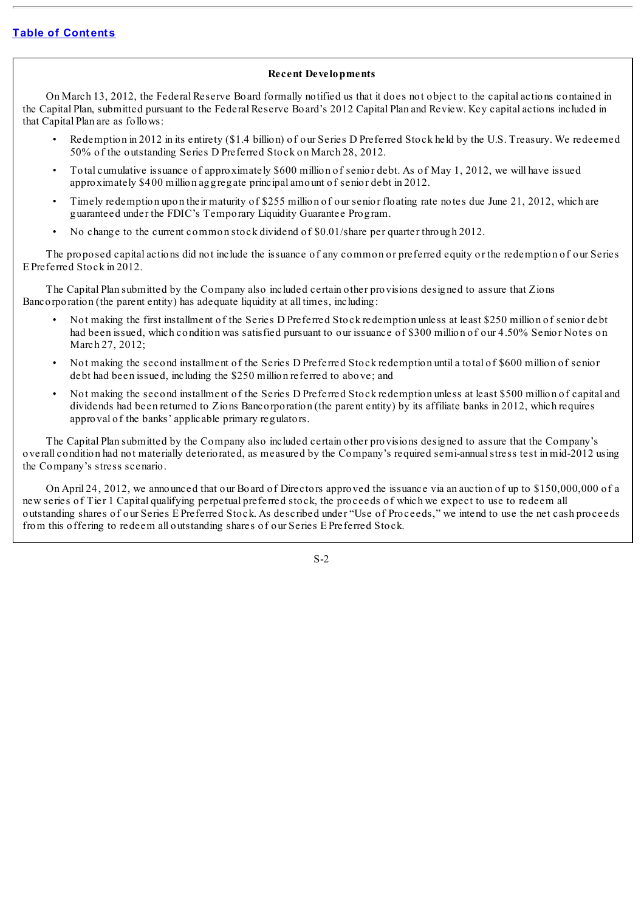### Recent Developments

On March 13, 2012, the Federal Reserve Board formally notified us that it does not object to the capital actions contained in the Capital Plan, submitted pursuant to the Federal Reserve Board's 2012 Capital Plan and Review. Key capital actions included in that Capital Plan are as follows:

- Redemption in 2012 in its entirety ($1.4 billion) of our Series D Preferred Stock held by the U.S. Treasury. We redeemed 50% of the outstanding Series D Preferred Stock on March 28, 2012.
- Total cumulative issuance of approximately $600 million of senior debt. As of May 1, 2012, we will have issued approximately $400 million aggregate principal amount of senior debt in 2012.
- Timely redemption upon their maturity of $255 million of our senior floating rate notes due June 21, 2012, which are guaranteed under the FDIC's Temporary Liquidity Guarantee Program.
- No change to the current common stock dividend of $0.01/share per quarter through 2012.

The proposed capital actions did not include the issuance of any common or preferred equity or the redemption of our Series E Preferred Stock in 2012.

The Capital Plan submitted by the Company also included certain other provisions designed to assure that Zions Bancorporation (the parent entity) has adequate liquidity at all times, including:

- Not making the first installment of the Series D Preferred Stock redemption unless at least $250 million of senior debt had been issued, which condition was satisfied pursuant to our issuance of $300 million of our 4.50% Senior Notes on March 27, 2012;
- Not making the second installment of the Series D Preferred Stock redemption until a total of $600 million of senior debt had been issued, including the $250 million referred to above; and
- Not making the second installment of the Series D Preferred Stock redemption unless at least $500 million of capital and dividends had been returned to Zions Bancorporation (the parent entity) by its affiliate banks in 2012, which requires approval of the banks' applicable primary regulators.

The Capital Plan submitted by the Company also included certain other provisions designed to assure that the Company's overall condition had not materially deteriorated, as measured by the Company's required semi-annual stress test in mid-2012 using the Company's stress scenario.

On April 24, 2012, we announced that our Board of Directors approved the issuance via an auction of up to $150,000,000 of a new series of Tier 1 Capital qualifying perpetual preferred stock, the proceeds of which we expect to use to redeem all outstanding shares of our Series E Preferred Stock. As described under "Use of Proceeds," we intend to use the net cash proceeds from this offering to redeem all outstanding shares of our Series E Preferred Stock.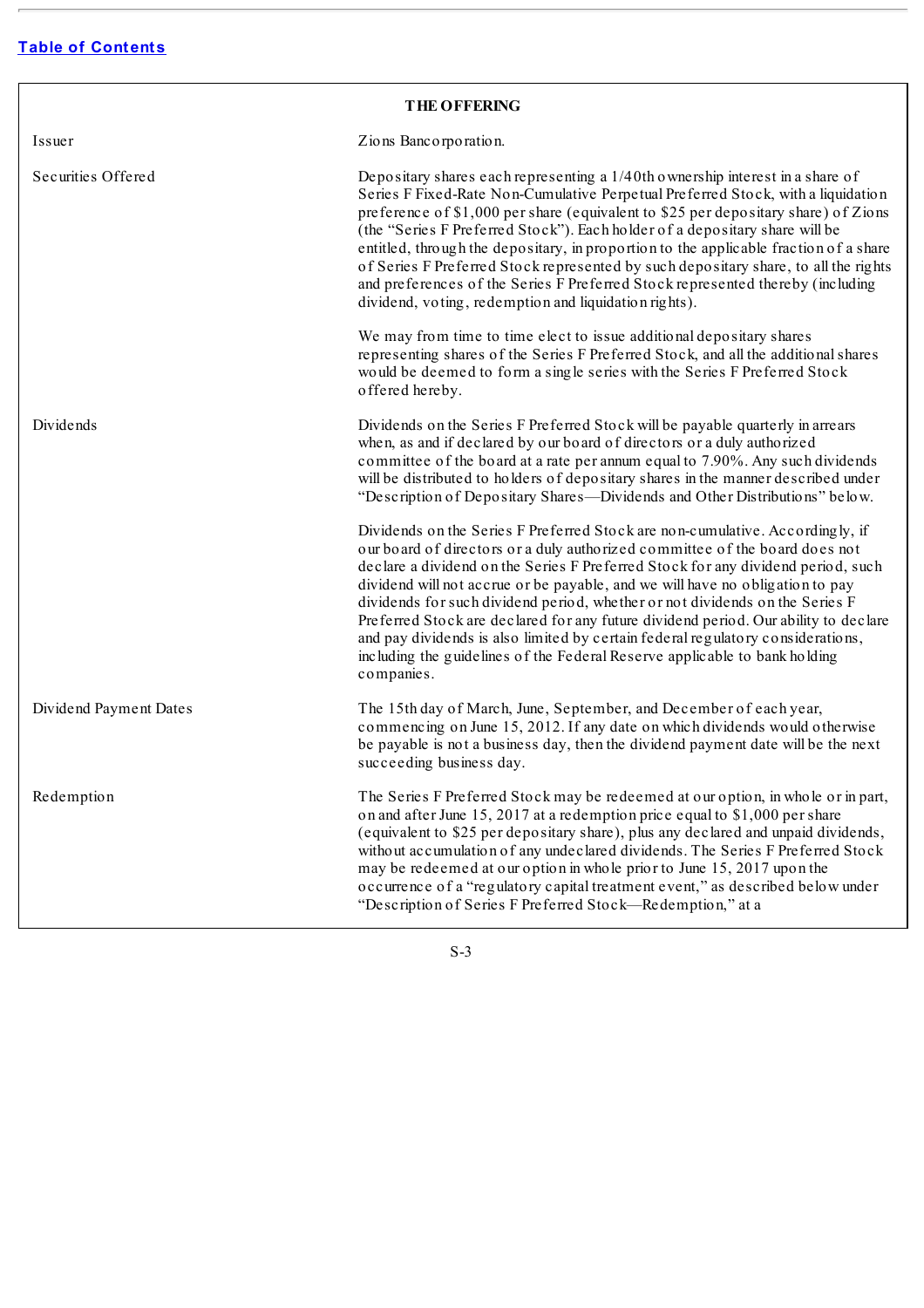Table of Contents

## THE OFFERING

| | |
|---|---|
| Issuer | Zions Bancorporation. |
| Securities Offered | Depositary shares each representing a 1/40th ownership interest in a share of Series F Fixed-Rate Non-Cumulative Perpetual Preferred Stock, with a liquidation preference of $1,000 per share (equivalent to $25 per depositary share) of Zions (the "Series F Preferred Stock"). Each holder of a depositary share will be entitled, through the depositary, in proportion to the applicable fraction of a share of Series F Preferred Stock represented by such depositary share, to all the rights and preferences of the Series F Preferred Stock represented thereby (including dividend, voting, redemption and liquidation rights).<br><br>We may from time to time elect to issue additional depositary shares representing shares of the Series F Preferred Stock, and all the additional shares would be deemed to form a single series with the Series F Preferred Stock offered hereby. |
| Dividends | Dividends on the Series F Preferred Stock will be payable quarterly in arrears when, as and if declared by our board of directors or a duly authorized committee of the board at a rate per annum equal to 7.90%. Any such dividends will be distributed to holders of depositary shares in the manner described under "Description of Depositary Shares—Dividends and Other Distributions" below.<br><br>Dividends on the Series F Preferred Stock are non-cumulative. Accordingly, if our board of directors or a duly authorized committee of the board does not declare a dividend on the Series F Preferred Stock for any dividend period, such dividend will not accrue or be payable, and we will have no obligation to pay dividends for such dividend period, whether or not dividends on the Series F Preferred Stock are declared for any future dividend period. Our ability to declare and pay dividends is also limited by certain federal regulatory considerations, including the guidelines of the Federal Reserve applicable to bank holding companies. |
| Dividend Payment Dates | The 15th day of March, June, September, and December of each year, commencing on June 15, 2012. If any date on which dividends would otherwise be payable is not a business day, then the dividend payment date will be the next succeeding business day. |
| Redemption | The Series F Preferred Stock may be redeemed at our option, in whole or in part, on and after June 15, 2017 at a redemption price equal to $1,000 per share (equivalent to $25 per depositary share), plus any declared and unpaid dividends, without accumulation of any undeclared dividends. The Series F Preferred Stock may be redeemed at our option in whole prior to June 15, 2017 upon the occurrence of a "regulatory capital treatment event," as described below under "Description of Series F Preferred Stock—Redemption," at a |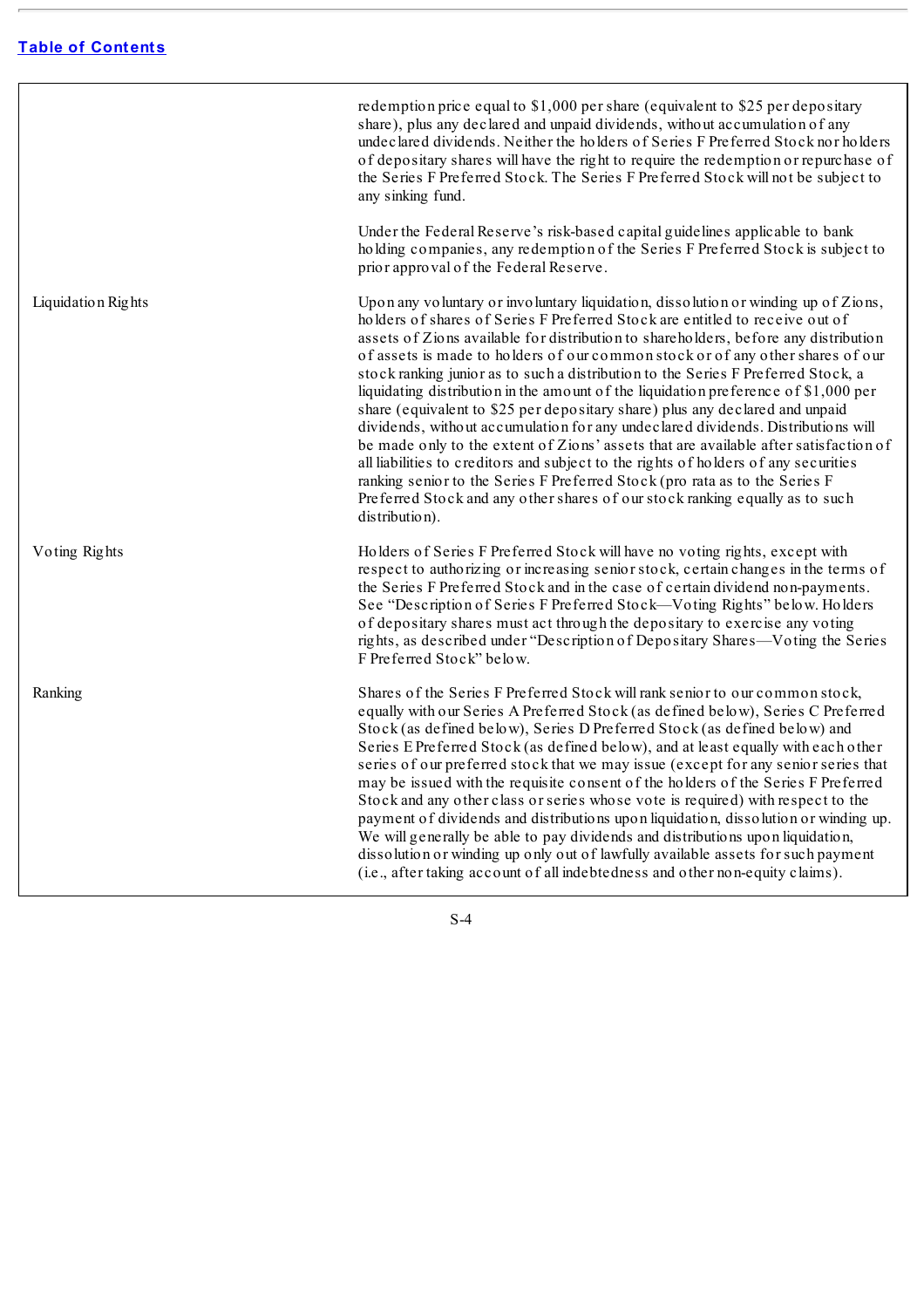[Table of Contents](#)

| | |
|---|---|
| | redemption price equal to $1,000 per share (equivalent to $25 per depositary share), plus any declared and unpaid dividends, without accumulation of any undeclared dividends. Neither the holders of Series F Preferred Stock nor holders of depositary shares will have the right to require the redemption or repurchase of the Series F Preferred Stock. The Series F Preferred Stock will not be subject to any sinking fund.<br><br>Under the Federal Reserve's risk-based capital guidelines applicable to bank holding companies, any redemption of the Series F Preferred Stock is subject to prior approval of the Federal Reserve. |
| Liquidation Rights | Upon any voluntary or involuntary liquidation, dissolution or winding up of Zions, holders of shares of Series F Preferred Stock are entitled to receive out of assets of Zions available for distribution to shareholders, before any distribution of assets is made to holders of our common stock or of any other shares of our stock ranking junior as to such a distribution to the Series F Preferred Stock, a liquidating distribution in the amount of the liquidation preference of $1,000 per share (equivalent to $25 per depositary share) plus any declared and unpaid dividends, without accumulation for any undeclared dividends. Distributions will be made only to the extent of Zions' assets that are available after satisfaction of all liabilities to creditors and subject to the rights of holders of any securities ranking senior to the Series F Preferred Stock (pro rata as to the Series F Preferred Stock and any other shares of our stock ranking equally as to such distribution). |
| Voting Rights | Holders of Series F Preferred Stock will have no voting rights, except with respect to authorizing or increasing senior stock, certain changes in the terms of the Series F Preferred Stock and in the case of certain dividend non-payments. See "Description of Series F Preferred Stock—Voting Rights" below. Holders of depositary shares must act through the depositary to exercise any voting rights, as described under "Description of Depositary Shares—Voting the Series F Preferred Stock" below. |
| Ranking | Shares of the Series F Preferred Stock will rank senior to our common stock, equally with our Series A Preferred Stock (as defined below), Series C Preferred Stock (as defined below), Series D Preferred Stock (as defined below) and Series E Preferred Stock (as defined below), and at least equally with each other series of our preferred stock that we may issue (except for any senior series that may be issued with the requisite consent of the holders of the Series F Preferred Stock and any other class or series whose vote is required) with respect to the payment of dividends and distributions upon liquidation, dissolution or winding up. We will generally be able to pay dividends and distributions upon liquidation, dissolution or winding up only out of lawfully available assets for such payment (i.e., after taking account of all indebtedness and other non-equity claims). |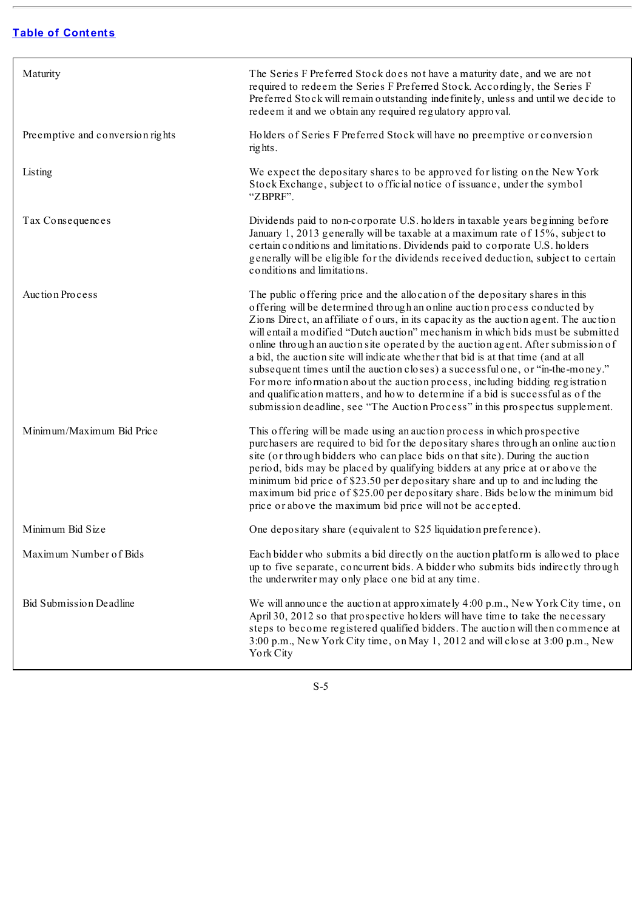[Table of Contents](#)

| | |
|---|---|
| Maturity | The Series F Preferred Stock does not have a maturity date, and we are not required to redeem the Series F Preferred Stock. Accordingly, the Series F Preferred Stock will remain outstanding indefinitely, unless and until we decide to redeem it and we obtain any required regulatory approval. |
| Preemptive and conversion rights | Holders of Series F Preferred Stock will have no preemptive or conversion rights. |
| Listing | We expect the depositary shares to be approved for listing on the New York Stock Exchange, subject to official notice of issuance, under the symbol "ZBPRF". |
| Tax Consequences | Dividends paid to non-corporate U.S. holders in taxable years beginning before January 1, 2013 generally will be taxable at a maximum rate of 15%, subject to certain conditions and limitations. Dividends paid to corporate U.S. holders generally will be eligible for the dividends received deduction, subject to certain conditions and limitations. |
| Auction Process | The public offering price and the allocation of the depositary shares in this offering will be determined through an online auction process conducted by Zions Direct, an affiliate of ours, in its capacity as the auction agent. The auction will entail a modified "Dutch auction" mechanism in which bids must be submitted online through an auction site operated by the auction agent. After submission of a bid, the auction site will indicate whether that bid is at that time (and at all subsequent times until the auction closes) a successful one, or "in-the-money." For more information about the auction process, including bidding registration and qualification matters, and how to determine if a bid is successful as of the submission deadline, see "The Auction Process" in this prospectus supplement. |
| Minimum/Maximum Bid Price | This offering will be made using an auction process in which prospective purchasers are required to bid for the depositary shares through an online auction site (or through bidders who can place bids on that site). During the auction period, bids may be placed by qualifying bidders at any price at or above the minimum bid price of $23.50 per depositary share and up to and including the maximum bid price of $25.00 per depositary share. Bids below the minimum bid price or above the maximum bid price will not be accepted. |
| Minimum Bid Size | One depositary share (equivalent to $25 liquidation preference). |
| Maximum Number of Bids | Each bidder who submits a bid directly on the auction platform is allowed to place up to five separate, concurrent bids. A bidder who submits bids indirectly through the underwriter may only place one bid at any time. |
| Bid Submission Deadline | We will announce the auction at approximately 4:00 p.m., New York City time, on April 30, 2012 so that prospective holders will have time to take the necessary steps to become registered qualified bidders. The auction will then commence at 3:00 p.m., New York City time, on May 1, 2012 and will close at 3:00 p.m., New York City |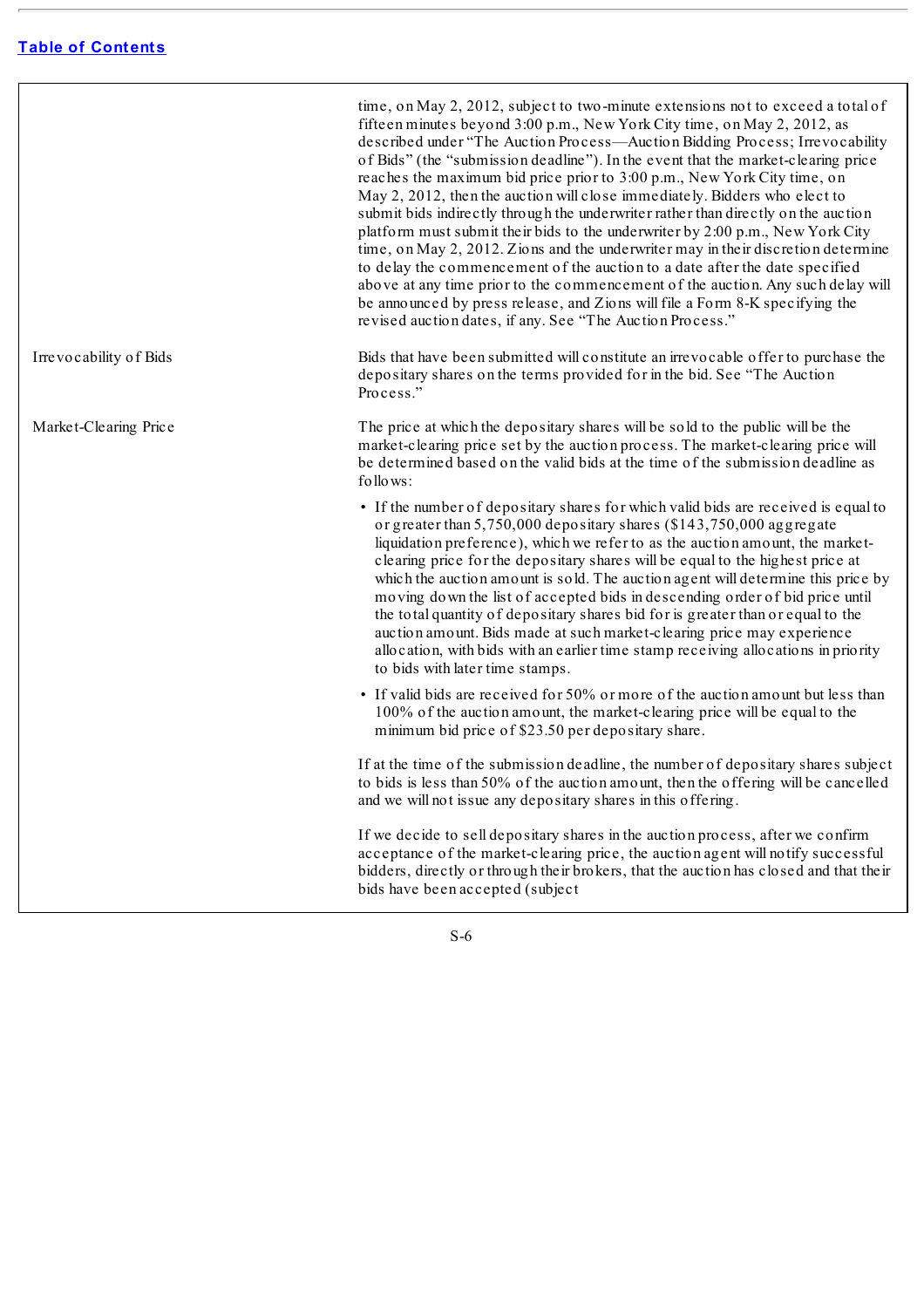| | |
|---|---|
| | time, on May 2, 2012, subject to two-minute extensions not to exceed a total of fifteen minutes beyond 3:00 p.m., New York City time, on May 2, 2012, as described under "The Auction Process—Auction Bidding Process; Irrevocability of Bids" (the "submission deadline"). In the event that the market-clearing price reaches the maximum bid price prior to 3:00 p.m., New York City time, on May 2, 2012, then the auction will close immediately. Bidders who elect to submit bids indirectly through the underwriter rather than directly on the auction platform must submit their bids to the underwriter by 2:00 p.m., New York City time, on May 2, 2012. Zions and the underwriter may in their discretion determine to delay the commencement of the auction to a date after the date specified above at any time prior to the commencement of the auction. Any such delay will be announced by press release, and Zions will file a Form 8-K specifying the revised auction dates, if any. See "The Auction Process." |
| Irrevocability of Bids | Bids that have been submitted will constitute an irrevocable offer to purchase the depositary shares on the terms provided for in the bid. See "The Auction Process." |
| Market-Clearing Price | The price at which the depositary shares will be sold to the public will be the market-clearing price set by the auction process. The market-clearing price will be determined based on the valid bids at the time of the submission deadline as follows:<br><br>• If the number of depositary shares for which valid bids are received is equal to or greater than 5,750,000 depositary shares ($143,750,000 aggregate liquidation preference), which we refer to as the auction amount, the market-clearing price for the depositary shares will be equal to the highest price at which the auction amount is sold. The auction agent will determine this price by moving down the list of accepted bids in descending order of bid price until the total quantity of depositary shares bid for is greater than or equal to the auction amount. Bids made at such market-clearing price may experience allocation, with bids with an earlier time stamp receiving allocations in priority to bids with later time stamps.<br><br>• If valid bids are received for 50% or more of the auction amount but less than 100% of the auction amount, the market-clearing price will be equal to the minimum bid price of $23.50 per depositary share.<br><br>If at the time of the submission deadline, the number of depositary shares subject to bids is less than 50% of the auction amount, then the offering will be cancelled and we will not issue any depositary shares in this offering.<br><br>If we decide to sell depositary shares in the auction process, after we confirm acceptance of the market-clearing price, the auction agent will notify successful bidders, directly or through their brokers, that the auction has closed and that their bids have been accepted (subject |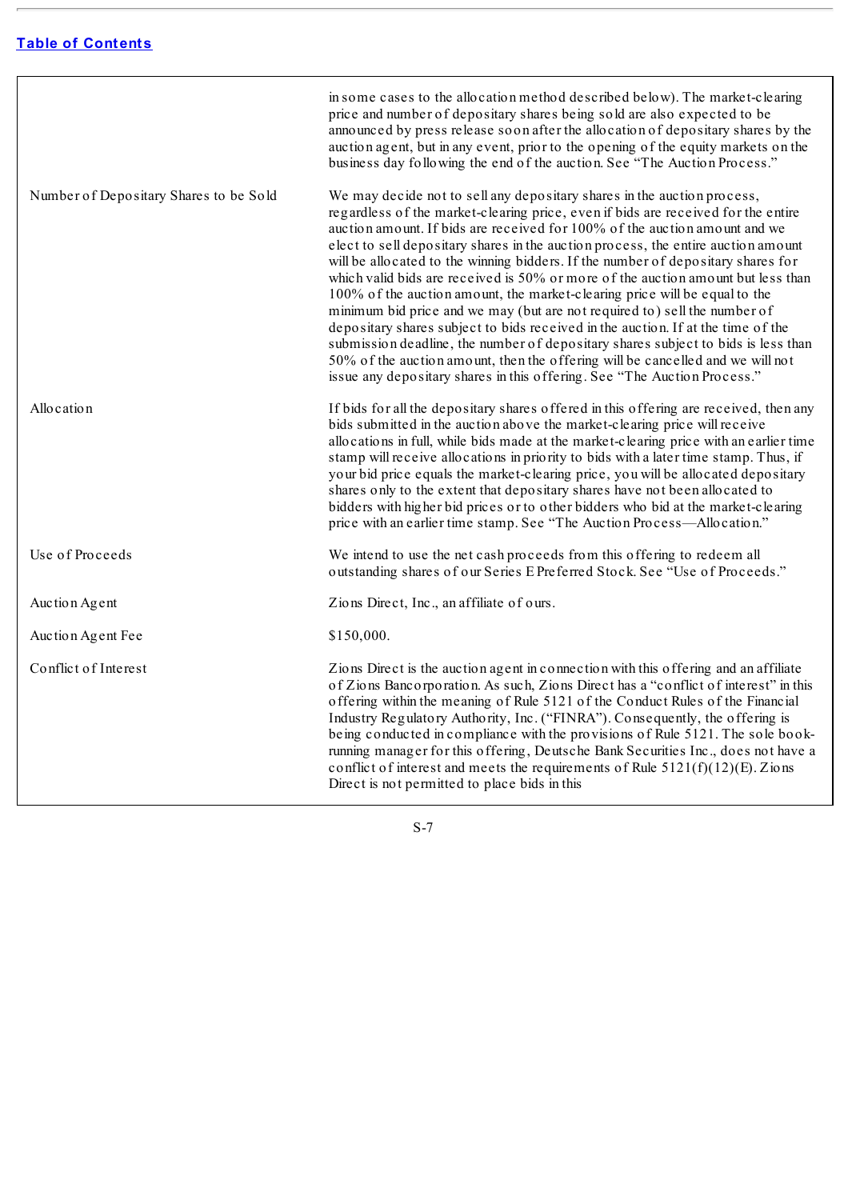| | |
|---|---|
| | in some cases to the allocation method described below). The market-clearing price and number of depositary shares being sold are also expected to be announced by press release soon after the allocation of depositary shares by the auction agent, but in any event, prior to the opening of the equity markets on the business day following the end of the auction. See "The Auction Process." |
| Number of Depositary Shares to be Sold | We may decide not to sell any depositary shares in the auction process, regardless of the market-clearing price, even if bids are received for the entire auction amount. If bids are received for 100% of the auction amount and we elect to sell depositary shares in the auction process, the entire auction amount will be allocated to the winning bidders. If the number of depositary shares for which valid bids are received is 50% or more of the auction amount but less than 100% of the auction amount, the market-clearing price will be equal to the minimum bid price and we may (but are not required to) sell the number of depositary shares subject to bids received in the auction. If at the time of the submission deadline, the number of depositary shares subject to bids is less than 50% of the auction amount, then the offering will be cancelled and we will not issue any depositary shares in this offering. See "The Auction Process." |
| Allocation | If bids for all the depositary shares offered in this offering are received, then any bids submitted in the auction above the market-clearing price will receive allocations in full, while bids made at the market-clearing price with an earlier time stamp will receive allocations in priority to bids with a later time stamp. Thus, if your bid price equals the market-clearing price, you will be allocated depositary shares only to the extent that depositary shares have not been allocated to bidders with higher bid prices or to other bidders who bid at the market-clearing price with an earlier time stamp. See "The Auction Process—Allocation." |
| Use of Proceeds | We intend to use the net cash proceeds from this offering to redeem all outstanding shares of our Series E Preferred Stock. See "Use of Proceeds." |
| Auction Agent | Zions Direct, Inc., an affiliate of ours. |
| Auction Agent Fee | $150,000. |
| Conflict of Interest | Zions Direct is the auction agent in connection with this offering and an affiliate of Zions Bancorporation. As such, Zions Direct has a "conflict of interest" in this offering within the meaning of Rule 5121 of the Conduct Rules of the Financial Industry Regulatory Authority, Inc. ("FINRA"). Consequently, the offering is being conducted in compliance with the provisions of Rule 5121. The sole book-running manager for this offering, Deutsche Bank Securities Inc., does not have a conflict of interest and meets the requirements of Rule 5121(f)(12)(E). Zions Direct is not permitted to place bids in this |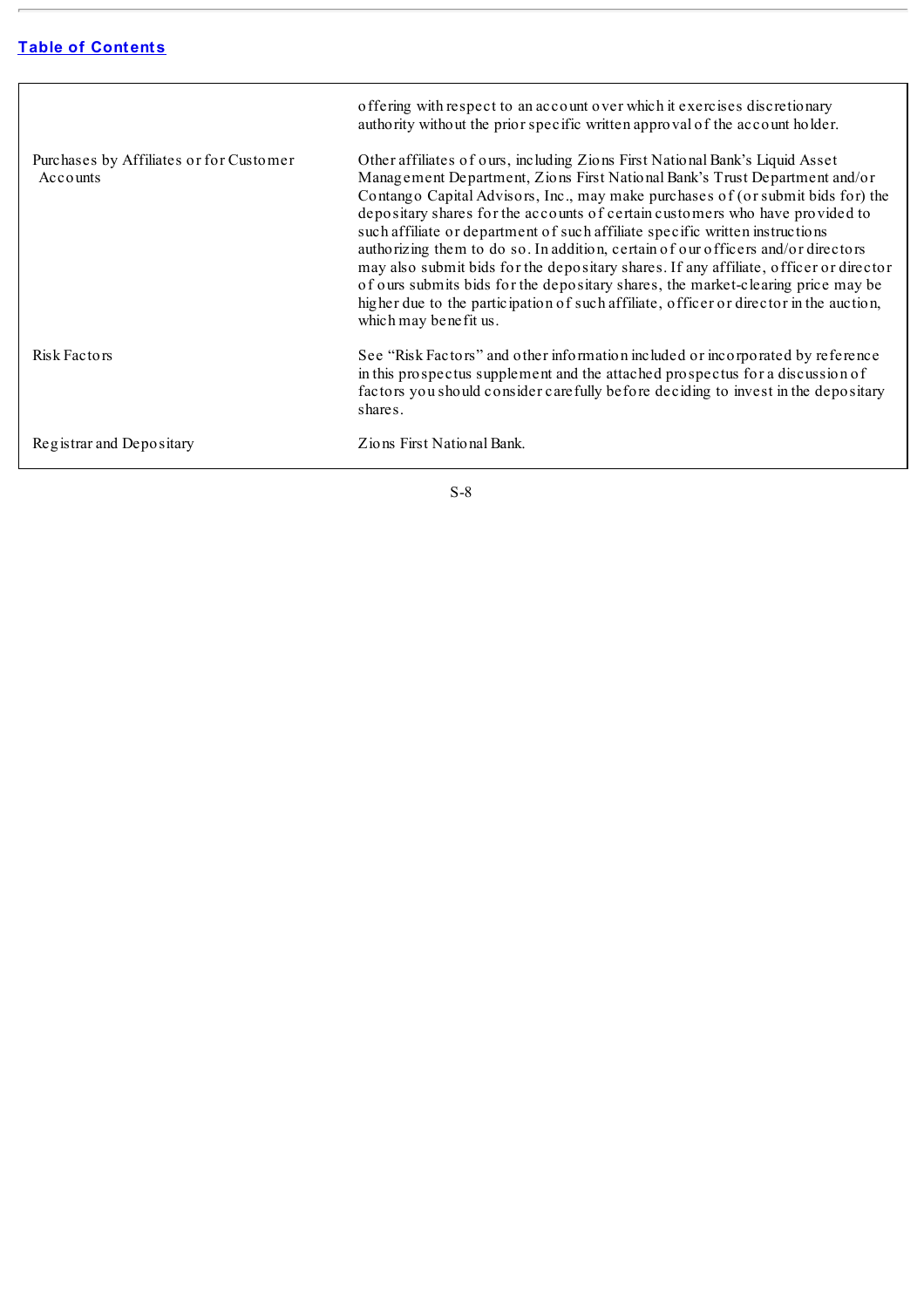| | |
|---|---|
| | offering with respect to an account over which it exercises discretionary authority without the prior specific written approval of the account holder. |
| Purchases by Affiliates or for Customer Accounts | Other affiliates of ours, including Zions First National Bank's Liquid Asset Management Department, Zions First National Bank's Trust Department and/or Contango Capital Advisors, Inc., may make purchases of (or submit bids for) the depositary shares for the accounts of certain customers who have provided to such affiliate or department of such affiliate specific written instructions authorizing them to do so. In addition, certain of our officers and/or directors may also submit bids for the depositary shares. If any affiliate, officer or director of ours submits bids for the depositary shares, the market-clearing price may be higher due to the participation of such affiliate, officer or director in the auction, which may benefit us. |
| Risk Factors | See "Risk Factors" and other information included or incorporated by reference in this prospectus supplement and the attached prospectus for a discussion of factors you should consider carefully before deciding to invest in the depositary shares. |
| Registrar and Depositary | Zions First National Bank. |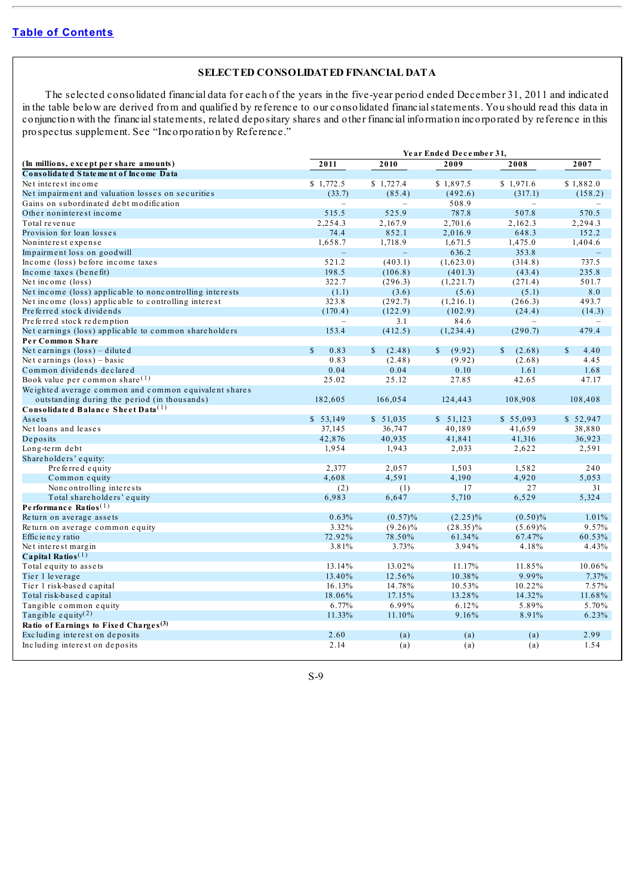[Table of Contents](#)

## SELECTED CONSOLIDATED FINANCIAL DATA

The selected consolidated financial data for each of the years in the five-year period ended December 31, 2011 and indicated in the table below are derived from and qualified by reference to our consolidated financial statements. You should read this data in conjunction with the financial statements, related depositary shares and other financial information incorporated by reference in this prospectus supplement. See "Incorporation by Reference."

| (In millions, except per share amounts) | Year Ended December 31, | | | | |
|---|---|---|---|---|---|
| | 2011 | 2010 | 2009 | 2008 | 2007 |
| **Consolidated Statement of Income Data** | | | | | |
| Net interest income | $ 1,772.5 | $ 1,727.4 | $ 1,897.5 | $ 1,971.6 | $ 1,882.0 |
| Net impairment and valuation losses on securities | (33.7) | (85.4) | (492.6) | (317.1) | (158.2) |
| Gains on subordinated debt modification | – | – | 508.9 | – | – |
| Other noninterest income | 515.5 | 525.9 | 787.8 | 507.8 | 570.5 |
| Total revenue | 2,254.3 | 2,167.9 | 2,701.6 | 2,162.3 | 2,294.3 |
| Provision for loan losses | 74.4 | 852.1 | 2,016.9 | 648.3 | 152.2 |
| Noninterest expense | 1,658.7 | 1,718.9 | 1,671.5 | 1,475.0 | 1,404.6 |
| Impairment loss on goodwill | – | – | 636.2 | 353.8 | – |
| Income (loss) before income taxes | 521.2 | (403.1) | (1,623.0) | (314.8) | 737.5 |
| Income taxes (benefit) | 198.5 | (106.8) | (401.3) | (43.4) | 235.8 |
| Net income (loss) | 322.7 | (296.3) | (1,221.7) | (271.4) | 501.7 |
| Net income (loss) applicable to noncontrolling interests | (1.1) | (3.6) | (5.6) | (5.1) | 8.0 |
| Net income (loss) applicable to controlling interest | 323.8 | (292.7) | (1,216.1) | (266.3) | 493.7 |
| Preferred stock dividends | (170.4) | (122.9) | (102.9) | (24.4) | (14.3) |
| Preferred stock redemption | – | 3.1 | 84.6 | – | – |
| Net earnings (loss) applicable to common shareholders | 153.4 | (412.5) | (1,234.4) | (290.7) | 479.4 |
| **Per Common Share** | | | | | |
| Net earnings (loss) – diluted | $ 0.83 | $ (2.48) | $ (9.92) | $ (2.68) | $ 4.40 |
| Net earnings (loss) – basic | 0.83 | (2.48) | (9.92) | (2.68) | 4.45 |
| Common dividends declared | 0.04 | 0.04 | 0.10 | 1.61 | 1.68 |
| Book value per common share[1] | 25.02 | 25.12 | 27.85 | 42.65 | 47.17 |
| Weighted average common and common equivalent shares outstanding during the period (in thousands) | 182,605 | 166,054 | 124,443 | 108,908 | 108,408 |
| **Consolidated Balance Sheet Data**[1] | | | | | |
| Assets | $ 53,149 | $ 51,035 | $ 51,123 | $ 55,093 | $ 52,947 |
| Net loans and leases | 37,145 | 36,747 | 40,189 | 41,659 | 38,880 |
| Deposits | 42,876 | 40,935 | 41,841 | 41,316 | 36,923 |
| Long-term debt | 1,954 | 1,943 | 2,033 | 2,622 | 2,591 |
| Shareholders' equity: | | | | | |
| Preferred equity | 2,377 | 2,057 | 1,503 | 1,582 | 240 |
| Common equity | 4,608 | 4,591 | 4,190 | 4,920 | 5,053 |
| Noncontrolling interests | (2) | (1) | 17 | 27 | 31 |
| Total shareholders' equity | 6,983 | 6,647 | 5,710 | 6,529 | 5,324 |
| **Performance Ratios**[1] | | | | | |
| Return on average assets | 0.63% | (0.57)% | (2.25)% | (0.50)% | 1.01% |
| Return on average common equity | 3.32% | (9.26)% | (28.35)% | (5.69)% | 9.57% |
| Efficiency ratio | 72.92% | 78.50% | 61.34% | 67.47% | 60.53% |
| Net interest margin | 3.81% | 3.73% | 3.94% | 4.18% | 4.43% |
| **Capital Ratios**[1] | | | | | |
| Total equity to assets | 13.14% | 13.02% | 11.17% | 11.85% | 10.06% |
| Tier 1 leverage | 13.40% | 12.56% | 10.38% | 9.99% | 7.37% |
| Tier 1 risk-based capital | 16.13% | 14.78% | 10.53% | 10.22% | 7.57% |
| Total risk-based capital | 18.06% | 17.15% | 13.28% | 14.32% | 11.68% |
| Tangible common equity | 6.77% | 6.99% | 6.12% | 5.89% | 5.70% |
| Tangible equity[2] | 11.33% | 11.10% | 9.16% | 8.91% | 6.23% |
| **Ratio of Earnings to Fixed Charges**[3] | | | | | |
| Excluding interest on deposits | 2.60 | (a) | (a) | (a) | 2.99 |
| Including interest on deposits | 2.14 | (a) | (a) | (a) | 1.54 |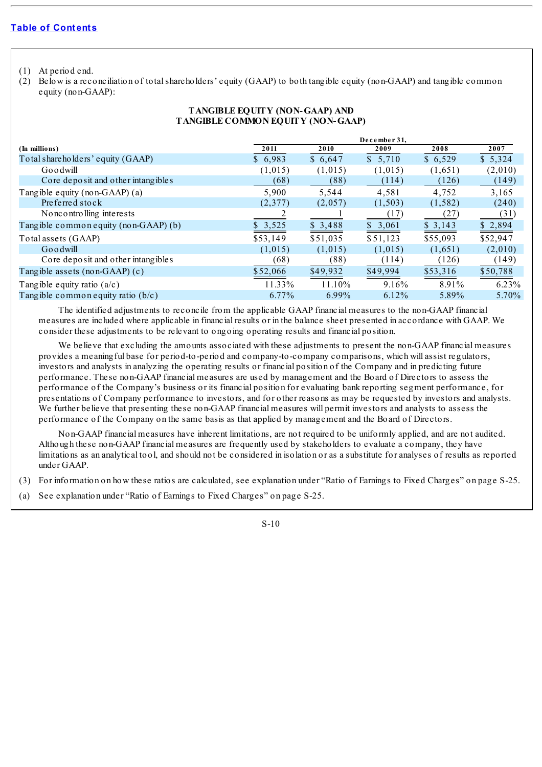[Table of Contents](#)

(1) At period end.

(2) Below is a reconciliation of total shareholders' equity (GAAP) to both tangible equity (non-GAAP) and tangible common equity (non-GAAP):

**TANGIBLE EQUITY (NON-GAAP) AND TANGIBLE COMMON EQUITY (NON-GAAP)**

| (In millions) | December 31, 2011 | 2010 | 2009 | 2008 | 2007 |
|---|---|---|---|---|---|
| Total shareholders' equity (GAAP) | $ 6,983 | $ 6,647 | $ 5,710 | $ 6,529 | $ 5,324 |
| Goodwill | (1,015) | (1,015) | (1,015) | (1,651) | (2,010) |
| Core deposit and other intangibles | (68) | (88) | (114) | (126) | (149) |
| Tangible equity (non-GAAP) (a) | 5,900 | 5,544 | 4,581 | 4,752 | 3,165 |
| Preferred stock | (2,377) | (2,057) | (1,503) | (1,582) | (240) |
| Noncontrolling interests | 2 | 1 | (17) | (27) | (31) |
| Tangible common equity (non-GAAP) (b) | $ 3,525 | $ 3,488 | $ 3,061 | $ 3,143 | $ 2,894 |
| Total assets (GAAP) | $53,149 | $51,035 | $51,123 | $55,093 | $52,947 |
| Goodwill | (1,015) | (1,015) | (1,015) | (1,651) | (2,010) |
| Core deposit and other intangibles | (68) | (88) | (114) | (126) | (149) |
| Tangible assets (non-GAAP) (c) | $52,066 | $49,932 | $49,994 | $53,316 | $50,788 |
| Tangible equity ratio (a/c) | 11.33% | 11.10% | 9.16% | 8.91% | 6.23% |
| Tangible common equity ratio (b/c) | 6.77% | 6.99% | 6.12% | 5.89% | 5.70% |

The identified adjustments to reconcile from the applicable GAAP financial measures to the non-GAAP financial measures are included where applicable in financial results or in the balance sheet presented in accordance with GAAP. We consider these adjustments to be relevant to ongoing operating results and financial position.

We believe that excluding the amounts associated with these adjustments to present the non-GAAP financial measures provides a meaningful base for period-to-period and company-to-company comparisons, which will assist regulators, investors and analysts in analyzing the operating results or financial position of the Company and in predicting future performance. These non-GAAP financial measures are used by management and the Board of Directors to assess the performance of the Company's business or its financial position for evaluating bank reporting segment performance, for presentations of Company performance to investors, and for other reasons as may be requested by investors and analysts. We further believe that presenting these non-GAAP financial measures will permit investors and analysts to assess the performance of the Company on the same basis as that applied by management and the Board of Directors.

Non-GAAP financial measures have inherent limitations, are not required to be uniformly applied, and are not audited. Although these non-GAAP financial measures are frequently used by stakeholders to evaluate a company, they have limitations as an analytical tool, and should not be considered in isolation or as a substitute for analyses of results as reported under GAAP.

(3) For information on how these ratios are calculated, see explanation under "Ratio of Earnings to Fixed Charges" on page S-25.

(a) See explanation under "Ratio of Earnings to Fixed Charges" on page S-25.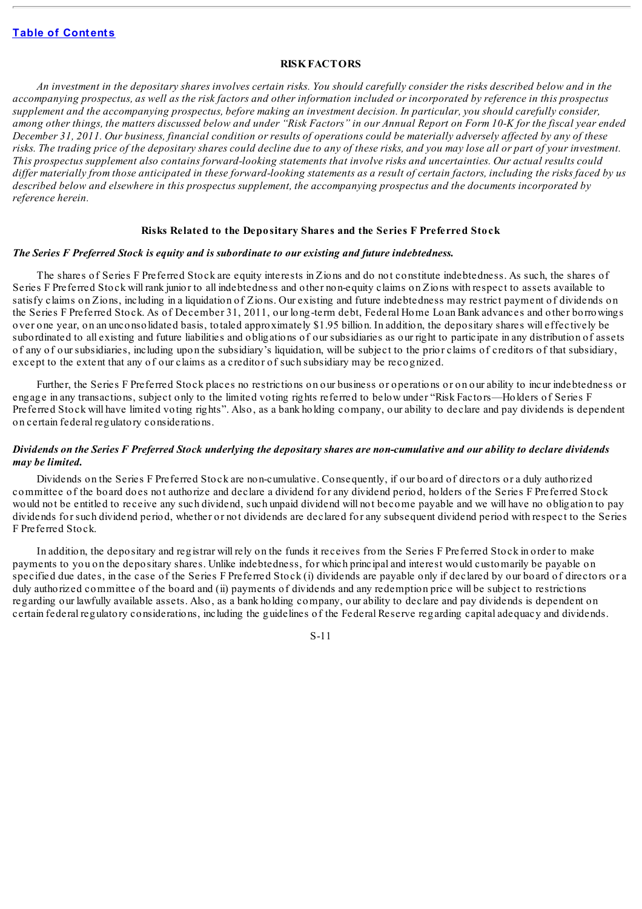## RISK FACTORS

*An investment in the depositary shares involves certain risks. You should carefully consider the risks described below and in the accompanying prospectus, as well as the risk factors and other information included or incorporated by reference in this prospectus supplement and the accompanying prospectus, before making an investment decision. In particular, you should carefully consider, among other things, the matters discussed below and under "Risk Factors" in our Annual Report on Form 10-K for the fiscal year ended December 31, 2011. Our business, financial condition or results of operations could be materially adversely affected by any of these risks. The trading price of the depositary shares could decline due to any of these risks, and you may lose all or part of your investment. This prospectus supplement also contains forward-looking statements that involve risks and uncertainties. Our actual results could differ materially from those anticipated in these forward-looking statements as a result of certain factors, including the risks faced by us described below and elsewhere in this prospectus supplement, the accompanying prospectus and the documents incorporated by reference herein.*

### Risks Related to the Depositary Shares and the Series F Preferred Stock

***The Series F Preferred Stock is equity and is subordinate to our existing and future indebtedness.***

The shares of Series F Preferred Stock are equity interests in Zions and do not constitute indebtedness. As such, the shares of Series F Preferred Stock will rank junior to all indebtedness and other non-equity claims on Zions with respect to assets available to satisfy claims on Zions, including in a liquidation of Zions. Our existing and future indebtedness may restrict payment of dividends on the Series F Preferred Stock. As of December 31, 2011, our long-term debt, Federal Home Loan Bank advances and other borrowings over one year, on an unconsolidated basis, totaled approximately $1.95 billion. In addition, the depositary shares will effectively be subordinated to all existing and future liabilities and obligations of our subsidiaries as our right to participate in any distribution of assets of any of our subsidiaries, including upon the subsidiary's liquidation, will be subject to the prior claims of creditors of that subsidiary, except to the extent that any of our claims as a creditor of such subsidiary may be recognized.

Further, the Series F Preferred Stock places no restrictions on our business or operations or on our ability to incur indebtedness or engage in any transactions, subject only to the limited voting rights referred to below under "Risk Factors—Holders of Series F Preferred Stock will have limited voting rights". Also, as a bank holding company, our ability to declare and pay dividends is dependent on certain federal regulatory considerations.

***Dividends on the Series F Preferred Stock underlying the depositary shares are non-cumulative and our ability to declare dividends may be limited.***

Dividends on the Series F Preferred Stock are non-cumulative. Consequently, if our board of directors or a duly authorized committee of the board does not authorize and declare a dividend for any dividend period, holders of the Series F Preferred Stock would not be entitled to receive any such dividend, such unpaid dividend will not become payable and we will have no obligation to pay dividends for such dividend period, whether or not dividends are declared for any subsequent dividend period with respect to the Series F Preferred Stock.

In addition, the depositary and registrar will rely on the funds it receives from the Series F Preferred Stock in order to make payments to you on the depositary shares. Unlike indebtedness, for which principal and interest would customarily be payable on specified due dates, in the case of the Series F Preferred Stock (i) dividends are payable only if declared by our board of directors or a duly authorized committee of the board and (ii) payments of dividends and any redemption price will be subject to restrictions regarding our lawfully available assets. Also, as a bank holding company, our ability to declare and pay dividends is dependent on certain federal regulatory considerations, including the guidelines of the Federal Reserve regarding capital adequacy and dividends.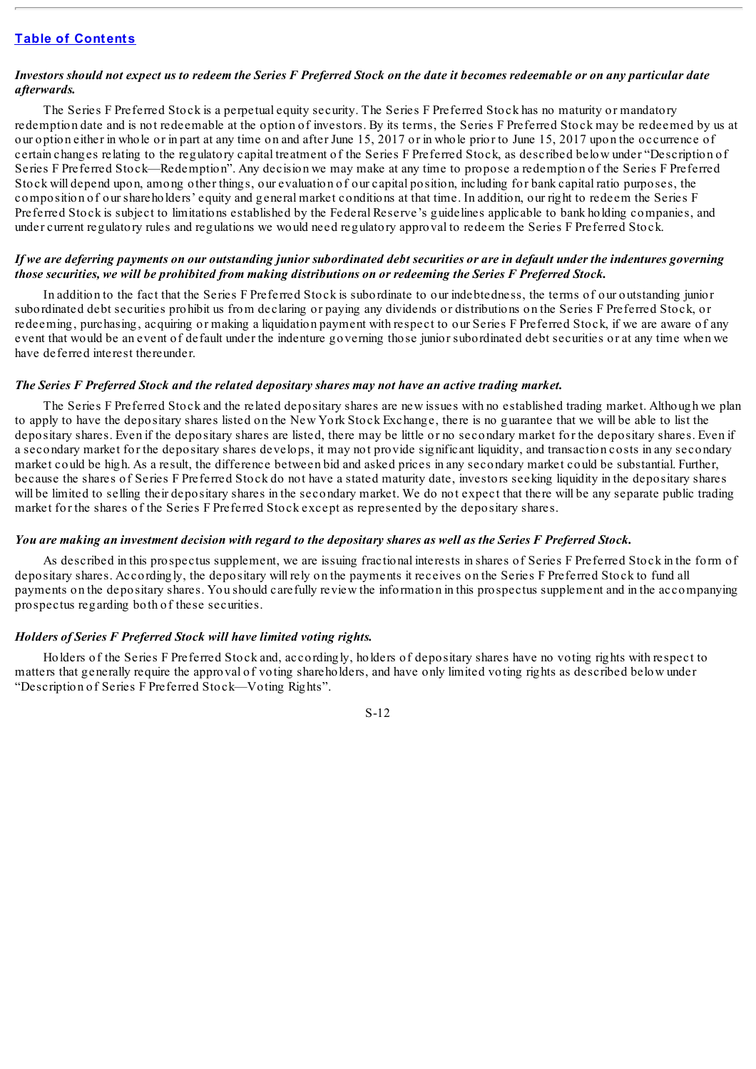*Investors should not expect us to redeem the Series F Preferred Stock on the date it becomes redeemable or on any particular date afterwards.*

The Series F Preferred Stock is a perpetual equity security. The Series F Preferred Stock has no maturity or mandatory redemption date and is not redeemable at the option of investors. By its terms, the Series F Preferred Stock may be redeemed by us at our option either in whole or in part at any time on and after June 15, 2017 or in whole prior to June 15, 2017 upon the occurrence of certain changes relating to the regulatory capital treatment of the Series F Preferred Stock, as described below under "Description of Series F Preferred Stock—Redemption". Any decision we may make at any time to propose a redemption of the Series F Preferred Stock will depend upon, among other things, our evaluation of our capital position, including for bank capital ratio purposes, the composition of our shareholders' equity and general market conditions at that time. In addition, our right to redeem the Series F Preferred Stock is subject to limitations established by the Federal Reserve's guidelines applicable to bank holding companies, and under current regulatory rules and regulations we would need regulatory approval to redeem the Series F Preferred Stock.

*If we are deferring payments on our outstanding junior subordinated debt securities or are in default under the indentures governing those securities, we will be prohibited from making distributions on or redeeming the Series F Preferred Stock.*

In addition to the fact that the Series F Preferred Stock is subordinate to our indebtedness, the terms of our outstanding junior subordinated debt securities prohibit us from declaring or paying any dividends or distributions on the Series F Preferred Stock, or redeeming, purchasing, acquiring or making a liquidation payment with respect to our Series F Preferred Stock, if we are aware of any event that would be an event of default under the indenture governing those junior subordinated debt securities or at any time when we have deferred interest thereunder.

*The Series F Preferred Stock and the related depositary shares may not have an active trading market.*

The Series F Preferred Stock and the related depositary shares are new issues with no established trading market. Although we plan to apply to have the depositary shares listed on the New York Stock Exchange, there is no guarantee that we will be able to list the depositary shares. Even if the depositary shares are listed, there may be little or no secondary market for the depositary shares. Even if a secondary market for the depositary shares develops, it may not provide significant liquidity, and transaction costs in any secondary market could be high. As a result, the difference between bid and asked prices in any secondary market could be substantial. Further, because the shares of Series F Preferred Stock do not have a stated maturity date, investors seeking liquidity in the depositary shares will be limited to selling their depositary shares in the secondary market. We do not expect that there will be any separate public trading market for the shares of the Series F Preferred Stock except as represented by the depositary shares.

*You are making an investment decision with regard to the depositary shares as well as the Series F Preferred Stock.*

As described in this prospectus supplement, we are issuing fractional interests in shares of Series F Preferred Stock in the form of depositary shares. Accordingly, the depositary will rely on the payments it receives on the Series F Preferred Stock to fund all payments on the depositary shares. You should carefully review the information in this prospectus supplement and in the accompanying prospectus regarding both of these securities.

*Holders of Series F Preferred Stock will have limited voting rights.*

Holders of the Series F Preferred Stock and, accordingly, holders of depositary shares have no voting rights with respect to matters that generally require the approval of voting shareholders, and have only limited voting rights as described below under "Description of Series F Preferred Stock—Voting Rights".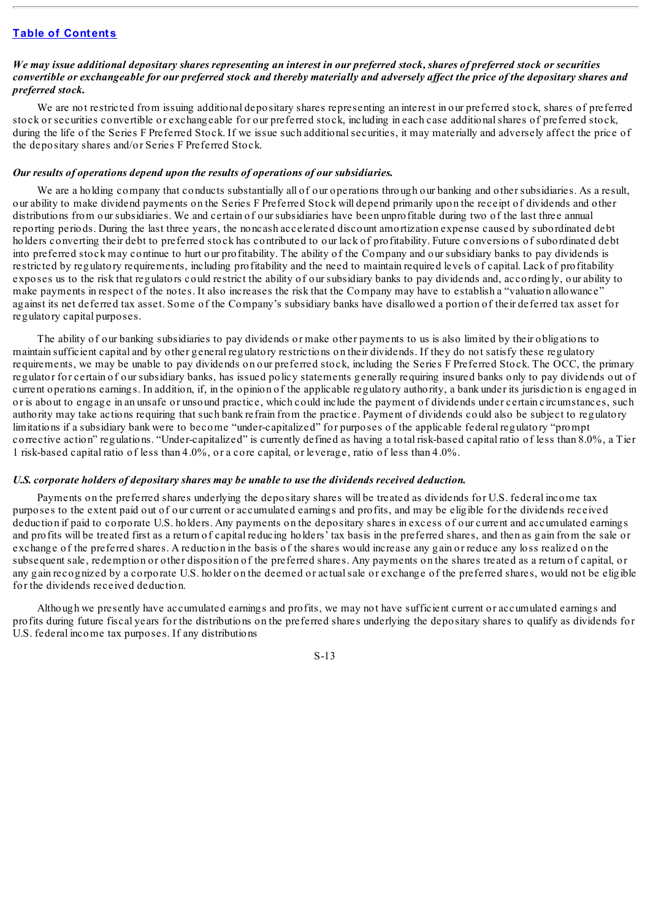*We may issue additional depositary shares representing an interest in our preferred stock, shares of preferred stock or securities convertible or exchangeable for our preferred stock and thereby materially and adversely affect the price of the depositary shares and preferred stock.*

We are not restricted from issuing additional depositary shares representing an interest in our preferred stock, shares of preferred stock or securities convertible or exchangeable for our preferred stock, including in each case additional shares of preferred stock, during the life of the Series F Preferred Stock. If we issue such additional securities, it may materially and adversely affect the price of the depositary shares and/or Series F Preferred Stock.

*Our results of operations depend upon the results of operations of our subsidiaries.*

We are a holding company that conducts substantially all of our operations through our banking and other subsidiaries. As a result, our ability to make dividend payments on the Series F Preferred Stock will depend primarily upon the receipt of dividends and other distributions from our subsidiaries. We and certain of our subsidiaries have been unprofitable during two of the last three annual reporting periods. During the last three years, the noncash accelerated discount amortization expense caused by subordinated debt holders converting their debt to preferred stock has contributed to our lack of profitability. Future conversions of subordinated debt into preferred stock may continue to hurt our profitability. The ability of the Company and our subsidiary banks to pay dividends is restricted by regulatory requirements, including profitability and the need to maintain required levels of capital. Lack of profitability exposes us to the risk that regulators could restrict the ability of our subsidiary banks to pay dividends and, accordingly, our ability to make payments in respect of the notes. It also increases the risk that the Company may have to establish a "valuation allowance" against its net deferred tax asset. Some of the Company's subsidiary banks have disallowed a portion of their deferred tax asset for regulatory capital purposes.

The ability of our banking subsidiaries to pay dividends or make other payments to us is also limited by their obligations to maintain sufficient capital and by other general regulatory restrictions on their dividends. If they do not satisfy these regulatory requirements, we may be unable to pay dividends on our preferred stock, including the Series F Preferred Stock. The OCC, the primary regulator for certain of our subsidiary banks, has issued policy statements generally requiring insured banks only to pay dividends out of current operations earnings. In addition, if, in the opinion of the applicable regulatory authority, a bank under its jurisdiction is engaged in or is about to engage in an unsafe or unsound practice, which could include the payment of dividends under certain circumstances, such authority may take actions requiring that such bank refrain from the practice. Payment of dividends could also be subject to regulatory limitations if a subsidiary bank were to become "under-capitalized" for purposes of the applicable federal regulatory "prompt corrective action" regulations. "Under-capitalized" is currently defined as having a total risk-based capital ratio of less than 8.0%, a Tier 1 risk-based capital ratio of less than 4.0%, or a core capital, or leverage, ratio of less than 4.0%.

*U.S. corporate holders of depositary shares may be unable to use the dividends received deduction.*

Payments on the preferred shares underlying the depositary shares will be treated as dividends for U.S. federal income tax purposes to the extent paid out of our current or accumulated earnings and profits, and may be eligible for the dividends received deduction if paid to corporate U.S. holders. Any payments on the depositary shares in excess of our current and accumulated earnings and profits will be treated first as a return of capital reducing holders' tax basis in the preferred shares, and then as gain from the sale or exchange of the preferred shares. A reduction in the basis of the shares would increase any gain or reduce any loss realized on the subsequent sale, redemption or other disposition of the preferred shares. Any payments on the shares treated as a return of capital, or any gain recognized by a corporate U.S. holder on the deemed or actual sale or exchange of the preferred shares, would not be eligible for the dividends received deduction.

Although we presently have accumulated earnings and profits, we may not have sufficient current or accumulated earnings and profits during future fiscal years for the distributions on the preferred shares underlying the depositary shares to qualify as dividends for U.S. federal income tax purposes. If any distributions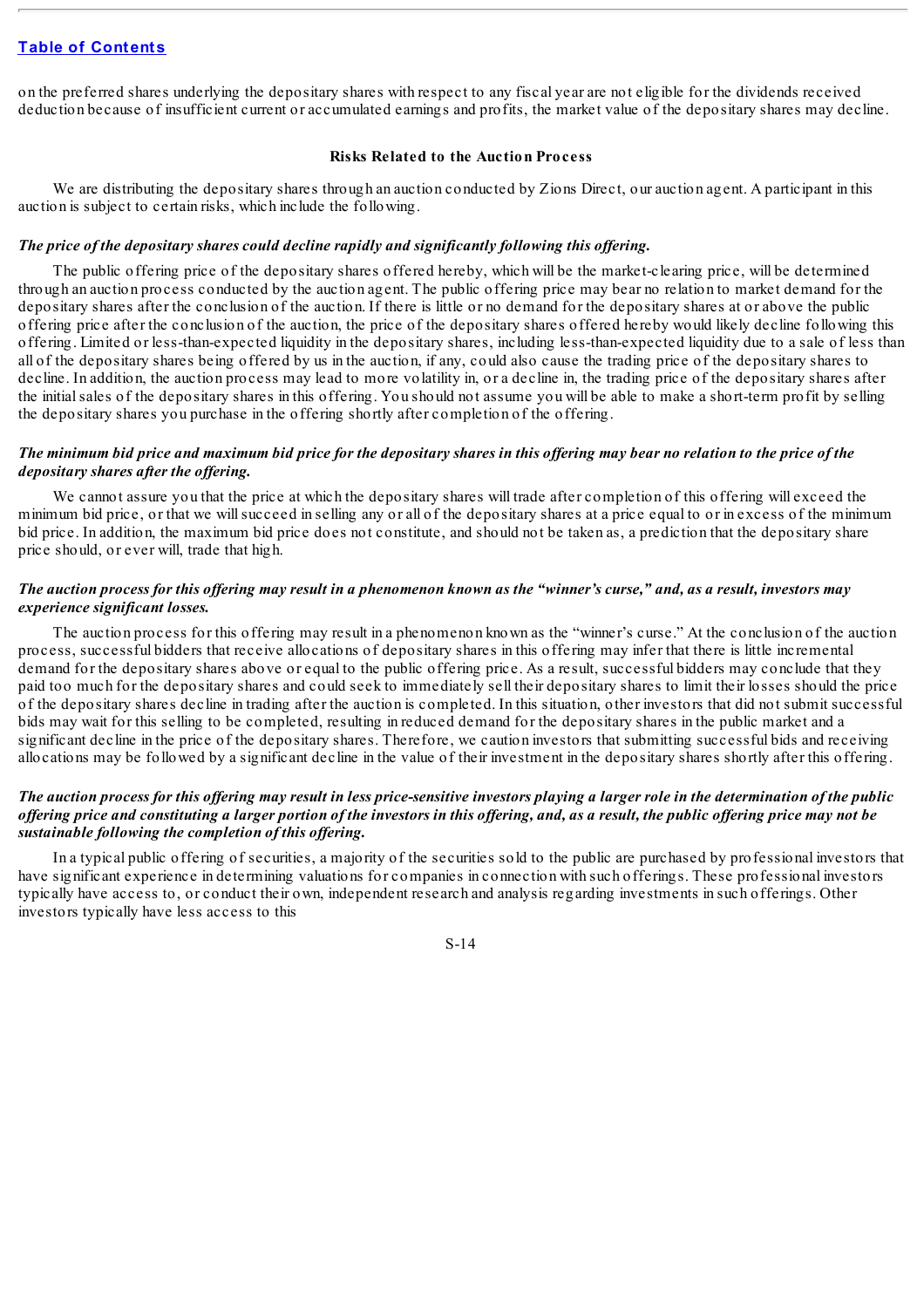on the preferred shares underlying the depositary shares with respect to any fiscal year are not eligible for the dividends received deduction because of insufficient current or accumulated earnings and profits, the market value of the depositary shares may decline.

### Risks Related to the Auction Process

We are distributing the depositary shares through an auction conducted by Zions Direct, our auction agent. A participant in this auction is subject to certain risks, which include the following.

***The price of the depositary shares could decline rapidly and significantly following this offering.***

The public offering price of the depositary shares offered hereby, which will be the market-clearing price, will be determined through an auction process conducted by the auction agent. The public offering price may bear no relation to market demand for the depositary shares after the conclusion of the auction. If there is little or no demand for the depositary shares at or above the public offering price after the conclusion of the auction, the price of the depositary shares offered hereby would likely decline following this offering. Limited or less-than-expected liquidity in the depositary shares, including less-than-expected liquidity due to a sale of less than all of the depositary shares being offered by us in the auction, if any, could also cause the trading price of the depositary shares to decline. In addition, the auction process may lead to more volatility in, or a decline in, the trading price of the depositary shares after the initial sales of the depositary shares in this offering. You should not assume you will be able to make a short-term profit by selling the depositary shares you purchase in the offering shortly after completion of the offering.

***The minimum bid price and maximum bid price for the depositary shares in this offering may bear no relation to the price of the depositary shares after the offering.***

We cannot assure you that the price at which the depositary shares will trade after completion of this offering will exceed the minimum bid price, or that we will succeed in selling any or all of the depositary shares at a price equal to or in excess of the minimum bid price. In addition, the maximum bid price does not constitute, and should not be taken as, a prediction that the depositary share price should, or ever will, trade that high.

***The auction process for this offering may result in a phenomenon known as the "winner's curse," and, as a result, investors may experience significant losses.***

The auction process for this offering may result in a phenomenon known as the "winner's curse." At the conclusion of the auction process, successful bidders that receive allocations of depositary shares in this offering may infer that there is little incremental demand for the depositary shares above or equal to the public offering price. As a result, successful bidders may conclude that they paid too much for the depositary shares and could seek to immediately sell their depositary shares to limit their losses should the price of the depositary shares decline in trading after the auction is completed. In this situation, other investors that did not submit successful bids may wait for this selling to be completed, resulting in reduced demand for the depositary shares in the public market and a significant decline in the price of the depositary shares. Therefore, we caution investors that submitting successful bids and receiving allocations may be followed by a significant decline in the value of their investment in the depositary shares shortly after this offering.

***The auction process for this offering may result in less price-sensitive investors playing a larger role in the determination of the public offering price and constituting a larger portion of the investors in this offering, and, as a result, the public offering price may not be sustainable following the completion of this offering.***

In a typical public offering of securities, a majority of the securities sold to the public are purchased by professional investors that have significant experience in determining valuations for companies in connection with such offerings. These professional investors typically have access to, or conduct their own, independent research and analysis regarding investments in such offerings. Other investors typically have less access to this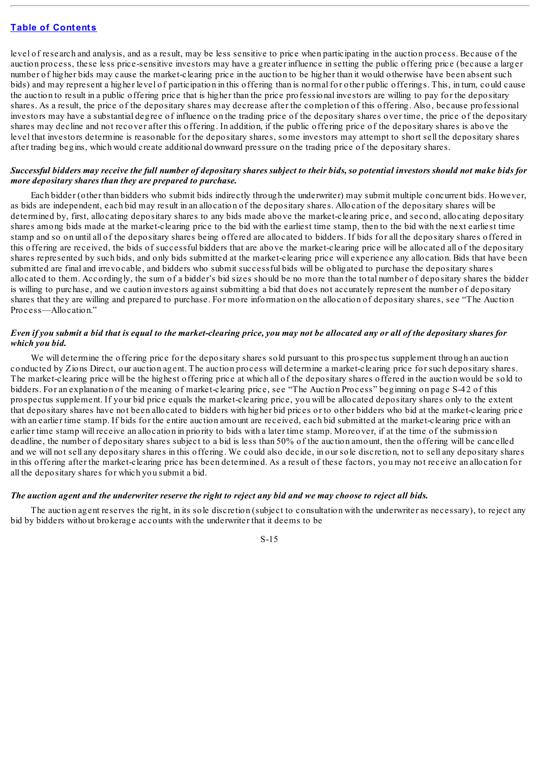level of research and analysis, and as a result, may be less sensitive to price when participating in the auction process. Because of the auction process, these less price-sensitive investors may have a greater influence in setting the public offering price (because a larger number of higher bids may cause the market-clearing price in the auction to be higher than it would otherwise have been absent such bids) and may represent a higher level of participation in this offering than is normal for other public offerings. This, in turn, could cause the auction to result in a public offering price that is higher than the price professional investors are willing to pay for the depositary shares. As a result, the price of the depositary shares may decrease after the completion of this offering. Also, because professional investors may have a substantial degree of influence on the trading price of the depositary shares over time, the price of the depositary shares may decline and not recover after this offering. In addition, if the public offering price of the depositary shares is above the level that investors determine is reasonable for the depositary shares, some investors may attempt to short sell the depositary shares after trading begins, which would create additional downward pressure on the trading price of the depositary shares.

***Successful bidders may receive the full number of depositary shares subject to their bids, so potential investors should not make bids for more depositary shares than they are prepared to purchase.***

Each bidder (other than bidders who submit bids indirectly through the underwriter) may submit multiple concurrent bids. However, as bids are independent, each bid may result in an allocation of the depositary shares. Allocation of the depositary shares will be determined by, first, allocating depositary shares to any bids made above the market-clearing price, and second, allocating depositary shares among bids made at the market-clearing price to the bid with the earliest time stamp, then to the bid with the next earliest time stamp and so on until all of the depositary shares being offered are allocated to bidders. If bids for all the depositary shares offered in this offering are received, the bids of successful bidders that are above the market-clearing price will be allocated all of the depositary shares represented by such bids, and only bids submitted at the market-clearing price will experience any allocation. Bids that have been submitted are final and irrevocable, and bidders who submit successful bids will be obligated to purchase the depositary shares allocated to them. Accordingly, the sum of a bidder's bid sizes should be no more than the total number of depositary shares the bidder is willing to purchase, and we caution investors against submitting a bid that does not accurately represent the number of depositary shares that they are willing and prepared to purchase. For more information on the allocation of depositary shares, see "The Auction Process—Allocation."

***Even if you submit a bid that is equal to the market-clearing price, you may not be allocated any or all of the depositary shares for which you bid.***

We will determine the offering price for the depositary shares sold pursuant to this prospectus supplement through an auction conducted by Zions Direct, our auction agent. The auction process will determine a market-clearing price for such depositary shares. The market-clearing price will be the highest offering price at which all of the depositary shares offered in the auction would be sold to bidders. For an explanation of the meaning of market-clearing price, see "The Auction Process" beginning on page S-42 of this prospectus supplement. If your bid price equals the market-clearing price, you will be allocated depositary shares only to the extent that depositary shares have not been allocated to bidders with higher bid prices or to other bidders who bid at the market-clearing price with an earlier time stamp. If bids for the entire auction amount are received, each bid submitted at the market-clearing price with an earlier time stamp will receive an allocation in priority to bids with a later time stamp. Moreover, if at the time of the submission deadline, the number of depositary shares subject to a bid is less than 50% of the auction amount, then the offering will be cancelled and we will not sell any depositary shares in this offering. We could also decide, in our sole discretion, not to sell any depositary shares in this offering after the market-clearing price has been determined. As a result of these factors, you may not receive an allocation for all the depositary shares for which you submit a bid.

***The auction agent and the underwriter reserve the right to reject any bid and we may choose to reject all bids.***

The auction agent reserves the right, in its sole discretion (subject to consultation with the underwriter as necessary), to reject any bid by bidders without brokerage accounts with the underwriter that it deems to be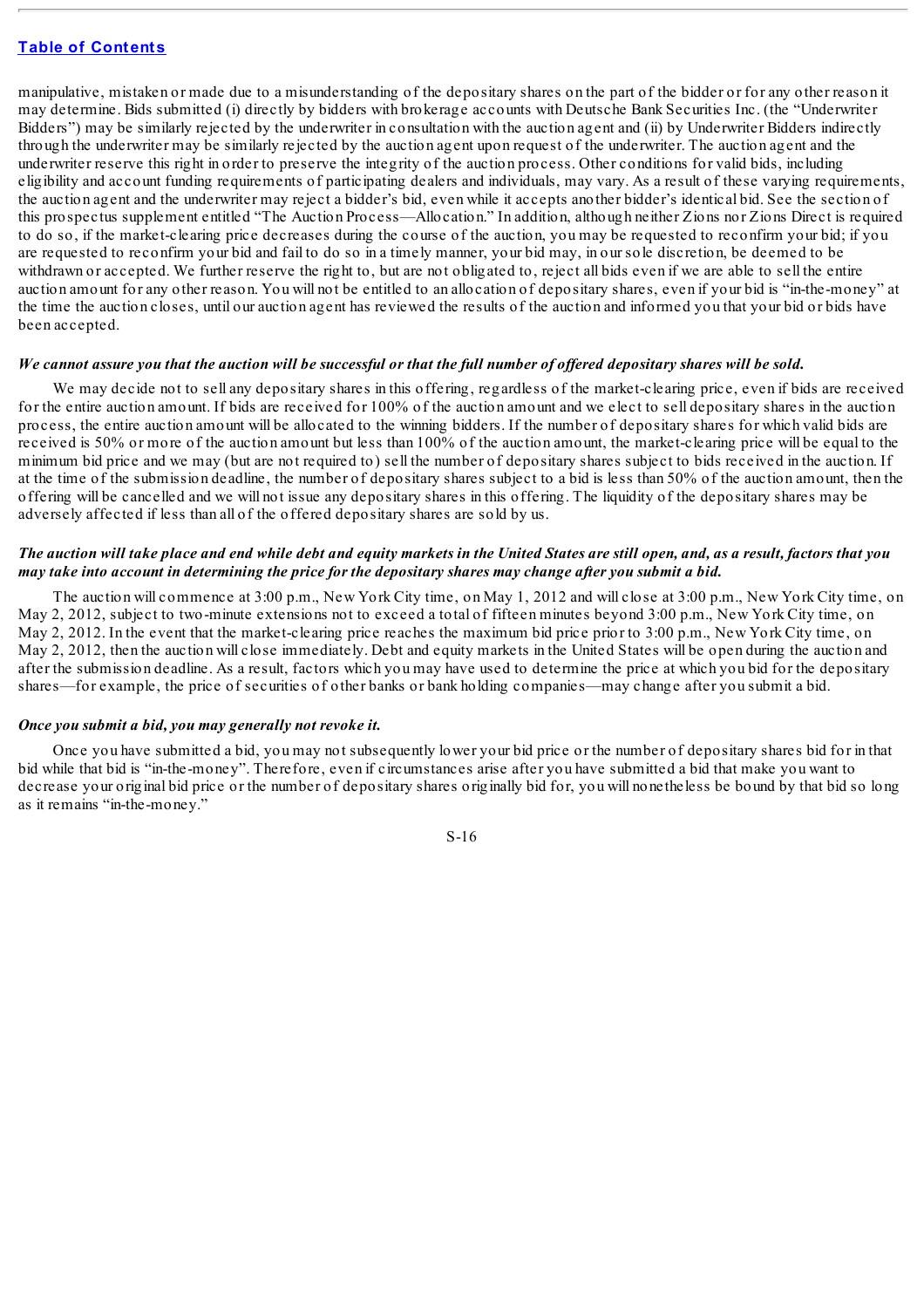manipulative, mistaken or made due to a misunderstanding of the depositary shares on the part of the bidder or for any other reason it may determine. Bids submitted (i) directly by bidders with brokerage accounts with Deutsche Bank Securities Inc. (the "Underwriter Bidders") may be similarly rejected by the underwriter in consultation with the auction agent and (ii) by Underwriter Bidders indirectly through the underwriter may be similarly rejected by the auction agent upon request of the underwriter. The auction agent and the underwriter reserve this right in order to preserve the integrity of the auction process. Other conditions for valid bids, including eligibility and account funding requirements of participating dealers and individuals, may vary. As a result of these varying requirements, the auction agent and the underwriter may reject a bidder's bid, even while it accepts another bidder's identical bid. See the section of this prospectus supplement entitled "The Auction Process—Allocation." In addition, although neither Zions nor Zions Direct is required to do so, if the market-clearing price decreases during the course of the auction, you may be requested to reconfirm your bid; if you are requested to reconfirm your bid and fail to do so in a timely manner, your bid may, in our sole discretion, be deemed to be withdrawn or accepted. We further reserve the right to, but are not obligated to, reject all bids even if we are able to sell the entire auction amount for any other reason. You will not be entitled to an allocation of depositary shares, even if your bid is "in-the-money" at the time the auction closes, until our auction agent has reviewed the results of the auction and informed you that your bid or bids have been accepted.

***We cannot assure you that the auction will be successful or that the full number of offered depositary shares will be sold.***

We may decide not to sell any depositary shares in this offering, regardless of the market-clearing price, even if bids are received for the entire auction amount. If bids are received for 100% of the auction amount and we elect to sell depositary shares in the auction process, the entire auction amount will be allocated to the winning bidders. If the number of depositary shares for which valid bids are received is 50% or more of the auction amount but less than 100% of the auction amount, the market-clearing price will be equal to the minimum bid price and we may (but are not required to) sell the number of depositary shares subject to bids received in the auction. If at the time of the submission deadline, the number of depositary shares subject to a bid is less than 50% of the auction amount, then the offering will be cancelled and we will not issue any depositary shares in this offering. The liquidity of the depositary shares may be adversely affected if less than all of the offered depositary shares are sold by us.

***The auction will take place and end while debt and equity markets in the United States are still open, and, as a result, factors that you may take into account in determining the price for the depositary shares may change after you submit a bid.***

The auction will commence at 3:00 p.m., New York City time, on May 1, 2012 and will close at 3:00 p.m., New York City time, on May 2, 2012, subject to two-minute extensions not to exceed a total of fifteen minutes beyond 3:00 p.m., New York City time, on May 2, 2012. In the event that the market-clearing price reaches the maximum bid price prior to 3:00 p.m., New York City time, on May 2, 2012, then the auction will close immediately. Debt and equity markets in the United States will be open during the auction and after the submission deadline. As a result, factors which you may have used to determine the price at which you bid for the depositary shares—for example, the price of securities of other banks or bank holding companies—may change after you submit a bid.

***Once you submit a bid, you may generally not revoke it.***

Once you have submitted a bid, you may not subsequently lower your bid price or the number of depositary shares bid for in that bid while that bid is "in-the-money". Therefore, even if circumstances arise after you have submitted a bid that make you want to decrease your original bid price or the number of depositary shares originally bid for, you will nonetheless be bound by that bid so long as it remains "in-the-money."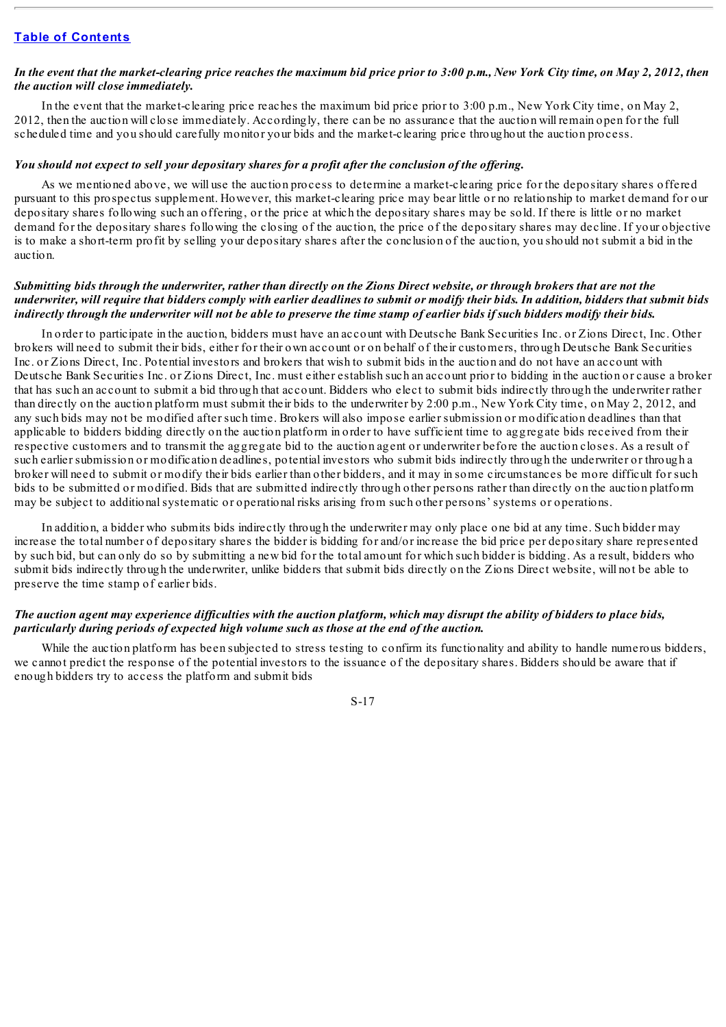*In the event that the market-clearing price reaches the maximum bid price prior to 3:00 p.m., New York City time, on May 2, 2012, then the auction will close immediately.*

In the event that the market-clearing price reaches the maximum bid price prior to 3:00 p.m., New York City time, on May 2, 2012, then the auction will close immediately. Accordingly, there can be no assurance that the auction will remain open for the full scheduled time and you should carefully monitor your bids and the market-clearing price throughout the auction process.

*You should not expect to sell your depositary shares for a profit after the conclusion of the offering.*

As we mentioned above, we will use the auction process to determine a market-clearing price for the depositary shares offered pursuant to this prospectus supplement. However, this market-clearing price may bear little or no relationship to market demand for our depositary shares following such an offering, or the price at which the depositary shares may be sold. If there is little or no market demand for the depositary shares following the closing of the auction, the price of the depositary shares may decline. If your objective is to make a short-term profit by selling your depositary shares after the conclusion of the auction, you should not submit a bid in the auction.

***Submitting bids through the underwriter, rather than directly on the Zions Direct website, or through brokers that are not the underwriter, will require that bidders comply with earlier deadlines to submit or modify their bids. In addition, bidders that submit bids indirectly through the underwriter will not be able to preserve the time stamp of earlier bids if such bidders modify their bids.***

In order to participate in the auction, bidders must have an account with Deutsche Bank Securities Inc. or Zions Direct, Inc. Other brokers will need to submit their bids, either for their own account or on behalf of their customers, through Deutsche Bank Securities Inc. or Zions Direct, Inc. Potential investors and brokers that wish to submit bids in the auction and do not have an account with Deutsche Bank Securities Inc. or Zions Direct, Inc. must either establish such an account prior to bidding in the auction or cause a broker that has such an account to submit a bid through that account. Bidders who elect to submit bids indirectly through the underwriter rather than directly on the auction platform must submit their bids to the underwriter by 2:00 p.m., New York City time, on May 2, 2012, and any such bids may not be modified after such time. Brokers will also impose earlier submission or modification deadlines than that applicable to bidders bidding directly on the auction platform in order to have sufficient time to aggregate bids received from their respective customers and to transmit the aggregate bid to the auction agent or underwriter before the auction closes. As a result of such earlier submission or modification deadlines, potential investors who submit bids indirectly through the underwriter or through a broker will need to submit or modify their bids earlier than other bidders, and it may in some circumstances be more difficult for such bids to be submitted or modified. Bids that are submitted indirectly through other persons rather than directly on the auction platform may be subject to additional systematic or operational risks arising from such other persons' systems or operations.

In addition, a bidder who submits bids indirectly through the underwriter may only place one bid at any time. Such bidder may increase the total number of depositary shares the bidder is bidding for and/or increase the bid price per depositary share represented by such bid, but can only do so by submitting a new bid for the total amount for which such bidder is bidding. As a result, bidders who submit bids indirectly through the underwriter, unlike bidders that submit bids directly on the Zions Direct website, will not be able to preserve the time stamp of earlier bids.

***The auction agent may experience difficulties with the auction platform, which may disrupt the ability of bidders to place bids, particularly during periods of expected high volume such as those at the end of the auction.***

While the auction platform has been subjected to stress testing to confirm its functionality and ability to handle numerous bidders, we cannot predict the response of the potential investors to the issuance of the depositary shares. Bidders should be aware that if enough bidders try to access the platform and submit bids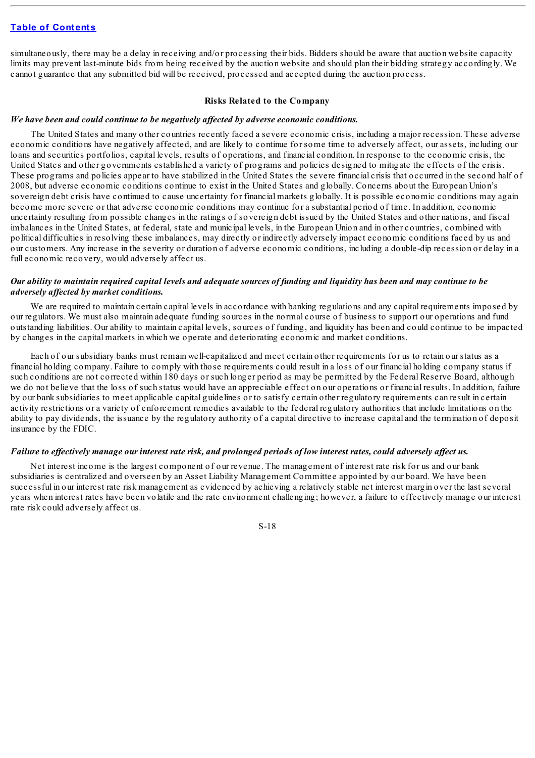simultaneously, there may be a delay in receiving and/or processing their bids. Bidders should be aware that auction website capacity limits may prevent last-minute bids from being received by the auction website and should plan their bidding strategy accordingly. We cannot guarantee that any submitted bid will be received, processed and accepted during the auction process.

## Risks Related to the Company

***We have been and could continue to be negatively affected by adverse economic conditions.***

The United States and many other countries recently faced a severe economic crisis, including a major recession. These adverse economic conditions have negatively affected, and are likely to continue for some time to adversely affect, our assets, including our loans and securities portfolios, capital levels, results of operations, and financial condition. In response to the economic crisis, the United States and other governments established a variety of programs and policies designed to mitigate the effects of the crisis. These programs and policies appear to have stabilized in the United States the severe financial crisis that occurred in the second half of 2008, but adverse economic conditions continue to exist in the United States and globally. Concerns about the European Union's sovereign debt crisis have continued to cause uncertainty for financial markets globally. It is possible economic conditions may again become more severe or that adverse economic conditions may continue for a substantial period of time. In addition, economic uncertainty resulting from possible changes in the ratings of sovereign debt issued by the United States and other nations, and fiscal imbalances in the United States, at federal, state and municipal levels, in the European Union and in other countries, combined with political difficulties in resolving these imbalances, may directly or indirectly adversely impact economic conditions faced by us and our customers. Any increase in the severity or duration of adverse economic conditions, including a double-dip recession or delay in a full economic recovery, would adversely affect us.

***Our ability to maintain required capital levels and adequate sources of funding and liquidity has been and may continue to be adversely affected by market conditions.***

We are required to maintain certain capital levels in accordance with banking regulations and any capital requirements imposed by our regulators. We must also maintain adequate funding sources in the normal course of business to support our operations and fund outstanding liabilities. Our ability to maintain capital levels, sources of funding, and liquidity has been and could continue to be impacted by changes in the capital markets in which we operate and deteriorating economic and market conditions.

Each of our subsidiary banks must remain well-capitalized and meet certain other requirements for us to retain our status as a financial holding company. Failure to comply with those requirements could result in a loss of our financial holding company status if such conditions are not corrected within 180 days or such longer period as may be permitted by the Federal Reserve Board, although we do not believe that the loss of such status would have an appreciable effect on our operations or financial results. In addition, failure by our bank subsidiaries to meet applicable capital guidelines or to satisfy certain other regulatory requirements can result in certain activity restrictions or a variety of enforcement remedies available to the federal regulatory authorities that include limitations on the ability to pay dividends, the issuance by the regulatory authority of a capital directive to increase capital and the termination of deposit insurance by the FDIC.

***Failure to effectively manage our interest rate risk, and prolonged periods of low interest rates, could adversely affect us.***

Net interest income is the largest component of our revenue. The management of interest rate risk for us and our bank subsidiaries is centralized and overseen by an Asset Liability Management Committee appointed by our board. We have been successful in our interest rate risk management as evidenced by achieving a relatively stable net interest margin over the last several years when interest rates have been volatile and the rate environment challenging; however, a failure to effectively manage our interest rate risk could adversely affect us.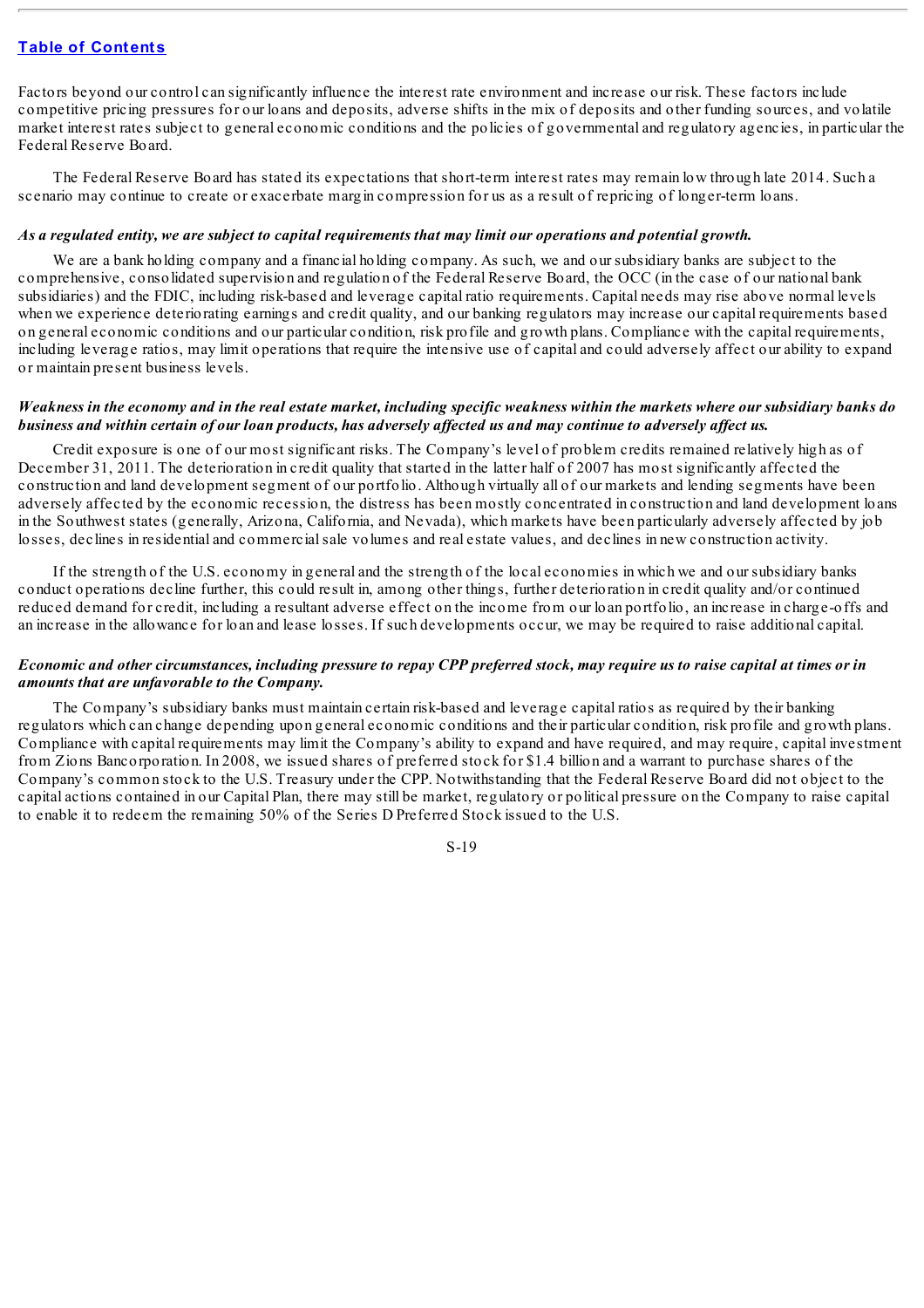Factors beyond our control can significantly influence the interest rate environment and increase our risk. These factors include competitive pricing pressures for our loans and deposits, adverse shifts in the mix of deposits and other funding sources, and volatile market interest rates subject to general economic conditions and the policies of governmental and regulatory agencies, in particular the Federal Reserve Board.

The Federal Reserve Board has stated its expectations that short-term interest rates may remain low through late 2014. Such a scenario may continue to create or exacerbate margin compression for us as a result of repricing of longer-term loans.

***As a regulated entity, we are subject to capital requirements that may limit our operations and potential growth.***

We are a bank holding company and a financial holding company. As such, we and our subsidiary banks are subject to the comprehensive, consolidated supervision and regulation of the Federal Reserve Board, the OCC (in the case of our national bank subsidiaries) and the FDIC, including risk-based and leverage capital ratio requirements. Capital needs may rise above normal levels when we experience deteriorating earnings and credit quality, and our banking regulators may increase our capital requirements based on general economic conditions and our particular condition, risk profile and growth plans. Compliance with the capital requirements, including leverage ratios, may limit operations that require the intensive use of capital and could adversely affect our ability to expand or maintain present business levels.

***Weakness in the economy and in the real estate market, including specific weakness within the markets where our subsidiary banks do business and within certain of our loan products, has adversely affected us and may continue to adversely affect us.***

Credit exposure is one of our most significant risks. The Company's level of problem credits remained relatively high as of December 31, 2011. The deterioration in credit quality that started in the latter half of 2007 has most significantly affected the construction and land development segment of our portfolio. Although virtually all of our markets and lending segments have been adversely affected by the economic recession, the distress has been mostly concentrated in construction and land development loans in the Southwest states (generally, Arizona, California, and Nevada), which markets have been particularly adversely affected by job losses, declines in residential and commercial sale volumes and real estate values, and declines in new construction activity.

If the strength of the U.S. economy in general and the strength of the local economies in which we and our subsidiary banks conduct operations decline further, this could result in, among other things, further deterioration in credit quality and/or continued reduced demand for credit, including a resultant adverse effect on the income from our loan portfolio, an increase in charge-offs and an increase in the allowance for loan and lease losses. If such developments occur, we may be required to raise additional capital.

***Economic and other circumstances, including pressure to repay CPP preferred stock, may require us to raise capital at times or in amounts that are unfavorable to the Company.***

The Company's subsidiary banks must maintain certain risk-based and leverage capital ratios as required by their banking regulators which can change depending upon general economic conditions and their particular condition, risk profile and growth plans. Compliance with capital requirements may limit the Company's ability to expand and have required, and may require, capital investment from Zions Bancorporation. In 2008, we issued shares of preferred stock for $1.4 billion and a warrant to purchase shares of the Company's common stock to the U.S. Treasury under the CPP. Notwithstanding that the Federal Reserve Board did not object to the capital actions contained in our Capital Plan, there may still be market, regulatory or political pressure on the Company to raise capital to enable it to redeem the remaining 50% of the Series D Preferred Stock issued to the U.S.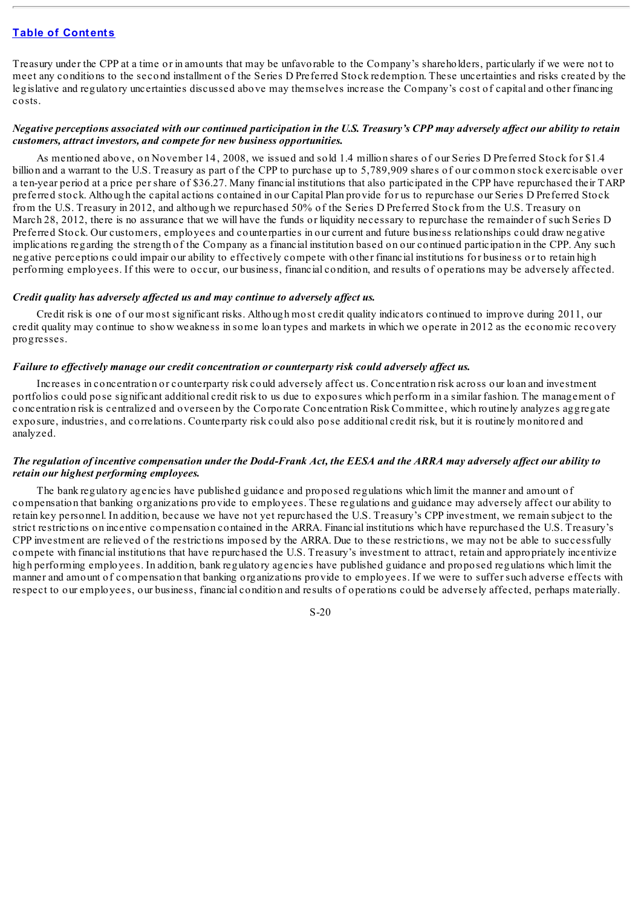Treasury under the CPP at a time or in amounts that may be unfavorable to the Company's shareholders, particularly if we were not to meet any conditions to the second installment of the Series D Preferred Stock redemption. These uncertainties and risks created by the legislative and regulatory uncertainties discussed above may themselves increase the Company's cost of capital and other financing costs.

***Negative perceptions associated with our continued participation in the U.S. Treasury's CPP may adversely affect our ability to retain customers, attract investors, and compete for new business opportunities.***

As mentioned above, on November 14, 2008, we issued and sold 1.4 million shares of our Series D Preferred Stock for $1.4 billion and a warrant to the U.S. Treasury as part of the CPP to purchase up to 5,789,909 shares of our common stock exercisable over a ten-year period at a price per share of $36.27. Many financial institutions that also participated in the CPP have repurchased their TARP preferred stock. Although the capital actions contained in our Capital Plan provide for us to repurchase our Series D Preferred Stock from the U.S. Treasury in 2012, and although we repurchased 50% of the Series D Preferred Stock from the U.S. Treasury on March 28, 2012, there is no assurance that we will have the funds or liquidity necessary to repurchase the remainder of such Series D Preferred Stock. Our customers, employees and counterparties in our current and future business relationships could draw negative implications regarding the strength of the Company as a financial institution based on our continued participation in the CPP. Any such negative perceptions could impair our ability to effectively compete with other financial institutions for business or to retain high performing employees. If this were to occur, our business, financial condition, and results of operations may be adversely affected.

***Credit quality has adversely affected us and may continue to adversely affect us.***

Credit risk is one of our most significant risks. Although most credit quality indicators continued to improve during 2011, our credit quality may continue to show weakness in some loan types and markets in which we operate in 2012 as the economic recovery progresses.

***Failure to effectively manage our credit concentration or counterparty risk could adversely affect us.***

Increases in concentration or counterparty risk could adversely affect us. Concentration risk across our loan and investment portfolios could pose significant additional credit risk to us due to exposures which perform in a similar fashion. The management of concentration risk is centralized and overseen by the Corporate Concentration Risk Committee, which routinely analyzes aggregate exposure, industries, and correlations. Counterparty risk could also pose additional credit risk, but it is routinely monitored and analyzed.

***The regulation of incentive compensation under the Dodd-Frank Act, the EESA and the ARRA may adversely affect our ability to retain our highest performing employees.***

The bank regulatory agencies have published guidance and proposed regulations which limit the manner and amount of compensation that banking organizations provide to employees. These regulations and guidance may adversely affect our ability to retain key personnel. In addition, because we have not yet repurchased the U.S. Treasury's CPP investment, we remain subject to the strict restrictions on incentive compensation contained in the ARRA. Financial institutions which have repurchased the U.S. Treasury's CPP investment are relieved of the restrictions imposed by the ARRA. Due to these restrictions, we may not be able to successfully compete with financial institutions that have repurchased the U.S. Treasury's investment to attract, retain and appropriately incentivize high performing employees. In addition, bank regulatory agencies have published guidance and proposed regulations which limit the manner and amount of compensation that banking organizations provide to employees. If we were to suffer such adverse effects with respect to our employees, our business, financial condition and results of operations could be adversely affected, perhaps materially.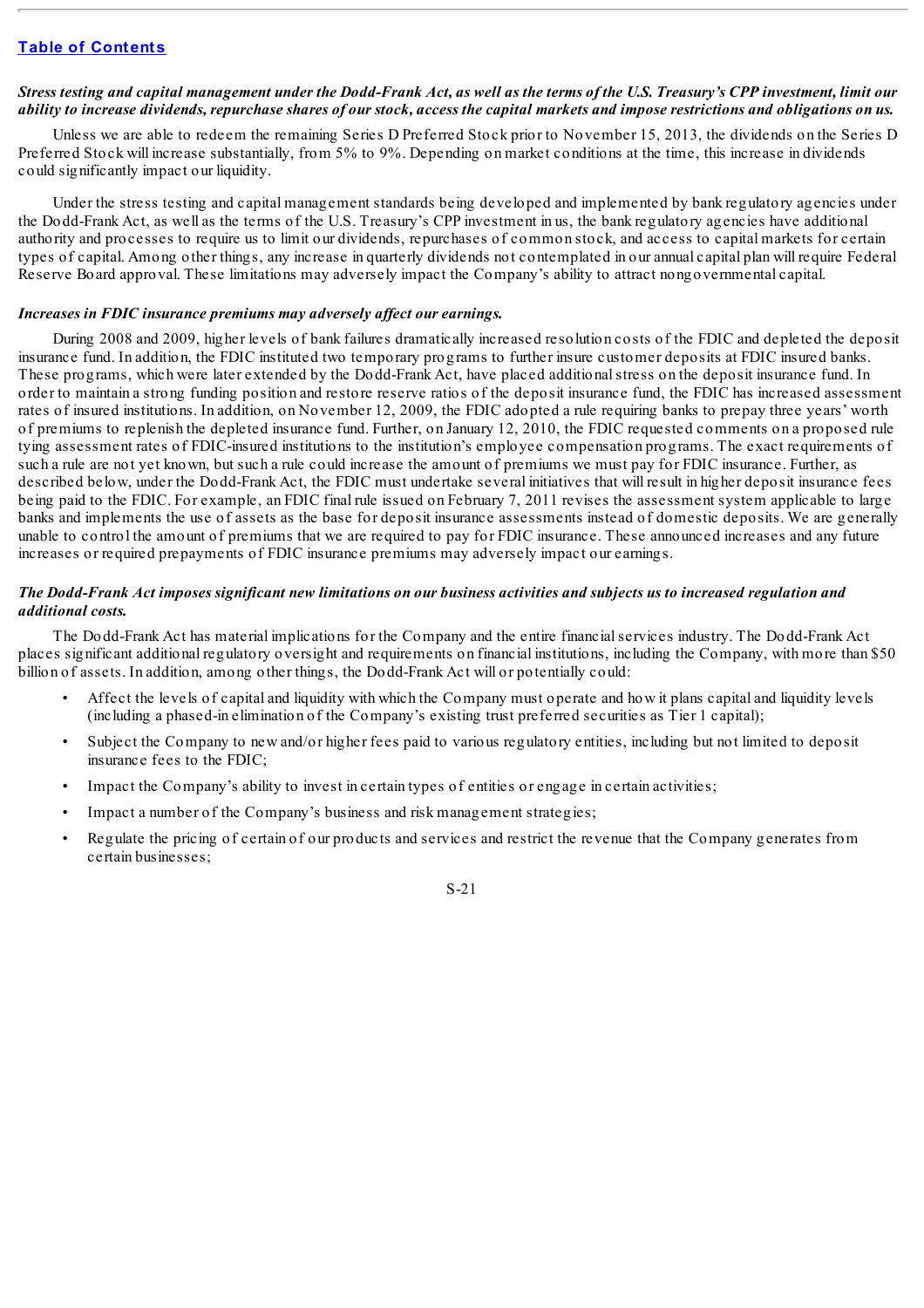*Stress testing and capital management under the Dodd-Frank Act, as well as the terms of the U.S. Treasury's CPP investment, limit our ability to increase dividends, repurchase shares of our stock, access the capital markets and impose restrictions and obligations on us.*

Unless we are able to redeem the remaining Series D Preferred Stock prior to November 15, 2013, the dividends on the Series D Preferred Stock will increase substantially, from 5% to 9%. Depending on market conditions at the time, this increase in dividends could significantly impact our liquidity.

Under the stress testing and capital management standards being developed and implemented by bank regulatory agencies under the Dodd-Frank Act, as well as the terms of the U.S. Treasury's CPP investment in us, the bank regulatory agencies have additional authority and processes to require us to limit our dividends, repurchases of common stock, and access to capital markets for certain types of capital. Among other things, any increase in quarterly dividends not contemplated in our annual capital plan will require Federal Reserve Board approval. These limitations may adversely impact the Company's ability to attract nongovernmental capital.

*Increases in FDIC insurance premiums may adversely affect our earnings.*

During 2008 and 2009, higher levels of bank failures dramatically increased resolution costs of the FDIC and depleted the deposit insurance fund. In addition, the FDIC instituted two temporary programs to further insure customer deposits at FDIC insured banks. These programs, which were later extended by the Dodd-Frank Act, have placed additional stress on the deposit insurance fund. In order to maintain a strong funding position and restore reserve ratios of the deposit insurance fund, the FDIC has increased assessment rates of insured institutions. In addition, on November 12, 2009, the FDIC adopted a rule requiring banks to prepay three years' worth of premiums to replenish the depleted insurance fund. Further, on January 12, 2010, the FDIC requested comments on a proposed rule tying assessment rates of FDIC-insured institutions to the institution's employee compensation programs. The exact requirements of such a rule are not yet known, but such a rule could increase the amount of premiums we must pay for FDIC insurance. Further, as described below, under the Dodd-Frank Act, the FDIC must undertake several initiatives that will result in higher deposit insurance fees being paid to the FDIC. For example, an FDIC final rule issued on February 7, 2011 revises the assessment system applicable to large banks and implements the use of assets as the base for deposit insurance assessments instead of domestic deposits. We are generally unable to control the amount of premiums that we are required to pay for FDIC insurance. These announced increases and any future increases or required prepayments of FDIC insurance premiums may adversely impact our earnings.

*The Dodd-Frank Act imposes significant new limitations on our business activities and subjects us to increased regulation and additional costs.*

The Dodd-Frank Act has material implications for the Company and the entire financial services industry. The Dodd-Frank Act places significant additional regulatory oversight and requirements on financial institutions, including the Company, with more than $50 billion of assets. In addition, among other things, the Dodd-Frank Act will or potentially could:

- Affect the levels of capital and liquidity with which the Company must operate and how it plans capital and liquidity levels (including a phased-in elimination of the Company's existing trust preferred securities as Tier 1 capital);
- Subject the Company to new and/or higher fees paid to various regulatory entities, including but not limited to deposit insurance fees to the FDIC;
- Impact the Company's ability to invest in certain types of entities or engage in certain activities;
- Impact a number of the Company's business and risk management strategies;
- Regulate the pricing of certain of our products and services and restrict the revenue that the Company generates from certain businesses;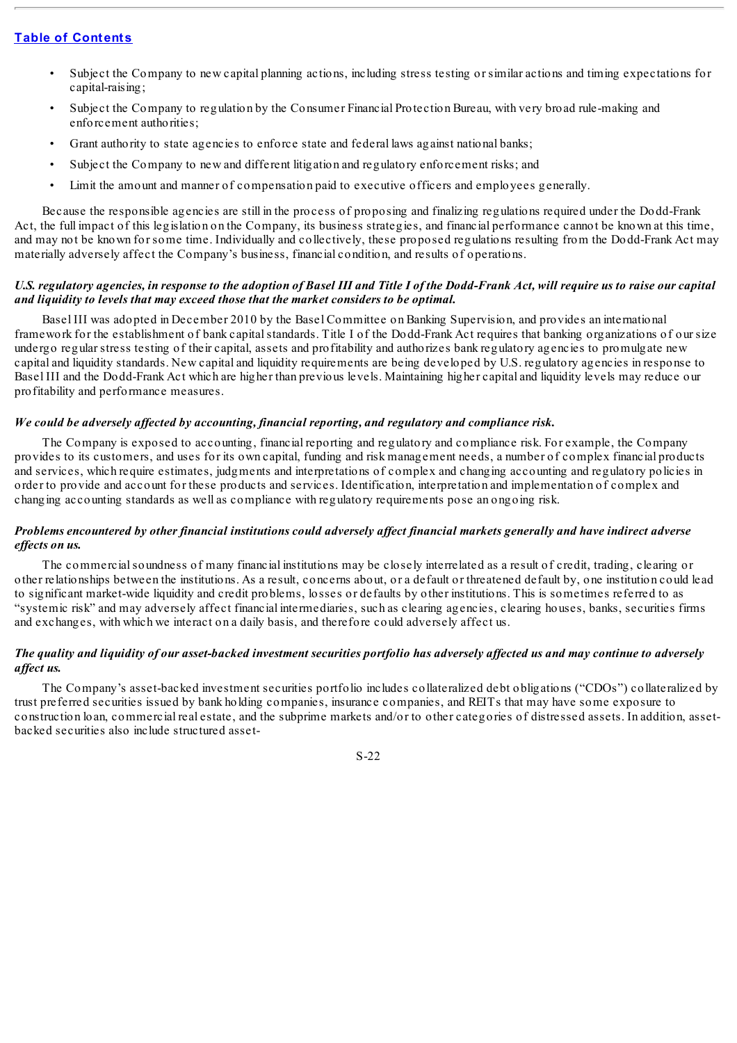- Subject the Company to new capital planning actions, including stress testing or similar actions and timing expectations for capital-raising;
- Subject the Company to regulation by the Consumer Financial Protection Bureau, with very broad rule-making and enforcement authorities;
- Grant authority to state agencies to enforce state and federal laws against national banks;
- Subject the Company to new and different litigation and regulatory enforcement risks; and
- Limit the amount and manner of compensation paid to executive officers and employees generally.

Because the responsible agencies are still in the process of proposing and finalizing regulations required under the Dodd-Frank Act, the full impact of this legislation on the Company, its business strategies, and financial performance cannot be known at this time, and may not be known for some time. Individually and collectively, these proposed regulations resulting from the Dodd-Frank Act may materially adversely affect the Company's business, financial condition, and results of operations.

***U.S. regulatory agencies, in response to the adoption of Basel III and Title I of the Dodd-Frank Act, will require us to raise our capital and liquidity to levels that may exceed those that the market considers to be optimal.***

Basel III was adopted in December 2010 by the Basel Committee on Banking Supervision, and provides an international framework for the establishment of bank capital standards. Title I of the Dodd-Frank Act requires that banking organizations of our size undergo regular stress testing of their capital, assets and profitability and authorizes bank regulatory agencies to promulgate new capital and liquidity standards. New capital and liquidity requirements are being developed by U.S. regulatory agencies in response to Basel III and the Dodd-Frank Act which are higher than previous levels. Maintaining higher capital and liquidity levels may reduce our profitability and performance measures.

***We could be adversely affected by accounting, financial reporting, and regulatory and compliance risk.***

The Company is exposed to accounting, financial reporting and regulatory and compliance risk. For example, the Company provides to its customers, and uses for its own capital, funding and risk management needs, a number of complex financial products and services, which require estimates, judgments and interpretations of complex and changing accounting and regulatory policies in order to provide and account for these products and services. Identification, interpretation and implementation of complex and changing accounting standards as well as compliance with regulatory requirements pose an ongoing risk.

***Problems encountered by other financial institutions could adversely affect financial markets generally and have indirect adverse effects on us.***

The commercial soundness of many financial institutions may be closely interrelated as a result of credit, trading, clearing or other relationships between the institutions. As a result, concerns about, or a default or threatened default by, one institution could lead to significant market-wide liquidity and credit problems, losses or defaults by other institutions. This is sometimes referred to as "systemic risk" and may adversely affect financial intermediaries, such as clearing agencies, clearing houses, banks, securities firms and exchanges, with which we interact on a daily basis, and therefore could adversely affect us.

***The quality and liquidity of our asset-backed investment securities portfolio has adversely affected us and may continue to adversely affect us.***

The Company's asset-backed investment securities portfolio includes collateralized debt obligations ("CDOs") collateralized by trust preferred securities issued by bank holding companies, insurance companies, and REITs that may have some exposure to construction loan, commercial real estate, and the subprime markets and/or to other categories of distressed assets. In addition, asset-backed securities also include structured asset-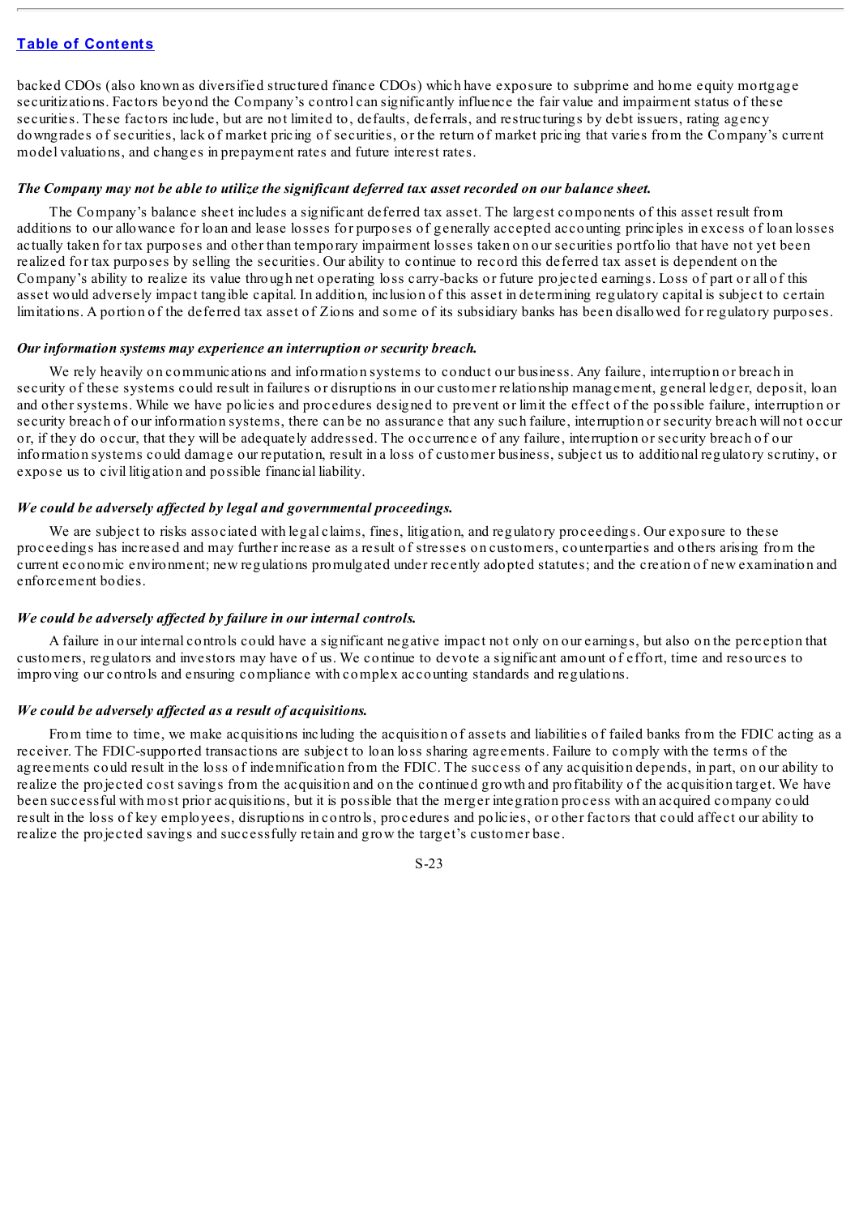backed CDOs (also known as diversified structured finance CDOs) which have exposure to subprime and home equity mortgage securitizations. Factors beyond the Company's control can significantly influence the fair value and impairment status of these securities. These factors include, but are not limited to, defaults, deferrals, and restructurings by debt issuers, rating agency downgrades of securities, lack of market pricing of securities, or the return of market pricing that varies from the Company's current model valuations, and changes in prepayment rates and future interest rates.

***The Company may not be able to utilize the significant deferred tax asset recorded on our balance sheet.***

The Company's balance sheet includes a significant deferred tax asset. The largest components of this asset result from additions to our allowance for loan and lease losses for purposes of generally accepted accounting principles in excess of loan losses actually taken for tax purposes and other than temporary impairment losses taken on our securities portfolio that have not yet been realized for tax purposes by selling the securities. Our ability to continue to record this deferred tax asset is dependent on the Company's ability to realize its value through net operating loss carry-backs or future projected earnings. Loss of part or all of this asset would adversely impact tangible capital. In addition, inclusion of this asset in determining regulatory capital is subject to certain limitations. A portion of the deferred tax asset of Zions and some of its subsidiary banks has been disallowed for regulatory purposes.

***Our information systems may experience an interruption or security breach.***

We rely heavily on communications and information systems to conduct our business. Any failure, interruption or breach in security of these systems could result in failures or disruptions in our customer relationship management, general ledger, deposit, loan and other systems. While we have policies and procedures designed to prevent or limit the effect of the possible failure, interruption or security breach of our information systems, there can be no assurance that any such failure, interruption or security breach will not occur or, if they do occur, that they will be adequately addressed. The occurrence of any failure, interruption or security breach of our information systems could damage our reputation, result in a loss of customer business, subject us to additional regulatory scrutiny, or expose us to civil litigation and possible financial liability.

***We could be adversely affected by legal and governmental proceedings.***

We are subject to risks associated with legal claims, fines, litigation, and regulatory proceedings. Our exposure to these proceedings has increased and may further increase as a result of stresses on customers, counterparties and others arising from the current economic environment; new regulations promulgated under recently adopted statutes; and the creation of new examination and enforcement bodies.

***We could be adversely affected by failure in our internal controls.***

A failure in our internal controls could have a significant negative impact not only on our earnings, but also on the perception that customers, regulators and investors may have of us. We continue to devote a significant amount of effort, time and resources to improving our controls and ensuring compliance with complex accounting standards and regulations.

***We could be adversely affected as a result of acquisitions.***

From time to time, we make acquisitions including the acquisition of assets and liabilities of failed banks from the FDIC acting as a receiver. The FDIC-supported transactions are subject to loan loss sharing agreements. Failure to comply with the terms of the agreements could result in the loss of indemnification from the FDIC. The success of any acquisition depends, in part, on our ability to realize the projected cost savings from the acquisition and on the continued growth and profitability of the acquisition target. We have been successful with most prior acquisitions, but it is possible that the merger integration process with an acquired company could result in the loss of key employees, disruptions in controls, procedures and policies, or other factors that could affect our ability to realize the projected savings and successfully retain and grow the target's customer base.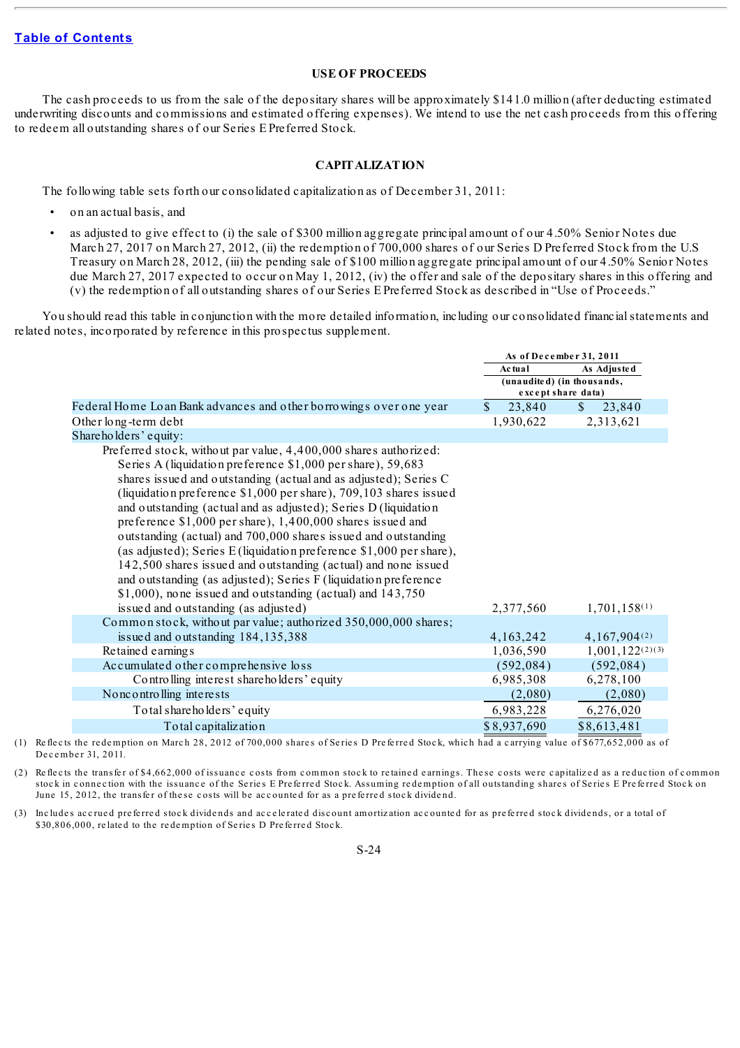[Table of Contents](#)

## USE OF PROCEEDS

The cash proceeds to us from the sale of the depositary shares will be approximately $141.0 million (after deducting estimated underwriting discounts and commissions and estimated offering expenses). We intend to use the net cash proceeds from this offering to redeem all outstanding shares of our Series E Preferred Stock.

## CAPITALIZATION

The following table sets forth our consolidated capitalization as of December 31, 2011:

- on an actual basis, and
- as adjusted to give effect to (i) the sale of $300 million aggregate principal amount of our 4.50% Senior Notes due March 27, 2017 on March 27, 2012, (ii) the redemption of 700,000 shares of our Series D Preferred Stock from the U.S Treasury on March 28, 2012, (iii) the pending sale of $100 million aggregate principal amount of our 4.50% Senior Notes due March 27, 2017 expected to occur on May 1, 2012, (iv) the offer and sale of the depositary shares in this offering and (v) the redemption of all outstanding shares of our Series E Preferred Stock as described in "Use of Proceeds."

You should read this table in conjunction with the more detailed information, including our consolidated financial statements and related notes, incorporated by reference in this prospectus supplement.

| | As of December 31, 2011 | |
|---|---|---|
| | Actual | As Adjusted |
| | (unaudited) (in thousands, except share data) | |
| Federal Home Loan Bank advances and other borrowings over one year | $ 23,840 | $ 23,840 |
| Other long-term debt | 1,930,622 | 2,313,621 |
| Shareholders' equity: | | |
| Preferred stock, without par value, 4,400,000 shares authorized: Series A (liquidation preference $1,000 per share), 59,683 shares issued and outstanding (actual and as adjusted); Series C (liquidation preference $1,000 per share), 709,103 shares issued and outstanding (actual and as adjusted); Series D (liquidation preference $1,000 per share), 1,400,000 shares issued and outstanding (actual) and 700,000 shares issued and outstanding (as adjusted); Series E (liquidation preference $1,000 per share), 142,500 shares issued and outstanding (actual) and none issued and outstanding (as adjusted); Series F (liquidation preference $1,000), none issued and outstanding (actual) and 143,750 issued and outstanding (as adjusted) | 2,377,560 | 1,701,158[1] |
| Common stock, without par value; authorized 350,000,000 shares; issued and outstanding 184,135,388 | 4,163,242 | 4,167,904[2] |
| Retained earnings | 1,036,590 | 1,001,122[2][3] |
| Accumulated other comprehensive loss | (592,084) | (592,084) |
| Controlling interest shareholders' equity | 6,985,308 | 6,278,100 |
| Noncontrolling interests | (2,080) | (2,080) |
| Total shareholders' equity | 6,983,228 | 6,276,020 |
| Total capitalization | $8,937,690 | $8,613,481 |

(1) Reflects the redemption on March 28, 2012 of 700,000 shares of Series D Preferred Stock, which had a carrying value of $677,652,000 as of December 31, 2011.

(2) Reflects the transfer of $4,662,000 of issuance costs from common stock to retained earnings. These costs were capitalized as a reduction of common stock in connection with the issuance of the Series E Preferred Stock. Assuming redemption of all outstanding shares of Series E Preferred Stock on June 15, 2012, the transfer of these costs will be accounted for as a preferred stock dividend.

(3) Includes accrued preferred stock dividends and accelerated discount amortization accounted for as preferred stock dividends, or a total of $30,806,000, related to the redemption of Series D Preferred Stock.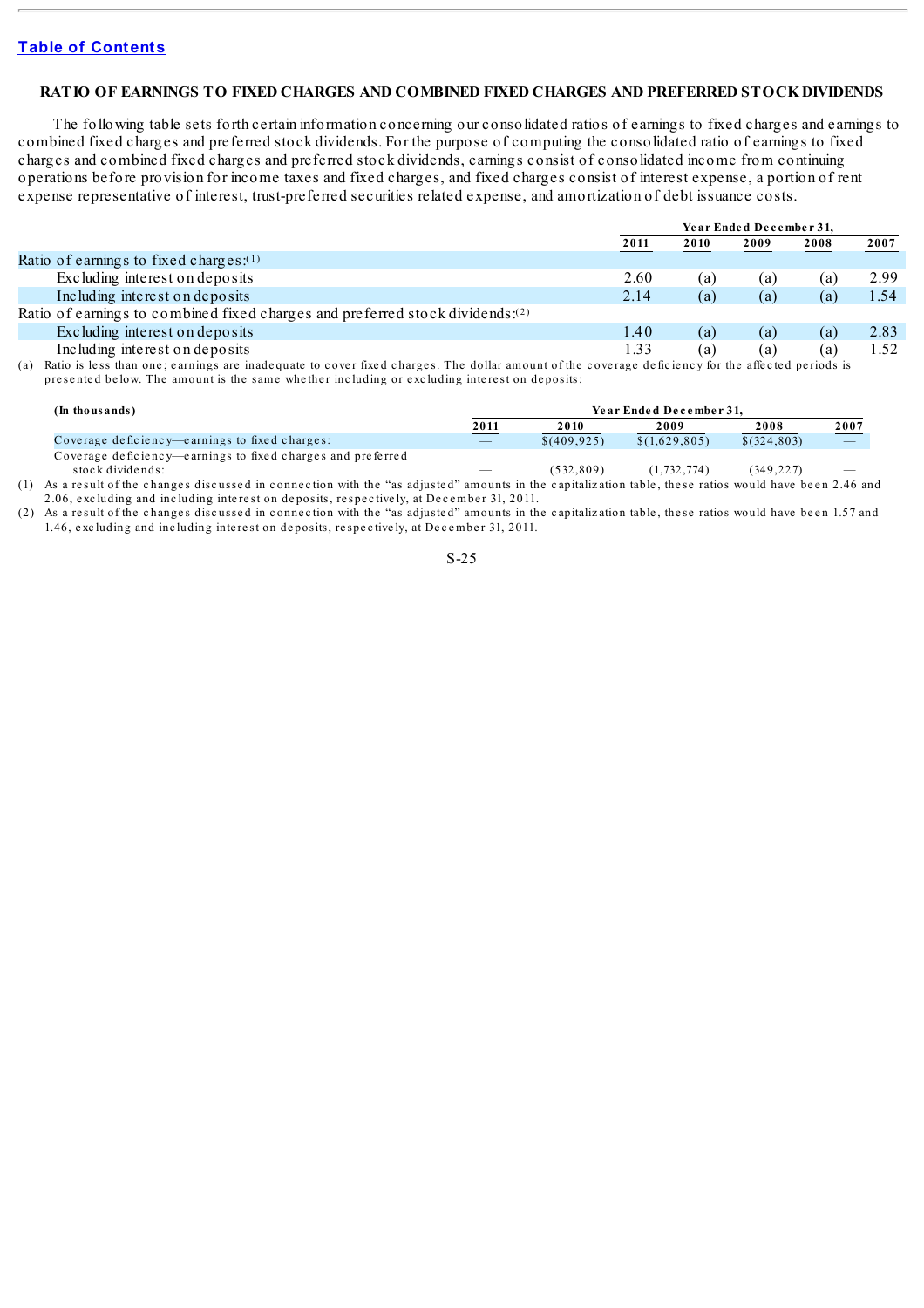## RATIO OF EARNINGS TO FIXED CHARGES AND COMBINED FIXED CHARGES AND PREFERRED STOCK DIVIDENDS

The following table sets forth certain information concerning our consolidated ratios of earnings to fixed charges and earnings to combined fixed charges and preferred stock dividends. For the purpose of computing the consolidated ratio of earnings to fixed charges and combined fixed charges and preferred stock dividends, earnings consist of consolidated income from continuing operations before provision for income taxes and fixed charges, and fixed charges consist of interest expense, a portion of rent expense representative of interest, trust-preferred securities related expense, and amortization of debt issuance costs.

| | Year Ended December 31, | | | | |
|---|---|---|---|---|---|
| | 2011 | 2010 | 2009 | 2008 | 2007 |
| Ratio of earnings to fixed charges:[1] | | | | | |
| Excluding interest on deposits | 2.60 | (a) | (a) | (a) | 2.99 |
| Including interest on deposits | 2.14 | (a) | (a) | (a) | 1.54 |
| Ratio of earnings to combined fixed charges and preferred stock dividends:[2] | | | | | |
| Excluding interest on deposits | 1.40 | (a) | (a) | (a) | 2.83 |
| Including interest on deposits | 1.33 | (a) | (a) | (a) | 1.52 |

(a) Ratio is less than one; earnings are inadequate to cover fixed charges. The dollar amount of the coverage deficiency for the affected periods is presented below. The amount is the same whether including or excluding interest on deposits:

| (In thousands) | Year Ended December 31, | | | | |
|---|---|---|---|---|---|
| | 2011 | 2010 | 2009 | 2008 | 2007 |
| Coverage deficiency—earnings to fixed charges: | — | $(409,925) | $(1,629,805) | $(324,803) | — |
| Coverage deficiency—earnings to fixed charges and preferred stock dividends: | — | (532,809) | (1,732,774) | (349,227) | — |

(1) As a result of the changes discussed in connection with the "as adjusted" amounts in the capitalization table, these ratios would have been 2.46 and 2.06, excluding and including interest on deposits, respectively, at December 31, 2011.

(2) As a result of the changes discussed in connection with the "as adjusted" amounts in the capitalization table, these ratios would have been 1.57 and 1.46, excluding and including interest on deposits, respectively, at December 31, 2011.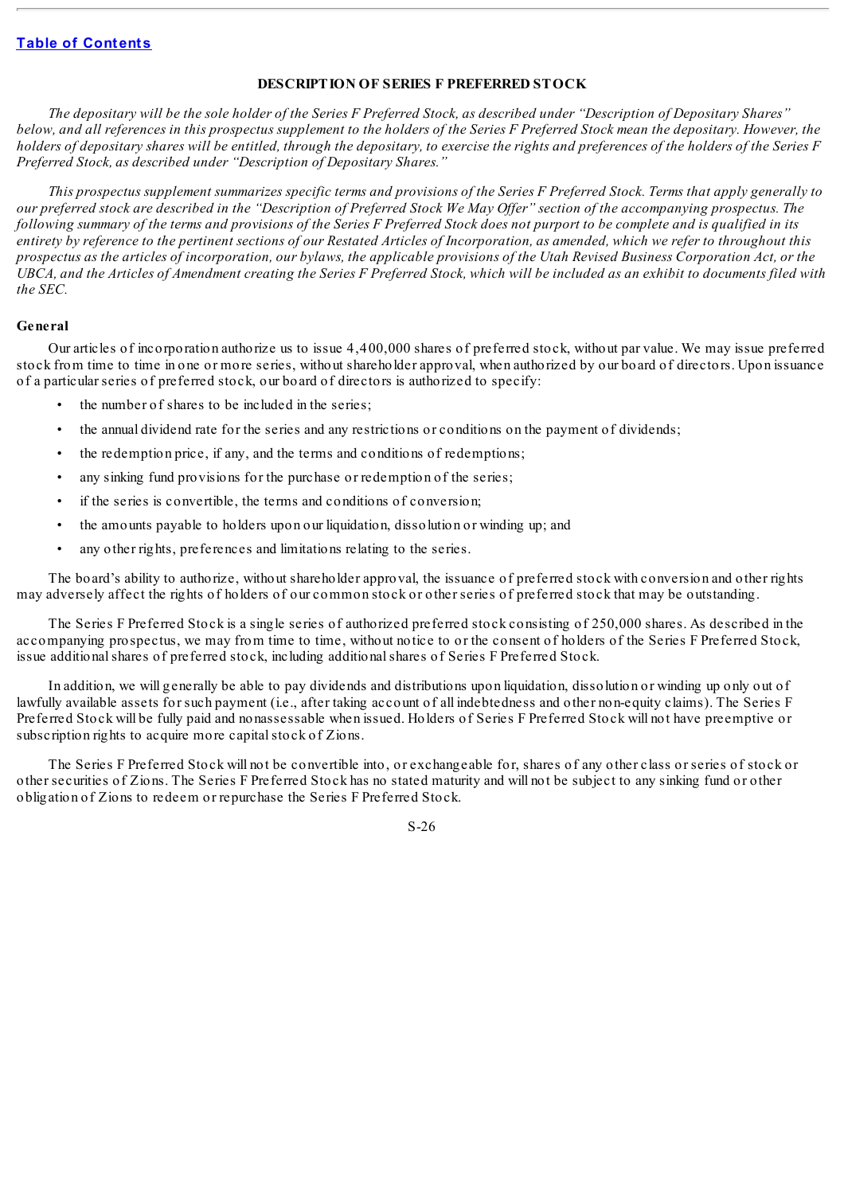# DESCRIPTION OF SERIES F PREFERRED STOCK

*The depositary will be the sole holder of the Series F Preferred Stock, as described under "Description of Depositary Shares" below, and all references in this prospectus supplement to the holders of the Series F Preferred Stock mean the depositary. However, the holders of depositary shares will be entitled, through the depositary, to exercise the rights and preferences of the holders of the Series F Preferred Stock, as described under "Description of Depositary Shares."*

*This prospectus supplement summarizes specific terms and provisions of the Series F Preferred Stock. Terms that apply generally to our preferred stock are described in the "Description of Preferred Stock We May Offer" section of the accompanying prospectus. The following summary of the terms and provisions of the Series F Preferred Stock does not purport to be complete and is qualified in its entirety by reference to the pertinent sections of our Restated Articles of Incorporation, as amended, which we refer to throughout this prospectus as the articles of incorporation, our bylaws, the applicable provisions of the Utah Revised Business Corporation Act, or the UBCA, and the Articles of Amendment creating the Series F Preferred Stock, which will be included as an exhibit to documents filed with the SEC.*

## General

Our articles of incorporation authorize us to issue 4,400,000 shares of preferred stock, without par value. We may issue preferred stock from time to time in one or more series, without shareholder approval, when authorized by our board of directors. Upon issuance of a particular series of preferred stock, our board of directors is authorized to specify:

- the number of shares to be included in the series;
- the annual dividend rate for the series and any restrictions or conditions on the payment of dividends;
- the redemption price, if any, and the terms and conditions of redemptions;
- any sinking fund provisions for the purchase or redemption of the series;
- if the series is convertible, the terms and conditions of conversion;
- the amounts payable to holders upon our liquidation, dissolution or winding up; and
- any other rights, preferences and limitations relating to the series.

The board's ability to authorize, without shareholder approval, the issuance of preferred stock with conversion and other rights may adversely affect the rights of holders of our common stock or other series of preferred stock that may be outstanding.

The Series F Preferred Stock is a single series of authorized preferred stock consisting of 250,000 shares. As described in the accompanying prospectus, we may from time to time, without notice to or the consent of holders of the Series F Preferred Stock, issue additional shares of preferred stock, including additional shares of Series F Preferred Stock.

In addition, we will generally be able to pay dividends and distributions upon liquidation, dissolution or winding up only out of lawfully available assets for such payment (i.e., after taking account of all indebtedness and other non-equity claims). The Series F Preferred Stock will be fully paid and nonassessable when issued. Holders of Series F Preferred Stock will not have preemptive or subscription rights to acquire more capital stock of Zions.

The Series F Preferred Stock will not be convertible into, or exchangeable for, shares of any other class or series of stock or other securities of Zions. The Series F Preferred Stock has no stated maturity and will not be subject to any sinking fund or other obligation of Zions to redeem or repurchase the Series F Preferred Stock.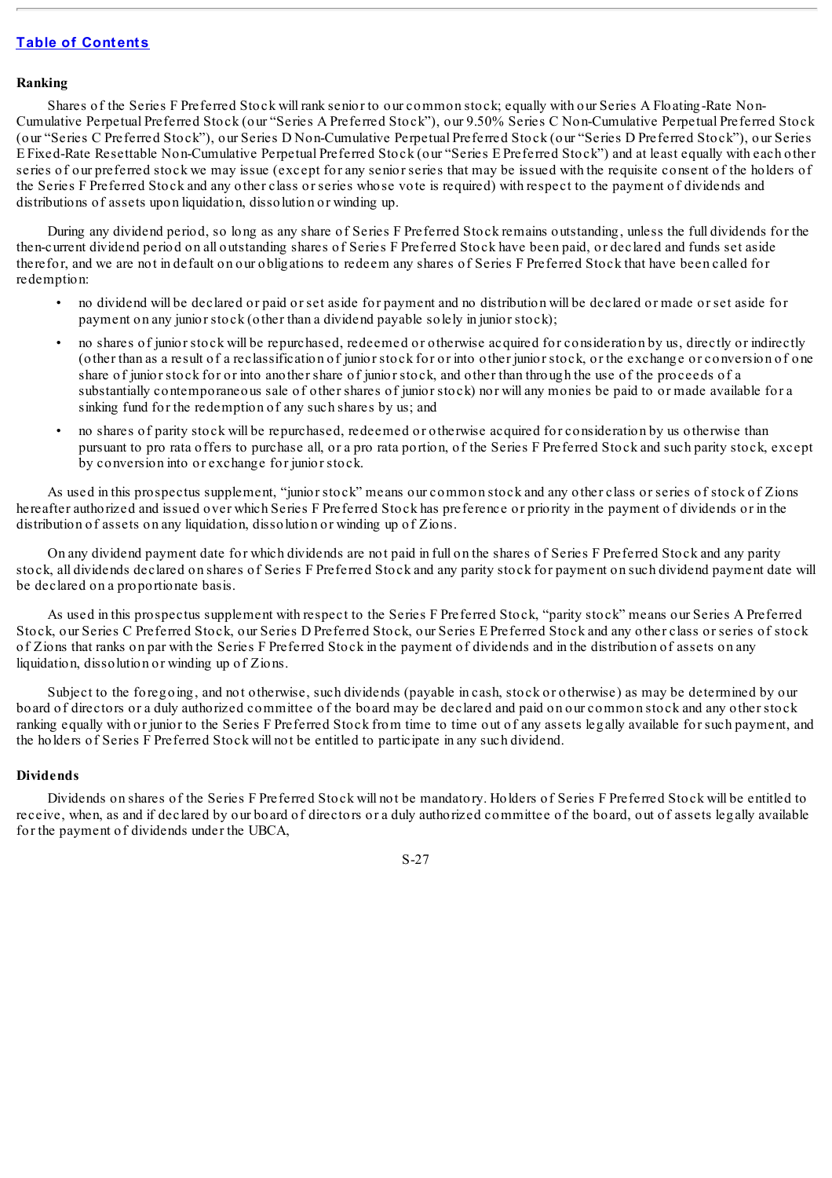**Ranking**

Shares of the Series F Preferred Stock will rank senior to our common stock; equally with our Series A Floating-Rate Non-Cumulative Perpetual Preferred Stock (our "Series A Preferred Stock"), our 9.50% Series C Non-Cumulative Perpetual Preferred Stock (our "Series C Preferred Stock"), our Series D Non-Cumulative Perpetual Preferred Stock (our "Series D Preferred Stock"), our Series E Fixed-Rate Resettable Non-Cumulative Perpetual Preferred Stock (our "Series E Preferred Stock") and at least equally with each other series of our preferred stock we may issue (except for any senior series that may be issued with the requisite consent of the holders of the Series F Preferred Stock and any other class or series whose vote is required) with respect to the payment of dividends and distributions of assets upon liquidation, dissolution or winding up.

During any dividend period, so long as any share of Series F Preferred Stock remains outstanding, unless the full dividends for the then-current dividend period on all outstanding shares of Series F Preferred Stock have been paid, or declared and funds set aside therefor, and we are not in default on our obligations to redeem any shares of Series F Preferred Stock that have been called for redemption:

- no dividend will be declared or paid or set aside for payment and no distribution will be declared or made or set aside for payment on any junior stock (other than a dividend payable solely in junior stock);
- no shares of junior stock will be repurchased, redeemed or otherwise acquired for consideration by us, directly or indirectly (other than as a result of a reclassification of junior stock for or into other junior stock, or the exchange or conversion of one share of junior stock for or into another share of junior stock, and other than through the use of the proceeds of a substantially contemporaneous sale of other shares of junior stock) nor will any monies be paid to or made available for a sinking fund for the redemption of any such shares by us; and
- no shares of parity stock will be repurchased, redeemed or otherwise acquired for consideration by us otherwise than pursuant to pro rata offers to purchase all, or a pro rata portion, of the Series F Preferred Stock and such parity stock, except by conversion into or exchange for junior stock.

As used in this prospectus supplement, "junior stock" means our common stock and any other class or series of stock of Zions hereafter authorized and issued over which Series F Preferred Stock has preference or priority in the payment of dividends or in the distribution of assets on any liquidation, dissolution or winding up of Zions.

On any dividend payment date for which dividends are not paid in full on the shares of Series F Preferred Stock and any parity stock, all dividends declared on shares of Series F Preferred Stock and any parity stock for payment on such dividend payment date will be declared on a proportionate basis.

As used in this prospectus supplement with respect to the Series F Preferred Stock, "parity stock" means our Series A Preferred Stock, our Series C Preferred Stock, our Series D Preferred Stock, our Series E Preferred Stock and any other class or series of stock of Zions that ranks on par with the Series F Preferred Stock in the payment of dividends and in the distribution of assets on any liquidation, dissolution or winding up of Zions.

Subject to the foregoing, and not otherwise, such dividends (payable in cash, stock or otherwise) as may be determined by our board of directors or a duly authorized committee of the board may be declared and paid on our common stock and any other stock ranking equally with or junior to the Series F Preferred Stock from time to time out of any assets legally available for such payment, and the holders of Series F Preferred Stock will not be entitled to participate in any such dividend.

**Dividends**

Dividends on shares of the Series F Preferred Stock will not be mandatory. Holders of Series F Preferred Stock will be entitled to receive, when, as and if declared by our board of directors or a duly authorized committee of the board, out of assets legally available for the payment of dividends under the UBCA,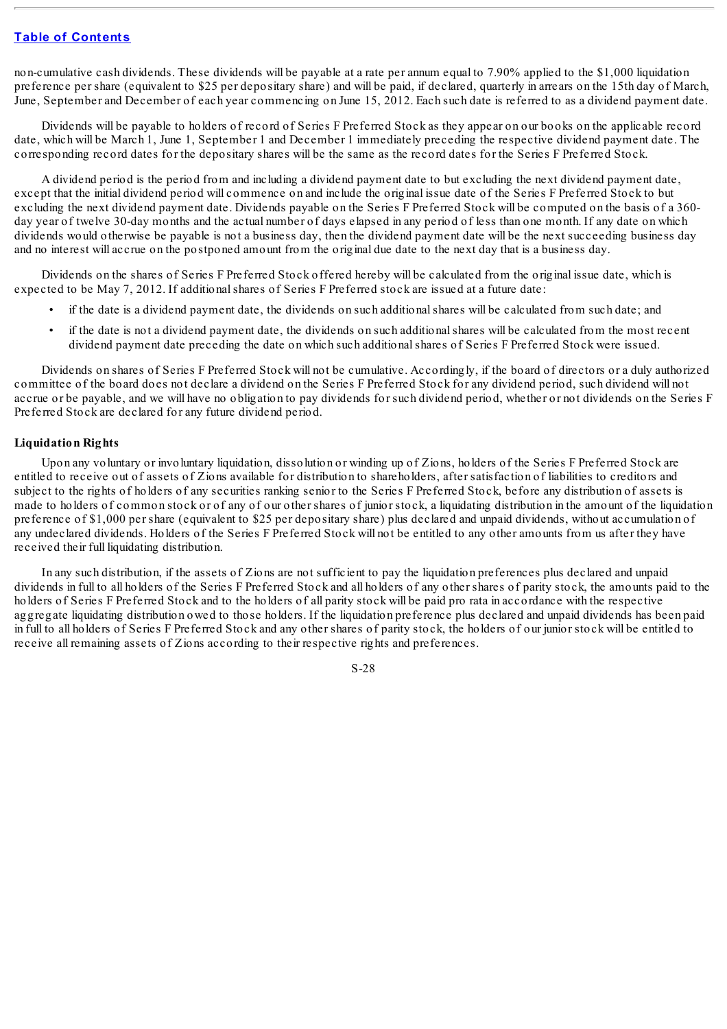non-cumulative cash dividends. These dividends will be payable at a rate per annum equal to 7.90% applied to the $1,000 liquidation preference per share (equivalent to $25 per depositary share) and will be paid, if declared, quarterly in arrears on the 15th day of March, June, September and December of each year commencing on June 15, 2012. Each such date is referred to as a dividend payment date.

Dividends will be payable to holders of record of Series F Preferred Stock as they appear on our books on the applicable record date, which will be March 1, June 1, September 1 and December 1 immediately preceding the respective dividend payment date. The corresponding record dates for the depositary shares will be the same as the record dates for the Series F Preferred Stock.

A dividend period is the period from and including a dividend payment date to but excluding the next dividend payment date, except that the initial dividend period will commence on and include the original issue date of the Series F Preferred Stock to but excluding the next dividend payment date. Dividends payable on the Series F Preferred Stock will be computed on the basis of a 360-day year of twelve 30-day months and the actual number of days elapsed in any period of less than one month. If any date on which dividends would otherwise be payable is not a business day, then the dividend payment date will be the next succeeding business day and no interest will accrue on the postponed amount from the original due date to the next day that is a business day.

Dividends on the shares of Series F Preferred Stock offered hereby will be calculated from the original issue date, which is expected to be May 7, 2012. If additional shares of Series F Preferred stock are issued at a future date:

- if the date is a dividend payment date, the dividends on such additional shares will be calculated from such date; and
- if the date is not a dividend payment date, the dividends on such additional shares will be calculated from the most recent dividend payment date preceding the date on which such additional shares of Series F Preferred Stock were issued.

Dividends on shares of Series F Preferred Stock will not be cumulative. Accordingly, if the board of directors or a duly authorized committee of the board does not declare a dividend on the Series F Preferred Stock for any dividend period, such dividend will not accrue or be payable, and we will have no obligation to pay dividends for such dividend period, whether or not dividends on the Series F Preferred Stock are declared for any future dividend period.

**Liquidation Rights**

Upon any voluntary or involuntary liquidation, dissolution or winding up of Zions, holders of the Series F Preferred Stock are entitled to receive out of assets of Zions available for distribution to shareholders, after satisfaction of liabilities to creditors and subject to the rights of holders of any securities ranking senior to the Series F Preferred Stock, before any distribution of assets is made to holders of common stock or of any of our other shares of junior stock, a liquidating distribution in the amount of the liquidation preference of $1,000 per share (equivalent to $25 per depositary share) plus declared and unpaid dividends, without accumulation of any undeclared dividends. Holders of the Series F Preferred Stock will not be entitled to any other amounts from us after they have received their full liquidating distribution.

In any such distribution, if the assets of Zions are not sufficient to pay the liquidation preferences plus declared and unpaid dividends in full to all holders of the Series F Preferred Stock and all holders of any other shares of parity stock, the amounts paid to the holders of Series F Preferred Stock and to the holders of all parity stock will be paid pro rata in accordance with the respective aggregate liquidating distribution owed to those holders. If the liquidation preference plus declared and unpaid dividends has been paid in full to all holders of Series F Preferred Stock and any other shares of parity stock, the holders of our junior stock will be entitled to receive all remaining assets of Zions according to their respective rights and preferences.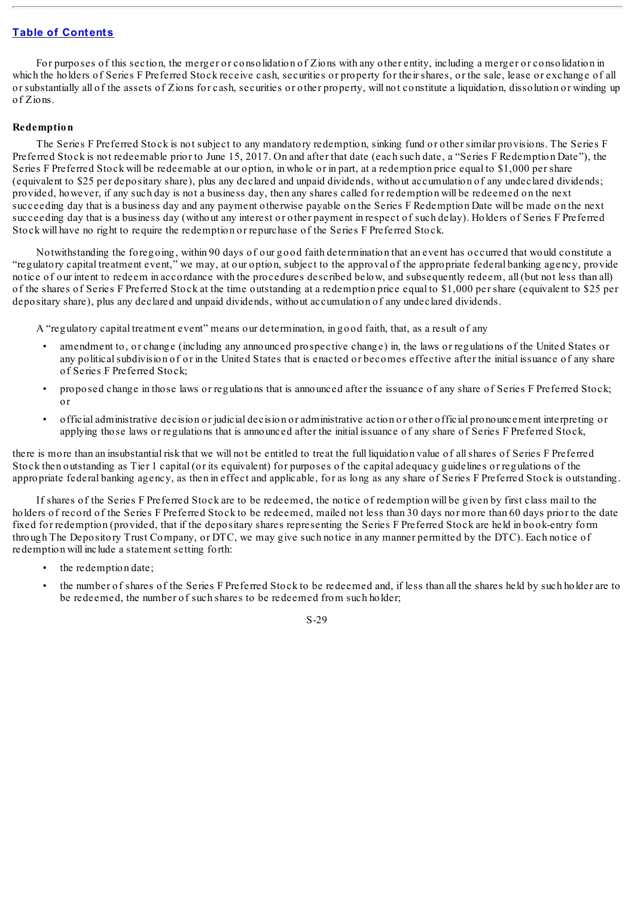For purposes of this section, the merger or consolidation of Zions with any other entity, including a merger or consolidation in which the holders of Series F Preferred Stock receive cash, securities or property for their shares, or the sale, lease or exchange of all or substantially all of the assets of Zions for cash, securities or other property, will not constitute a liquidation, dissolution or winding up of Zions.

**Redemption**

The Series F Preferred Stock is not subject to any mandatory redemption, sinking fund or other similar provisions. The Series F Preferred Stock is not redeemable prior to June 15, 2017. On and after that date (each such date, a "Series F Redemption Date"), the Series F Preferred Stock will be redeemable at our option, in whole or in part, at a redemption price equal to $1,000 per share (equivalent to $25 per depositary share), plus any declared and unpaid dividends, without accumulation of any undeclared dividends; provided, however, if any such day is not a business day, then any shares called for redemption will be redeemed on the next succeeding day that is a business day and any payment otherwise payable on the Series F Redemption Date will be made on the next succeeding day that is a business day (without any interest or other payment in respect of such delay). Holders of Series F Preferred Stock will have no right to require the redemption or repurchase of the Series F Preferred Stock.

Notwithstanding the foregoing, within 90 days of our good faith determination that an event has occurred that would constitute a "regulatory capital treatment event," we may, at our option, subject to the approval of the appropriate federal banking agency, provide notice of our intent to redeem in accordance with the procedures described below, and subsequently redeem, all (but not less than all) of the shares of Series F Preferred Stock at the time outstanding at a redemption price equal to $1,000 per share (equivalent to $25 per depositary share), plus any declared and unpaid dividends, without accumulation of any undeclared dividends.

A "regulatory capital treatment event" means our determination, in good faith, that, as a result of any

- amendment to, or change (including any announced prospective change) in, the laws or regulations of the United States or any political subdivision of or in the United States that is enacted or becomes effective after the initial issuance of any share of Series F Preferred Stock;
- proposed change in those laws or regulations that is announced after the issuance of any share of Series F Preferred Stock; or
- official administrative decision or judicial decision or administrative action or other official pronouncement interpreting or applying those laws or regulations that is announced after the initial issuance of any share of Series F Preferred Stock,

there is more than an insubstantial risk that we will not be entitled to treat the full liquidation value of all shares of Series F Preferred Stock then outstanding as Tier 1 capital (or its equivalent) for purposes of the capital adequacy guidelines or regulations of the appropriate federal banking agency, as then in effect and applicable, for as long as any share of Series F Preferred Stock is outstanding.

If shares of the Series F Preferred Stock are to be redeemed, the notice of redemption will be given by first class mail to the holders of record of the Series F Preferred Stock to be redeemed, mailed not less than 30 days nor more than 60 days prior to the date fixed for redemption (provided, that if the depositary shares representing the Series F Preferred Stock are held in book-entry form through The Depository Trust Company, or DTC, we may give such notice in any manner permitted by the DTC). Each notice of redemption will include a statement setting forth:

- the redemption date;
- the number of shares of the Series F Preferred Stock to be redeemed and, if less than all the shares held by such holder are to be redeemed, the number of such shares to be redeemed from such holder;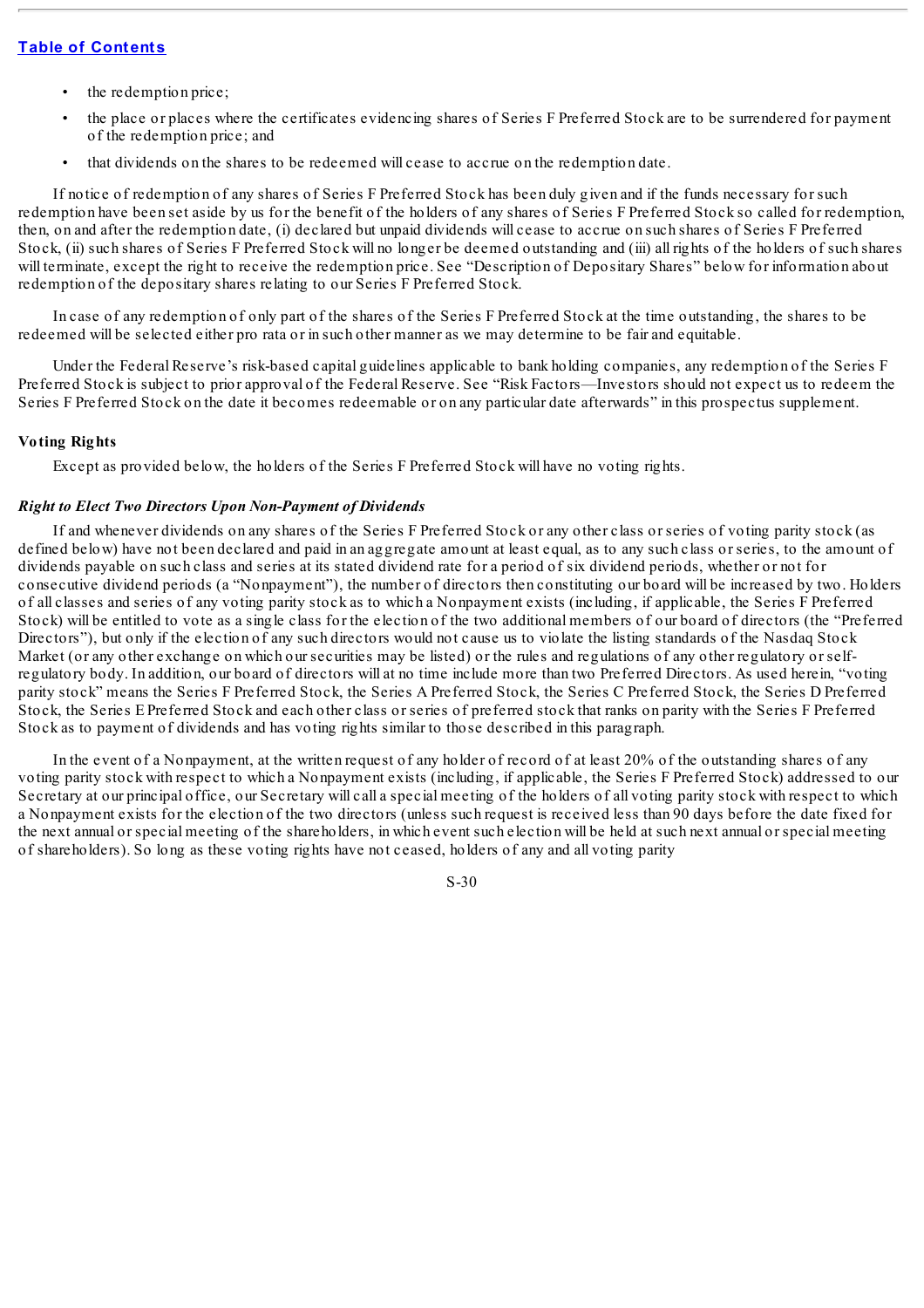- the redemption price;
- the place or places where the certificates evidencing shares of Series F Preferred Stock are to be surrendered for payment of the redemption price; and
- that dividends on the shares to be redeemed will cease to accrue on the redemption date.

If notice of redemption of any shares of Series F Preferred Stock has been duly given and if the funds necessary for such redemption have been set aside by us for the benefit of the holders of any shares of Series F Preferred Stock so called for redemption, then, on and after the redemption date, (i) declared but unpaid dividends will cease to accrue on such shares of Series F Preferred Stock, (ii) such shares of Series F Preferred Stock will no longer be deemed outstanding and (iii) all rights of the holders of such shares will terminate, except the right to receive the redemption price. See "Description of Depositary Shares" below for information about redemption of the depositary shares relating to our Series F Preferred Stock.

In case of any redemption of only part of the shares of the Series F Preferred Stock at the time outstanding, the shares to be redeemed will be selected either pro rata or in such other manner as we may determine to be fair and equitable.

Under the Federal Reserve's risk-based capital guidelines applicable to bank holding companies, any redemption of the Series F Preferred Stock is subject to prior approval of the Federal Reserve. See "Risk Factors—Investors should not expect us to redeem the Series F Preferred Stock on the date it becomes redeemable or on any particular date afterwards" in this prospectus supplement.

### Voting Rights

Except as provided below, the holders of the Series F Preferred Stock will have no voting rights.

#### *Right to Elect Two Directors Upon Non-Payment of Dividends*

If and whenever dividends on any shares of the Series F Preferred Stock or any other class or series of voting parity stock (as defined below) have not been declared and paid in an aggregate amount at least equal, as to any such class or series, to the amount of dividends payable on such class and series at its stated dividend rate for a period of six dividend periods, whether or not for consecutive dividend periods (a "Nonpayment"), the number of directors then constituting our board will be increased by two. Holders of all classes and series of any voting parity stock as to which a Nonpayment exists (including, if applicable, the Series F Preferred Stock) will be entitled to vote as a single class for the election of the two additional members of our board of directors (the "Preferred Directors"), but only if the election of any such directors would not cause us to violate the listing standards of the Nasdaq Stock Market (or any other exchange on which our securities may be listed) or the rules and regulations of any other regulatory or self-regulatory body. In addition, our board of directors will at no time include more than two Preferred Directors. As used herein, "voting parity stock" means the Series F Preferred Stock, the Series A Preferred Stock, the Series C Preferred Stock, the Series D Preferred Stock, the Series E Preferred Stock and each other class or series of preferred stock that ranks on parity with the Series F Preferred Stock as to payment of dividends and has voting rights similar to those described in this paragraph.

In the event of a Nonpayment, at the written request of any holder of record of at least 20% of the outstanding shares of any voting parity stock with respect to which a Nonpayment exists (including, if applicable, the Series F Preferred Stock) addressed to our Secretary at our principal office, our Secretary will call a special meeting of the holders of all voting parity stock with respect to which a Nonpayment exists for the election of the two directors (unless such request is received less than 90 days before the date fixed for the next annual or special meeting of the shareholders, in which event such election will be held at such next annual or special meeting of shareholders). So long as these voting rights have not ceased, holders of any and all voting parity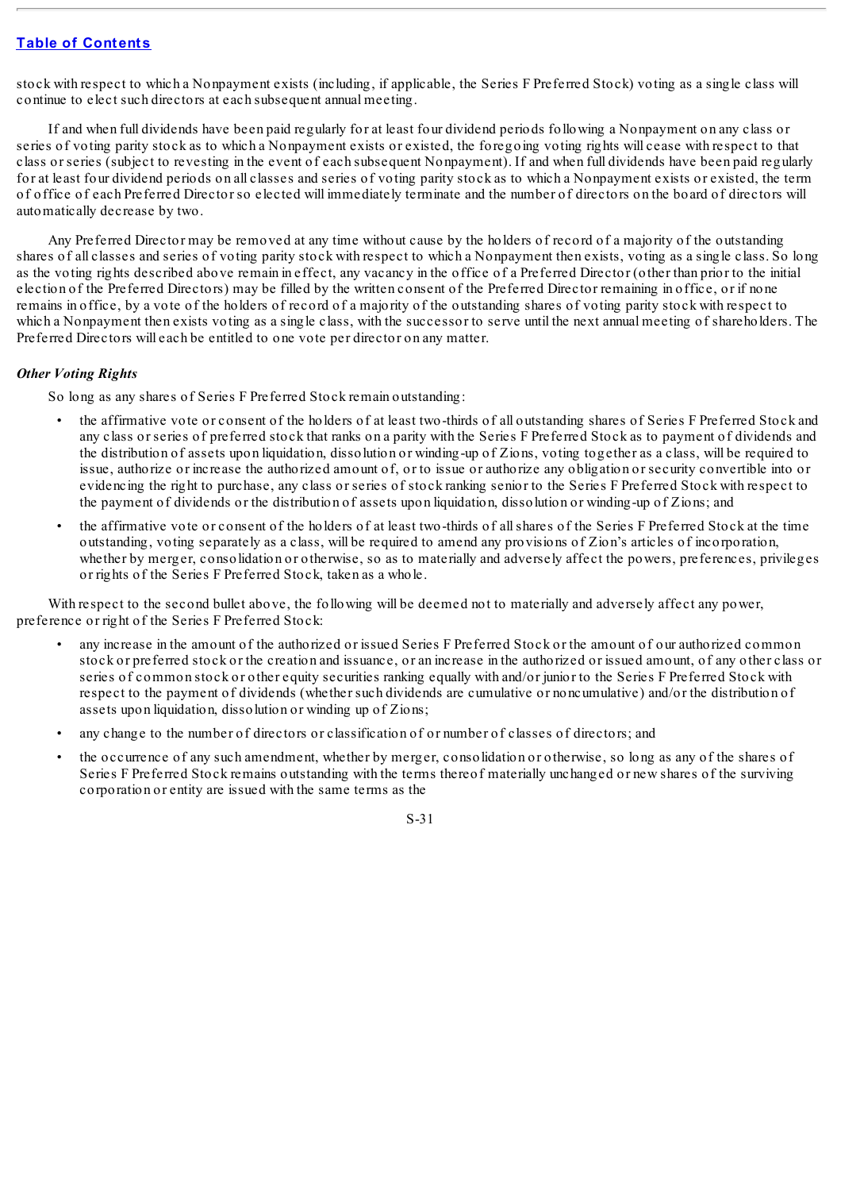stock with respect to which a Nonpayment exists (including, if applicable, the Series F Preferred Stock) voting as a single class will continue to elect such directors at each subsequent annual meeting.

If and when full dividends have been paid regularly for at least four dividend periods following a Nonpayment on any class or series of voting parity stock as to which a Nonpayment exists or existed, the foregoing voting rights will cease with respect to that class or series (subject to revesting in the event of each subsequent Nonpayment). If and when full dividends have been paid regularly for at least four dividend periods on all classes and series of voting parity stock as to which a Nonpayment exists or existed, the term of office of each Preferred Director so elected will immediately terminate and the number of directors on the board of directors will automatically decrease by two.

Any Preferred Director may be removed at any time without cause by the holders of record of a majority of the outstanding shares of all classes and series of voting parity stock with respect to which a Nonpayment then exists, voting as a single class. So long as the voting rights described above remain in effect, any vacancy in the office of a Preferred Director (other than prior to the initial election of the Preferred Directors) may be filled by the written consent of the Preferred Director remaining in office, or if none remains in office, by a vote of the holders of record of a majority of the outstanding shares of voting parity stock with respect to which a Nonpayment then exists voting as a single class, with the successor to serve until the next annual meeting of shareholders. The Preferred Directors will each be entitled to one vote per director on any matter.

***Other Voting Rights***

So long as any shares of Series F Preferred Stock remain outstanding:

- the affirmative vote or consent of the holders of at least two-thirds of all outstanding shares of Series F Preferred Stock and any class or series of preferred stock that ranks on a parity with the Series F Preferred Stock as to payment of dividends and the distribution of assets upon liquidation, dissolution or winding-up of Zions, voting together as a class, will be required to issue, authorize or increase the authorized amount of, or to issue or authorize any obligation or security convertible into or evidencing the right to purchase, any class or series of stock ranking senior to the Series F Preferred Stock with respect to the payment of dividends or the distribution of assets upon liquidation, dissolution or winding-up of Zions; and
- the affirmative vote or consent of the holders of at least two-thirds of all shares of the Series F Preferred Stock at the time outstanding, voting separately as a class, will be required to amend any provisions of Zion's articles of incorporation, whether by merger, consolidation or otherwise, so as to materially and adversely affect the powers, preferences, privileges or rights of the Series F Preferred Stock, taken as a whole.

With respect to the second bullet above, the following will be deemed not to materially and adversely affect any power, preference or right of the Series F Preferred Stock:

- any increase in the amount of the authorized or issued Series F Preferred Stock or the amount of our authorized common stock or preferred stock or the creation and issuance, or an increase in the authorized or issued amount, of any other class or series of common stock or other equity securities ranking equally with and/or junior to the Series F Preferred Stock with respect to the payment of dividends (whether such dividends are cumulative or noncumulative) and/or the distribution of assets upon liquidation, dissolution or winding up of Zions;
- any change to the number of directors or classification of or number of classes of directors; and
- the occurrence of any such amendment, whether by merger, consolidation or otherwise, so long as any of the shares of Series F Preferred Stock remains outstanding with the terms thereof materially unchanged or new shares of the surviving corporation or entity are issued with the same terms as the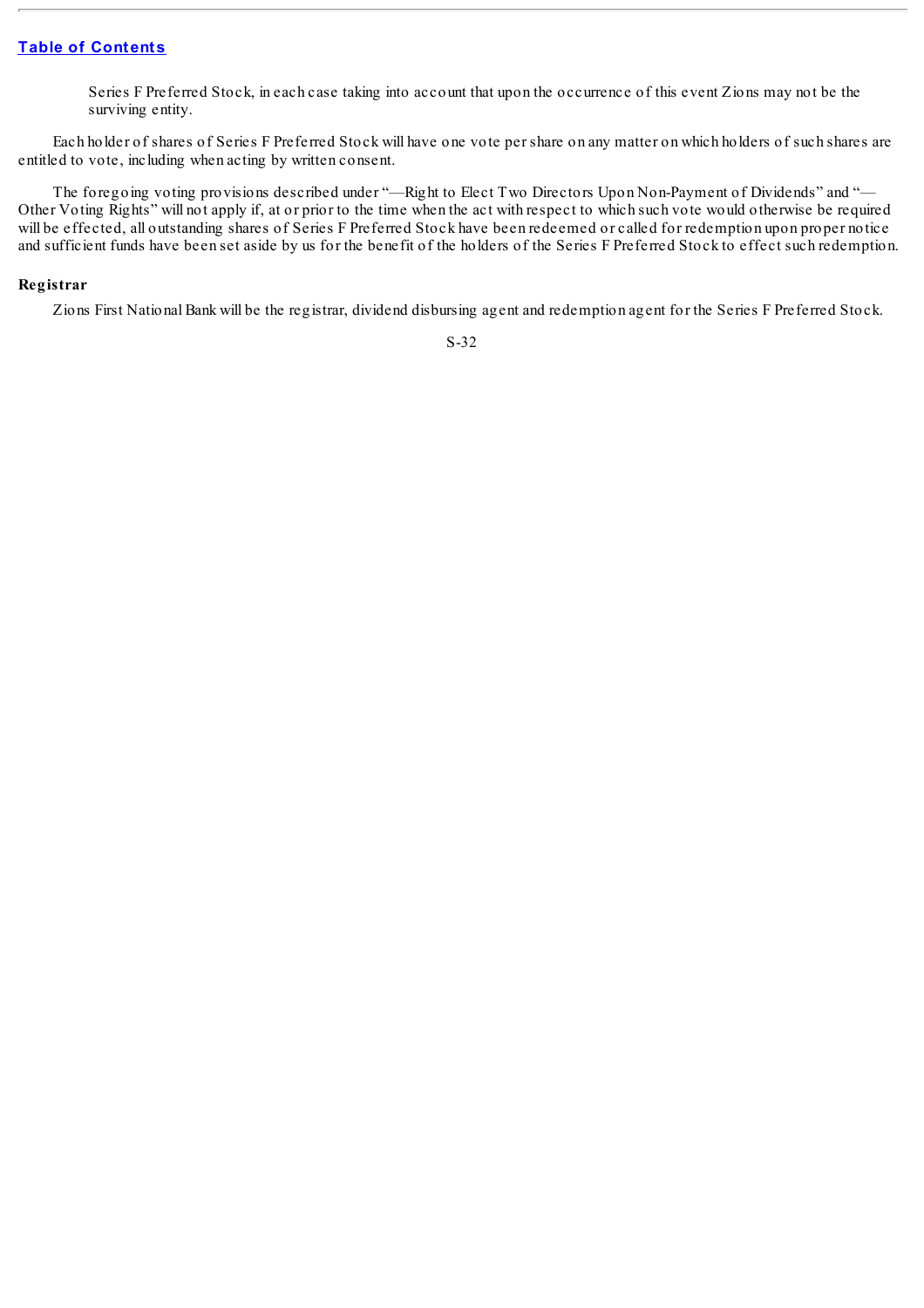Series F Preferred Stock, in each case taking into account that upon the occurrence of this event Zions may not be the surviving entity.

Each holder of shares of Series F Preferred Stock will have one vote per share on any matter on which holders of such shares are entitled to vote, including when acting by written consent.

The foregoing voting provisions described under "—Right to Elect Two Directors Upon Non-Payment of Dividends" and "—Other Voting Rights" will not apply if, at or prior to the time when the act with respect to which such vote would otherwise be required will be effected, all outstanding shares of Series F Preferred Stock have been redeemed or called for redemption upon proper notice and sufficient funds have been set aside by us for the benefit of the holders of the Series F Preferred Stock to effect such redemption.

## Registrar

Zions First National Bank will be the registrar, dividend disbursing agent and redemption agent for the Series F Preferred Stock.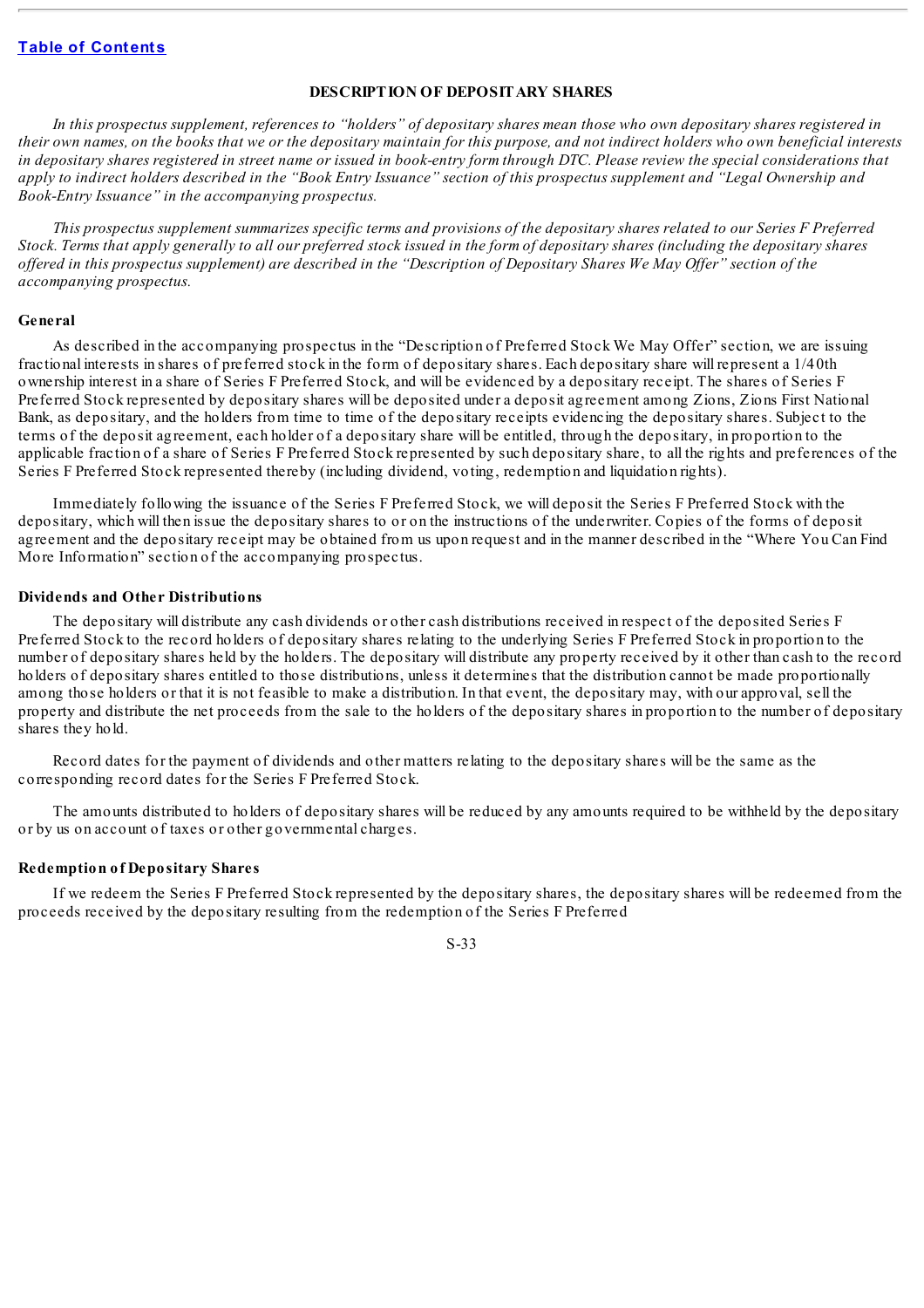Table of Contents

## DESCRIPTION OF DEPOSITARY SHARES

*In this prospectus supplement, references to "holders" of depositary shares mean those who own depositary shares registered in their own names, on the books that we or the depositary maintain for this purpose, and not indirect holders who own beneficial interests in depositary shares registered in street name or issued in book-entry form through DTC. Please review the special considerations that apply to indirect holders described in the "Book Entry Issuance" section of this prospectus supplement and "Legal Ownership and Book-Entry Issuance" in the accompanying prospectus.*

*This prospectus supplement summarizes specific terms and provisions of the depositary shares related to our Series F Preferred Stock. Terms that apply generally to all our preferred stock issued in the form of depositary shares (including the depositary shares offered in this prospectus supplement) are described in the "Description of Depositary Shares We May Offer" section of the accompanying prospectus.*

### General

As described in the accompanying prospectus in the "Description of Preferred Stock We May Offer" section, we are issuing fractional interests in shares of preferred stock in the form of depositary shares. Each depositary share will represent a 1/40th ownership interest in a share of Series F Preferred Stock, and will be evidenced by a depositary receipt. The shares of Series F Preferred Stock represented by depositary shares will be deposited under a deposit agreement among Zions, Zions First National Bank, as depositary, and the holders from time to time of the depositary receipts evidencing the depositary shares. Subject to the terms of the deposit agreement, each holder of a depositary share will be entitled, through the depositary, in proportion to the applicable fraction of a share of Series F Preferred Stock represented by such depositary share, to all the rights and preferences of the Series F Preferred Stock represented thereby (including dividend, voting, redemption and liquidation rights).

Immediately following the issuance of the Series F Preferred Stock, we will deposit the Series F Preferred Stock with the depositary, which will then issue the depositary shares to or on the instructions of the underwriter. Copies of the forms of deposit agreement and the depositary receipt may be obtained from us upon request and in the manner described in the "Where You Can Find More Information" section of the accompanying prospectus.

### Dividends and Other Distributions

The depositary will distribute any cash dividends or other cash distributions received in respect of the deposited Series F Preferred Stock to the record holders of depositary shares relating to the underlying Series F Preferred Stock in proportion to the number of depositary shares held by the holders. The depositary will distribute any property received by it other than cash to the record holders of depositary shares entitled to those distributions, unless it determines that the distribution cannot be made proportionally among those holders or that it is not feasible to make a distribution. In that event, the depositary may, with our approval, sell the property and distribute the net proceeds from the sale to the holders of the depositary shares in proportion to the number of depositary shares they hold.

Record dates for the payment of dividends and other matters relating to the depositary shares will be the same as the corresponding record dates for the Series F Preferred Stock.

The amounts distributed to holders of depositary shares will be reduced by any amounts required to be withheld by the depositary or by us on account of taxes or other governmental charges.

### Redemption of Depositary Shares

If we redeem the Series F Preferred Stock represented by the depositary shares, the depositary shares will be redeemed from the proceeds received by the depositary resulting from the redemption of the Series F Preferred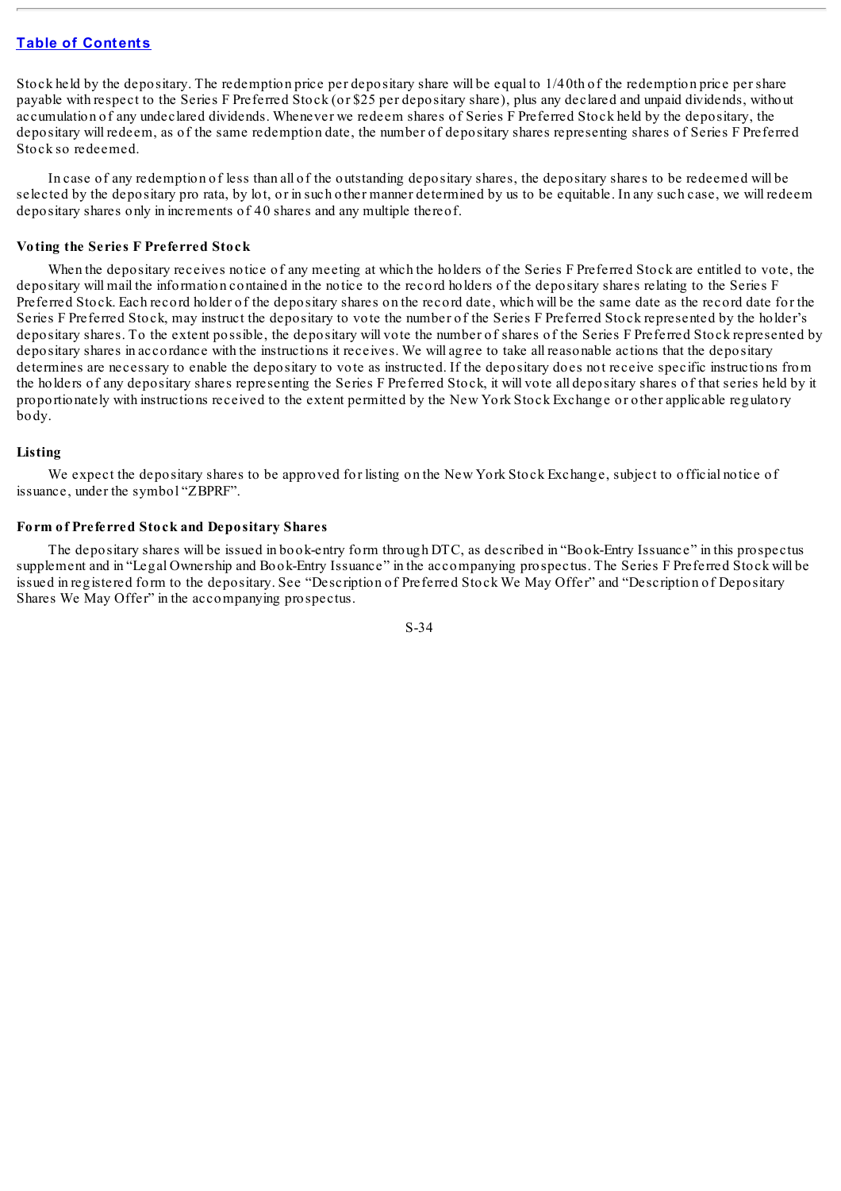Stock held by the depositary. The redemption price per depositary share will be equal to 1/40th of the redemption price per share payable with respect to the Series F Preferred Stock (or $25 per depositary share), plus any declared and unpaid dividends, without accumulation of any undeclared dividends. Whenever we redeem shares of Series F Preferred Stock held by the depositary, the depositary will redeem, as of the same redemption date, the number of depositary shares representing shares of Series F Preferred Stock so redeemed.

In case of any redemption of less than all of the outstanding depositary shares, the depositary shares to be redeemed will be selected by the depositary pro rata, by lot, or in such other manner determined by us to be equitable. In any such case, we will redeem depositary shares only in increments of 40 shares and any multiple thereof.

#### Voting the Series F Preferred Stock

When the depositary receives notice of any meeting at which the holders of the Series F Preferred Stock are entitled to vote, the depositary will mail the information contained in the notice to the record holders of the depositary shares relating to the Series F Preferred Stock. Each record holder of the depositary shares on the record date, which will be the same date as the record date for the Series F Preferred Stock, may instruct the depositary to vote the number of the Series F Preferred Stock represented by the holder's depositary shares. To the extent possible, the depositary will vote the number of shares of the Series F Preferred Stock represented by depositary shares in accordance with the instructions it receives. We will agree to take all reasonable actions that the depositary determines are necessary to enable the depositary to vote as instructed. If the depositary does not receive specific instructions from the holders of any depositary shares representing the Series F Preferred Stock, it will vote all depositary shares of that series held by it proportionately with instructions received to the extent permitted by the New York Stock Exchange or other applicable regulatory body.

#### Listing

We expect the depositary shares to be approved for listing on the New York Stock Exchange, subject to official notice of issuance, under the symbol "ZBPRF".

#### Form of Preferred Stock and Depositary Shares

The depositary shares will be issued in book-entry form through DTC, as described in "Book-Entry Issuance" in this prospectus supplement and in "Legal Ownership and Book-Entry Issuance" in the accompanying prospectus. The Series F Preferred Stock will be issued in registered form to the depositary. See "Description of Preferred Stock We May Offer" and "Description of Depositary Shares We May Offer" in the accompanying prospectus.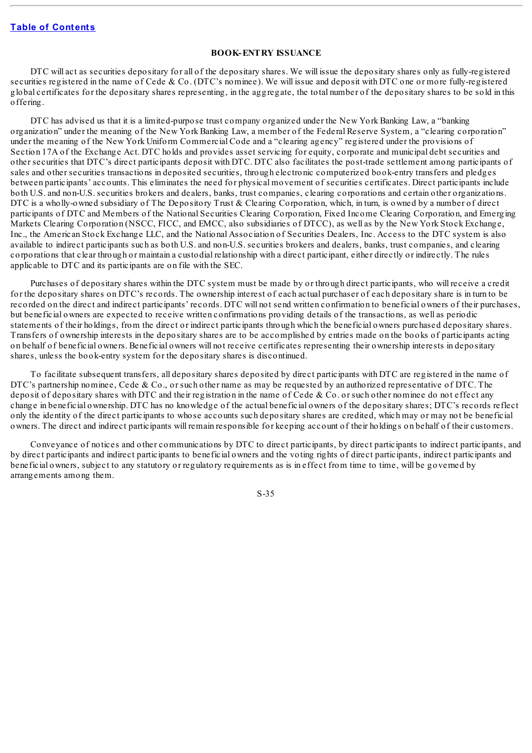## BOOK-ENTRY ISSUANCE

DTC will act as securities depositary for all of the depositary shares. We will issue the depositary shares only as fully-registered securities registered in the name of Cede & Co. (DTC's nominee). We will issue and deposit with DTC one or more fully-registered global certificates for the depositary shares representing, in the aggregate, the total number of the depositary shares to be sold in this offering.

DTC has advised us that it is a limited-purpose trust company organized under the New York Banking Law, a "banking organization" under the meaning of the New York Banking Law, a member of the Federal Reserve System, a "clearing corporation" under the meaning of the New York Uniform Commercial Code and a "clearing agency" registered under the provisions of Section 17A of the Exchange Act. DTC holds and provides asset servicing for equity, corporate and municipal debt securities and other securities that DTC's direct participants deposit with DTC. DTC also facilitates the post-trade settlement among participants of sales and other securities transactions in deposited securities, through electronic computerized book-entry transfers and pledges between participants' accounts. This eliminates the need for physical movement of securities certificates. Direct participants include both U.S. and non-U.S. securities brokers and dealers, banks, trust companies, clearing corporations and certain other organizations. DTC is a wholly-owned subsidiary of The Depository Trust & Clearing Corporation, which, in turn, is owned by a number of direct participants of DTC and Members of the National Securities Clearing Corporation, Fixed Income Clearing Corporation, and Emerging Markets Clearing Corporation (NSCC, FICC, and EMCC, also subsidiaries of DTCC), as well as by the New York Stock Exchange, Inc., the American Stock Exchange LLC, and the National Association of Securities Dealers, Inc. Access to the DTC system is also available to indirect participants such as both U.S. and non-U.S. securities brokers and dealers, banks, trust companies, and clearing corporations that clear through or maintain a custodial relationship with a direct participant, either directly or indirectly. The rules applicable to DTC and its participants are on file with the SEC.

Purchases of depositary shares within the DTC system must be made by or through direct participants, who will receive a credit for the depositary shares on DTC's records. The ownership interest of each actual purchaser of each depositary share is in turn to be recorded on the direct and indirect participants' records. DTC will not send written confirmation to beneficial owners of their purchases, but beneficial owners are expected to receive written confirmations providing details of the transactions, as well as periodic statements of their holdings, from the direct or indirect participants through which the beneficial owners purchased depositary shares. Transfers of ownership interests in the depositary shares are to be accomplished by entries made on the books of participants acting on behalf of beneficial owners. Beneficial owners will not receive certificates representing their ownership interests in depositary shares, unless the book-entry system for the depositary shares is discontinued.

To facilitate subsequent transfers, all depositary shares deposited by direct participants with DTC are registered in the name of DTC's partnership nominee, Cede & Co., or such other name as may be requested by an authorized representative of DTC. The deposit of depositary shares with DTC and their registration in the name of Cede & Co. or such other nominee do not effect any change in beneficial ownership. DTC has no knowledge of the actual beneficial owners of the depositary shares; DTC's records reflect only the identity of the direct participants to whose accounts such depositary shares are credited, which may or may not be beneficial owners. The direct and indirect participants will remain responsible for keeping account of their holdings on behalf of their customers.

Conveyance of notices and other communications by DTC to direct participants, by direct participants to indirect participants, and by direct participants and indirect participants to beneficial owners and the voting rights of direct participants, indirect participants and beneficial owners, subject to any statutory or regulatory requirements as is in effect from time to time, will be governed by arrangements among them.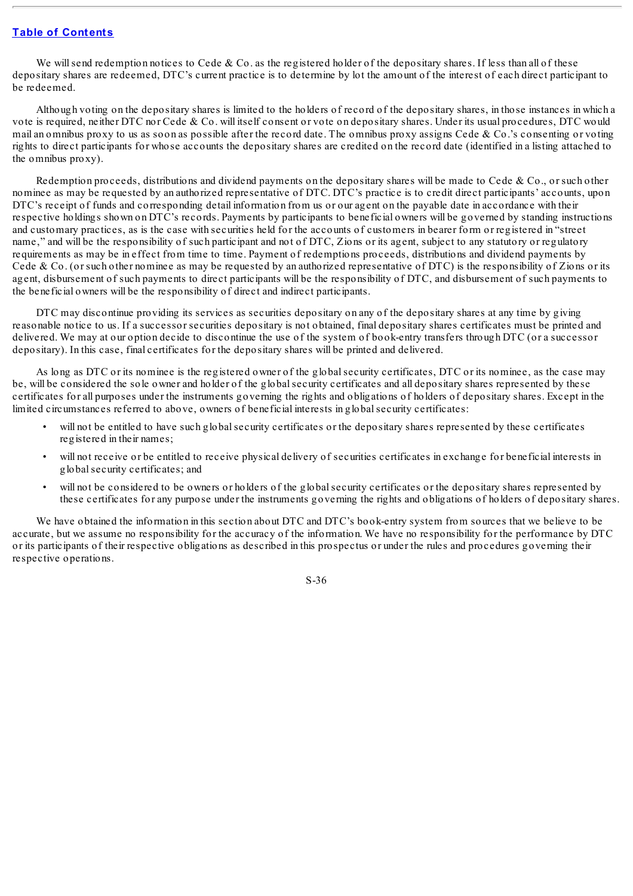We will send redemption notices to Cede & Co. as the registered holder of the depositary shares. If less than all of these depositary shares are redeemed, DTC's current practice is to determine by lot the amount of the interest of each direct participant to be redeemed.

Although voting on the depositary shares is limited to the holders of record of the depositary shares, in those instances in which a vote is required, neither DTC nor Cede & Co. will itself consent or vote on depositary shares. Under its usual procedures, DTC would mail an omnibus proxy to us as soon as possible after the record date. The omnibus proxy assigns Cede & Co.'s consenting or voting rights to direct participants for whose accounts the depositary shares are credited on the record date (identified in a listing attached to the omnibus proxy).

Redemption proceeds, distributions and dividend payments on the depositary shares will be made to Cede & Co., or such other nominee as may be requested by an authorized representative of DTC. DTC's practice is to credit direct participants' accounts, upon DTC's receipt of funds and corresponding detail information from us or our agent on the payable date in accordance with their respective holdings shown on DTC's records. Payments by participants to beneficial owners will be governed by standing instructions and customary practices, as is the case with securities held for the accounts of customers in bearer form or registered in "street name," and will be the responsibility of such participant and not of DTC, Zions or its agent, subject to any statutory or regulatory requirements as may be in effect from time to time. Payment of redemptions proceeds, distributions and dividend payments by Cede & Co. (or such other nominee as may be requested by an authorized representative of DTC) is the responsibility of Zions or its agent, disbursement of such payments to direct participants will be the responsibility of DTC, and disbursement of such payments to the beneficial owners will be the responsibility of direct and indirect participants.

DTC may discontinue providing its services as securities depositary on any of the depositary shares at any time by giving reasonable notice to us. If a successor securities depositary is not obtained, final depositary shares certificates must be printed and delivered. We may at our option decide to discontinue the use of the system of book-entry transfers through DTC (or a successor depositary). In this case, final certificates for the depositary shares will be printed and delivered.

As long as DTC or its nominee is the registered owner of the global security certificates, DTC or its nominee, as the case may be, will be considered the sole owner and holder of the global security certificates and all depositary shares represented by these certificates for all purposes under the instruments governing the rights and obligations of holders of depositary shares. Except in the limited circumstances referred to above, owners of beneficial interests in global security certificates:

- will not be entitled to have such global security certificates or the depositary shares represented by these certificates registered in their names;
- will not receive or be entitled to receive physical delivery of securities certificates in exchange for beneficial interests in global security certificates; and
- will not be considered to be owners or holders of the global security certificates or the depositary shares represented by these certificates for any purpose under the instruments governing the rights and obligations of holders of depositary shares.

We have obtained the information in this section about DTC and DTC's book-entry system from sources that we believe to be accurate, but we assume no responsibility for the accuracy of the information. We have no responsibility for the performance by DTC or its participants of their respective obligations as described in this prospectus or under the rules and procedures governing their respective operations.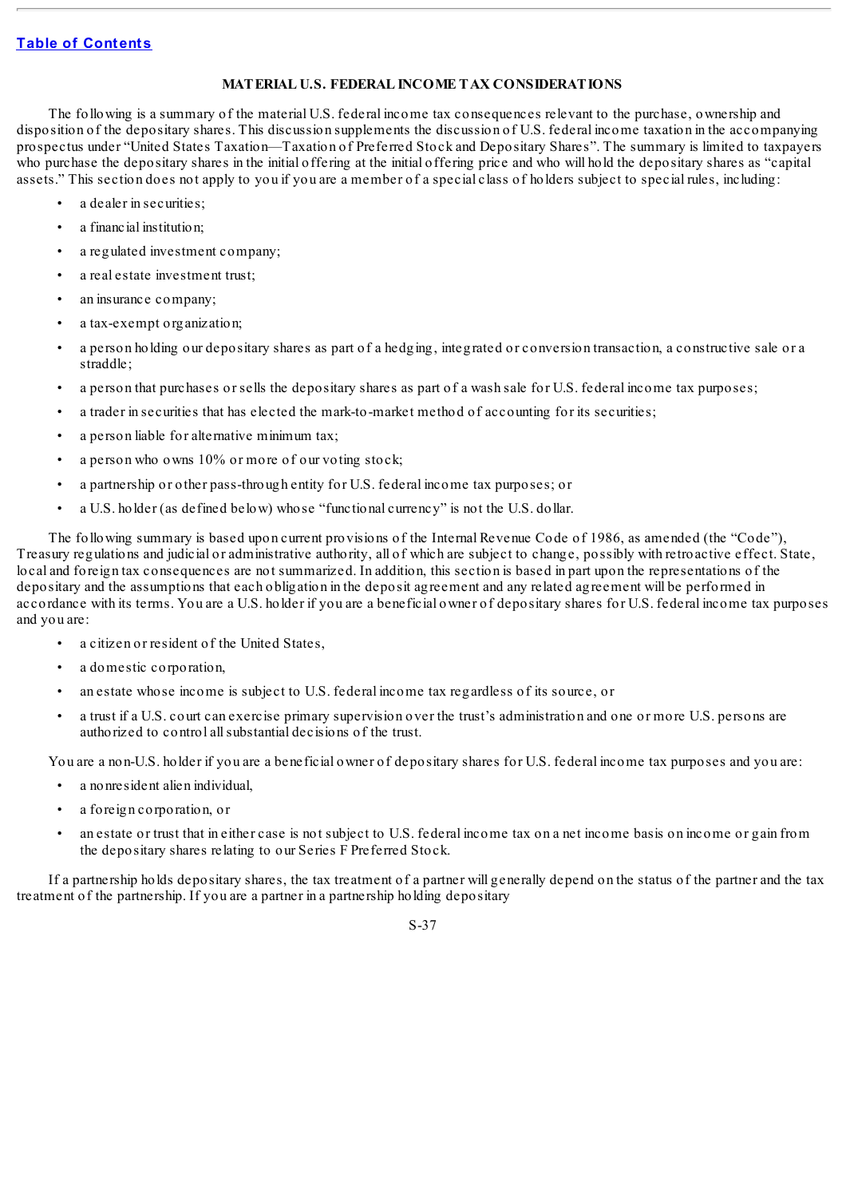## MATERIAL U.S. FEDERAL INCOME TAX CONSIDERATIONS

The following is a summary of the material U.S. federal income tax consequences relevant to the purchase, ownership and disposition of the depositary shares. This discussion supplements the discussion of U.S. federal income taxation in the accompanying prospectus under "United States Taxation—Taxation of Preferred Stock and Depositary Shares". The summary is limited to taxpayers who purchase the depositary shares in the initial offering at the initial offering price and who will hold the depositary shares as "capital assets." This section does not apply to you if you are a member of a special class of holders subject to special rules, including:

- a dealer in securities;
- a financial institution;
- a regulated investment company;
- a real estate investment trust;
- an insurance company;
- a tax-exempt organization;
- a person holding our depositary shares as part of a hedging, integrated or conversion transaction, a constructive sale or a straddle;
- a person that purchases or sells the depositary shares as part of a wash sale for U.S. federal income tax purposes;
- a trader in securities that has elected the mark-to-market method of accounting for its securities;
- a person liable for alternative minimum tax;
- a person who owns 10% or more of our voting stock;
- a partnership or other pass-through entity for U.S. federal income tax purposes; or
- a U.S. holder (as defined below) whose "functional currency" is not the U.S. dollar.

The following summary is based upon current provisions of the Internal Revenue Code of 1986, as amended (the "Code"), Treasury regulations and judicial or administrative authority, all of which are subject to change, possibly with retroactive effect. State, local and foreign tax consequences are not summarized. In addition, this section is based in part upon the representations of the depositary and the assumptions that each obligation in the deposit agreement and any related agreement will be performed in accordance with its terms. You are a U.S. holder if you are a beneficial owner of depositary shares for U.S. federal income tax purposes and you are:

- a citizen or resident of the United States,
- a domestic corporation,
- an estate whose income is subject to U.S. federal income tax regardless of its source, or
- a trust if a U.S. court can exercise primary supervision over the trust's administration and one or more U.S. persons are authorized to control all substantial decisions of the trust.

You are a non-U.S. holder if you are a beneficial owner of depositary shares for U.S. federal income tax purposes and you are:

- a nonresident alien individual,
- a foreign corporation, or
- an estate or trust that in either case is not subject to U.S. federal income tax on a net income basis on income or gain from the depositary shares relating to our Series F Preferred Stock.

If a partnership holds depositary shares, the tax treatment of a partner will generally depend on the status of the partner and the tax treatment of the partnership. If you are a partner in a partnership holding depositary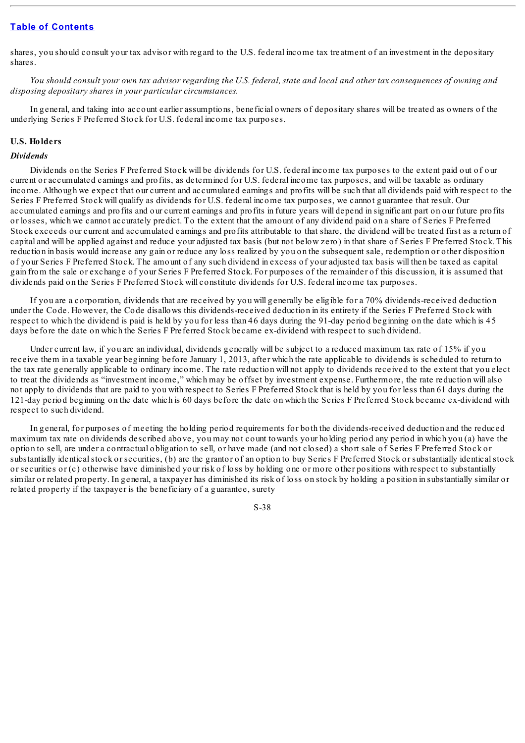shares, you should consult your tax advisor with regard to the U.S. federal income tax treatment of an investment in the depositary shares.

*You should consult your own tax advisor regarding the U.S. federal, state and local and other tax consequences of owning and disposing depositary shares in your particular circumstances.*

In general, and taking into account earlier assumptions, beneficial owners of depositary shares will be treated as owners of the underlying Series F Preferred Stock for U.S. federal income tax purposes.

**U.S. Holders**

***Dividends***

Dividends on the Series F Preferred Stock will be dividends for U.S. federal income tax purposes to the extent paid out of our current or accumulated earnings and profits, as determined for U.S. federal income tax purposes, and will be taxable as ordinary income. Although we expect that our current and accumulated earnings and profits will be such that all dividends paid with respect to the Series F Preferred Stock will qualify as dividends for U.S. federal income tax purposes, we cannot guarantee that result. Our accumulated earnings and profits and our current earnings and profits in future years will depend in significant part on our future profits or losses, which we cannot accurately predict. To the extent that the amount of any dividend paid on a share of Series F Preferred Stock exceeds our current and accumulated earnings and profits attributable to that share, the dividend will be treated first as a return of capital and will be applied against and reduce your adjusted tax basis (but not below zero) in that share of Series F Preferred Stock. This reduction in basis would increase any gain or reduce any loss realized by you on the subsequent sale, redemption or other disposition of your Series F Preferred Stock. The amount of any such dividend in excess of your adjusted tax basis will then be taxed as capital gain from the sale or exchange of your Series F Preferred Stock. For purposes of the remainder of this discussion, it is assumed that dividends paid on the Series F Preferred Stock will constitute dividends for U.S. federal income tax purposes.

If you are a corporation, dividends that are received by you will generally be eligible for a 70% dividends-received deduction under the Code. However, the Code disallows this dividends-received deduction in its entirety if the Series F Preferred Stock with respect to which the dividend is paid is held by you for less than 46 days during the 91-day period beginning on the date which is 45 days before the date on which the Series F Preferred Stock became ex-dividend with respect to such dividend.

Under current law, if you are an individual, dividends generally will be subject to a reduced maximum tax rate of 15% if you receive them in a taxable year beginning before January 1, 2013, after which the rate applicable to dividends is scheduled to return to the tax rate generally applicable to ordinary income. The rate reduction will not apply to dividends received to the extent that you elect to treat the dividends as "investment income," which may be offset by investment expense. Furthermore, the rate reduction will also not apply to dividends that are paid to you with respect to Series F Preferred Stock that is held by you for less than 61 days during the 121-day period beginning on the date which is 60 days before the date on which the Series F Preferred Stock became ex-dividend with respect to such dividend.

In general, for purposes of meeting the holding period requirements for both the dividends-received deduction and the reduced maximum tax rate on dividends described above, you may not count towards your holding period any period in which you (a) have the option to sell, are under a contractual obligation to sell, or have made (and not closed) a short sale of Series F Preferred Stock or substantially identical stock or securities, (b) are the grantor of an option to buy Series F Preferred Stock or substantially identical stock or securities or (c) otherwise have diminished your risk of loss by holding one or more other positions with respect to substantially similar or related property. In general, a taxpayer has diminished its risk of loss on stock by holding a position in substantially similar or related property if the taxpayer is the beneficiary of a guarantee, surety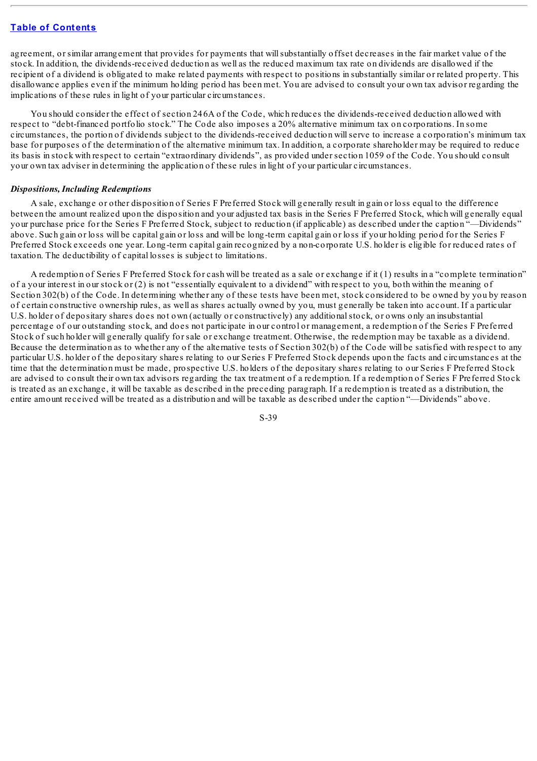agreement, or similar arrangement that provides for payments that will substantially offset decreases in the fair market value of the stock. In addition, the dividends-received deduction as well as the reduced maximum tax rate on dividends are disallowed if the recipient of a dividend is obligated to make related payments with respect to positions in substantially similar or related property. This disallowance applies even if the minimum holding period has been met. You are advised to consult your own tax advisor regarding the implications of these rules in light of your particular circumstances.

You should consider the effect of section 246A of the Code, which reduces the dividends-received deduction allowed with respect to "debt-financed portfolio stock." The Code also imposes a 20% alternative minimum tax on corporations. In some circumstances, the portion of dividends subject to the dividends-received deduction will serve to increase a corporation's minimum tax base for purposes of the determination of the alternative minimum tax. In addition, a corporate shareholder may be required to reduce its basis in stock with respect to certain "extraordinary dividends", as provided under section 1059 of the Code. You should consult your own tax adviser in determining the application of these rules in light of your particular circumstances.

***Dispositions, Including Redemptions***

A sale, exchange or other disposition of Series F Preferred Stock will generally result in gain or loss equal to the difference between the amount realized upon the disposition and your adjusted tax basis in the Series F Preferred Stock, which will generally equal your purchase price for the Series F Preferred Stock, subject to reduction (if applicable) as described under the caption "—Dividends" above. Such gain or loss will be capital gain or loss and will be long-term capital gain or loss if your holding period for the Series F Preferred Stock exceeds one year. Long-term capital gain recognized by a non-corporate U.S. holder is eligible for reduced rates of taxation. The deductibility of capital losses is subject to limitations.

A redemption of Series F Preferred Stock for cash will be treated as a sale or exchange if it (1) results in a "complete termination" of a your interest in our stock or (2) is not "essentially equivalent to a dividend" with respect to you, both within the meaning of Section 302(b) of the Code. In determining whether any of these tests have been met, stock considered to be owned by you by reason of certain constructive ownership rules, as well as shares actually owned by you, must generally be taken into account. If a particular U.S. holder of depositary shares does not own (actually or constructively) any additional stock, or owns only an insubstantial percentage of our outstanding stock, and does not participate in our control or management, a redemption of the Series F Preferred Stock of such holder will generally qualify for sale or exchange treatment. Otherwise, the redemption may be taxable as a dividend. Because the determination as to whether any of the alternative tests of Section 302(b) of the Code will be satisfied with respect to any particular U.S. holder of the depositary shares relating to our Series F Preferred Stock depends upon the facts and circumstances at the time that the determination must be made, prospective U.S. holders of the depositary shares relating to our Series F Preferred Stock are advised to consult their own tax advisors regarding the tax treatment of a redemption. If a redemption of Series F Preferred Stock is treated as an exchange, it will be taxable as described in the preceding paragraph. If a redemption is treated as a distribution, the entire amount received will be treated as a distribution and will be taxable as described under the caption "—Dividends" above.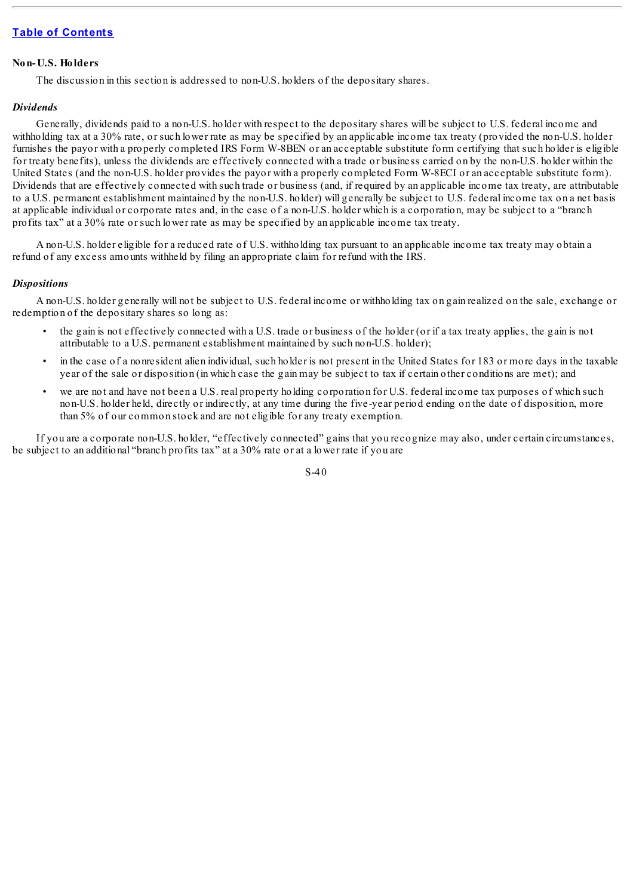**Non-U.S. Holders**

The discussion in this section is addressed to non-U.S. holders of the depositary shares.

*Dividends*

Generally, dividends paid to a non-U.S. holder with respect to the depositary shares will be subject to U.S. federal income and withholding tax at a 30% rate, or such lower rate as may be specified by an applicable income tax treaty (provided the non-U.S. holder furnishes the payor with a properly completed IRS Form W-8BEN or an acceptable substitute form certifying that such holder is eligible for treaty benefits), unless the dividends are effectively connected with a trade or business carried on by the non-U.S. holder within the United States (and the non-U.S. holder provides the payor with a properly completed Form W-8ECI or an acceptable substitute form). Dividends that are effectively connected with such trade or business (and, if required by an applicable income tax treaty, are attributable to a U.S. permanent establishment maintained by the non-U.S. holder) will generally be subject to U.S. federal income tax on a net basis at applicable individual or corporate rates and, in the case of a non-U.S. holder which is a corporation, may be subject to a "branch profits tax" at a 30% rate or such lower rate as may be specified by an applicable income tax treaty.

A non-U.S. holder eligible for a reduced rate of U.S. withholding tax pursuant to an applicable income tax treaty may obtain a refund of any excess amounts withheld by filing an appropriate claim for refund with the IRS.

*Dispositions*

A non-U.S. holder generally will not be subject to U.S. federal income or withholding tax on gain realized on the sale, exchange or redemption of the depositary shares so long as:

- the gain is not effectively connected with a U.S. trade or business of the holder (or if a tax treaty applies, the gain is not attributable to a U.S. permanent establishment maintained by such non-U.S. holder);
- in the case of a nonresident alien individual, such holder is not present in the United States for 183 or more days in the taxable year of the sale or disposition (in which case the gain may be subject to tax if certain other conditions are met); and
- we are not and have not been a U.S. real property holding corporation for U.S. federal income tax purposes of which such non-U.S. holder held, directly or indirectly, at any time during the five-year period ending on the date of disposition, more than 5% of our common stock and are not eligible for any treaty exemption.

If you are a corporate non-U.S. holder, "effectively connected" gains that you recognize may also, under certain circumstances, be subject to an additional "branch profits tax" at a 30% rate or at a lower rate if you are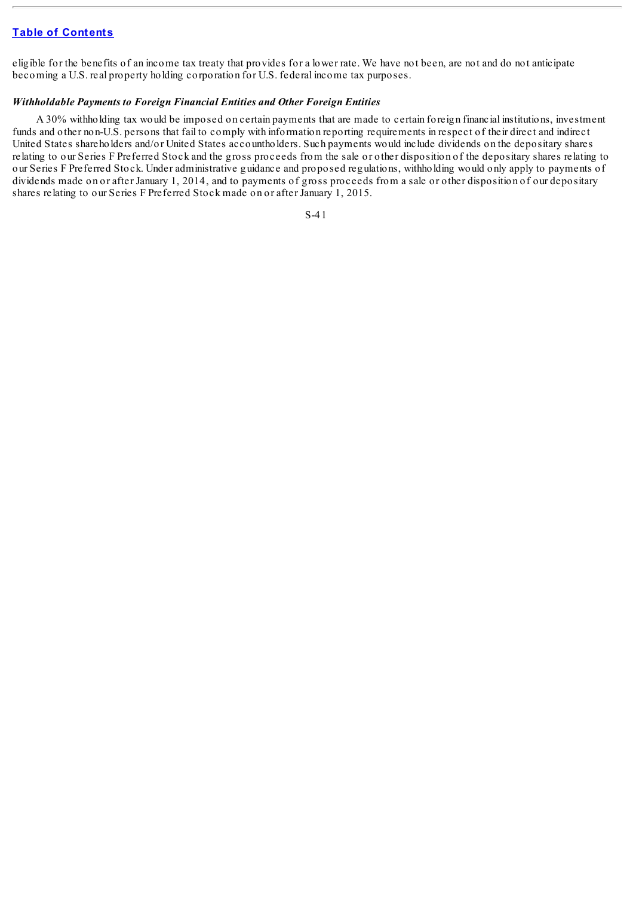eligible for the benefits of an income tax treaty that provides for a lower rate. We have not been, are not and do not anticipate becoming a U.S. real property holding corporation for U.S. federal income tax purposes.

***Withholdable Payments to Foreign Financial Entities and Other Foreign Entities***

A 30% withholding tax would be imposed on certain payments that are made to certain foreign financial institutions, investment funds and other non-U.S. persons that fail to comply with information reporting requirements in respect of their direct and indirect United States shareholders and/or United States accountholders. Such payments would include dividends on the depositary shares relating to our Series F Preferred Stock and the gross proceeds from the sale or other disposition of the depositary shares relating to our Series F Preferred Stock. Under administrative guidance and proposed regulations, withholding would only apply to payments of dividends made on or after January 1, 2014, and to payments of gross proceeds from a sale or other disposition of our depositary shares relating to our Series F Preferred Stock made on or after January 1, 2015.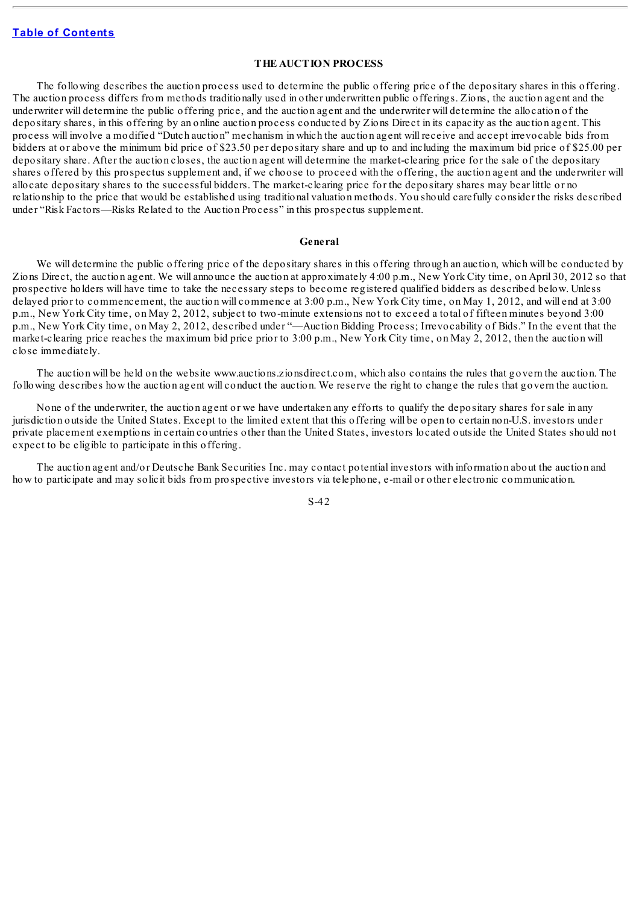# THE AUCTION PROCESS

The following describes the auction process used to determine the public offering price of the depositary shares in this offering. The auction process differs from methods traditionally used in other underwritten public offerings. Zions, the auction agent and the underwriter will determine the public offering price, and the auction agent and the underwriter will determine the allocation of the depositary shares, in this offering by an online auction process conducted by Zions Direct in its capacity as the auction agent. This process will involve a modified "Dutch auction" mechanism in which the auction agent will receive and accept irrevocable bids from bidders at or above the minimum bid price of $23.50 per depositary share and up to and including the maximum bid price of $25.00 per depositary share. After the auction closes, the auction agent will determine the market-clearing price for the sale of the depositary shares offered by this prospectus supplement and, if we choose to proceed with the offering, the auction agent and the underwriter will allocate depositary shares to the successful bidders. The market-clearing price for the depositary shares may bear little or no relationship to the price that would be established using traditional valuation methods. You should carefully consider the risks described under "Risk Factors—Risks Related to the Auction Process" in this prospectus supplement.

## General

We will determine the public offering price of the depositary shares in this offering through an auction, which will be conducted by Zions Direct, the auction agent. We will announce the auction at approximately 4:00 p.m., New York City time, on April 30, 2012 so that prospective holders will have time to take the necessary steps to become registered qualified bidders as described below. Unless delayed prior to commencement, the auction will commence at 3:00 p.m., New York City time, on May 1, 2012, and will end at 3:00 p.m., New York City time, on May 2, 2012, subject to two-minute extensions not to exceed a total of fifteen minutes beyond 3:00 p.m., New York City time, on May 2, 2012, described under "—Auction Bidding Process; Irrevocability of Bids." In the event that the market-clearing price reaches the maximum bid price prior to 3:00 p.m., New York City time, on May 2, 2012, then the auction will close immediately.

The auction will be held on the website www.auctions.zionsdirect.com, which also contains the rules that govern the auction. The following describes how the auction agent will conduct the auction. We reserve the right to change the rules that govern the auction.

None of the underwriter, the auction agent or we have undertaken any efforts to qualify the depositary shares for sale in any jurisdiction outside the United States. Except to the limited extent that this offering will be open to certain non-U.S. investors under private placement exemptions in certain countries other than the United States, investors located outside the United States should not expect to be eligible to participate in this offering.

The auction agent and/or Deutsche Bank Securities Inc. may contact potential investors with information about the auction and how to participate and may solicit bids from prospective investors via telephone, e-mail or other electronic communication.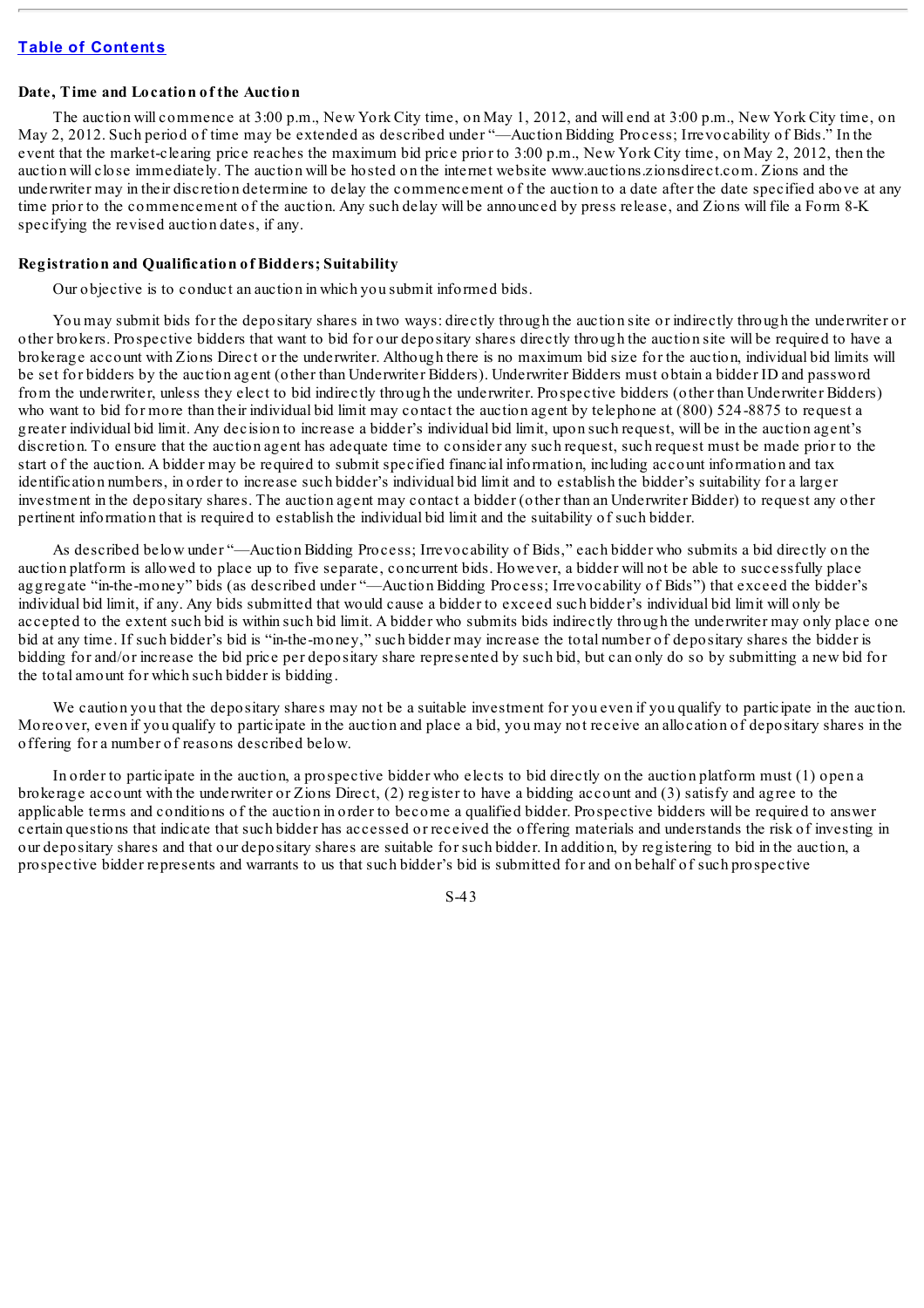**Date, Time and Location of the Auction**

The auction will commence at 3:00 p.m., New York City time, on May 1, 2012, and will end at 3:00 p.m., New York City time, on May 2, 2012. Such period of time may be extended as described under "—Auction Bidding Process; Irrevocability of Bids." In the event that the market-clearing price reaches the maximum bid price prior to 3:00 p.m., New York City time, on May 2, 2012, then the auction will close immediately. The auction will be hosted on the internet website www.auctions.zionsdirect.com. Zions and the underwriter may in their discretion determine to delay the commencement of the auction to a date after the date specified above at any time prior to the commencement of the auction. Any such delay will be announced by press release, and Zions will file a Form 8-K specifying the revised auction dates, if any.

**Registration and Qualification of Bidders; Suitability**

Our objective is to conduct an auction in which you submit informed bids.

You may submit bids for the depositary shares in two ways: directly through the auction site or indirectly through the underwriter or other brokers. Prospective bidders that want to bid for our depositary shares directly through the auction site will be required to have a brokerage account with Zions Direct or the underwriter. Although there is no maximum bid size for the auction, individual bid limits will be set for bidders by the auction agent (other than Underwriter Bidders). Underwriter Bidders must obtain a bidder ID and password from the underwriter, unless they elect to bid indirectly through the underwriter. Prospective bidders (other than Underwriter Bidders) who want to bid for more than their individual bid limit may contact the auction agent by telephone at (800) 524-8875 to request a greater individual bid limit. Any decision to increase a bidder's individual bid limit, upon such request, will be in the auction agent's discretion. To ensure that the auction agent has adequate time to consider any such request, such request must be made prior to the start of the auction. A bidder may be required to submit specified financial information, including account information and tax identification numbers, in order to increase such bidder's individual bid limit and to establish the bidder's suitability for a larger investment in the depositary shares. The auction agent may contact a bidder (other than an Underwriter Bidder) to request any other pertinent information that is required to establish the individual bid limit and the suitability of such bidder.

As described below under "—Auction Bidding Process; Irrevocability of Bids," each bidder who submits a bid directly on the auction platform is allowed to place up to five separate, concurrent bids. However, a bidder will not be able to successfully place aggregate "in-the-money" bids (as described under "—Auction Bidding Process; Irrevocability of Bids") that exceed the bidder's individual bid limit, if any. Any bids submitted that would cause a bidder to exceed such bidder's individual bid limit will only be accepted to the extent such bid is within such bid limit. A bidder who submits bids indirectly through the underwriter may only place one bid at any time. If such bidder's bid is "in-the-money," such bidder may increase the total number of depositary shares the bidder is bidding for and/or increase the bid price per depositary share represented by such bid, but can only do so by submitting a new bid for the total amount for which such bidder is bidding.

We caution you that the depositary shares may not be a suitable investment for you even if you qualify to participate in the auction. Moreover, even if you qualify to participate in the auction and place a bid, you may not receive an allocation of depositary shares in the offering for a number of reasons described below.

In order to participate in the auction, a prospective bidder who elects to bid directly on the auction platform must (1) open a brokerage account with the underwriter or Zions Direct, (2) register to have a bidding account and (3) satisfy and agree to the applicable terms and conditions of the auction in order to become a qualified bidder. Prospective bidders will be required to answer certain questions that indicate that such bidder has accessed or received the offering materials and understands the risk of investing in our depositary shares and that our depositary shares are suitable for such bidder. In addition, by registering to bid in the auction, a prospective bidder represents and warrants to us that such bidder's bid is submitted for and on behalf of such prospective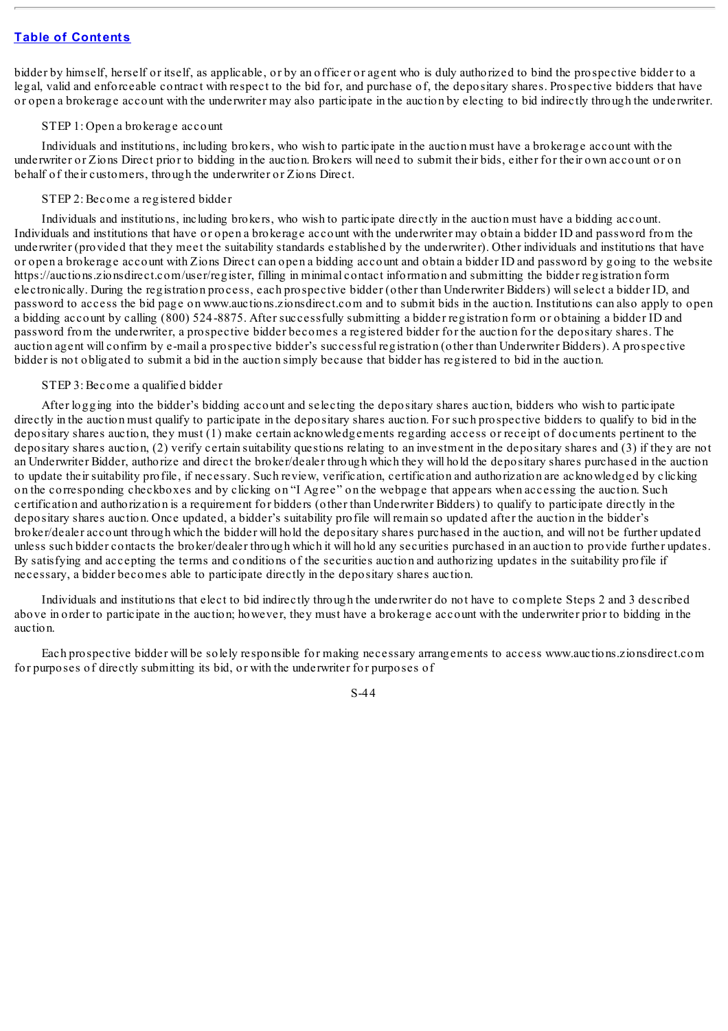bidder by himself, herself or itself, as applicable, or by an officer or agent who is duly authorized to bind the prospective bidder to a legal, valid and enforceable contract with respect to the bid for, and purchase of, the depositary shares. Prospective bidders that have or open a brokerage account with the underwriter may also participate in the auction by electing to bid indirectly through the underwriter.

STEP 1: Open a brokerage account

Individuals and institutions, including brokers, who wish to participate in the auction must have a brokerage account with the underwriter or Zions Direct prior to bidding in the auction. Brokers will need to submit their bids, either for their own account or on behalf of their customers, through the underwriter or Zions Direct.

STEP 2: Become a registered bidder

Individuals and institutions, including brokers, who wish to participate directly in the auction must have a bidding account. Individuals and institutions that have or open a brokerage account with the underwriter may obtain a bidder ID and password from the underwriter (provided that they meet the suitability standards established by the underwriter). Other individuals and institutions that have or open a brokerage account with Zions Direct can open a bidding account and obtain a bidder ID and password by going to the website https://auctions.zionsdirect.com/user/register, filling in minimal contact information and submitting the bidder registration form electronically. During the registration process, each prospective bidder (other than Underwriter Bidders) will select a bidder ID, and password to access the bid page on www.auctions.zionsdirect.com and to submit bids in the auction. Institutions can also apply to open a bidding account by calling (800) 524-8875. After successfully submitting a bidder registration form or obtaining a bidder ID and password from the underwriter, a prospective bidder becomes a registered bidder for the auction for the depositary shares. The auction agent will confirm by e-mail a prospective bidder's successful registration (other than Underwriter Bidders). A prospective bidder is not obligated to submit a bid in the auction simply because that bidder has registered to bid in the auction.

STEP 3: Become a qualified bidder

After logging into the bidder's bidding account and selecting the depositary shares auction, bidders who wish to participate directly in the auction must qualify to participate in the depositary shares auction. For such prospective bidders to qualify to bid in the depositary shares auction, they must (1) make certain acknowledgements regarding access or receipt of documents pertinent to the depositary shares auction, (2) verify certain suitability questions relating to an investment in the depositary shares and (3) if they are not an Underwriter Bidder, authorize and direct the broker/dealer through which they will hold the depositary shares purchased in the auction to update their suitability profile, if necessary. Such review, verification, certification and authorization are acknowledged by clicking on the corresponding checkboxes and by clicking on "I Agree" on the webpage that appears when accessing the auction. Such certification and authorization is a requirement for bidders (other than Underwriter Bidders) to qualify to participate directly in the depositary shares auction. Once updated, a bidder's suitability profile will remain so updated after the auction in the bidder's broker/dealer account through which the bidder will hold the depositary shares purchased in the auction, and will not be further updated unless such bidder contacts the broker/dealer through which it will hold any securities purchased in an auction to provide further updates. By satisfying and accepting the terms and conditions of the securities auction and authorizing updates in the suitability profile if necessary, a bidder becomes able to participate directly in the depositary shares auction.

Individuals and institutions that elect to bid indirectly through the underwriter do not have to complete Steps 2 and 3 described above in order to participate in the auction; however, they must have a brokerage account with the underwriter prior to bidding in the auction.

Each prospective bidder will be solely responsible for making necessary arrangements to access www.auctions.zionsdirect.com for purposes of directly submitting its bid, or with the underwriter for purposes of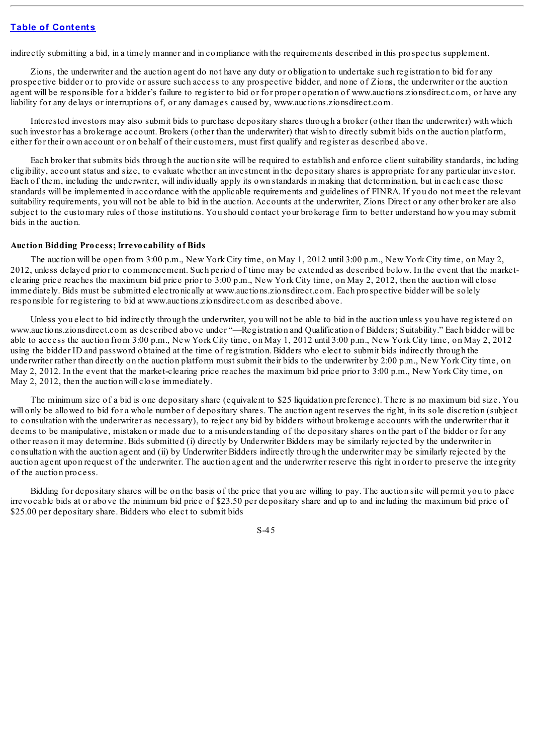indirectly submitting a bid, in a timely manner and in compliance with the requirements described in this prospectus supplement.

Zions, the underwriter and the auction agent do not have any duty or obligation to undertake such registration to bid for any prospective bidder or to provide or assure such access to any prospective bidder, and none of Zions, the underwriter or the auction agent will be responsible for a bidder's failure to register to bid or for proper operation of www.auctions.zionsdirect.com, or have any liability for any delays or interruptions of, or any damages caused by, www.auctions.zionsdirect.com.

Interested investors may also submit bids to purchase depositary shares through a broker (other than the underwriter) with which such investor has a brokerage account. Brokers (other than the underwriter) that wish to directly submit bids on the auction platform, either for their own account or on behalf of their customers, must first qualify and register as described above.

Each broker that submits bids through the auction site will be required to establish and enforce client suitability standards, including eligibility, account status and size, to evaluate whether an investment in the depositary shares is appropriate for any particular investor. Each of them, including the underwriter, will individually apply its own standards in making that determination, but in each case those standards will be implemented in accordance with the applicable requirements and guidelines of FINRA. If you do not meet the relevant suitability requirements, you will not be able to bid in the auction. Accounts at the underwriter, Zions Direct or any other broker are also subject to the customary rules of those institutions. You should contact your brokerage firm to better understand how you may submit bids in the auction.

**Auction Bidding Process; Irrevocability of Bids**

The auction will be open from 3:00 p.m., New York City time, on May 1, 2012 until 3:00 p.m., New York City time, on May 2, 2012, unless delayed prior to commencement. Such period of time may be extended as described below. In the event that the market-clearing price reaches the maximum bid price prior to 3:00 p.m., New York City time, on May 2, 2012, then the auction will close immediately. Bids must be submitted electronically at www.auctions.zionsdirect.com. Each prospective bidder will be solely responsible for registering to bid at www.auctions.zionsdirect.com as described above.

Unless you elect to bid indirectly through the underwriter, you will not be able to bid in the auction unless you have registered on www.auctions.zionsdirect.com as described above under "—Registration and Qualification of Bidders; Suitability." Each bidder will be able to access the auction from 3:00 p.m., New York City time, on May 1, 2012 until 3:00 p.m., New York City time, on May 2, 2012 using the bidder ID and password obtained at the time of registration. Bidders who elect to submit bids indirectly through the underwriter rather than directly on the auction platform must submit their bids to the underwriter by 2:00 p.m., New York City time, on May 2, 2012. In the event that the market-clearing price reaches the maximum bid price prior to 3:00 p.m., New York City time, on May 2, 2012, then the auction will close immediately.

The minimum size of a bid is one depositary share (equivalent to $25 liquidation preference). There is no maximum bid size. You will only be allowed to bid for a whole number of depositary shares. The auction agent reserves the right, in its sole discretion (subject to consultation with the underwriter as necessary), to reject any bid by bidders without brokerage accounts with the underwriter that it deems to be manipulative, mistaken or made due to a misunderstanding of the depositary shares on the part of the bidder or for any other reason it may determine. Bids submitted (i) directly by Underwriter Bidders may be similarly rejected by the underwriter in consultation with the auction agent and (ii) by Underwriter Bidders indirectly through the underwriter may be similarly rejected by the auction agent upon request of the underwriter. The auction agent and the underwriter reserve this right in order to preserve the integrity of the auction process.

Bidding for depositary shares will be on the basis of the price that you are willing to pay. The auction site will permit you to place irrevocable bids at or above the minimum bid price of $23.50 per depositary share and up to and including the maximum bid price of $25.00 per depositary share. Bidders who elect to submit bids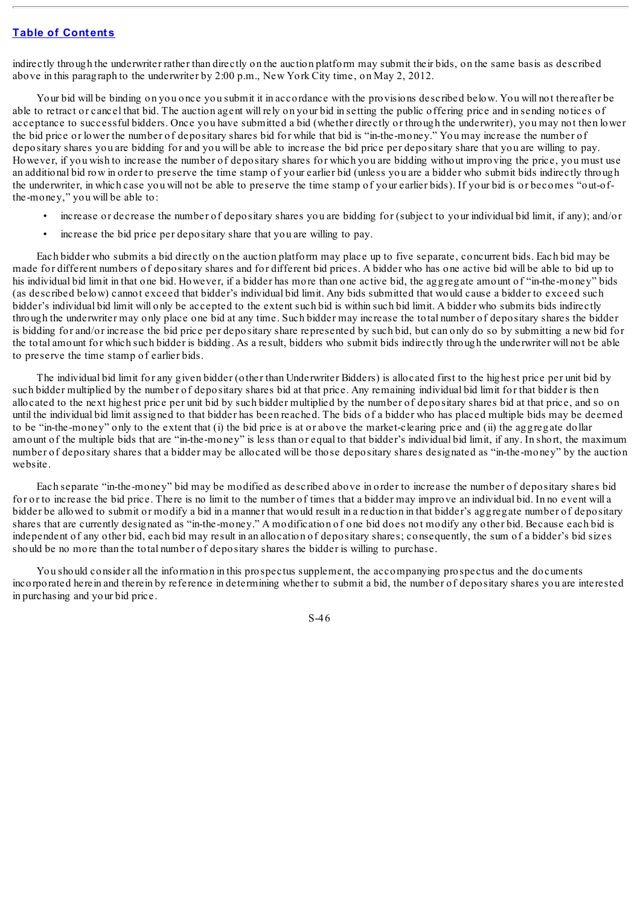indirectly through the underwriter rather than directly on the auction platform may submit their bids, on the same basis as described above in this paragraph to the underwriter by 2:00 p.m., New York City time, on May 2, 2012.

Your bid will be binding on you once you submit it in accordance with the provisions described below. You will not thereafter be able to retract or cancel that bid. The auction agent will rely on your bid in setting the public offering price and in sending notices of acceptance to successful bidders. Once you have submitted a bid (whether directly or through the underwriter), you may not then lower the bid price or lower the number of depositary shares bid for while that bid is "in-the-money." You may increase the number of depositary shares you are bidding for and you will be able to increase the bid price per depositary share that you are willing to pay. However, if you wish to increase the number of depositary shares for which you are bidding without improving the price, you must use an additional bid row in order to preserve the time stamp of your earlier bid (unless you are a bidder who submit bids indirectly through the underwriter, in which case you will not be able to preserve the time stamp of your earlier bids). If your bid is or becomes "out-of-the-money," you will be able to:

- increase or decrease the number of depositary shares you are bidding for (subject to your individual bid limit, if any); and/or
- increase the bid price per depositary share that you are willing to pay.

Each bidder who submits a bid directly on the auction platform may place up to five separate, concurrent bids. Each bid may be made for different numbers of depositary shares and for different bid prices. A bidder who has one active bid will be able to bid up to his individual bid limit in that one bid. However, if a bidder has more than one active bid, the aggregate amount of "in-the-money" bids (as described below) cannot exceed that bidder's individual bid limit. Any bids submitted that would cause a bidder to exceed such bidder's individual bid limit will only be accepted to the extent such bid is within such bid limit. A bidder who submits bids indirectly through the underwriter may only place one bid at any time. Such bidder may increase the total number of depositary shares the bidder is bidding for and/or increase the bid price per depositary share represented by such bid, but can only do so by submitting a new bid for the total amount for which such bidder is bidding. As a result, bidders who submit bids indirectly through the underwriter will not be able to preserve the time stamp of earlier bids.

The individual bid limit for any given bidder (other than Underwriter Bidders) is allocated first to the highest price per unit bid by such bidder multiplied by the number of depositary shares bid at that price. Any remaining individual bid limit for that bidder is then allocated to the next highest price per unit bid by such bidder multiplied by the number of depositary shares bid at that price, and so on until the individual bid limit assigned to that bidder has been reached. The bids of a bidder who has placed multiple bids may be deemed to be "in-the-money" only to the extent that (i) the bid price is at or above the market-clearing price and (ii) the aggregate dollar amount of the multiple bids that are "in-the-money" is less than or equal to that bidder's individual bid limit, if any. In short, the maximum number of depositary shares that a bidder may be allocated will be those depositary shares designated as "in-the-money" by the auction website.

Each separate "in-the-money" bid may be modified as described above in order to increase the number of depositary shares bid for or to increase the bid price. There is no limit to the number of times that a bidder may improve an individual bid. In no event will a bidder be allowed to submit or modify a bid in a manner that would result in a reduction in that bidder's aggregate number of depositary shares that are currently designated as "in-the-money." A modification of one bid does not modify any other bid. Because each bid is independent of any other bid, each bid may result in an allocation of depositary shares; consequently, the sum of a bidder's bid sizes should be no more than the total number of depositary shares the bidder is willing to purchase.

You should consider all the information in this prospectus supplement, the accompanying prospectus and the documents incorporated herein and therein by reference in determining whether to submit a bid, the number of depositary shares you are interested in purchasing and your bid price.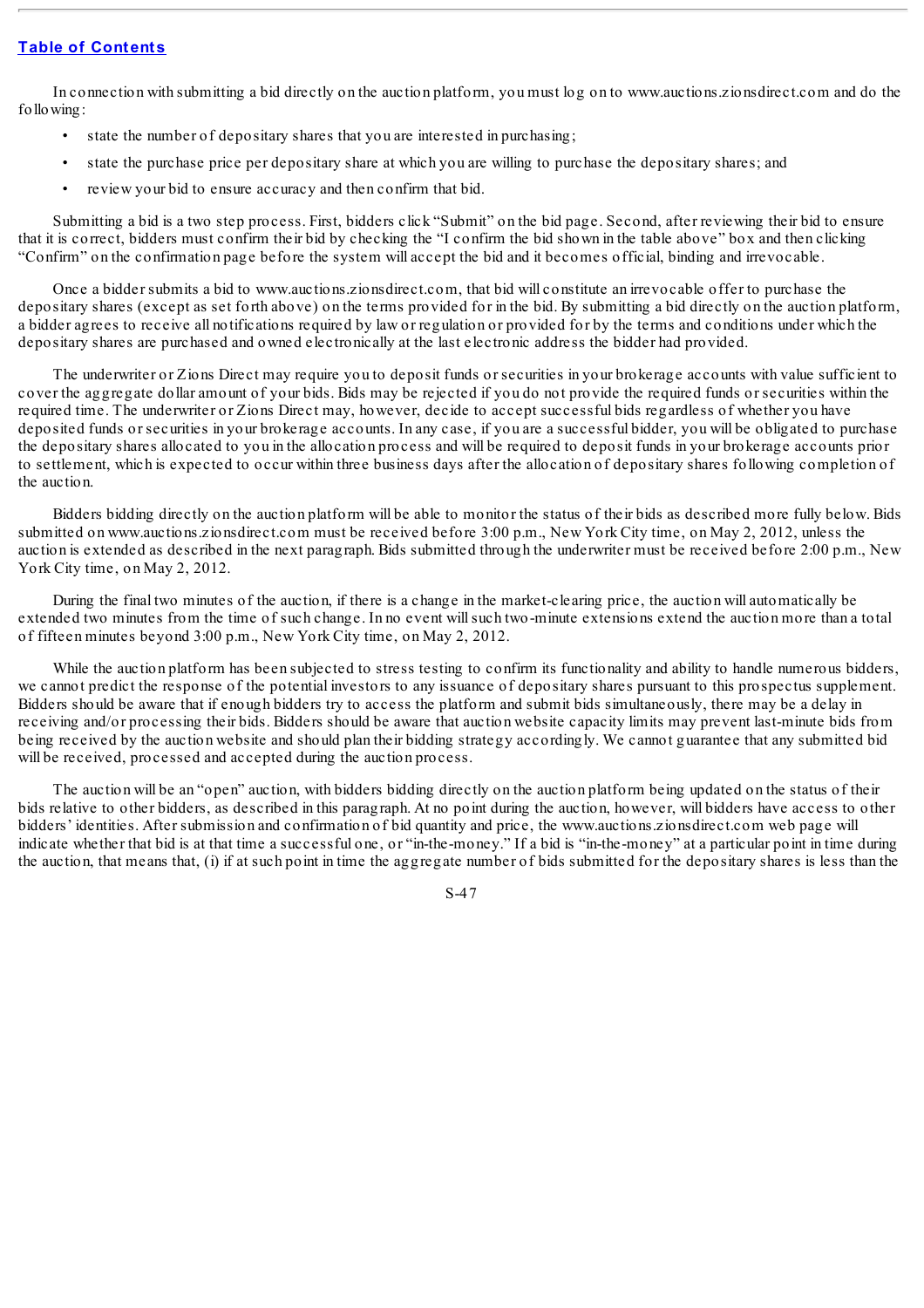[Table of Contents](#)

In connection with submitting a bid directly on the auction platform, you must log on to www.auctions.zionsdirect.com and do the following:

- state the number of depositary shares that you are interested in purchasing;
- state the purchase price per depositary share at which you are willing to purchase the depositary shares; and
- review your bid to ensure accuracy and then confirm that bid.

Submitting a bid is a two step process. First, bidders click "Submit" on the bid page. Second, after reviewing their bid to ensure that it is correct, bidders must confirm their bid by checking the "I confirm the bid shown in the table above" box and then clicking "Confirm" on the confirmation page before the system will accept the bid and it becomes official, binding and irrevocable.

Once a bidder submits a bid to www.auctions.zionsdirect.com, that bid will constitute an irrevocable offer to purchase the depositary shares (except as set forth above) on the terms provided for in the bid. By submitting a bid directly on the auction platform, a bidder agrees to receive all notifications required by law or regulation or provided for by the terms and conditions under which the depositary shares are purchased and owned electronically at the last electronic address the bidder had provided.

The underwriter or Zions Direct may require you to deposit funds or securities in your brokerage accounts with value sufficient to cover the aggregate dollar amount of your bids. Bids may be rejected if you do not provide the required funds or securities within the required time. The underwriter or Zions Direct may, however, decide to accept successful bids regardless of whether you have deposited funds or securities in your brokerage accounts. In any case, if you are a successful bidder, you will be obligated to purchase the depositary shares allocated to you in the allocation process and will be required to deposit funds in your brokerage accounts prior to settlement, which is expected to occur within three business days after the allocation of depositary shares following completion of the auction.

Bidders bidding directly on the auction platform will be able to monitor the status of their bids as described more fully below. Bids submitted on www.auctions.zionsdirect.com must be received before 3:00 p.m., New York City time, on May 2, 2012, unless the auction is extended as described in the next paragraph. Bids submitted through the underwriter must be received before 2:00 p.m., New York City time, on May 2, 2012.

During the final two minutes of the auction, if there is a change in the market-clearing price, the auction will automatically be extended two minutes from the time of such change. In no event will such two-minute extensions extend the auction more than a total of fifteen minutes beyond 3:00 p.m., New York City time, on May 2, 2012.

While the auction platform has been subjected to stress testing to confirm its functionality and ability to handle numerous bidders, we cannot predict the response of the potential investors to any issuance of depositary shares pursuant to this prospectus supplement. Bidders should be aware that if enough bidders try to access the platform and submit bids simultaneously, there may be a delay in receiving and/or processing their bids. Bidders should be aware that auction website capacity limits may prevent last-minute bids from being received by the auction website and should plan their bidding strategy accordingly. We cannot guarantee that any submitted bid will be received, processed and accepted during the auction process.

The auction will be an "open" auction, with bidders bidding directly on the auction platform being updated on the status of their bids relative to other bidders, as described in this paragraph. At no point during the auction, however, will bidders have access to other bidders' identities. After submission and confirmation of bid quantity and price, the www.auctions.zionsdirect.com web page will indicate whether that bid is at that time a successful one, or "in-the-money." If a bid is "in-the-money" at a particular point in time during the auction, that means that, (i) if at such point in time the aggregate number of bids submitted for the depositary shares is less than the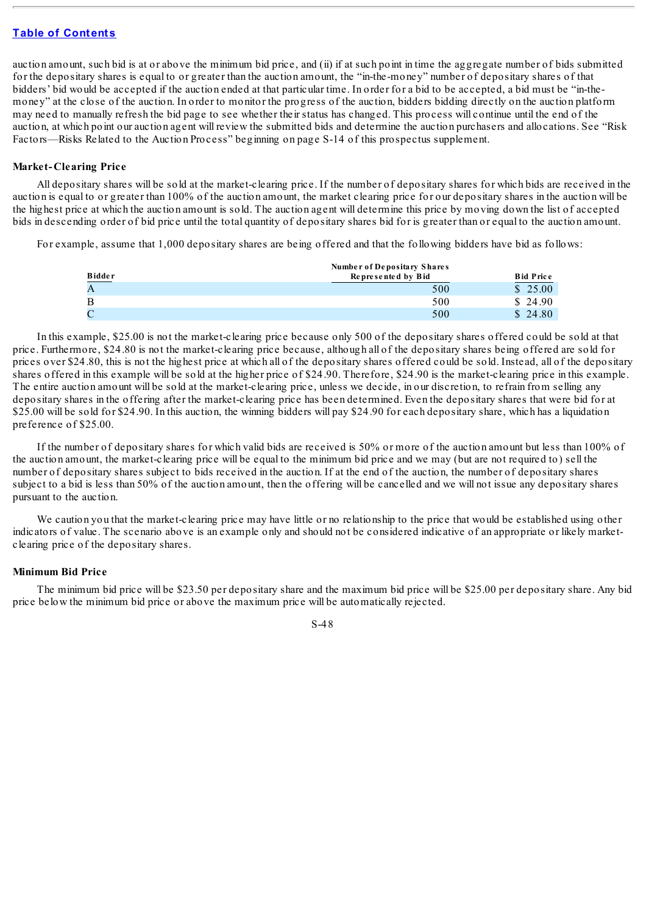auction amount, such bid is at or above the minimum bid price, and (ii) if at such point in time the aggregate number of bids submitted for the depositary shares is equal to or greater than the auction amount, the "in-the-money" number of depositary shares of that bidders' bid would be accepted if the auction ended at that particular time. In order for a bid to be accepted, a bid must be "in-the-money" at the close of the auction. In order to monitor the progress of the auction, bidders bidding directly on the auction platform may need to manually refresh the bid page to see whether their status has changed. This process will continue until the end of the auction, at which point our auction agent will review the submitted bids and determine the auction purchasers and allocations. See "Risk Factors—Risks Related to the Auction Process" beginning on page S-14 of this prospectus supplement.

**Market-Clearing Price**

All depositary shares will be sold at the market-clearing price. If the number of depositary shares for which bids are received in the auction is equal to or greater than 100% of the auction amount, the market clearing price for our depositary shares in the auction will be the highest price at which the auction amount is sold. The auction agent will determine this price by moving down the list of accepted bids in descending order of bid price until the total quantity of depositary shares bid for is greater than or equal to the auction amount.

For example, assume that 1,000 depositary shares are being offered and that the following bidders have bid as follows:

| Bidder | Number of Depositary Shares Represented by Bid | Bid Price |
|---|---|---|
| A | 500 | $ 25.00 |
| B | 500 | $ 24.90 |
| C | 500 | $ 24.80 |

In this example, $25.00 is not the market-clearing price because only 500 of the depositary shares offered could be sold at that price. Furthermore, $24.80 is not the market-clearing price because, although all of the depositary shares being offered are sold for prices over $24.80, this is not the highest price at which all of the depositary shares offered could be sold. Instead, all of the depositary shares offered in this example will be sold at the higher price of $24.90. Therefore, $24.90 is the market-clearing price in this example. The entire auction amount will be sold at the market-clearing price, unless we decide, in our discretion, to refrain from selling any depositary shares in the offering after the market-clearing price has been determined. Even the depositary shares that were bid for at $25.00 will be sold for $24.90. In this auction, the winning bidders will pay $24.90 for each depositary share, which has a liquidation preference of $25.00.

If the number of depositary shares for which valid bids are received is 50% or more of the auction amount but less than 100% of the auction amount, the market-clearing price will be equal to the minimum bid price and we may (but are not required to) sell the number of depositary shares subject to bids received in the auction. If at the end of the auction, the number of depositary shares subject to a bid is less than 50% of the auction amount, then the offering will be cancelled and we will not issue any depositary shares pursuant to the auction.

We caution you that the market-clearing price may have little or no relationship to the price that would be established using other indicators of value. The scenario above is an example only and should not be considered indicative of an appropriate or likely market-clearing price of the depositary shares.

**Minimum Bid Price**

The minimum bid price will be $23.50 per depositary share and the maximum bid price will be $25.00 per depositary share. Any bid price below the minimum bid price or above the maximum price will be automatically rejected.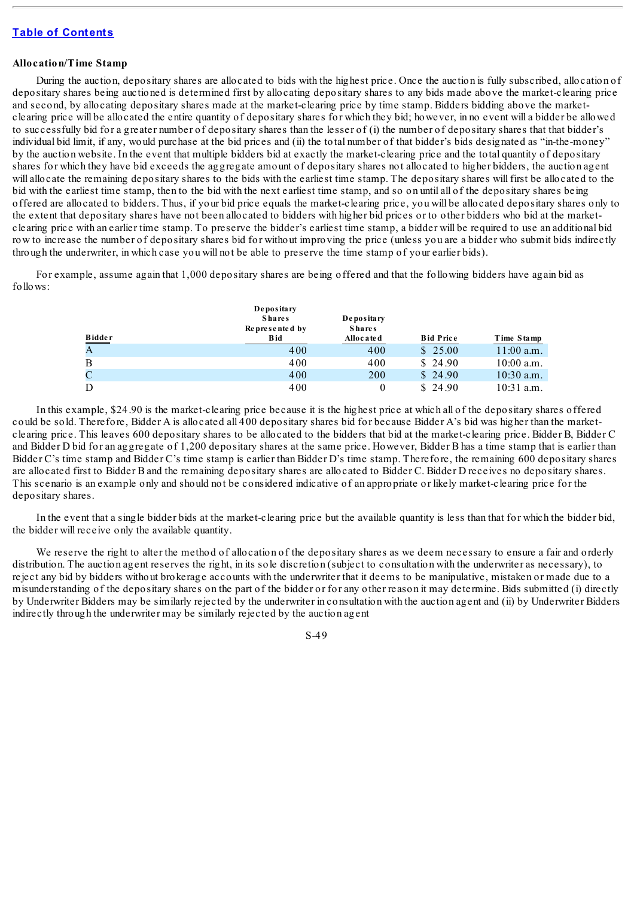[Table of Contents](#)

**Allocation/Time Stamp**

During the auction, depositary shares are allocated to bids with the highest price. Once the auction is fully subscribed, allocation of depositary shares being auctioned is determined first by allocating depositary shares to any bids made above the market-clearing price and second, by allocating depositary shares made at the market-clearing price by time stamp. Bidders bidding above the market-clearing price will be allocated the entire quantity of depositary shares for which they bid; however, in no event will a bidder be allowed to successfully bid for a greater number of depositary shares than the lesser of (i) the number of depositary shares that that bidder's individual bid limit, if any, would purchase at the bid prices and (ii) the total number of that bidder's bids designated as "in-the-money" by the auction website. In the event that multiple bidders bid at exactly the market-clearing price and the total quantity of depositary shares for which they have bid exceeds the aggregate amount of depositary shares not allocated to higher bidders, the auction agent will allocate the remaining depositary shares to the bids with the earliest time stamp. The depositary shares will first be allocated to the bid with the earliest time stamp, then to the bid with the next earliest time stamp, and so on until all of the depositary shares being offered are allocated to bidders. Thus, if your bid price equals the market-clearing price, you will be allocated depositary shares only to the extent that depositary shares have not been allocated to bidders with higher bid prices or to other bidders who bid at the market-clearing price with an earlier time stamp. To preserve the bidder's earliest time stamp, a bidder will be required to use an additional bid row to increase the number of depositary shares bid for without improving the price (unless you are a bidder who submit bids indirectly through the underwriter, in which case you will not be able to preserve the time stamp of your earlier bids).

For example, assume again that 1,000 depositary shares are being offered and that the following bidders have again bid as follows:

| Bidder | Depositary Shares Represented by Bid | Depositary Shares Allocated | Bid Price | Time Stamp |
|---|---|---|---|---|
| A | 400 | 400 | $ 25.00 | 11:00 a.m. |
| B | 400 | 400 | $ 24.90 | 10:00 a.m. |
| C | 400 | 200 | $ 24.90 | 10:30 a.m. |
| D | 400 | 0 | $ 24.90 | 10:31 a.m. |

In this example, $24.90 is the market-clearing price because it is the highest price at which all of the depositary shares offered could be sold. Therefore, Bidder A is allocated all 400 depositary shares bid for because Bidder A's bid was higher than the market-clearing price. This leaves 600 depositary shares to be allocated to the bidders that bid at the market-clearing price. Bidder B, Bidder C and Bidder D bid for an aggregate of 1,200 depositary shares at the same price. However, Bidder B has a time stamp that is earlier than Bidder C's time stamp and Bidder C's time stamp is earlier than Bidder D's time stamp. Therefore, the remaining 600 depositary shares are allocated first to Bidder B and the remaining depositary shares are allocated to Bidder C. Bidder D receives no depositary shares. This scenario is an example only and should not be considered indicative of an appropriate or likely market-clearing price for the depositary shares.

In the event that a single bidder bids at the market-clearing price but the available quantity is less than that for which the bidder bid, the bidder will receive only the available quantity.

We reserve the right to alter the method of allocation of the depositary shares as we deem necessary to ensure a fair and orderly distribution. The auction agent reserves the right, in its sole discretion (subject to consultation with the underwriter as necessary), to reject any bid by bidders without brokerage accounts with the underwriter that it deems to be manipulative, mistaken or made due to a misunderstanding of the depositary shares on the part of the bidder or for any other reason it may determine. Bids submitted (i) directly by Underwriter Bidders may be similarly rejected by the underwriter in consultation with the auction agent and (ii) by Underwriter Bidders indirectly through the underwriter may be similarly rejected by the auction agent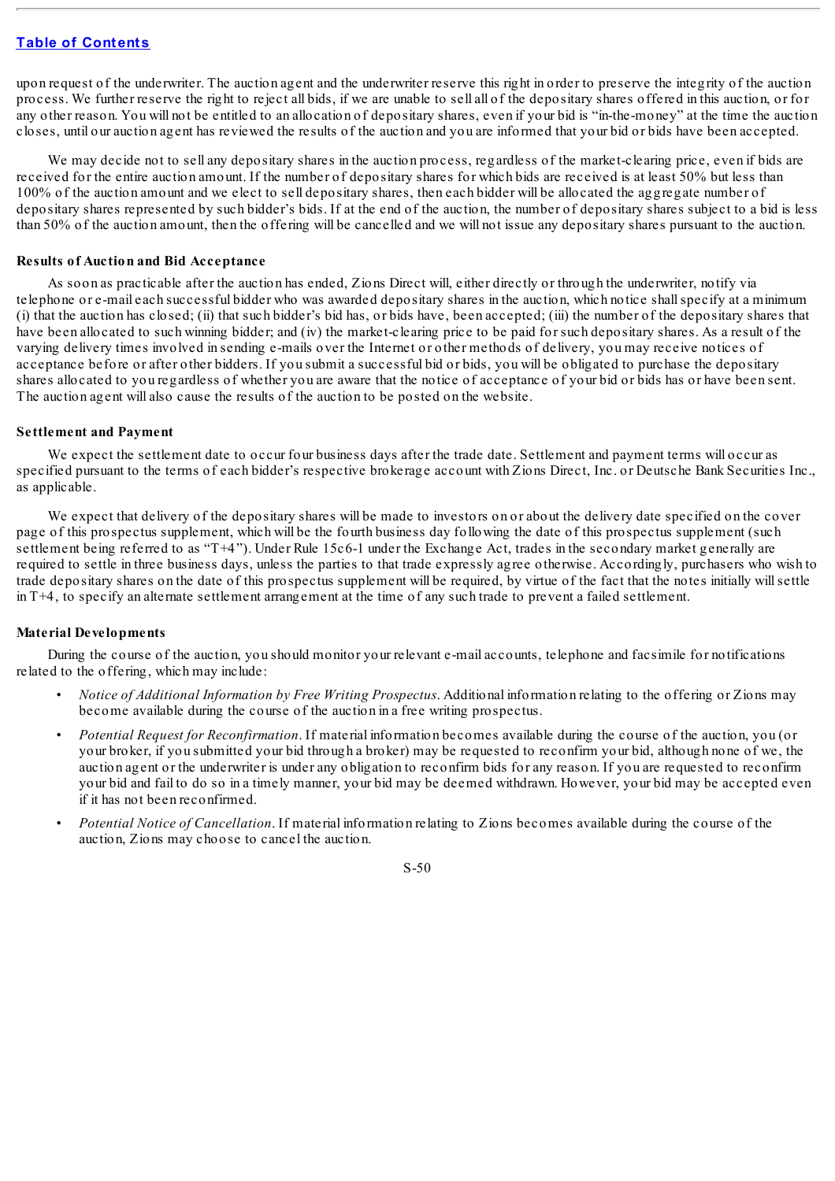upon request of the underwriter. The auction agent and the underwriter reserve this right in order to preserve the integrity of the auction process. We further reserve the right to reject all bids, if we are unable to sell all of the depositary shares offered in this auction, or for any other reason. You will not be entitled to an allocation of depositary shares, even if your bid is "in-the-money" at the time the auction closes, until our auction agent has reviewed the results of the auction and you are informed that your bid or bids have been accepted.

We may decide not to sell any depositary shares in the auction process, regardless of the market-clearing price, even if bids are received for the entire auction amount. If the number of depositary shares for which bids are received is at least 50% but less than 100% of the auction amount and we elect to sell depositary shares, then each bidder will be allocated the aggregate number of depositary shares represented by such bidder's bids. If at the end of the auction, the number of depositary shares subject to a bid is less than 50% of the auction amount, then the offering will be cancelled and we will not issue any depositary shares pursuant to the auction.

**Results of Auction and Bid Acceptance**

As soon as practicable after the auction has ended, Zions Direct will, either directly or through the underwriter, notify via telephone or e-mail each successful bidder who was awarded depositary shares in the auction, which notice shall specify at a minimum (i) that the auction has closed; (ii) that such bidder's bid has, or bids have, been accepted; (iii) the number of the depositary shares that have been allocated to such winning bidder; and (iv) the market-clearing price to be paid for such depositary shares. As a result of the varying delivery times involved in sending e-mails over the Internet or other methods of delivery, you may receive notices of acceptance before or after other bidders. If you submit a successful bid or bids, you will be obligated to purchase the depositary shares allocated to you regardless of whether you are aware that the notice of acceptance of your bid or bids has or have been sent. The auction agent will also cause the results of the auction to be posted on the website.

**Settlement and Payment**

We expect the settlement date to occur four business days after the trade date. Settlement and payment terms will occur as specified pursuant to the terms of each bidder's respective brokerage account with Zions Direct, Inc. or Deutsche Bank Securities Inc., as applicable.

We expect that delivery of the depositary shares will be made to investors on or about the delivery date specified on the cover page of this prospectus supplement, which will be the fourth business day following the date of this prospectus supplement (such settlement being referred to as "T+4"). Under Rule 15c6-1 under the Exchange Act, trades in the secondary market generally are required to settle in three business days, unless the parties to that trade expressly agree otherwise. Accordingly, purchasers who wish to trade depositary shares on the date of this prospectus supplement will be required, by virtue of the fact that the notes initially will settle in T+4, to specify an alternate settlement arrangement at the time of any such trade to prevent a failed settlement.

**Material Developments**

During the course of the auction, you should monitor your relevant e-mail accounts, telephone and facsimile for notifications related to the offering, which may include:

- *Notice of Additional Information by Free Writing Prospectus*. Additional information relating to the offering or Zions may become available during the course of the auction in a free writing prospectus.
- *Potential Request for Reconfirmation*. If material information becomes available during the course of the auction, you (or your broker, if you submitted your bid through a broker) may be requested to reconfirm your bid, although none of we, the auction agent or the underwriter is under any obligation to reconfirm bids for any reason. If you are requested to reconfirm your bid and fail to do so in a timely manner, your bid may be deemed withdrawn. However, your bid may be accepted even if it has not been reconfirmed.
- *Potential Notice of Cancellation*. If material information relating to Zions becomes available during the course of the auction, Zions may choose to cancel the auction.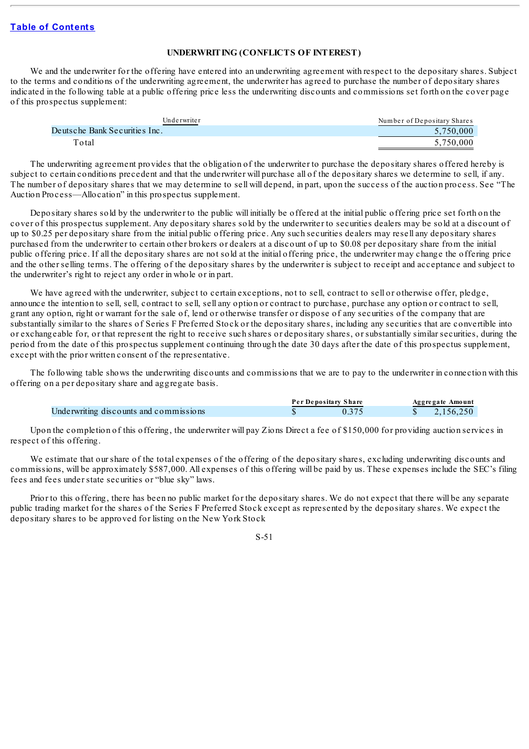## UNDERWRITING (CONFLICTS OF INTEREST)

We and the underwriter for the offering have entered into an underwriting agreement with respect to the depositary shares. Subject to the terms and conditions of the underwriting agreement, the underwriter has agreed to purchase the number of depositary shares indicated in the following table at a public offering price less the underwriting discounts and commissions set forth on the cover page of this prospectus supplement:

| Underwriter | Number of Depositary Shares |
|---|---|
| Deutsche Bank Securities Inc. | 5,750,000 |
| Total | 5,750,000 |

The underwriting agreement provides that the obligation of the underwriter to purchase the depositary shares offered hereby is subject to certain conditions precedent and that the underwriter will purchase all of the depositary shares we determine to sell, if any. The number of depositary shares that we may determine to sell will depend, in part, upon the success of the auction process. See "The Auction Process—Allocation" in this prospectus supplement.

Depositary shares sold by the underwriter to the public will initially be offered at the initial public offering price set forth on the cover of this prospectus supplement. Any depositary shares sold by the underwriter to securities dealers may be sold at a discount of up to $0.25 per depositary share from the initial public offering price. Any such securities dealers may resell any depositary shares purchased from the underwriter to certain other brokers or dealers at a discount of up to $0.08 per depositary share from the initial public offering price. If all the depositary shares are not sold at the initial offering price, the underwriter may change the offering price and the other selling terms. The offering of the depositary shares by the underwriter is subject to receipt and acceptance and subject to the underwriter's right to reject any order in whole or in part.

We have agreed with the underwriter, subject to certain exceptions, not to sell, contract to sell or otherwise offer, pledge, announce the intention to sell, sell, contract to sell, sell any option or contract to purchase, purchase any option or contract to sell, grant any option, right or warrant for the sale of, lend or otherwise transfer or dispose of any securities of the company that are substantially similar to the shares of Series F Preferred Stock or the depositary shares, including any securities that are convertible into or exchangeable for, or that represent the right to receive such shares or depositary shares, or substantially similar securities, during the period from the date of this prospectus supplement continuing through the date 30 days after the date of this prospectus supplement, except with the prior written consent of the representative.

The following table shows the underwriting discounts and commissions that we are to pay to the underwriter in connection with this offering on a per depositary share and aggregate basis.

| | Per Depositary Share | Aggregate Amount |
|---|---|---|
| Underwriting discounts and commissions | $ 0.375 | $ 2,156,250 |

Upon the completion of this offering, the underwriter will pay Zions Direct a fee of $150,000 for providing auction services in respect of this offering.

We estimate that our share of the total expenses of the offering of the depositary shares, excluding underwriting discounts and commissions, will be approximately $587,000. All expenses of this offering will be paid by us. These expenses include the SEC's filing fees and fees under state securities or "blue sky" laws.

Prior to this offering, there has been no public market for the depositary shares. We do not expect that there will be any separate public trading market for the shares of the Series F Preferred Stock except as represented by the depositary shares. We expect the depositary shares to be approved for listing on the New York Stock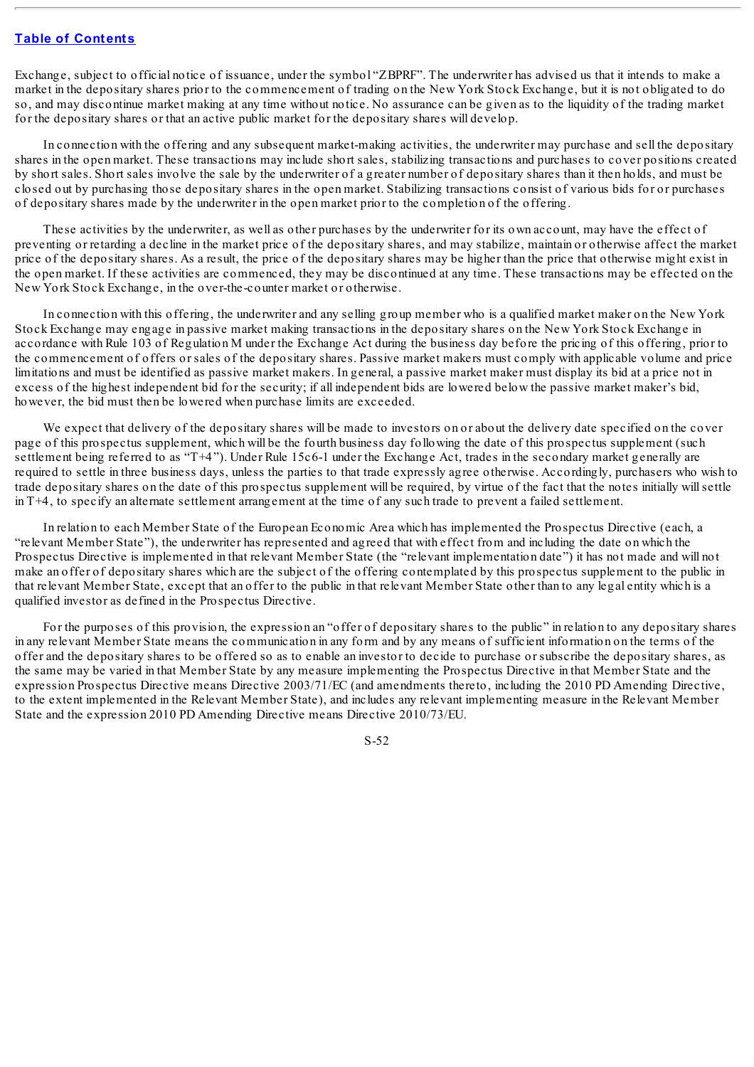Exchange, subject to official notice of issuance, under the symbol "ZBPRF". The underwriter has advised us that it intends to make a market in the depositary shares prior to the commencement of trading on the New York Stock Exchange, but it is not obligated to do so, and may discontinue market making at any time without notice. No assurance can be given as to the liquidity of the trading market for the depositary shares or that an active public market for the depositary shares will develop.

In connection with the offering and any subsequent market-making activities, the underwriter may purchase and sell the depositary shares in the open market. These transactions may include short sales, stabilizing transactions and purchases to cover positions created by short sales. Short sales involve the sale by the underwriter of a greater number of depositary shares than it then holds, and must be closed out by purchasing those depositary shares in the open market. Stabilizing transactions consist of various bids for or purchases of depositary shares made by the underwriter in the open market prior to the completion of the offering.

These activities by the underwriter, as well as other purchases by the underwriter for its own account, may have the effect of preventing or retarding a decline in the market price of the depositary shares, and may stabilize, maintain or otherwise affect the market price of the depositary shares. As a result, the price of the depositary shares may be higher than the price that otherwise might exist in the open market. If these activities are commenced, they may be discontinued at any time. These transactions may be effected on the New York Stock Exchange, in the over-the-counter market or otherwise.

In connection with this offering, the underwriter and any selling group member who is a qualified market maker on the New York Stock Exchange may engage in passive market making transactions in the depositary shares on the New York Stock Exchange in accordance with Rule 103 of Regulation M under the Exchange Act during the business day before the pricing of this offering, prior to the commencement of offers or sales of the depositary shares. Passive market makers must comply with applicable volume and price limitations and must be identified as passive market makers. In general, a passive market maker must display its bid at a price not in excess of the highest independent bid for the security; if all independent bids are lowered below the passive market maker's bid, however, the bid must then be lowered when purchase limits are exceeded.

We expect that delivery of the depositary shares will be made to investors on or about the delivery date specified on the cover page of this prospectus supplement, which will be the fourth business day following the date of this prospectus supplement (such settlement being referred to as "T+4"). Under Rule 15c6-1 under the Exchange Act, trades in the secondary market generally are required to settle in three business days, unless the parties to that trade expressly agree otherwise. Accordingly, purchasers who wish to trade depositary shares on the date of this prospectus supplement will be required, by virtue of the fact that the notes initially will settle in T+4, to specify an alternate settlement arrangement at the time of any such trade to prevent a failed settlement.

In relation to each Member State of the European Economic Area which has implemented the Prospectus Directive (each, a "relevant Member State"), the underwriter has represented and agreed that with effect from and including the date on which the Prospectus Directive is implemented in that relevant Member State (the "relevant implementation date") it has not made and will not make an offer of depositary shares which are the subject of the offering contemplated by this prospectus supplement to the public in that relevant Member State, except that an offer to the public in that relevant Member State other than to any legal entity which is a qualified investor as defined in the Prospectus Directive.

For the purposes of this provision, the expression an "offer of depositary shares to the public" in relation to any depositary shares in any relevant Member State means the communication in any form and by any means of sufficient information on the terms of the offer and the depositary shares to be offered so as to enable an investor to decide to purchase or subscribe the depositary shares, as the same may be varied in that Member State by any measure implementing the Prospectus Directive in that Member State and the expression Prospectus Directive means Directive 2003/71/EC (and amendments thereto, including the 2010 PD Amending Directive, to the extent implemented in the Relevant Member State), and includes any relevant implementing measure in the Relevant Member State and the expression 2010 PD Amending Directive means Directive 2010/73/EU.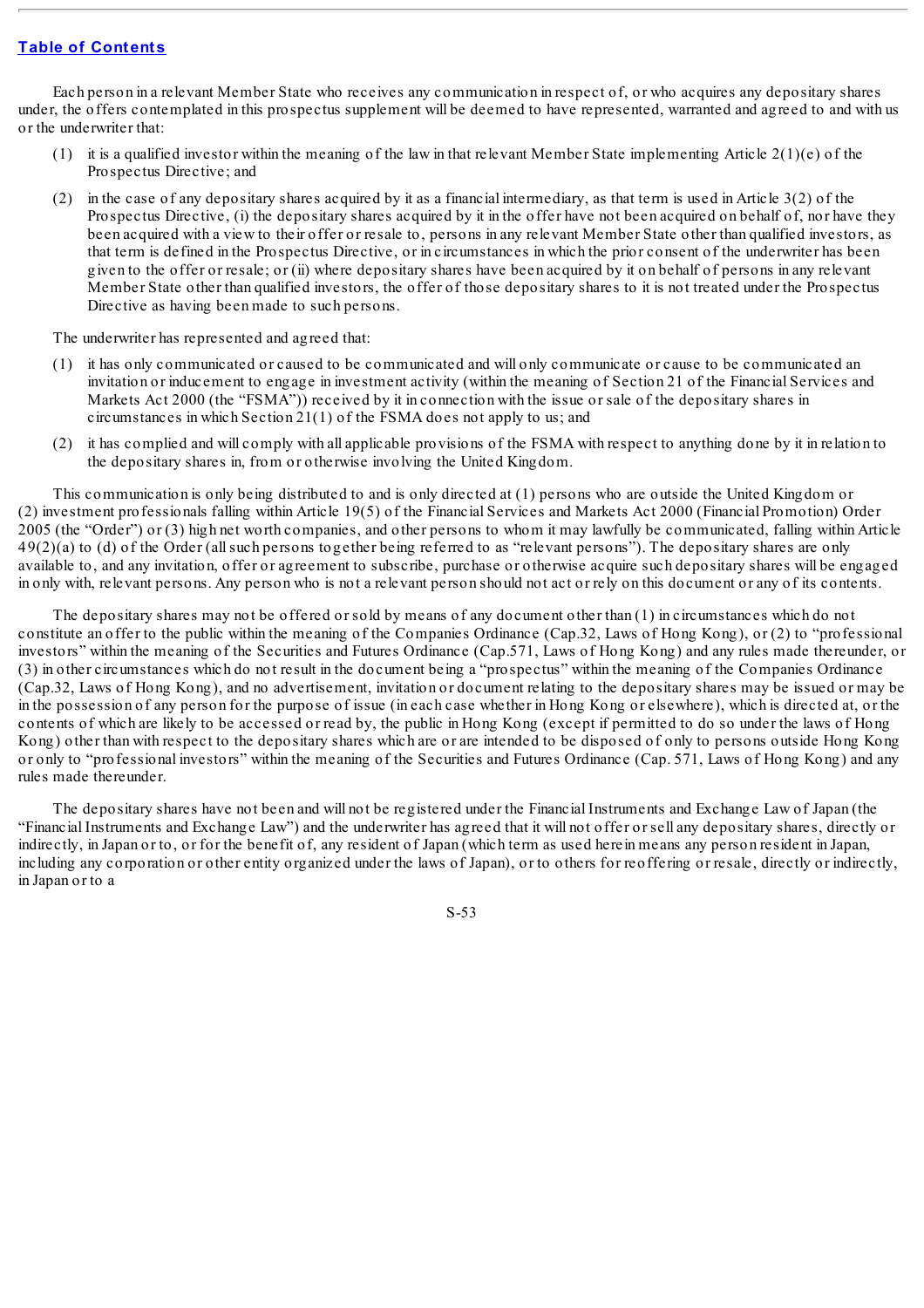Each person in a relevant Member State who receives any communication in respect of, or who acquires any depositary shares under, the offers contemplated in this prospectus supplement will be deemed to have represented, warranted and agreed to and with us or the underwriter that:

(1) it is a qualified investor within the meaning of the law in that relevant Member State implementing Article 2(1)(e) of the Prospectus Directive; and

(2) in the case of any depositary shares acquired by it as a financial intermediary, as that term is used in Article 3(2) of the Prospectus Directive, (i) the depositary shares acquired by it in the offer have not been acquired on behalf of, nor have they been acquired with a view to their offer or resale to, persons in any relevant Member State other than qualified investors, as that term is defined in the Prospectus Directive, or in circumstances in which the prior consent of the underwriter has been given to the offer or resale; or (ii) where depositary shares have been acquired by it on behalf of persons in any relevant Member State other than qualified investors, the offer of those depositary shares to it is not treated under the Prospectus Directive as having been made to such persons.

The underwriter has represented and agreed that:

(1) it has only communicated or caused to be communicated and will only communicate or cause to be communicated an invitation or inducement to engage in investment activity (within the meaning of Section 21 of the Financial Services and Markets Act 2000 (the "FSMA")) received by it in connection with the issue or sale of the depositary shares in circumstances in which Section 21(1) of the FSMA does not apply to us; and

(2) it has complied and will comply with all applicable provisions of the FSMA with respect to anything done by it in relation to the depositary shares in, from or otherwise involving the United Kingdom.

This communication is only being distributed to and is only directed at (1) persons who are outside the United Kingdom or (2) investment professionals falling within Article 19(5) of the Financial Services and Markets Act 2000 (Financial Promotion) Order 2005 (the "Order") or (3) high net worth companies, and other persons to whom it may lawfully be communicated, falling within Article 49(2)(a) to (d) of the Order (all such persons together being referred to as "relevant persons"). The depositary shares are only available to, and any invitation, offer or agreement to subscribe, purchase or otherwise acquire such depositary shares will be engaged in only with, relevant persons. Any person who is not a relevant person should not act or rely on this document or any of its contents.

The depositary shares may not be offered or sold by means of any document other than (1) in circumstances which do not constitute an offer to the public within the meaning of the Companies Ordinance (Cap.32, Laws of Hong Kong), or (2) to "professional investors" within the meaning of the Securities and Futures Ordinance (Cap.571, Laws of Hong Kong) and any rules made thereunder, or (3) in other circumstances which do not result in the document being a "prospectus" within the meaning of the Companies Ordinance (Cap.32, Laws of Hong Kong), and no advertisement, invitation or document relating to the depositary shares may be issued or may be in the possession of any person for the purpose of issue (in each case whether in Hong Kong or elsewhere), which is directed at, or the contents of which are likely to be accessed or read by, the public in Hong Kong (except if permitted to do so under the laws of Hong Kong) other than with respect to the depositary shares which are or are intended to be disposed of only to persons outside Hong Kong or only to "professional investors" within the meaning of the Securities and Futures Ordinance (Cap. 571, Laws of Hong Kong) and any rules made thereunder.

The depositary shares have not been and will not be registered under the Financial Instruments and Exchange Law of Japan (the "Financial Instruments and Exchange Law") and the underwriter has agreed that it will not offer or sell any depositary shares, directly or indirectly, in Japan or to, or for the benefit of, any resident of Japan (which term as used herein means any person resident in Japan, including any corporation or other entity organized under the laws of Japan), or to others for reoffering or resale, directly or indirectly, in Japan or to a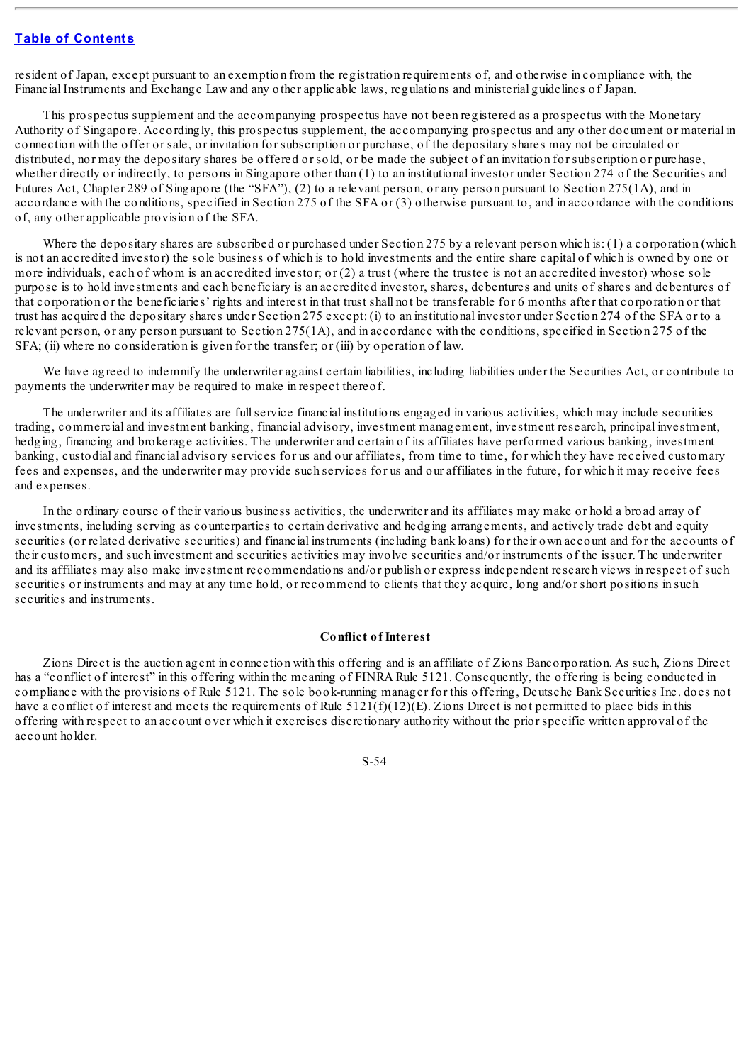resident of Japan, except pursuant to an exemption from the registration requirements of, and otherwise in compliance with, the Financial Instruments and Exchange Law and any other applicable laws, regulations and ministerial guidelines of Japan.

This prospectus supplement and the accompanying prospectus have not been registered as a prospectus with the Monetary Authority of Singapore. Accordingly, this prospectus supplement, the accompanying prospectus and any other document or material in connection with the offer or sale, or invitation for subscription or purchase, of the depositary shares may not be circulated or distributed, nor may the depositary shares be offered or sold, or be made the subject of an invitation for subscription or purchase, whether directly or indirectly, to persons in Singapore other than (1) to an institutional investor under Section 274 of the Securities and Futures Act, Chapter 289 of Singapore (the "SFA"), (2) to a relevant person, or any person pursuant to Section 275(1A), and in accordance with the conditions, specified in Section 275 of the SFA or (3) otherwise pursuant to, and in accordance with the conditions of, any other applicable provision of the SFA.

Where the depositary shares are subscribed or purchased under Section 275 by a relevant person which is: (1) a corporation (which is not an accredited investor) the sole business of which is to hold investments and the entire share capital of which is owned by one or more individuals, each of whom is an accredited investor; or (2) a trust (where the trustee is not an accredited investor) whose sole purpose is to hold investments and each beneficiary is an accredited investor, shares, debentures and units of shares and debentures of that corporation or the beneficiaries' rights and interest in that trust shall not be transferable for 6 months after that corporation or that trust has acquired the depositary shares under Section 275 except: (i) to an institutional investor under Section 274 of the SFA or to a relevant person, or any person pursuant to Section 275(1A), and in accordance with the conditions, specified in Section 275 of the SFA; (ii) where no consideration is given for the transfer; or (iii) by operation of law.

We have agreed to indemnify the underwriter against certain liabilities, including liabilities under the Securities Act, or contribute to payments the underwriter may be required to make in respect thereof.

The underwriter and its affiliates are full service financial institutions engaged in various activities, which may include securities trading, commercial and investment banking, financial advisory, investment management, investment research, principal investment, hedging, financing and brokerage activities. The underwriter and certain of its affiliates have performed various banking, investment banking, custodial and financial advisory services for us and our affiliates, from time to time, for which they have received customary fees and expenses, and the underwriter may provide such services for us and our affiliates in the future, for which it may receive fees and expenses.

In the ordinary course of their various business activities, the underwriter and its affiliates may make or hold a broad array of investments, including serving as counterparties to certain derivative and hedging arrangements, and actively trade debt and equity securities (or related derivative securities) and financial instruments (including bank loans) for their own account and for the accounts of their customers, and such investment and securities activities may involve securities and/or instruments of the issuer. The underwriter and its affiliates may also make investment recommendations and/or publish or express independent research views in respect of such securities or instruments and may at any time hold, or recommend to clients that they acquire, long and/or short positions in such securities and instruments.

**Conflict of Interest**

Zions Direct is the auction agent in connection with this offering and is an affiliate of Zions Bancorporation. As such, Zions Direct has a "conflict of interest" in this offering within the meaning of FINRA Rule 5121. Consequently, the offering is being conducted in compliance with the provisions of Rule 5121. The sole book-running manager for this offering, Deutsche Bank Securities Inc. does not have a conflict of interest and meets the requirements of Rule 5121(f)(12)(E). Zions Direct is not permitted to place bids in this offering with respect to an account over which it exercises discretionary authority without the prior specific written approval of the account holder.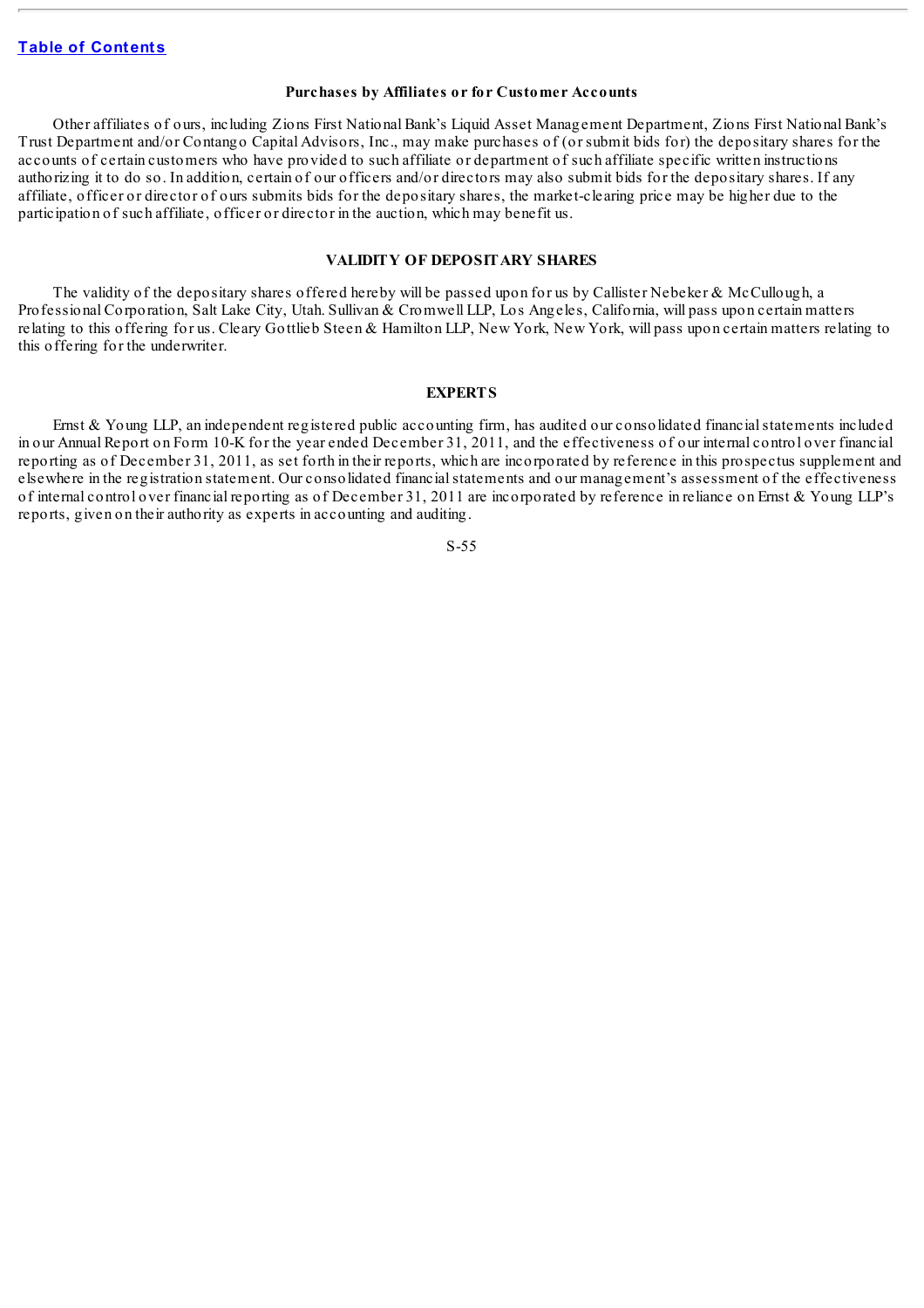### Purchases by Affiliates or for Customer Accounts

Other affiliates of ours, including Zions First National Bank's Liquid Asset Management Department, Zions First National Bank's Trust Department and/or Contango Capital Advisors, Inc., may make purchases of (or submit bids for) the depositary shares for the accounts of certain customers who have provided to such affiliate or department of such affiliate specific written instructions authorizing it to do so. In addition, certain of our officers and/or directors may also submit bids for the depositary shares. If any affiliate, officer or director of ours submits bids for the depositary shares, the market-clearing price may be higher due to the participation of such affiliate, officer or director in the auction, which may benefit us.

## VALIDITY OF DEPOSITARY SHARES

The validity of the depositary shares offered hereby will be passed upon for us by Callister Nebeker & McCullough, a Professional Corporation, Salt Lake City, Utah. Sullivan & Cromwell LLP, Los Angeles, California, will pass upon certain matters relating to this offering for us. Cleary Gottlieb Steen & Hamilton LLP, New York, New York, will pass upon certain matters relating to this offering for the underwriter.

## EXPERTS

Ernst & Young LLP, an independent registered public accounting firm, has audited our consolidated financial statements included in our Annual Report on Form 10-K for the year ended December 31, 2011, and the effectiveness of our internal control over financial reporting as of December 31, 2011, as set forth in their reports, which are incorporated by reference in this prospectus supplement and elsewhere in the registration statement. Our consolidated financial statements and our management's assessment of the effectiveness of internal control over financial reporting as of December 31, 2011 are incorporated by reference in reliance on Ernst & Young LLP's reports, given on their authority as experts in accounting and auditing.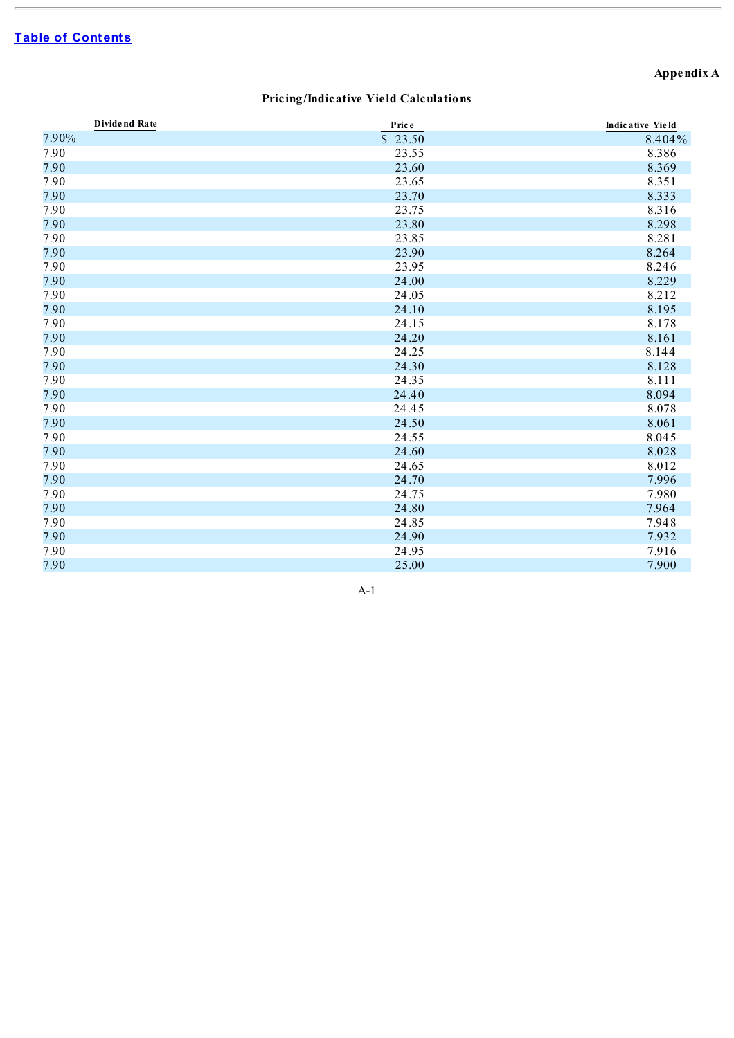Appendix A

## Pricing/Indicative Yield Calculations

| Dividend Rate | Price | Indicative Yield |
|---|---|---|
| 7.90% | $ 23.50 | 8.404% |
| 7.90 | 23.55 | 8.386 |
| 7.90 | 23.60 | 8.369 |
| 7.90 | 23.65 | 8.351 |
| 7.90 | 23.70 | 8.333 |
| 7.90 | 23.75 | 8.316 |
| 7.90 | 23.80 | 8.298 |
| 7.90 | 23.85 | 8.281 |
| 7.90 | 23.90 | 8.264 |
| 7.90 | 23.95 | 8.246 |
| 7.90 | 24.00 | 8.229 |
| 7.90 | 24.05 | 8.212 |
| 7.90 | 24.10 | 8.195 |
| 7.90 | 24.15 | 8.178 |
| 7.90 | 24.20 | 8.161 |
| 7.90 | 24.25 | 8.144 |
| 7.90 | 24.30 | 8.128 |
| 7.90 | 24.35 | 8.111 |
| 7.90 | 24.40 | 8.094 |
| 7.90 | 24.45 | 8.078 |
| 7.90 | 24.50 | 8.061 |
| 7.90 | 24.55 | 8.045 |
| 7.90 | 24.60 | 8.028 |
| 7.90 | 24.65 | 8.012 |
| 7.90 | 24.70 | 7.996 |
| 7.90 | 24.75 | 7.980 |
| 7.90 | 24.80 | 7.964 |
| 7.90 | 24.85 | 7.948 |
| 7.90 | 24.90 | 7.932 |
| 7.90 | 24.95 | 7.916 |
| 7.90 | 25.00 | 7.900 |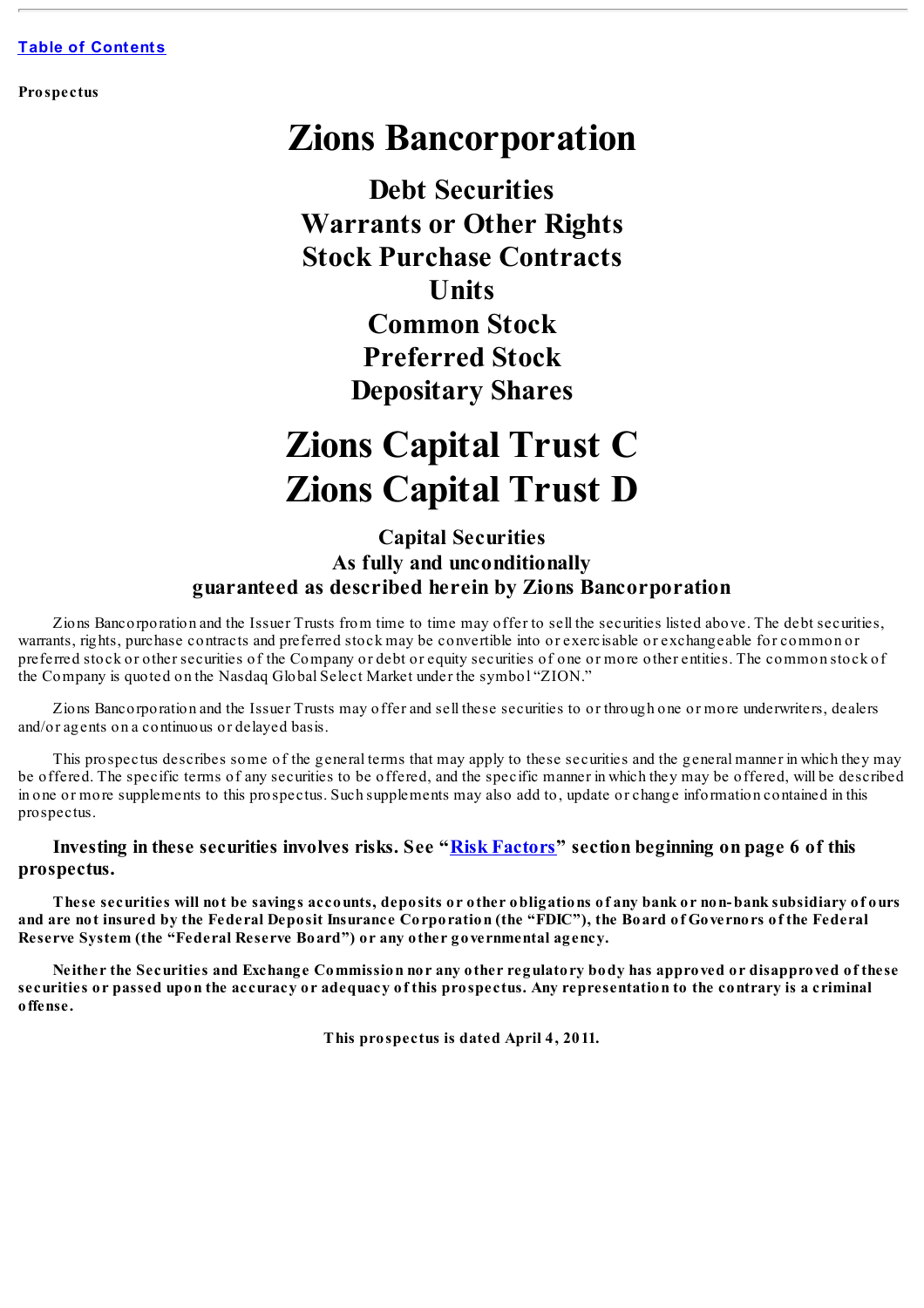Table of Contents

**Prospectus**

# Zions Bancorporation

## Debt Securities
## Warrants or Other Rights
## Stock Purchase Contracts
## Units
## Common Stock
## Preferred Stock
## Depositary Shares

# Zions Capital Trust C
# Zions Capital Trust D

### Capital Securities
### As fully and unconditionally guaranteed as described herein by Zions Bancorporation

Zions Bancorporation and the Issuer Trusts from time to time may offer to sell the securities listed above. The debt securities, warrants, rights, purchase contracts and preferred stock may be convertible into or exercisable or exchangeable for common or preferred stock or other securities of the Company or debt or equity securities of one or more other entities. The common stock of the Company is quoted on the Nasdaq Global Select Market under the symbol "ZION."

Zions Bancorporation and the Issuer Trusts may offer and sell these securities to or through one or more underwriters, dealers and/or agents on a continuous or delayed basis.

This prospectus describes some of the general terms that may apply to these securities and the general manner in which they may be offered. The specific terms of any securities to be offered, and the specific manner in which they may be offered, will be described in one or more supplements to this prospectus. Such supplements may also add to, update or change information contained in this prospectus.

**Investing in these securities involves risks. See "Risk Factors" section beginning on page 6 of this prospectus.**

**These securities will not be savings accounts, deposits or other obligations of any bank or non-bank subsidiary of ours and are not insured by the Federal Deposit Insurance Corporation (the "FDIC"), the Board of Governors of the Federal Reserve System (the "Federal Reserve Board") or any other governmental agency.**

**Neither the Securities and Exchange Commission nor any other regulatory body has approved or disapproved of these securities or passed upon the accuracy or adequacy of this prospectus. Any representation to the contrary is a criminal offense.**

**This prospectus is dated April 4, 2011.**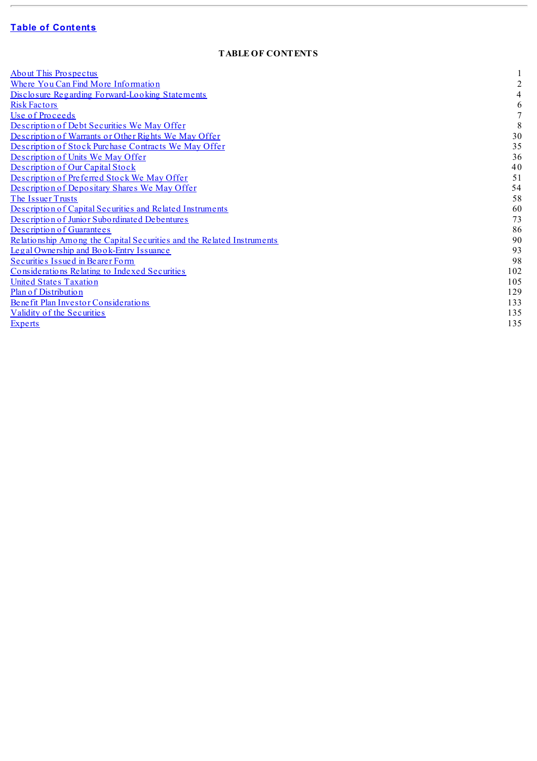**Table of Contents**

**TABLE OF CONTENTS**

| | |
|---|---|
| About This Prospectus | 1 |
| Where You Can Find More Information | 2 |
| Disclosure Regarding Forward-Looking Statements | 4 |
| Risk Factors | 6 |
| Use of Proceeds | 7 |
| Description of Debt Securities We May Offer | 8 |
| Description of Warrants or Other Rights We May Offer | 30 |
| Description of Stock Purchase Contracts We May Offer | 35 |
| Description of Units We May Offer | 36 |
| Description of Our Capital Stock | 40 |
| Description of Preferred Stock We May Offer | 51 |
| Description of Depositary Shares We May Offer | 54 |
| The Issuer Trusts | 58 |
| Description of Capital Securities and Related Instruments | 60 |
| Description of Junior Subordinated Debentures | 73 |
| Description of Guarantees | 86 |
| Relationship Among the Capital Securities and the Related Instruments | 90 |
| Legal Ownership and Book-Entry Issuance | 93 |
| Securities Issued in Bearer Form | 98 |
| Considerations Relating to Indexed Securities | 102 |
| United States Taxation | 105 |
| Plan of Distribution | 129 |
| Benefit Plan Investor Considerations | 133 |
| Validity of the Securities | 135 |
| Experts | 135 |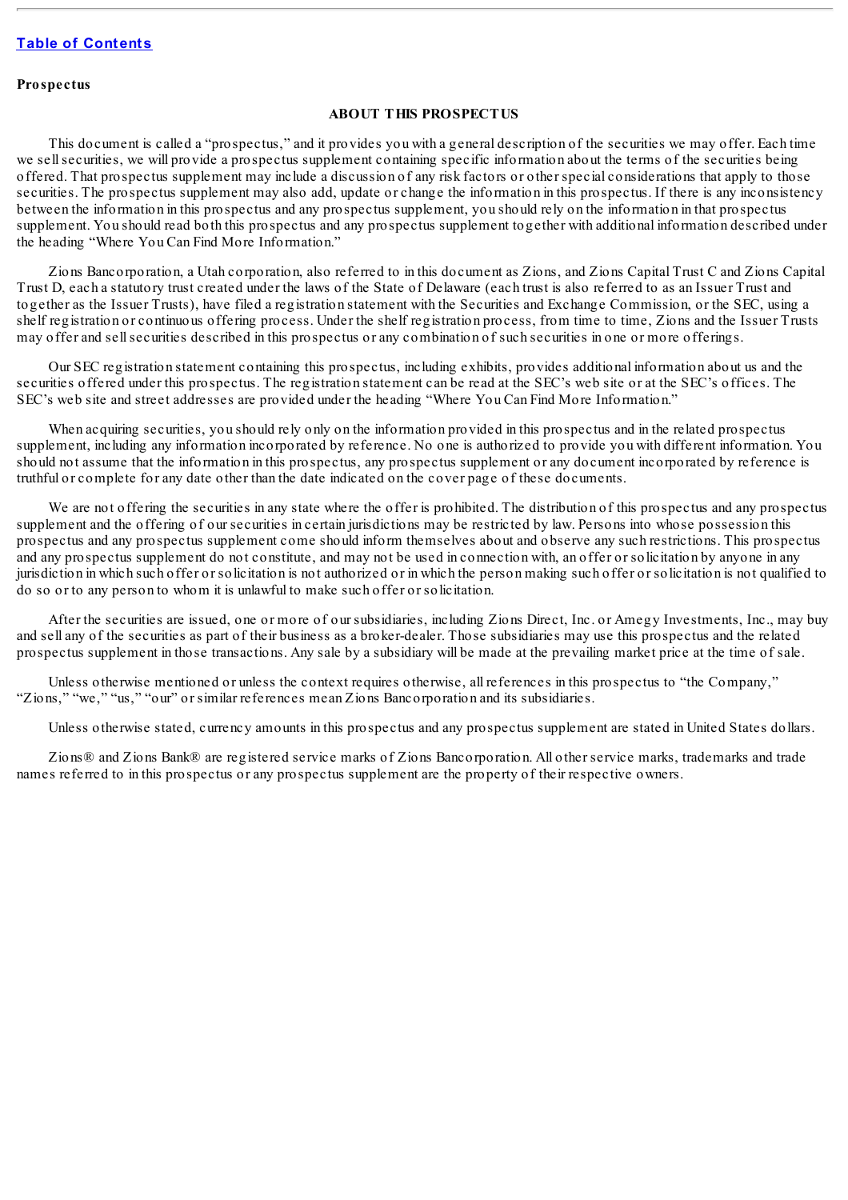**Prospectus**

## ABOUT THIS PROSPECTUS

This document is called a "prospectus," and it provides you with a general description of the securities we may offer. Each time we sell securities, we will provide a prospectus supplement containing specific information about the terms of the securities being offered. That prospectus supplement may include a discussion of any risk factors or other special considerations that apply to those securities. The prospectus supplement may also add, update or change the information in this prospectus. If there is any inconsistency between the information in this prospectus and any prospectus supplement, you should rely on the information in that prospectus supplement. You should read both this prospectus and any prospectus supplement together with additional information described under the heading "Where You Can Find More Information."

Zions Bancorporation, a Utah corporation, also referred to in this document as Zions, and Zions Capital Trust C and Zions Capital Trust D, each a statutory trust created under the laws of the State of Delaware (each trust is also referred to as an Issuer Trust and together as the Issuer Trusts), have filed a registration statement with the Securities and Exchange Commission, or the SEC, using a shelf registration or continuous offering process. Under the shelf registration process, from time to time, Zions and the Issuer Trusts may offer and sell securities described in this prospectus or any combination of such securities in one or more offerings.

Our SEC registration statement containing this prospectus, including exhibits, provides additional information about us and the securities offered under this prospectus. The registration statement can be read at the SEC's web site or at the SEC's offices. The SEC's web site and street addresses are provided under the heading "Where You Can Find More Information."

When acquiring securities, you should rely only on the information provided in this prospectus and in the related prospectus supplement, including any information incorporated by reference. No one is authorized to provide you with different information. You should not assume that the information in this prospectus, any prospectus supplement or any document incorporated by reference is truthful or complete for any date other than the date indicated on the cover page of these documents.

We are not offering the securities in any state where the offer is prohibited. The distribution of this prospectus and any prospectus supplement and the offering of our securities in certain jurisdictions may be restricted by law. Persons into whose possession this prospectus and any prospectus supplement come should inform themselves about and observe any such restrictions. This prospectus and any prospectus supplement do not constitute, and may not be used in connection with, an offer or solicitation by anyone in any jurisdiction in which such offer or solicitation is not authorized or in which the person making such offer or solicitation is not qualified to do so or to any person to whom it is unlawful to make such offer or solicitation.

After the securities are issued, one or more of our subsidiaries, including Zions Direct, Inc. or Amegy Investments, Inc., may buy and sell any of the securities as part of their business as a broker-dealer. Those subsidiaries may use this prospectus and the related prospectus supplement in those transactions. Any sale by a subsidiary will be made at the prevailing market price at the time of sale.

Unless otherwise mentioned or unless the context requires otherwise, all references in this prospectus to "the Company," "Zions," "we," "us," "our" or similar references mean Zions Bancorporation and its subsidiaries.

Unless otherwise stated, currency amounts in this prospectus and any prospectus supplement are stated in United States dollars.

Zions® and Zions Bank® are registered service marks of Zions Bancorporation. All other service marks, trademarks and trade names referred to in this prospectus or any prospectus supplement are the property of their respective owners.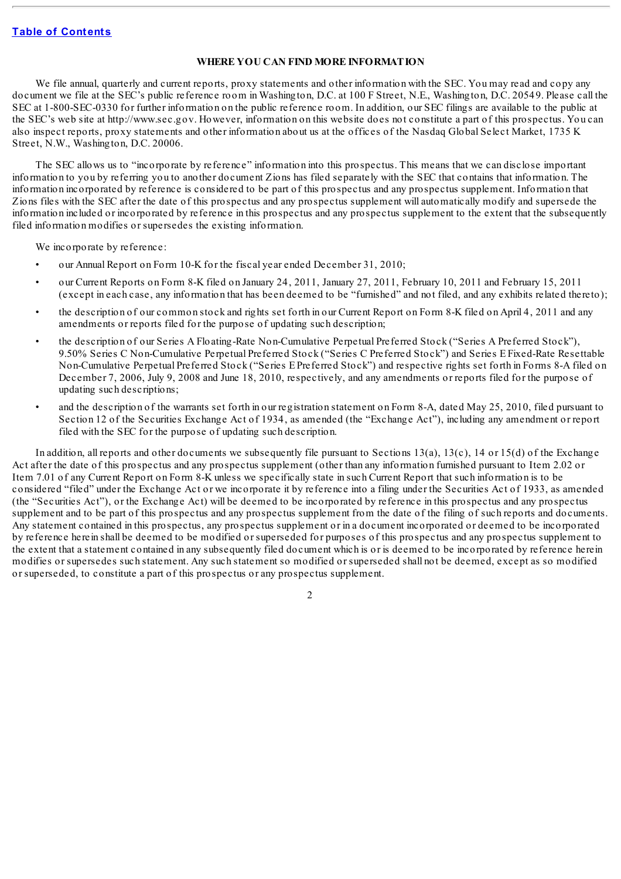[Table of Contents](#)

## WHERE YOU CAN FIND MORE INFORMATION

We file annual, quarterly and current reports, proxy statements and other information with the SEC. You may read and copy any document we file at the SEC's public reference room in Washington, D.C. at 100 F Street, N.E., Washington, D.C. 20549. Please call the SEC at 1-800-SEC-0330 for further information on the public reference room. In addition, our SEC filings are available to the public at the SEC's web site at http://www.sec.gov. However, information on this website does not constitute a part of this prospectus. You can also inspect reports, proxy statements and other information about us at the offices of the Nasdaq Global Select Market, 1735 K Street, N.W., Washington, D.C. 20006.

The SEC allows us to "incorporate by reference" information into this prospectus. This means that we can disclose important information to you by referring you to another document Zions has filed separately with the SEC that contains that information. The information incorporated by reference is considered to be part of this prospectus and any prospectus supplement. Information that Zions files with the SEC after the date of this prospectus and any prospectus supplement will automatically modify and supersede the information included or incorporated by reference in this prospectus and any prospectus supplement to the extent that the subsequently filed information modifies or supersedes the existing information.

We incorporate by reference:

- our Annual Report on Form 10-K for the fiscal year ended December 31, 2010;
- our Current Reports on Form 8-K filed on January 24, 2011, January 27, 2011, February 10, 2011 and February 15, 2011 (except in each case, any information that has been deemed to be "furnished" and not filed, and any exhibits related thereto);
- the description of our common stock and rights set forth in our Current Report on Form 8-K filed on April 4, 2011 and any amendments or reports filed for the purpose of updating such description;
- the description of our Series A Floating-Rate Non-Cumulative Perpetual Preferred Stock ("Series A Preferred Stock"), 9.50% Series C Non-Cumulative Perpetual Preferred Stock ("Series C Preferred Stock") and Series E Fixed-Rate Resettable Non-Cumulative Perpetual Preferred Stock ("Series E Preferred Stock") and respective rights set forth in Forms 8-A filed on December 7, 2006, July 9, 2008 and June 18, 2010, respectively, and any amendments or reports filed for the purpose of updating such descriptions;
- and the description of the warrants set forth in our registration statement on Form 8-A, dated May 25, 2010, filed pursuant to Section 12 of the Securities Exchange Act of 1934, as amended (the "Exchange Act"), including any amendment or report filed with the SEC for the purpose of updating such description.

In addition, all reports and other documents we subsequently file pursuant to Sections 13(a), 13(c), 14 or 15(d) of the Exchange Act after the date of this prospectus and any prospectus supplement (other than any information furnished pursuant to Item 2.02 or Item 7.01 of any Current Report on Form 8-K unless we specifically state in such Current Report that such information is to be considered "filed" under the Exchange Act or we incorporate it by reference into a filing under the Securities Act of 1933, as amended (the "Securities Act"), or the Exchange Act) will be deemed to be incorporated by reference in this prospectus and any prospectus supplement and to be part of this prospectus and any prospectus supplement from the date of the filing of such reports and documents. Any statement contained in this prospectus, any prospectus supplement or in a document incorporated or deemed to be incorporated by reference herein shall be deemed to be modified or superseded for purposes of this prospectus and any prospectus supplement to the extent that a statement contained in any subsequently filed document which is or is deemed to be incorporated by reference herein modifies or supersedes such statement. Any such statement so modified or superseded shall not be deemed, except as so modified or superseded, to constitute a part of this prospectus or any prospectus supplement.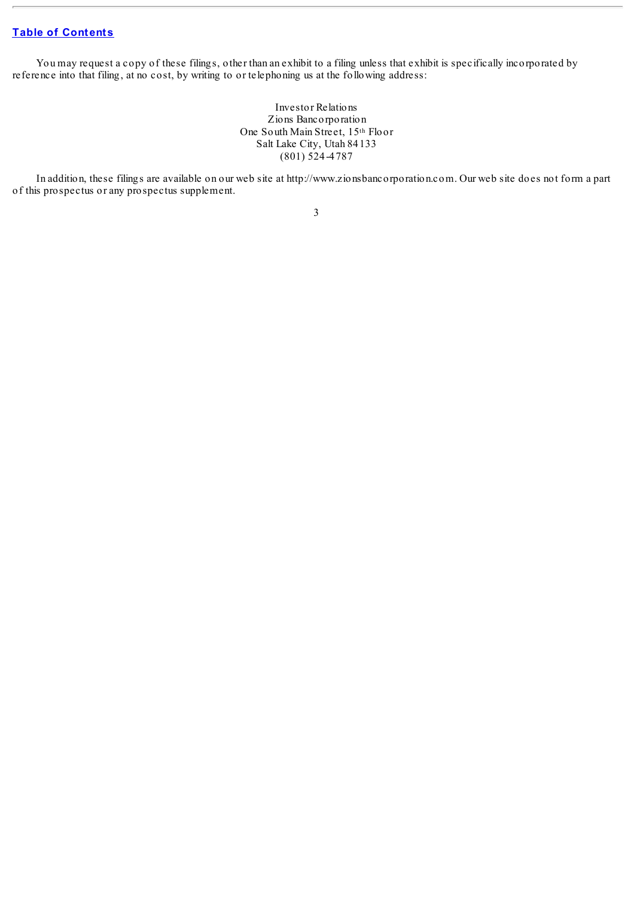You may request a copy of these filings, other than an exhibit to a filing unless that exhibit is specifically incorporated by reference into that filing, at no cost, by writing to or telephoning us at the following address:

Investor Relations
Zions Bancorporation
One South Main Street, 15th Floor
Salt Lake City, Utah 84133
(801) 524-4787

In addition, these filings are available on our web site at http://www.zionsbancorporation.com. Our web site does not form a part of this prospectus or any prospectus supplement.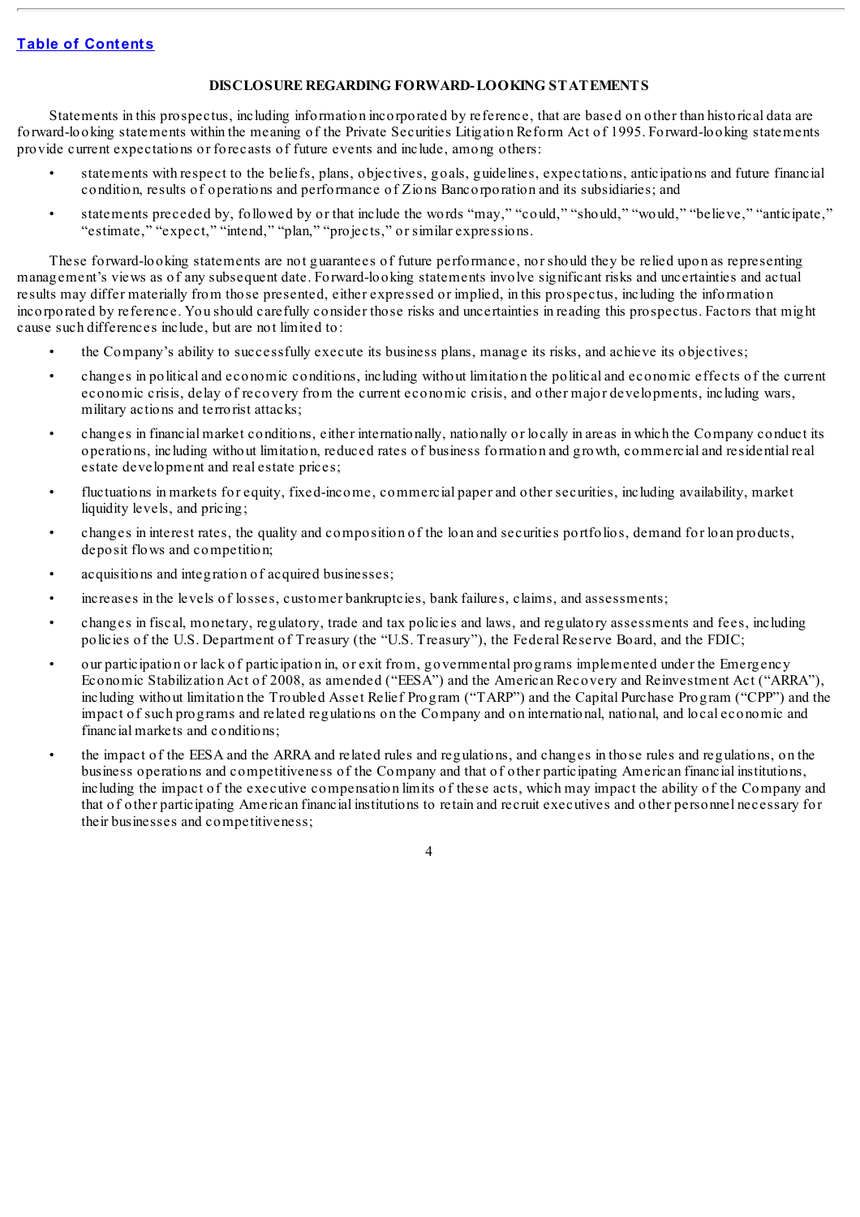[Table of Contents](#)

## DISCLOSURE REGARDING FORWARD-LOOKING STATEMENTS

Statements in this prospectus, including information incorporated by reference, that are based on other than historical data are forward-looking statements within the meaning of the Private Securities Litigation Reform Act of 1995. Forward-looking statements provide current expectations or forecasts of future events and include, among others:

- statements with respect to the beliefs, plans, objectives, goals, guidelines, expectations, anticipations and future financial condition, results of operations and performance of Zions Bancorporation and its subsidiaries; and
- statements preceded by, followed by or that include the words "may," "could," "should," "would," "believe," "anticipate," "estimate," "expect," "intend," "plan," "projects," or similar expressions.

These forward-looking statements are not guarantees of future performance, nor should they be relied upon as representing management's views as of any subsequent date. Forward-looking statements involve significant risks and uncertainties and actual results may differ materially from those presented, either expressed or implied, in this prospectus, including the information incorporated by reference. You should carefully consider those risks and uncertainties in reading this prospectus. Factors that might cause such differences include, but are not limited to:

- the Company's ability to successfully execute its business plans, manage its risks, and achieve its objectives;
- changes in political and economic conditions, including without limitation the political and economic effects of the current economic crisis, delay of recovery from the current economic crisis, and other major developments, including wars, military actions and terrorist attacks;
- changes in financial market conditions, either internationally, nationally or locally in areas in which the Company conduct its operations, including without limitation, reduced rates of business formation and growth, commercial and residential real estate development and real estate prices;
- fluctuations in markets for equity, fixed-income, commercial paper and other securities, including availability, market liquidity levels, and pricing;
- changes in interest rates, the quality and composition of the loan and securities portfolios, demand for loan products, deposit flows and competition;
- acquisitions and integration of acquired businesses;
- increases in the levels of losses, customer bankruptcies, bank failures, claims, and assessments;
- changes in fiscal, monetary, regulatory, trade and tax policies and laws, and regulatory assessments and fees, including policies of the U.S. Department of Treasury (the "U.S. Treasury"), the Federal Reserve Board, and the FDIC;
- our participation or lack of participation in, or exit from, governmental programs implemented under the Emergency Economic Stabilization Act of 2008, as amended ("EESA") and the American Recovery and Reinvestment Act ("ARRA"), including without limitation the Troubled Asset Relief Program ("TARP") and the Capital Purchase Program ("CPP") and the impact of such programs and related regulations on the Company and on international, national, and local economic and financial markets and conditions;
- the impact of the EESA and the ARRA and related rules and regulations, and changes in those rules and regulations, on the business operations and competitiveness of the Company and that of other participating American financial institutions, including the impact of the executive compensation limits of these acts, which may impact the ability of the Company and that of other participating American financial institutions to retain and recruit executives and other personnel necessary for their businesses and competitiveness;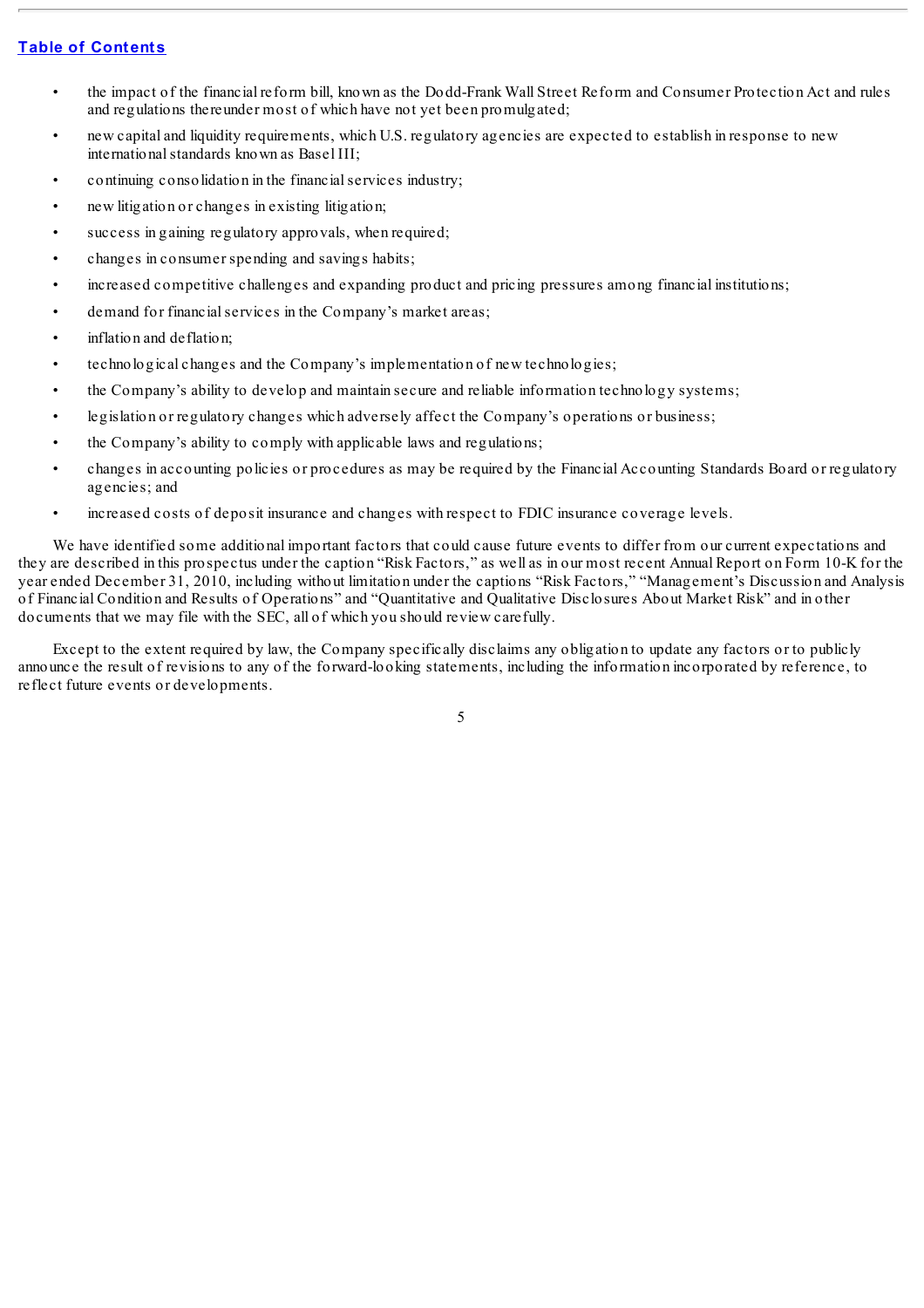- the impact of the financial reform bill, known as the Dodd-Frank Wall Street Reform and Consumer Protection Act and rules and regulations thereunder most of which have not yet been promulgated;
- new capital and liquidity requirements, which U.S. regulatory agencies are expected to establish in response to new international standards known as Basel III;
- continuing consolidation in the financial services industry;
- new litigation or changes in existing litigation;
- success in gaining regulatory approvals, when required;
- changes in consumer spending and savings habits;
- increased competitive challenges and expanding product and pricing pressures among financial institutions;
- demand for financial services in the Company's market areas;
- inflation and deflation;
- technological changes and the Company's implementation of new technologies;
- the Company's ability to develop and maintain secure and reliable information technology systems;
- legislation or regulatory changes which adversely affect the Company's operations or business;
- the Company's ability to comply with applicable laws and regulations;
- changes in accounting policies or procedures as may be required by the Financial Accounting Standards Board or regulatory agencies; and
- increased costs of deposit insurance and changes with respect to FDIC insurance coverage levels.

We have identified some additional important factors that could cause future events to differ from our current expectations and they are described in this prospectus under the caption "Risk Factors," as well as in our most recent Annual Report on Form 10-K for the year ended December 31, 2010, including without limitation under the captions "Risk Factors," "Management's Discussion and Analysis of Financial Condition and Results of Operations" and "Quantitative and Qualitative Disclosures About Market Risk" and in other documents that we may file with the SEC, all of which you should review carefully.

Except to the extent required by law, the Company specifically disclaims any obligation to update any factors or to publicly announce the result of revisions to any of the forward-looking statements, including the information incorporated by reference, to reflect future events or developments.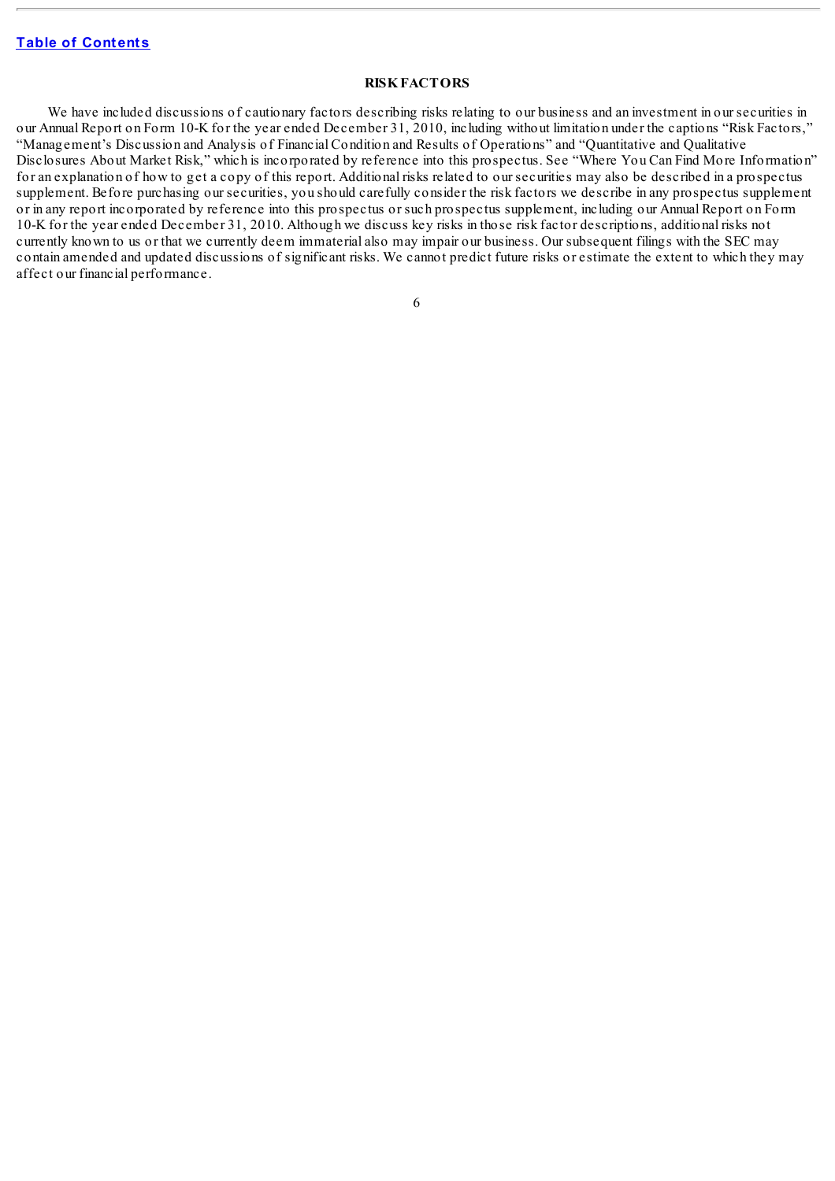## RISK FACTORS

We have included discussions of cautionary factors describing risks relating to our business and an investment in our securities in our Annual Report on Form 10-K for the year ended December 31, 2010, including without limitation under the captions "Risk Factors," "Management's Discussion and Analysis of Financial Condition and Results of Operations" and "Quantitative and Qualitative Disclosures About Market Risk," which is incorporated by reference into this prospectus. See "Where You Can Find More Information" for an explanation of how to get a copy of this report. Additional risks related to our securities may also be described in a prospectus supplement. Before purchasing our securities, you should carefully consider the risk factors we describe in any prospectus supplement or in any report incorporated by reference into this prospectus or such prospectus supplement, including our Annual Report on Form 10-K for the year ended December 31, 2010. Although we discuss key risks in those risk factor descriptions, additional risks not currently known to us or that we currently deem immaterial also may impair our business. Our subsequent filings with the SEC may contain amended and updated discussions of significant risks. We cannot predict future risks or estimate the extent to which they may affect our financial performance.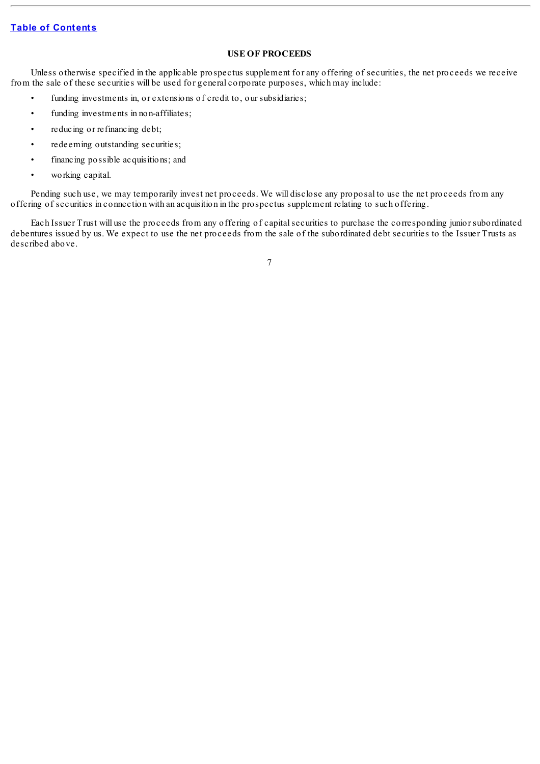## USE OF PROCEEDS

Unless otherwise specified in the applicable prospectus supplement for any offering of securities, the net proceeds we receive from the sale of these securities will be used for general corporate purposes, which may include:

- funding investments in, or extensions of credit to, our subsidiaries;
- funding investments in non-affiliates;
- reducing or refinancing debt;
- redeeming outstanding securities;
- financing possible acquisitions; and
- working capital.

Pending such use, we may temporarily invest net proceeds. We will disclose any proposal to use the net proceeds from any offering of securities in connection with an acquisition in the prospectus supplement relating to such offering.

Each Issuer Trust will use the proceeds from any offering of capital securities to purchase the corresponding junior subordinated debentures issued by us. We expect to use the net proceeds from the sale of the subordinated debt securities to the Issuer Trusts as described above.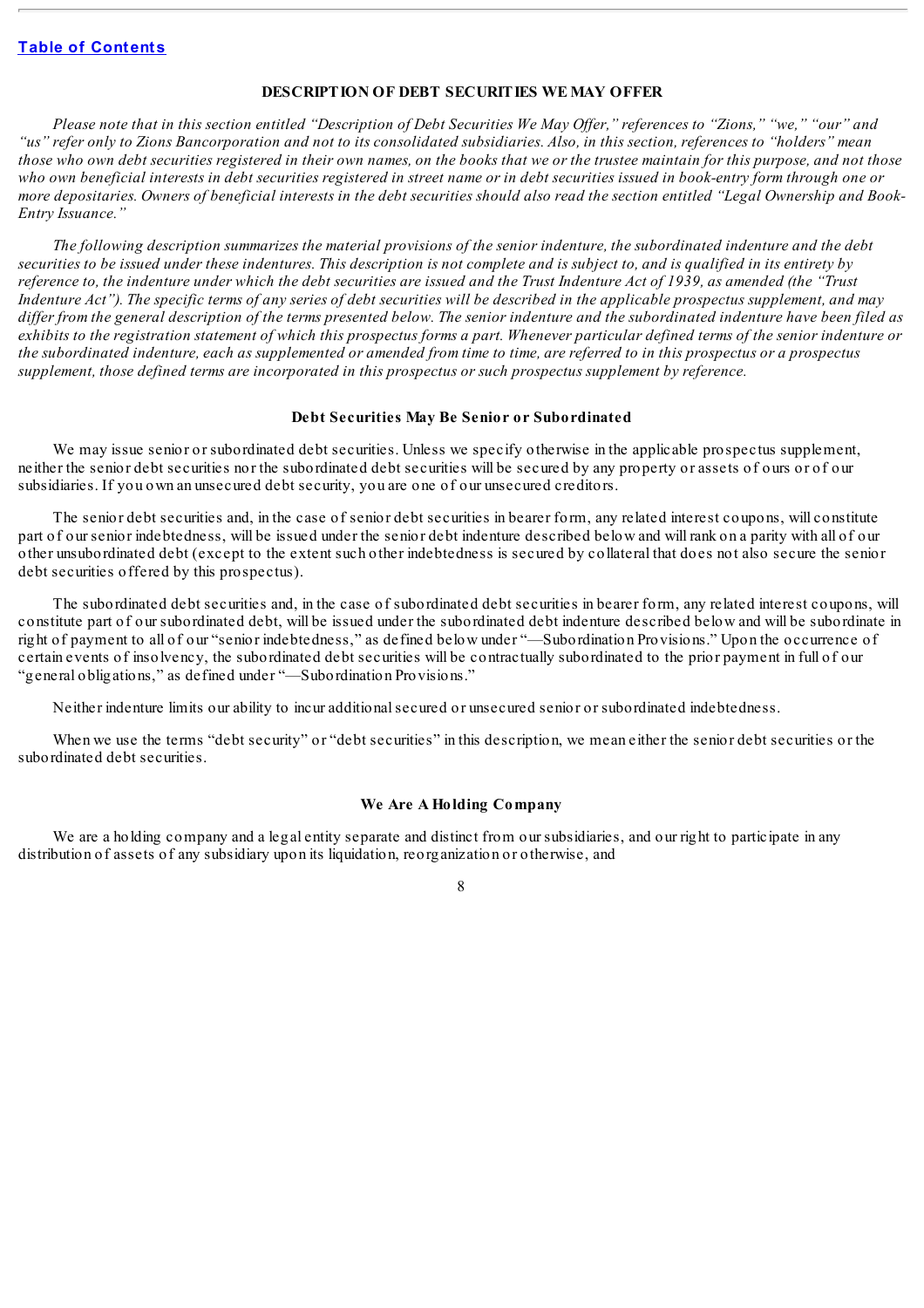## DESCRIPTION OF DEBT SECURITIES WE MAY OFFER

*Please note that in this section entitled "Description of Debt Securities We May Offer," references to "Zions," "we," "our" and "us" refer only to Zions Bancorporation and not to its consolidated subsidiaries. Also, in this section, references to "holders" mean those who own debt securities registered in their own names, on the books that we or the trustee maintain for this purpose, and not those who own beneficial interests in debt securities registered in street name or in debt securities issued in book-entry form through one or more depositaries. Owners of beneficial interests in the debt securities should also read the section entitled "Legal Ownership and Book-Entry Issuance."*

*The following description summarizes the material provisions of the senior indenture, the subordinated indenture and the debt securities to be issued under these indentures. This description is not complete and is subject to, and is qualified in its entirety by reference to, the indenture under which the debt securities are issued and the Trust Indenture Act of 1939, as amended (the "Trust Indenture Act"). The specific terms of any series of debt securities will be described in the applicable prospectus supplement, and may differ from the general description of the terms presented below. The senior indenture and the subordinated indenture have been filed as exhibits to the registration statement of which this prospectus forms a part. Whenever particular defined terms of the senior indenture or the subordinated indenture, each as supplemented or amended from time to time, are referred to in this prospectus or a prospectus supplement, those defined terms are incorporated in this prospectus or such prospectus supplement by reference.*

### Debt Securities May Be Senior or Subordinated

We may issue senior or subordinated debt securities. Unless we specify otherwise in the applicable prospectus supplement, neither the senior debt securities nor the subordinated debt securities will be secured by any property or assets of ours or of our subsidiaries. If you own an unsecured debt security, you are one of our unsecured creditors.

The senior debt securities and, in the case of senior debt securities in bearer form, any related interest coupons, will constitute part of our senior indebtedness, will be issued under the senior debt indenture described below and will rank on a parity with all of our other unsubordinated debt (except to the extent such other indebtedness is secured by collateral that does not also secure the senior debt securities offered by this prospectus).

The subordinated debt securities and, in the case of subordinated debt securities in bearer form, any related interest coupons, will constitute part of our subordinated debt, will be issued under the subordinated debt indenture described below and will be subordinate in right of payment to all of our "senior indebtedness," as defined below under "—Subordination Provisions." Upon the occurrence of certain events of insolvency, the subordinated debt securities will be contractually subordinated to the prior payment in full of our "general obligations," as defined under "—Subordination Provisions."

Neither indenture limits our ability to incur additional secured or unsecured senior or subordinated indebtedness.

When we use the terms "debt security" or "debt securities" in this description, we mean either the senior debt securities or the subordinated debt securities.

### We Are A Holding Company

We are a holding company and a legal entity separate and distinct from our subsidiaries, and our right to participate in any distribution of assets of any subsidiary upon its liquidation, reorganization or otherwise, and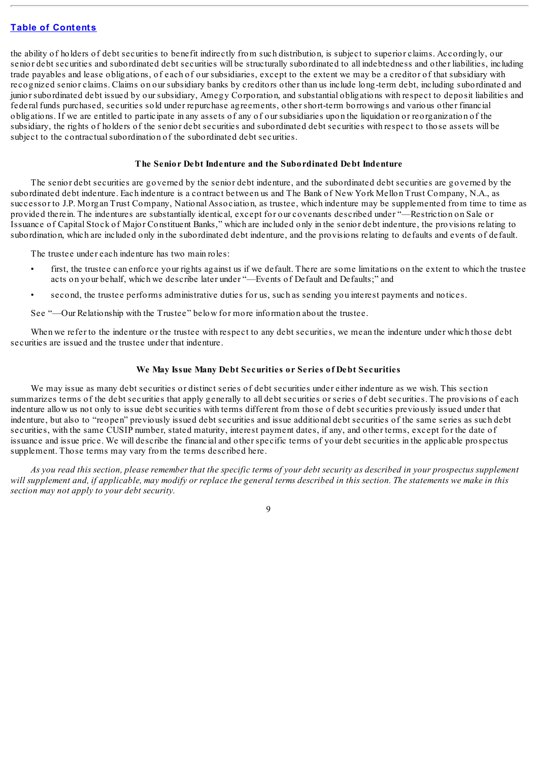the ability of holders of debt securities to benefit indirectly from such distribution, is subject to superior claims. Accordingly, our senior debt securities and subordinated debt securities will be structurally subordinated to all indebtedness and other liabilities, including trade payables and lease obligations, of each of our subsidiaries, except to the extent we may be a creditor of that subsidiary with recognized senior claims. Claims on our subsidiary banks by creditors other than us include long-term debt, including subordinated and junior subordinated debt issued by our subsidiary, Amegy Corporation, and substantial obligations with respect to deposit liabilities and federal funds purchased, securities sold under repurchase agreements, other short-term borrowings and various other financial obligations. If we are entitled to participate in any assets of any of our subsidiaries upon the liquidation or reorganization of the subsidiary, the rights of holders of the senior debt securities and subordinated debt securities with respect to those assets will be subject to the contractual subordination of the subordinated debt securities.

### The Senior Debt Indenture and the Subordinated Debt Indenture

The senior debt securities are governed by the senior debt indenture, and the subordinated debt securities are governed by the subordinated debt indenture. Each indenture is a contract between us and The Bank of New York Mellon Trust Company, N.A., as successor to J.P. Morgan Trust Company, National Association, as trustee, which indenture may be supplemented from time to time as provided therein. The indentures are substantially identical, except for our covenants described under "—Restriction on Sale or Issuance of Capital Stock of Major Constituent Banks," which are included only in the senior debt indenture, the provisions relating to subordination, which are included only in the subordinated debt indenture, and the provisions relating to defaults and events of default.

The trustee under each indenture has two main roles:

- first, the trustee can enforce your rights against us if we default. There are some limitations on the extent to which the trustee acts on your behalf, which we describe later under "—Events of Default and Defaults;" and
- second, the trustee performs administrative duties for us, such as sending you interest payments and notices.

See "—Our Relationship with the Trustee" below for more information about the trustee.

When we refer to the indenture or the trustee with respect to any debt securities, we mean the indenture under which those debt securities are issued and the trustee under that indenture.

### We May Issue Many Debt Securities or Series of Debt Securities

We may issue as many debt securities or distinct series of debt securities under either indenture as we wish. This section summarizes terms of the debt securities that apply generally to all debt securities or series of debt securities. The provisions of each indenture allow us not only to issue debt securities with terms different from those of debt securities previously issued under that indenture, but also to "reopen" previously issued debt securities and issue additional debt securities of the same series as such debt securities, with the same CUSIP number, stated maturity, interest payment dates, if any, and other terms, except for the date of issuance and issue price. We will describe the financial and other specific terms of your debt securities in the applicable prospectus supplement. Those terms may vary from the terms described here.

*As you read this section, please remember that the specific terms of your debt security as described in your prospectus supplement will supplement and, if applicable, may modify or replace the general terms described in this section. The statements we make in this section may not apply to your debt security.*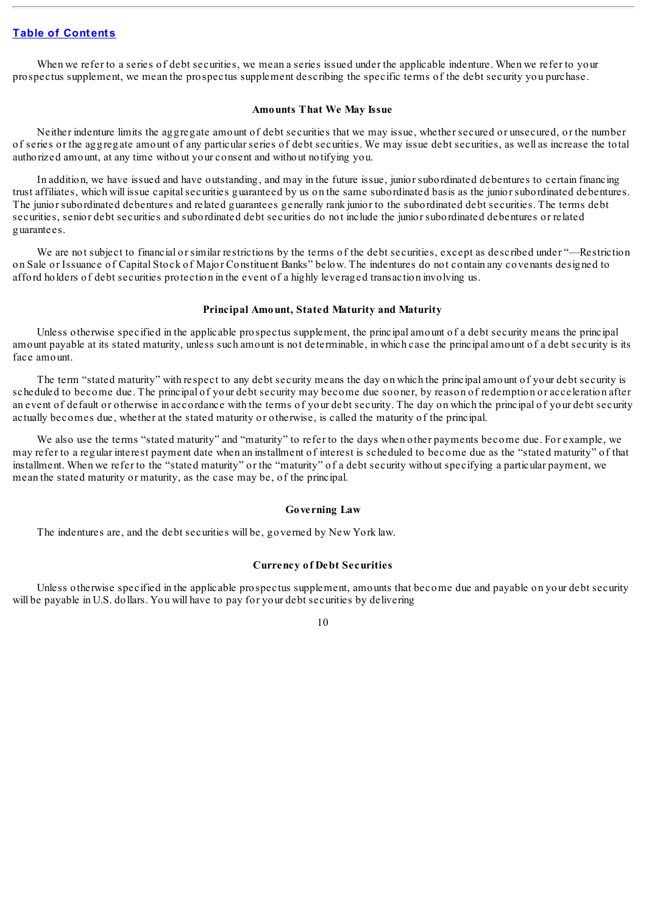When we refer to a series of debt securities, we mean a series issued under the applicable indenture. When we refer to your prospectus supplement, we mean the prospectus supplement describing the specific terms of the debt security you purchase.

### Amounts That We May Issue

Neither indenture limits the aggregate amount of debt securities that we may issue, whether secured or unsecured, or the number of series or the aggregate amount of any particular series of debt securities. We may issue debt securities, as well as increase the total authorized amount, at any time without your consent and without notifying you.

In addition, we have issued and have outstanding, and may in the future issue, junior subordinated debentures to certain financing trust affiliates, which will issue capital securities guaranteed by us on the same subordinated basis as the junior subordinated debentures. The junior subordinated debentures and related guarantees generally rank junior to the subordinated debt securities. The terms debt securities, senior debt securities and subordinated debt securities do not include the junior subordinated debentures or related guarantees.

We are not subject to financial or similar restrictions by the terms of the debt securities, except as described under "—Restriction on Sale or Issuance of Capital Stock of Major Constituent Banks" below. The indentures do not contain any covenants designed to afford holders of debt securities protection in the event of a highly leveraged transaction involving us.

### Principal Amount, Stated Maturity and Maturity

Unless otherwise specified in the applicable prospectus supplement, the principal amount of a debt security means the principal amount payable at its stated maturity, unless such amount is not determinable, in which case the principal amount of a debt security is its face amount.

The term "stated maturity" with respect to any debt security means the day on which the principal amount of your debt security is scheduled to become due. The principal of your debt security may become due sooner, by reason of redemption or acceleration after an event of default or otherwise in accordance with the terms of your debt security. The day on which the principal of your debt security actually becomes due, whether at the stated maturity or otherwise, is called the maturity of the principal.

We also use the terms "stated maturity" and "maturity" to refer to the days when other payments become due. For example, we may refer to a regular interest payment date when an installment of interest is scheduled to become due as the "stated maturity" of that installment. When we refer to the "stated maturity" or the "maturity" of a debt security without specifying a particular payment, we mean the stated maturity or maturity, as the case may be, of the principal.

### Governing Law

The indentures are, and the debt securities will be, governed by New York law.

### Currency of Debt Securities

Unless otherwise specified in the applicable prospectus supplement, amounts that become due and payable on your debt security will be payable in U.S. dollars. You will have to pay for your debt securities by delivering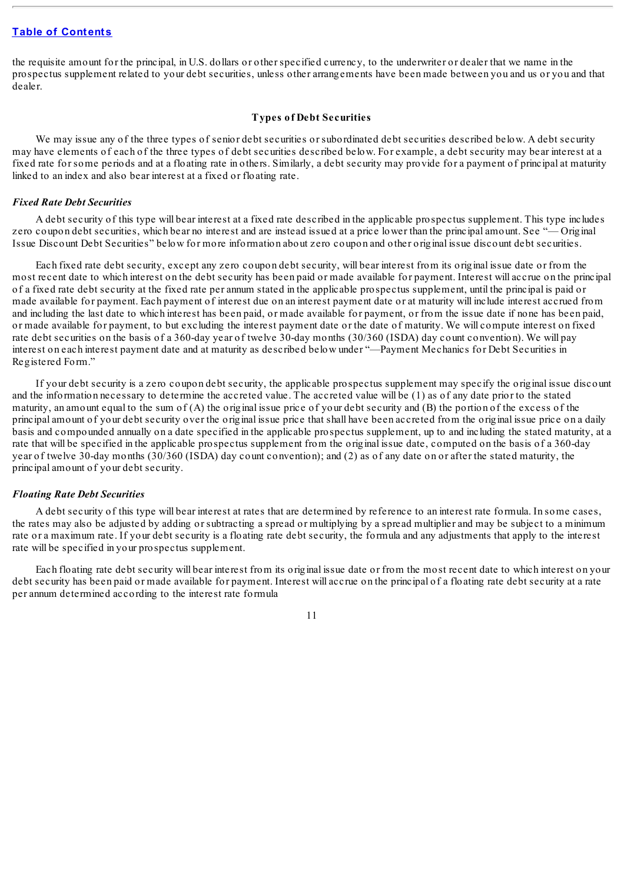the requisite amount for the principal, in U.S. dollars or other specified currency, to the underwriter or dealer that we name in the prospectus supplement related to your debt securities, unless other arrangements have been made between you and us or you and that dealer.

### Types of Debt Securities

We may issue any of the three types of senior debt securities or subordinated debt securities described below. A debt security may have elements of each of the three types of debt securities described below. For example, a debt security may bear interest at a fixed rate for some periods and at a floating rate in others. Similarly, a debt security may provide for a payment of principal at maturity linked to an index and also bear interest at a fixed or floating rate.

***Fixed Rate Debt Securities***

A debt security of this type will bear interest at a fixed rate described in the applicable prospectus supplement. This type includes zero coupon debt securities, which bear no interest and are instead issued at a price lower than the principal amount. See "— Original Issue Discount Debt Securities" below for more information about zero coupon and other original issue discount debt securities.

Each fixed rate debt security, except any zero coupon debt security, will bear interest from its original issue date or from the most recent date to which interest on the debt security has been paid or made available for payment. Interest will accrue on the principal of a fixed rate debt security at the fixed rate per annum stated in the applicable prospectus supplement, until the principal is paid or made available for payment. Each payment of interest due on an interest payment date or at maturity will include interest accrued from and including the last date to which interest has been paid, or made available for payment, or from the issue date if none has been paid, or made available for payment, to but excluding the interest payment date or the date of maturity. We will compute interest on fixed rate debt securities on the basis of a 360-day year of twelve 30-day months (30/360 (ISDA) day count convention). We will pay interest on each interest payment date and at maturity as described below under "—Payment Mechanics for Debt Securities in Registered Form."

If your debt security is a zero coupon debt security, the applicable prospectus supplement may specify the original issue discount and the information necessary to determine the accreted value. The accreted value will be (1) as of any date prior to the stated maturity, an amount equal to the sum of (A) the original issue price of your debt security and (B) the portion of the excess of the principal amount of your debt security over the original issue price that shall have been accreted from the original issue price on a daily basis and compounded annually on a date specified in the applicable prospectus supplement, up to and including the stated maturity, at a rate that will be specified in the applicable prospectus supplement from the original issue date, computed on the basis of a 360-day year of twelve 30-day months (30/360 (ISDA) day count convention); and (2) as of any date on or after the stated maturity, the principal amount of your debt security.

***Floating Rate Debt Securities***

A debt security of this type will bear interest at rates that are determined by reference to an interest rate formula. In some cases, the rates may also be adjusted by adding or subtracting a spread or multiplying by a spread multiplier and may be subject to a minimum rate or a maximum rate. If your debt security is a floating rate debt security, the formula and any adjustments that apply to the interest rate will be specified in your prospectus supplement.

Each floating rate debt security will bear interest from its original issue date or from the most recent date to which interest on your debt security has been paid or made available for payment. Interest will accrue on the principal of a floating rate debt security at a rate per annum determined according to the interest rate formula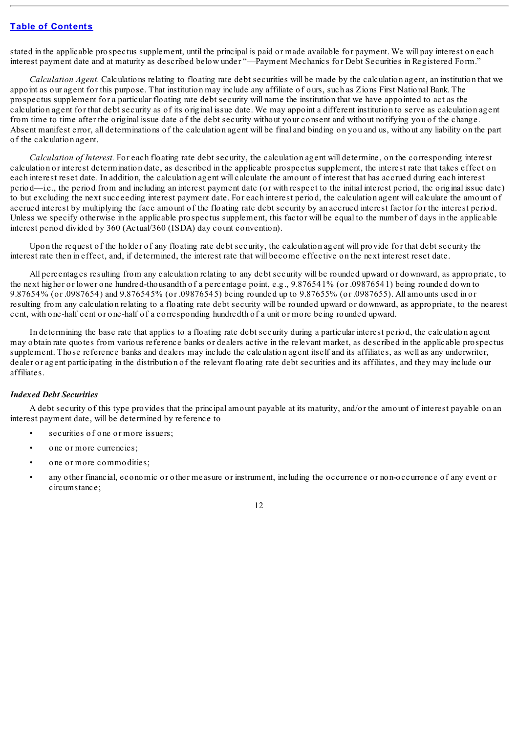stated in the applicable prospectus supplement, until the principal is paid or made available for payment. We will pay interest on each interest payment date and at maturity as described below under "—Payment Mechanics for Debt Securities in Registered Form."

*Calculation Agent.* Calculations relating to floating rate debt securities will be made by the calculation agent, an institution that we appoint as our agent for this purpose. That institution may include any affiliate of ours, such as Zions First National Bank. The prospectus supplement for a particular floating rate debt security will name the institution that we have appointed to act as the calculation agent for that debt security as of its original issue date. We may appoint a different institution to serve as calculation agent from time to time after the original issue date of the debt security without your consent and without notifying you of the change. Absent manifest error, all determinations of the calculation agent will be final and binding on you and us, without any liability on the part of the calculation agent.

*Calculation of Interest.* For each floating rate debt security, the calculation agent will determine, on the corresponding interest calculation or interest determination date, as described in the applicable prospectus supplement, the interest rate that takes effect on each interest reset date. In addition, the calculation agent will calculate the amount of interest that has accrued during each interest period—i.e., the period from and including an interest payment date (or with respect to the initial interest period, the original issue date) to but excluding the next succeeding interest payment date. For each interest period, the calculation agent will calculate the amount of accrued interest by multiplying the face amount of the floating rate debt security by an accrued interest factor for the interest period. Unless we specify otherwise in the applicable prospectus supplement, this factor will be equal to the number of days in the applicable interest period divided by 360 (Actual/360 (ISDA) day count convention).

Upon the request of the holder of any floating rate debt security, the calculation agent will provide for that debt security the interest rate then in effect, and, if determined, the interest rate that will become effective on the next interest reset date.

All percentages resulting from any calculation relating to any debt security will be rounded upward or downward, as appropriate, to the next higher or lower one hundred-thousandth of a percentage point, e.g., 9.876541% (or .09876541) being rounded down to 9.87654% (or .0987654) and 9.876545% (or .09876545) being rounded up to 9.87655% (or .0987655). All amounts used in or resulting from any calculation relating to a floating rate debt security will be rounded upward or downward, as appropriate, to the nearest cent, with one-half cent or one-half of a corresponding hundredth of a unit or more being rounded upward.

In determining the base rate that applies to a floating rate debt security during a particular interest period, the calculation agent may obtain rate quotes from various reference banks or dealers active in the relevant market, as described in the applicable prospectus supplement. Those reference banks and dealers may include the calculation agent itself and its affiliates, as well as any underwriter, dealer or agent participating in the distribution of the relevant floating rate debt securities and its affiliates, and they may include our affiliates.

### *Indexed Debt Securities*

A debt security of this type provides that the principal amount payable at its maturity, and/or the amount of interest payable on an interest payment date, will be determined by reference to

- securities of one or more issuers;
- one or more currencies;
- one or more commodities;
- any other financial, economic or other measure or instrument, including the occurrence or non-occurrence of any event or circumstance;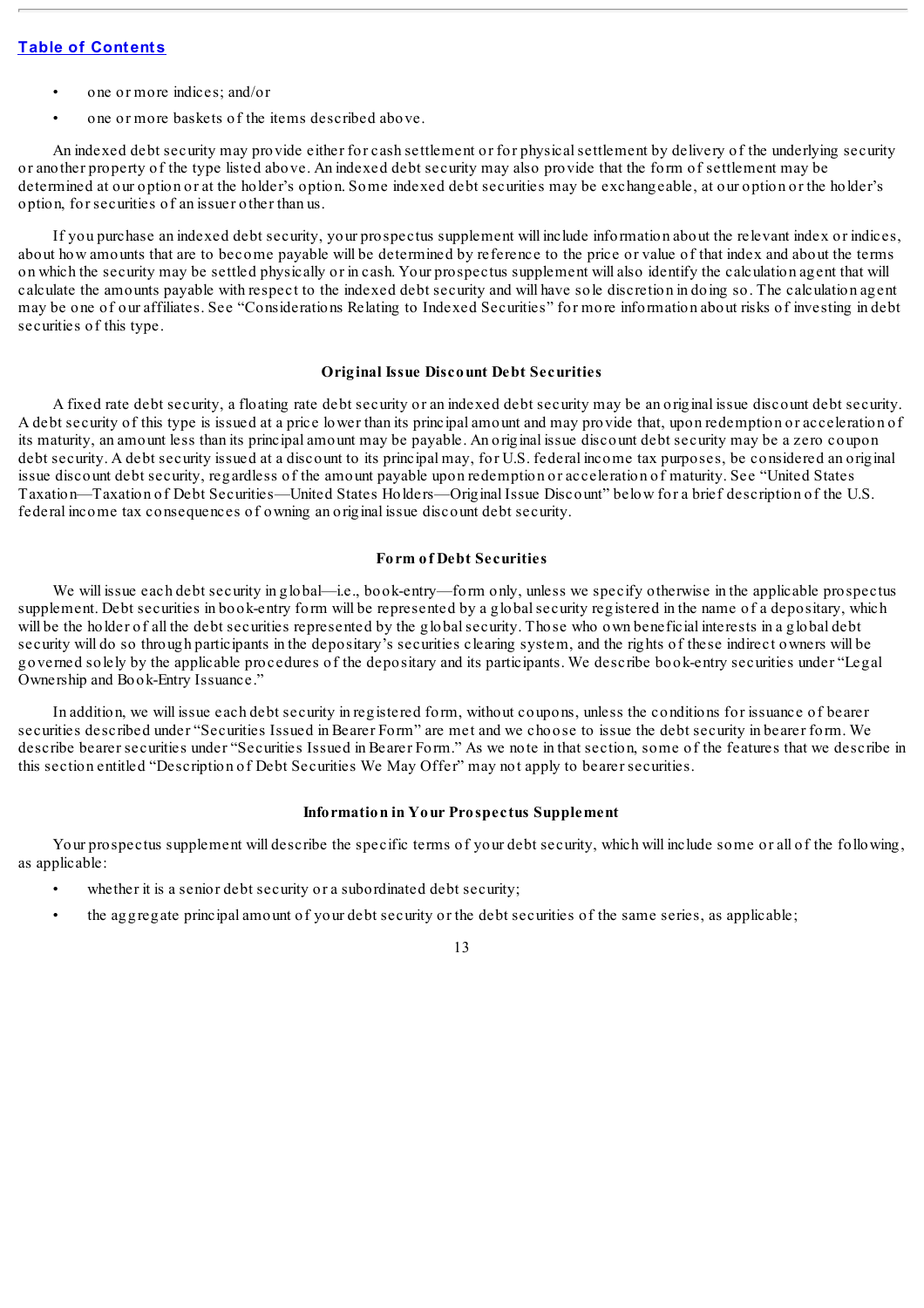- one or more indices; and/or
- one or more baskets of the items described above.

An indexed debt security may provide either for cash settlement or for physical settlement by delivery of the underlying security or another property of the type listed above. An indexed debt security may also provide that the form of settlement may be determined at our option or at the holder's option. Some indexed debt securities may be exchangeable, at our option or the holder's option, for securities of an issuer other than us.

If you purchase an indexed debt security, your prospectus supplement will include information about the relevant index or indices, about how amounts that are to become payable will be determined by reference to the price or value of that index and about the terms on which the security may be settled physically or in cash. Your prospectus supplement will also identify the calculation agent that will calculate the amounts payable with respect to the indexed debt security and will have sole discretion in doing so. The calculation agent may be one of our affiliates. See "Considerations Relating to Indexed Securities" for more information about risks of investing in debt securities of this type.

### Original Issue Discount Debt Securities

A fixed rate debt security, a floating rate debt security or an indexed debt security may be an original issue discount debt security. A debt security of this type is issued at a price lower than its principal amount and may provide that, upon redemption or acceleration of its maturity, an amount less than its principal amount may be payable. An original issue discount debt security may be a zero coupon debt security. A debt security issued at a discount to its principal may, for U.S. federal income tax purposes, be considered an original issue discount debt security, regardless of the amount payable upon redemption or acceleration of maturity. See "United States Taxation—Taxation of Debt Securities—United States Holders—Original Issue Discount" below for a brief description of the U.S. federal income tax consequences of owning an original issue discount debt security.

### Form of Debt Securities

We will issue each debt security in global—i.e., book-entry—form only, unless we specify otherwise in the applicable prospectus supplement. Debt securities in book-entry form will be represented by a global security registered in the name of a depositary, which will be the holder of all the debt securities represented by the global security. Those who own beneficial interests in a global debt security will do so through participants in the depositary's securities clearing system, and the rights of these indirect owners will be governed solely by the applicable procedures of the depositary and its participants. We describe book-entry securities under "Legal Ownership and Book-Entry Issuance."

In addition, we will issue each debt security in registered form, without coupons, unless the conditions for issuance of bearer securities described under "Securities Issued in Bearer Form" are met and we choose to issue the debt security in bearer form. We describe bearer securities under "Securities Issued in Bearer Form." As we note in that section, some of the features that we describe in this section entitled "Description of Debt Securities We May Offer" may not apply to bearer securities.

### Information in Your Prospectus Supplement

Your prospectus supplement will describe the specific terms of your debt security, which will include some or all of the following, as applicable:

- whether it is a senior debt security or a subordinated debt security;
- the aggregate principal amount of your debt security or the debt securities of the same series, as applicable;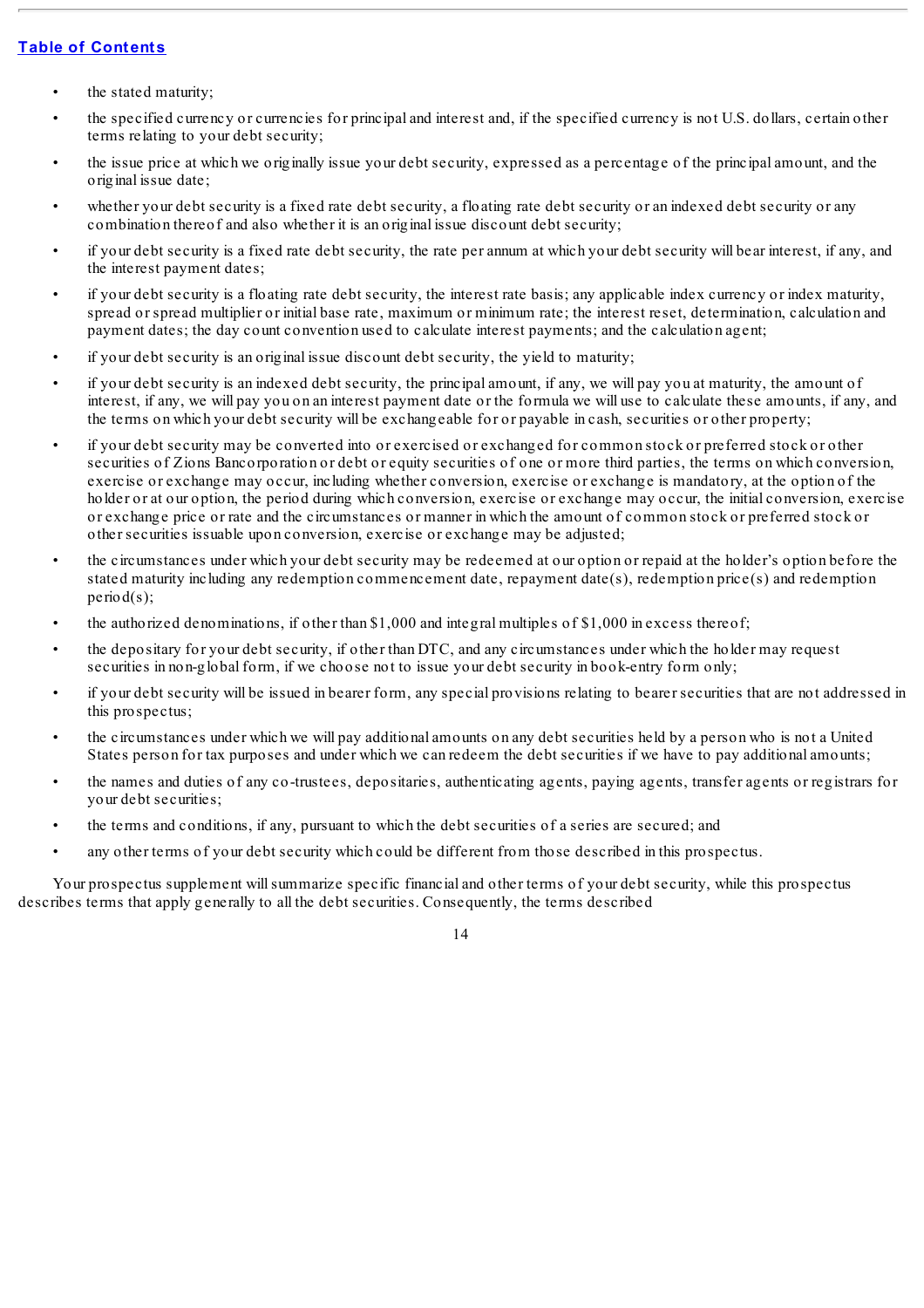- the stated maturity;
- the specified currency or currencies for principal and interest and, if the specified currency is not U.S. dollars, certain other terms relating to your debt security;
- the issue price at which we originally issue your debt security, expressed as a percentage of the principal amount, and the original issue date;
- whether your debt security is a fixed rate debt security, a floating rate debt security or an indexed debt security or any combination thereof and also whether it is an original issue discount debt security;
- if your debt security is a fixed rate debt security, the rate per annum at which your debt security will bear interest, if any, and the interest payment dates;
- if your debt security is a floating rate debt security, the interest rate basis; any applicable index currency or index maturity, spread or spread multiplier or initial base rate, maximum or minimum rate; the interest reset, determination, calculation and payment dates; the day count convention used to calculate interest payments; and the calculation agent;
- if your debt security is an original issue discount debt security, the yield to maturity;
- if your debt security is an indexed debt security, the principal amount, if any, we will pay you at maturity, the amount of interest, if any, we will pay you on an interest payment date or the formula we will use to calculate these amounts, if any, and the terms on which your debt security will be exchangeable for or payable in cash, securities or other property;
- if your debt security may be converted into or exercised or exchanged for common stock or preferred stock or other securities of Zions Bancorporation or debt or equity securities of one or more third parties, the terms on which conversion, exercise or exchange may occur, including whether conversion, exercise or exchange is mandatory, at the option of the holder or at our option, the period during which conversion, exercise or exchange may occur, the initial conversion, exercise or exchange price or rate and the circumstances or manner in which the amount of common stock or preferred stock or other securities issuable upon conversion, exercise or exchange may be adjusted;
- the circumstances under which your debt security may be redeemed at our option or repaid at the holder's option before the stated maturity including any redemption commencement date, repayment date(s), redemption price(s) and redemption period(s);
- the authorized denominations, if other than $1,000 and integral multiples of $1,000 in excess thereof;
- the depositary for your debt security, if other than DTC, and any circumstances under which the holder may request securities in non-global form, if we choose not to issue your debt security in book-entry form only;
- if your debt security will be issued in bearer form, any special provisions relating to bearer securities that are not addressed in this prospectus;
- the circumstances under which we will pay additional amounts on any debt securities held by a person who is not a United States person for tax purposes and under which we can redeem the debt securities if we have to pay additional amounts;
- the names and duties of any co-trustees, depositaries, authenticating agents, paying agents, transfer agents or registrars for your debt securities;
- the terms and conditions, if any, pursuant to which the debt securities of a series are secured; and
- any other terms of your debt security which could be different from those described in this prospectus.

Your prospectus supplement will summarize specific financial and other terms of your debt security, while this prospectus describes terms that apply generally to all the debt securities. Consequently, the terms described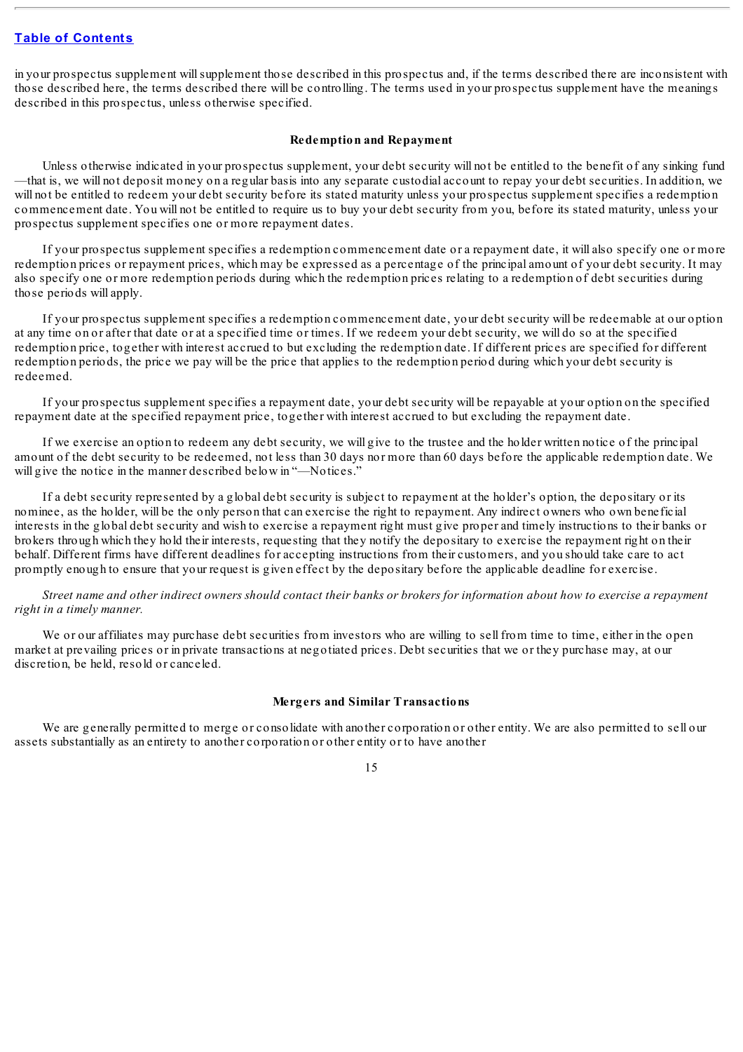in your prospectus supplement will supplement those described in this prospectus and, if the terms described there are inconsistent with those described here, the terms described there will be controlling. The terms used in your prospectus supplement have the meanings described in this prospectus, unless otherwise specified.

### Redemption and Repayment

Unless otherwise indicated in your prospectus supplement, your debt security will not be entitled to the benefit of any sinking fund—that is, we will not deposit money on a regular basis into any separate custodial account to repay your debt securities. In addition, we will not be entitled to redeem your debt security before its stated maturity unless your prospectus supplement specifies a redemption commencement date. You will not be entitled to require us to buy your debt security from you, before its stated maturity, unless your prospectus supplement specifies one or more repayment dates.

If your prospectus supplement specifies a redemption commencement date or a repayment date, it will also specify one or more redemption prices or repayment prices, which may be expressed as a percentage of the principal amount of your debt security. It may also specify one or more redemption periods during which the redemption prices relating to a redemption of debt securities during those periods will apply.

If your prospectus supplement specifies a redemption commencement date, your debt security will be redeemable at our option at any time on or after that date or at a specified time or times. If we redeem your debt security, we will do so at the specified redemption price, together with interest accrued to but excluding the redemption date. If different prices are specified for different redemption periods, the price we pay will be the price that applies to the redemption period during which your debt security is redeemed.

If your prospectus supplement specifies a repayment date, your debt security will be repayable at your option on the specified repayment date at the specified repayment price, together with interest accrued to but excluding the repayment date.

If we exercise an option to redeem any debt security, we will give to the trustee and the holder written notice of the principal amount of the debt security to be redeemed, not less than 30 days nor more than 60 days before the applicable redemption date. We will give the notice in the manner described below in "—Notices."

If a debt security represented by a global debt security is subject to repayment at the holder's option, the depositary or its nominee, as the holder, will be the only person that can exercise the right to repayment. Any indirect owners who own beneficial interests in the global debt security and wish to exercise a repayment right must give proper and timely instructions to their banks or brokers through which they hold their interests, requesting that they notify the depositary to exercise the repayment right on their behalf. Different firms have different deadlines for accepting instructions from their customers, and you should take care to act promptly enough to ensure that your request is given effect by the depositary before the applicable deadline for exercise.

*Street name and other indirect owners should contact their banks or brokers for information about how to exercise a repayment right in a timely manner.*

We or our affiliates may purchase debt securities from investors who are willing to sell from time to time, either in the open market at prevailing prices or in private transactions at negotiated prices. Debt securities that we or they purchase may, at our discretion, be held, resold or canceled.

### Mergers and Similar Transactions

We are generally permitted to merge or consolidate with another corporation or other entity. We are also permitted to sell our assets substantially as an entirety to another corporation or other entity or to have another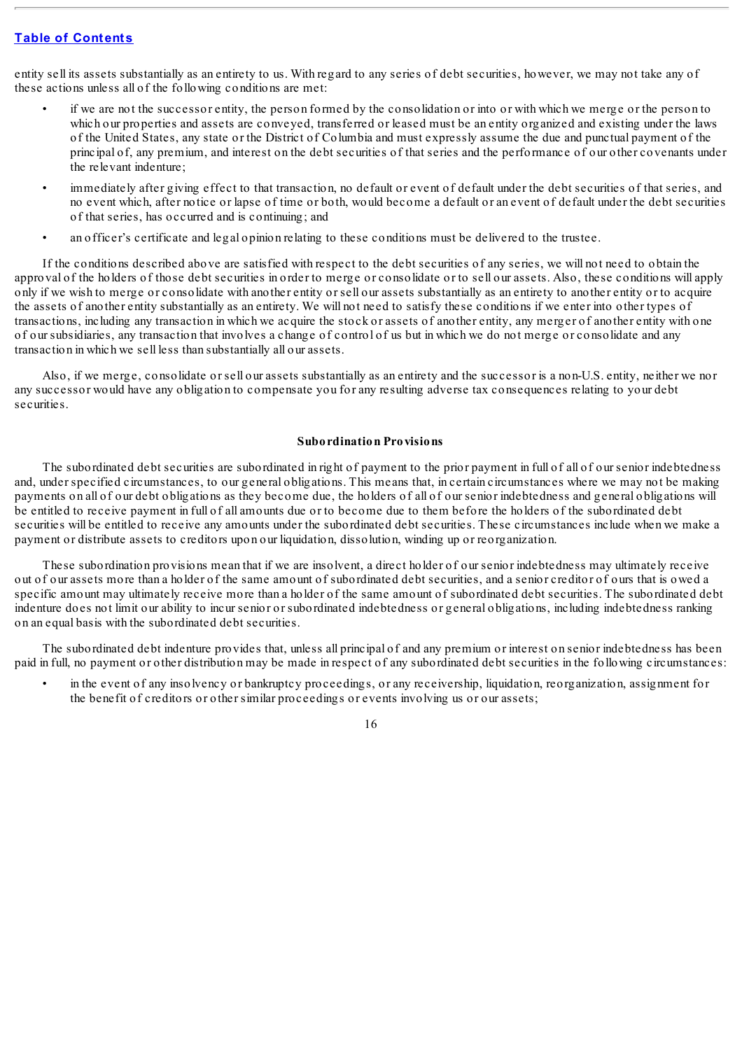entity sell its assets substantially as an entirety to us. With regard to any series of debt securities, however, we may not take any of these actions unless all of the following conditions are met:

- if we are not the successor entity, the person formed by the consolidation or into or with which we merge or the person to which our properties and assets are conveyed, transferred or leased must be an entity organized and existing under the laws of the United States, any state or the District of Columbia and must expressly assume the due and punctual payment of the principal of, any premium, and interest on the debt securities of that series and the performance of our other covenants under the relevant indenture;
- immediately after giving effect to that transaction, no default or event of default under the debt securities of that series, and no event which, after notice or lapse of time or both, would become a default or an event of default under the debt securities of that series, has occurred and is continuing; and
- an officer's certificate and legal opinion relating to these conditions must be delivered to the trustee.

If the conditions described above are satisfied with respect to the debt securities of any series, we will not need to obtain the approval of the holders of those debt securities in order to merge or consolidate or to sell our assets. Also, these conditions will apply only if we wish to merge or consolidate with another entity or sell our assets substantially as an entirety to another entity or to acquire the assets of another entity substantially as an entirety. We will not need to satisfy these conditions if we enter into other types of transactions, including any transaction in which we acquire the stock or assets of another entity, any merger of another entity with one of our subsidiaries, any transaction that involves a change of control of us but in which we do not merge or consolidate and any transaction in which we sell less than substantially all our assets.

Also, if we merge, consolidate or sell our assets substantially as an entirety and the successor is a non-U.S. entity, neither we nor any successor would have any obligation to compensate you for any resulting adverse tax consequences relating to your debt securities.

### Subordination Provisions

The subordinated debt securities are subordinated in right of payment to the prior payment in full of all of our senior indebtedness and, under specified circumstances, to our general obligations. This means that, in certain circumstances where we may not be making payments on all of our debt obligations as they become due, the holders of all of our senior indebtedness and general obligations will be entitled to receive payment in full of all amounts due or to become due to them before the holders of the subordinated debt securities will be entitled to receive any amounts under the subordinated debt securities. These circumstances include when we make a payment or distribute assets to creditors upon our liquidation, dissolution, winding up or reorganization.

These subordination provisions mean that if we are insolvent, a direct holder of our senior indebtedness may ultimately receive out of our assets more than a holder of the same amount of subordinated debt securities, and a senior creditor of ours that is owed a specific amount may ultimately receive more than a holder of the same amount of subordinated debt securities. The subordinated debt indenture does not limit our ability to incur senior or subordinated indebtedness or general obligations, including indebtedness ranking on an equal basis with the subordinated debt securities.

The subordinated debt indenture provides that, unless all principal of and any premium or interest on senior indebtedness has been paid in full, no payment or other distribution may be made in respect of any subordinated debt securities in the following circumstances:

- in the event of any insolvency or bankruptcy proceedings, or any receivership, liquidation, reorganization, assignment for the benefit of creditors or other similar proceedings or events involving us or our assets;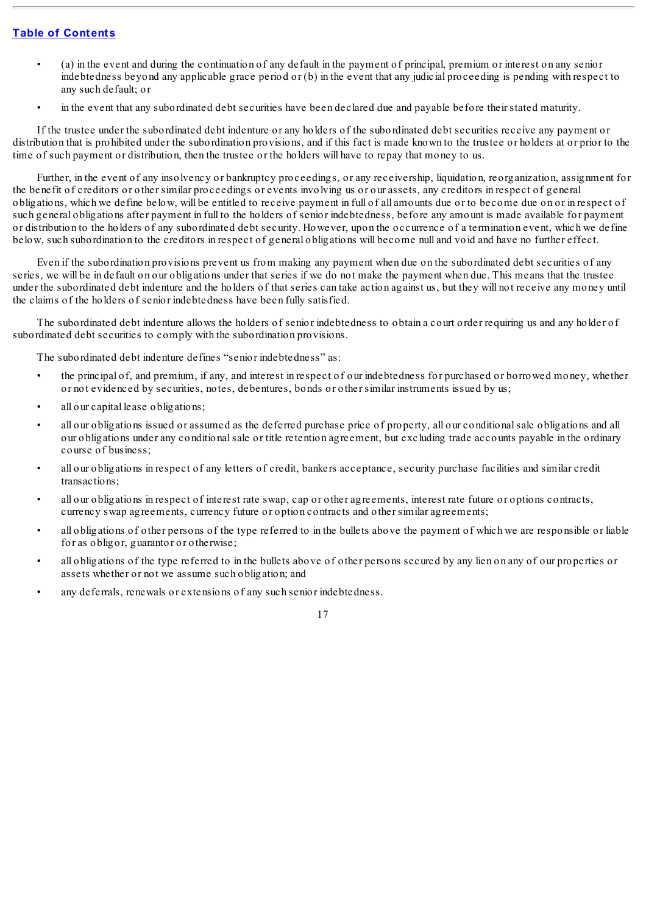- (a) in the event and during the continuation of any default in the payment of principal, premium or interest on any senior indebtedness beyond any applicable grace period or (b) in the event that any judicial proceeding is pending with respect to any such default; or
- in the event that any subordinated debt securities have been declared due and payable before their stated maturity.

If the trustee under the subordinated debt indenture or any holders of the subordinated debt securities receive any payment or distribution that is prohibited under the subordination provisions, and if this fact is made known to the trustee or holders at or prior to the time of such payment or distribution, then the trustee or the holders will have to repay that money to us.

Further, in the event of any insolvency or bankruptcy proceedings, or any receivership, liquidation, reorganization, assignment for the benefit of creditors or other similar proceedings or events involving us or our assets, any creditors in respect of general obligations, which we define below, will be entitled to receive payment in full of all amounts due or to become due on or in respect of such general obligations after payment in full to the holders of senior indebtedness, before any amount is made available for payment or distribution to the holders of any subordinated debt security. However, upon the occurrence of a termination event, which we define below, such subordination to the creditors in respect of general obligations will become null and void and have no further effect.

Even if the subordination provisions prevent us from making any payment when due on the subordinated debt securities of any series, we will be in default on our obligations under that series if we do not make the payment when due. This means that the trustee under the subordinated debt indenture and the holders of that series can take action against us, but they will not receive any money until the claims of the holders of senior indebtedness have been fully satisfied.

The subordinated debt indenture allows the holders of senior indebtedness to obtain a court order requiring us and any holder of subordinated debt securities to comply with the subordination provisions.

The subordinated debt indenture defines "senior indebtedness" as:

- the principal of, and premium, if any, and interest in respect of our indebtedness for purchased or borrowed money, whether or not evidenced by securities, notes, debentures, bonds or other similar instruments issued by us;
- all our capital lease obligations;
- all our obligations issued or assumed as the deferred purchase price of property, all our conditional sale obligations and all our obligations under any conditional sale or title retention agreement, but excluding trade accounts payable in the ordinary course of business;
- all our obligations in respect of any letters of credit, bankers acceptance, security purchase facilities and similar credit transactions;
- all our obligations in respect of interest rate swap, cap or other agreements, interest rate future or options contracts, currency swap agreements, currency future or option contracts and other similar agreements;
- all obligations of other persons of the type referred to in the bullets above the payment of which we are responsible or liable for as obligor, guarantor or otherwise;
- all obligations of the type referred to in the bullets above of other persons secured by any lien on any of our properties or assets whether or not we assume such obligation; and
- any deferrals, renewals or extensions of any such senior indebtedness.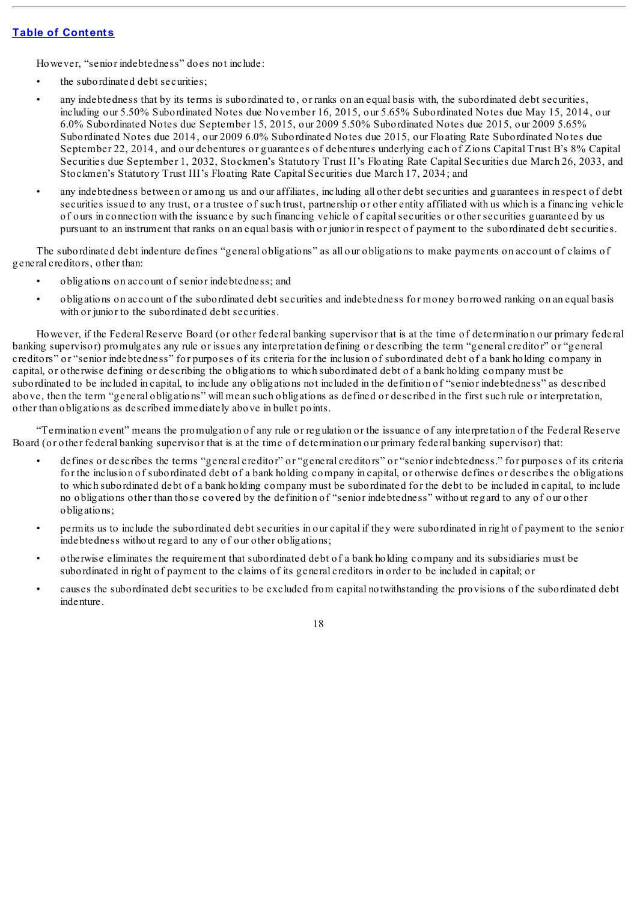However, "senior indebtedness" does not include:

- the subordinated debt securities;
- any indebtedness that by its terms is subordinated to, or ranks on an equal basis with, the subordinated debt securities, including our 5.50% Subordinated Notes due November 16, 2015, our 5.65% Subordinated Notes due May 15, 2014, our 6.0% Subordinated Notes due September 15, 2015, our 2009 5.50% Subordinated Notes due 2015, our 2009 5.65% Subordinated Notes due 2014, our 2009 6.0% Subordinated Notes due 2015, our Floating Rate Subordinated Notes due September 22, 2014, and our debentures or guarantees of debentures underlying each of Zions Capital Trust B's 8% Capital Securities due September 1, 2032, Stockmen's Statutory Trust II's Floating Rate Capital Securities due March 26, 2033, and Stockmen's Statutory Trust III's Floating Rate Capital Securities due March 17, 2034; and
- any indebtedness between or among us and our affiliates, including all other debt securities and guarantees in respect of debt securities issued to any trust, or a trustee of such trust, partnership or other entity affiliated with us which is a financing vehicle of ours in connection with the issuance by such financing vehicle of capital securities or other securities guaranteed by us pursuant to an instrument that ranks on an equal basis with or junior in respect of payment to the subordinated debt securities.

The subordinated debt indenture defines "general obligations" as all our obligations to make payments on account of claims of general creditors, other than:

- obligations on account of senior indebtedness; and
- obligations on account of the subordinated debt securities and indebtedness for money borrowed ranking on an equal basis with or junior to the subordinated debt securities.

However, if the Federal Reserve Board (or other federal banking supervisor that is at the time of determination our primary federal banking supervisor) promulgates any rule or issues any interpretation defining or describing the term "general creditor" or "general creditors" or "senior indebtedness" for purposes of its criteria for the inclusion of subordinated debt of a bank holding company in capital, or otherwise defining or describing the obligations to which subordinated debt of a bank holding company must be subordinated to be included in capital, to include any obligations not included in the definition of "senior indebtedness" as described above, then the term "general obligations" will mean such obligations as defined or described in the first such rule or interpretation, other than obligations as described immediately above in bullet points.

"Termination event" means the promulgation of any rule or regulation or the issuance of any interpretation of the Federal Reserve Board (or other federal banking supervisor that is at the time of determination our primary federal banking supervisor) that:

- defines or describes the terms "general creditor" or "general creditors" or "senior indebtedness." for purposes of its criteria for the inclusion of subordinated debt of a bank holding company in capital, or otherwise defines or describes the obligations to which subordinated debt of a bank holding company must be subordinated for the debt to be included in capital, to include no obligations other than those covered by the definition of "senior indebtedness" without regard to any of our other obligations;
- permits us to include the subordinated debt securities in our capital if they were subordinated in right of payment to the senior indebtedness without regard to any of our other obligations;
- otherwise eliminates the requirement that subordinated debt of a bank holding company and its subsidiaries must be subordinated in right of payment to the claims of its general creditors in order to be included in capital; or
- causes the subordinated debt securities to be excluded from capital notwithstanding the provisions of the subordinated debt indenture.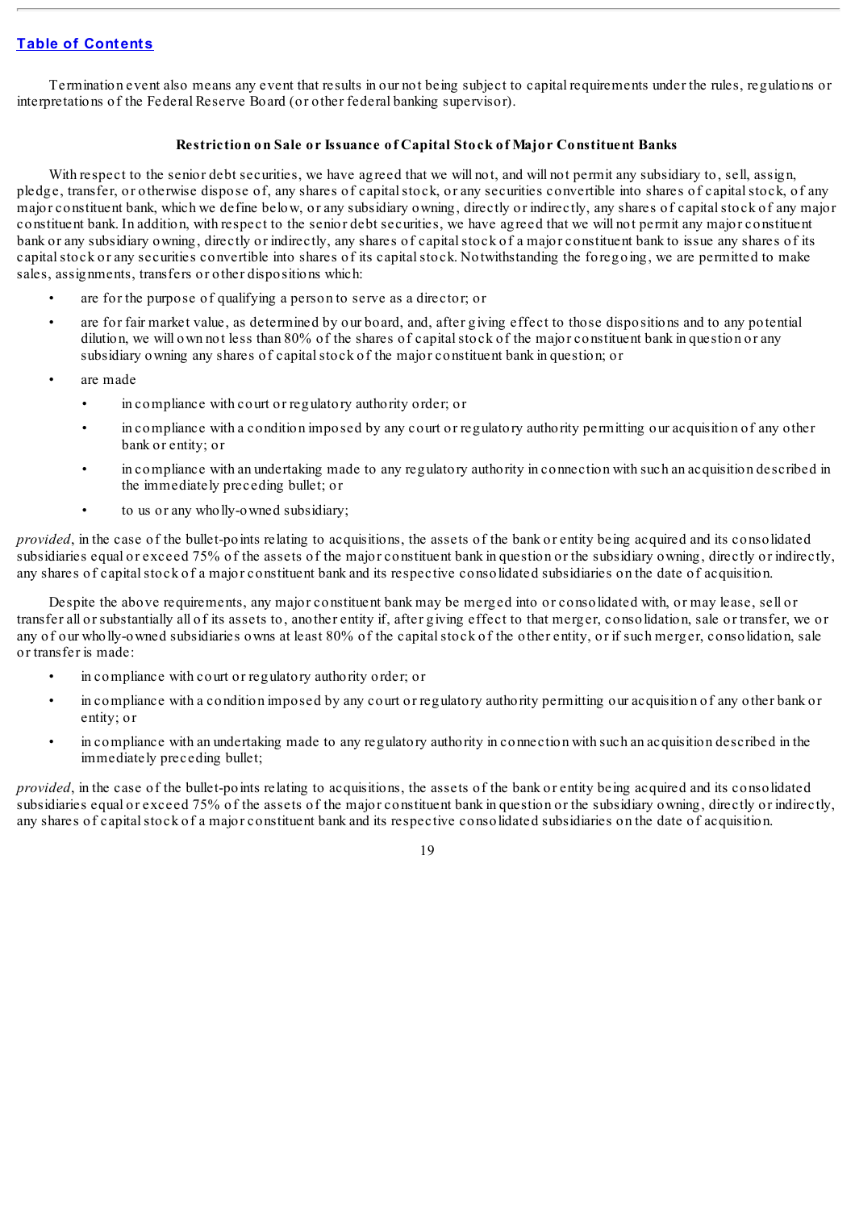Termination event also means any event that results in our not being subject to capital requirements under the rules, regulations or interpretations of the Federal Reserve Board (or other federal banking supervisor).

### Restriction on Sale or Issuance of Capital Stock of Major Constituent Banks

With respect to the senior debt securities, we have agreed that we will not, and will not permit any subsidiary to, sell, assign, pledge, transfer, or otherwise dispose of, any shares of capital stock, or any securities convertible into shares of capital stock, of any major constituent bank, which we define below, or any subsidiary owning, directly or indirectly, any shares of capital stock of any major constituent bank. In addition, with respect to the senior debt securities, we have agreed that we will not permit any major constituent bank or any subsidiary owning, directly or indirectly, any shares of capital stock of a major constituent bank to issue any shares of its capital stock or any securities convertible into shares of its capital stock. Notwithstanding the foregoing, we are permitted to make sales, assignments, transfers or other dispositions which:

- are for the purpose of qualifying a person to serve as a director; or
- are for fair market value, as determined by our board, and, after giving effect to those dispositions and to any potential dilution, we will own not less than 80% of the shares of capital stock of the major constituent bank in question or any subsidiary owning any shares of capital stock of the major constituent bank in question; or
- are made
  - in compliance with court or regulatory authority order; or
  - in compliance with a condition imposed by any court or regulatory authority permitting our acquisition of any other bank or entity; or
  - in compliance with an undertaking made to any regulatory authority in connection with such an acquisition described in the immediately preceding bullet; or
  - to us or any wholly-owned subsidiary;

*provided*, in the case of the bullet-points relating to acquisitions, the assets of the bank or entity being acquired and its consolidated subsidiaries equal or exceed 75% of the assets of the major constituent bank in question or the subsidiary owning, directly or indirectly, any shares of capital stock of a major constituent bank and its respective consolidated subsidiaries on the date of acquisition.

Despite the above requirements, any major constituent bank may be merged into or consolidated with, or may lease, sell or transfer all or substantially all of its assets to, another entity if, after giving effect to that merger, consolidation, sale or transfer, we or any of our wholly-owned subsidiaries owns at least 80% of the capital stock of the other entity, or if such merger, consolidation, sale or transfer is made:

- in compliance with court or regulatory authority order; or
- in compliance with a condition imposed by any court or regulatory authority permitting our acquisition of any other bank or entity; or
- in compliance with an undertaking made to any regulatory authority in connection with such an acquisition described in the immediately preceding bullet;

*provided*, in the case of the bullet-points relating to acquisitions, the assets of the bank or entity being acquired and its consolidated subsidiaries equal or exceed 75% of the assets of the major constituent bank in question or the subsidiary owning, directly or indirectly, any shares of capital stock of a major constituent bank and its respective consolidated subsidiaries on the date of acquisition.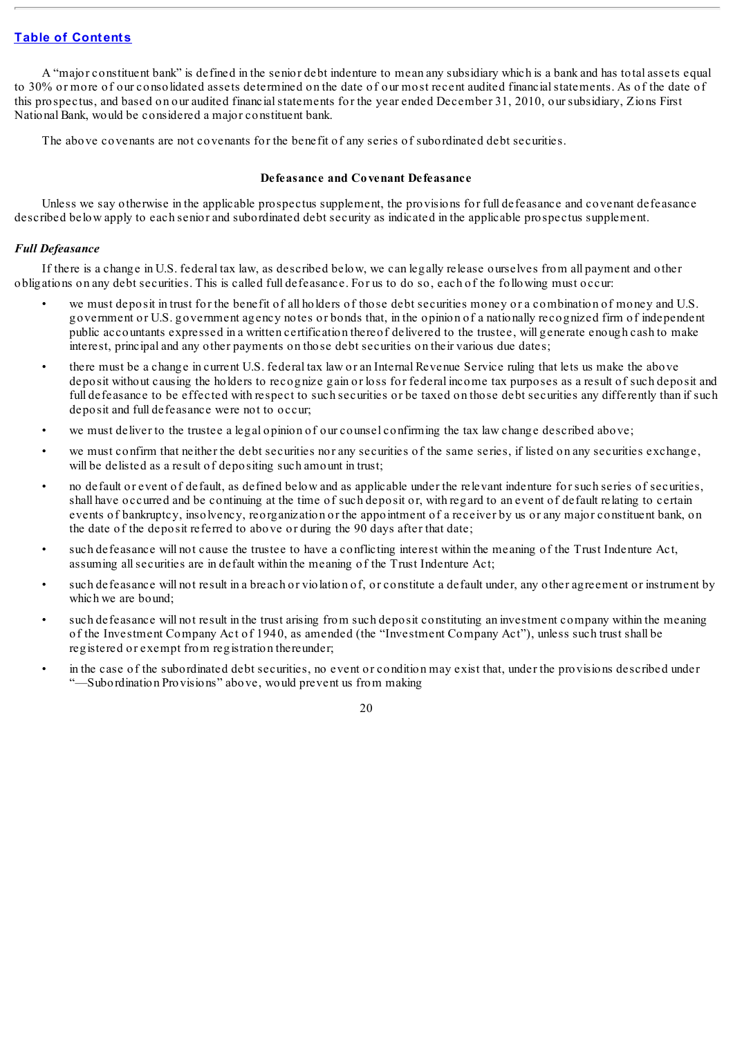A "major constituent bank" is defined in the senior debt indenture to mean any subsidiary which is a bank and has total assets equal to 30% or more of our consolidated assets determined on the date of our most recent audited financial statements. As of the date of this prospectus, and based on our audited financial statements for the year ended December 31, 2010, our subsidiary, Zions First National Bank, would be considered a major constituent bank.

The above covenants are not covenants for the benefit of any series of subordinated debt securities.

### Defeasance and Covenant Defeasance

Unless we say otherwise in the applicable prospectus supplement, the provisions for full defeasance and covenant defeasance described below apply to each senior and subordinated debt security as indicated in the applicable prospectus supplement.

#### *Full Defeasance*

If there is a change in U.S. federal tax law, as described below, we can legally release ourselves from all payment and other obligations on any debt securities. This is called full defeasance. For us to do so, each of the following must occur:

- we must deposit in trust for the benefit of all holders of those debt securities money or a combination of money and U.S. government or U.S. government agency notes or bonds that, in the opinion of a nationally recognized firm of independent public accountants expressed in a written certification thereof delivered to the trustee, will generate enough cash to make interest, principal and any other payments on those debt securities on their various due dates;
- there must be a change in current U.S. federal tax law or an Internal Revenue Service ruling that lets us make the above deposit without causing the holders to recognize gain or loss for federal income tax purposes as a result of such deposit and full defeasance to be effected with respect to such securities or be taxed on those debt securities any differently than if such deposit and full defeasance were not to occur;
- we must deliver to the trustee a legal opinion of our counsel confirming the tax law change described above;
- we must confirm that neither the debt securities nor any securities of the same series, if listed on any securities exchange, will be delisted as a result of depositing such amount in trust;
- no default or event of default, as defined below and as applicable under the relevant indenture for such series of securities, shall have occurred and be continuing at the time of such deposit or, with regard to an event of default relating to certain events of bankruptcy, insolvency, reorganization or the appointment of a receiver by us or any major constituent bank, on the date of the deposit referred to above or during the 90 days after that date;
- such defeasance will not cause the trustee to have a conflicting interest within the meaning of the Trust Indenture Act, assuming all securities are in default within the meaning of the Trust Indenture Act;
- such defeasance will not result in a breach or violation of, or constitute a default under, any other agreement or instrument by which we are bound;
- such defeasance will not result in the trust arising from such deposit constituting an investment company within the meaning of the Investment Company Act of 1940, as amended (the "Investment Company Act"), unless such trust shall be registered or exempt from registration thereunder;
- in the case of the subordinated debt securities, no event or condition may exist that, under the provisions described under "—Subordination Provisions" above, would prevent us from making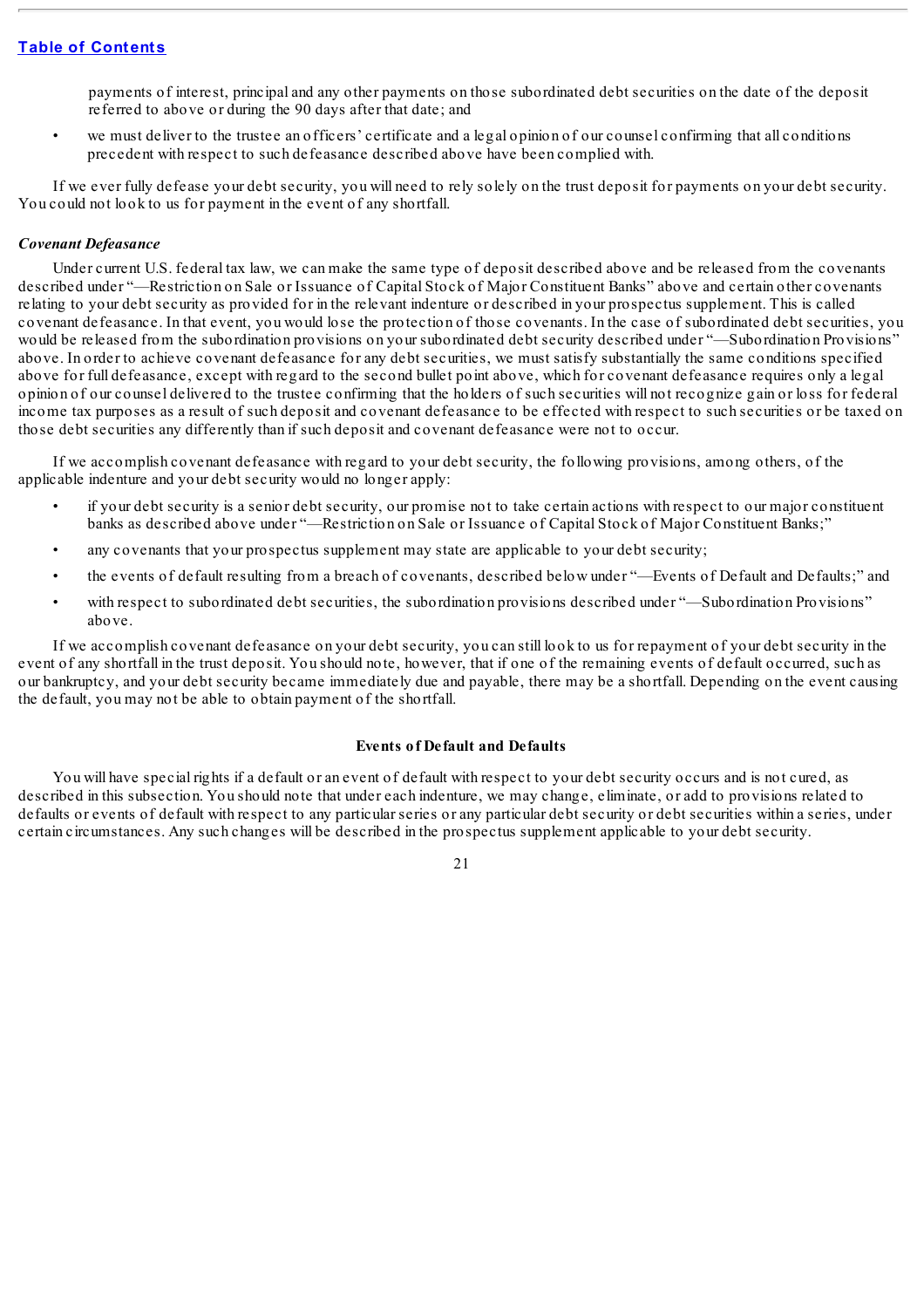payments of interest, principal and any other payments on those subordinated debt securities on the date of the deposit referred to above or during the 90 days after that date; and

- we must deliver to the trustee an officers' certificate and a legal opinion of our counsel confirming that all conditions precedent with respect to such defeasance described above have been complied with.

If we ever fully defease your debt security, you will need to rely solely on the trust deposit for payments on your debt security. You could not look to us for payment in the event of any shortfall.

***Covenant Defeasance***

Under current U.S. federal tax law, we can make the same type of deposit described above and be released from the covenants described under "—Restriction on Sale or Issuance of Capital Stock of Major Constituent Banks" above and certain other covenants relating to your debt security as provided for in the relevant indenture or described in your prospectus supplement. This is called covenant defeasance. In that event, you would lose the protection of those covenants. In the case of subordinated debt securities, you would be released from the subordination provisions on your subordinated debt security described under "—Subordination Provisions" above. In order to achieve covenant defeasance for any debt securities, we must satisfy substantially the same conditions specified above for full defeasance, except with regard to the second bullet point above, which for covenant defeasance requires only a legal opinion of our counsel delivered to the trustee confirming that the holders of such securities will not recognize gain or loss for federal income tax purposes as a result of such deposit and covenant defeasance to be effected with respect to such securities or be taxed on those debt securities any differently than if such deposit and covenant defeasance were not to occur.

If we accomplish covenant defeasance with regard to your debt security, the following provisions, among others, of the applicable indenture and your debt security would no longer apply:

- if your debt security is a senior debt security, our promise not to take certain actions with respect to our major constituent banks as described above under "—Restriction on Sale or Issuance of Capital Stock of Major Constituent Banks;"
- any covenants that your prospectus supplement may state are applicable to your debt security;
- the events of default resulting from a breach of covenants, described below under "—Events of Default and Defaults;" and
- with respect to subordinated debt securities, the subordination provisions described under "—Subordination Provisions" above.

If we accomplish covenant defeasance on your debt security, you can still look to us for repayment of your debt security in the event of any shortfall in the trust deposit. You should note, however, that if one of the remaining events of default occurred, such as our bankruptcy, and your debt security became immediately due and payable, there may be a shortfall. Depending on the event causing the default, you may not be able to obtain payment of the shortfall.

## Events of Default and Defaults

You will have special rights if a default or an event of default with respect to your debt security occurs and is not cured, as described in this subsection. You should note that under each indenture, we may change, eliminate, or add to provisions related to defaults or events of default with respect to any particular series or any particular debt security or debt securities within a series, under certain circumstances. Any such changes will be described in the prospectus supplement applicable to your debt security.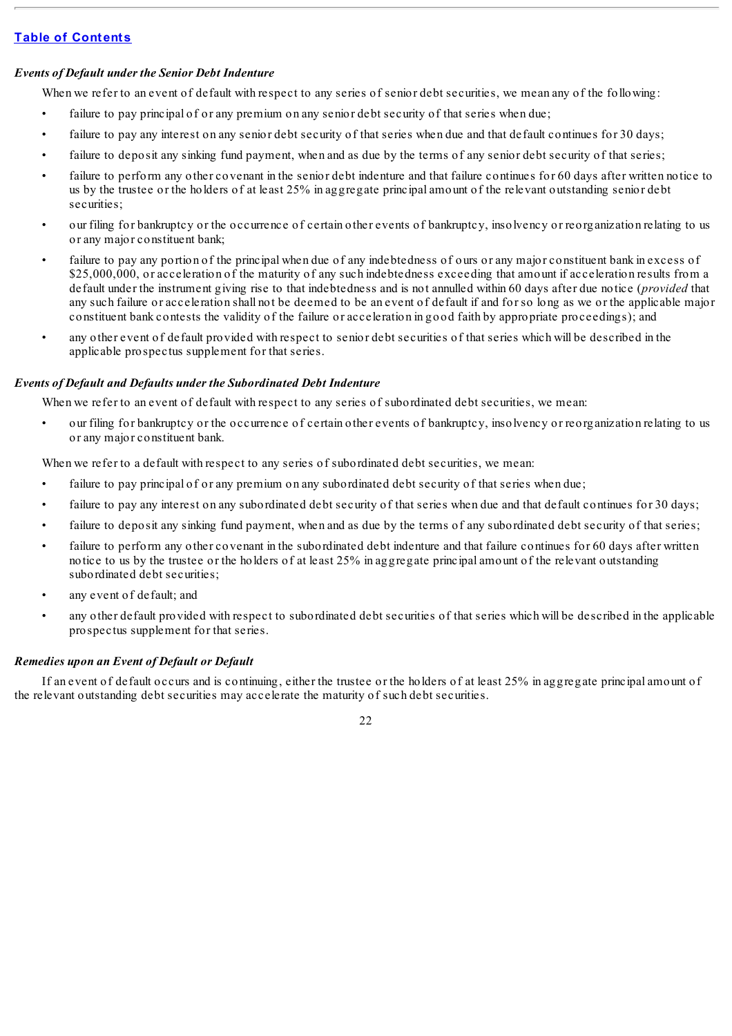*Events of Default under the Senior Debt Indenture*

When we refer to an event of default with respect to any series of senior debt securities, we mean any of the following:

- failure to pay principal of or any premium on any senior debt security of that series when due;
- failure to pay any interest on any senior debt security of that series when due and that default continues for 30 days;
- failure to deposit any sinking fund payment, when and as due by the terms of any senior debt security of that series;
- failure to perform any other covenant in the senior debt indenture and that failure continues for 60 days after written notice to us by the trustee or the holders of at least 25% in aggregate principal amount of the relevant outstanding senior debt securities;
- our filing for bankruptcy or the occurrence of certain other events of bankruptcy, insolvency or reorganization relating to us or any major constituent bank;
- failure to pay any portion of the principal when due of any indebtedness of ours or any major constituent bank in excess of $25,000,000, or acceleration of the maturity of any such indebtedness exceeding that amount if acceleration results from a default under the instrument giving rise to that indebtedness and is not annulled within 60 days after due notice (*provided* that any such failure or acceleration shall not be deemed to be an event of default if and for so long as we or the applicable major constituent bank contests the validity of the failure or acceleration in good faith by appropriate proceedings); and
- any other event of default provided with respect to senior debt securities of that series which will be described in the applicable prospectus supplement for that series.

*Events of Default and Defaults under the Subordinated Debt Indenture*

When we refer to an event of default with respect to any series of subordinated debt securities, we mean:

- our filing for bankruptcy or the occurrence of certain other events of bankruptcy, insolvency or reorganization relating to us or any major constituent bank.

When we refer to a default with respect to any series of subordinated debt securities, we mean:

- failure to pay principal of or any premium on any subordinated debt security of that series when due;
- failure to pay any interest on any subordinated debt security of that series when due and that default continues for 30 days;
- failure to deposit any sinking fund payment, when and as due by the terms of any subordinated debt security of that series;
- failure to perform any other covenant in the subordinated debt indenture and that failure continues for 60 days after written notice to us by the trustee or the holders of at least 25% in aggregate principal amount of the relevant outstanding subordinated debt securities;
- any event of default; and
- any other default provided with respect to subordinated debt securities of that series which will be described in the applicable prospectus supplement for that series.

*Remedies upon an Event of Default or Default*

If an event of default occurs and is continuing, either the trustee or the holders of at least 25% in aggregate principal amount of the relevant outstanding debt securities may accelerate the maturity of such debt securities.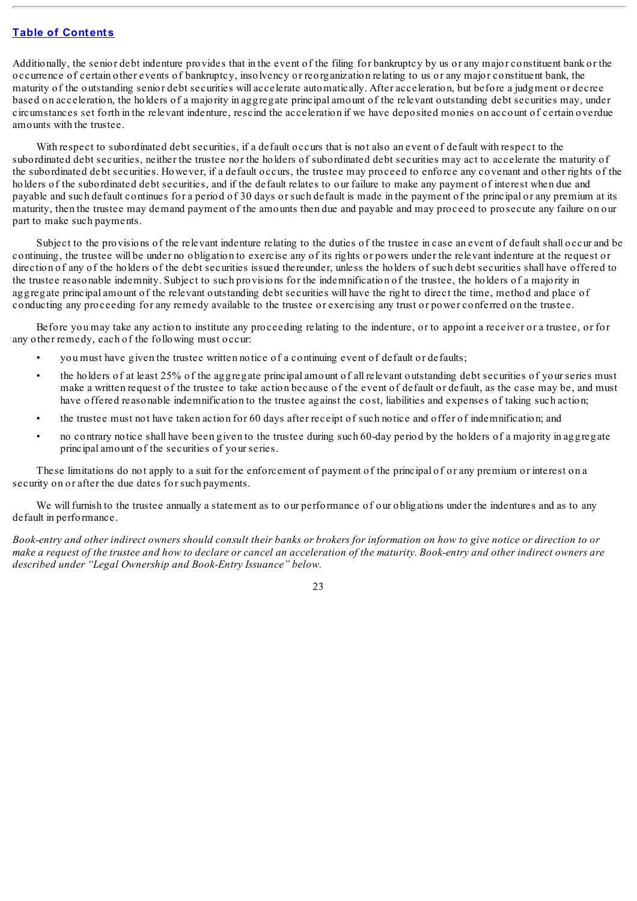Additionally, the senior debt indenture provides that in the event of the filing for bankruptcy by us or any major constituent bank or the occurrence of certain other events of bankruptcy, insolvency or reorganization relating to us or any major constituent bank, the maturity of the outstanding senior debt securities will accelerate automatically. After acceleration, but before a judgment or decree based on acceleration, the holders of a majority in aggregate principal amount of the relevant outstanding debt securities may, under circumstances set forth in the relevant indenture, rescind the acceleration if we have deposited monies on account of certain overdue amounts with the trustee.

With respect to subordinated debt securities, if a default occurs that is not also an event of default with respect to the subordinated debt securities, neither the trustee nor the holders of subordinated debt securities may act to accelerate the maturity of the subordinated debt securities. However, if a default occurs, the trustee may proceed to enforce any covenant and other rights of the holders of the subordinated debt securities, and if the default relates to our failure to make any payment of interest when due and payable and such default continues for a period of 30 days or such default is made in the payment of the principal or any premium at its maturity, then the trustee may demand payment of the amounts then due and payable and may proceed to prosecute any failure on our part to make such payments.

Subject to the provisions of the relevant indenture relating to the duties of the trustee in case an event of default shall occur and be continuing, the trustee will be under no obligation to exercise any of its rights or powers under the relevant indenture at the request or direction of any of the holders of the debt securities issued thereunder, unless the holders of such debt securities shall have offered to the trustee reasonable indemnity. Subject to such provisions for the indemnification of the trustee, the holders of a majority in aggregate principal amount of the relevant outstanding debt securities will have the right to direct the time, method and place of conducting any proceeding for any remedy available to the trustee or exercising any trust or power conferred on the trustee.

Before you may take any action to institute any proceeding relating to the indenture, or to appoint a receiver or a trustee, or for any other remedy, each of the following must occur:

- you must have given the trustee written notice of a continuing event of default or defaults;
- the holders of at least 25% of the aggregate principal amount of all relevant outstanding debt securities of your series must make a written request of the trustee to take action because of the event of default or default, as the case may be, and must have offered reasonable indemnification to the trustee against the cost, liabilities and expenses of taking such action;
- the trustee must not have taken action for 60 days after receipt of such notice and offer of indemnification; and
- no contrary notice shall have been given to the trustee during such 60-day period by the holders of a majority in aggregate principal amount of the securities of your series.

These limitations do not apply to a suit for the enforcement of payment of the principal of or any premium or interest on a security on or after the due dates for such payments.

We will furnish to the trustee annually a statement as to our performance of our obligations under the indentures and as to any default in performance.

*Book-entry and other indirect owners should consult their banks or brokers for information on how to give notice or direction to or make a request of the trustee and how to declare or cancel an acceleration of the maturity. Book-entry and other indirect owners are described under "Legal Ownership and Book-Entry Issuance" below.*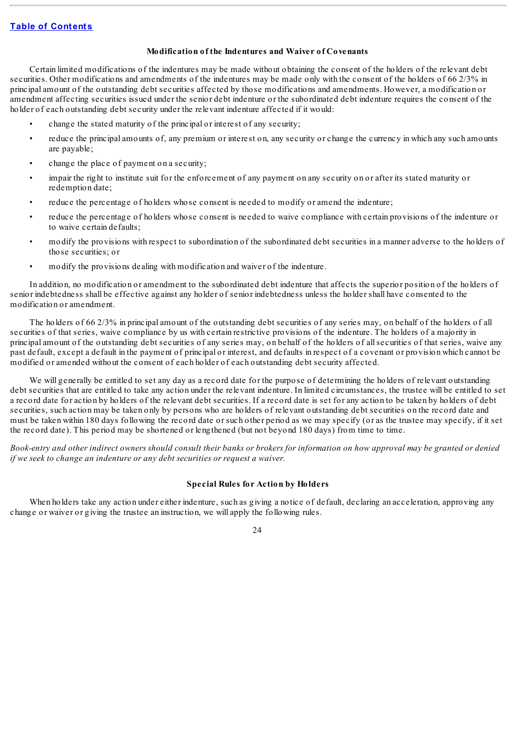### Modification of the Indentures and Waiver of Covenants

Certain limited modifications of the indentures may be made without obtaining the consent of the holders of the relevant debt securities. Other modifications and amendments of the indentures may be made only with the consent of the holders of 66 2/3% in principal amount of the outstanding debt securities affected by those modifications and amendments. However, a modification or amendment affecting securities issued under the senior debt indenture or the subordinated debt indenture requires the consent of the holder of each outstanding debt security under the relevant indenture affected if it would:

- change the stated maturity of the principal or interest of any security;
- reduce the principal amounts of, any premium or interest on, any security or change the currency in which any such amounts are payable;
- change the place of payment on a security;
- impair the right to institute suit for the enforcement of any payment on any security on or after its stated maturity or redemption date;
- reduce the percentage of holders whose consent is needed to modify or amend the indenture;
- reduce the percentage of holders whose consent is needed to waive compliance with certain provisions of the indenture or to waive certain defaults;
- modify the provisions with respect to subordination of the subordinated debt securities in a manner adverse to the holders of those securities; or
- modify the provisions dealing with modification and waiver of the indenture.

In addition, no modification or amendment to the subordinated debt indenture that affects the superior position of the holders of senior indebtedness shall be effective against any holder of senior indebtedness unless the holder shall have consented to the modification or amendment.

The holders of 66 2/3% in principal amount of the outstanding debt securities of any series may, on behalf of the holders of all securities of that series, waive compliance by us with certain restrictive provisions of the indenture. The holders of a majority in principal amount of the outstanding debt securities of any series may, on behalf of the holders of all securities of that series, waive any past default, except a default in the payment of principal or interest, and defaults in respect of a covenant or provision which cannot be modified or amended without the consent of each holder of each outstanding debt security affected.

We will generally be entitled to set any day as a record date for the purpose of determining the holders of relevant outstanding debt securities that are entitled to take any action under the relevant indenture. In limited circumstances, the trustee will be entitled to set a record date for action by holders of the relevant debt securities. If a record date is set for any action to be taken by holders of debt securities, such action may be taken only by persons who are holders of relevant outstanding debt securities on the record date and must be taken within 180 days following the record date or such other period as we may specify (or as the trustee may specify, if it set the record date). This period may be shortened or lengthened (but not beyond 180 days) from time to time.

*Book-entry and other indirect owners should consult their banks or brokers for information on how approval may be granted or denied if we seek to change an indenture or any debt securities or request a waiver.*

### Special Rules for Action by Holders

When holders take any action under either indenture, such as giving a notice of default, declaring an acceleration, approving any change or waiver or giving the trustee an instruction, we will apply the following rules.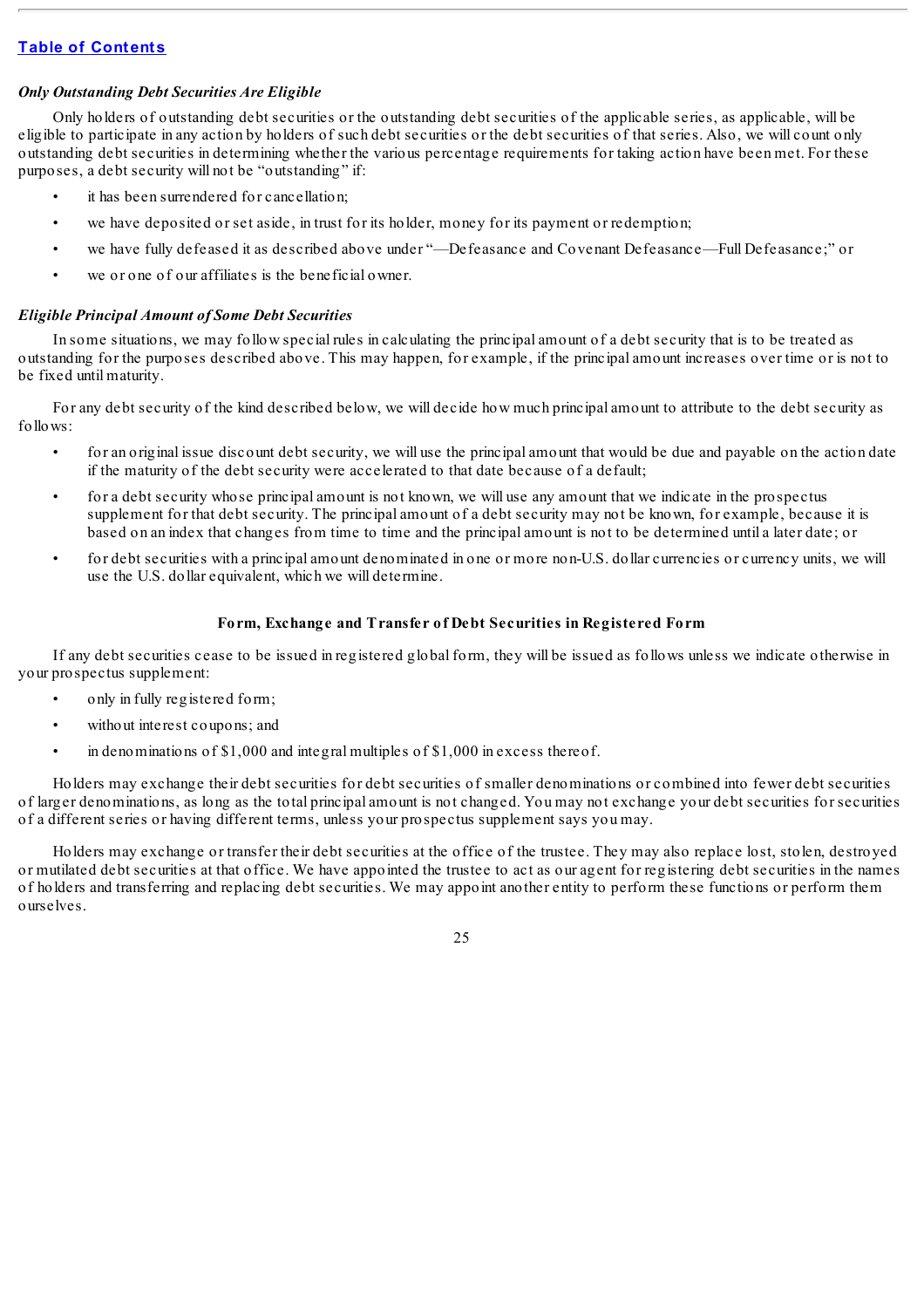*Only Outstanding Debt Securities Are Eligible*

Only holders of outstanding debt securities or the outstanding debt securities of the applicable series, as applicable, will be eligible to participate in any action by holders of such debt securities or the debt securities of that series. Also, we will count only outstanding debt securities in determining whether the various percentage requirements for taking action have been met. For these purposes, a debt security will not be "outstanding" if:

- it has been surrendered for cancellation;
- we have deposited or set aside, in trust for its holder, money for its payment or redemption;
- we have fully defeased it as described above under "—Defeasance and Covenant Defeasance—Full Defeasance;" or
- we or one of our affiliates is the beneficial owner.

*Eligible Principal Amount of Some Debt Securities*

In some situations, we may follow special rules in calculating the principal amount of a debt security that is to be treated as outstanding for the purposes described above. This may happen, for example, if the principal amount increases over time or is not to be fixed until maturity.

For any debt security of the kind described below, we will decide how much principal amount to attribute to the debt security as follows:

- for an original issue discount debt security, we will use the principal amount that would be due and payable on the action date if the maturity of the debt security were accelerated to that date because of a default;
- for a debt security whose principal amount is not known, we will use any amount that we indicate in the prospectus supplement for that debt security. The principal amount of a debt security may not be known, for example, because it is based on an index that changes from time to time and the principal amount is not to be determined until a later date; or
- for debt securities with a principal amount denominated in one or more non-U.S. dollar currencies or currency units, we will use the U.S. dollar equivalent, which we will determine.

**Form, Exchange and Transfer of Debt Securities in Registered Form**

If any debt securities cease to be issued in registered global form, they will be issued as follows unless we indicate otherwise in your prospectus supplement:

- only in fully registered form;
- without interest coupons; and
- in denominations of $1,000 and integral multiples of $1,000 in excess thereof.

Holders may exchange their debt securities for debt securities of smaller denominations or combined into fewer debt securities of larger denominations, as long as the total principal amount is not changed. You may not exchange your debt securities for securities of a different series or having different terms, unless your prospectus supplement says you may.

Holders may exchange or transfer their debt securities at the office of the trustee. They may also replace lost, stolen, destroyed or mutilated debt securities at that office. We have appointed the trustee to act as our agent for registering debt securities in the names of holders and transferring and replacing debt securities. We may appoint another entity to perform these functions or perform them ourselves.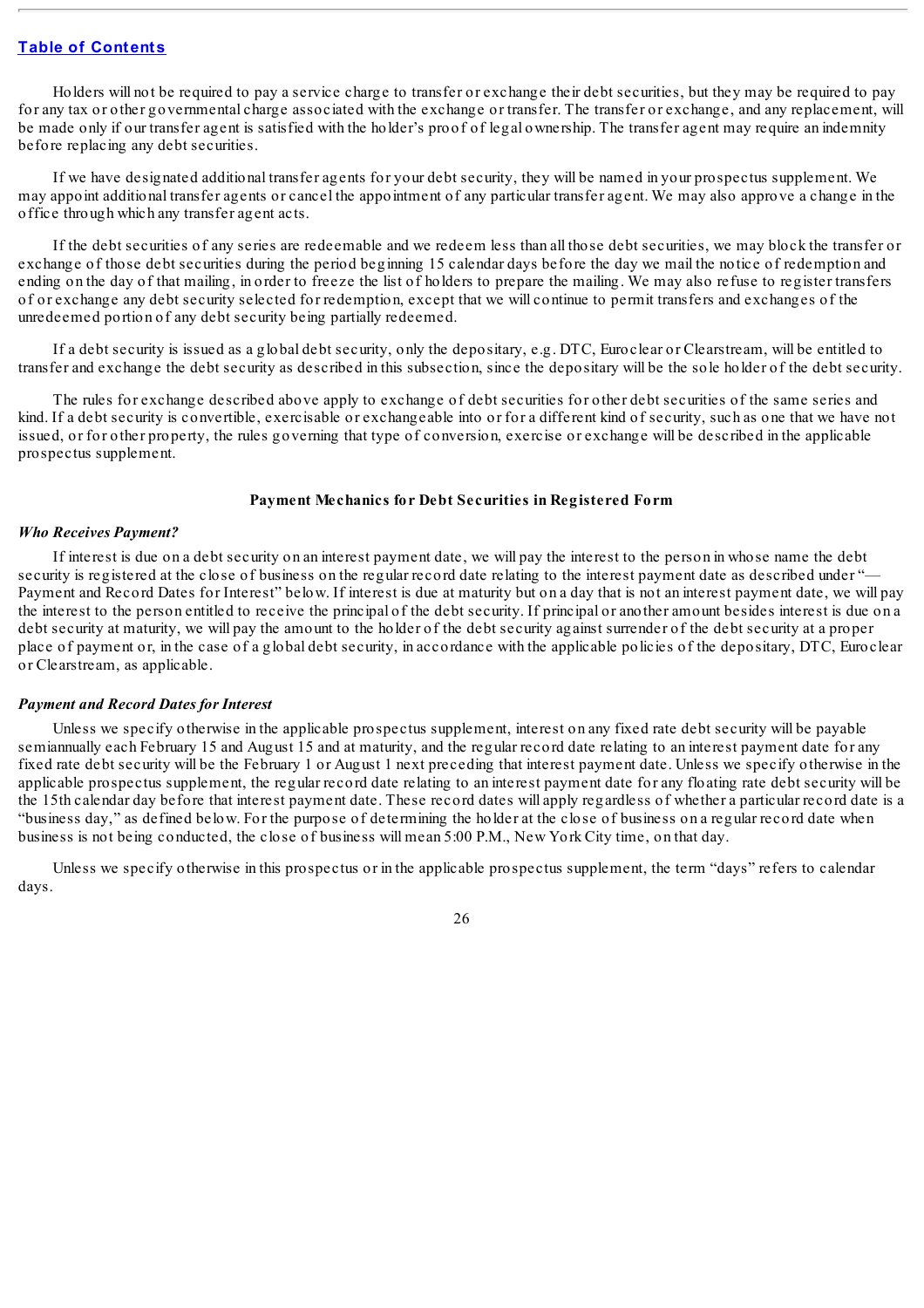Holders will not be required to pay a service charge to transfer or exchange their debt securities, but they may be required to pay for any tax or other governmental charge associated with the exchange or transfer. The transfer or exchange, and any replacement, will be made only if our transfer agent is satisfied with the holder's proof of legal ownership. The transfer agent may require an indemnity before replacing any debt securities.

If we have designated additional transfer agents for your debt security, they will be named in your prospectus supplement. We may appoint additional transfer agents or cancel the appointment of any particular transfer agent. We may also approve a change in the office through which any transfer agent acts.

If the debt securities of any series are redeemable and we redeem less than all those debt securities, we may block the transfer or exchange of those debt securities during the period beginning 15 calendar days before the day we mail the notice of redemption and ending on the day of that mailing, in order to freeze the list of holders to prepare the mailing. We may also refuse to register transfers of or exchange any debt security selected for redemption, except that we will continue to permit transfers and exchanges of the unredeemed portion of any debt security being partially redeemed.

If a debt security is issued as a global debt security, only the depositary, e.g. DTC, Euroclear or Clearstream, will be entitled to transfer and exchange the debt security as described in this subsection, since the depositary will be the sole holder of the debt security.

The rules for exchange described above apply to exchange of debt securities for other debt securities of the same series and kind. If a debt security is convertible, exercisable or exchangeable into or for a different kind of security, such as one that we have not issued, or for other property, the rules governing that type of conversion, exercise or exchange will be described in the applicable prospectus supplement.

### Payment Mechanics for Debt Securities in Registered Form

***Who Receives Payment?***

If interest is due on a debt security on an interest payment date, we will pay the interest to the person in whose name the debt security is registered at the close of business on the regular record date relating to the interest payment date as described under "—Payment and Record Dates for Interest" below. If interest is due at maturity but on a day that is not an interest payment date, we will pay the interest to the person entitled to receive the principal of the debt security. If principal or another amount besides interest is due on a debt security at maturity, we will pay the amount to the holder of the debt security against surrender of the debt security at a proper place of payment or, in the case of a global debt security, in accordance with the applicable policies of the depositary, DTC, Euroclear or Clearstream, as applicable.

***Payment and Record Dates for Interest***

Unless we specify otherwise in the applicable prospectus supplement, interest on any fixed rate debt security will be payable semiannually each February 15 and August 15 and at maturity, and the regular record date relating to an interest payment date for any fixed rate debt security will be the February 1 or August 1 next preceding that interest payment date. Unless we specify otherwise in the applicable prospectus supplement, the regular record date relating to an interest payment date for any floating rate debt security will be the 15th calendar day before that interest payment date. These record dates will apply regardless of whether a particular record date is a "business day," as defined below. For the purpose of determining the holder at the close of business on a regular record date when business is not being conducted, the close of business will mean 5:00 P.M., New York City time, on that day.

Unless we specify otherwise in this prospectus or in the applicable prospectus supplement, the term "days" refers to calendar days.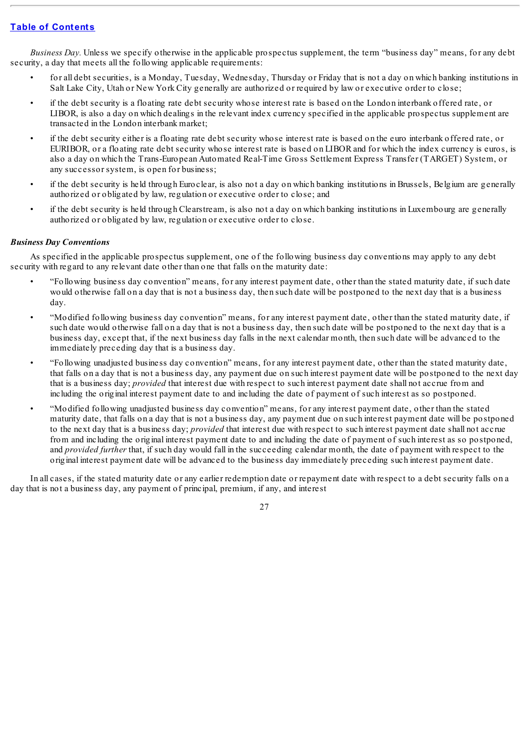*Business Day.* Unless we specify otherwise in the applicable prospectus supplement, the term "business day" means, for any debt security, a day that meets all the following applicable requirements:

- for all debt securities, is a Monday, Tuesday, Wednesday, Thursday or Friday that is not a day on which banking institutions in Salt Lake City, Utah or New York City generally are authorized or required by law or executive order to close;
- if the debt security is a floating rate debt security whose interest rate is based on the London interbank offered rate, or LIBOR, is also a day on which dealings in the relevant index currency specified in the applicable prospectus supplement are transacted in the London interbank market;
- if the debt security either is a floating rate debt security whose interest rate is based on the euro interbank offered rate, or EURIBOR, or a floating rate debt security whose interest rate is based on LIBOR and for which the index currency is euros, is also a day on which the Trans-European Automated Real-Time Gross Settlement Express Transfer (TARGET) System, or any successor system, is open for business;
- if the debt security is held through Euroclear, is also not a day on which banking institutions in Brussels, Belgium are generally authorized or obligated by law, regulation or executive order to close; and
- if the debt security is held through Clearstream, is also not a day on which banking institutions in Luxembourg are generally authorized or obligated by law, regulation or executive order to close.

### *Business Day Conventions*

As specified in the applicable prospectus supplement, one of the following business day conventions may apply to any debt security with regard to any relevant date other than one that falls on the maturity date:

- "Following business day convention" means, for any interest payment date, other than the stated maturity date, if such date would otherwise fall on a day that is not a business day, then such date will be postponed to the next day that is a business day.
- "Modified following business day convention" means, for any interest payment date, other than the stated maturity date, if such date would otherwise fall on a day that is not a business day, then such date will be postponed to the next day that is a business day, except that, if the next business day falls in the next calendar month, then such date will be advanced to the immediately preceding day that is a business day.
- "Following unadjusted business day convention" means, for any interest payment date, other than the stated maturity date, that falls on a day that is not a business day, any payment due on such interest payment date will be postponed to the next day that is a business day; *provided* that interest due with respect to such interest payment date shall not accrue from and including the original interest payment date to and including the date of payment of such interest as so postponed.
- "Modified following unadjusted business day convention" means, for any interest payment date, other than the stated maturity date, that falls on a day that is not a business day, any payment due on such interest payment date will be postponed to the next day that is a business day; *provided* that interest due with respect to such interest payment date shall not accrue from and including the original interest payment date to and including the date of payment of such interest as so postponed, and *provided further* that, if such day would fall in the succeeding calendar month, the date of payment with respect to the original interest payment date will be advanced to the business day immediately preceding such interest payment date.

In all cases, if the stated maturity date or any earlier redemption date or repayment date with respect to a debt security falls on a day that is not a business day, any payment of principal, premium, if any, and interest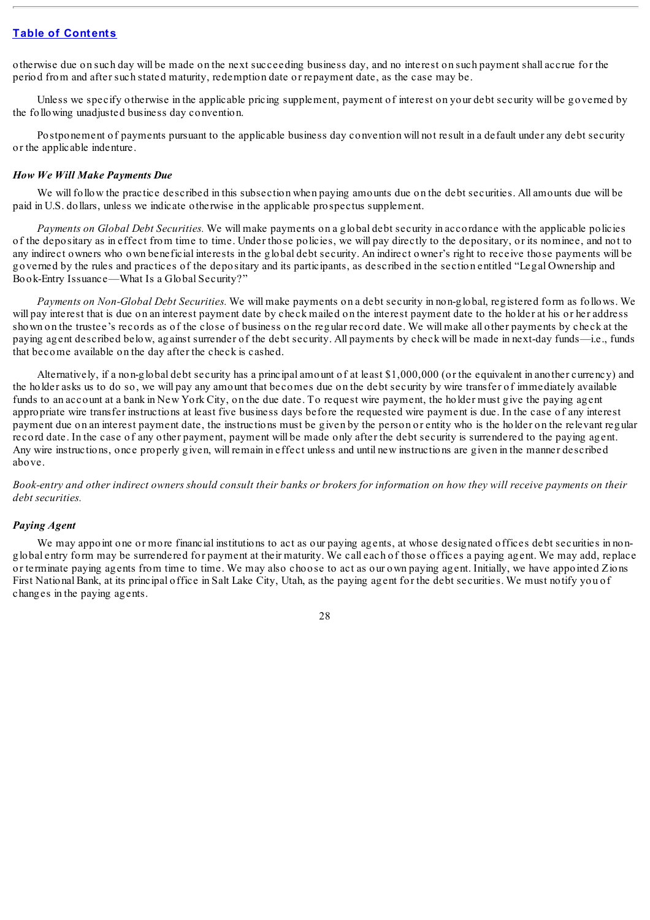otherwise due on such day will be made on the next succeeding business day, and no interest on such payment shall accrue for the period from and after such stated maturity, redemption date or repayment date, as the case may be.

Unless we specify otherwise in the applicable pricing supplement, payment of interest on your debt security will be governed by the following unadjusted business day convention.

Postponement of payments pursuant to the applicable business day convention will not result in a default under any debt security or the applicable indenture.

***How We Will Make Payments Due***

We will follow the practice described in this subsection when paying amounts due on the debt securities. All amounts due will be paid in U.S. dollars, unless we indicate otherwise in the applicable prospectus supplement.

*Payments on Global Debt Securities.* We will make payments on a global debt security in accordance with the applicable policies of the depositary as in effect from time to time. Under those policies, we will pay directly to the depositary, or its nominee, and not to any indirect owners who own beneficial interests in the global debt security. An indirect owner's right to receive those payments will be governed by the rules and practices of the depositary and its participants, as described in the section entitled "Legal Ownership and Book-Entry Issuance—What Is a Global Security?"

*Payments on Non-Global Debt Securities.* We will make payments on a debt security in non-global, registered form as follows. We will pay interest that is due on an interest payment date by check mailed on the interest payment date to the holder at his or her address shown on the trustee's records as of the close of business on the regular record date. We will make all other payments by check at the paying agent described below, against surrender of the debt security. All payments by check will be made in next-day funds—i.e., funds that become available on the day after the check is cashed.

Alternatively, if a non-global debt security has a principal amount of at least $1,000,000 (or the equivalent in another currency) and the holder asks us to do so, we will pay any amount that becomes due on the debt security by wire transfer of immediately available funds to an account at a bank in New York City, on the due date. To request wire payment, the holder must give the paying agent appropriate wire transfer instructions at least five business days before the requested wire payment is due. In the case of any interest payment due on an interest payment date, the instructions must be given by the person or entity who is the holder on the relevant regular record date. In the case of any other payment, payment will be made only after the debt security is surrendered to the paying agent. Any wire instructions, once properly given, will remain in effect unless and until new instructions are given in the manner described above.

*Book-entry and other indirect owners should consult their banks or brokers for information on how they will receive payments on their debt securities.*

***Paying Agent***

We may appoint one or more financial institutions to act as our paying agents, at whose designated offices debt securities in non-global entry form may be surrendered for payment at their maturity. We call each of those offices a paying agent. We may add, replace or terminate paying agents from time to time. We may also choose to act as our own paying agent. Initially, we have appointed Zions First National Bank, at its principal office in Salt Lake City, Utah, as the paying agent for the debt securities. We must notify you of changes in the paying agents.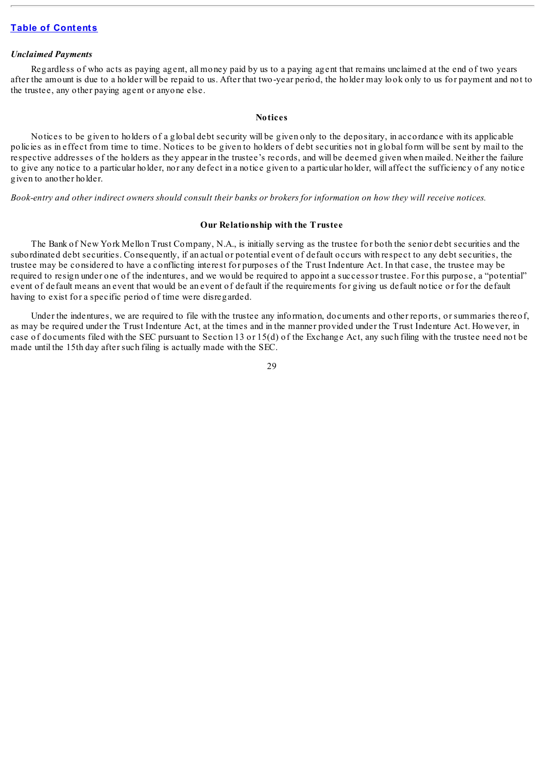### *Unclaimed Payments*

Regardless of who acts as paying agent, all money paid by us to a paying agent that remains unclaimed at the end of two years after the amount is due to a holder will be repaid to us. After that two-year period, the holder may look only to us for payment and not to the trustee, any other paying agent or anyone else.

## Notices

Notices to be given to holders of a global debt security will be given only to the depositary, in accordance with its applicable policies as in effect from time to time. Notices to be given to holders of debt securities not in global form will be sent by mail to the respective addresses of the holders as they appear in the trustee's records, and will be deemed given when mailed. Neither the failure to give any notice to a particular holder, nor any defect in a notice given to a particular holder, will affect the sufficiency of any notice given to another holder.

*Book-entry and other indirect owners should consult their banks or brokers for information on how they will receive notices.*

## Our Relationship with the Trustee

The Bank of New York Mellon Trust Company, N.A., is initially serving as the trustee for both the senior debt securities and the subordinated debt securities. Consequently, if an actual or potential event of default occurs with respect to any debt securities, the trustee may be considered to have a conflicting interest for purposes of the Trust Indenture Act. In that case, the trustee may be required to resign under one of the indentures, and we would be required to appoint a successor trustee. For this purpose, a "potential" event of default means an event that would be an event of default if the requirements for giving us default notice or for the default having to exist for a specific period of time were disregarded.

Under the indentures, we are required to file with the trustee any information, documents and other reports, or summaries thereof, as may be required under the Trust Indenture Act, at the times and in the manner provided under the Trust Indenture Act. However, in case of documents filed with the SEC pursuant to Section 13 or 15(d) of the Exchange Act, any such filing with the trustee need not be made until the 15th day after such filing is actually made with the SEC.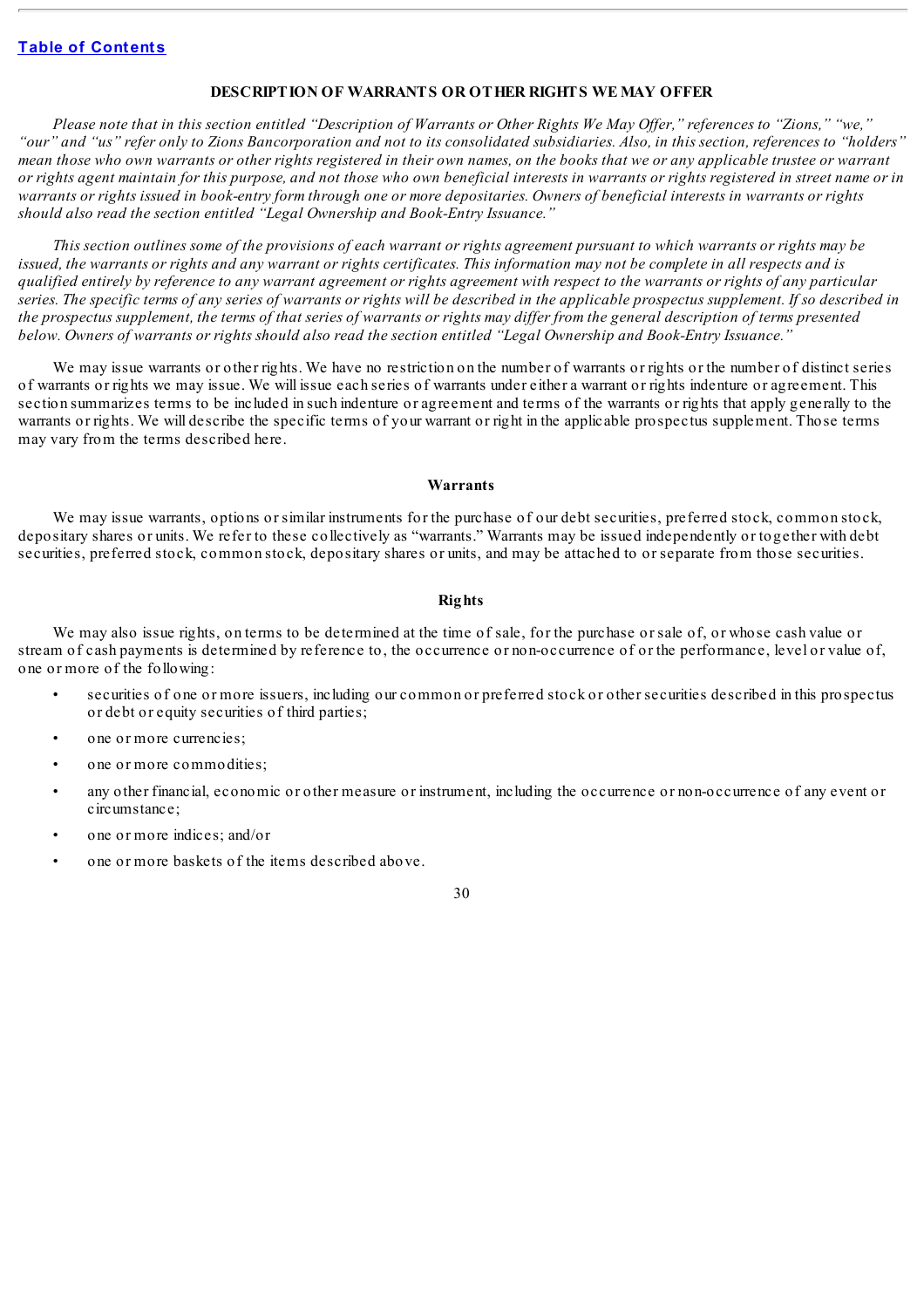## DESCRIPTION OF WARRANTS OR OTHER RIGHTS WE MAY OFFER

*Please note that in this section entitled "Description of Warrants or Other Rights We May Offer," references to "Zions," "we," "our" and "us" refer only to Zions Bancorporation and not to its consolidated subsidiaries. Also, in this section, references to "holders" mean those who own warrants or other rights registered in their own names, on the books that we or any applicable trustee or warrant or rights agent maintain for this purpose, and not those who own beneficial interests in warrants or rights registered in street name or in warrants or rights issued in book-entry form through one or more depositaries. Owners of beneficial interests in warrants or rights should also read the section entitled "Legal Ownership and Book-Entry Issuance."*

*This section outlines some of the provisions of each warrant or rights agreement pursuant to which warrants or rights may be issued, the warrants or rights and any warrant or rights certificates. This information may not be complete in all respects and is qualified entirely by reference to any warrant agreement or rights agreement with respect to the warrants or rights of any particular series. The specific terms of any series of warrants or rights will be described in the applicable prospectus supplement. If so described in the prospectus supplement, the terms of that series of warrants or rights may differ from the general description of terms presented below. Owners of warrants or rights should also read the section entitled "Legal Ownership and Book-Entry Issuance."*

We may issue warrants or other rights. We have no restriction on the number of warrants or rights or the number of distinct series of warrants or rights we may issue. We will issue each series of warrants under either a warrant or rights indenture or agreement. This section summarizes terms to be included in such indenture or agreement and terms of the warrants or rights that apply generally to the warrants or rights. We will describe the specific terms of your warrant or right in the applicable prospectus supplement. Those terms may vary from the terms described here.

### Warrants

We may issue warrants, options or similar instruments for the purchase of our debt securities, preferred stock, common stock, depositary shares or units. We refer to these collectively as "warrants." Warrants may be issued independently or together with debt securities, preferred stock, common stock, depositary shares or units, and may be attached to or separate from those securities.

### Rights

We may also issue rights, on terms to be determined at the time of sale, for the purchase or sale of, or whose cash value or stream of cash payments is determined by reference to, the occurrence or non-occurrence of or the performance, level or value of, one or more of the following:

- securities of one or more issuers, including our common or preferred stock or other securities described in this prospectus or debt or equity securities of third parties;
- one or more currencies;
- one or more commodities;
- any other financial, economic or other measure or instrument, including the occurrence or non-occurrence of any event or circumstance;
- one or more indices; and/or
- one or more baskets of the items described above.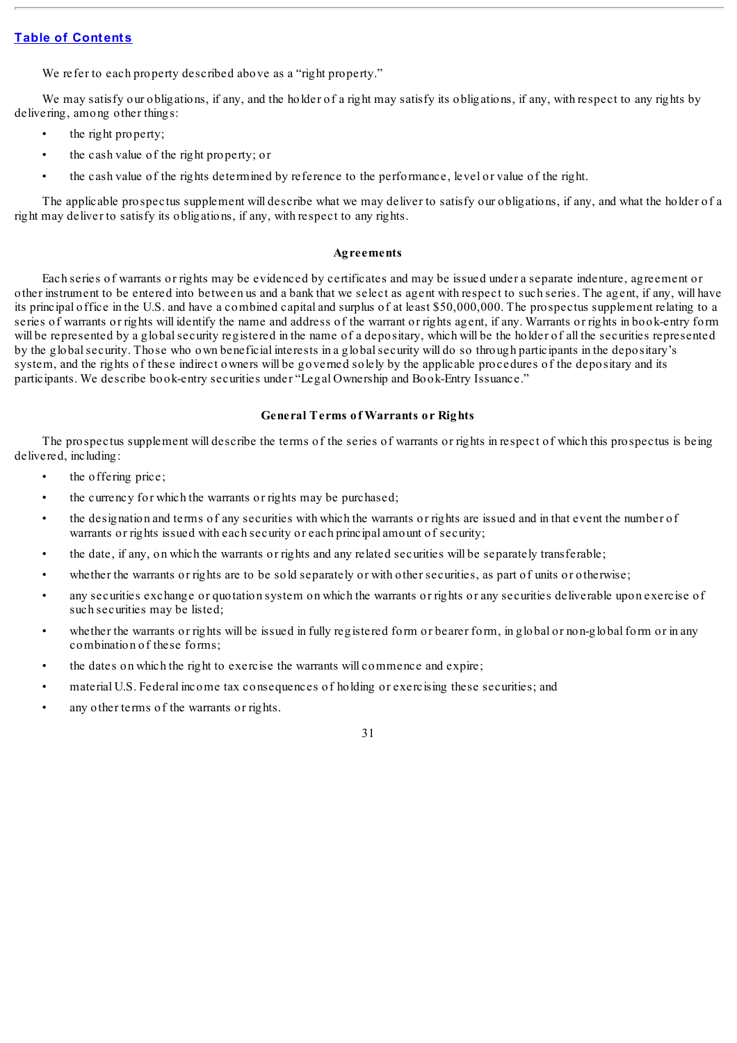We refer to each property described above as a "right property."

We may satisfy our obligations, if any, and the holder of a right may satisfy its obligations, if any, with respect to any rights by delivering, among other things:

- the right property;
- the cash value of the right property; or
- the cash value of the rights determined by reference to the performance, level or value of the right.

The applicable prospectus supplement will describe what we may deliver to satisfy our obligations, if any, and what the holder of a right may deliver to satisfy its obligations, if any, with respect to any rights.

### Agreements

Each series of warrants or rights may be evidenced by certificates and may be issued under a separate indenture, agreement or other instrument to be entered into between us and a bank that we select as agent with respect to such series. The agent, if any, will have its principal office in the U.S. and have a combined capital and surplus of at least $50,000,000. The prospectus supplement relating to a series of warrants or rights will identify the name and address of the warrant or rights agent, if any. Warrants or rights in book-entry form will be represented by a global security registered in the name of a depositary, which will be the holder of all the securities represented by the global security. Those who own beneficial interests in a global security will do so through participants in the depositary's system, and the rights of these indirect owners will be governed solely by the applicable procedures of the depositary and its participants. We describe book-entry securities under "Legal Ownership and Book-Entry Issuance."

### General Terms of Warrants or Rights

The prospectus supplement will describe the terms of the series of warrants or rights in respect of which this prospectus is being delivered, including:

- the offering price;
- the currency for which the warrants or rights may be purchased;
- the designation and terms of any securities with which the warrants or rights are issued and in that event the number of warrants or rights issued with each security or each principal amount of security;
- the date, if any, on which the warrants or rights and any related securities will be separately transferable;
- whether the warrants or rights are to be sold separately or with other securities, as part of units or otherwise;
- any securities exchange or quotation system on which the warrants or rights or any securities deliverable upon exercise of such securities may be listed;
- whether the warrants or rights will be issued in fully registered form or bearer form, in global or non-global form or in any combination of these forms;
- the dates on which the right to exercise the warrants will commence and expire;
- material U.S. Federal income tax consequences of holding or exercising these securities; and
- any other terms of the warrants or rights.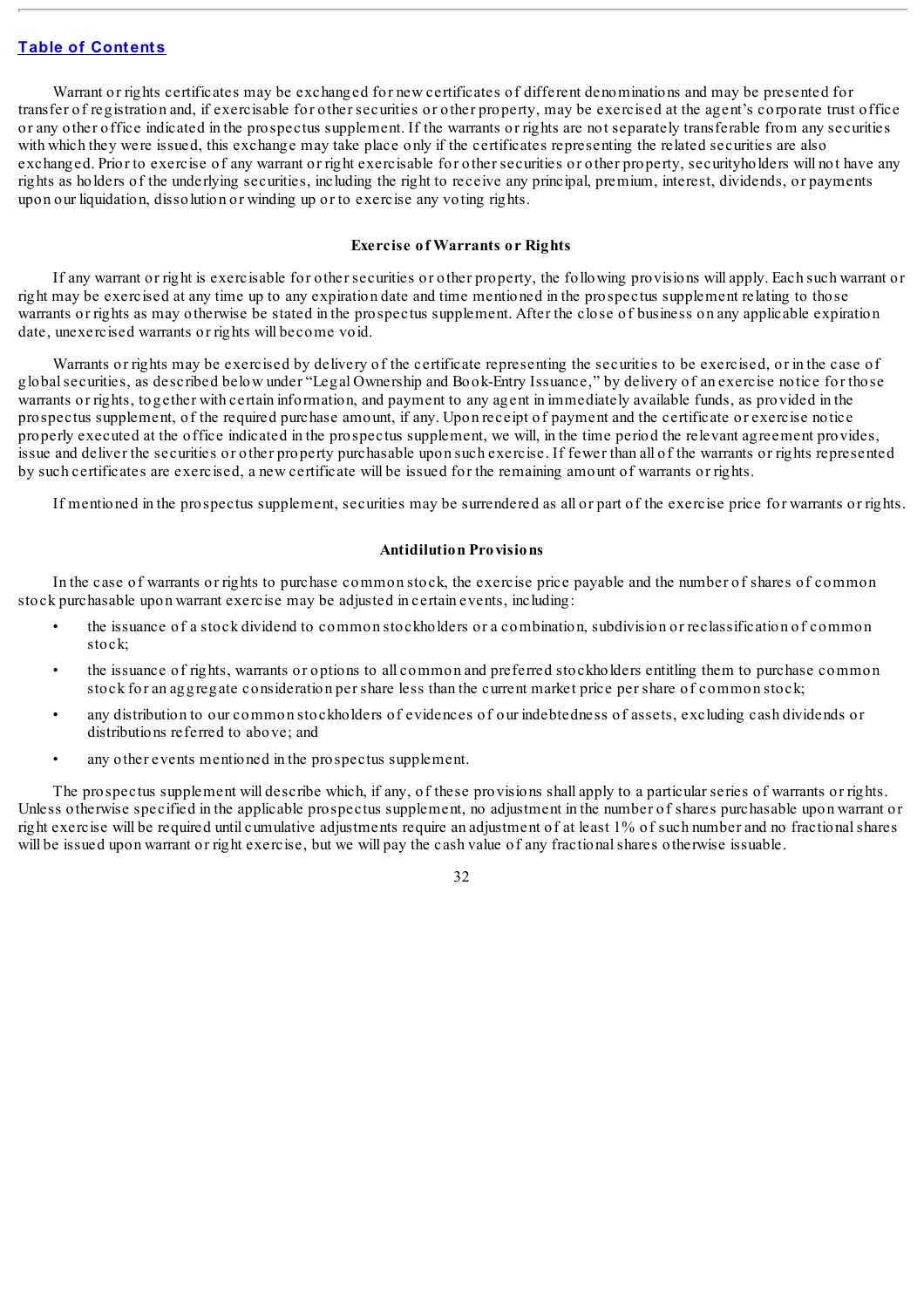Warrant or rights certificates may be exchanged for new certificates of different denominations and may be presented for transfer of registration and, if exercisable for other securities or other property, may be exercised at the agent's corporate trust office or any other office indicated in the prospectus supplement. If the warrants or rights are not separately transferable from any securities with which they were issued, this exchange may take place only if the certificates representing the related securities are also exchanged. Prior to exercise of any warrant or right exercisable for other securities or other property, securityholders will not have any rights as holders of the underlying securities, including the right to receive any principal, premium, interest, dividends, or payments upon our liquidation, dissolution or winding up or to exercise any voting rights.

### Exercise of Warrants or Rights

If any warrant or right is exercisable for other securities or other property, the following provisions will apply. Each such warrant or right may be exercised at any time up to any expiration date and time mentioned in the prospectus supplement relating to those warrants or rights as may otherwise be stated in the prospectus supplement. After the close of business on any applicable expiration date, unexercised warrants or rights will become void.

Warrants or rights may be exercised by delivery of the certificate representing the securities to be exercised, or in the case of global securities, as described below under "Legal Ownership and Book-Entry Issuance," by delivery of an exercise notice for those warrants or rights, together with certain information, and payment to any agent in immediately available funds, as provided in the prospectus supplement, of the required purchase amount, if any. Upon receipt of payment and the certificate or exercise notice properly executed at the office indicated in the prospectus supplement, we will, in the time period the relevant agreement provides, issue and deliver the securities or other property purchasable upon such exercise. If fewer than all of the warrants or rights represented by such certificates are exercised, a new certificate will be issued for the remaining amount of warrants or rights.

If mentioned in the prospectus supplement, securities may be surrendered as all or part of the exercise price for warrants or rights.

### Antidilution Provisions

In the case of warrants or rights to purchase common stock, the exercise price payable and the number of shares of common stock purchasable upon warrant exercise may be adjusted in certain events, including:

- the issuance of a stock dividend to common stockholders or a combination, subdivision or reclassification of common stock;
- the issuance of rights, warrants or options to all common and preferred stockholders entitling them to purchase common stock for an aggregate consideration per share less than the current market price per share of common stock;
- any distribution to our common stockholders of evidences of our indebtedness of assets, excluding cash dividends or distributions referred to above; and
- any other events mentioned in the prospectus supplement.

The prospectus supplement will describe which, if any, of these provisions shall apply to a particular series of warrants or rights. Unless otherwise specified in the applicable prospectus supplement, no adjustment in the number of shares purchasable upon warrant or right exercise will be required until cumulative adjustments require an adjustment of at least 1% of such number and no fractional shares will be issued upon warrant or right exercise, but we will pay the cash value of any fractional shares otherwise issuable.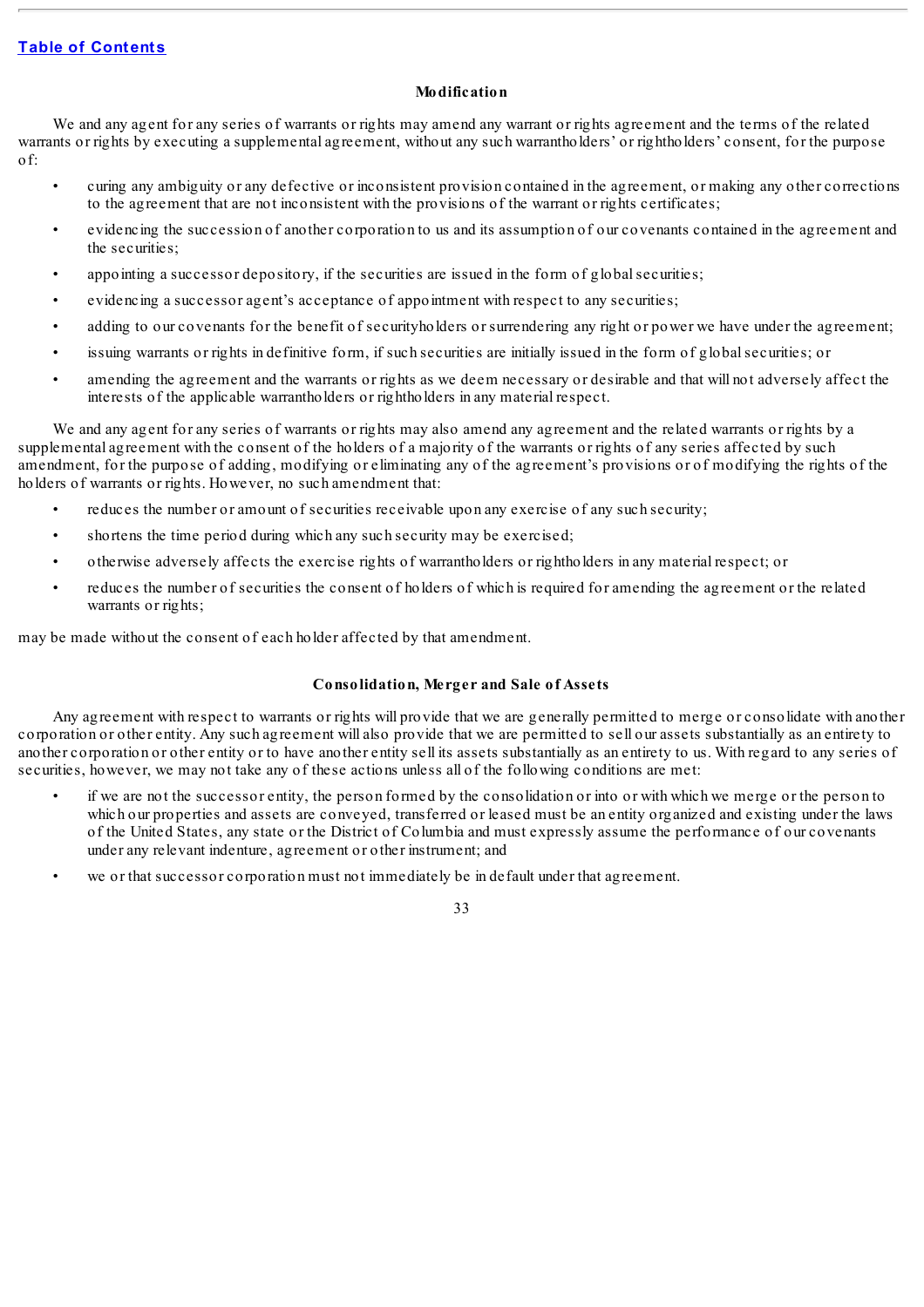### Modification

We and any agent for any series of warrants or rights may amend any warrant or rights agreement and the terms of the related warrants or rights by executing a supplemental agreement, without any such warrantholders' or rightholders' consent, for the purpose of:

- curing any ambiguity or any defective or inconsistent provision contained in the agreement, or making any other corrections to the agreement that are not inconsistent with the provisions of the warrant or rights certificates;
- evidencing the succession of another corporation to us and its assumption of our covenants contained in the agreement and the securities;
- appointing a successor depository, if the securities are issued in the form of global securities;
- evidencing a successor agent's acceptance of appointment with respect to any securities;
- adding to our covenants for the benefit of securityholders or surrendering any right or power we have under the agreement;
- issuing warrants or rights in definitive form, if such securities are initially issued in the form of global securities; or
- amending the agreement and the warrants or rights as we deem necessary or desirable and that will not adversely affect the interests of the applicable warrantholders or rightholders in any material respect.

We and any agent for any series of warrants or rights may also amend any agreement and the related warrants or rights by a supplemental agreement with the consent of the holders of a majority of the warrants or rights of any series affected by such amendment, for the purpose of adding, modifying or eliminating any of the agreement's provisions or of modifying the rights of the holders of warrants or rights. However, no such amendment that:

- reduces the number or amount of securities receivable upon any exercise of any such security;
- shortens the time period during which any such security may be exercised;
- otherwise adversely affects the exercise rights of warrantholders or rightholders in any material respect; or
- reduces the number of securities the consent of holders of which is required for amending the agreement or the related warrants or rights;

may be made without the consent of each holder affected by that amendment.

### Consolidation, Merger and Sale of Assets

Any agreement with respect to warrants or rights will provide that we are generally permitted to merge or consolidate with another corporation or other entity. Any such agreement will also provide that we are permitted to sell our assets substantially as an entirety to another corporation or other entity or to have another entity sell its assets substantially as an entirety to us. With regard to any series of securities, however, we may not take any of these actions unless all of the following conditions are met:

- if we are not the successor entity, the person formed by the consolidation or into or with which we merge or the person to which our properties and assets are conveyed, transferred or leased must be an entity organized and existing under the laws of the United States, any state or the District of Columbia and must expressly assume the performance of our covenants under any relevant indenture, agreement or other instrument; and
- we or that successor corporation must not immediately be in default under that agreement.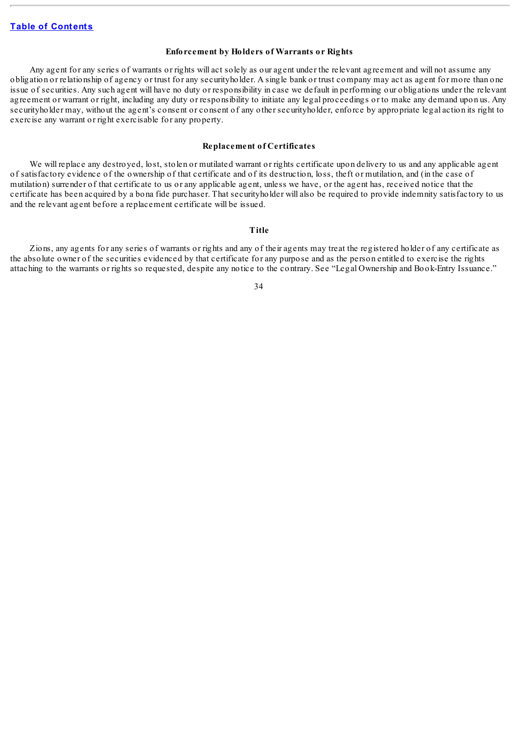### Enforcement by Holders of Warrants or Rights

Any agent for any series of warrants or rights will act solely as our agent under the relevant agreement and will not assume any obligation or relationship of agency or trust for any securityholder. A single bank or trust company may act as agent for more than one issue of securities. Any such agent will have no duty or responsibility in case we default in performing our obligations under the relevant agreement or warrant or right, including any duty or responsibility to initiate any legal proceedings or to make any demand upon us. Any securityholder may, without the agent's consent or consent of any other securityholder, enforce by appropriate legal action its right to exercise any warrant or right exercisable for any property.

### Replacement of Certificates

We will replace any destroyed, lost, stolen or mutilated warrant or rights certificate upon delivery to us and any applicable agent of satisfactory evidence of the ownership of that certificate and of its destruction, loss, theft or mutilation, and (in the case of mutilation) surrender of that certificate to us or any applicable agent, unless we have, or the agent has, received notice that the certificate has been acquired by a bona fide purchaser. That securityholder will also be required to provide indemnity satisfactory to us and the relevant agent before a replacement certificate will be issued.

### Title

Zions, any agents for any series of warrants or rights and any of their agents may treat the registered holder of any certificate as the absolute owner of the securities evidenced by that certificate for any purpose and as the person entitled to exercise the rights attaching to the warrants or rights so requested, despite any notice to the contrary. See "Legal Ownership and Book-Entry Issuance."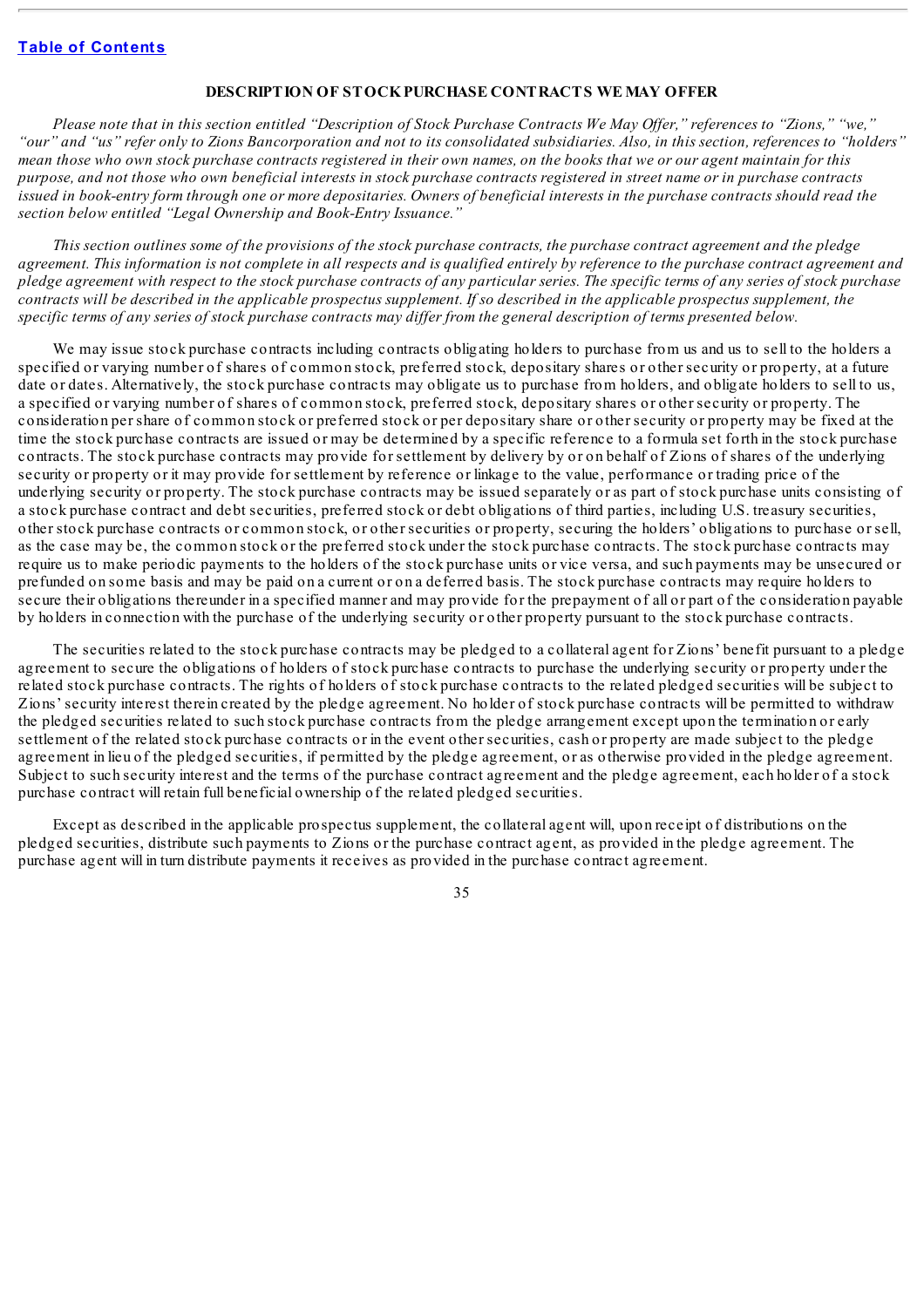### DESCRIPTION OF STOCK PURCHASE CONTRACTS WE MAY OFFER

*Please note that in this section entitled "Description of Stock Purchase Contracts We May Offer," references to "Zions," "we," "our" and "us" refer only to Zions Bancorporation and not to its consolidated subsidiaries. Also, in this section, references to "holders" mean those who own stock purchase contracts registered in their own names, on the books that we or our agent maintain for this purpose, and not those who own beneficial interests in stock purchase contracts registered in street name or in purchase contracts issued in book-entry form through one or more depositaries. Owners of beneficial interests in the purchase contracts should read the section below entitled "Legal Ownership and Book-Entry Issuance."*

*This section outlines some of the provisions of the stock purchase contracts, the purchase contract agreement and the pledge agreement. This information is not complete in all respects and is qualified entirely by reference to the purchase contract agreement and pledge agreement with respect to the stock purchase contracts of any particular series. The specific terms of any series of stock purchase contracts will be described in the applicable prospectus supplement. If so described in the applicable prospectus supplement, the specific terms of any series of stock purchase contracts may differ from the general description of terms presented below.*

We may issue stock purchase contracts including contracts obligating holders to purchase from us and us to sell to the holders a specified or varying number of shares of common stock, preferred stock, depositary shares or other security or property, at a future date or dates. Alternatively, the stock purchase contracts may obligate us to purchase from holders, and obligate holders to sell to us, a specified or varying number of shares of common stock, preferred stock, depositary shares or other security or property. The consideration per share of common stock or preferred stock or per depositary share or other security or property may be fixed at the time the stock purchase contracts are issued or may be determined by a specific reference to a formula set forth in the stock purchase contracts. The stock purchase contracts may provide for settlement by delivery by or on behalf of Zions of shares of the underlying security or property or it may provide for settlement by reference or linkage to the value, performance or trading price of the underlying security or property. The stock purchase contracts may be issued separately or as part of stock purchase units consisting of a stock purchase contract and debt securities, preferred stock or debt obligations of third parties, including U.S. treasury securities, other stock purchase contracts or common stock, or other securities or property, securing the holders' obligations to purchase or sell, as the case may be, the common stock or the preferred stock under the stock purchase contracts. The stock purchase contracts may require us to make periodic payments to the holders of the stock purchase units or vice versa, and such payments may be unsecured or prefunded on some basis and may be paid on a current or on a deferred basis. The stock purchase contracts may require holders to secure their obligations thereunder in a specified manner and may provide for the prepayment of all or part of the consideration payable by holders in connection with the purchase of the underlying security or other property pursuant to the stock purchase contracts.

The securities related to the stock purchase contracts may be pledged to a collateral agent for Zions' benefit pursuant to a pledge agreement to secure the obligations of holders of stock purchase contracts to purchase the underlying security or property under the related stock purchase contracts. The rights of holders of stock purchase contracts to the related pledged securities will be subject to Zions' security interest therein created by the pledge agreement. No holder of stock purchase contracts will be permitted to withdraw the pledged securities related to such stock purchase contracts from the pledge arrangement except upon the termination or early settlement of the related stock purchase contracts or in the event other securities, cash or property are made subject to the pledge agreement in lieu of the pledged securities, if permitted by the pledge agreement, or as otherwise provided in the pledge agreement. Subject to such security interest and the terms of the purchase contract agreement and the pledge agreement, each holder of a stock purchase contract will retain full beneficial ownership of the related pledged securities.

Except as described in the applicable prospectus supplement, the collateral agent will, upon receipt of distributions on the pledged securities, distribute such payments to Zions or the purchase contract agent, as provided in the pledge agreement. The purchase agent will in turn distribute payments it receives as provided in the purchase contract agreement.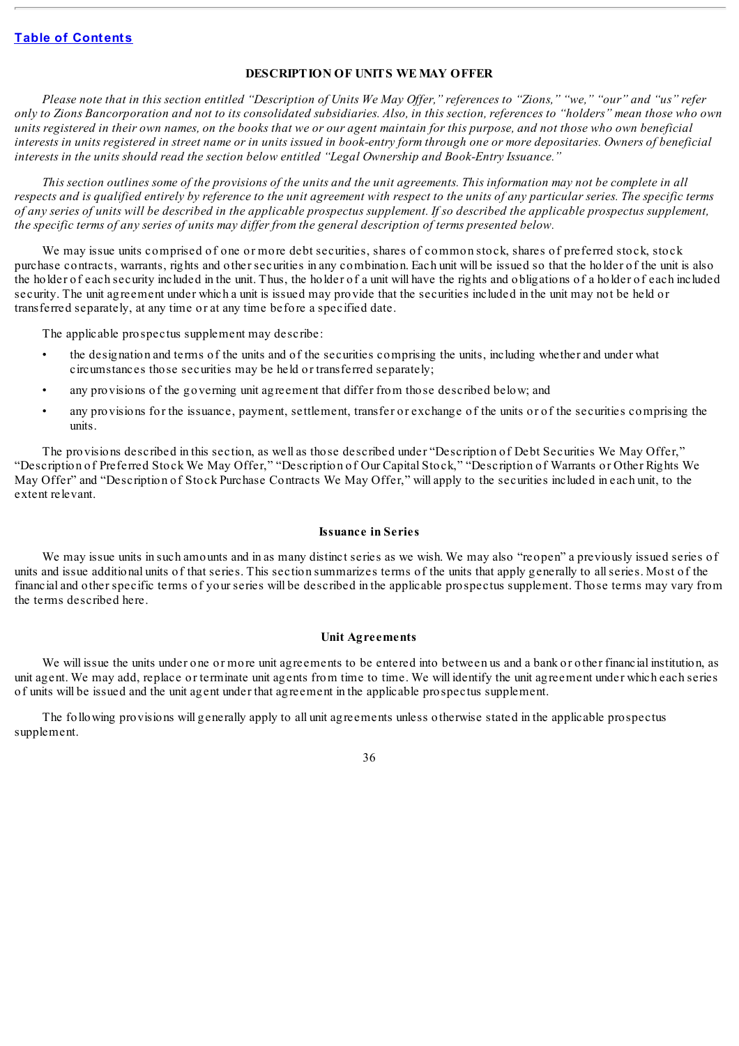[Table of Contents](#)

## DESCRIPTION OF UNITS WE MAY OFFER

*Please note that in this section entitled "Description of Units We May Offer," references to "Zions," "we," "our" and "us" refer only to Zions Bancorporation and not to its consolidated subsidiaries. Also, in this section, references to "holders" mean those who own units registered in their own names, on the books that we or our agent maintain for this purpose, and not those who own beneficial interests in units registered in street name or in units issued in book-entry form through one or more depositaries. Owners of beneficial interests in the units should read the section below entitled "Legal Ownership and Book-Entry Issuance."*

*This section outlines some of the provisions of the units and the unit agreements. This information may not be complete in all respects and is qualified entirely by reference to the unit agreement with respect to the units of any particular series. The specific terms of any series of units will be described in the applicable prospectus supplement. If so described the applicable prospectus supplement, the specific terms of any series of units may differ from the general description of terms presented below.*

We may issue units comprised of one or more debt securities, shares of common stock, shares of preferred stock, stock purchase contracts, warrants, rights and other securities in any combination. Each unit will be issued so that the holder of the unit is also the holder of each security included in the unit. Thus, the holder of a unit will have the rights and obligations of a holder of each included security. The unit agreement under which a unit is issued may provide that the securities included in the unit may not be held or transferred separately, at any time or at any time before a specified date.

The applicable prospectus supplement may describe:

- the designation and terms of the units and of the securities comprising the units, including whether and under what circumstances those securities may be held or transferred separately;
- any provisions of the governing unit agreement that differ from those described below; and
- any provisions for the issuance, payment, settlement, transfer or exchange of the units or of the securities comprising the units.

The provisions described in this section, as well as those described under "Description of Debt Securities We May Offer," "Description of Preferred Stock We May Offer," "Description of Our Capital Stock," "Description of Warrants or Other Rights We May Offer" and "Description of Stock Purchase Contracts We May Offer," will apply to the securities included in each unit, to the extent relevant.

### Issuance in Series

We may issue units in such amounts and in as many distinct series as we wish. We may also "reopen" a previously issued series of units and issue additional units of that series. This section summarizes terms of the units that apply generally to all series. Most of the financial and other specific terms of your series will be described in the applicable prospectus supplement. Those terms may vary from the terms described here.

### Unit Agreements

We will issue the units under one or more unit agreements to be entered into between us and a bank or other financial institution, as unit agent. We may add, replace or terminate unit agents from time to time. We will identify the unit agreement under which each series of units will be issued and the unit agent under that agreement in the applicable prospectus supplement.

The following provisions will generally apply to all unit agreements unless otherwise stated in the applicable prospectus supplement.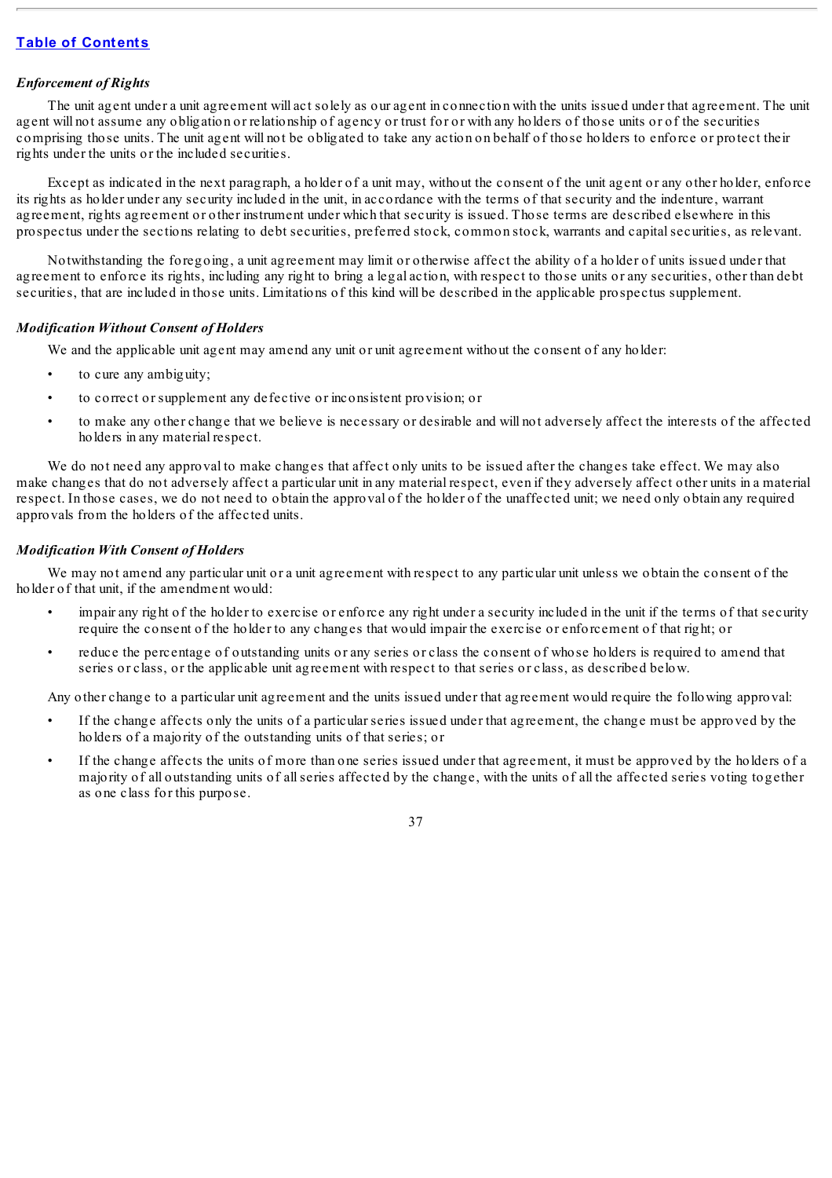*Enforcement of Rights*

The unit agent under a unit agreement will act solely as our agent in connection with the units issued under that agreement. The unit agent will not assume any obligation or relationship of agency or trust for or with any holders of those units or of the securities comprising those units. The unit agent will not be obligated to take any action on behalf of those holders to enforce or protect their rights under the units or the included securities.

Except as indicated in the next paragraph, a holder of a unit may, without the consent of the unit agent or any other holder, enforce its rights as holder under any security included in the unit, in accordance with the terms of that security and the indenture, warrant agreement, rights agreement or other instrument under which that security is issued. Those terms are described elsewhere in this prospectus under the sections relating to debt securities, preferred stock, common stock, warrants and capital securities, as relevant.

Notwithstanding the foregoing, a unit agreement may limit or otherwise affect the ability of a holder of units issued under that agreement to enforce its rights, including any right to bring a legal action, with respect to those units or any securities, other than debt securities, that are included in those units. Limitations of this kind will be described in the applicable prospectus supplement.

*Modification Without Consent of Holders*

We and the applicable unit agent may amend any unit or unit agreement without the consent of any holder:

- to cure any ambiguity;
- to correct or supplement any defective or inconsistent provision; or
- to make any other change that we believe is necessary or desirable and will not adversely affect the interests of the affected holders in any material respect.

We do not need any approval to make changes that affect only units to be issued after the changes take effect. We may also make changes that do not adversely affect a particular unit in any material respect, even if they adversely affect other units in a material respect. In those cases, we do not need to obtain the approval of the holder of the unaffected unit; we need only obtain any required approvals from the holders of the affected units.

*Modification With Consent of Holders*

We may not amend any particular unit or a unit agreement with respect to any particular unit unless we obtain the consent of the holder of that unit, if the amendment would:

- impair any right of the holder to exercise or enforce any right under a security included in the unit if the terms of that security require the consent of the holder to any changes that would impair the exercise or enforcement of that right; or
- reduce the percentage of outstanding units or any series or class the consent of whose holders is required to amend that series or class, or the applicable unit agreement with respect to that series or class, as described below.

Any other change to a particular unit agreement and the units issued under that agreement would require the following approval:

- If the change affects only the units of a particular series issued under that agreement, the change must be approved by the holders of a majority of the outstanding units of that series; or
- If the change affects the units of more than one series issued under that agreement, it must be approved by the holders of a majority of all outstanding units of all series affected by the change, with the units of all the affected series voting together as one class for this purpose.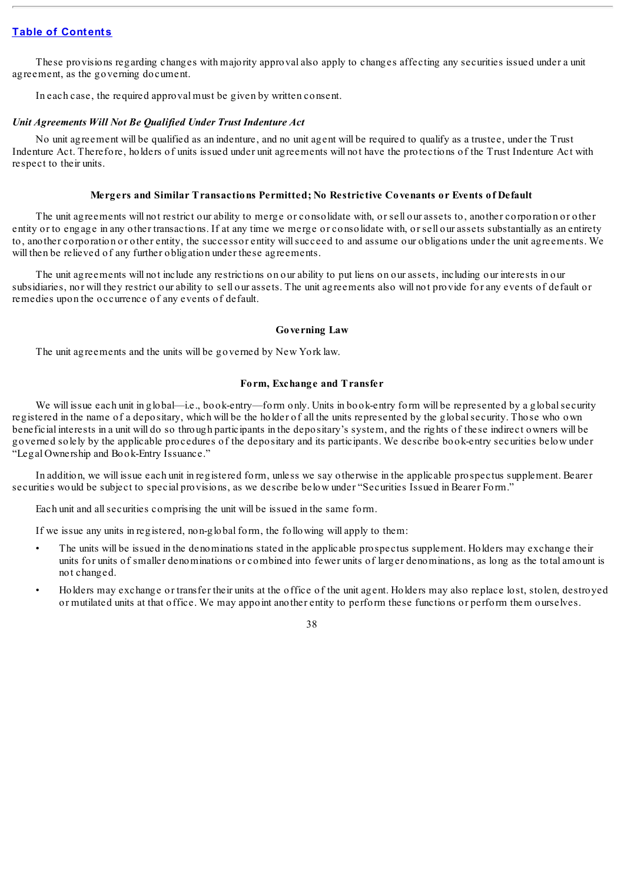These provisions regarding changes with majority approval also apply to changes affecting any securities issued under a unit agreement, as the governing document.

In each case, the required approval must be given by written consent.

***Unit Agreements Will Not Be Qualified Under Trust Indenture Act***

No unit agreement will be qualified as an indenture, and no unit agent will be required to qualify as a trustee, under the Trust Indenture Act. Therefore, holders of units issued under unit agreements will not have the protections of the Trust Indenture Act with respect to their units.

### Mergers and Similar Transactions Permitted; No Restrictive Covenants or Events of Default

The unit agreements will not restrict our ability to merge or consolidate with, or sell our assets to, another corporation or other entity or to engage in any other transactions. If at any time we merge or consolidate with, or sell our assets substantially as an entirety to, another corporation or other entity, the successor entity will succeed to and assume our obligations under the unit agreements. We will then be relieved of any further obligation under these agreements.

The unit agreements will not include any restrictions on our ability to put liens on our assets, including our interests in our subsidiaries, nor will they restrict our ability to sell our assets. The unit agreements also will not provide for any events of default or remedies upon the occurrence of any events of default.

### Governing Law

The unit agreements and the units will be governed by New York law.

### Form, Exchange and Transfer

We will issue each unit in global—i.e., book-entry—form only. Units in book-entry form will be represented by a global security registered in the name of a depositary, which will be the holder of all the units represented by the global security. Those who own beneficial interests in a unit will do so through participants in the depositary's system, and the rights of these indirect owners will be governed solely by the applicable procedures of the depositary and its participants. We describe book-entry securities below under "Legal Ownership and Book-Entry Issuance."

In addition, we will issue each unit in registered form, unless we say otherwise in the applicable prospectus supplement. Bearer securities would be subject to special provisions, as we describe below under "Securities Issued in Bearer Form."

Each unit and all securities comprising the unit will be issued in the same form.

If we issue any units in registered, non-global form, the following will apply to them:

- The units will be issued in the denominations stated in the applicable prospectus supplement. Holders may exchange their units for units of smaller denominations or combined into fewer units of larger denominations, as long as the total amount is not changed.
- Holders may exchange or transfer their units at the office of the unit agent. Holders may also replace lost, stolen, destroyed or mutilated units at that office. We may appoint another entity to perform these functions or perform them ourselves.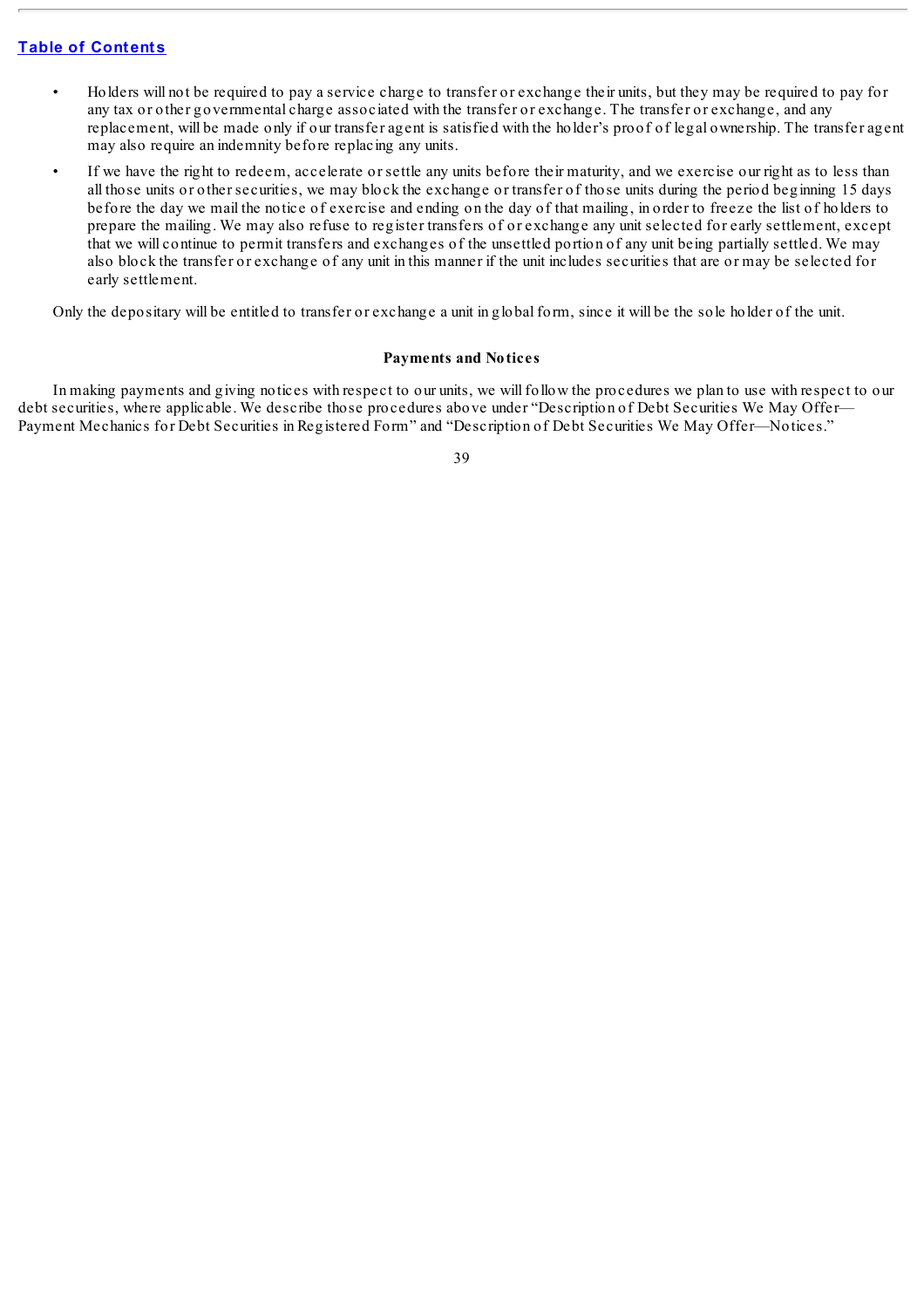- Holders will not be required to pay a service charge to transfer or exchange their units, but they may be required to pay for any tax or other governmental charge associated with the transfer or exchange. The transfer or exchange, and any replacement, will be made only if our transfer agent is satisfied with the holder's proof of legal ownership. The transfer agent may also require an indemnity before replacing any units.
- If we have the right to redeem, accelerate or settle any units before their maturity, and we exercise our right as to less than all those units or other securities, we may block the exchange or transfer of those units during the period beginning 15 days before the day we mail the notice of exercise and ending on the day of that mailing, in order to freeze the list of holders to prepare the mailing. We may also refuse to register transfers of or exchange any unit selected for early settlement, except that we will continue to permit transfers and exchanges of the unsettled portion of any unit being partially settled. We may also block the transfer or exchange of any unit in this manner if the unit includes securities that are or may be selected for early settlement.

Only the depositary will be entitled to transfer or exchange a unit in global form, since it will be the sole holder of the unit.

### Payments and Notices

In making payments and giving notices with respect to our units, we will follow the procedures we plan to use with respect to our debt securities, where applicable. We describe those procedures above under "Description of Debt Securities We May Offer—Payment Mechanics for Debt Securities in Registered Form" and "Description of Debt Securities We May Offer—Notices."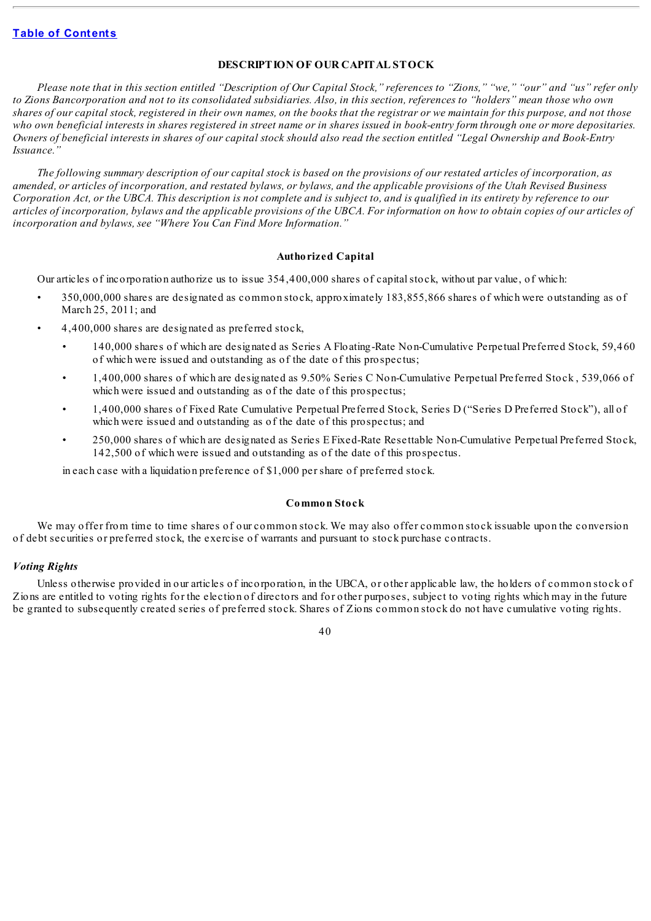[Table of Contents](#)

## DESCRIPTION OF OUR CAPITAL STOCK

*Please note that in this section entitled "Description of Our Capital Stock," references to "Zions," "we," "our" and "us" refer only to Zions Bancorporation and not to its consolidated subsidiaries. Also, in this section, references to "holders" mean those who own shares of our capital stock, registered in their own names, on the books that the registrar or we maintain for this purpose, and not those who own beneficial interests in shares registered in street name or in shares issued in book-entry form through one or more depositaries. Owners of beneficial interests in shares of our capital stock should also read the section entitled "Legal Ownership and Book-Entry Issuance."*

*The following summary description of our capital stock is based on the provisions of our restated articles of incorporation, as amended, or articles of incorporation, and restated bylaws, or bylaws, and the applicable provisions of the Utah Revised Business Corporation Act, or the UBCA. This description is not complete and is subject to, and is qualified in its entirety by reference to our articles of incorporation, bylaws and the applicable provisions of the UBCA. For information on how to obtain copies of our articles of incorporation and bylaws, see "Where You Can Find More Information."*

### Authorized Capital

Our articles of incorporation authorize us to issue 354,400,000 shares of capital stock, without par value, of which:

- 350,000,000 shares are designated as common stock, approximately 183,855,866 shares of which were outstanding as of March 25, 2011; and
- 4,400,000 shares are designated as preferred stock,
  - 140,000 shares of which are designated as Series A Floating-Rate Non-Cumulative Perpetual Preferred Stock, 59,460 of which were issued and outstanding as of the date of this prospectus;
  - 1,400,000 shares of which are designated as 9.50% Series C Non-Cumulative Perpetual Preferred Stock, 539,066 of which were issued and outstanding as of the date of this prospectus;
  - 1,400,000 shares of Fixed Rate Cumulative Perpetual Preferred Stock, Series D ("Series D Preferred Stock"), all of which were issued and outstanding as of the date of this prospectus; and
  - 250,000 shares of which are designated as Series E Fixed-Rate Resettable Non-Cumulative Perpetual Preferred Stock, 142,500 of which were issued and outstanding as of the date of this prospectus.

  in each case with a liquidation preference of $1,000 per share of preferred stock.

### Common Stock

We may offer from time to time shares of our common stock. We may also offer common stock issuable upon the conversion of debt securities or preferred stock, the exercise of warrants and pursuant to stock purchase contracts.

#### *Voting Rights*

Unless otherwise provided in our articles of incorporation, in the UBCA, or other applicable law, the holders of common stock of Zions are entitled to voting rights for the election of directors and for other purposes, subject to voting rights which may in the future be granted to subsequently created series of preferred stock. Shares of Zions common stock do not have cumulative voting rights.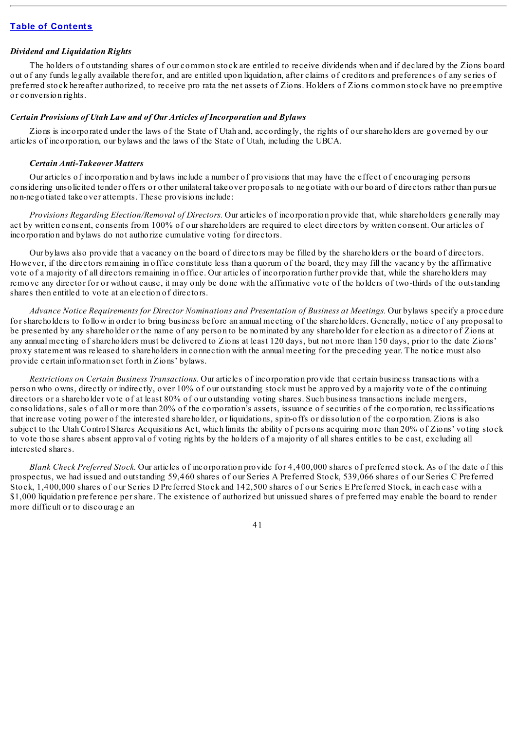[Table of Contents](#)

### *Dividend and Liquidation Rights*

The holders of outstanding shares of our common stock are entitled to receive dividends when and if declared by the Zions board out of any funds legally available therefor, and are entitled upon liquidation, after claims of creditors and preferences of any series of preferred stock hereafter authorized, to receive pro rata the net assets of Zions. Holders of Zions common stock have no preemptive or conversion rights.

### *Certain Provisions of Utah Law and of Our Articles of Incorporation and Bylaws*

Zions is incorporated under the laws of the State of Utah and, accordingly, the rights of our shareholders are governed by our articles of incorporation, our bylaws and the laws of the State of Utah, including the UBCA.

#### *Certain Anti-Takeover Matters*

Our articles of incorporation and bylaws include a number of provisions that may have the effect of encouraging persons considering unsolicited tender offers or other unilateral takeover proposals to negotiate with our board of directors rather than pursue non-negotiated takeover attempts. These provisions include:

*Provisions Regarding Election/Removal of Directors.* Our articles of incorporation provide that, while shareholders generally may act by written consent, consents from 100% of our shareholders are required to elect directors by written consent. Our articles of incorporation and bylaws do not authorize cumulative voting for directors.

Our bylaws also provide that a vacancy on the board of directors may be filled by the shareholders or the board of directors. However, if the directors remaining in office constitute less than a quorum of the board, they may fill the vacancy by the affirmative vote of a majority of all directors remaining in office. Our articles of incorporation further provide that, while the shareholders may remove any director for or without cause, it may only be done with the affirmative vote of the holders of two-thirds of the outstanding shares then entitled to vote at an election of directors.

*Advance Notice Requirements for Director Nominations and Presentation of Business at Meetings.* Our bylaws specify a procedure for shareholders to follow in order to bring business before an annual meeting of the shareholders. Generally, notice of any proposal to be presented by any shareholder or the name of any person to be nominated by any shareholder for election as a director of Zions at any annual meeting of shareholders must be delivered to Zions at least 120 days, but not more than 150 days, prior to the date Zions' proxy statement was released to shareholders in connection with the annual meeting for the preceding year. The notice must also provide certain information set forth in Zions' bylaws.

*Restrictions on Certain Business Transactions.* Our articles of incorporation provide that certain business transactions with a person who owns, directly or indirectly, over 10% of our outstanding stock must be approved by a majority vote of the continuing directors or a shareholder vote of at least 80% of our outstanding voting shares. Such business transactions include mergers, consolidations, sales of all or more than 20% of the corporation's assets, issuance of securities of the corporation, reclassifications that increase voting power of the interested shareholder, or liquidations, spin-offs or dissolution of the corporation. Zions is also subject to the Utah Control Shares Acquisitions Act, which limits the ability of persons acquiring more than 20% of Zions' voting stock to vote those shares absent approval of voting rights by the holders of a majority of all shares entitles to be cast, excluding all interested shares.

*Blank Check Preferred Stock.* Our articles of incorporation provide for 4,400,000 shares of preferred stock. As of the date of this prospectus, we had issued and outstanding 59,460 shares of our Series A Preferred Stock, 539,066 shares of our Series C Preferred Stock, 1,400,000 shares of our Series D Preferred Stock and 142,500 shares of our Series E Preferred Stock, in each case with a $1,000 liquidation preference per share. The existence of authorized but unissued shares of preferred may enable the board to render more difficult or to discourage an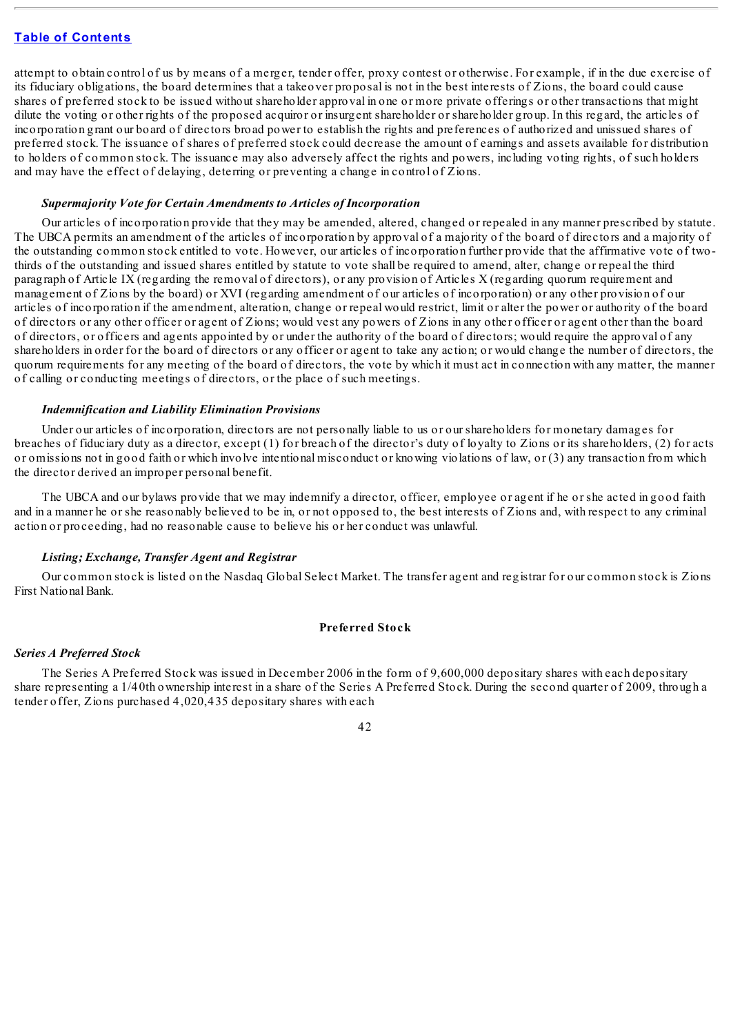attempt to obtain control of us by means of a merger, tender offer, proxy contest or otherwise. For example, if in the due exercise of its fiduciary obligations, the board determines that a takeover proposal is not in the best interests of Zions, the board could cause shares of preferred stock to be issued without shareholder approval in one or more private offerings or other transactions that might dilute the voting or other rights of the proposed acquiror or insurgent shareholder or shareholder group. In this regard, the articles of incorporation grant our board of directors broad power to establish the rights and preferences of authorized and unissued shares of preferred stock. The issuance of shares of preferred stock could decrease the amount of earnings and assets available for distribution to holders of common stock. The issuance may also adversely affect the rights and powers, including voting rights, of such holders and may have the effect of delaying, deterring or preventing a change in control of Zions.

***Supermajority Vote for Certain Amendments to Articles of Incorporation***

Our articles of incorporation provide that they may be amended, altered, changed or repealed in any manner prescribed by statute. The UBCA permits an amendment of the articles of incorporation by approval of a majority of the board of directors and a majority of the outstanding common stock entitled to vote. However, our articles of incorporation further provide that the affirmative vote of two-thirds of the outstanding and issued shares entitled by statute to vote shall be required to amend, alter, change or repeal the third paragraph of Article IX (regarding the removal of directors), or any provision of Articles X (regarding quorum requirement and management of Zions by the board) or XVI (regarding amendment of our articles of incorporation) or any other provision of our articles of incorporation if the amendment, alteration, change or repeal would restrict, limit or alter the power or authority of the board of directors or any other officer or agent of Zions; would vest any powers of Zions in any other officer or agent other than the board of directors, or officers and agents appointed by or under the authority of the board of directors; would require the approval of any shareholders in order for the board of directors or any officer or agent to take any action; or would change the number of directors, the quorum requirements for any meeting of the board of directors, the vote by which it must act in connection with any matter, the manner of calling or conducting meetings of directors, or the place of such meetings.

***Indemnification and Liability Elimination Provisions***

Under our articles of incorporation, directors are not personally liable to us or our shareholders for monetary damages for breaches of fiduciary duty as a director, except (1) for breach of the director's duty of loyalty to Zions or its shareholders, (2) for acts or omissions not in good faith or which involve intentional misconduct or knowing violations of law, or (3) any transaction from which the director derived an improper personal benefit.

The UBCA and our bylaws provide that we may indemnify a director, officer, employee or agent if he or she acted in good faith and in a manner he or she reasonably believed to be in, or not opposed to, the best interests of Zions and, with respect to any criminal action or proceeding, had no reasonable cause to believe his or her conduct was unlawful.

***Listing; Exchange, Transfer Agent and Registrar***

Our common stock is listed on the Nasdaq Global Select Market. The transfer agent and registrar for our common stock is Zions First National Bank.

## Preferred Stock

***Series A Preferred Stock***

The Series A Preferred Stock was issued in December 2006 in the form of 9,600,000 depositary shares with each depositary share representing a 1/40th ownership interest in a share of the Series A Preferred Stock. During the second quarter of 2009, through a tender offer, Zions purchased 4,020,435 depositary shares with each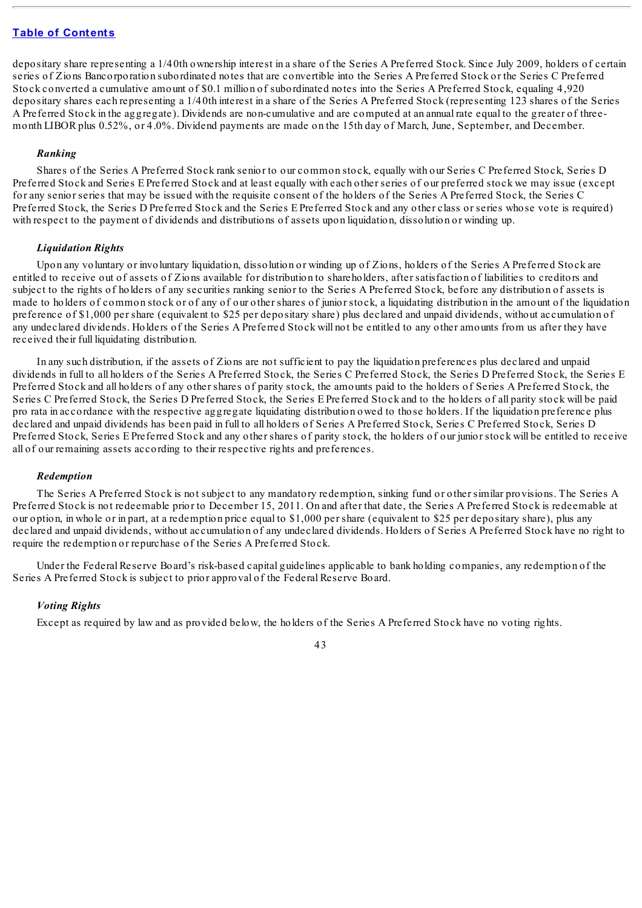depositary share representing a 1/40th ownership interest in a share of the Series A Preferred Stock. Since July 2009, holders of certain series of Zions Bancorporation subordinated notes that are convertible into the Series A Preferred Stock or the Series C Preferred Stock converted a cumulative amount of $0.1 million of subordinated notes into the Series A Preferred Stock, equaling 4,920 depositary shares each representing a 1/40th interest in a share of the Series A Preferred Stock (representing 123 shares of the Series A Preferred Stock in the aggregate). Dividends are non-cumulative and are computed at an annual rate equal to the greater of three-month LIBOR plus 0.52%, or 4.0%. Dividend payments are made on the 15th day of March, June, September, and December.

### *Ranking*

Shares of the Series A Preferred Stock rank senior to our common stock, equally with our Series C Preferred Stock, Series D Preferred Stock and Series E Preferred Stock and at least equally with each other series of our preferred stock we may issue (except for any senior series that may be issued with the requisite consent of the holders of the Series A Preferred Stock, the Series C Preferred Stock, the Series D Preferred Stock and the Series E Preferred Stock and any other class or series whose vote is required) with respect to the payment of dividends and distributions of assets upon liquidation, dissolution or winding up.

### *Liquidation Rights*

Upon any voluntary or involuntary liquidation, dissolution or winding up of Zions, holders of the Series A Preferred Stock are entitled to receive out of assets of Zions available for distribution to shareholders, after satisfaction of liabilities to creditors and subject to the rights of holders of any securities ranking senior to the Series A Preferred Stock, before any distribution of assets is made to holders of common stock or of any of our other shares of junior stock, a liquidating distribution in the amount of the liquidation preference of $1,000 per share (equivalent to $25 per depositary share) plus declared and unpaid dividends, without accumulation of any undeclared dividends. Holders of the Series A Preferred Stock will not be entitled to any other amounts from us after they have received their full liquidating distribution.

In any such distribution, if the assets of Zions are not sufficient to pay the liquidation preferences plus declared and unpaid dividends in full to all holders of the Series A Preferred Stock, the Series C Preferred Stock, the Series D Preferred Stock, the Series E Preferred Stock and all holders of any other shares of parity stock, the amounts paid to the holders of Series A Preferred Stock, the Series C Preferred Stock, the Series D Preferred Stock, the Series E Preferred Stock and to the holders of all parity stock will be paid pro rata in accordance with the respective aggregate liquidating distribution owed to those holders. If the liquidation preference plus declared and unpaid dividends has been paid in full to all holders of Series A Preferred Stock, Series C Preferred Stock, Series D Preferred Stock, Series E Preferred Stock and any other shares of parity stock, the holders of our junior stock will be entitled to receive all of our remaining assets according to their respective rights and preferences.

### *Redemption*

The Series A Preferred Stock is not subject to any mandatory redemption, sinking fund or other similar provisions. The Series A Preferred Stock is not redeemable prior to December 15, 2011. On and after that date, the Series A Preferred Stock is redeemable at our option, in whole or in part, at a redemption price equal to $1,000 per share (equivalent to $25 per depositary share), plus any declared and unpaid dividends, without accumulation of any undeclared dividends. Holders of Series A Preferred Stock have no right to require the redemption or repurchase of the Series A Preferred Stock.

Under the Federal Reserve Board's risk-based capital guidelines applicable to bank holding companies, any redemption of the Series A Preferred Stock is subject to prior approval of the Federal Reserve Board.

### *Voting Rights*

Except as required by law and as provided below, the holders of the Series A Preferred Stock have no voting rights.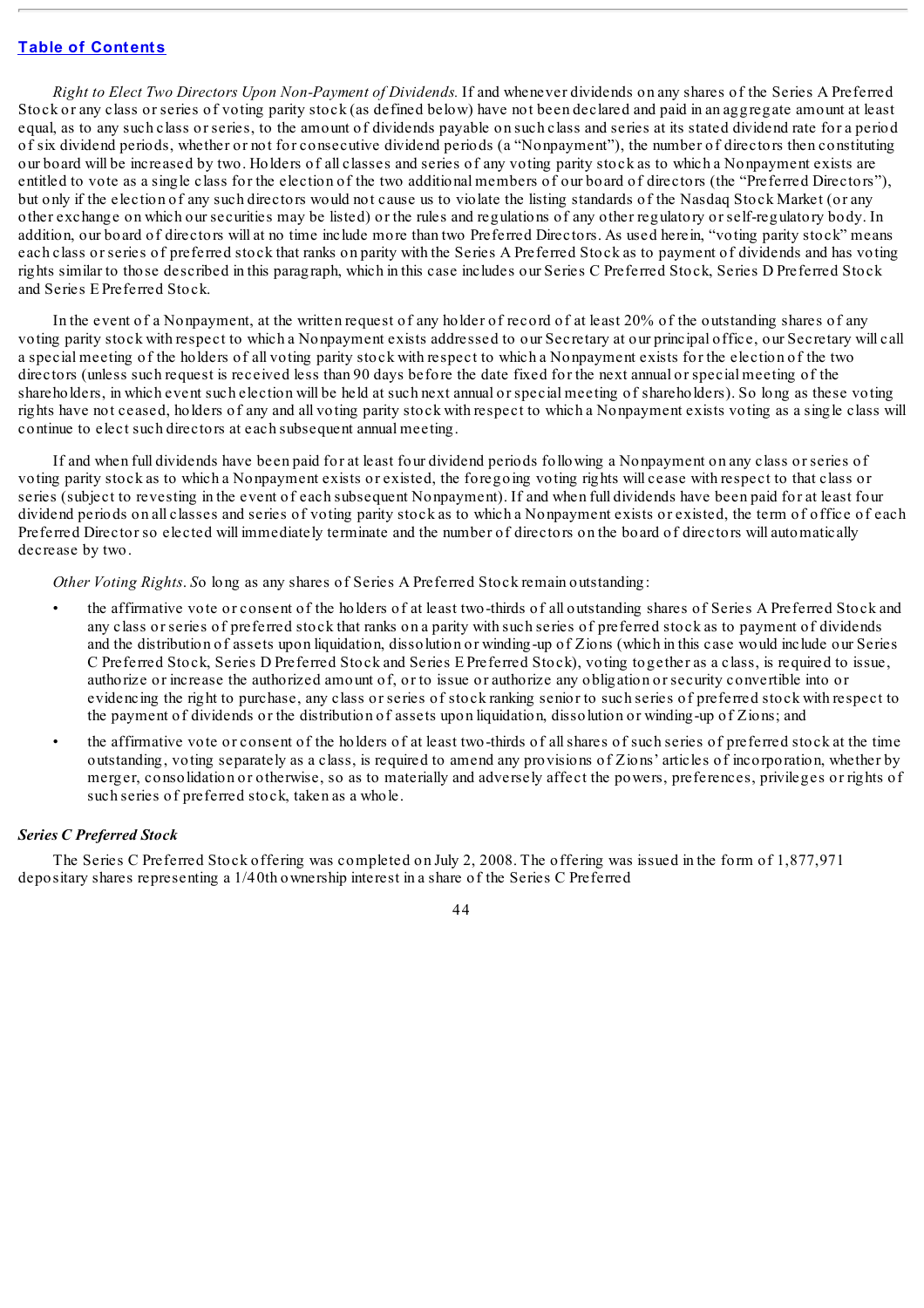*Right to Elect Two Directors Upon Non-Payment of Dividends.* If and whenever dividends on any shares of the Series A Preferred Stock or any class or series of voting parity stock (as defined below) have not been declared and paid in an aggregate amount at least equal, as to any such class or series, to the amount of dividends payable on such class and series at its stated dividend rate for a period of six dividend periods, whether or not for consecutive dividend periods (a "Nonpayment"), the number of directors then constituting our board will be increased by two. Holders of all classes and series of any voting parity stock as to which a Nonpayment exists are entitled to vote as a single class for the election of the two additional members of our board of directors (the "Preferred Directors"), but only if the election of any such directors would not cause us to violate the listing standards of the Nasdaq Stock Market (or any other exchange on which our securities may be listed) or the rules and regulations of any other regulatory or self-regulatory body. In addition, our board of directors will at no time include more than two Preferred Directors. As used herein, "voting parity stock" means each class or series of preferred stock that ranks on parity with the Series A Preferred Stock as to payment of dividends and has voting rights similar to those described in this paragraph, which in this case includes our Series C Preferred Stock, Series D Preferred Stock and Series E Preferred Stock.

In the event of a Nonpayment, at the written request of any holder of record of at least 20% of the outstanding shares of any voting parity stock with respect to which a Nonpayment exists addressed to our Secretary at our principal office, our Secretary will call a special meeting of the holders of all voting parity stock with respect to which a Nonpayment exists for the election of the two directors (unless such request is received less than 90 days before the date fixed for the next annual or special meeting of the shareholders, in which event such election will be held at such next annual or special meeting of shareholders). So long as these voting rights have not ceased, holders of any and all voting parity stock with respect to which a Nonpayment exists voting as a single class will continue to elect such directors at each subsequent annual meeting.

If and when full dividends have been paid for at least four dividend periods following a Nonpayment on any class or series of voting parity stock as to which a Nonpayment exists or existed, the foregoing voting rights will cease with respect to that class or series (subject to revesting in the event of each subsequent Nonpayment). If and when full dividends have been paid for at least four dividend periods on all classes and series of voting parity stock as to which a Nonpayment exists or existed, the term of office of each Preferred Director so elected will immediately terminate and the number of directors on the board of directors will automatically decrease by two.

*Other Voting Rights.* So long as any shares of Series A Preferred Stock remain outstanding:

- the affirmative vote or consent of the holders of at least two-thirds of all outstanding shares of Series A Preferred Stock and any class or series of preferred stock that ranks on a parity with such series of preferred stock as to payment of dividends and the distribution of assets upon liquidation, dissolution or winding-up of Zions (which in this case would include our Series C Preferred Stock, Series D Preferred Stock and Series E Preferred Stock), voting together as a class, is required to issue, authorize or increase the authorized amount of, or to issue or authorize any obligation or security convertible into or evidencing the right to purchase, any class or series of stock ranking senior to such series of preferred stock with respect to the payment of dividends or the distribution of assets upon liquidation, dissolution or winding-up of Zions; and
- the affirmative vote or consent of the holders of at least two-thirds of all shares of such series of preferred stock at the time outstanding, voting separately as a class, is required to amend any provisions of Zions' articles of incorporation, whether by merger, consolidation or otherwise, so as to materially and adversely affect the powers, preferences, privileges or rights of such series of preferred stock, taken as a whole.

***Series C Preferred Stock***

The Series C Preferred Stock offering was completed on July 2, 2008. The offering was issued in the form of 1,877,971 depositary shares representing a 1/40th ownership interest in a share of the Series C Preferred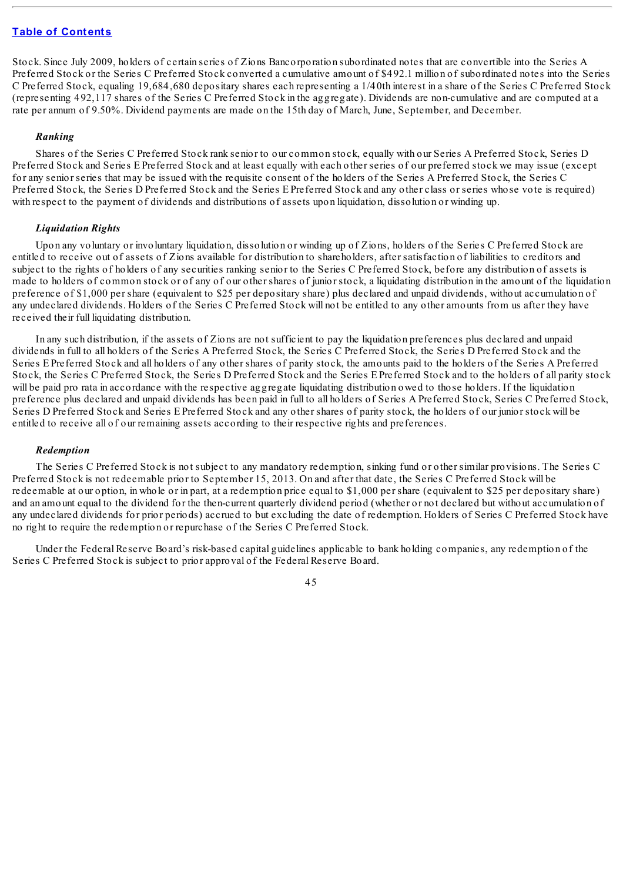Stock. Since July 2009, holders of certain series of Zions Bancorporation subordinated notes that are convertible into the Series A Preferred Stock or the Series C Preferred Stock converted a cumulative amount of $492.1 million of subordinated notes into the Series C Preferred Stock, equaling 19,684,680 depositary shares each representing a 1/40th interest in a share of the Series C Preferred Stock (representing 492,117 shares of the Series C Preferred Stock in the aggregate). Dividends are non-cumulative and are computed at a rate per annum of 9.50%. Dividend payments are made on the 15th day of March, June, September, and December.

***Ranking***

Shares of the Series C Preferred Stock rank senior to our common stock, equally with our Series A Preferred Stock, Series D Preferred Stock and Series E Preferred Stock and at least equally with each other series of our preferred stock we may issue (except for any senior series that may be issued with the requisite consent of the holders of the Series A Preferred Stock, the Series C Preferred Stock, the Series D Preferred Stock and the Series E Preferred Stock and any other class or series whose vote is required) with respect to the payment of dividends and distributions of assets upon liquidation, dissolution or winding up.

***Liquidation Rights***

Upon any voluntary or involuntary liquidation, dissolution or winding up of Zions, holders of the Series C Preferred Stock are entitled to receive out of assets of Zions available for distribution to shareholders, after satisfaction of liabilities to creditors and subject to the rights of holders of any securities ranking senior to the Series C Preferred Stock, before any distribution of assets is made to holders of common stock or of any of our other shares of junior stock, a liquidating distribution in the amount of the liquidation preference of $1,000 per share (equivalent to $25 per depositary share) plus declared and unpaid dividends, without accumulation of any undeclared dividends. Holders of the Series C Preferred Stock will not be entitled to any other amounts from us after they have received their full liquidating distribution.

In any such distribution, if the assets of Zions are not sufficient to pay the liquidation preferences plus declared and unpaid dividends in full to all holders of the Series A Preferred Stock, the Series C Preferred Stock, the Series D Preferred Stock and the Series E Preferred Stock and all holders of any other shares of parity stock, the amounts paid to the holders of the Series A Preferred Stock, the Series C Preferred Stock, the Series D Preferred Stock and the Series E Preferred Stock and to the holders of all parity stock will be paid pro rata in accordance with the respective aggregate liquidating distribution owed to those holders. If the liquidation preference plus declared and unpaid dividends has been paid in full to all holders of Series A Preferred Stock, Series C Preferred Stock, Series D Preferred Stock and Series E Preferred Stock and any other shares of parity stock, the holders of our junior stock will be entitled to receive all of our remaining assets according to their respective rights and preferences.

***Redemption***

The Series C Preferred Stock is not subject to any mandatory redemption, sinking fund or other similar provisions. The Series C Preferred Stock is not redeemable prior to September 15, 2013. On and after that date, the Series C Preferred Stock will be redeemable at our option, in whole or in part, at a redemption price equal to $1,000 per share (equivalent to $25 per depositary share) and an amount equal to the dividend for the then-current quarterly dividend period (whether or not declared but without accumulation of any undeclared dividends for prior periods) accrued to but excluding the date of redemption. Holders of Series C Preferred Stock have no right to require the redemption or repurchase of the Series C Preferred Stock.

Under the Federal Reserve Board's risk-based capital guidelines applicable to bank holding companies, any redemption of the Series C Preferred Stock is subject to prior approval of the Federal Reserve Board.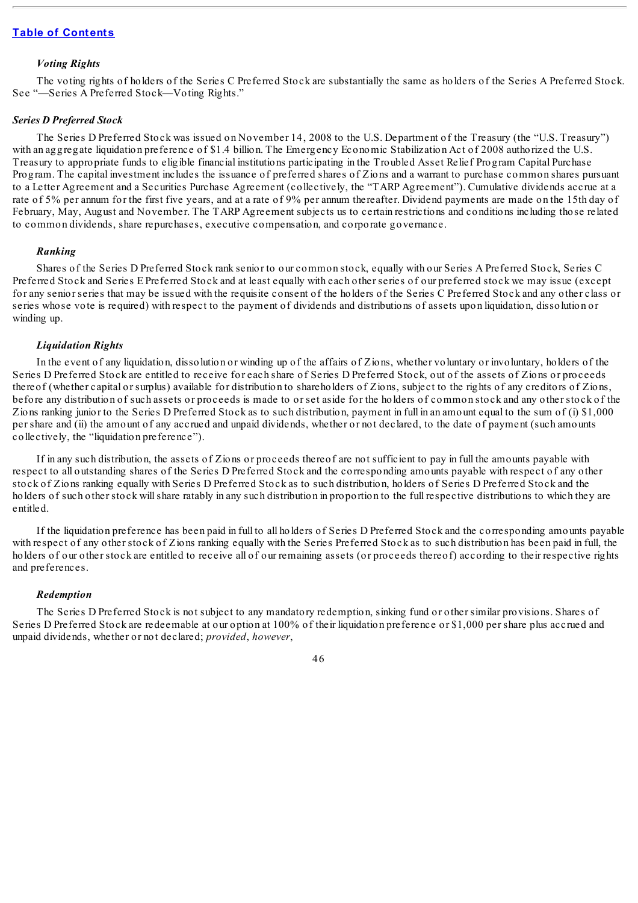*Voting Rights*

The voting rights of holders of the Series C Preferred Stock are substantially the same as holders of the Series A Preferred Stock. See "—Series A Preferred Stock—Voting Rights."

***Series D Preferred Stock***

The Series D Preferred Stock was issued on November 14, 2008 to the U.S. Department of the Treasury (the "U.S. Treasury") with an aggregate liquidation preference of $1.4 billion. The Emergency Economic Stabilization Act of 2008 authorized the U.S. Treasury to appropriate funds to eligible financial institutions participating in the Troubled Asset Relief Program Capital Purchase Program. The capital investment includes the issuance of preferred shares of Zions and a warrant to purchase common shares pursuant to a Letter Agreement and a Securities Purchase Agreement (collectively, the "TARP Agreement"). Cumulative dividends accrue at a rate of 5% per annum for the first five years, and at a rate of 9% per annum thereafter. Dividend payments are made on the 15th day of February, May, August and November. The TARP Agreement subjects us to certain restrictions and conditions including those related to common dividends, share repurchases, executive compensation, and corporate governance.

*Ranking*

Shares of the Series D Preferred Stock rank senior to our common stock, equally with our Series A Preferred Stock, Series C Preferred Stock and Series E Preferred Stock and at least equally with each other series of our preferred stock we may issue (except for any senior series that may be issued with the requisite consent of the holders of the Series C Preferred Stock and any other class or series whose vote is required) with respect to the payment of dividends and distributions of assets upon liquidation, dissolution or winding up.

*Liquidation Rights*

In the event of any liquidation, dissolution or winding up of the affairs of Zions, whether voluntary or involuntary, holders of the Series D Preferred Stock are entitled to receive for each share of Series D Preferred Stock, out of the assets of Zions or proceeds thereof (whether capital or surplus) available for distribution to shareholders of Zions, subject to the rights of any creditors of Zions, before any distribution of such assets or proceeds is made to or set aside for the holders of common stock and any other stock of the Zions ranking junior to the Series D Preferred Stock as to such distribution, payment in full in an amount equal to the sum of (i) $1,000 per share and (ii) the amount of any accrued and unpaid dividends, whether or not declared, to the date of payment (such amounts collectively, the "liquidation preference").

If in any such distribution, the assets of Zions or proceeds thereof are not sufficient to pay in full the amounts payable with respect to all outstanding shares of the Series D Preferred Stock and the corresponding amounts payable with respect of any other stock of Zions ranking equally with Series D Preferred Stock as to such distribution, holders of Series D Preferred Stock and the holders of such other stock will share ratably in any such distribution in proportion to the full respective distributions to which they are entitled.

If the liquidation preference has been paid in full to all holders of Series D Preferred Stock and the corresponding amounts payable with respect of any other stock of Zions ranking equally with the Series Preferred Stock as to such distribution has been paid in full, the holders of our other stock are entitled to receive all of our remaining assets (or proceeds thereof) according to their respective rights and preferences.

*Redemption*

The Series D Preferred Stock is not subject to any mandatory redemption, sinking fund or other similar provisions. Shares of Series D Preferred Stock are redeemable at our option at 100% of their liquidation preference or $1,000 per share plus accrued and unpaid dividends, whether or not declared; *provided*, *however*,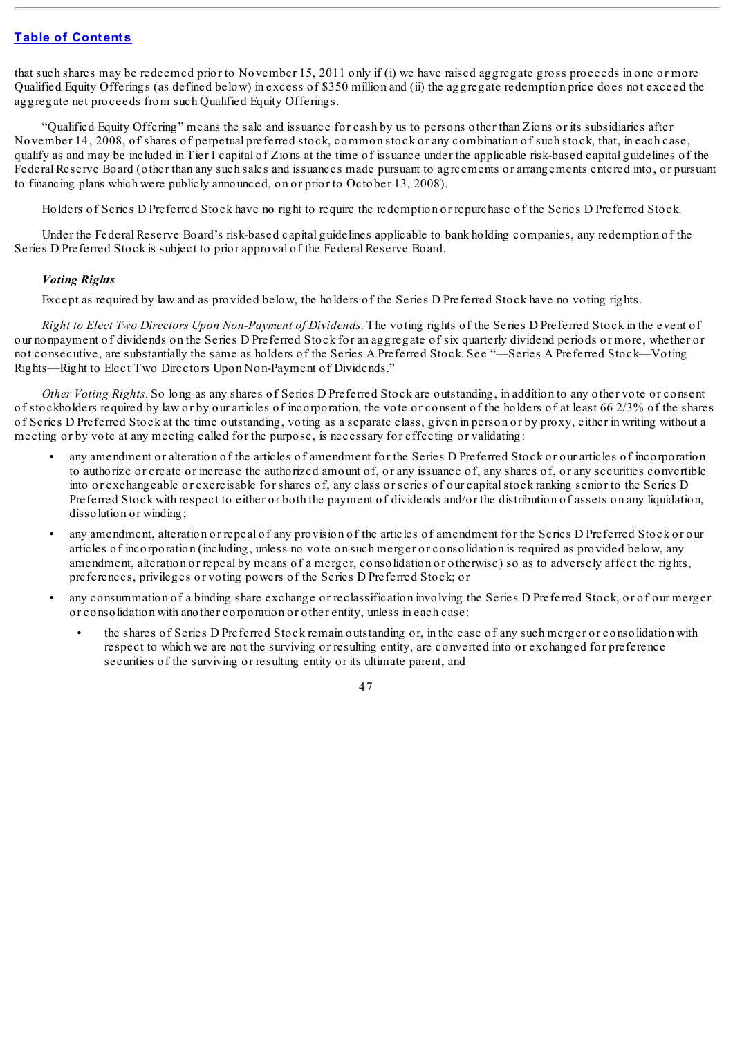that such shares may be redeemed prior to November 15, 2011 only if (i) we have raised aggregate gross proceeds in one or more Qualified Equity Offerings (as defined below) in excess of $350 million and (ii) the aggregate redemption price does not exceed the aggregate net proceeds from such Qualified Equity Offerings.

"Qualified Equity Offering" means the sale and issuance for cash by us to persons other than Zions or its subsidiaries after November 14, 2008, of shares of perpetual preferred stock, common stock or any combination of such stock, that, in each case, qualify as and may be included in Tier I capital of Zions at the time of issuance under the applicable risk-based capital guidelines of the Federal Reserve Board (other than any such sales and issuances made pursuant to agreements or arrangements entered into, or pursuant to financing plans which were publicly announced, on or prior to October 13, 2008).

Holders of Series D Preferred Stock have no right to require the redemption or repurchase of the Series D Preferred Stock.

Under the Federal Reserve Board's risk-based capital guidelines applicable to bank holding companies, any redemption of the Series D Preferred Stock is subject to prior approval of the Federal Reserve Board.

### *Voting Rights*

Except as required by law and as provided below, the holders of the Series D Preferred Stock have no voting rights.

*Right to Elect Two Directors Upon Non-Payment of Dividends.* The voting rights of the Series D Preferred Stock in the event of our nonpayment of dividends on the Series D Preferred Stock for an aggregate of six quarterly dividend periods or more, whether or not consecutive, are substantially the same as holders of the Series A Preferred Stock. See "—Series A Preferred Stock—Voting Rights—Right to Elect Two Directors Upon Non-Payment of Dividends."

*Other Voting Rights.* So long as any shares of Series D Preferred Stock are outstanding, in addition to any other vote or consent of stockholders required by law or by our articles of incorporation, the vote or consent of the holders of at least 66 2/3% of the shares of Series D Preferred Stock at the time outstanding, voting as a separate class, given in person or by proxy, either in writing without a meeting or by vote at any meeting called for the purpose, is necessary for effecting or validating:

- any amendment or alteration of the articles of amendment for the Series D Preferred Stock or our articles of incorporation to authorize or create or increase the authorized amount of, or any issuance of, any shares of, or any securities convertible into or exchangeable or exercisable for shares of, any class or series of our capital stock ranking senior to the Series D Preferred Stock with respect to either or both the payment of dividends and/or the distribution of assets on any liquidation, dissolution or winding;
- any amendment, alteration or repeal of any provision of the articles of amendment for the Series D Preferred Stock or our articles of incorporation (including, unless no vote on such merger or consolidation is required as provided below, any amendment, alteration or repeal by means of a merger, consolidation or otherwise) so as to adversely affect the rights, preferences, privileges or voting powers of the Series D Preferred Stock; or
- any consummation of a binding share exchange or reclassification involving the Series D Preferred Stock, or of our merger or consolidation with another corporation or other entity, unless in each case:
  - the shares of Series D Preferred Stock remain outstanding or, in the case of any such merger or consolidation with respect to which we are not the surviving or resulting entity, are converted into or exchanged for preference securities of the surviving or resulting entity or its ultimate parent, and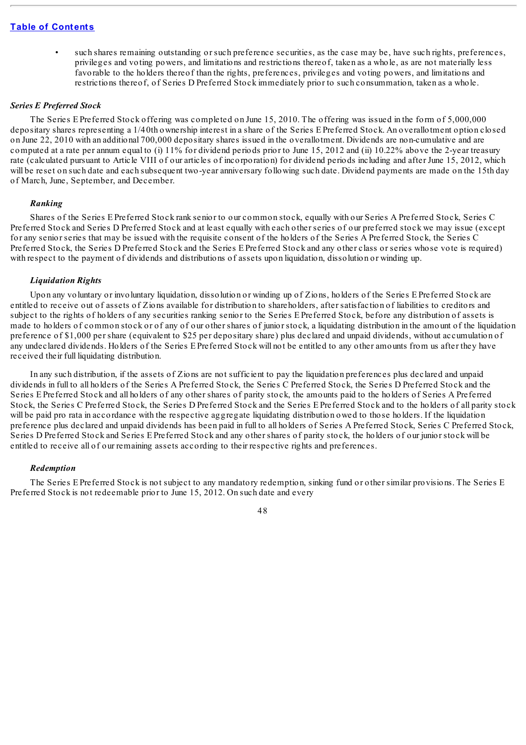- such shares remaining outstanding or such preference securities, as the case may be, have such rights, preferences, privileges and voting powers, and limitations and restrictions thereof, taken as a whole, as are not materially less favorable to the holders thereof than the rights, preferences, privileges and voting powers, and limitations and restrictions thereof, of Series D Preferred Stock immediately prior to such consummation, taken as a whole.

### *Series E Preferred Stock*

The Series E Preferred Stock offering was completed on June 15, 2010. The offering was issued in the form of 5,000,000 depositary shares representing a 1/40th ownership interest in a share of the Series E Preferred Stock. An overallotment option closed on June 22, 2010 with an additional 700,000 depositary shares issued in the overallotment. Dividends are non-cumulative and are computed at a rate per annum equal to (i) 11% for dividend periods prior to June 15, 2012 and (ii) 10.22% above the 2-year treasury rate (calculated pursuant to Article VIII of our articles of incorporation) for dividend periods including and after June 15, 2012, which will be reset on such date and each subsequent two-year anniversary following such date. Dividend payments are made on the 15th day of March, June, September, and December.

#### *Ranking*

Shares of the Series E Preferred Stock rank senior to our common stock, equally with our Series A Preferred Stock, Series C Preferred Stock and Series D Preferred Stock and at least equally with each other series of our preferred stock we may issue (except for any senior series that may be issued with the requisite consent of the holders of the Series A Preferred Stock, the Series C Preferred Stock, the Series D Preferred Stock and the Series E Preferred Stock and any other class or series whose vote is required) with respect to the payment of dividends and distributions of assets upon liquidation, dissolution or winding up.

#### *Liquidation Rights*

Upon any voluntary or involuntary liquidation, dissolution or winding up of Zions, holders of the Series E Preferred Stock are entitled to receive out of assets of Zions available for distribution to shareholders, after satisfaction of liabilities to creditors and subject to the rights of holders of any securities ranking senior to the Series E Preferred Stock, before any distribution of assets is made to holders of common stock or of any of our other shares of junior stock, a liquidating distribution in the amount of the liquidation preference of $1,000 per share (equivalent to $25 per depositary share) plus declared and unpaid dividends, without accumulation of any undeclared dividends. Holders of the Series E Preferred Stock will not be entitled to any other amounts from us after they have received their full liquidating distribution.

In any such distribution, if the assets of Zions are not sufficient to pay the liquidation preferences plus declared and unpaid dividends in full to all holders of the Series A Preferred Stock, the Series C Preferred Stock, the Series D Preferred Stock and the Series E Preferred Stock and all holders of any other shares of parity stock, the amounts paid to the holders of Series A Preferred Stock, the Series C Preferred Stock, the Series D Preferred Stock and the Series E Preferred Stock and to the holders of all parity stock will be paid pro rata in accordance with the respective aggregate liquidating distribution owed to those holders. If the liquidation preference plus declared and unpaid dividends has been paid in full to all holders of Series A Preferred Stock, Series C Preferred Stock, Series D Preferred Stock and Series E Preferred Stock and any other shares of parity stock, the holders of our junior stock will be entitled to receive all of our remaining assets according to their respective rights and preferences.

#### *Redemption*

The Series E Preferred Stock is not subject to any mandatory redemption, sinking fund or other similar provisions. The Series E Preferred Stock is not redeemable prior to June 15, 2012. On such date and every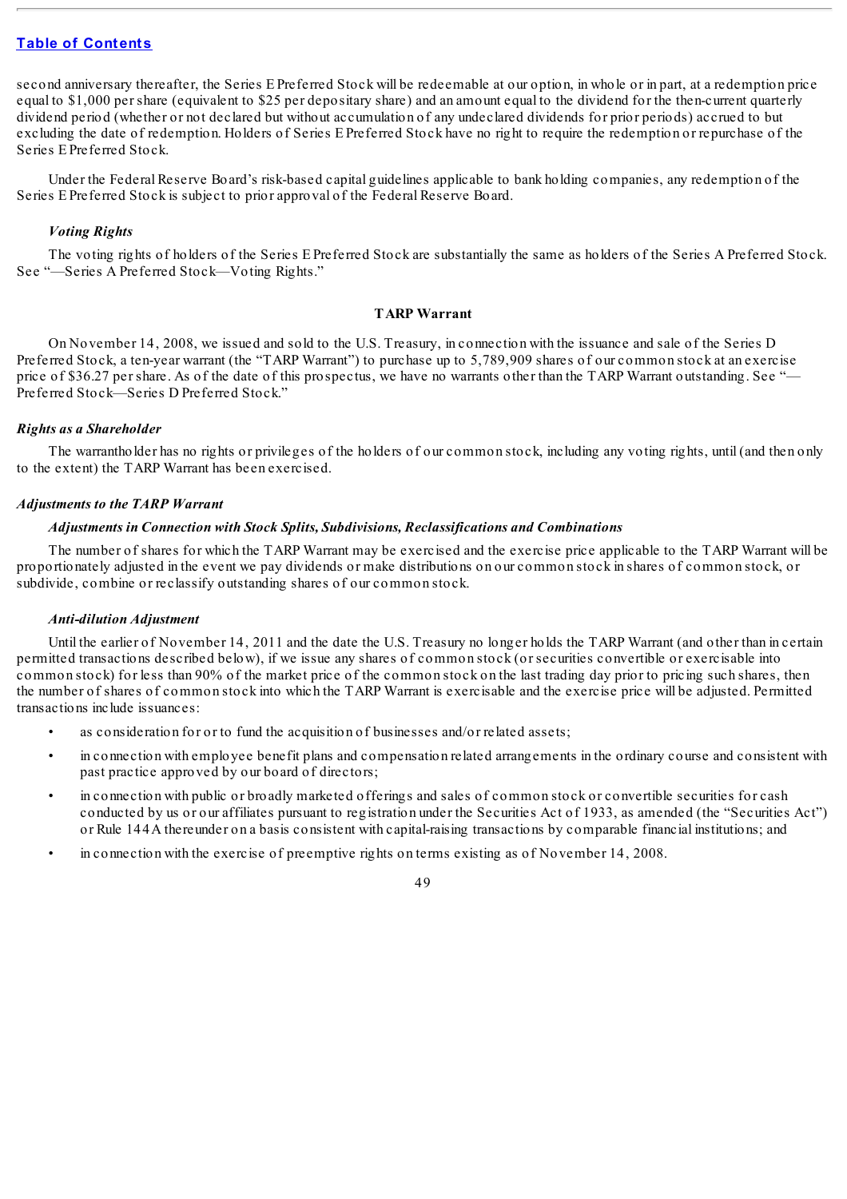second anniversary thereafter, the Series E Preferred Stock will be redeemable at our option, in whole or in part, at a redemption price equal to $1,000 per share (equivalent to $25 per depositary share) and an amount equal to the dividend for the then-current quarterly dividend period (whether or not declared but without accumulation of any undeclared dividends for prior periods) accrued to but excluding the date of redemption. Holders of Series E Preferred Stock have no right to require the redemption or repurchase of the Series E Preferred Stock.

Under the Federal Reserve Board's risk-based capital guidelines applicable to bank holding companies, any redemption of the Series E Preferred Stock is subject to prior approval of the Federal Reserve Board.

*Voting Rights*

The voting rights of holders of the Series E Preferred Stock are substantially the same as holders of the Series A Preferred Stock. See "—Series A Preferred Stock—Voting Rights."

## TARP Warrant

On November 14, 2008, we issued and sold to the U.S. Treasury, in connection with the issuance and sale of the Series D Preferred Stock, a ten-year warrant (the "TARP Warrant") to purchase up to 5,789,909 shares of our common stock at an exercise price of $36.27 per share. As of the date of this prospectus, we have no warrants other than the TARP Warrant outstanding. See "—Preferred Stock—Series D Preferred Stock."

### *Rights as a Shareholder*

The warrantholder has no rights or privileges of the holders of our common stock, including any voting rights, until (and then only to the extent) the TARP Warrant has been exercised.

### *Adjustments to the TARP Warrant*

*Adjustments in Connection with Stock Splits, Subdivisions, Reclassifications and Combinations*

The number of shares for which the TARP Warrant may be exercised and the exercise price applicable to the TARP Warrant will be proportionately adjusted in the event we pay dividends or make distributions on our common stock in shares of common stock, or subdivide, combine or reclassify outstanding shares of our common stock.

*Anti-dilution Adjustment*

Until the earlier of November 14, 2011 and the date the U.S. Treasury no longer holds the TARP Warrant (and other than in certain permitted transactions described below), if we issue any shares of common stock (or securities convertible or exercisable into common stock) for less than 90% of the market price of the common stock on the last trading day prior to pricing such shares, then the number of shares of common stock into which the TARP Warrant is exercisable and the exercise price will be adjusted. Permitted transactions include issuances:

- as consideration for or to fund the acquisition of businesses and/or related assets;
- in connection with employee benefit plans and compensation related arrangements in the ordinary course and consistent with past practice approved by our board of directors;
- in connection with public or broadly marketed offerings and sales of common stock or convertible securities for cash conducted by us or our affiliates pursuant to registration under the Securities Act of 1933, as amended (the "Securities Act") or Rule 144A thereunder on a basis consistent with capital-raising transactions by comparable financial institutions; and
- in connection with the exercise of preemptive rights on terms existing as of November 14, 2008.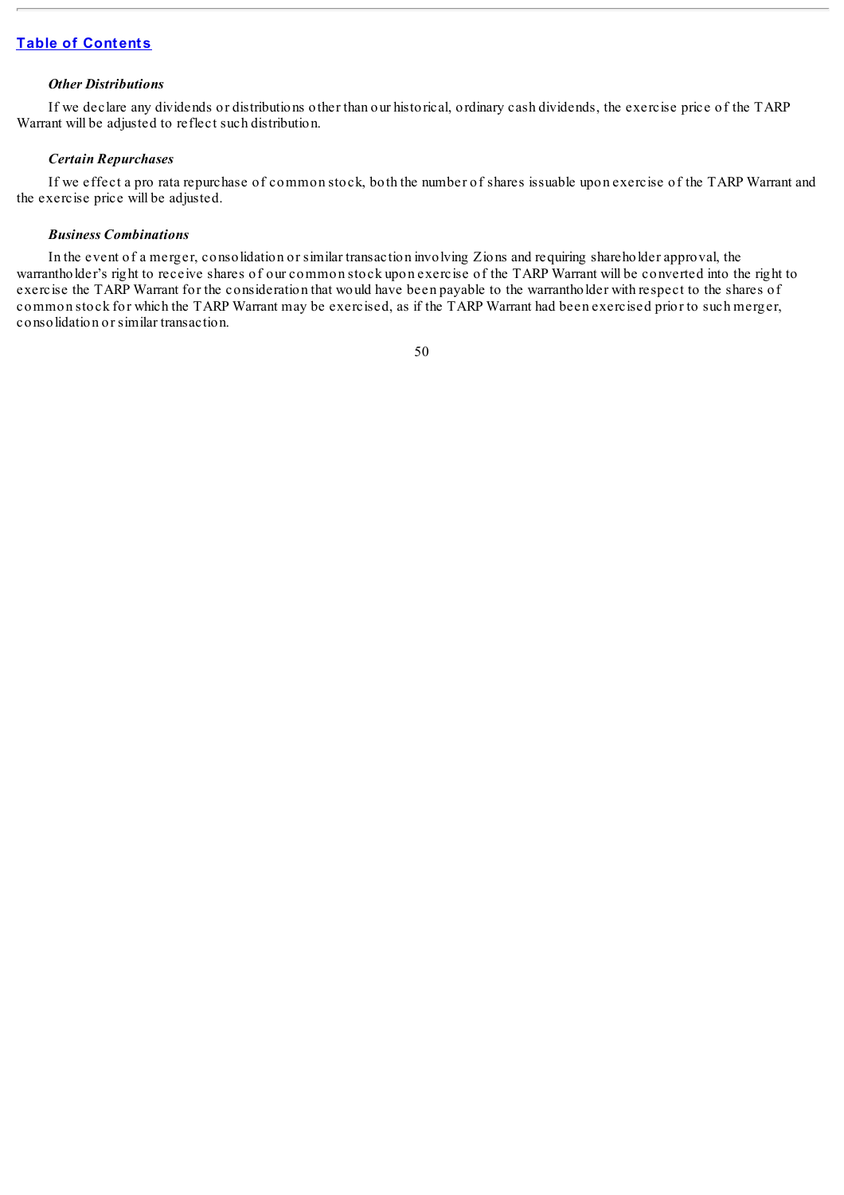***Other Distributions***

If we declare any dividends or distributions other than our historical, ordinary cash dividends, the exercise price of the TARP Warrant will be adjusted to reflect such distribution.

***Certain Repurchases***

If we effect a pro rata repurchase of common stock, both the number of shares issuable upon exercise of the TARP Warrant and the exercise price will be adjusted.

***Business Combinations***

In the event of a merger, consolidation or similar transaction involving Zions and requiring shareholder approval, the warrantholder's right to receive shares of our common stock upon exercise of the TARP Warrant will be converted into the right to exercise the TARP Warrant for the consideration that would have been payable to the warrantholder with respect to the shares of common stock for which the TARP Warrant may be exercised, as if the TARP Warrant had been exercised prior to such merger, consolidation or similar transaction.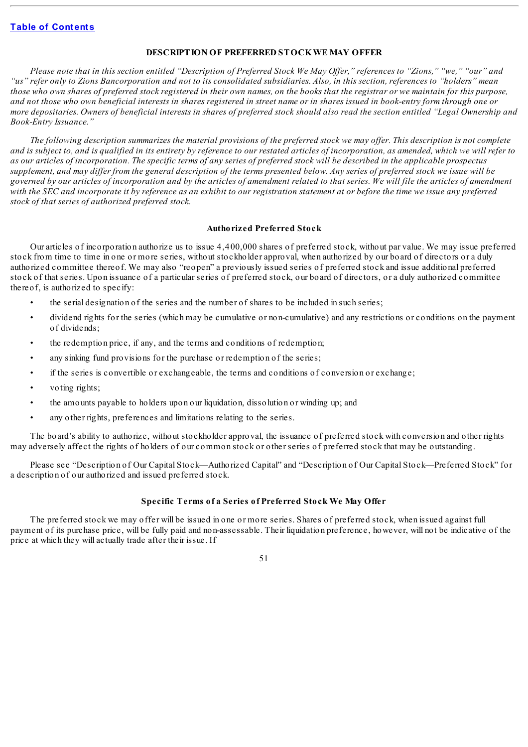[Table of Contents](#)

## DESCRIPTION OF PREFERRED STOCK WE MAY OFFER

*Please note that in this section entitled "Description of Preferred Stock We May Offer," references to "Zions," "we," "our" and "us" refer only to Zions Bancorporation and not to its consolidated subsidiaries. Also, in this section, references to "holders" mean those who own shares of preferred stock registered in their own names, on the books that the registrar or we maintain for this purpose, and not those who own beneficial interests in shares registered in street name or in shares issued in book-entry form through one or more depositaries. Owners of beneficial interests in shares of preferred stock should also read the section entitled "Legal Ownership and Book-Entry Issuance."*

*The following description summarizes the material provisions of the preferred stock we may offer. This description is not complete and is subject to, and is qualified in its entirety by reference to our restated articles of incorporation, as amended, which we will refer to as our articles of incorporation. The specific terms of any series of preferred stock will be described in the applicable prospectus supplement, and may differ from the general description of the terms presented below. Any series of preferred stock we issue will be governed by our articles of incorporation and by the articles of amendment related to that series. We will file the articles of amendment with the SEC and incorporate it by reference as an exhibit to our registration statement at or before the time we issue any preferred stock of that series of authorized preferred stock.*

### Authorized Preferred Stock

Our articles of incorporation authorize us to issue 4,400,000 shares of preferred stock, without par value. We may issue preferred stock from time to time in one or more series, without stockholder approval, when authorized by our board of directors or a duly authorized committee thereof. We may also "reopen" a previously issued series of preferred stock and issue additional preferred stock of that series. Upon issuance of a particular series of preferred stock, our board of directors, or a duly authorized committee thereof, is authorized to specify:

- the serial designation of the series and the number of shares to be included in such series;
- dividend rights for the series (which may be cumulative or non-cumulative) and any restrictions or conditions on the payment of dividends;
- the redemption price, if any, and the terms and conditions of redemption;
- any sinking fund provisions for the purchase or redemption of the series;
- if the series is convertible or exchangeable, the terms and conditions of conversion or exchange;
- voting rights;
- the amounts payable to holders upon our liquidation, dissolution or winding up; and
- any other rights, preferences and limitations relating to the series.

The board's ability to authorize, without stockholder approval, the issuance of preferred stock with conversion and other rights may adversely affect the rights of holders of our common stock or other series of preferred stock that may be outstanding.

Please see "Description of Our Capital Stock—Authorized Capital" and "Description of Our Capital Stock—Preferred Stock" for a description of our authorized and issued preferred stock.

### Specific Terms of a Series of Preferred Stock We May Offer

The preferred stock we may offer will be issued in one or more series. Shares of preferred stock, when issued against full payment of its purchase price, will be fully paid and non-assessable. Their liquidation preference, however, will not be indicative of the price at which they will actually trade after their issue. If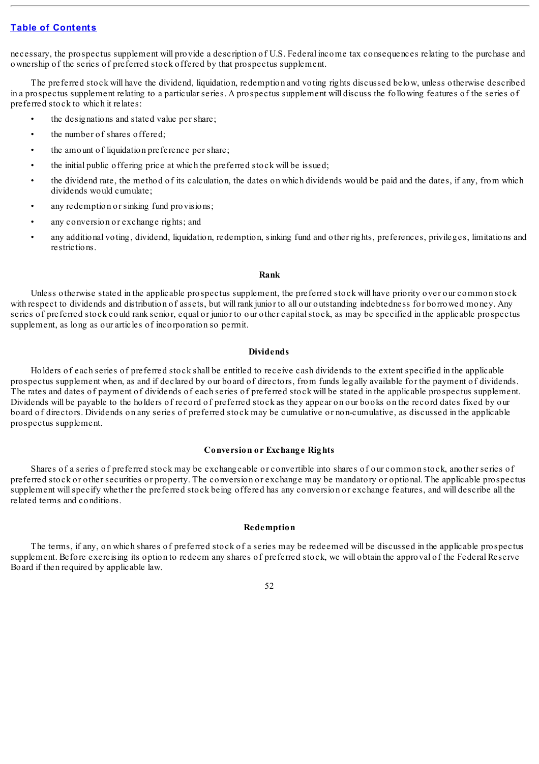necessary, the prospectus supplement will provide a description of U.S. Federal income tax consequences relating to the purchase and ownership of the series of preferred stock offered by that prospectus supplement.

The preferred stock will have the dividend, liquidation, redemption and voting rights discussed below, unless otherwise described in a prospectus supplement relating to a particular series. A prospectus supplement will discuss the following features of the series of preferred stock to which it relates:

- the designations and stated value per share;
- the number of shares offered;
- the amount of liquidation preference per share;
- the initial public offering price at which the preferred stock will be issued;
- the dividend rate, the method of its calculation, the dates on which dividends would be paid and the dates, if any, from which dividends would cumulate;
- any redemption or sinking fund provisions;
- any conversion or exchange rights; and
- any additional voting, dividend, liquidation, redemption, sinking fund and other rights, preferences, privileges, limitations and restrictions.

**Rank**

Unless otherwise stated in the applicable prospectus supplement, the preferred stock will have priority over our common stock with respect to dividends and distribution of assets, but will rank junior to all our outstanding indebtedness for borrowed money. Any series of preferred stock could rank senior, equal or junior to our other capital stock, as may be specified in the applicable prospectus supplement, as long as our articles of incorporation so permit.

**Dividends**

Holders of each series of preferred stock shall be entitled to receive cash dividends to the extent specified in the applicable prospectus supplement when, as and if declared by our board of directors, from funds legally available for the payment of dividends. The rates and dates of payment of dividends of each series of preferred stock will be stated in the applicable prospectus supplement. Dividends will be payable to the holders of record of preferred stock as they appear on our books on the record dates fixed by our board of directors. Dividends on any series of preferred stock may be cumulative or non-cumulative, as discussed in the applicable prospectus supplement.

**Conversion or Exchange Rights**

Shares of a series of preferred stock may be exchangeable or convertible into shares of our common stock, another series of preferred stock or other securities or property. The conversion or exchange may be mandatory or optional. The applicable prospectus supplement will specify whether the preferred stock being offered has any conversion or exchange features, and will describe all the related terms and conditions.

**Redemption**

The terms, if any, on which shares of preferred stock of a series may be redeemed will be discussed in the applicable prospectus supplement. Before exercising its option to redeem any shares of preferred stock, we will obtain the approval of the Federal Reserve Board if then required by applicable law.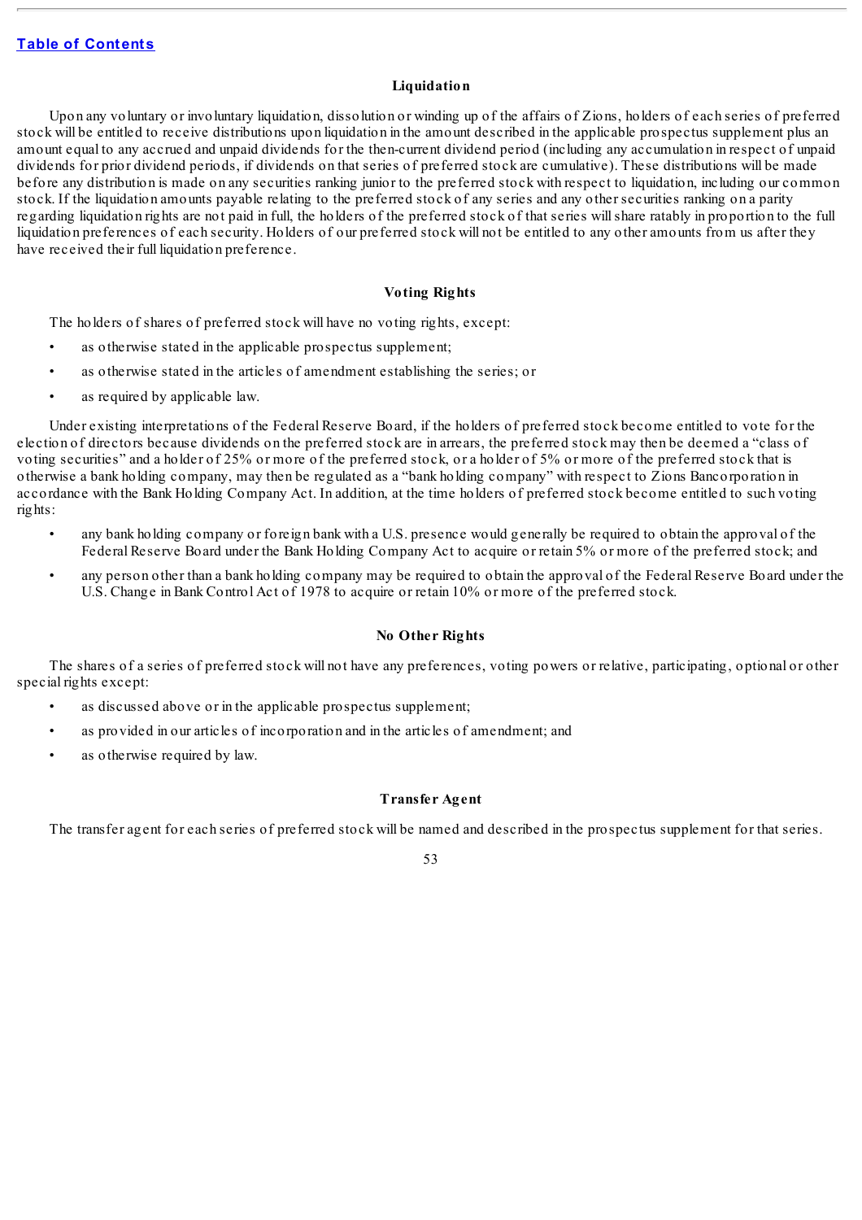### Liquidation

Upon any voluntary or involuntary liquidation, dissolution or winding up of the affairs of Zions, holders of each series of preferred stock will be entitled to receive distributions upon liquidation in the amount described in the applicable prospectus supplement plus an amount equal to any accrued and unpaid dividends for the then-current dividend period (including any accumulation in respect of unpaid dividends for prior dividend periods, if dividends on that series of preferred stock are cumulative). These distributions will be made before any distribution is made on any securities ranking junior to the preferred stock with respect to liquidation, including our common stock. If the liquidation amounts payable relating to the preferred stock of any series and any other securities ranking on a parity regarding liquidation rights are not paid in full, the holders of the preferred stock of that series will share ratably in proportion to the full liquidation preferences of each security. Holders of our preferred stock will not be entitled to any other amounts from us after they have received their full liquidation preference.

### Voting Rights

The holders of shares of preferred stock will have no voting rights, except:

- as otherwise stated in the applicable prospectus supplement;
- as otherwise stated in the articles of amendment establishing the series; or
- as required by applicable law.

Under existing interpretations of the Federal Reserve Board, if the holders of preferred stock become entitled to vote for the election of directors because dividends on the preferred stock are in arrears, the preferred stock may then be deemed a "class of voting securities" and a holder of 25% or more of the preferred stock, or a holder of 5% or more of the preferred stock that is otherwise a bank holding company, may then be regulated as a "bank holding company" with respect to Zions Bancorporation in accordance with the Bank Holding Company Act. In addition, at the time holders of preferred stock become entitled to such voting rights:

- any bank holding company or foreign bank with a U.S. presence would generally be required to obtain the approval of the Federal Reserve Board under the Bank Holding Company Act to acquire or retain 5% or more of the preferred stock; and
- any person other than a bank holding company may be required to obtain the approval of the Federal Reserve Board under the U.S. Change in Bank Control Act of 1978 to acquire or retain 10% or more of the preferred stock.

### No Other Rights

The shares of a series of preferred stock will not have any preferences, voting powers or relative, participating, optional or other special rights except:

- as discussed above or in the applicable prospectus supplement;
- as provided in our articles of incorporation and in the articles of amendment; and
- as otherwise required by law.

### Transfer Agent

The transfer agent for each series of preferred stock will be named and described in the prospectus supplement for that series.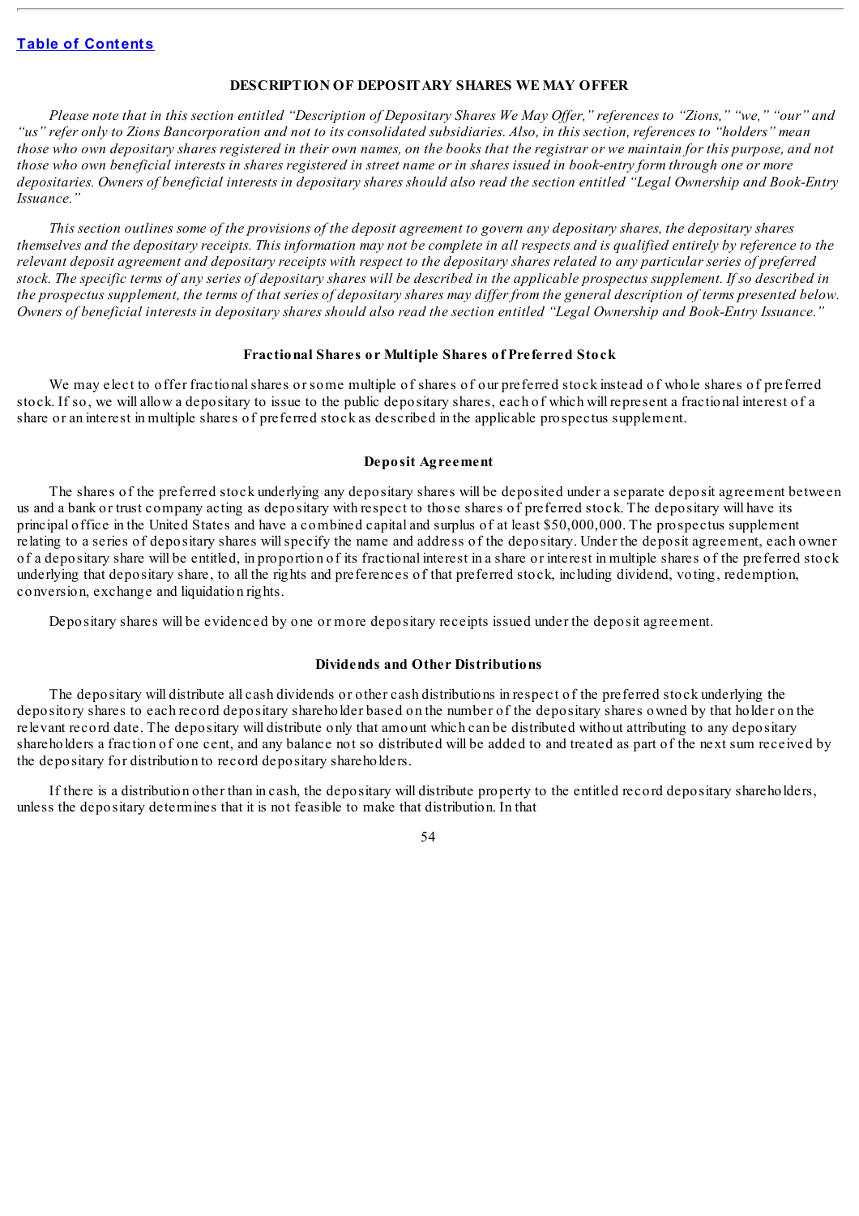## DESCRIPTION OF DEPOSITARY SHARES WE MAY OFFER

*Please note that in this section entitled "Description of Depositary Shares We May Offer," references to "Zions," "we," "our" and "us" refer only to Zions Bancorporation and not to its consolidated subsidiaries. Also, in this section, references to "holders" mean those who own depositary shares registered in their own names, on the books that the registrar or we maintain for this purpose, and not those who own beneficial interests in shares registered in street name or in shares issued in book-entry form through one or more depositaries. Owners of beneficial interests in depositary shares should also read the section entitled "Legal Ownership and Book-Entry Issuance."*

*This section outlines some of the provisions of the deposit agreement to govern any depositary shares, the depositary shares themselves and the depositary receipts. This information may not be complete in all respects and is qualified entirely by reference to the relevant deposit agreement and depositary receipts with respect to the depositary shares related to any particular series of preferred stock. The specific terms of any series of depositary shares will be described in the applicable prospectus supplement. If so described in the prospectus supplement, the terms of that series of depositary shares may differ from the general description of terms presented below. Owners of beneficial interests in depositary shares should also read the section entitled "Legal Ownership and Book-Entry Issuance."*

### Fractional Shares or Multiple Shares of Preferred Stock

We may elect to offer fractional shares or some multiple of shares of our preferred stock instead of whole shares of preferred stock. If so, we will allow a depositary to issue to the public depositary shares, each of which will represent a fractional interest of a share or an interest in multiple shares of preferred stock as described in the applicable prospectus supplement.

### Deposit Agreement

The shares of the preferred stock underlying any depositary shares will be deposited under a separate deposit agreement between us and a bank or trust company acting as depositary with respect to those shares of preferred stock. The depositary will have its principal office in the United States and have a combined capital and surplus of at least $50,000,000. The prospectus supplement relating to a series of depositary shares will specify the name and address of the depositary. Under the deposit agreement, each owner of a depositary share will be entitled, in proportion of its fractional interest in a share or interest in multiple shares of the preferred stock underlying that depositary share, to all the rights and preferences of that preferred stock, including dividend, voting, redemption, conversion, exchange and liquidation rights.

Depositary shares will be evidenced by one or more depositary receipts issued under the deposit agreement.

### Dividends and Other Distributions

The depositary will distribute all cash dividends or other cash distributions in respect of the preferred stock underlying the depository shares to each record depositary shareholder based on the number of the depositary shares owned by that holder on the relevant record date. The depositary will distribute only that amount which can be distributed without attributing to any depositary shareholders a fraction of one cent, and any balance not so distributed will be added to and treated as part of the next sum received by the depositary for distribution to record depositary shareholders.

If there is a distribution other than in cash, the depositary will distribute property to the entitled record depositary shareholders, unless the depositary determines that it is not feasible to make that distribution. In that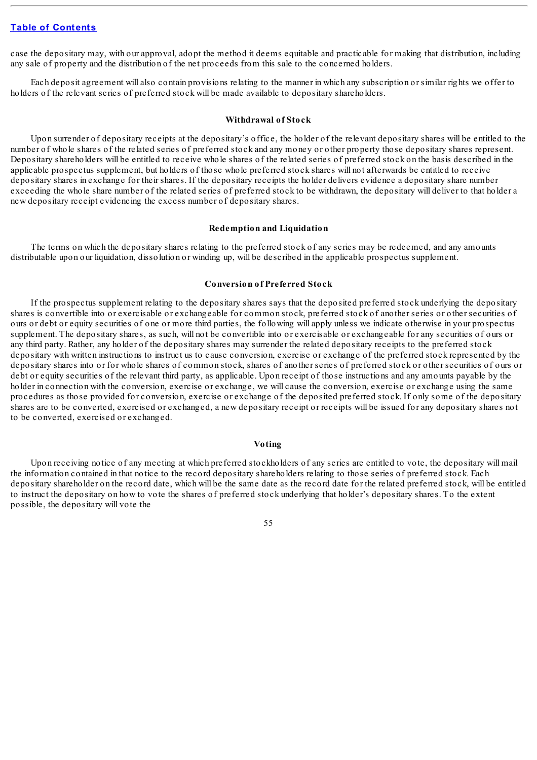case the depositary may, with our approval, adopt the method it deems equitable and practicable for making that distribution, including any sale of property and the distribution of the net proceeds from this sale to the concerned holders.

Each deposit agreement will also contain provisions relating to the manner in which any subscription or similar rights we offer to holders of the relevant series of preferred stock will be made available to depositary shareholders.

### Withdrawal of Stock

Upon surrender of depositary receipts at the depositary's office, the holder of the relevant depositary shares will be entitled to the number of whole shares of the related series of preferred stock and any money or other property those depositary shares represent. Depositary shareholders will be entitled to receive whole shares of the related series of preferred stock on the basis described in the applicable prospectus supplement, but holders of those whole preferred stock shares will not afterwards be entitled to receive depositary shares in exchange for their shares. If the depositary receipts the holder delivers evidence a depositary share number exceeding the whole share number of the related series of preferred stock to be withdrawn, the depositary will deliver to that holder a new depositary receipt evidencing the excess number of depositary shares.

### Redemption and Liquidation

The terms on which the depositary shares relating to the preferred stock of any series may be redeemed, and any amounts distributable upon our liquidation, dissolution or winding up, will be described in the applicable prospectus supplement.

### Conversion of Preferred Stock

If the prospectus supplement relating to the depositary shares says that the deposited preferred stock underlying the depositary shares is convertible into or exercisable or exchangeable for common stock, preferred stock of another series or other securities of ours or debt or equity securities of one or more third parties, the following will apply unless we indicate otherwise in your prospectus supplement. The depositary shares, as such, will not be convertible into or exercisable or exchangeable for any securities of ours or any third party. Rather, any holder of the depositary shares may surrender the related depositary receipts to the preferred stock depositary with written instructions to instruct us to cause conversion, exercise or exchange of the preferred stock represented by the depositary shares into or for whole shares of common stock, shares of another series of preferred stock or other securities of ours or debt or equity securities of the relevant third party, as applicable. Upon receipt of those instructions and any amounts payable by the holder in connection with the conversion, exercise or exchange, we will cause the conversion, exercise or exchange using the same procedures as those provided for conversion, exercise or exchange of the deposited preferred stock. If only some of the depositary shares are to be converted, exercised or exchanged, a new depositary receipt or receipts will be issued for any depositary shares not to be converted, exercised or exchanged.

### Voting

Upon receiving notice of any meeting at which preferred stockholders of any series are entitled to vote, the depositary will mail the information contained in that notice to the record depositary shareholders relating to those series of preferred stock. Each depositary shareholder on the record date, which will be the same date as the record date for the related preferred stock, will be entitled to instruct the depositary on how to vote the shares of preferred stock underlying that holder's depositary shares. To the extent possible, the depositary will vote the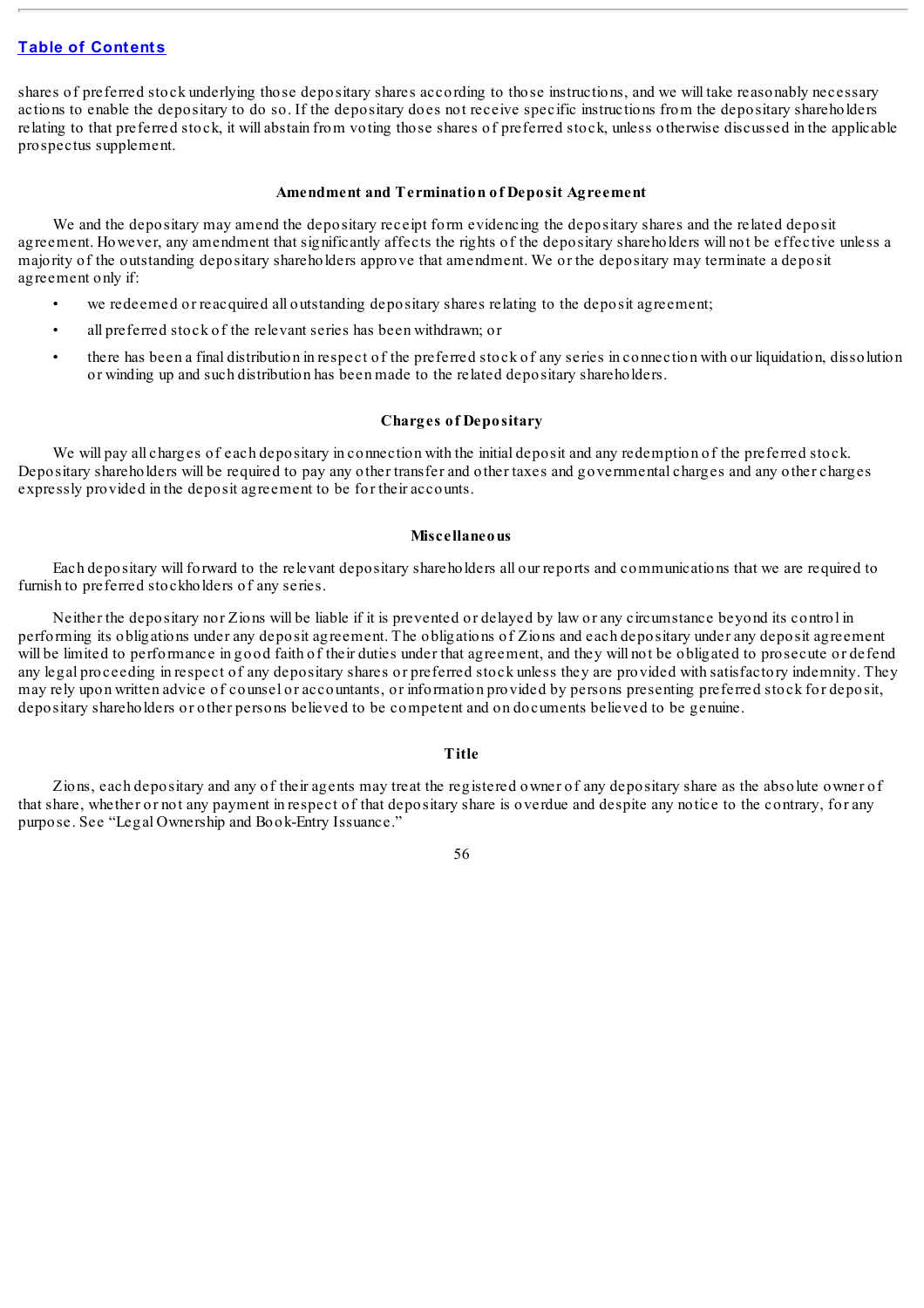shares of preferred stock underlying those depositary shares according to those instructions, and we will take reasonably necessary actions to enable the depositary to do so. If the depositary does not receive specific instructions from the depositary shareholders relating to that preferred stock, it will abstain from voting those shares of preferred stock, unless otherwise discussed in the applicable prospectus supplement.

### Amendment and Termination of Deposit Agreement

We and the depositary may amend the depositary receipt form evidencing the depositary shares and the related deposit agreement. However, any amendment that significantly affects the rights of the depositary shareholders will not be effective unless a majority of the outstanding depositary shareholders approve that amendment. We or the depositary may terminate a deposit agreement only if:

- we redeemed or reacquired all outstanding depositary shares relating to the deposit agreement;
- all preferred stock of the relevant series has been withdrawn; or
- there has been a final distribution in respect of the preferred stock of any series in connection with our liquidation, dissolution or winding up and such distribution has been made to the related depositary shareholders.

### Charges of Depositary

We will pay all charges of each depositary in connection with the initial deposit and any redemption of the preferred stock. Depositary shareholders will be required to pay any other transfer and other taxes and governmental charges and any other charges expressly provided in the deposit agreement to be for their accounts.

### Miscellaneous

Each depositary will forward to the relevant depositary shareholders all our reports and communications that we are required to furnish to preferred stockholders of any series.

Neither the depositary nor Zions will be liable if it is prevented or delayed by law or any circumstance beyond its control in performing its obligations under any deposit agreement. The obligations of Zions and each depositary under any deposit agreement will be limited to performance in good faith of their duties under that agreement, and they will not be obligated to prosecute or defend any legal proceeding in respect of any depositary shares or preferred stock unless they are provided with satisfactory indemnity. They may rely upon written advice of counsel or accountants, or information provided by persons presenting preferred stock for deposit, depositary shareholders or other persons believed to be competent and on documents believed to be genuine.

### Title

Zions, each depositary and any of their agents may treat the registered owner of any depositary share as the absolute owner of that share, whether or not any payment in respect of that depositary share is overdue and despite any notice to the contrary, for any purpose. See "Legal Ownership and Book-Entry Issuance."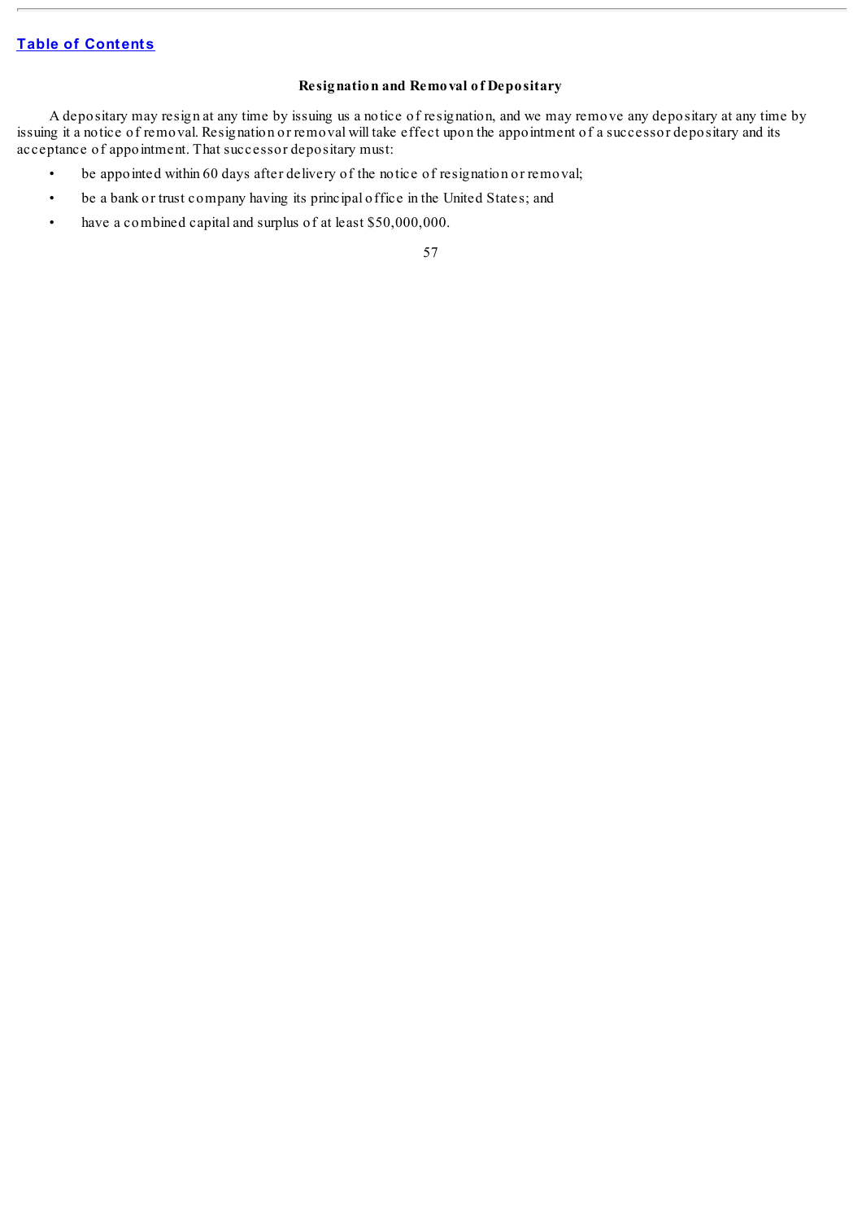### Resignation and Removal of Depositary

A depositary may resign at any time by issuing us a notice of resignation, and we may remove any depositary at any time by issuing it a notice of removal. Resignation or removal will take effect upon the appointment of a successor depositary and its acceptance of appointment. That successor depositary must:

- be appointed within 60 days after delivery of the notice of resignation or removal;
- be a bank or trust company having its principal office in the United States; and
- have a combined capital and surplus of at least $50,000,000.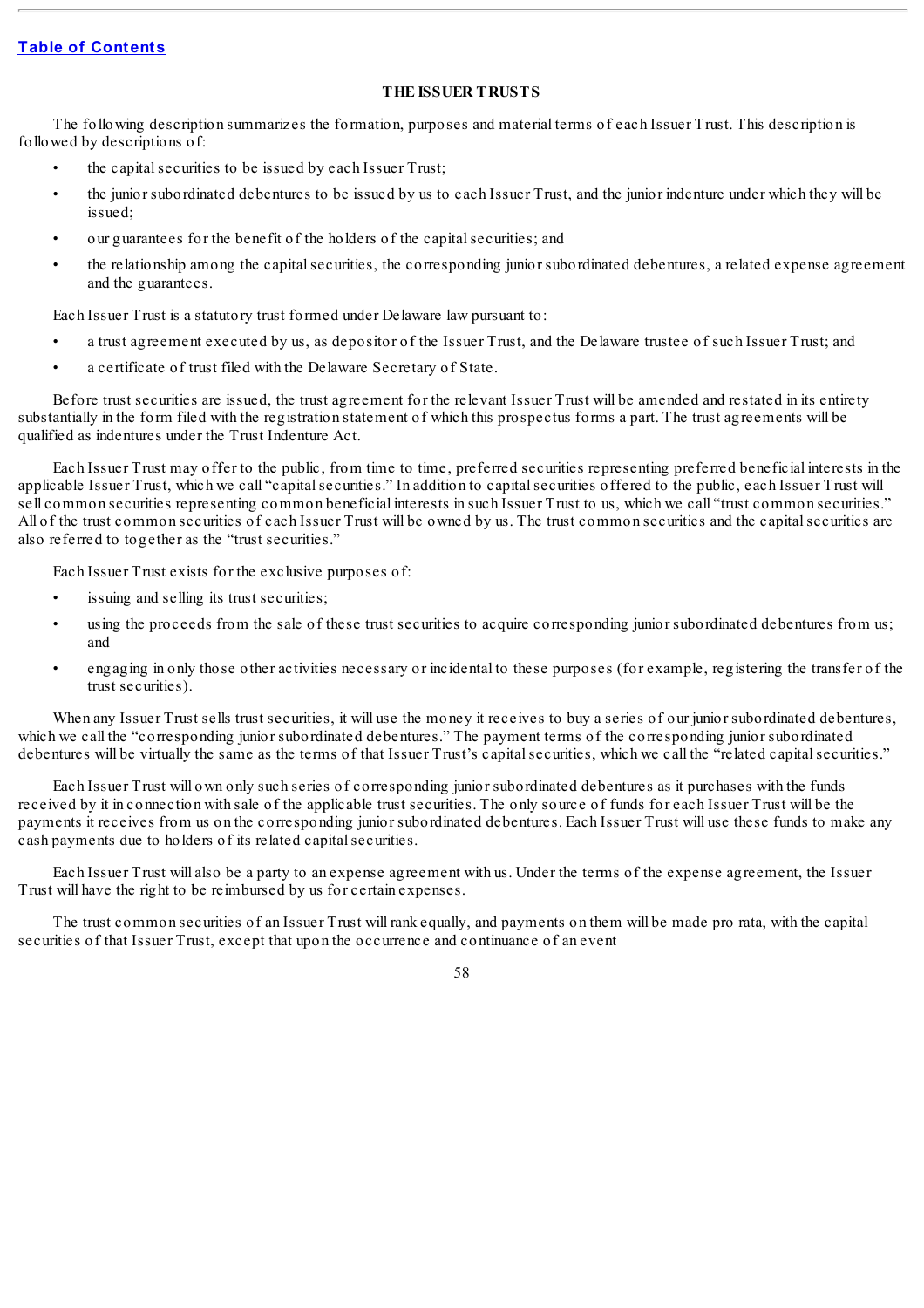## THE ISSUER TRUSTS

The following description summarizes the formation, purposes and material terms of each Issuer Trust. This description is followed by descriptions of:

- the capital securities to be issued by each Issuer Trust;
- the junior subordinated debentures to be issued by us to each Issuer Trust, and the junior indenture under which they will be issued;
- our guarantees for the benefit of the holders of the capital securities; and
- the relationship among the capital securities, the corresponding junior subordinated debentures, a related expense agreement and the guarantees.

Each Issuer Trust is a statutory trust formed under Delaware law pursuant to:

- a trust agreement executed by us, as depositor of the Issuer Trust, and the Delaware trustee of such Issuer Trust; and
- a certificate of trust filed with the Delaware Secretary of State.

Before trust securities are issued, the trust agreement for the relevant Issuer Trust will be amended and restated in its entirety substantially in the form filed with the registration statement of which this prospectus forms a part. The trust agreements will be qualified as indentures under the Trust Indenture Act.

Each Issuer Trust may offer to the public, from time to time, preferred securities representing preferred beneficial interests in the applicable Issuer Trust, which we call "capital securities." In addition to capital securities offered to the public, each Issuer Trust will sell common securities representing common beneficial interests in such Issuer Trust to us, which we call "trust common securities." All of the trust common securities of each Issuer Trust will be owned by us. The trust common securities and the capital securities are also referred to together as the "trust securities."

Each Issuer Trust exists for the exclusive purposes of:

- issuing and selling its trust securities;
- using the proceeds from the sale of these trust securities to acquire corresponding junior subordinated debentures from us; and
- engaging in only those other activities necessary or incidental to these purposes (for example, registering the transfer of the trust securities).

When any Issuer Trust sells trust securities, it will use the money it receives to buy a series of our junior subordinated debentures, which we call the "corresponding junior subordinated debentures." The payment terms of the corresponding junior subordinated debentures will be virtually the same as the terms of that Issuer Trust's capital securities, which we call the "related capital securities."

Each Issuer Trust will own only such series of corresponding junior subordinated debentures as it purchases with the funds received by it in connection with sale of the applicable trust securities. The only source of funds for each Issuer Trust will be the payments it receives from us on the corresponding junior subordinated debentures. Each Issuer Trust will use these funds to make any cash payments due to holders of its related capital securities.

Each Issuer Trust will also be a party to an expense agreement with us. Under the terms of the expense agreement, the Issuer Trust will have the right to be reimbursed by us for certain expenses.

The trust common securities of an Issuer Trust will rank equally, and payments on them will be made pro rata, with the capital securities of that Issuer Trust, except that upon the occurrence and continuance of an event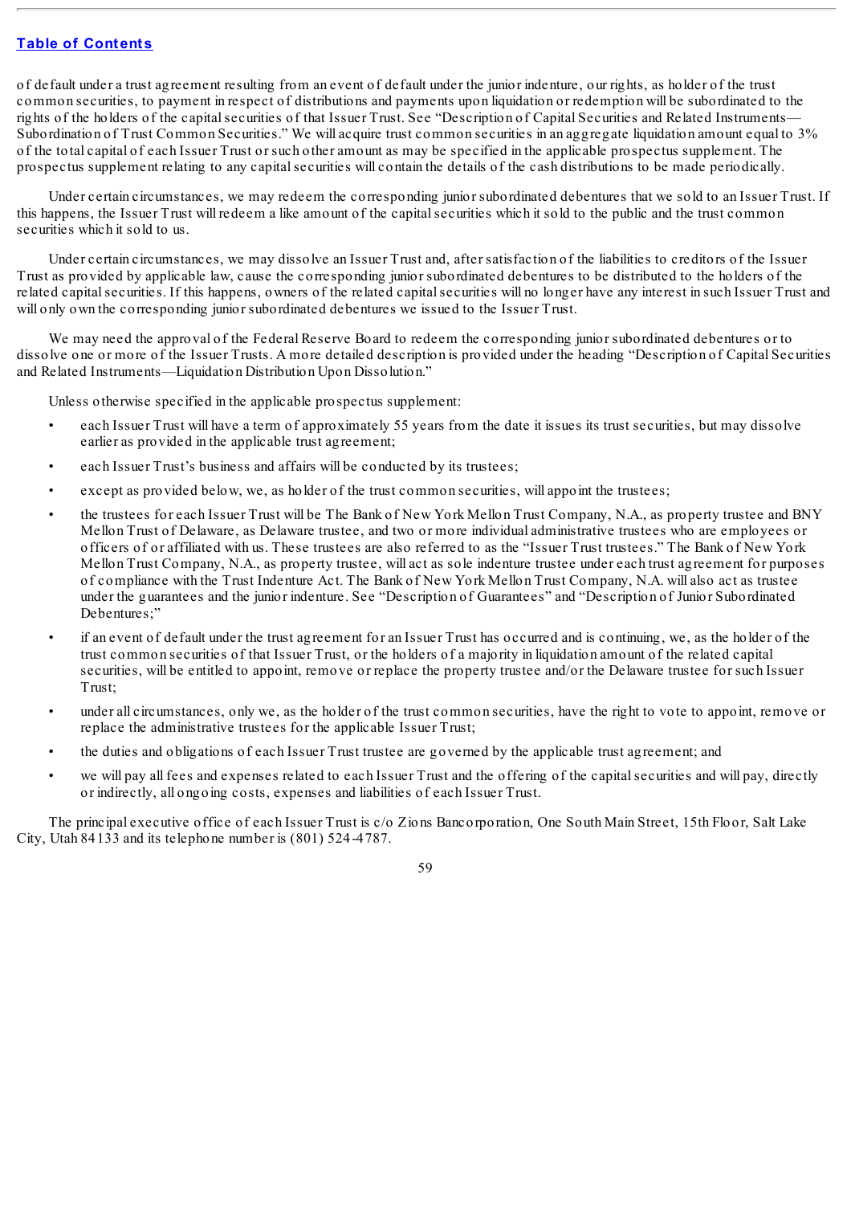of default under a trust agreement resulting from an event of default under the junior indenture, our rights, as holder of the trust common securities, to payment in respect of distributions and payments upon liquidation or redemption will be subordinated to the rights of the holders of the capital securities of that Issuer Trust. See "Description of Capital Securities and Related Instruments—Subordination of Trust Common Securities." We will acquire trust common securities in an aggregate liquidation amount equal to 3% of the total capital of each Issuer Trust or such other amount as may be specified in the applicable prospectus supplement. The prospectus supplement relating to any capital securities will contain the details of the cash distributions to be made periodically.

Under certain circumstances, we may redeem the corresponding junior subordinated debentures that we sold to an Issuer Trust. If this happens, the Issuer Trust will redeem a like amount of the capital securities which it sold to the public and the trust common securities which it sold to us.

Under certain circumstances, we may dissolve an Issuer Trust and, after satisfaction of the liabilities to creditors of the Issuer Trust as provided by applicable law, cause the corresponding junior subordinated debentures to be distributed to the holders of the related capital securities. If this happens, owners of the related capital securities will no longer have any interest in such Issuer Trust and will only own the corresponding junior subordinated debentures we issued to the Issuer Trust.

We may need the approval of the Federal Reserve Board to redeem the corresponding junior subordinated debentures or to dissolve one or more of the Issuer Trusts. A more detailed description is provided under the heading "Description of Capital Securities and Related Instruments—Liquidation Distribution Upon Dissolution."

Unless otherwise specified in the applicable prospectus supplement:

- each Issuer Trust will have a term of approximately 55 years from the date it issues its trust securities, but may dissolve earlier as provided in the applicable trust agreement;
- each Issuer Trust's business and affairs will be conducted by its trustees;
- except as provided below, we, as holder of the trust common securities, will appoint the trustees;
- the trustees for each Issuer Trust will be The Bank of New York Mellon Trust Company, N.A., as property trustee and BNY Mellon Trust of Delaware, as Delaware trustee, and two or more individual administrative trustees who are employees or officers of or affiliated with us. These trustees are also referred to as the "Issuer Trust trustees." The Bank of New York Mellon Trust Company, N.A., as property trustee, will act as sole indenture trustee under each trust agreement for purposes of compliance with the Trust Indenture Act. The Bank of New York Mellon Trust Company, N.A. will also act as trustee under the guarantees and the junior indenture. See "Description of Guarantees" and "Description of Junior Subordinated Debentures;"
- if an event of default under the trust agreement for an Issuer Trust has occurred and is continuing, we, as the holder of the trust common securities of that Issuer Trust, or the holders of a majority in liquidation amount of the related capital securities, will be entitled to appoint, remove or replace the property trustee and/or the Delaware trustee for such Issuer Trust;
- under all circumstances, only we, as the holder of the trust common securities, have the right to vote to appoint, remove or replace the administrative trustees for the applicable Issuer Trust;
- the duties and obligations of each Issuer Trust trustee are governed by the applicable trust agreement; and
- we will pay all fees and expenses related to each Issuer Trust and the offering of the capital securities and will pay, directly or indirectly, all ongoing costs, expenses and liabilities of each Issuer Trust.

The principal executive office of each Issuer Trust is c/o Zions Bancorporation, One South Main Street, 15th Floor, Salt Lake City, Utah 84133 and its telephone number is (801) 524-4787.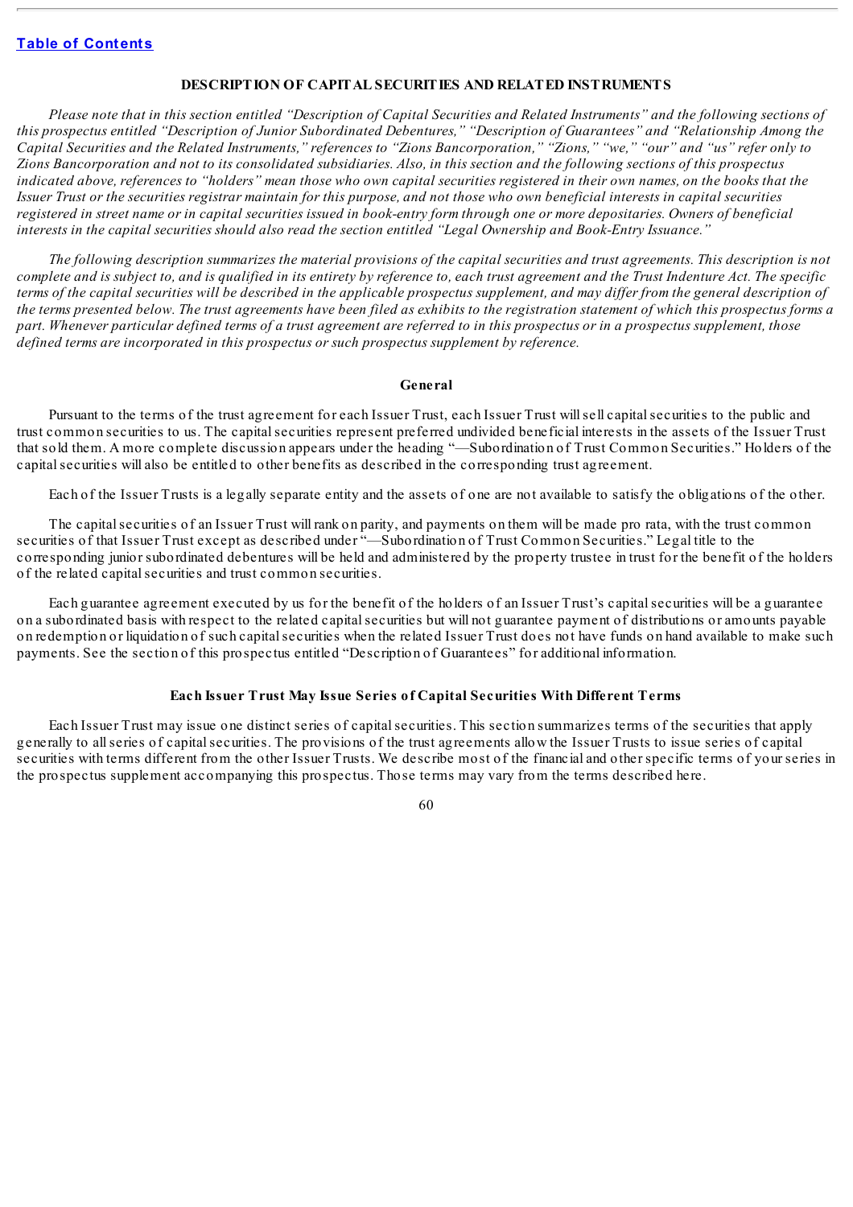## DESCRIPTION OF CAPITAL SECURITIES AND RELATED INSTRUMENTS

*Please note that in this section entitled "Description of Capital Securities and Related Instruments" and the following sections of this prospectus entitled "Description of Junior Subordinated Debentures," "Description of Guarantees" and "Relationship Among the Capital Securities and the Related Instruments," references to "Zions Bancorporation," "Zions," "we," "our" and "us" refer only to Zions Bancorporation and not to its consolidated subsidiaries. Also, in this section and the following sections of this prospectus indicated above, references to "holders" mean those who own capital securities registered in their own names, on the books that the Issuer Trust or the securities registrar maintain for this purpose, and not those who own beneficial interests in capital securities registered in street name or in capital securities issued in book-entry form through one or more depositaries. Owners of beneficial interests in the capital securities should also read the section entitled "Legal Ownership and Book-Entry Issuance."*

*The following description summarizes the material provisions of the capital securities and trust agreements. This description is not complete and is subject to, and is qualified in its entirety by reference to, each trust agreement and the Trust Indenture Act. The specific terms of the capital securities will be described in the applicable prospectus supplement, and may differ from the general description of the terms presented below. The trust agreements have been filed as exhibits to the registration statement of which this prospectus forms a part. Whenever particular defined terms of a trust agreement are referred to in this prospectus or in a prospectus supplement, those defined terms are incorporated in this prospectus or such prospectus supplement by reference.*

### General

Pursuant to the terms of the trust agreement for each Issuer Trust, each Issuer Trust will sell capital securities to the public and trust common securities to us. The capital securities represent preferred undivided beneficial interests in the assets of the Issuer Trust that sold them. A more complete discussion appears under the heading "—Subordination of Trust Common Securities." Holders of the capital securities will also be entitled to other benefits as described in the corresponding trust agreement.

Each of the Issuer Trusts is a legally separate entity and the assets of one are not available to satisfy the obligations of the other.

The capital securities of an Issuer Trust will rank on parity, and payments on them will be made pro rata, with the trust common securities of that Issuer Trust except as described under "—Subordination of Trust Common Securities." Legal title to the corresponding junior subordinated debentures will be held and administered by the property trustee in trust for the benefit of the holders of the related capital securities and trust common securities.

Each guarantee agreement executed by us for the benefit of the holders of an Issuer Trust's capital securities will be a guarantee on a subordinated basis with respect to the related capital securities but will not guarantee payment of distributions or amounts payable on redemption or liquidation of such capital securities when the related Issuer Trust does not have funds on hand available to make such payments. See the section of this prospectus entitled "Description of Guarantees" for additional information.

### Each Issuer Trust May Issue Series of Capital Securities With Different Terms

Each Issuer Trust may issue one distinct series of capital securities. This section summarizes terms of the securities that apply generally to all series of capital securities. The provisions of the trust agreements allow the Issuer Trusts to issue series of capital securities with terms different from the other Issuer Trusts. We describe most of the financial and other specific terms of your series in the prospectus supplement accompanying this prospectus. Those terms may vary from the terms described here.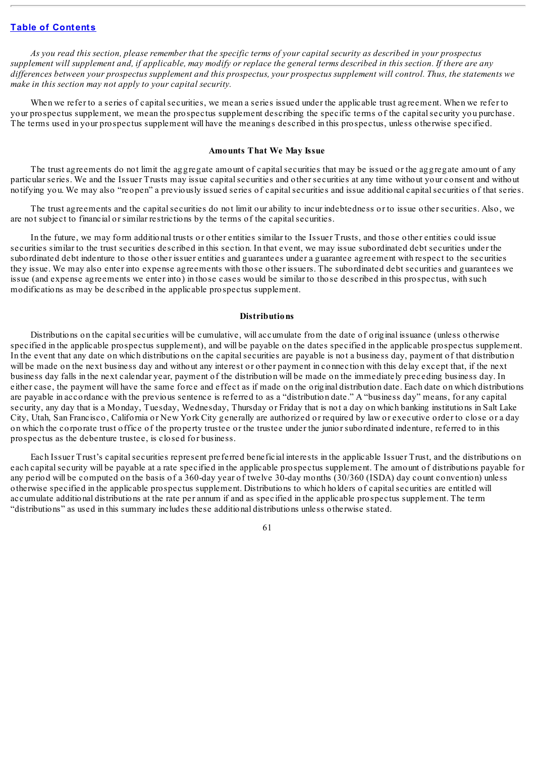*As you read this section, please remember that the specific terms of your capital security as described in your prospectus supplement will supplement and, if applicable, may modify or replace the general terms described in this section. If there are any differences between your prospectus supplement and this prospectus, your prospectus supplement will control. Thus, the statements we make in this section may not apply to your capital security.*

When we refer to a series of capital securities, we mean a series issued under the applicable trust agreement. When we refer to your prospectus supplement, we mean the prospectus supplement describing the specific terms of the capital security you purchase. The terms used in your prospectus supplement will have the meanings described in this prospectus, unless otherwise specified.

### Amounts That We May Issue

The trust agreements do not limit the aggregate amount of capital securities that may be issued or the aggregate amount of any particular series. We and the Issuer Trusts may issue capital securities and other securities at any time without your consent and without notifying you. We may also "reopen" a previously issued series of capital securities and issue additional capital securities of that series.

The trust agreements and the capital securities do not limit our ability to incur indebtedness or to issue other securities. Also, we are not subject to financial or similar restrictions by the terms of the capital securities.

In the future, we may form additional trusts or other entities similar to the Issuer Trusts, and those other entities could issue securities similar to the trust securities described in this section. In that event, we may issue subordinated debt securities under the subordinated debt indenture to those other issuer entities and guarantees under a guarantee agreement with respect to the securities they issue. We may also enter into expense agreements with those other issuers. The subordinated debt securities and guarantees we issue (and expense agreements we enter into) in those cases would be similar to those described in this prospectus, with such modifications as may be described in the applicable prospectus supplement.

### Distributions

Distributions on the capital securities will be cumulative, will accumulate from the date of original issuance (unless otherwise specified in the applicable prospectus supplement), and will be payable on the dates specified in the applicable prospectus supplement. In the event that any date on which distributions on the capital securities are payable is not a business day, payment of that distribution will be made on the next business day and without any interest or other payment in connection with this delay except that, if the next business day falls in the next calendar year, payment of the distribution will be made on the immediately preceding business day. In either case, the payment will have the same force and effect as if made on the original distribution date. Each date on which distributions are payable in accordance with the previous sentence is referred to as a "distribution date." A "business day" means, for any capital security, any day that is a Monday, Tuesday, Wednesday, Thursday or Friday that is not a day on which banking institutions in Salt Lake City, Utah, San Francisco, California or New York City generally are authorized or required by law or executive order to close or a day on which the corporate trust office of the property trustee or the trustee under the junior subordinated indenture, referred to in this prospectus as the debenture trustee, is closed for business.

Each Issuer Trust's capital securities represent preferred beneficial interests in the applicable Issuer Trust, and the distributions on each capital security will be payable at a rate specified in the applicable prospectus supplement. The amount of distributions payable for any period will be computed on the basis of a 360-day year of twelve 30-day months (30/360 (ISDA) day count convention) unless otherwise specified in the applicable prospectus supplement. Distributions to which holders of capital securities are entitled will accumulate additional distributions at the rate per annum if and as specified in the applicable prospectus supplement. The term "distributions" as used in this summary includes these additional distributions unless otherwise stated.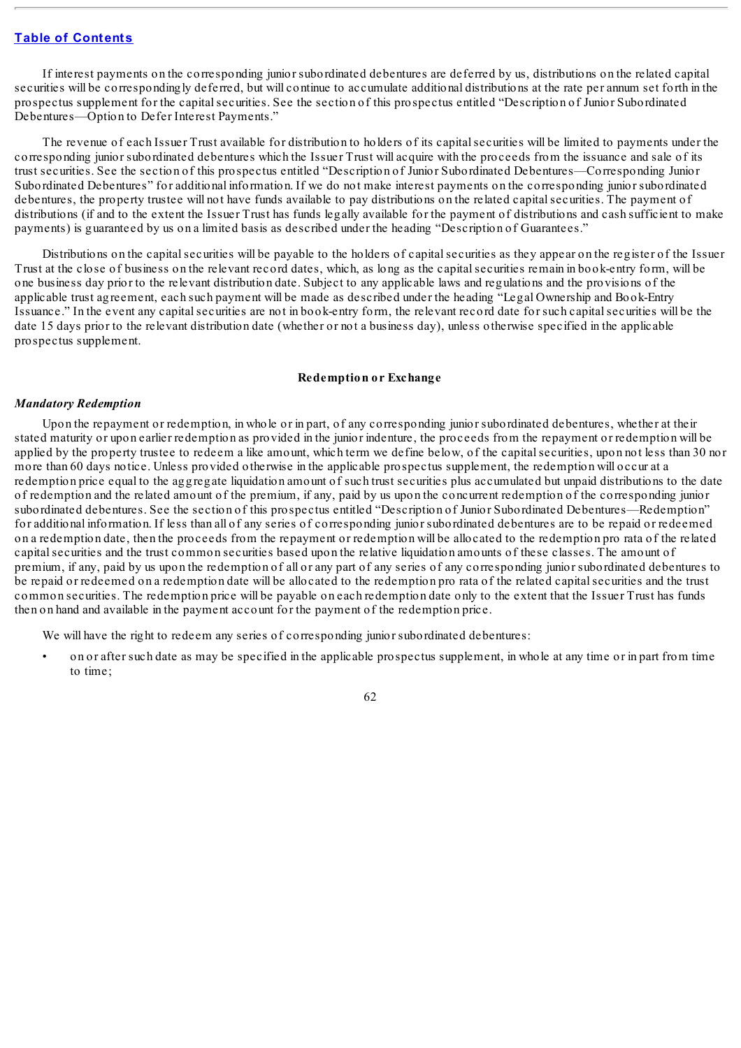If interest payments on the corresponding junior subordinated debentures are deferred by us, distributions on the related capital securities will be correspondingly deferred, but will continue to accumulate additional distributions at the rate per annum set forth in the prospectus supplement for the capital securities. See the section of this prospectus entitled "Description of Junior Subordinated Debentures—Option to Defer Interest Payments."

The revenue of each Issuer Trust available for distribution to holders of its capital securities will be limited to payments under the corresponding junior subordinated debentures which the Issuer Trust will acquire with the proceeds from the issuance and sale of its trust securities. See the section of this prospectus entitled "Description of Junior Subordinated Debentures—Corresponding Junior Subordinated Debentures" for additional information. If we do not make interest payments on the corresponding junior subordinated debentures, the property trustee will not have funds available to pay distributions on the related capital securities. The payment of distributions (if and to the extent the Issuer Trust has funds legally available for the payment of distributions and cash sufficient to make payments) is guaranteed by us on a limited basis as described under the heading "Description of Guarantees."

Distributions on the capital securities will be payable to the holders of capital securities as they appear on the register of the Issuer Trust at the close of business on the relevant record dates, which, as long as the capital securities remain in book-entry form, will be one business day prior to the relevant distribution date. Subject to any applicable laws and regulations and the provisions of the applicable trust agreement, each such payment will be made as described under the heading "Legal Ownership and Book-Entry Issuance." In the event any capital securities are not in book-entry form, the relevant record date for such capital securities will be the date 15 days prior to the relevant distribution date (whether or not a business day), unless otherwise specified in the applicable prospectus supplement.

## Redemption or Exchange

### *Mandatory Redemption*

Upon the repayment or redemption, in whole or in part, of any corresponding junior subordinated debentures, whether at their stated maturity or upon earlier redemption as provided in the junior indenture, the proceeds from the repayment or redemption will be applied by the property trustee to redeem a like amount, which term we define below, of the capital securities, upon not less than 30 nor more than 60 days notice. Unless provided otherwise in the applicable prospectus supplement, the redemption will occur at a redemption price equal to the aggregate liquidation amount of such trust securities plus accumulated but unpaid distributions to the date of redemption and the related amount of the premium, if any, paid by us upon the concurrent redemption of the corresponding junior subordinated debentures. See the section of this prospectus entitled "Description of Junior Subordinated Debentures—Redemption" for additional information. If less than all of any series of corresponding junior subordinated debentures are to be repaid or redeemed on a redemption date, then the proceeds from the repayment or redemption will be allocated to the redemption pro rata of the related capital securities and the trust common securities based upon the relative liquidation amounts of these classes. The amount of premium, if any, paid by us upon the redemption of all or any part of any series of any corresponding junior subordinated debentures to be repaid or redeemed on a redemption date will be allocated to the redemption pro rata of the related capital securities and the trust common securities. The redemption price will be payable on each redemption date only to the extent that the Issuer Trust has funds then on hand and available in the payment account for the payment of the redemption price.

We will have the right to redeem any series of corresponding junior subordinated debentures:

- on or after such date as may be specified in the applicable prospectus supplement, in whole at any time or in part from time to time;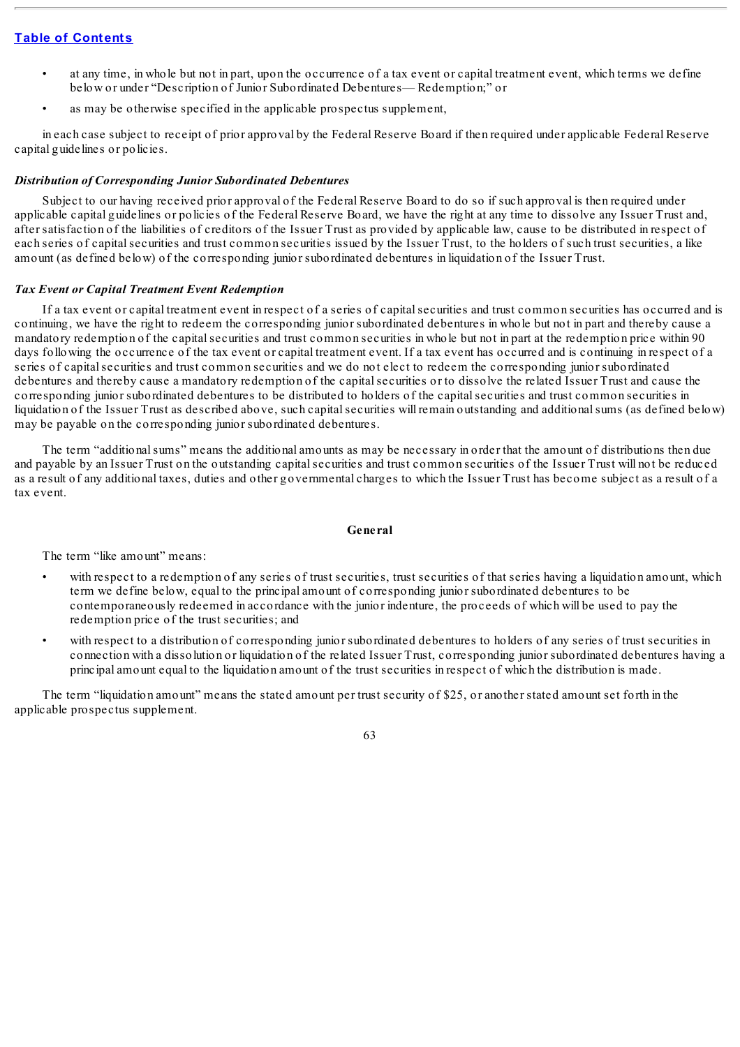- at any time, in whole but not in part, upon the occurrence of a tax event or capital treatment event, which terms we define below or under "Description of Junior Subordinated Debentures— Redemption;" or
- as may be otherwise specified in the applicable prospectus supplement,

in each case subject to receipt of prior approval by the Federal Reserve Board if then required under applicable Federal Reserve capital guidelines or policies.

***Distribution of Corresponding Junior Subordinated Debentures***

Subject to our having received prior approval of the Federal Reserve Board to do so if such approval is then required under applicable capital guidelines or policies of the Federal Reserve Board, we have the right at any time to dissolve any Issuer Trust and, after satisfaction of the liabilities of creditors of the Issuer Trust as provided by applicable law, cause to be distributed in respect of each series of capital securities and trust common securities issued by the Issuer Trust, to the holders of such trust securities, a like amount (as defined below) of the corresponding junior subordinated debentures in liquidation of the Issuer Trust.

***Tax Event or Capital Treatment Event Redemption***

If a tax event or capital treatment event in respect of a series of capital securities and trust common securities has occurred and is continuing, we have the right to redeem the corresponding junior subordinated debentures in whole but not in part and thereby cause a mandatory redemption of the capital securities and trust common securities in whole but not in part at the redemption price within 90 days following the occurrence of the tax event or capital treatment event. If a tax event has occurred and is continuing in respect of a series of capital securities and trust common securities and we do not elect to redeem the corresponding junior subordinated debentures and thereby cause a mandatory redemption of the capital securities or to dissolve the related Issuer Trust and cause the corresponding junior subordinated debentures to be distributed to holders of the capital securities and trust common securities in liquidation of the Issuer Trust as described above, such capital securities will remain outstanding and additional sums (as defined below) may be payable on the corresponding junior subordinated debentures.

The term "additional sums" means the additional amounts as may be necessary in order that the amount of distributions then due and payable by an Issuer Trust on the outstanding capital securities and trust common securities of the Issuer Trust will not be reduced as a result of any additional taxes, duties and other governmental charges to which the Issuer Trust has become subject as a result of a tax event.

**General**

The term "like amount" means:

- with respect to a redemption of any series of trust securities, trust securities of that series having a liquidation amount, which term we define below, equal to the principal amount of corresponding junior subordinated debentures to be contemporaneously redeemed in accordance with the junior indenture, the proceeds of which will be used to pay the redemption price of the trust securities; and
- with respect to a distribution of corresponding junior subordinated debentures to holders of any series of trust securities in connection with a dissolution or liquidation of the related Issuer Trust, corresponding junior subordinated debentures having a principal amount equal to the liquidation amount of the trust securities in respect of which the distribution is made.

The term "liquidation amount" means the stated amount per trust security of $25, or another stated amount set forth in the applicable prospectus supplement.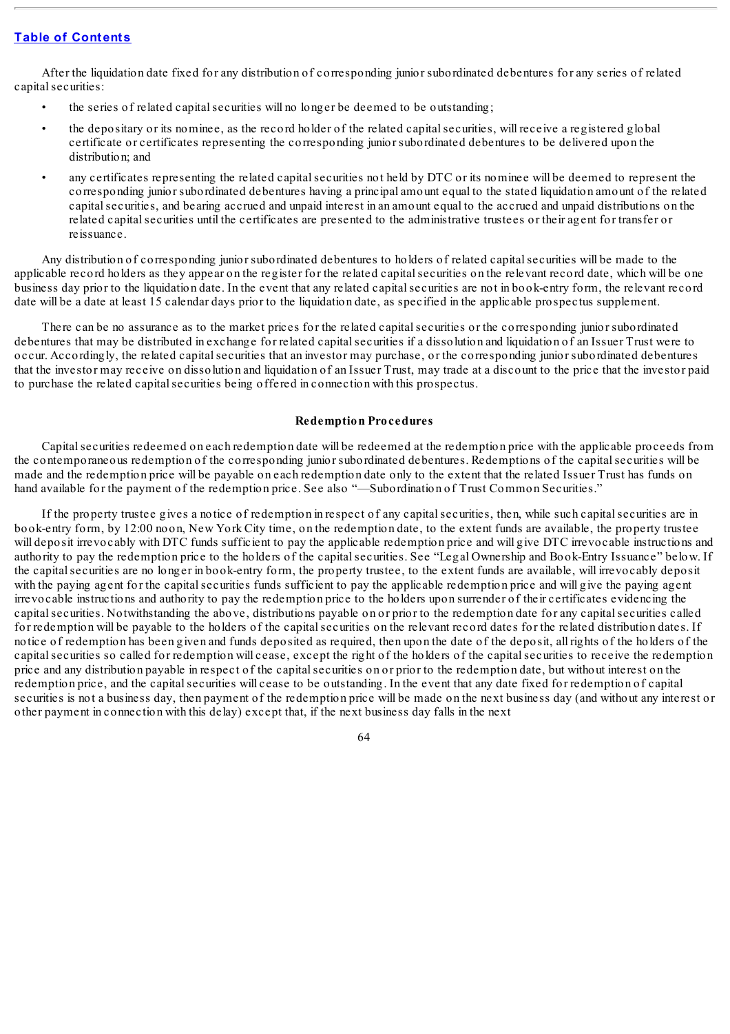After the liquidation date fixed for any distribution of corresponding junior subordinated debentures for any series of related capital securities:

- the series of related capital securities will no longer be deemed to be outstanding;
- the depositary or its nominee, as the record holder of the related capital securities, will receive a registered global certificate or certificates representing the corresponding junior subordinated debentures to be delivered upon the distribution; and
- any certificates representing the related capital securities not held by DTC or its nominee will be deemed to represent the corresponding junior subordinated debentures having a principal amount equal to the stated liquidation amount of the related capital securities, and bearing accrued and unpaid interest in an amount equal to the accrued and unpaid distributions on the related capital securities until the certificates are presented to the administrative trustees or their agent for transfer or reissuance.

Any distribution of corresponding junior subordinated debentures to holders of related capital securities will be made to the applicable record holders as they appear on the register for the related capital securities on the relevant record date, which will be one business day prior to the liquidation date. In the event that any related capital securities are not in book-entry form, the relevant record date will be a date at least 15 calendar days prior to the liquidation date, as specified in the applicable prospectus supplement.

There can be no assurance as to the market prices for the related capital securities or the corresponding junior subordinated debentures that may be distributed in exchange for related capital securities if a dissolution and liquidation of an Issuer Trust were to occur. Accordingly, the related capital securities that an investor may purchase, or the corresponding junior subordinated debentures that the investor may receive on dissolution and liquidation of an Issuer Trust, may trade at a discount to the price that the investor paid to purchase the related capital securities being offered in connection with this prospectus.

**Redemption Procedures**

Capital securities redeemed on each redemption date will be redeemed at the redemption price with the applicable proceeds from the contemporaneous redemption of the corresponding junior subordinated debentures. Redemptions of the capital securities will be made and the redemption price will be payable on each redemption date only to the extent that the related Issuer Trust has funds on hand available for the payment of the redemption price. See also "—Subordination of Trust Common Securities."

If the property trustee gives a notice of redemption in respect of any capital securities, then, while such capital securities are in book-entry form, by 12:00 noon, New York City time, on the redemption date, to the extent funds are available, the property trustee will deposit irrevocably with DTC funds sufficient to pay the applicable redemption price and will give DTC irrevocable instructions and authority to pay the redemption price to the holders of the capital securities. See "Legal Ownership and Book-Entry Issuance" below. If the capital securities are no longer in book-entry form, the property trustee, to the extent funds are available, will irrevocably deposit with the paying agent for the capital securities funds sufficient to pay the applicable redemption price and will give the paying agent irrevocable instructions and authority to pay the redemption price to the holders upon surrender of their certificates evidencing the capital securities. Notwithstanding the above, distributions payable on or prior to the redemption date for any capital securities called for redemption will be payable to the holders of the capital securities on the relevant record dates for the related distribution dates. If notice of redemption has been given and funds deposited as required, then upon the date of the deposit, all rights of the holders of the capital securities so called for redemption will cease, except the right of the holders of the capital securities to receive the redemption price and any distribution payable in respect of the capital securities on or prior to the redemption date, but without interest on the redemption price, and the capital securities will cease to be outstanding. In the event that any date fixed for redemption of capital securities is not a business day, then payment of the redemption price will be made on the next business day (and without any interest or other payment in connection with this delay) except that, if the next business day falls in the next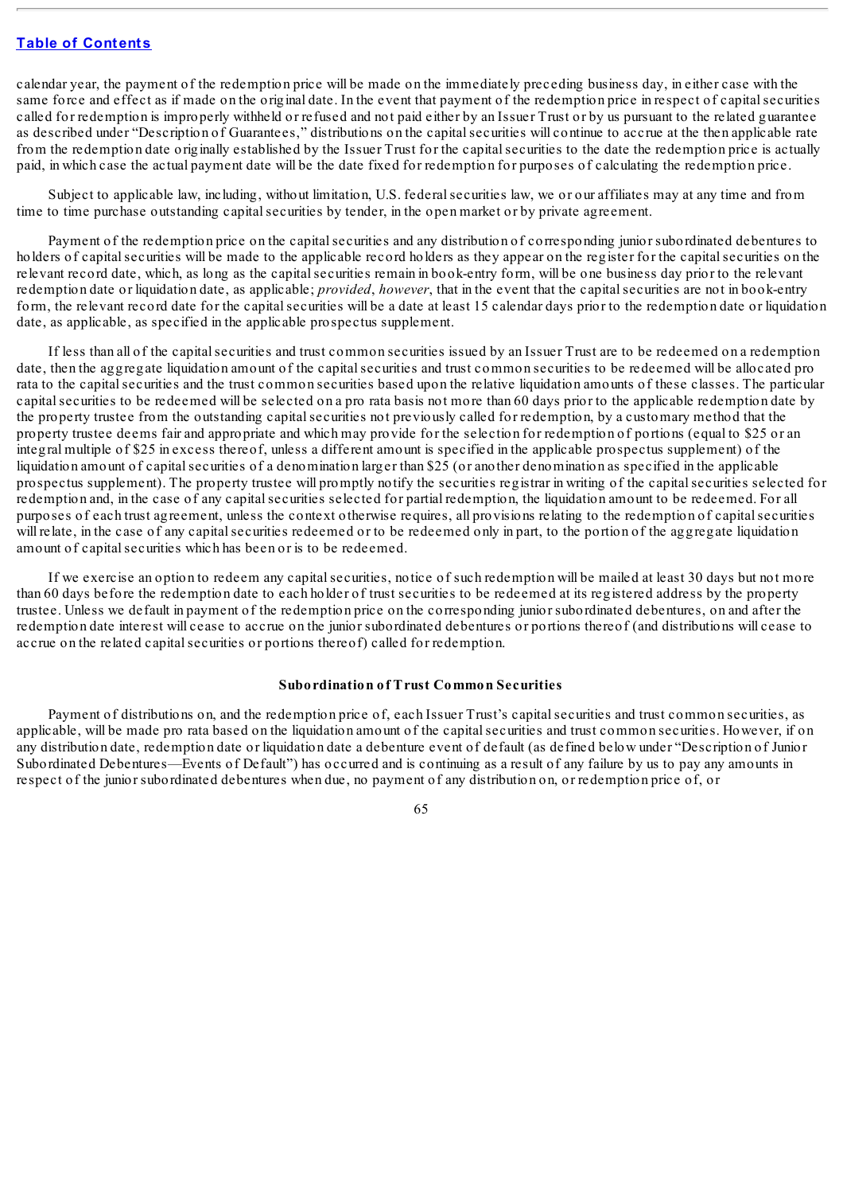calendar year, the payment of the redemption price will be made on the immediately preceding business day, in either case with the same force and effect as if made on the original date. In the event that payment of the redemption price in respect of capital securities called for redemption is improperly withheld or refused and not paid either by an Issuer Trust or by us pursuant to the related guarantee as described under "Description of Guarantees," distributions on the capital securities will continue to accrue at the then applicable rate from the redemption date originally established by the Issuer Trust for the capital securities to the date the redemption price is actually paid, in which case the actual payment date will be the date fixed for redemption for purposes of calculating the redemption price.

Subject to applicable law, including, without limitation, U.S. federal securities law, we or our affiliates may at any time and from time to time purchase outstanding capital securities by tender, in the open market or by private agreement.

Payment of the redemption price on the capital securities and any distribution of corresponding junior subordinated debentures to holders of capital securities will be made to the applicable record holders as they appear on the register for the capital securities on the relevant record date, which, as long as the capital securities remain in book-entry form, will be one business day prior to the relevant redemption date or liquidation date, as applicable; *provided*, *however*, that in the event that the capital securities are not in book-entry form, the relevant record date for the capital securities will be a date at least 15 calendar days prior to the redemption date or liquidation date, as applicable, as specified in the applicable prospectus supplement.

If less than all of the capital securities and trust common securities issued by an Issuer Trust are to be redeemed on a redemption date, then the aggregate liquidation amount of the capital securities and trust common securities to be redeemed will be allocated pro rata to the capital securities and the trust common securities based upon the relative liquidation amounts of these classes. The particular capital securities to be redeemed will be selected on a pro rata basis not more than 60 days prior to the applicable redemption date by the property trustee from the outstanding capital securities not previously called for redemption, by a customary method that the property trustee deems fair and appropriate and which may provide for the selection for redemption of portions (equal to $25 or an integral multiple of $25 in excess thereof, unless a different amount is specified in the applicable prospectus supplement) of the liquidation amount of capital securities of a denomination larger than $25 (or another denomination as specified in the applicable prospectus supplement). The property trustee will promptly notify the securities registrar in writing of the capital securities selected for redemption and, in the case of any capital securities selected for partial redemption, the liquidation amount to be redeemed. For all purposes of each trust agreement, unless the context otherwise requires, all provisions relating to the redemption of capital securities will relate, in the case of any capital securities redeemed or to be redeemed only in part, to the portion of the aggregate liquidation amount of capital securities which has been or is to be redeemed.

If we exercise an option to redeem any capital securities, notice of such redemption will be mailed at least 30 days but not more than 60 days before the redemption date to each holder of trust securities to be redeemed at its registered address by the property trustee. Unless we default in payment of the redemption price on the corresponding junior subordinated debentures, on and after the redemption date interest will cease to accrue on the junior subordinated debentures or portions thereof (and distributions will cease to accrue on the related capital securities or portions thereof) called for redemption.

### Subordination of Trust Common Securities

Payment of distributions on, and the redemption price of, each Issuer Trust's capital securities and trust common securities, as applicable, will be made pro rata based on the liquidation amount of the capital securities and trust common securities. However, if on any distribution date, redemption date or liquidation date a debenture event of default (as defined below under "Description of Junior Subordinated Debentures—Events of Default") has occurred and is continuing as a result of any failure by us to pay any amounts in respect of the junior subordinated debentures when due, no payment of any distribution on, or redemption price of, or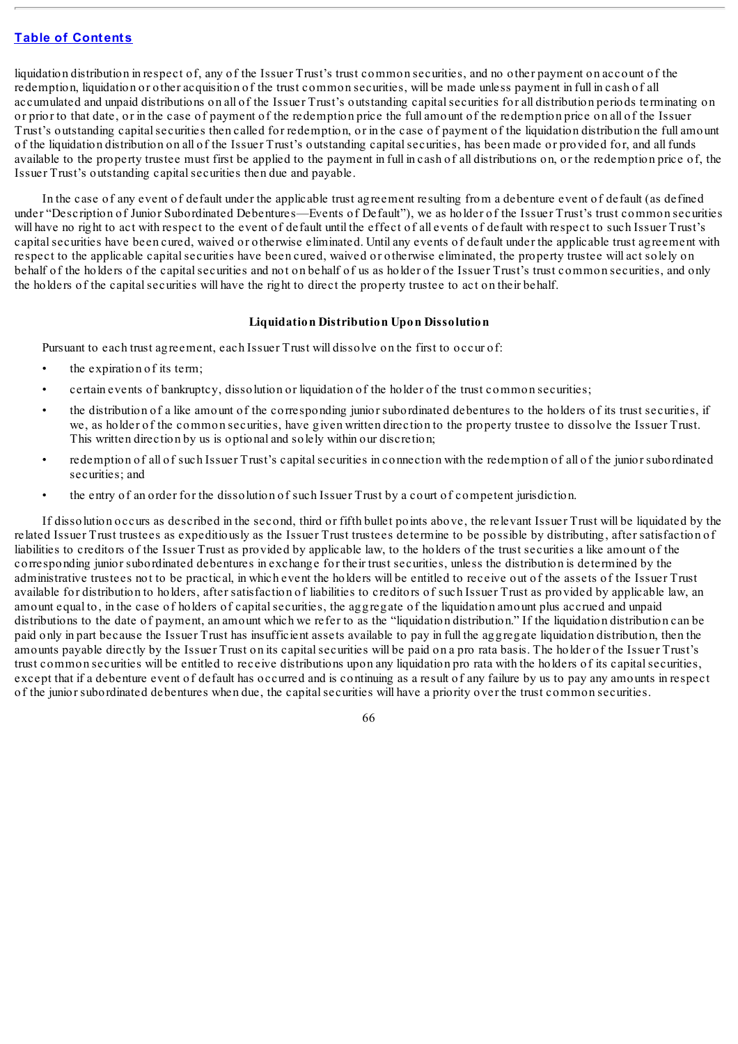liquidation distribution in respect of, any of the Issuer Trust's trust common securities, and no other payment on account of the redemption, liquidation or other acquisition of the trust common securities, will be made unless payment in full in cash of all accumulated and unpaid distributions on all of the Issuer Trust's outstanding capital securities for all distribution periods terminating on or prior to that date, or in the case of payment of the redemption price the full amount of the redemption price on all of the Issuer Trust's outstanding capital securities then called for redemption, or in the case of payment of the liquidation distribution the full amount of the liquidation distribution on all of the Issuer Trust's outstanding capital securities, has been made or provided for, and all funds available to the property trustee must first be applied to the payment in full in cash of all distributions on, or the redemption price of, the Issuer Trust's outstanding capital securities then due and payable.

In the case of any event of default under the applicable trust agreement resulting from a debenture event of default (as defined under "Description of Junior Subordinated Debentures—Events of Default"), we as holder of the Issuer Trust's trust common securities will have no right to act with respect to the event of default until the effect of all events of default with respect to such Issuer Trust's capital securities have been cured, waived or otherwise eliminated. Until any events of default under the applicable trust agreement with respect to the applicable capital securities have been cured, waived or otherwise eliminated, the property trustee will act solely on behalf of the holders of the capital securities and not on behalf of us as holder of the Issuer Trust's trust common securities, and only the holders of the capital securities will have the right to direct the property trustee to act on their behalf.

### Liquidation Distribution Upon Dissolution

Pursuant to each trust agreement, each Issuer Trust will dissolve on the first to occur of:

- the expiration of its term;
- certain events of bankruptcy, dissolution or liquidation of the holder of the trust common securities;
- the distribution of a like amount of the corresponding junior subordinated debentures to the holders of its trust securities, if we, as holder of the common securities, have given written direction to the property trustee to dissolve the Issuer Trust. This written direction by us is optional and solely within our discretion;
- redemption of all of such Issuer Trust's capital securities in connection with the redemption of all of the junior subordinated securities; and
- the entry of an order for the dissolution of such Issuer Trust by a court of competent jurisdiction.

If dissolution occurs as described in the second, third or fifth bullet points above, the relevant Issuer Trust will be liquidated by the related Issuer Trust trustees as expeditiously as the Issuer Trust trustees determine to be possible by distributing, after satisfaction of liabilities to creditors of the Issuer Trust as provided by applicable law, to the holders of the trust securities a like amount of the corresponding junior subordinated debentures in exchange for their trust securities, unless the distribution is determined by the administrative trustees not to be practical, in which event the holders will be entitled to receive out of the assets of the Issuer Trust available for distribution to holders, after satisfaction of liabilities to creditors of such Issuer Trust as provided by applicable law, an amount equal to, in the case of holders of capital securities, the aggregate of the liquidation amount plus accrued and unpaid distributions to the date of payment, an amount which we refer to as the "liquidation distribution." If the liquidation distribution can be paid only in part because the Issuer Trust has insufficient assets available to pay in full the aggregate liquidation distribution, then the amounts payable directly by the Issuer Trust on its capital securities will be paid on a pro rata basis. The holder of the Issuer Trust's trust common securities will be entitled to receive distributions upon any liquidation pro rata with the holders of its capital securities, except that if a debenture event of default has occurred and is continuing as a result of any failure by us to pay any amounts in respect of the junior subordinated debentures when due, the capital securities will have a priority over the trust common securities.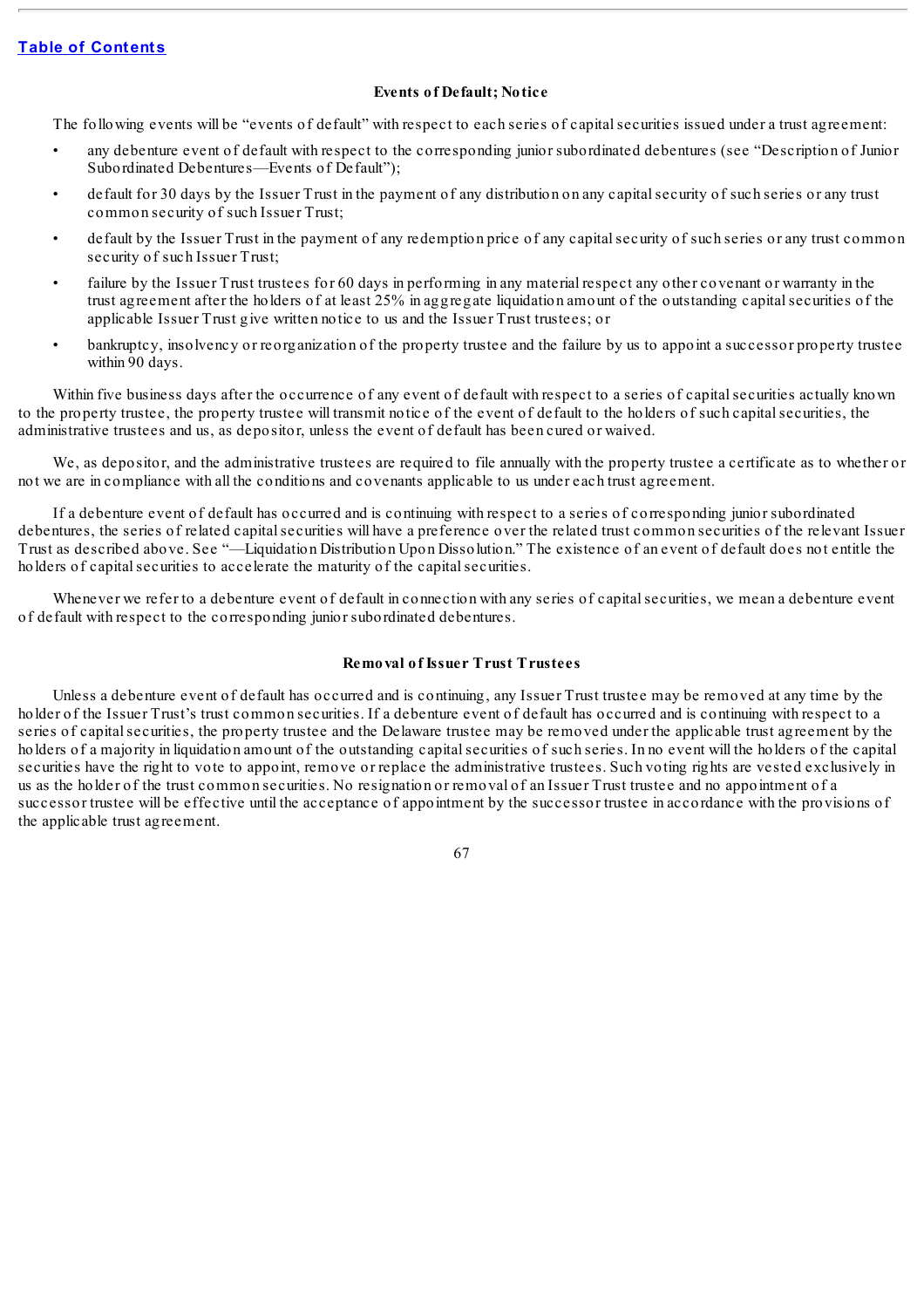### Events of Default; Notice

The following events will be "events of default" with respect to each series of capital securities issued under a trust agreement:

- any debenture event of default with respect to the corresponding junior subordinated debentures (see "Description of Junior Subordinated Debentures—Events of Default");
- default for 30 days by the Issuer Trust in the payment of any distribution on any capital security of such series or any trust common security of such Issuer Trust;
- default by the Issuer Trust in the payment of any redemption price of any capital security of such series or any trust common security of such Issuer Trust;
- failure by the Issuer Trust trustees for 60 days in performing in any material respect any other covenant or warranty in the trust agreement after the holders of at least 25% in aggregate liquidation amount of the outstanding capital securities of the applicable Issuer Trust give written notice to us and the Issuer Trust trustees; or
- bankruptcy, insolvency or reorganization of the property trustee and the failure by us to appoint a successor property trustee within 90 days.

Within five business days after the occurrence of any event of default with respect to a series of capital securities actually known to the property trustee, the property trustee will transmit notice of the event of default to the holders of such capital securities, the administrative trustees and us, as depositor, unless the event of default has been cured or waived.

We, as depositor, and the administrative trustees are required to file annually with the property trustee a certificate as to whether or not we are in compliance with all the conditions and covenants applicable to us under each trust agreement.

If a debenture event of default has occurred and is continuing with respect to a series of corresponding junior subordinated debentures, the series of related capital securities will have a preference over the related trust common securities of the relevant Issuer Trust as described above. See "—Liquidation Distribution Upon Dissolution." The existence of an event of default does not entitle the holders of capital securities to accelerate the maturity of the capital securities.

Whenever we refer to a debenture event of default in connection with any series of capital securities, we mean a debenture event of default with respect to the corresponding junior subordinated debentures.

### Removal of Issuer Trust Trustees

Unless a debenture event of default has occurred and is continuing, any Issuer Trust trustee may be removed at any time by the holder of the Issuer Trust's trust common securities. If a debenture event of default has occurred and is continuing with respect to a series of capital securities, the property trustee and the Delaware trustee may be removed under the applicable trust agreement by the holders of a majority in liquidation amount of the outstanding capital securities of such series. In no event will the holders of the capital securities have the right to vote to appoint, remove or replace the administrative trustees. Such voting rights are vested exclusively in us as the holder of the trust common securities. No resignation or removal of an Issuer Trust trustee and no appointment of a successor trustee will be effective until the acceptance of appointment by the successor trustee in accordance with the provisions of the applicable trust agreement.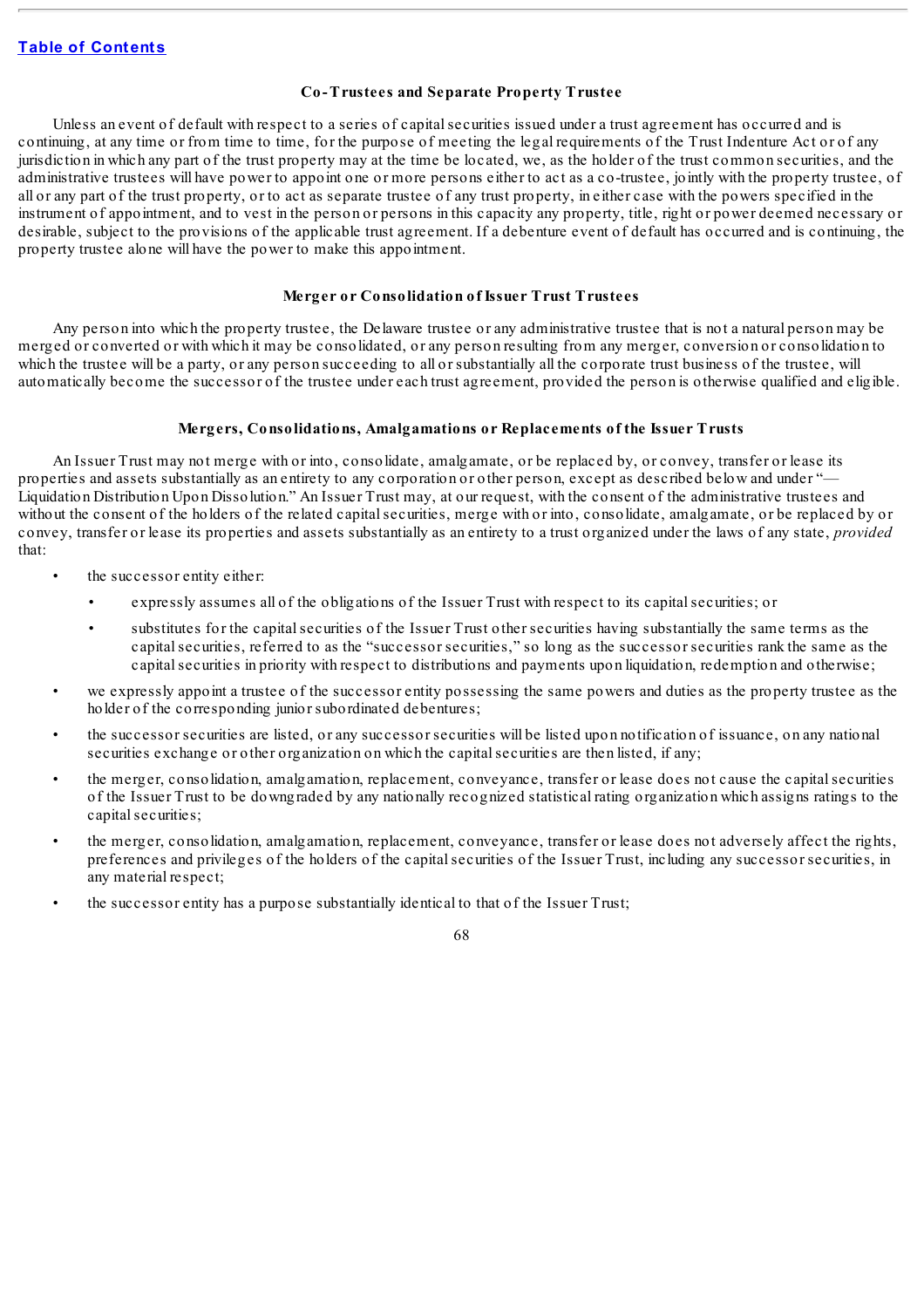### Co-Trustees and Separate Property Trustee

Unless an event of default with respect to a series of capital securities issued under a trust agreement has occurred and is continuing, at any time or from time to time, for the purpose of meeting the legal requirements of the Trust Indenture Act or of any jurisdiction in which any part of the trust property may at the time be located, we, as the holder of the trust common securities, and the administrative trustees will have power to appoint one or more persons either to act as a co-trustee, jointly with the property trustee, of all or any part of the trust property, or to act as separate trustee of any trust property, in either case with the powers specified in the instrument of appointment, and to vest in the person or persons in this capacity any property, title, right or power deemed necessary or desirable, subject to the provisions of the applicable trust agreement. If a debenture event of default has occurred and is continuing, the property trustee alone will have the power to make this appointment.

### Merger or Consolidation of Issuer Trust Trustees

Any person into which the property trustee, the Delaware trustee or any administrative trustee that is not a natural person may be merged or converted or with which it may be consolidated, or any person resulting from any merger, conversion or consolidation to which the trustee will be a party, or any person succeeding to all or substantially all the corporate trust business of the trustee, will automatically become the successor of the trustee under each trust agreement, provided the person is otherwise qualified and eligible.

### Mergers, Consolidations, Amalgamations or Replacements of the Issuer Trusts

An Issuer Trust may not merge with or into, consolidate, amalgamate, or be replaced by, or convey, transfer or lease its properties and assets substantially as an entirety to any corporation or other person, except as described below and under "— Liquidation Distribution Upon Dissolution." An Issuer Trust may, at our request, with the consent of the administrative trustees and without the consent of the holders of the related capital securities, merge with or into, consolidate, amalgamate, or be replaced by or convey, transfer or lease its properties and assets substantially as an entirety to a trust organized under the laws of any state, *provided* that:

- the successor entity either:
  - expressly assumes all of the obligations of the Issuer Trust with respect to its capital securities; or
  - substitutes for the capital securities of the Issuer Trust other securities having substantially the same terms as the capital securities, referred to as the "successor securities," so long as the successor securities rank the same as the capital securities in priority with respect to distributions and payments upon liquidation, redemption and otherwise;
- we expressly appoint a trustee of the successor entity possessing the same powers and duties as the property trustee as the holder of the corresponding junior subordinated debentures;
- the successor securities are listed, or any successor securities will be listed upon notification of issuance, on any national securities exchange or other organization on which the capital securities are then listed, if any;
- the merger, consolidation, amalgamation, replacement, conveyance, transfer or lease does not cause the capital securities of the Issuer Trust to be downgraded by any nationally recognized statistical rating organization which assigns ratings to the capital securities;
- the merger, consolidation, amalgamation, replacement, conveyance, transfer or lease does not adversely affect the rights, preferences and privileges of the holders of the capital securities of the Issuer Trust, including any successor securities, in any material respect;
- the successor entity has a purpose substantially identical to that of the Issuer Trust;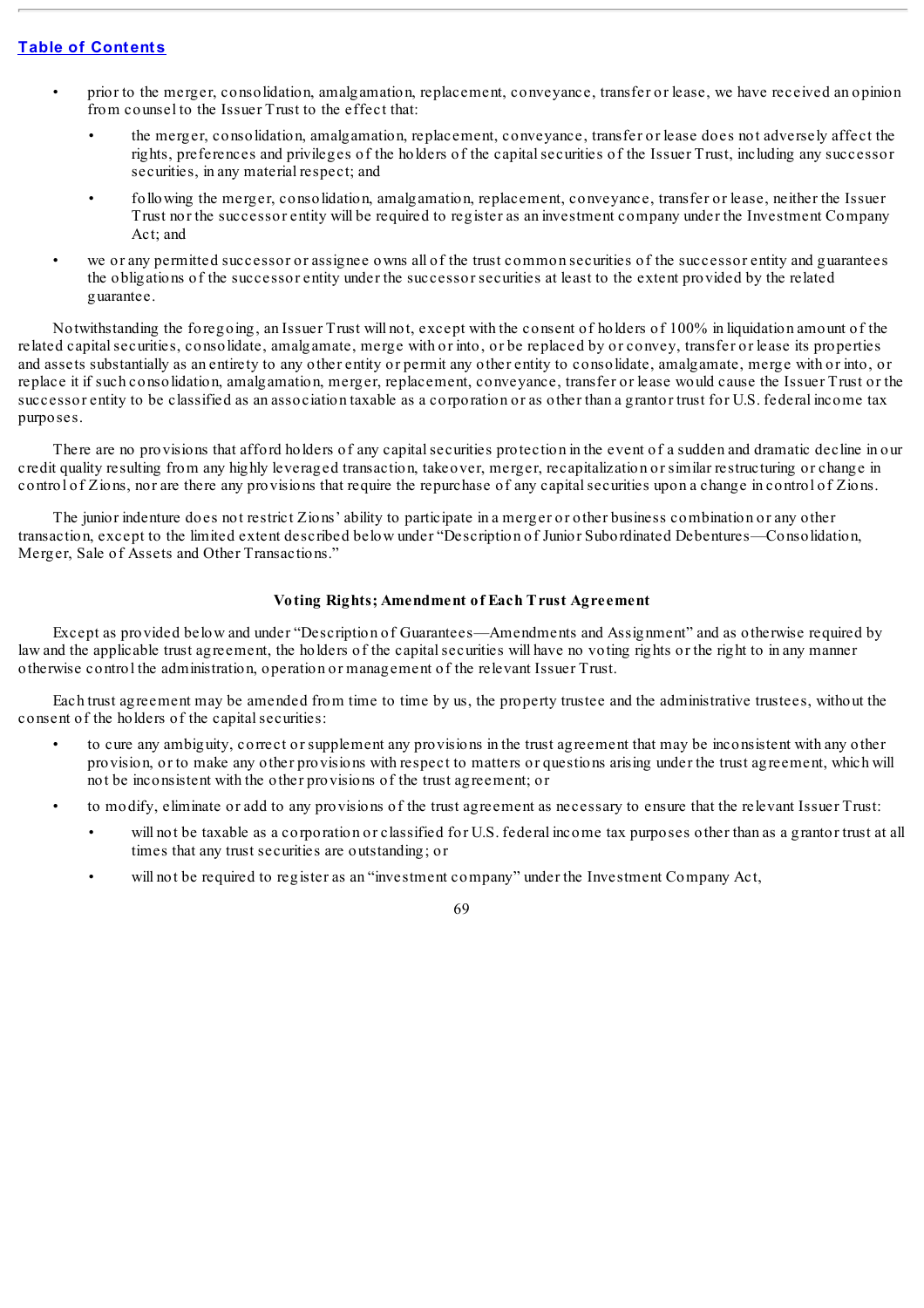- prior to the merger, consolidation, amalgamation, replacement, conveyance, transfer or lease, we have received an opinion from counsel to the Issuer Trust to the effect that:
  - the merger, consolidation, amalgamation, replacement, conveyance, transfer or lease does not adversely affect the rights, preferences and privileges of the holders of the capital securities of the Issuer Trust, including any successor securities, in any material respect; and
  - following the merger, consolidation, amalgamation, replacement, conveyance, transfer or lease, neither the Issuer Trust nor the successor entity will be required to register as an investment company under the Investment Company Act; and
- we or any permitted successor or assignee owns all of the trust common securities of the successor entity and guarantees the obligations of the successor entity under the successor securities at least to the extent provided by the related guarantee.

Notwithstanding the foregoing, an Issuer Trust will not, except with the consent of holders of 100% in liquidation amount of the related capital securities, consolidate, amalgamate, merge with or into, or be replaced by or convey, transfer or lease its properties and assets substantially as an entirety to any other entity or permit any other entity to consolidate, amalgamate, merge with or into, or replace it if such consolidation, amalgamation, merger, replacement, conveyance, transfer or lease would cause the Issuer Trust or the successor entity to be classified as an association taxable as a corporation or as other than a grantor trust for U.S. federal income tax purposes.

There are no provisions that afford holders of any capital securities protection in the event of a sudden and dramatic decline in our credit quality resulting from any highly leveraged transaction, takeover, merger, recapitalization or similar restructuring or change in control of Zions, nor are there any provisions that require the repurchase of any capital securities upon a change in control of Zions.

The junior indenture does not restrict Zions' ability to participate in a merger or other business combination or any other transaction, except to the limited extent described below under "Description of Junior Subordinated Debentures—Consolidation, Merger, Sale of Assets and Other Transactions."

### Voting Rights; Amendment of Each Trust Agreement

Except as provided below and under "Description of Guarantees—Amendments and Assignment" and as otherwise required by law and the applicable trust agreement, the holders of the capital securities will have no voting rights or the right to in any manner otherwise control the administration, operation or management of the relevant Issuer Trust.

Each trust agreement may be amended from time to time by us, the property trustee and the administrative trustees, without the consent of the holders of the capital securities:

- to cure any ambiguity, correct or supplement any provisions in the trust agreement that may be inconsistent with any other provision, or to make any other provisions with respect to matters or questions arising under the trust agreement, which will not be inconsistent with the other provisions of the trust agreement; or
- to modify, eliminate or add to any provisions of the trust agreement as necessary to ensure that the relevant Issuer Trust:
  - will not be taxable as a corporation or classified for U.S. federal income tax purposes other than as a grantor trust at all times that any trust securities are outstanding; or
  - will not be required to register as an "investment company" under the Investment Company Act,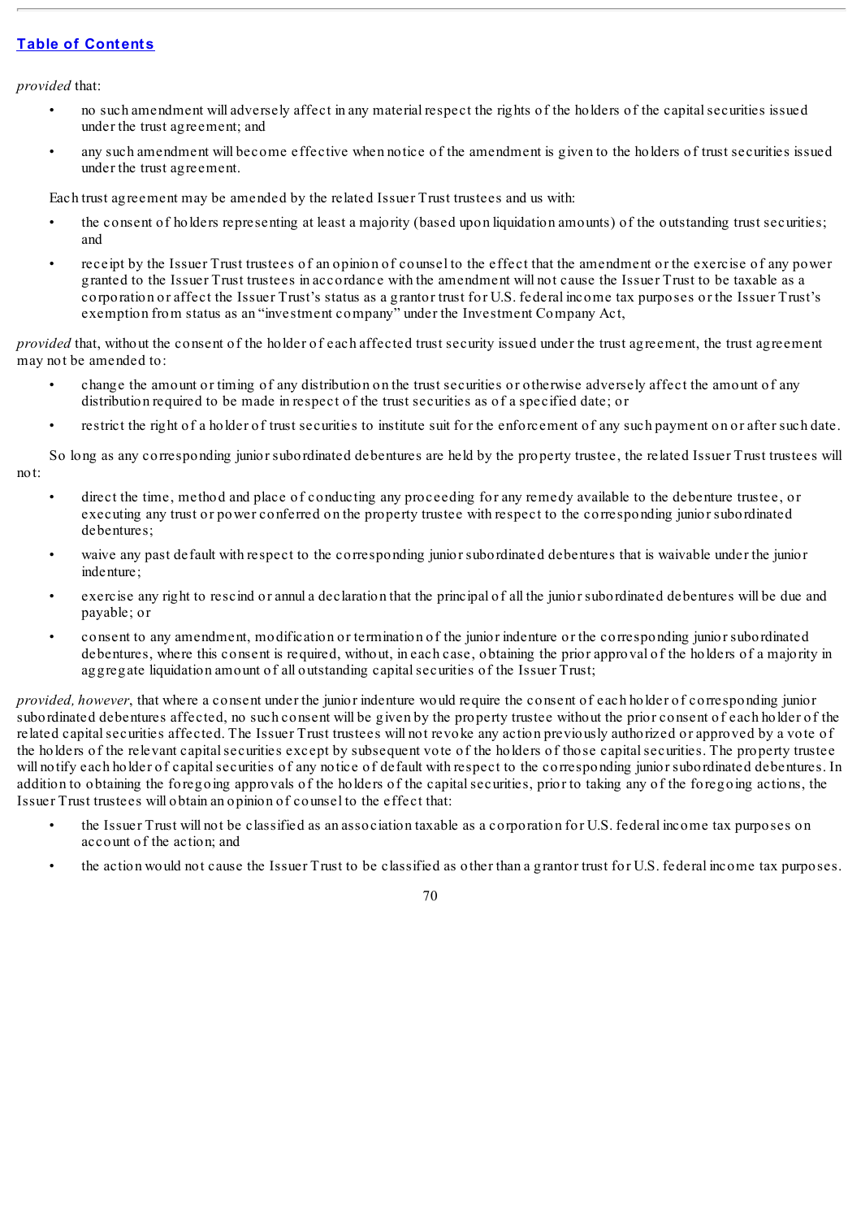*provided* that:

- no such amendment will adversely affect in any material respect the rights of the holders of the capital securities issued under the trust agreement; and
- any such amendment will become effective when notice of the amendment is given to the holders of trust securities issued under the trust agreement.

Each trust agreement may be amended by the related Issuer Trust trustees and us with:

- the consent of holders representing at least a majority (based upon liquidation amounts) of the outstanding trust securities; and
- receipt by the Issuer Trust trustees of an opinion of counsel to the effect that the amendment or the exercise of any power granted to the Issuer Trust trustees in accordance with the amendment will not cause the Issuer Trust to be taxable as a corporation or affect the Issuer Trust's status as a grantor trust for U.S. federal income tax purposes or the Issuer Trust's exemption from status as an "investment company" under the Investment Company Act,

*provided* that, without the consent of the holder of each affected trust security issued under the trust agreement, the trust agreement may not be amended to:

- change the amount or timing of any distribution on the trust securities or otherwise adversely affect the amount of any distribution required to be made in respect of the trust securities as of a specified date; or
- restrict the right of a holder of trust securities to institute suit for the enforcement of any such payment on or after such date.

So long as any corresponding junior subordinated debentures are held by the property trustee, the related Issuer Trust trustees will not:

- direct the time, method and place of conducting any proceeding for any remedy available to the debenture trustee, or executing any trust or power conferred on the property trustee with respect to the corresponding junior subordinated debentures;
- waive any past default with respect to the corresponding junior subordinated debentures that is waivable under the junior indenture;
- exercise any right to rescind or annul a declaration that the principal of all the junior subordinated debentures will be due and payable; or
- consent to any amendment, modification or termination of the junior indenture or the corresponding junior subordinated debentures, where this consent is required, without, in each case, obtaining the prior approval of the holders of a majority in aggregate liquidation amount of all outstanding capital securities of the Issuer Trust;

*provided, however*, that where a consent under the junior indenture would require the consent of each holder of corresponding junior subordinated debentures affected, no such consent will be given by the property trustee without the prior consent of each holder of the related capital securities affected. The Issuer Trust trustees will not revoke any action previously authorized or approved by a vote of the holders of the relevant capital securities except by subsequent vote of the holders of those capital securities. The property trustee will notify each holder of capital securities of any notice of default with respect to the corresponding junior subordinated debentures. In addition to obtaining the foregoing approvals of the holders of the capital securities, prior to taking any of the foregoing actions, the Issuer Trust trustees will obtain an opinion of counsel to the effect that:

- the Issuer Trust will not be classified as an association taxable as a corporation for U.S. federal income tax purposes on account of the action; and
- the action would not cause the Issuer Trust to be classified as other than a grantor trust for U.S. federal income tax purposes.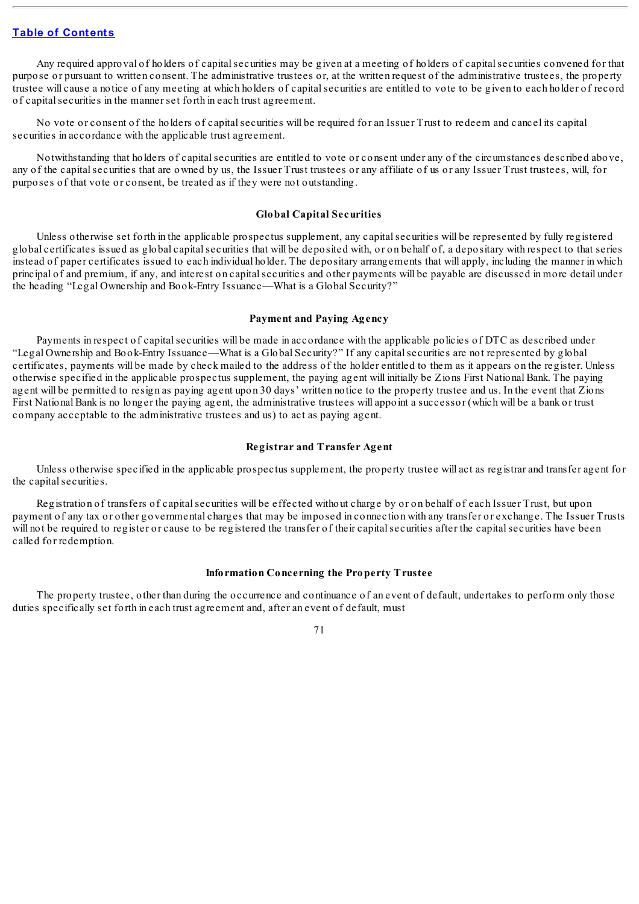Any required approval of holders of capital securities may be given at a meeting of holders of capital securities convened for that purpose or pursuant to written consent. The administrative trustees or, at the written request of the administrative trustees, the property trustee will cause a notice of any meeting at which holders of capital securities are entitled to vote to be given to each holder of record of capital securities in the manner set forth in each trust agreement.

No vote or consent of the holders of capital securities will be required for an Issuer Trust to redeem and cancel its capital securities in accordance with the applicable trust agreement.

Notwithstanding that holders of capital securities are entitled to vote or consent under any of the circumstances described above, any of the capital securities that are owned by us, the Issuer Trust trustees or any affiliate of us or any Issuer Trust trustees, will, for purposes of that vote or consent, be treated as if they were not outstanding.

### Global Capital Securities

Unless otherwise set forth in the applicable prospectus supplement, any capital securities will be represented by fully registered global certificates issued as global capital securities that will be deposited with, or on behalf of, a depositary with respect to that series instead of paper certificates issued to each individual holder. The depositary arrangements that will apply, including the manner in which principal of and premium, if any, and interest on capital securities and other payments will be payable are discussed in more detail under the heading "Legal Ownership and Book-Entry Issuance—What is a Global Security?"

### Payment and Paying Agency

Payments in respect of capital securities will be made in accordance with the applicable policies of DTC as described under "Legal Ownership and Book-Entry Issuance—What is a Global Security?" If any capital securities are not represented by global certificates, payments will be made by check mailed to the address of the holder entitled to them as it appears on the register. Unless otherwise specified in the applicable prospectus supplement, the paying agent will initially be Zions First National Bank. The paying agent will be permitted to resign as paying agent upon 30 days' written notice to the property trustee and us. In the event that Zions First National Bank is no longer the paying agent, the administrative trustees will appoint a successor (which will be a bank or trust company acceptable to the administrative trustees and us) to act as paying agent.

### Registrar and Transfer Agent

Unless otherwise specified in the applicable prospectus supplement, the property trustee will act as registrar and transfer agent for the capital securities.

Registration of transfers of capital securities will be effected without charge by or on behalf of each Issuer Trust, but upon payment of any tax or other governmental charges that may be imposed in connection with any transfer or exchange. The Issuer Trusts will not be required to register or cause to be registered the transfer of their capital securities after the capital securities have been called for redemption.

### Information Concerning the Property Trustee

The property trustee, other than during the occurrence and continuance of an event of default, undertakes to perform only those duties specifically set forth in each trust agreement and, after an event of default, must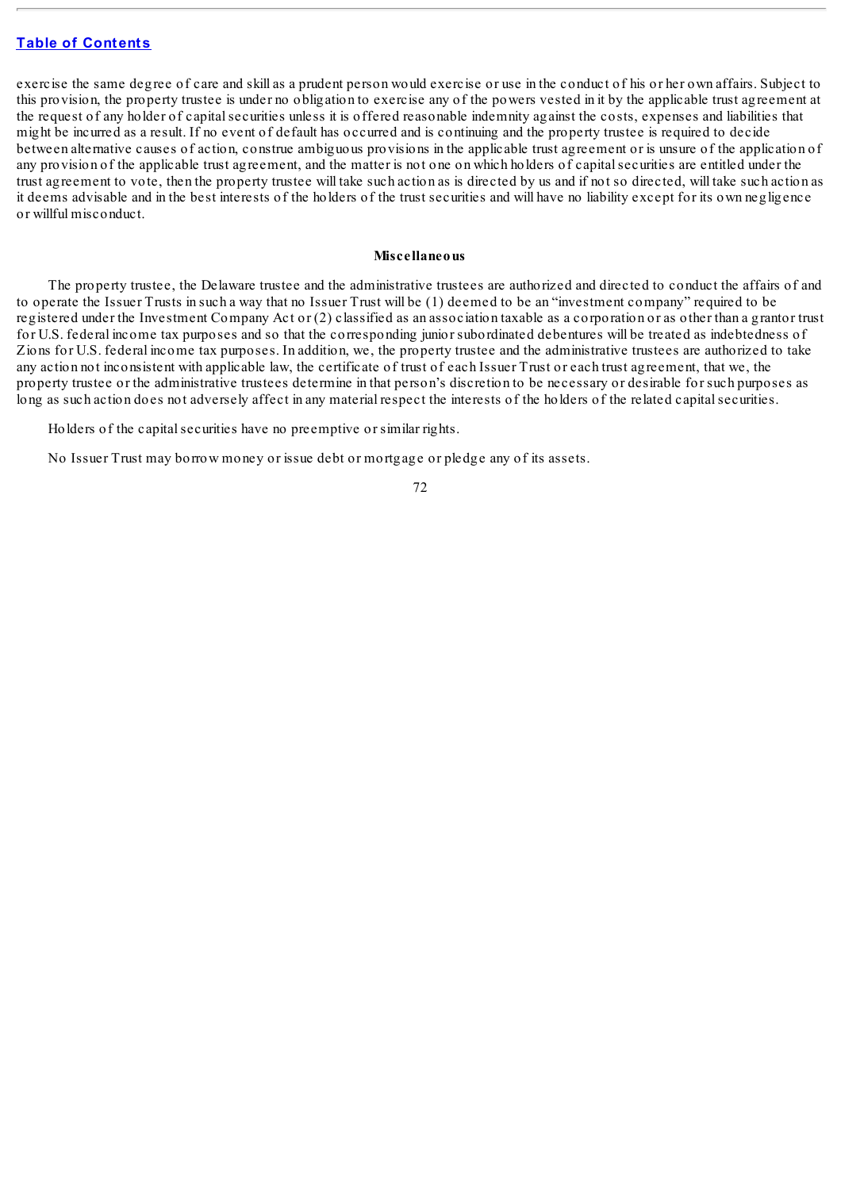exercise the same degree of care and skill as a prudent person would exercise or use in the conduct of his or her own affairs. Subject to this provision, the property trustee is under no obligation to exercise any of the powers vested in it by the applicable trust agreement at the request of any holder of capital securities unless it is offered reasonable indemnity against the costs, expenses and liabilities that might be incurred as a result. If no event of default has occurred and is continuing and the property trustee is required to decide between alternative causes of action, construe ambiguous provisions in the applicable trust agreement or is unsure of the application of any provision of the applicable trust agreement, and the matter is not one on which holders of capital securities are entitled under the trust agreement to vote, then the property trustee will take such action as is directed by us and if not so directed, will take such action as it deems advisable and in the best interests of the holders of the trust securities and will have no liability except for its own negligence or willful misconduct.

**Miscellaneous**

The property trustee, the Delaware trustee and the administrative trustees are authorized and directed to conduct the affairs of and to operate the Issuer Trusts in such a way that no Issuer Trust will be (1) deemed to be an "investment company" required to be registered under the Investment Company Act or (2) classified as an association taxable as a corporation or as other than a grantor trust for U.S. federal income tax purposes and so that the corresponding junior subordinated debentures will be treated as indebtedness of Zions for U.S. federal income tax purposes. In addition, we, the property trustee and the administrative trustees are authorized to take any action not inconsistent with applicable law, the certificate of trust of each Issuer Trust or each trust agreement, that we, the property trustee or the administrative trustees determine in that person's discretion to be necessary or desirable for such purposes as long as such action does not adversely affect in any material respect the interests of the holders of the related capital securities.

Holders of the capital securities have no preemptive or similar rights.

No Issuer Trust may borrow money or issue debt or mortgage or pledge any of its assets.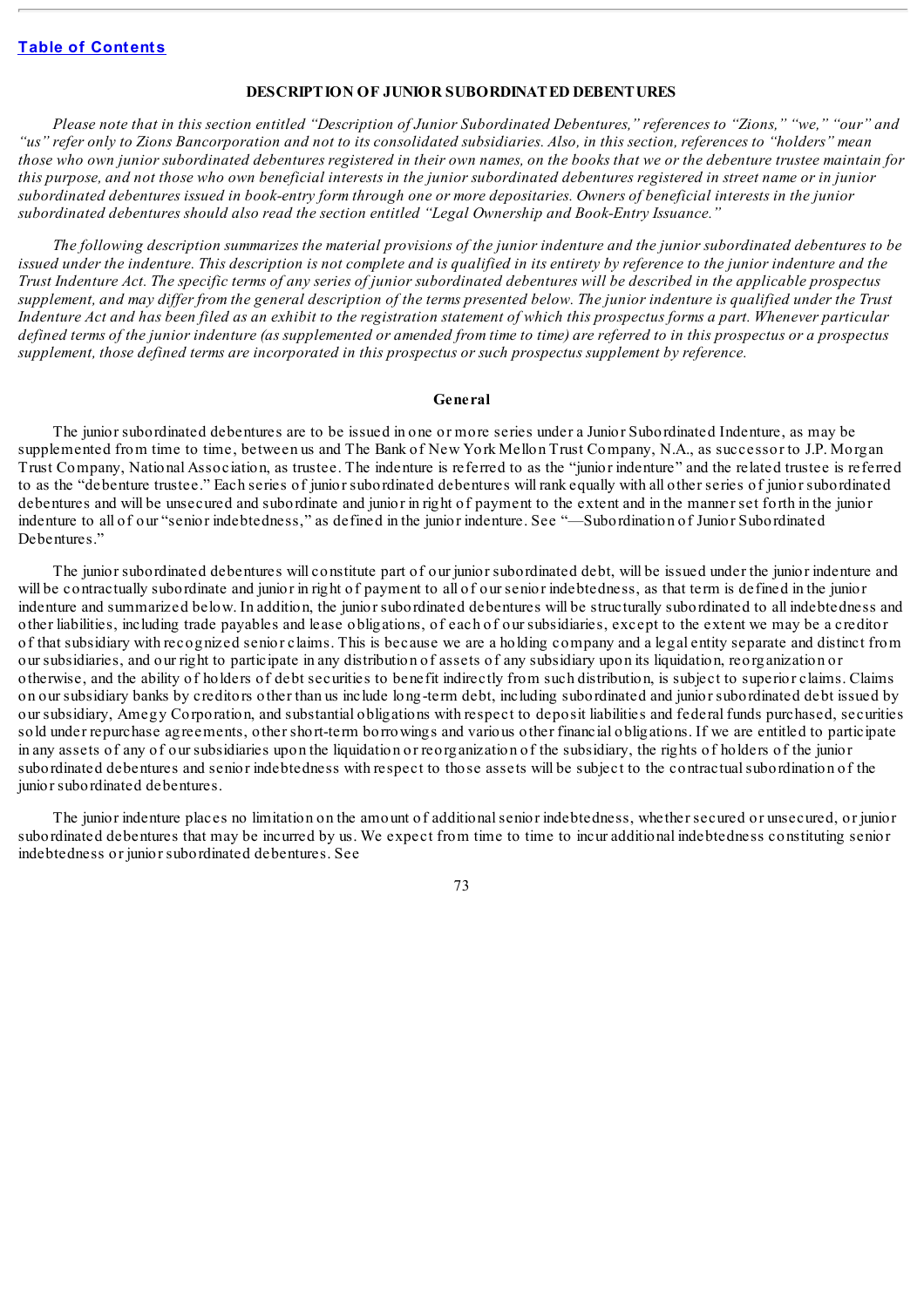## DESCRIPTION OF JUNIOR SUBORDINATED DEBENTURES

*Please note that in this section entitled "Description of Junior Subordinated Debentures," references to "Zions," "we," "our" and "us" refer only to Zions Bancorporation and not to its consolidated subsidiaries. Also, in this section, references to "holders" mean those who own junior subordinated debentures registered in their own names, on the books that we or the debenture trustee maintain for this purpose, and not those who own beneficial interests in the junior subordinated debentures registered in street name or in junior subordinated debentures issued in book-entry form through one or more depositaries. Owners of beneficial interests in the junior subordinated debentures should also read the section entitled "Legal Ownership and Book-Entry Issuance."*

*The following description summarizes the material provisions of the junior indenture and the junior subordinated debentures to be issued under the indenture. This description is not complete and is qualified in its entirety by reference to the junior indenture and the Trust Indenture Act. The specific terms of any series of junior subordinated debentures will be described in the applicable prospectus supplement, and may differ from the general description of the terms presented below. The junior indenture is qualified under the Trust Indenture Act and has been filed as an exhibit to the registration statement of which this prospectus forms a part. Whenever particular defined terms of the junior indenture (as supplemented or amended from time to time) are referred to in this prospectus or a prospectus supplement, those defined terms are incorporated in this prospectus or such prospectus supplement by reference.*

### General

The junior subordinated debentures are to be issued in one or more series under a Junior Subordinated Indenture, as may be supplemented from time to time, between us and The Bank of New York Mellon Trust Company, N.A., as successor to J.P. Morgan Trust Company, National Association, as trustee. The indenture is referred to as the "junior indenture" and the related trustee is referred to as the "debenture trustee." Each series of junior subordinated debentures will rank equally with all other series of junior subordinated debentures and will be unsecured and subordinate and junior in right of payment to the extent and in the manner set forth in the junior indenture to all of our "senior indebtedness," as defined in the junior indenture. See "—Subordination of Junior Subordinated Debentures."

The junior subordinated debentures will constitute part of our junior subordinated debt, will be issued under the junior indenture and will be contractually subordinate and junior in right of payment to all of our senior indebtedness, as that term is defined in the junior indenture and summarized below. In addition, the junior subordinated debentures will be structurally subordinated to all indebtedness and other liabilities, including trade payables and lease obligations, of each of our subsidiaries, except to the extent we may be a creditor of that subsidiary with recognized senior claims. This is because we are a holding company and a legal entity separate and distinct from our subsidiaries, and our right to participate in any distribution of assets of any subsidiary upon its liquidation, reorganization or otherwise, and the ability of holders of debt securities to benefit indirectly from such distribution, is subject to superior claims. Claims on our subsidiary banks by creditors other than us include long-term debt, including subordinated and junior subordinated debt issued by our subsidiary, Amegy Corporation, and substantial obligations with respect to deposit liabilities and federal funds purchased, securities sold under repurchase agreements, other short-term borrowings and various other financial obligations. If we are entitled to participate in any assets of any of our subsidiaries upon the liquidation or reorganization of the subsidiary, the rights of holders of the junior subordinated debentures and senior indebtedness with respect to those assets will be subject to the contractual subordination of the junior subordinated debentures.

The junior indenture places no limitation on the amount of additional senior indebtedness, whether secured or unsecured, or junior subordinated debentures that may be incurred by us. We expect from time to time to incur additional indebtedness constituting senior indebtedness or junior subordinated debentures. See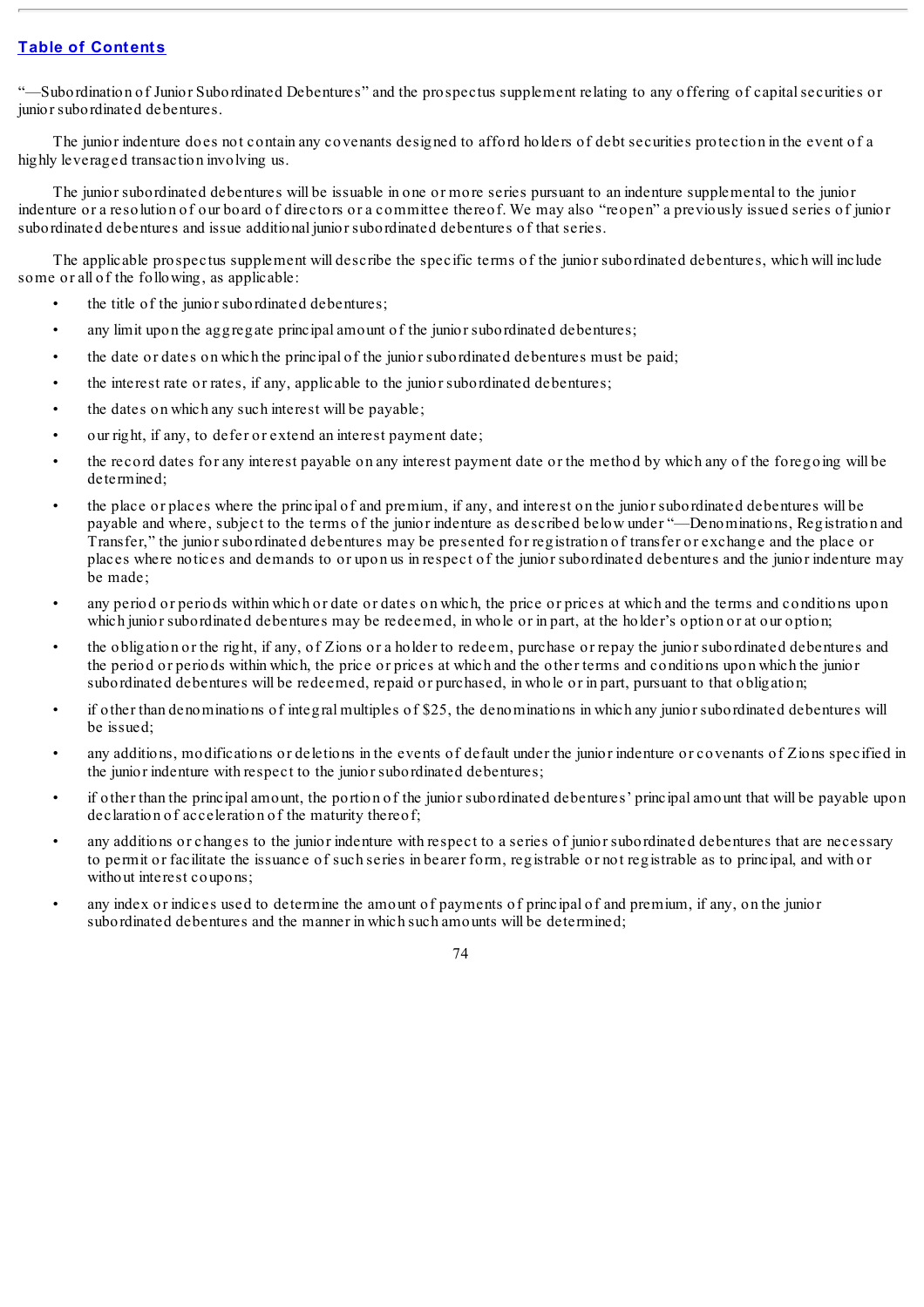"—Subordination of Junior Subordinated Debentures" and the prospectus supplement relating to any offering of capital securities or junior subordinated debentures.

The junior indenture does not contain any covenants designed to afford holders of debt securities protection in the event of a highly leveraged transaction involving us.

The junior subordinated debentures will be issuable in one or more series pursuant to an indenture supplemental to the junior indenture or a resolution of our board of directors or a committee thereof. We may also "reopen" a previously issued series of junior subordinated debentures and issue additional junior subordinated debentures of that series.

The applicable prospectus supplement will describe the specific terms of the junior subordinated debentures, which will include some or all of the following, as applicable:

- the title of the junior subordinated debentures;
- any limit upon the aggregate principal amount of the junior subordinated debentures;
- the date or dates on which the principal of the junior subordinated debentures must be paid;
- the interest rate or rates, if any, applicable to the junior subordinated debentures;
- the dates on which any such interest will be payable;
- our right, if any, to defer or extend an interest payment date;
- the record dates for any interest payable on any interest payment date or the method by which any of the foregoing will be determined;
- the place or places where the principal of and premium, if any, and interest on the junior subordinated debentures will be payable and where, subject to the terms of the junior indenture as described below under "—Denominations, Registration and Transfer," the junior subordinated debentures may be presented for registration of transfer or exchange and the place or places where notices and demands to or upon us in respect of the junior subordinated debentures and the junior indenture may be made;
- any period or periods within which or date or dates on which, the price or prices at which and the terms and conditions upon which junior subordinated debentures may be redeemed, in whole or in part, at the holder's option or at our option;
- the obligation or the right, if any, of Zions or a holder to redeem, purchase or repay the junior subordinated debentures and the period or periods within which, the price or prices at which and the other terms and conditions upon which the junior subordinated debentures will be redeemed, repaid or purchased, in whole or in part, pursuant to that obligation;
- if other than denominations of integral multiples of $25, the denominations in which any junior subordinated debentures will be issued;
- any additions, modifications or deletions in the events of default under the junior indenture or covenants of Zions specified in the junior indenture with respect to the junior subordinated debentures;
- if other than the principal amount, the portion of the junior subordinated debentures' principal amount that will be payable upon declaration of acceleration of the maturity thereof;
- any additions or changes to the junior indenture with respect to a series of junior subordinated debentures that are necessary to permit or facilitate the issuance of such series in bearer form, registrable or not registrable as to principal, and with or without interest coupons;
- any index or indices used to determine the amount of payments of principal of and premium, if any, on the junior subordinated debentures and the manner in which such amounts will be determined;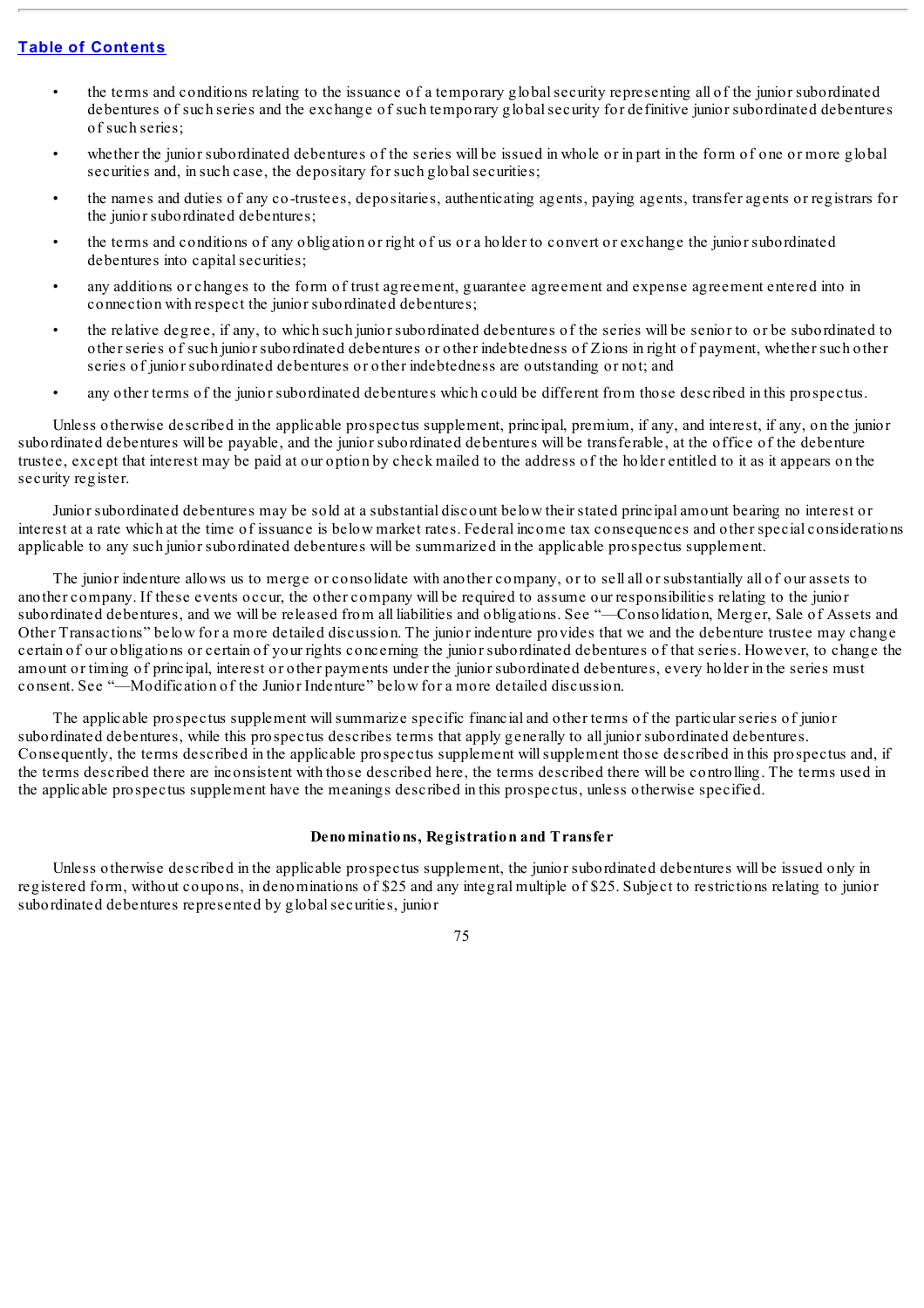- the terms and conditions relating to the issuance of a temporary global security representing all of the junior subordinated debentures of such series and the exchange of such temporary global security for definitive junior subordinated debentures of such series;
- whether the junior subordinated debentures of the series will be issued in whole or in part in the form of one or more global securities and, in such case, the depositary for such global securities;
- the names and duties of any co-trustees, depositaries, authenticating agents, paying agents, transfer agents or registrars for the junior subordinated debentures;
- the terms and conditions of any obligation or right of us or a holder to convert or exchange the junior subordinated debentures into capital securities;
- any additions or changes to the form of trust agreement, guarantee agreement and expense agreement entered into in connection with respect the junior subordinated debentures;
- the relative degree, if any, to which such junior subordinated debentures of the series will be senior to or be subordinated to other series of such junior subordinated debentures or other indebtedness of Zions in right of payment, whether such other series of junior subordinated debentures or other indebtedness are outstanding or not; and
- any other terms of the junior subordinated debentures which could be different from those described in this prospectus.

Unless otherwise described in the applicable prospectus supplement, principal, premium, if any, and interest, if any, on the junior subordinated debentures will be payable, and the junior subordinated debentures will be transferable, at the office of the debenture trustee, except that interest may be paid at our option by check mailed to the address of the holder entitled to it as it appears on the security register.

Junior subordinated debentures may be sold at a substantial discount below their stated principal amount bearing no interest or interest at a rate which at the time of issuance is below market rates. Federal income tax consequences and other special considerations applicable to any such junior subordinated debentures will be summarized in the applicable prospectus supplement.

The junior indenture allows us to merge or consolidate with another company, or to sell all or substantially all of our assets to another company. If these events occur, the other company will be required to assume our responsibilities relating to the junior subordinated debentures, and we will be released from all liabilities and obligations. See "—Consolidation, Merger, Sale of Assets and Other Transactions" below for a more detailed discussion. The junior indenture provides that we and the debenture trustee may change certain of our obligations or certain of your rights concerning the junior subordinated debentures of that series. However, to change the amount or timing of principal, interest or other payments under the junior subordinated debentures, every holder in the series must consent. See "—Modification of the Junior Indenture" below for a more detailed discussion.

The applicable prospectus supplement will summarize specific financial and other terms of the particular series of junior subordinated debentures, while this prospectus describes terms that apply generally to all junior subordinated debentures. Consequently, the terms described in the applicable prospectus supplement will supplement those described in this prospectus and, if the terms described there are inconsistent with those described here, the terms described there will be controlling. The terms used in the applicable prospectus supplement have the meanings described in this prospectus, unless otherwise specified.

### Denominations, Registration and Transfer

Unless otherwise described in the applicable prospectus supplement, the junior subordinated debentures will be issued only in registered form, without coupons, in denominations of $25 and any integral multiple of $25. Subject to restrictions relating to junior subordinated debentures represented by global securities, junior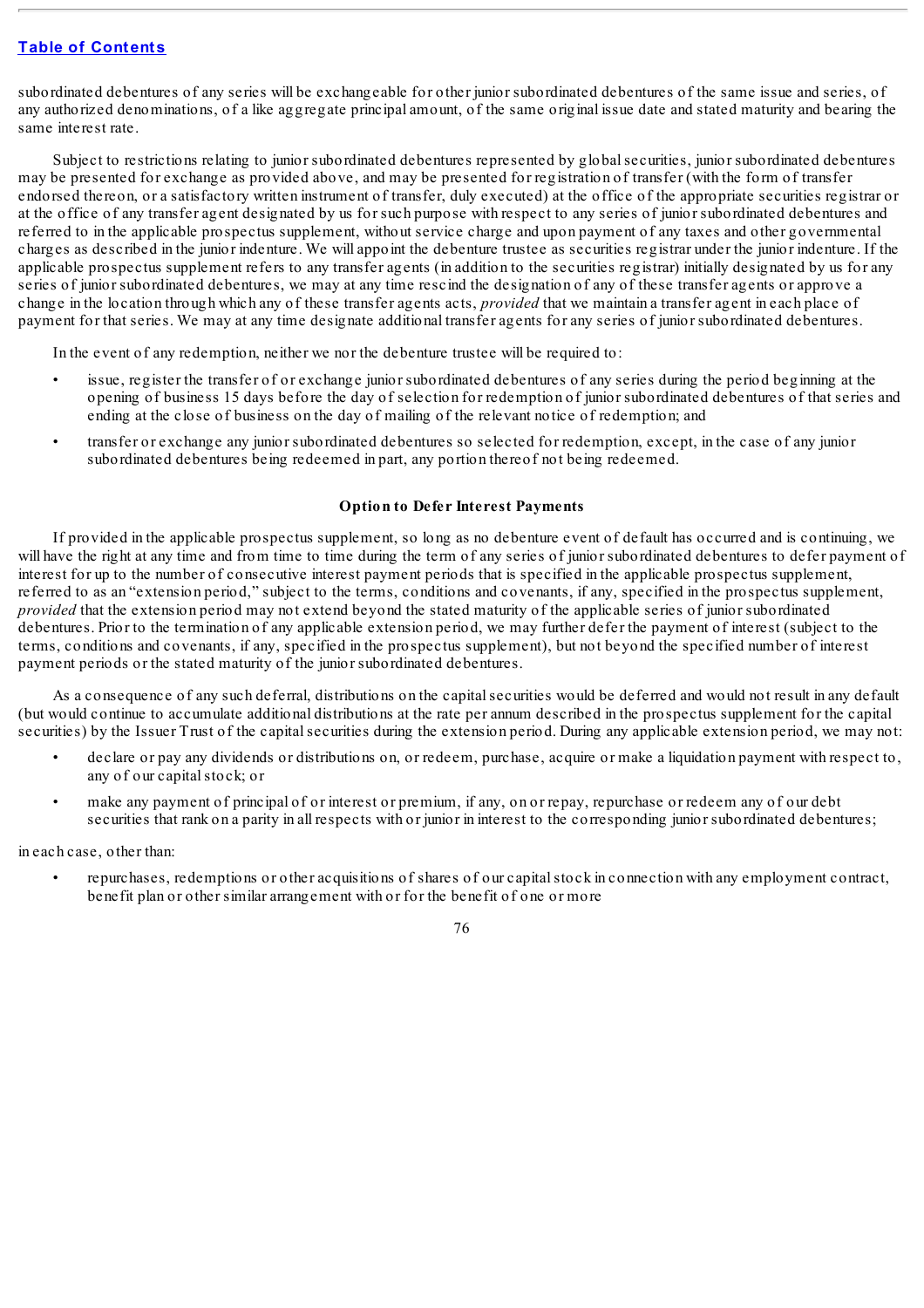subordinated debentures of any series will be exchangeable for other junior subordinated debentures of the same issue and series, of any authorized denominations, of a like aggregate principal amount, of the same original issue date and stated maturity and bearing the same interest rate.

Subject to restrictions relating to junior subordinated debentures represented by global securities, junior subordinated debentures may be presented for exchange as provided above, and may be presented for registration of transfer (with the form of transfer endorsed thereon, or a satisfactory written instrument of transfer, duly executed) at the office of the appropriate securities registrar or at the office of any transfer agent designated by us for such purpose with respect to any series of junior subordinated debentures and referred to in the applicable prospectus supplement, without service charge and upon payment of any taxes and other governmental charges as described in the junior indenture. We will appoint the debenture trustee as securities registrar under the junior indenture. If the applicable prospectus supplement refers to any transfer agents (in addition to the securities registrar) initially designated by us for any series of junior subordinated debentures, we may at any time rescind the designation of any of these transfer agents or approve a change in the location through which any of these transfer agents acts, *provided* that we maintain a transfer agent in each place of payment for that series. We may at any time designate additional transfer agents for any series of junior subordinated debentures.

In the event of any redemption, neither we nor the debenture trustee will be required to:

- issue, register the transfer of or exchange junior subordinated debentures of any series during the period beginning at the opening of business 15 days before the day of selection for redemption of junior subordinated debentures of that series and ending at the close of business on the day of mailing of the relevant notice of redemption; and
- transfer or exchange any junior subordinated debentures so selected for redemption, except, in the case of any junior subordinated debentures being redeemed in part, any portion thereof not being redeemed.

**Option to Defer Interest Payments**

If provided in the applicable prospectus supplement, so long as no debenture event of default has occurred and is continuing, we will have the right at any time and from time to time during the term of any series of junior subordinated debentures to defer payment of interest for up to the number of consecutive interest payment periods that is specified in the applicable prospectus supplement, referred to as an "extension period," subject to the terms, conditions and covenants, if any, specified in the prospectus supplement, *provided* that the extension period may not extend beyond the stated maturity of the applicable series of junior subordinated debentures. Prior to the termination of any applicable extension period, we may further defer the payment of interest (subject to the terms, conditions and covenants, if any, specified in the prospectus supplement), but not beyond the specified number of interest payment periods or the stated maturity of the junior subordinated debentures.

As a consequence of any such deferral, distributions on the capital securities would be deferred and would not result in any default (but would continue to accumulate additional distributions at the rate per annum described in the prospectus supplement for the capital securities) by the Issuer Trust of the capital securities during the extension period. During any applicable extension period, we may not:

- declare or pay any dividends or distributions on, or redeem, purchase, acquire or make a liquidation payment with respect to, any of our capital stock; or
- make any payment of principal of or interest or premium, if any, on or repay, repurchase or redeem any of our debt securities that rank on a parity in all respects with or junior in interest to the corresponding junior subordinated debentures;

in each case, other than:

- repurchases, redemptions or other acquisitions of shares of our capital stock in connection with any employment contract, benefit plan or other similar arrangement with or for the benefit of one or more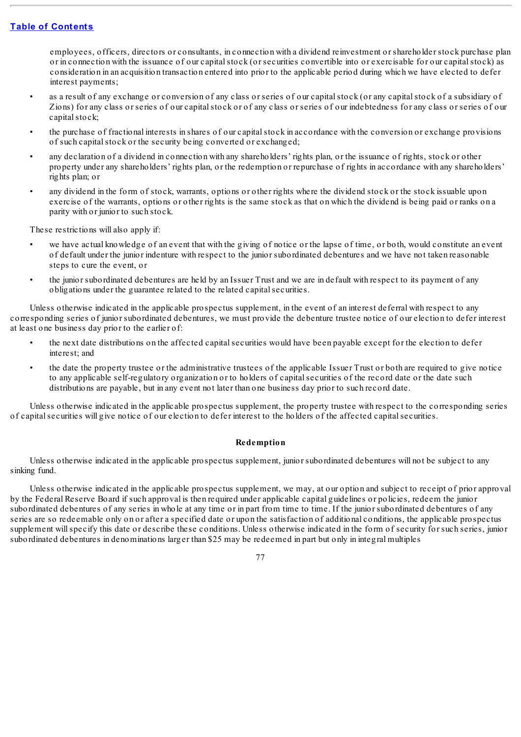employees, officers, directors or consultants, in connection with a dividend reinvestment or shareholder stock purchase plan or in connection with the issuance of our capital stock (or securities convertible into or exercisable for our capital stock) as consideration in an acquisition transaction entered into prior to the applicable period during which we have elected to defer interest payments;

- as a result of any exchange or conversion of any class or series of our capital stock (or any capital stock of a subsidiary of Zions) for any class or series of our capital stock or of any class or series of our indebtedness for any class or series of our capital stock;
- the purchase of fractional interests in shares of our capital stock in accordance with the conversion or exchange provisions of such capital stock or the security being converted or exchanged;
- any declaration of a dividend in connection with any shareholders' rights plan, or the issuance of rights, stock or other property under any shareholders' rights plan, or the redemption or repurchase of rights in accordance with any shareholders' rights plan; or
- any dividend in the form of stock, warrants, options or other rights where the dividend stock or the stock issuable upon exercise of the warrants, options or other rights is the same stock as that on which the dividend is being paid or ranks on a parity with or junior to such stock.

These restrictions will also apply if:

- we have actual knowledge of an event that with the giving of notice or the lapse of time, or both, would constitute an event of default under the junior indenture with respect to the junior subordinated debentures and we have not taken reasonable steps to cure the event, or
- the junior subordinated debentures are held by an Issuer Trust and we are in default with respect to its payment of any obligations under the guarantee related to the related capital securities.

Unless otherwise indicated in the applicable prospectus supplement, in the event of an interest deferral with respect to any corresponding series of junior subordinated debentures, we must provide the debenture trustee notice of our election to defer interest at least one business day prior to the earlier of:

- the next date distributions on the affected capital securities would have been payable except for the election to defer interest; and
- the date the property trustee or the administrative trustees of the applicable Issuer Trust or both are required to give notice to any applicable self-regulatory organization or to holders of capital securities of the record date or the date such distributions are payable, but in any event not later than one business day prior to such record date.

Unless otherwise indicated in the applicable prospectus supplement, the property trustee with respect to the corresponding series of capital securities will give notice of our election to defer interest to the holders of the affected capital securities.

### Redemption

Unless otherwise indicated in the applicable prospectus supplement, junior subordinated debentures will not be subject to any sinking fund.

Unless otherwise indicated in the applicable prospectus supplement, we may, at our option and subject to receipt of prior approval by the Federal Reserve Board if such approval is then required under applicable capital guidelines or policies, redeem the junior subordinated debentures of any series in whole at any time or in part from time to time. If the junior subordinated debentures of any series are so redeemable only on or after a specified date or upon the satisfaction of additional conditions, the applicable prospectus supplement will specify this date or describe these conditions. Unless otherwise indicated in the form of security for such series, junior subordinated debentures in denominations larger than $25 may be redeemed in part but only in integral multiples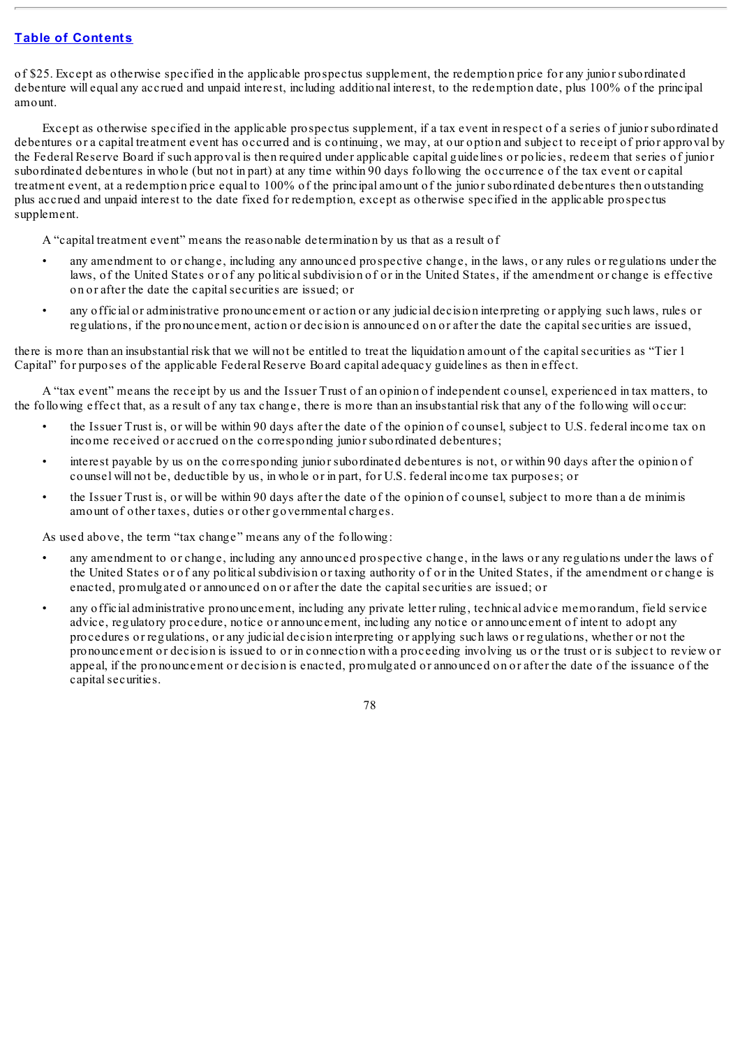of $25. Except as otherwise specified in the applicable prospectus supplement, the redemption price for any junior subordinated debenture will equal any accrued and unpaid interest, including additional interest, to the redemption date, plus 100% of the principal amount.

Except as otherwise specified in the applicable prospectus supplement, if a tax event in respect of a series of junior subordinated debentures or a capital treatment event has occurred and is continuing, we may, at our option and subject to receipt of prior approval by the Federal Reserve Board if such approval is then required under applicable capital guidelines or policies, redeem that series of junior subordinated debentures in whole (but not in part) at any time within 90 days following the occurrence of the tax event or capital treatment event, at a redemption price equal to 100% of the principal amount of the junior subordinated debentures then outstanding plus accrued and unpaid interest to the date fixed for redemption, except as otherwise specified in the applicable prospectus supplement.

A "capital treatment event" means the reasonable determination by us that as a result of

- any amendment to or change, including any announced prospective change, in the laws, or any rules or regulations under the laws, of the United States or of any political subdivision of or in the United States, if the amendment or change is effective on or after the date the capital securities are issued; or
- any official or administrative pronouncement or action or any judicial decision interpreting or applying such laws, rules or regulations, if the pronouncement, action or decision is announced on or after the date the capital securities are issued,

there is more than an insubstantial risk that we will not be entitled to treat the liquidation amount of the capital securities as "Tier 1 Capital" for purposes of the applicable Federal Reserve Board capital adequacy guidelines as then in effect.

A "tax event" means the receipt by us and the Issuer Trust of an opinion of independent counsel, experienced in tax matters, to the following effect that, as a result of any tax change, there is more than an insubstantial risk that any of the following will occur:

- the Issuer Trust is, or will be within 90 days after the date of the opinion of counsel, subject to U.S. federal income tax on income received or accrued on the corresponding junior subordinated debentures;
- interest payable by us on the corresponding junior subordinated debentures is not, or within 90 days after the opinion of counsel will not be, deductible by us, in whole or in part, for U.S. federal income tax purposes; or
- the Issuer Trust is, or will be within 90 days after the date of the opinion of counsel, subject to more than a de minimis amount of other taxes, duties or other governmental charges.

As used above, the term "tax change" means any of the following:

- any amendment to or change, including any announced prospective change, in the laws or any regulations under the laws of the United States or of any political subdivision or taxing authority of or in the United States, if the amendment or change is enacted, promulgated or announced on or after the date the capital securities are issued; or
- any official administrative pronouncement, including any private letter ruling, technical advice memorandum, field service advice, regulatory procedure, notice or announcement, including any notice or announcement of intent to adopt any procedures or regulations, or any judicial decision interpreting or applying such laws or regulations, whether or not the pronouncement or decision is issued to or in connection with a proceeding involving us or the trust or is subject to review or appeal, if the pronouncement or decision is enacted, promulgated or announced on or after the date of the issuance of the capital securities.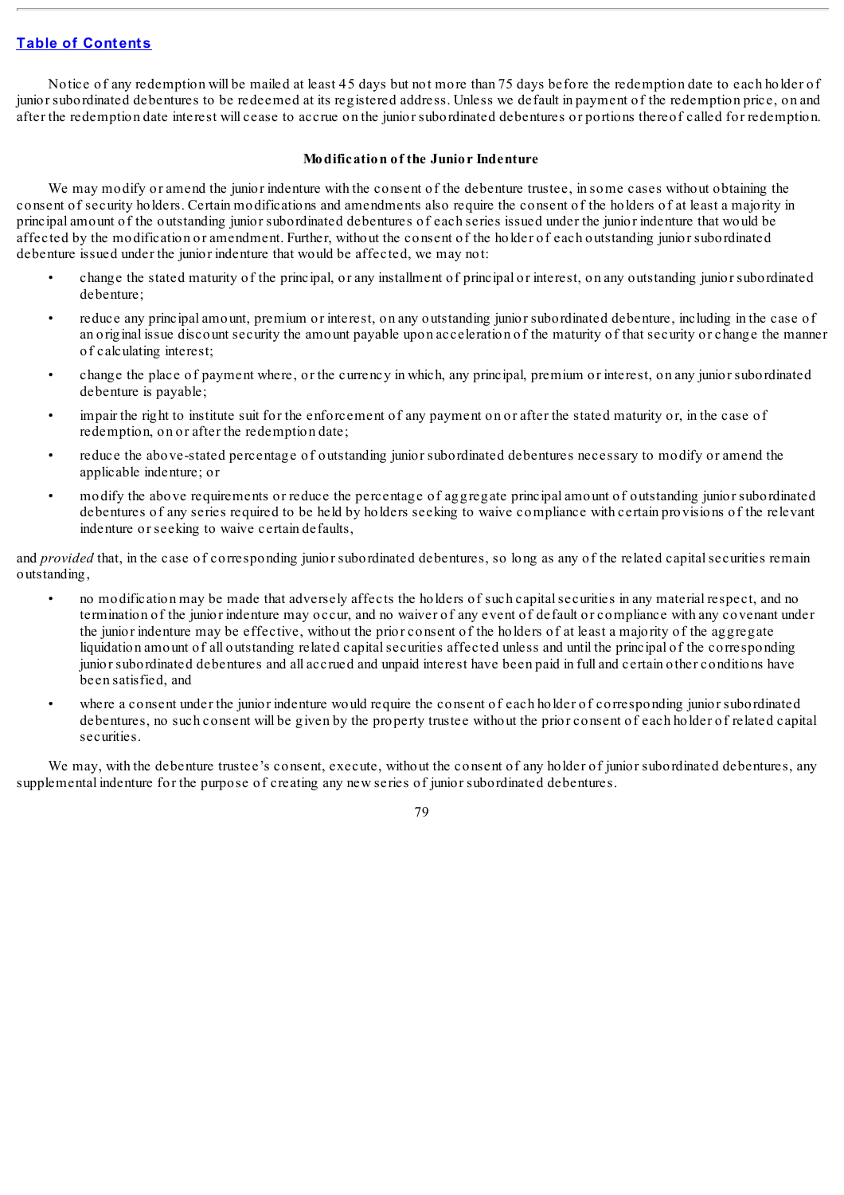Notice of any redemption will be mailed at least 45 days but not more than 75 days before the redemption date to each holder of junior subordinated debentures to be redeemed at its registered address. Unless we default in payment of the redemption price, on and after the redemption date interest will cease to accrue on the junior subordinated debentures or portions thereof called for redemption.

**Modification of the Junior Indenture**

We may modify or amend the junior indenture with the consent of the debenture trustee, in some cases without obtaining the consent of security holders. Certain modifications and amendments also require the consent of the holders of at least a majority in principal amount of the outstanding junior subordinated debentures of each series issued under the junior indenture that would be affected by the modification or amendment. Further, without the consent of the holder of each outstanding junior subordinated debenture issued under the junior indenture that would be affected, we may not:

- change the stated maturity of the principal, or any installment of principal or interest, on any outstanding junior subordinated debenture;
- reduce any principal amount, premium or interest, on any outstanding junior subordinated debenture, including in the case of an original issue discount security the amount payable upon acceleration of the maturity of that security or change the manner of calculating interest;
- change the place of payment where, or the currency in which, any principal, premium or interest, on any junior subordinated debenture is payable;
- impair the right to institute suit for the enforcement of any payment on or after the stated maturity or, in the case of redemption, on or after the redemption date;
- reduce the above-stated percentage of outstanding junior subordinated debentures necessary to modify or amend the applicable indenture; or
- modify the above requirements or reduce the percentage of aggregate principal amount of outstanding junior subordinated debentures of any series required to be held by holders seeking to waive compliance with certain provisions of the relevant indenture or seeking to waive certain defaults,

and *provided* that, in the case of corresponding junior subordinated debentures, so long as any of the related capital securities remain outstanding,

- no modification may be made that adversely affects the holders of such capital securities in any material respect, and no termination of the junior indenture may occur, and no waiver of any event of default or compliance with any covenant under the junior indenture may be effective, without the prior consent of the holders of at least a majority of the aggregate liquidation amount of all outstanding related capital securities affected unless and until the principal of the corresponding junior subordinated debentures and all accrued and unpaid interest have been paid in full and certain other conditions have been satisfied, and
- where a consent under the junior indenture would require the consent of each holder of corresponding junior subordinated debentures, no such consent will be given by the property trustee without the prior consent of each holder of related capital securities.

We may, with the debenture trustee's consent, execute, without the consent of any holder of junior subordinated debentures, any supplemental indenture for the purpose of creating any new series of junior subordinated debentures.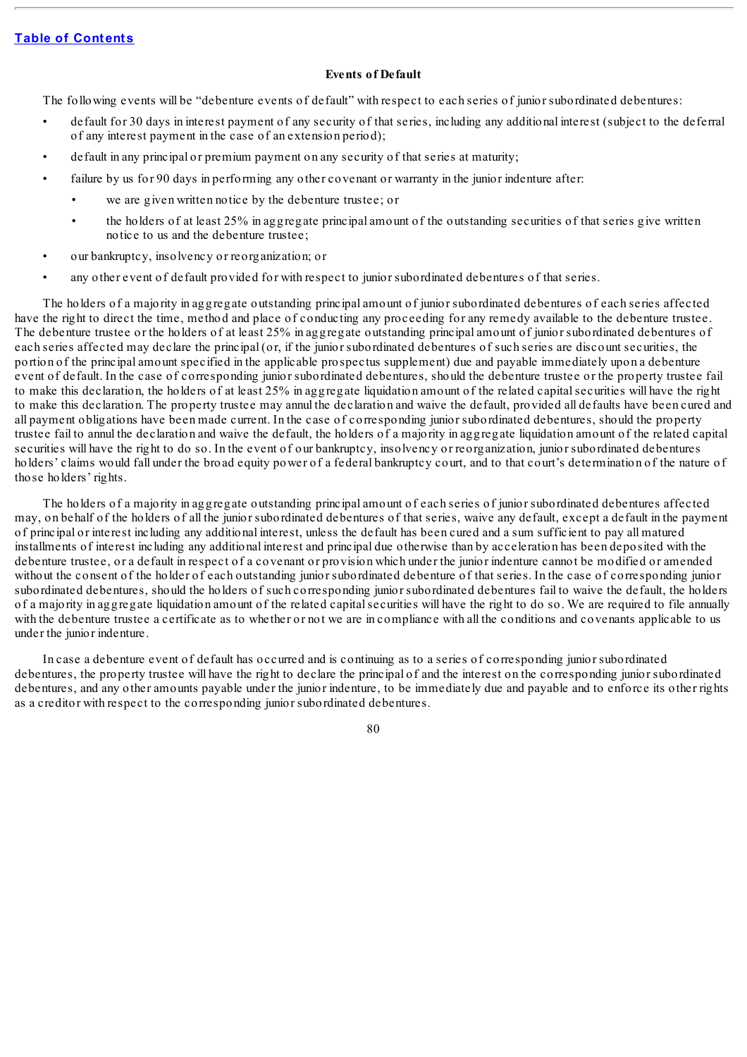### Events of Default

The following events will be "debenture events of default" with respect to each series of junior subordinated debentures:

- default for 30 days in interest payment of any security of that series, including any additional interest (subject to the deferral of any interest payment in the case of an extension period);
- default in any principal or premium payment on any security of that series at maturity;
- failure by us for 90 days in performing any other covenant or warranty in the junior indenture after:
  - we are given written notice by the debenture trustee; or
  - the holders of at least 25% in aggregate principal amount of the outstanding securities of that series give written notice to us and the debenture trustee;
- our bankruptcy, insolvency or reorganization; or
- any other event of default provided for with respect to junior subordinated debentures of that series.

The holders of a majority in aggregate outstanding principal amount of junior subordinated debentures of each series affected have the right to direct the time, method and place of conducting any proceeding for any remedy available to the debenture trustee. The debenture trustee or the holders of at least 25% in aggregate outstanding principal amount of junior subordinated debentures of each series affected may declare the principal (or, if the junior subordinated debentures of such series are discount securities, the portion of the principal amount specified in the applicable prospectus supplement) due and payable immediately upon a debenture event of default. In the case of corresponding junior subordinated debentures, should the debenture trustee or the property trustee fail to make this declaration, the holders of at least 25% in aggregate liquidation amount of the related capital securities will have the right to make this declaration. The property trustee may annul the declaration and waive the default, provided all defaults have been cured and all payment obligations have been made current. In the case of corresponding junior subordinated debentures, should the property trustee fail to annul the declaration and waive the default, the holders of a majority in aggregate liquidation amount of the related capital securities will have the right to do so. In the event of our bankruptcy, insolvency or reorganization, junior subordinated debentures holders' claims would fall under the broad equity power of a federal bankruptcy court, and to that court's determination of the nature of those holders' rights.

The holders of a majority in aggregate outstanding principal amount of each series of junior subordinated debentures affected may, on behalf of the holders of all the junior subordinated debentures of that series, waive any default, except a default in the payment of principal or interest including any additional interest, unless the default has been cured and a sum sufficient to pay all matured installments of interest including any additional interest and principal due otherwise than by acceleration has been deposited with the debenture trustee, or a default in respect of a covenant or provision which under the junior indenture cannot be modified or amended without the consent of the holder of each outstanding junior subordinated debenture of that series. In the case of corresponding junior subordinated debentures, should the holders of such corresponding junior subordinated debentures fail to waive the default, the holders of a majority in aggregate liquidation amount of the related capital securities will have the right to do so. We are required to file annually with the debenture trustee a certificate as to whether or not we are in compliance with all the conditions and covenants applicable to us under the junior indenture.

In case a debenture event of default has occurred and is continuing as to a series of corresponding junior subordinated debentures, the property trustee will have the right to declare the principal of and the interest on the corresponding junior subordinated debentures, and any other amounts payable under the junior indenture, to be immediately due and payable and to enforce its other rights as a creditor with respect to the corresponding junior subordinated debentures.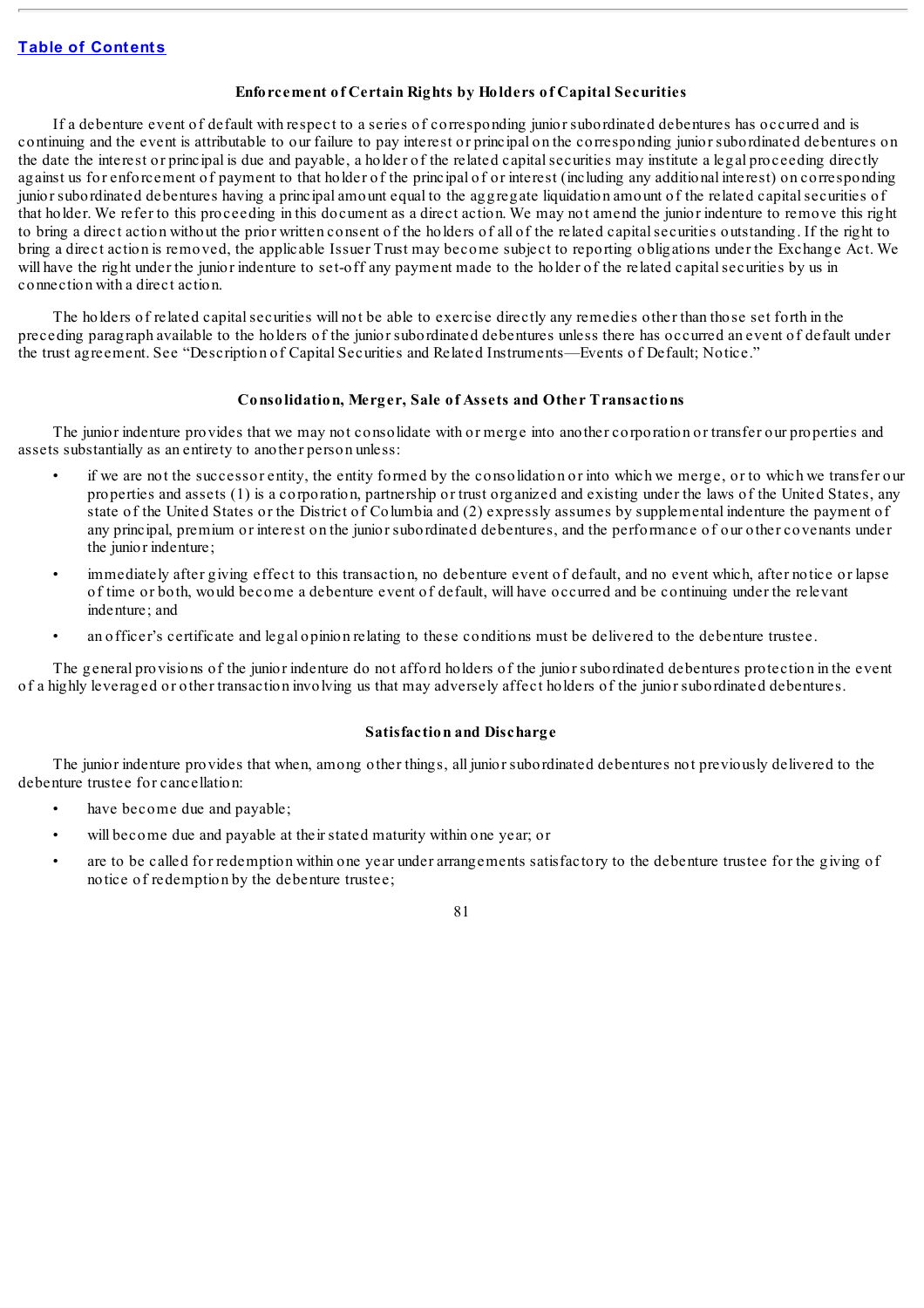### Enforcement of Certain Rights by Holders of Capital Securities

If a debenture event of default with respect to a series of corresponding junior subordinated debentures has occurred and is continuing and the event is attributable to our failure to pay interest or principal on the corresponding junior subordinated debentures on the date the interest or principal is due and payable, a holder of the related capital securities may institute a legal proceeding directly against us for enforcement of payment to that holder of the principal of or interest (including any additional interest) on corresponding junior subordinated debentures having a principal amount equal to the aggregate liquidation amount of the related capital securities of that holder. We refer to this proceeding in this document as a direct action. We may not amend the junior indenture to remove this right to bring a direct action without the prior written consent of the holders of all of the related capital securities outstanding. If the right to bring a direct action is removed, the applicable Issuer Trust may become subject to reporting obligations under the Exchange Act. We will have the right under the junior indenture to set-off any payment made to the holder of the related capital securities by us in connection with a direct action.

The holders of related capital securities will not be able to exercise directly any remedies other than those set forth in the preceding paragraph available to the holders of the junior subordinated debentures unless there has occurred an event of default under the trust agreement. See "Description of Capital Securities and Related Instruments—Events of Default; Notice."

### Consolidation, Merger, Sale of Assets and Other Transactions

The junior indenture provides that we may not consolidate with or merge into another corporation or transfer our properties and assets substantially as an entirety to another person unless:

- if we are not the successor entity, the entity formed by the consolidation or into which we merge, or to which we transfer our properties and assets (1) is a corporation, partnership or trust organized and existing under the laws of the United States, any state of the United States or the District of Columbia and (2) expressly assumes by supplemental indenture the payment of any principal, premium or interest on the junior subordinated debentures, and the performance of our other covenants under the junior indenture;
- immediately after giving effect to this transaction, no debenture event of default, and no event which, after notice or lapse of time or both, would become a debenture event of default, will have occurred and be continuing under the relevant indenture; and
- an officer's certificate and legal opinion relating to these conditions must be delivered to the debenture trustee.

The general provisions of the junior indenture do not afford holders of the junior subordinated debentures protection in the event of a highly leveraged or other transaction involving us that may adversely affect holders of the junior subordinated debentures.

### Satisfaction and Discharge

The junior indenture provides that when, among other things, all junior subordinated debentures not previously delivered to the debenture trustee for cancellation:

- have become due and payable;
- will become due and payable at their stated maturity within one year; or
- are to be called for redemption within one year under arrangements satisfactory to the debenture trustee for the giving of notice of redemption by the debenture trustee;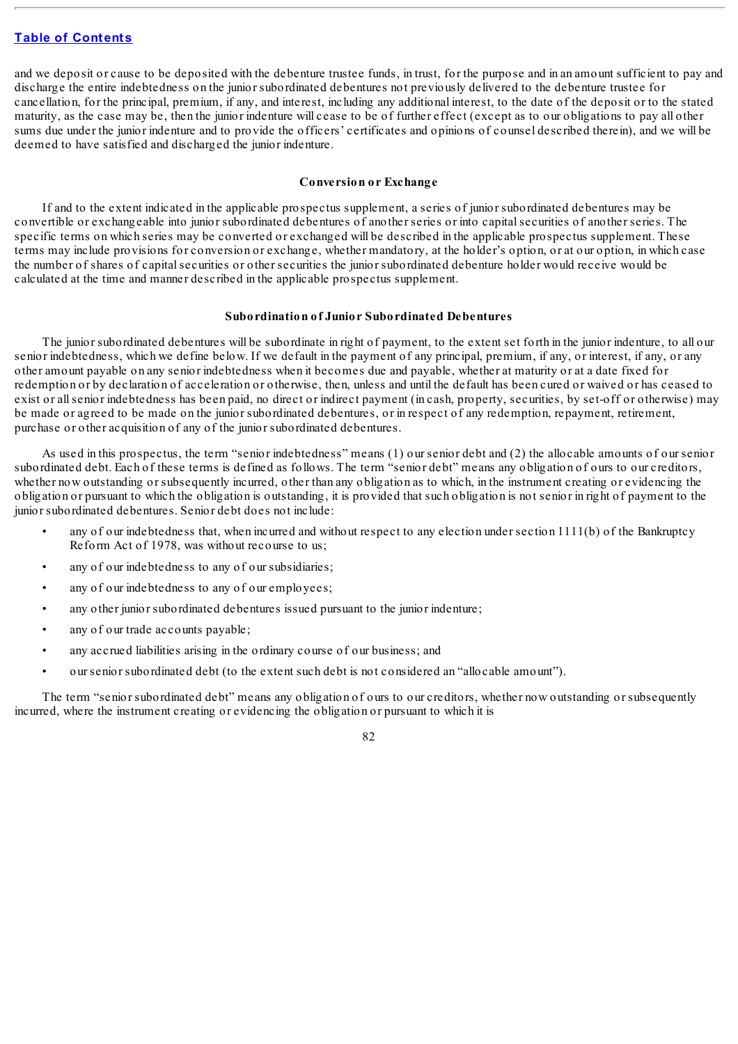and we deposit or cause to be deposited with the debenture trustee funds, in trust, for the purpose and in an amount sufficient to pay and discharge the entire indebtedness on the junior subordinated debentures not previously delivered to the debenture trustee for cancellation, for the principal, premium, if any, and interest, including any additional interest, to the date of the deposit or to the stated maturity, as the case may be, then the junior indenture will cease to be of further effect (except as to our obligations to pay all other sums due under the junior indenture and to provide the officers' certificates and opinions of counsel described therein), and we will be deemed to have satisfied and discharged the junior indenture.

### Conversion or Exchange

If and to the extent indicated in the applicable prospectus supplement, a series of junior subordinated debentures may be convertible or exchangeable into junior subordinated debentures of another series or into capital securities of another series. The specific terms on which series may be converted or exchanged will be described in the applicable prospectus supplement. These terms may include provisions for conversion or exchange, whether mandatory, at the holder's option, or at our option, in which case the number of shares of capital securities or other securities the junior subordinated debenture holder would receive would be calculated at the time and manner described in the applicable prospectus supplement.

### Subordination of Junior Subordinated Debentures

The junior subordinated debentures will be subordinate in right of payment, to the extent set forth in the junior indenture, to all our senior indebtedness, which we define below. If we default in the payment of any principal, premium, if any, or interest, if any, or any other amount payable on any senior indebtedness when it becomes due and payable, whether at maturity or at a date fixed for redemption or by declaration of acceleration or otherwise, then, unless and until the default has been cured or waived or has ceased to exist or all senior indebtedness has been paid, no direct or indirect payment (in cash, property, securities, by set-off or otherwise) may be made or agreed to be made on the junior subordinated debentures, or in respect of any redemption, repayment, retirement, purchase or other acquisition of any of the junior subordinated debentures.

As used in this prospectus, the term "senior indebtedness" means (1) our senior debt and (2) the allocable amounts of our senior subordinated debt. Each of these terms is defined as follows. The term "senior debt" means any obligation of ours to our creditors, whether now outstanding or subsequently incurred, other than any obligation as to which, in the instrument creating or evidencing the obligation or pursuant to which the obligation is outstanding, it is provided that such obligation is not senior in right of payment to the junior subordinated debentures. Senior debt does not include:

- any of our indebtedness that, when incurred and without respect to any election under section 1111(b) of the Bankruptcy Reform Act of 1978, was without recourse to us;
- any of our indebtedness to any of our subsidiaries;
- any of our indebtedness to any of our employees;
- any other junior subordinated debentures issued pursuant to the junior indenture;
- any of our trade accounts payable;
- any accrued liabilities arising in the ordinary course of our business; and
- our senior subordinated debt (to the extent such debt is not considered an "allocable amount").

The term "senior subordinated debt" means any obligation of ours to our creditors, whether now outstanding or subsequently incurred, where the instrument creating or evidencing the obligation or pursuant to which it is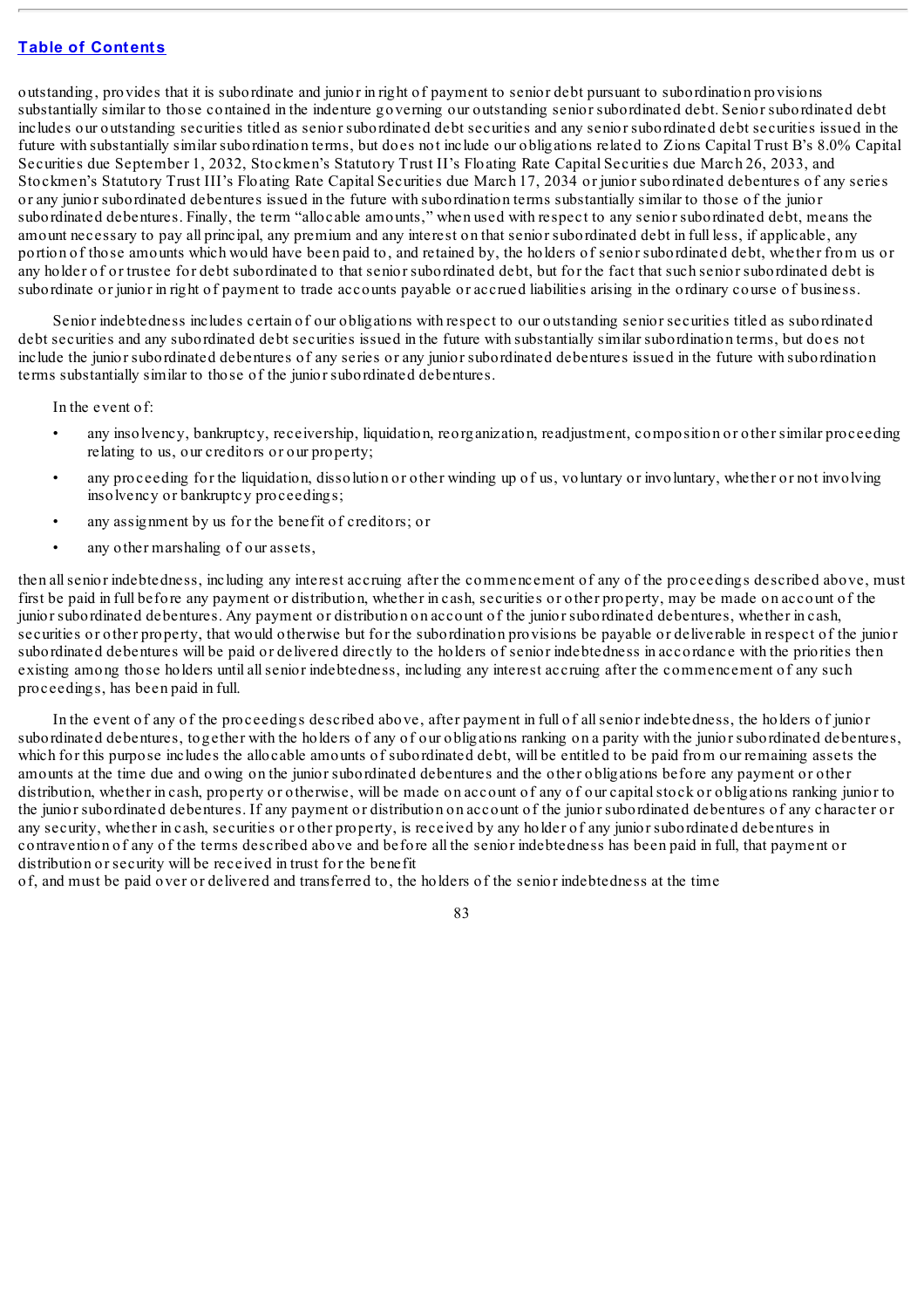outstanding, provides that it is subordinate and junior in right of payment to senior debt pursuant to subordination provisions substantially similar to those contained in the indenture governing our outstanding senior subordinated debt. Senior subordinated debt includes our outstanding securities titled as senior subordinated debt securities and any senior subordinated debt securities issued in the future with substantially similar subordination terms, but does not include our obligations related to Zions Capital Trust B's 8.0% Capital Securities due September 1, 2032, Stockmen's Statutory Trust II's Floating Rate Capital Securities due March 26, 2033, and Stockmen's Statutory Trust III's Floating Rate Capital Securities due March 17, 2034 or junior subordinated debentures of any series or any junior subordinated debentures issued in the future with subordination terms substantially similar to those of the junior subordinated debentures. Finally, the term "allocable amounts," when used with respect to any senior subordinated debt, means the amount necessary to pay all principal, any premium and any interest on that senior subordinated debt in full less, if applicable, any portion of those amounts which would have been paid to, and retained by, the holders of senior subordinated debt, whether from us or any holder of or trustee for debt subordinated to that senior subordinated debt, but for the fact that such senior subordinated debt is subordinate or junior in right of payment to trade accounts payable or accrued liabilities arising in the ordinary course of business.

Senior indebtedness includes certain of our obligations with respect to our outstanding senior securities titled as subordinated debt securities and any subordinated debt securities issued in the future with substantially similar subordination terms, but does not include the junior subordinated debentures of any series or any junior subordinated debentures issued in the future with subordination terms substantially similar to those of the junior subordinated debentures.

In the event of:

- any insolvency, bankruptcy, receivership, liquidation, reorganization, readjustment, composition or other similar proceeding relating to us, our creditors or our property;
- any proceeding for the liquidation, dissolution or other winding up of us, voluntary or involuntary, whether or not involving insolvency or bankruptcy proceedings;
- any assignment by us for the benefit of creditors; or
- any other marshaling of our assets,

then all senior indebtedness, including any interest accruing after the commencement of any of the proceedings described above, must first be paid in full before any payment or distribution, whether in cash, securities or other property, may be made on account of the junior subordinated debentures. Any payment or distribution on account of the junior subordinated debentures, whether in cash, securities or other property, that would otherwise but for the subordination provisions be payable or deliverable in respect of the junior subordinated debentures will be paid or delivered directly to the holders of senior indebtedness in accordance with the priorities then existing among those holders until all senior indebtedness, including any interest accruing after the commencement of any such proceedings, has been paid in full.

In the event of any of the proceedings described above, after payment in full of all senior indebtedness, the holders of junior subordinated debentures, together with the holders of any of our obligations ranking on a parity with the junior subordinated debentures, which for this purpose includes the allocable amounts of subordinated debt, will be entitled to be paid from our remaining assets the amounts at the time due and owing on the junior subordinated debentures and the other obligations before any payment or other distribution, whether in cash, property or otherwise, will be made on account of any of our capital stock or obligations ranking junior to the junior subordinated debentures. If any payment or distribution on account of the junior subordinated debentures of any character or any security, whether in cash, securities or other property, is received by any holder of any junior subordinated debentures in contravention of any of the terms described above and before all the senior indebtedness has been paid in full, that payment or distribution or security will be received in trust for the benefit of, and must be paid over or delivered and transferred to, the holders of the senior indebtedness at the time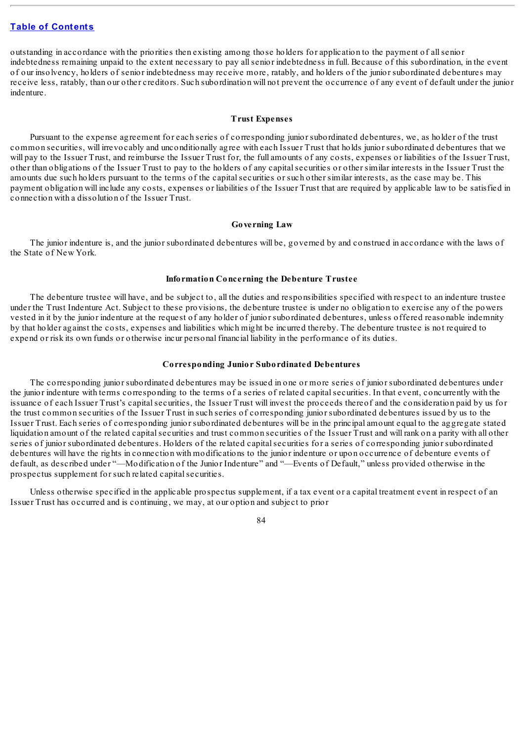outstanding in accordance with the priorities then existing among those holders for application to the payment of all senior indebtedness remaining unpaid to the extent necessary to pay all senior indebtedness in full. Because of this subordination, in the event of our insolvency, holders of senior indebtedness may receive more, ratably, and holders of the junior subordinated debentures may receive less, ratably, than our other creditors. Such subordination will not prevent the occurrence of any event of default under the junior indenture.

### Trust Expenses

Pursuant to the expense agreement for each series of corresponding junior subordinated debentures, we, as holder of the trust common securities, will irrevocably and unconditionally agree with each Issuer Trust that holds junior subordinated debentures that we will pay to the Issuer Trust, and reimburse the Issuer Trust for, the full amounts of any costs, expenses or liabilities of the Issuer Trust, other than obligations of the Issuer Trust to pay to the holders of any capital securities or other similar interests in the Issuer Trust the amounts due such holders pursuant to the terms of the capital securities or such other similar interests, as the case may be. This payment obligation will include any costs, expenses or liabilities of the Issuer Trust that are required by applicable law to be satisfied in connection with a dissolution of the Issuer Trust.

### Governing Law

The junior indenture is, and the junior subordinated debentures will be, governed by and construed in accordance with the laws of the State of New York.

### Information Concerning the Debenture Trustee

The debenture trustee will have, and be subject to, all the duties and responsibilities specified with respect to an indenture trustee under the Trust Indenture Act. Subject to these provisions, the debenture trustee is under no obligation to exercise any of the powers vested in it by the junior indenture at the request of any holder of junior subordinated debentures, unless offered reasonable indemnity by that holder against the costs, expenses and liabilities which might be incurred thereby. The debenture trustee is not required to expend or risk its own funds or otherwise incur personal financial liability in the performance of its duties.

### Corresponding Junior Subordinated Debentures

The corresponding junior subordinated debentures may be issued in one or more series of junior subordinated debentures under the junior indenture with terms corresponding to the terms of a series of related capital securities. In that event, concurrently with the issuance of each Issuer Trust's capital securities, the Issuer Trust will invest the proceeds thereof and the consideration paid by us for the trust common securities of the Issuer Trust in such series of corresponding junior subordinated debentures issued by us to the Issuer Trust. Each series of corresponding junior subordinated debentures will be in the principal amount equal to the aggregate stated liquidation amount of the related capital securities and trust common securities of the Issuer Trust and will rank on a parity with all other series of junior subordinated debentures. Holders of the related capital securities for a series of corresponding junior subordinated debentures will have the rights in connection with modifications to the junior indenture or upon occurrence of debenture events of default, as described under "—Modification of the Junior Indenture" and "—Events of Default," unless provided otherwise in the prospectus supplement for such related capital securities.

Unless otherwise specified in the applicable prospectus supplement, if a tax event or a capital treatment event in respect of an Issuer Trust has occurred and is continuing, we may, at our option and subject to prior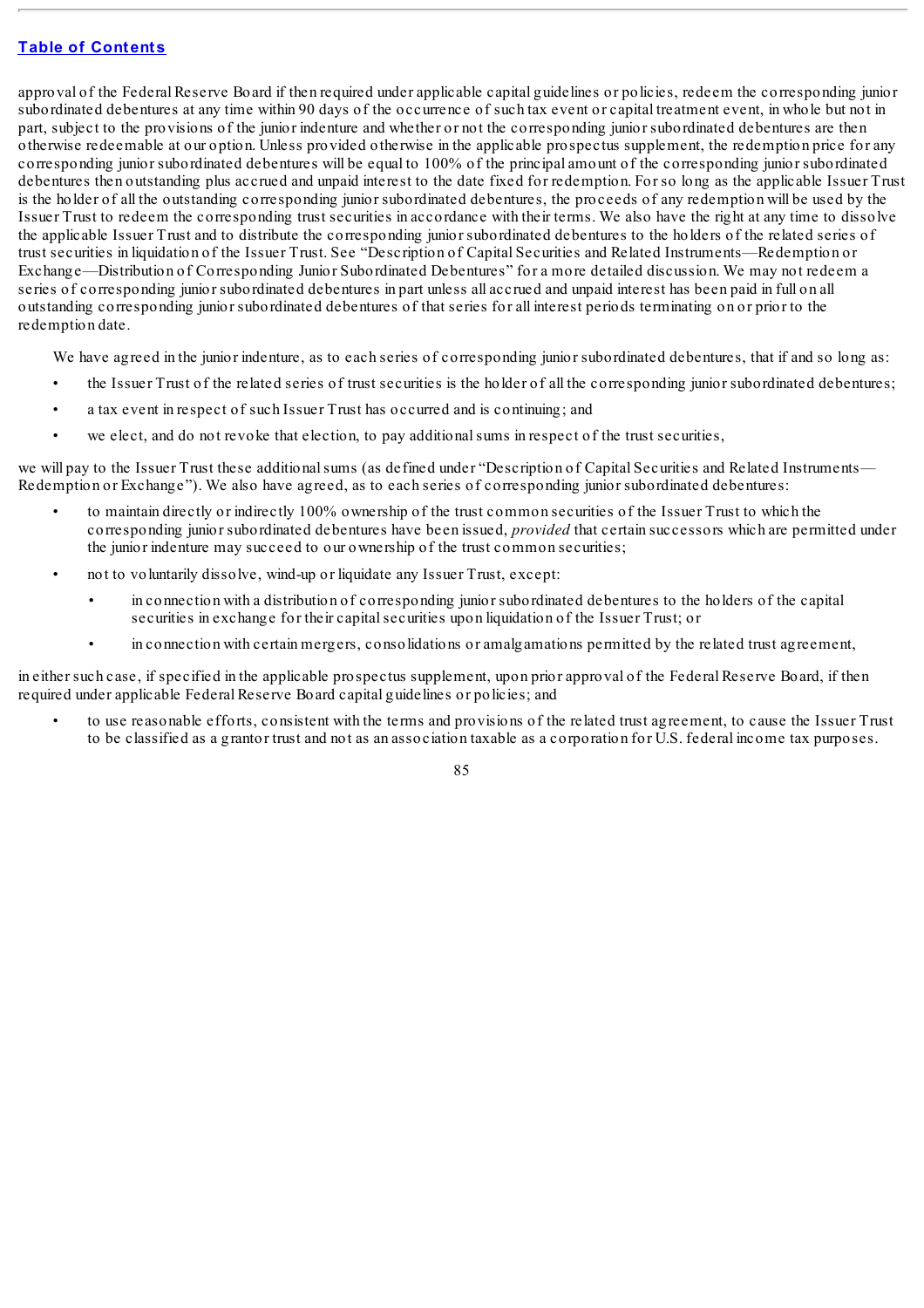approval of the Federal Reserve Board if then required under applicable capital guidelines or policies, redeem the corresponding junior subordinated debentures at any time within 90 days of the occurrence of such tax event or capital treatment event, in whole but not in part, subject to the provisions of the junior indenture and whether or not the corresponding junior subordinated debentures are then otherwise redeemable at our option. Unless provided otherwise in the applicable prospectus supplement, the redemption price for any corresponding junior subordinated debentures will be equal to 100% of the principal amount of the corresponding junior subordinated debentures then outstanding plus accrued and unpaid interest to the date fixed for redemption. For so long as the applicable Issuer Trust is the holder of all the outstanding corresponding junior subordinated debentures, the proceeds of any redemption will be used by the Issuer Trust to redeem the corresponding trust securities in accordance with their terms. We also have the right at any time to dissolve the applicable Issuer Trust and to distribute the corresponding junior subordinated debentures to the holders of the related series of trust securities in liquidation of the Issuer Trust. See "Description of Capital Securities and Related Instruments—Redemption or Exchange—Distribution of Corresponding Junior Subordinated Debentures" for a more detailed discussion. We may not redeem a series of corresponding junior subordinated debentures in part unless all accrued and unpaid interest has been paid in full on all outstanding corresponding junior subordinated debentures of that series for all interest periods terminating on or prior to the redemption date.

We have agreed in the junior indenture, as to each series of corresponding junior subordinated debentures, that if and so long as:

- the Issuer Trust of the related series of trust securities is the holder of all the corresponding junior subordinated debentures;
- a tax event in respect of such Issuer Trust has occurred and is continuing; and
- we elect, and do not revoke that election, to pay additional sums in respect of the trust securities,

we will pay to the Issuer Trust these additional sums (as defined under "Description of Capital Securities and Related Instruments—Redemption or Exchange"). We also have agreed, as to each series of corresponding junior subordinated debentures:

- to maintain directly or indirectly 100% ownership of the trust common securities of the Issuer Trust to which the corresponding junior subordinated debentures have been issued, *provided* that certain successors which are permitted under the junior indenture may succeed to our ownership of the trust common securities;
- not to voluntarily dissolve, wind-up or liquidate any Issuer Trust, except:
  - in connection with a distribution of corresponding junior subordinated debentures to the holders of the capital securities in exchange for their capital securities upon liquidation of the Issuer Trust; or
  - in connection with certain mergers, consolidations or amalgamations permitted by the related trust agreement,

in either such case, if specified in the applicable prospectus supplement, upon prior approval of the Federal Reserve Board, if then required under applicable Federal Reserve Board capital guidelines or policies; and

- to use reasonable efforts, consistent with the terms and provisions of the related trust agreement, to cause the Issuer Trust to be classified as a grantor trust and not as an association taxable as a corporation for U.S. federal income tax purposes.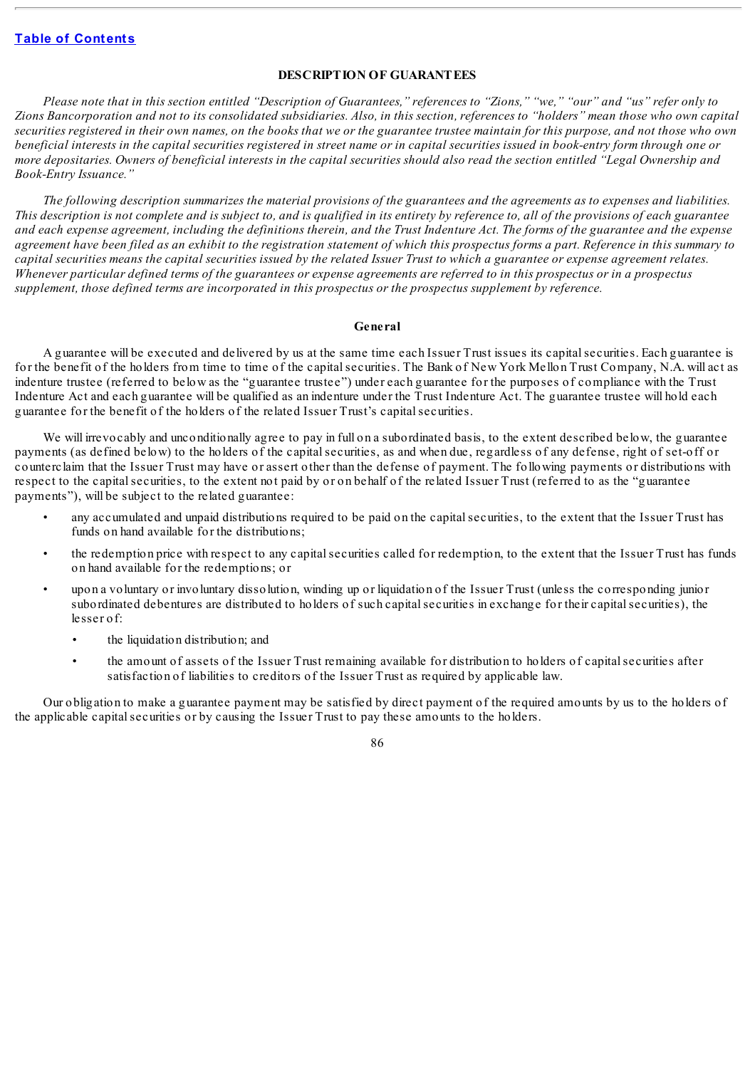## DESCRIPTION OF GUARANTEES

*Please note that in this section entitled "Description of Guarantees," references to "Zions," "we," "our" and "us" refer only to Zions Bancorporation and not to its consolidated subsidiaries. Also, in this section, references to "holders" mean those who own capital securities registered in their own names, on the books that we or the guarantee trustee maintain for this purpose, and not those who own beneficial interests in the capital securities registered in street name or in capital securities issued in book-entry form through one or more depositaries. Owners of beneficial interests in the capital securities should also read the section entitled "Legal Ownership and Book-Entry Issuance."*

*The following description summarizes the material provisions of the guarantees and the agreements as to expenses and liabilities. This description is not complete and is subject to, and is qualified in its entirety by reference to, all of the provisions of each guarantee and each expense agreement, including the definitions therein, and the Trust Indenture Act. The forms of the guarantee and the expense agreement have been filed as an exhibit to the registration statement of which this prospectus forms a part. Reference in this summary to capital securities means the capital securities issued by the related Issuer Trust to which a guarantee or expense agreement relates. Whenever particular defined terms of the guarantees or expense agreements are referred to in this prospectus or in a prospectus supplement, those defined terms are incorporated in this prospectus or the prospectus supplement by reference.*

### General

A guarantee will be executed and delivered by us at the same time each Issuer Trust issues its capital securities. Each guarantee is for the benefit of the holders from time to time of the capital securities. The Bank of New York Mellon Trust Company, N.A. will act as indenture trustee (referred to below as the "guarantee trustee") under each guarantee for the purposes of compliance with the Trust Indenture Act and each guarantee will be qualified as an indenture under the Trust Indenture Act. The guarantee trustee will hold each guarantee for the benefit of the holders of the related Issuer Trust's capital securities.

We will irrevocably and unconditionally agree to pay in full on a subordinated basis, to the extent described below, the guarantee payments (as defined below) to the holders of the capital securities, as and when due, regardless of any defense, right of set-off or counterclaim that the Issuer Trust may have or assert other than the defense of payment. The following payments or distributions with respect to the capital securities, to the extent not paid by or on behalf of the related Issuer Trust (referred to as the "guarantee payments"), will be subject to the related guarantee:

- any accumulated and unpaid distributions required to be paid on the capital securities, to the extent that the Issuer Trust has funds on hand available for the distributions;
- the redemption price with respect to any capital securities called for redemption, to the extent that the Issuer Trust has funds on hand available for the redemptions; or
- upon a voluntary or involuntary dissolution, winding up or liquidation of the Issuer Trust (unless the corresponding junior subordinated debentures are distributed to holders of such capital securities in exchange for their capital securities), the lesser of:
  - the liquidation distribution; and
  - the amount of assets of the Issuer Trust remaining available for distribution to holders of capital securities after satisfaction of liabilities to creditors of the Issuer Trust as required by applicable law.

Our obligation to make a guarantee payment may be satisfied by direct payment of the required amounts by us to the holders of the applicable capital securities or by causing the Issuer Trust to pay these amounts to the holders.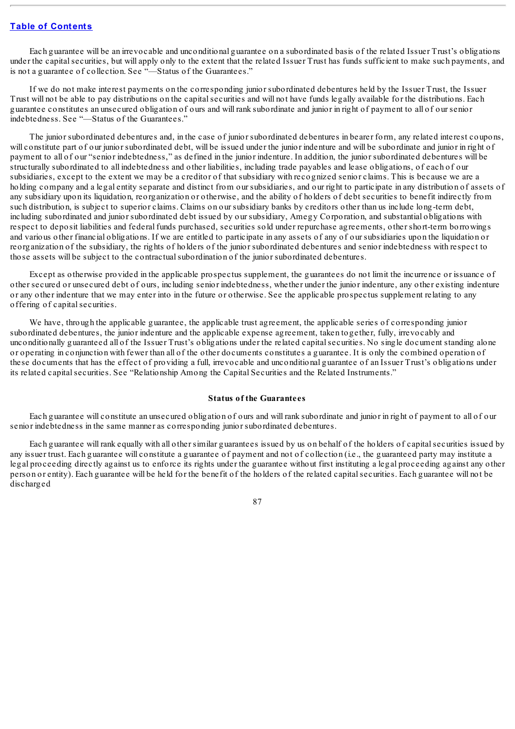Each guarantee will be an irrevocable and unconditional guarantee on a subordinated basis of the related Issuer Trust's obligations under the capital securities, but will apply only to the extent that the related Issuer Trust has funds sufficient to make such payments, and is not a guarantee of collection. See "—Status of the Guarantees."

If we do not make interest payments on the corresponding junior subordinated debentures held by the Issuer Trust, the Issuer Trust will not be able to pay distributions on the capital securities and will not have funds legally available for the distributions. Each guarantee constitutes an unsecured obligation of ours and will rank subordinate and junior in right of payment to all of our senior indebtedness. See "—Status of the Guarantees."

The junior subordinated debentures and, in the case of junior subordinated debentures in bearer form, any related interest coupons, will constitute part of our junior subordinated debt, will be issued under the junior indenture and will be subordinate and junior in right of payment to all of our "senior indebtedness," as defined in the junior indenture. In addition, the junior subordinated debentures will be structurally subordinated to all indebtedness and other liabilities, including trade payables and lease obligations, of each of our subsidiaries, except to the extent we may be a creditor of that subsidiary with recognized senior claims. This is because we are a holding company and a legal entity separate and distinct from our subsidiaries, and our right to participate in any distribution of assets of any subsidiary upon its liquidation, reorganization or otherwise, and the ability of holders of debt securities to benefit indirectly from such distribution, is subject to superior claims. Claims on our subsidiary banks by creditors other than us include long-term debt, including subordinated and junior subordinated debt issued by our subsidiary, Amegy Corporation, and substantial obligations with respect to deposit liabilities and federal funds purchased, securities sold under repurchase agreements, other short-term borrowings and various other financial obligations. If we are entitled to participate in any assets of any of our subsidiaries upon the liquidation or reorganization of the subsidiary, the rights of holders of the junior subordinated debentures and senior indebtedness with respect to those assets will be subject to the contractual subordination of the junior subordinated debentures.

Except as otherwise provided in the applicable prospectus supplement, the guarantees do not limit the incurrence or issuance of other secured or unsecured debt of ours, including senior indebtedness, whether under the junior indenture, any other existing indenture or any other indenture that we may enter into in the future or otherwise. See the applicable prospectus supplement relating to any offering of capital securities.

We have, through the applicable guarantee, the applicable trust agreement, the applicable series of corresponding junior subordinated debentures, the junior indenture and the applicable expense agreement, taken together, fully, irrevocably and unconditionally guaranteed all of the Issuer Trust's obligations under the related capital securities. No single document standing alone or operating in conjunction with fewer than all of the other documents constitutes a guarantee. It is only the combined operation of these documents that has the effect of providing a full, irrevocable and unconditional guarantee of an Issuer Trust's obligations under its related capital securities. See "Relationship Among the Capital Securities and the Related Instruments."

### Status of the Guarantees

Each guarantee will constitute an unsecured obligation of ours and will rank subordinate and junior in right of payment to all of our senior indebtedness in the same manner as corresponding junior subordinated debentures.

Each guarantee will rank equally with all other similar guarantees issued by us on behalf of the holders of capital securities issued by any issuer trust. Each guarantee will constitute a guarantee of payment and not of collection (i.e., the guaranteed party may institute a legal proceeding directly against us to enforce its rights under the guarantee without first instituting a legal proceeding against any other person or entity). Each guarantee will be held for the benefit of the holders of the related capital securities. Each guarantee will not be discharged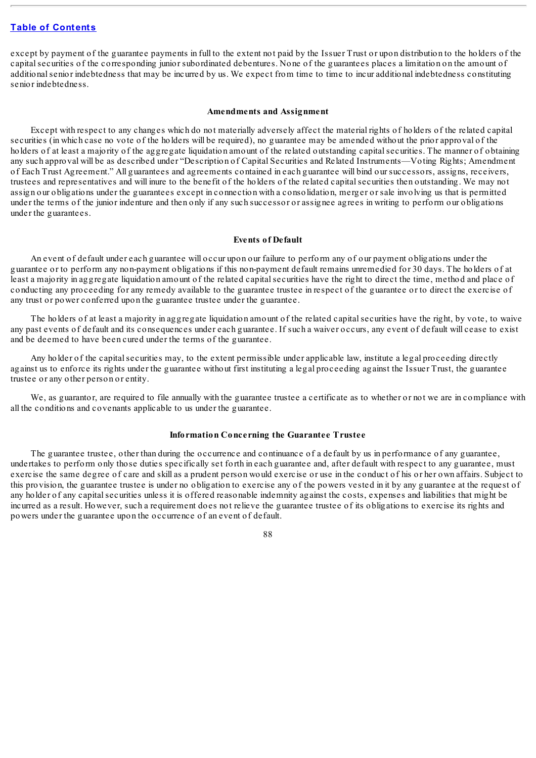except by payment of the guarantee payments in full to the extent not paid by the Issuer Trust or upon distribution to the holders of the capital securities of the corresponding junior subordinated debentures. None of the guarantees places a limitation on the amount of additional senior indebtedness that may be incurred by us. We expect from time to time to incur additional indebtedness constituting senior indebtedness.

### Amendments and Assignment

Except with respect to any changes which do not materially adversely affect the material rights of holders of the related capital securities (in which case no vote of the holders will be required), no guarantee may be amended without the prior approval of the holders of at least a majority of the aggregate liquidation amount of the related outstanding capital securities. The manner of obtaining any such approval will be as described under "Description of Capital Securities and Related Instruments—Voting Rights; Amendment of Each Trust Agreement." All guarantees and agreements contained in each guarantee will bind our successors, assigns, receivers, trustees and representatives and will inure to the benefit of the holders of the related capital securities then outstanding. We may not assign our obligations under the guarantees except in connection with a consolidation, merger or sale involving us that is permitted under the terms of the junior indenture and then only if any such successor or assignee agrees in writing to perform our obligations under the guarantees.

### Events of Default

An event of default under each guarantee will occur upon our failure to perform any of our payment obligations under the guarantee or to perform any non-payment obligations if this non-payment default remains unremedied for 30 days. The holders of at least a majority in aggregate liquidation amount of the related capital securities have the right to direct the time, method and place of conducting any proceeding for any remedy available to the guarantee trustee in respect of the guarantee or to direct the exercise of any trust or power conferred upon the guarantee trustee under the guarantee.

The holders of at least a majority in aggregate liquidation amount of the related capital securities have the right, by vote, to waive any past events of default and its consequences under each guarantee. If such a waiver occurs, any event of default will cease to exist and be deemed to have been cured under the terms of the guarantee.

Any holder of the capital securities may, to the extent permissible under applicable law, institute a legal proceeding directly against us to enforce its rights under the guarantee without first instituting a legal proceeding against the Issuer Trust, the guarantee trustee or any other person or entity.

We, as guarantor, are required to file annually with the guarantee trustee a certificate as to whether or not we are in compliance with all the conditions and covenants applicable to us under the guarantee.

### Information Concerning the Guarantee Trustee

The guarantee trustee, other than during the occurrence and continuance of a default by us in performance of any guarantee, undertakes to perform only those duties specifically set forth in each guarantee and, after default with respect to any guarantee, must exercise the same degree of care and skill as a prudent person would exercise or use in the conduct of his or her own affairs. Subject to this provision, the guarantee trustee is under no obligation to exercise any of the powers vested in it by any guarantee at the request of any holder of any capital securities unless it is offered reasonable indemnity against the costs, expenses and liabilities that might be incurred as a result. However, such a requirement does not relieve the guarantee trustee of its obligations to exercise its rights and powers under the guarantee upon the occurrence of an event of default.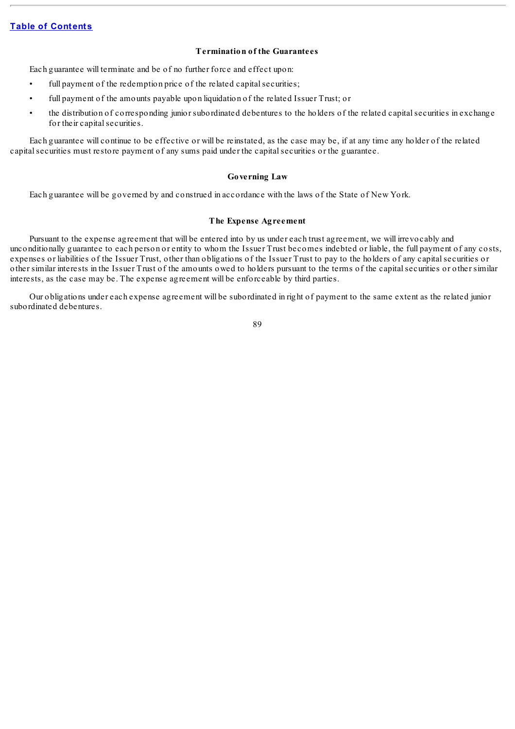### Termination of the Guarantees

Each guarantee will terminate and be of no further force and effect upon:

- full payment of the redemption price of the related capital securities;
- full payment of the amounts payable upon liquidation of the related Issuer Trust; or
- the distribution of corresponding junior subordinated debentures to the holders of the related capital securities in exchange for their capital securities.

Each guarantee will continue to be effective or will be reinstated, as the case may be, if at any time any holder of the related capital securities must restore payment of any sums paid under the capital securities or the guarantee.

### Governing Law

Each guarantee will be governed by and construed in accordance with the laws of the State of New York.

### The Expense Agreement

Pursuant to the expense agreement that will be entered into by us under each trust agreement, we will irrevocably and unconditionally guarantee to each person or entity to whom the Issuer Trust becomes indebted or liable, the full payment of any costs, expenses or liabilities of the Issuer Trust, other than obligations of the Issuer Trust to pay to the holders of any capital securities or other similar interests in the Issuer Trust of the amounts owed to holders pursuant to the terms of the capital securities or other similar interests, as the case may be. The expense agreement will be enforceable by third parties.

Our obligations under each expense agreement will be subordinated in right of payment to the same extent as the related junior subordinated debentures.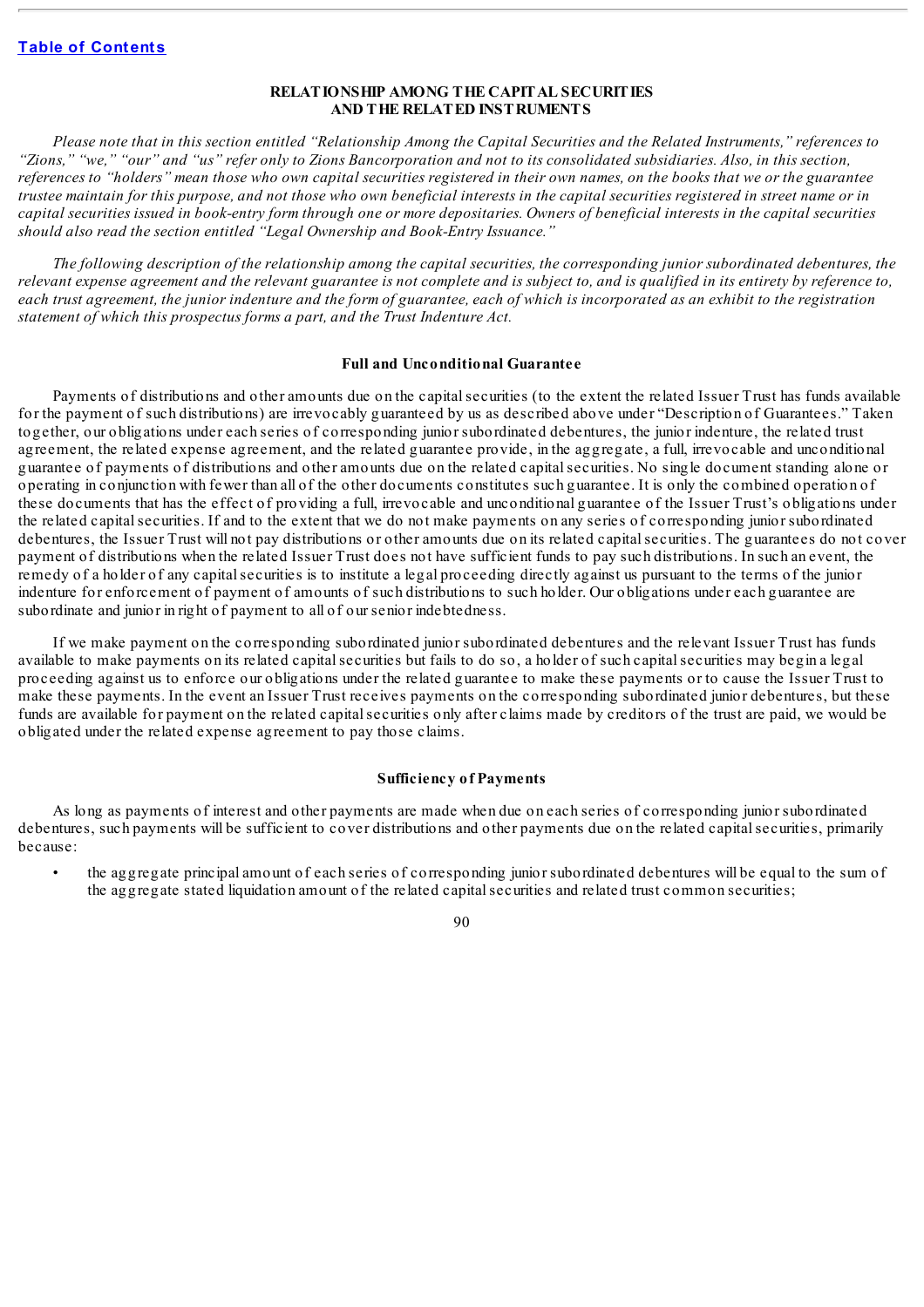[Table of Contents](#)

## RELATIONSHIP AMONG THE CAPITAL SECURITIES AND THE RELATED INSTRUMENTS

*Please note that in this section entitled "Relationship Among the Capital Securities and the Related Instruments," references to "Zions," "we," "our" and "us" refer only to Zions Bancorporation and not to its consolidated subsidiaries. Also, in this section, references to "holders" mean those who own capital securities registered in their own names, on the books that we or the guarantee trustee maintain for this purpose, and not those who own beneficial interests in the capital securities registered in street name or in capital securities issued in book-entry form through one or more depositaries. Owners of beneficial interests in the capital securities should also read the section entitled "Legal Ownership and Book-Entry Issuance."*

*The following description of the relationship among the capital securities, the corresponding junior subordinated debentures, the relevant expense agreement and the relevant guarantee is not complete and is subject to, and is qualified in its entirety by reference to, each trust agreement, the junior indenture and the form of guarantee, each of which is incorporated as an exhibit to the registration statement of which this prospectus forms a part, and the Trust Indenture Act.*

### Full and Unconditional Guarantee

Payments of distributions and other amounts due on the capital securities (to the extent the related Issuer Trust has funds available for the payment of such distributions) are irrevocably guaranteed by us as described above under "Description of Guarantees." Taken together, our obligations under each series of corresponding junior subordinated debentures, the junior indenture, the related trust agreement, the related expense agreement, and the related guarantee provide, in the aggregate, a full, irrevocable and unconditional guarantee of payments of distributions and other amounts due on the related capital securities. No single document standing alone or operating in conjunction with fewer than all of the other documents constitutes such guarantee. It is only the combined operation of these documents that has the effect of providing a full, irrevocable and unconditional guarantee of the Issuer Trust's obligations under the related capital securities. If and to the extent that we do not make payments on any series of corresponding junior subordinated debentures, the Issuer Trust will not pay distributions or other amounts due on its related capital securities. The guarantees do not cover payment of distributions when the related Issuer Trust does not have sufficient funds to pay such distributions. In such an event, the remedy of a holder of any capital securities is to institute a legal proceeding directly against us pursuant to the terms of the junior indenture for enforcement of payment of amounts of such distributions to such holder. Our obligations under each guarantee are subordinate and junior in right of payment to all of our senior indebtedness.

If we make payment on the corresponding subordinated junior subordinated debentures and the relevant Issuer Trust has funds available to make payments on its related capital securities but fails to do so, a holder of such capital securities may begin a legal proceeding against us to enforce our obligations under the related guarantee to make these payments or to cause the Issuer Trust to make these payments. In the event an Issuer Trust receives payments on the corresponding subordinated junior debentures, but these funds are available for payment on the related capital securities only after claims made by creditors of the trust are paid, we would be obligated under the related expense agreement to pay those claims.

### Sufficiency of Payments

As long as payments of interest and other payments are made when due on each series of corresponding junior subordinated debentures, such payments will be sufficient to cover distributions and other payments due on the related capital securities, primarily because:

- the aggregate principal amount of each series of corresponding junior subordinated debentures will be equal to the sum of the aggregate stated liquidation amount of the related capital securities and related trust common securities;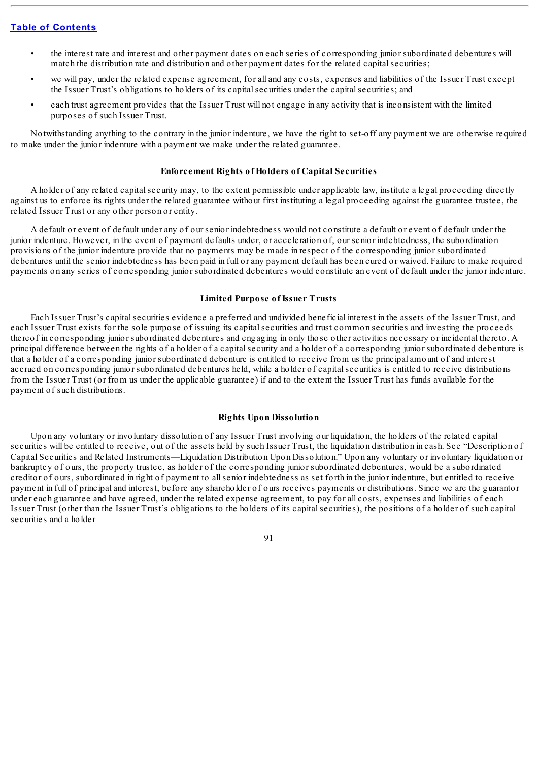- the interest rate and interest and other payment dates on each series of corresponding junior subordinated debentures will match the distribution rate and distribution and other payment dates for the related capital securities;
- we will pay, under the related expense agreement, for all and any costs, expenses and liabilities of the Issuer Trust except the Issuer Trust's obligations to holders of its capital securities under the capital securities; and
- each trust agreement provides that the Issuer Trust will not engage in any activity that is inconsistent with the limited purposes of such Issuer Trust.

Notwithstanding anything to the contrary in the junior indenture, we have the right to set-off any payment we are otherwise required to make under the junior indenture with a payment we make under the related guarantee.

**Enforcement Rights of Holders of Capital Securities**

A holder of any related capital security may, to the extent permissible under applicable law, institute a legal proceeding directly against us to enforce its rights under the related guarantee without first instituting a legal proceeding against the guarantee trustee, the related Issuer Trust or any other person or entity.

A default or event of default under any of our senior indebtedness would not constitute a default or event of default under the junior indenture. However, in the event of payment defaults under, or acceleration of, our senior indebtedness, the subordination provisions of the junior indenture provide that no payments may be made in respect of the corresponding junior subordinated debentures until the senior indebtedness has been paid in full or any payment default has been cured or waived. Failure to make required payments on any series of corresponding junior subordinated debentures would constitute an event of default under the junior indenture.

**Limited Purpose of Issuer Trusts**

Each Issuer Trust's capital securities evidence a preferred and undivided beneficial interest in the assets of the Issuer Trust, and each Issuer Trust exists for the sole purpose of issuing its capital securities and trust common securities and investing the proceeds thereof in corresponding junior subordinated debentures and engaging in only those other activities necessary or incidental thereto. A principal difference between the rights of a holder of a capital security and a holder of a corresponding junior subordinated debenture is that a holder of a corresponding junior subordinated debenture is entitled to receive from us the principal amount of and interest accrued on corresponding junior subordinated debentures held, while a holder of capital securities is entitled to receive distributions from the Issuer Trust (or from us under the applicable guarantee) if and to the extent the Issuer Trust has funds available for the payment of such distributions.

**Rights Upon Dissolution**

Upon any voluntary or involuntary dissolution of any Issuer Trust involving our liquidation, the holders of the related capital securities will be entitled to receive, out of the assets held by such Issuer Trust, the liquidation distribution in cash. See "Description of Capital Securities and Related Instruments—Liquidation Distribution Upon Dissolution." Upon any voluntary or involuntary liquidation or bankruptcy of ours, the property trustee, as holder of the corresponding junior subordinated debentures, would be a subordinated creditor of ours, subordinated in right of payment to all senior indebtedness as set forth in the junior indenture, but entitled to receive payment in full of principal and interest, before any shareholder of ours receives payments or distributions. Since we are the guarantor under each guarantee and have agreed, under the related expense agreement, to pay for all costs, expenses and liabilities of each Issuer Trust (other than the Issuer Trust's obligations to the holders of its capital securities), the positions of a holder of such capital securities and a holder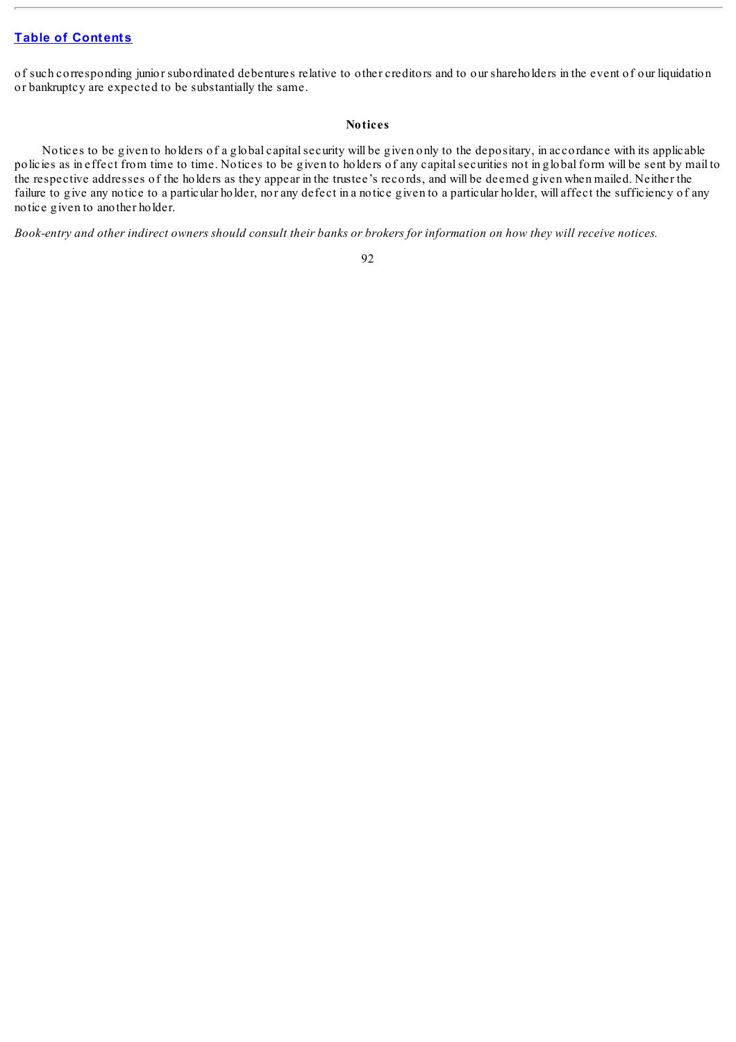of such corresponding junior subordinated debentures relative to other creditors and to our shareholders in the event of our liquidation or bankruptcy are expected to be substantially the same.

### Notices

Notices to be given to holders of a global capital security will be given only to the depositary, in accordance with its applicable policies as in effect from time to time. Notices to be given to holders of any capital securities not in global form will be sent by mail to the respective addresses of the holders as they appear in the trustee's records, and will be deemed given when mailed. Neither the failure to give any notice to a particular holder, nor any defect in a notice given to a particular holder, will affect the sufficiency of any notice given to another holder.

*Book-entry and other indirect owners should consult their banks or brokers for information on how they will receive notices.*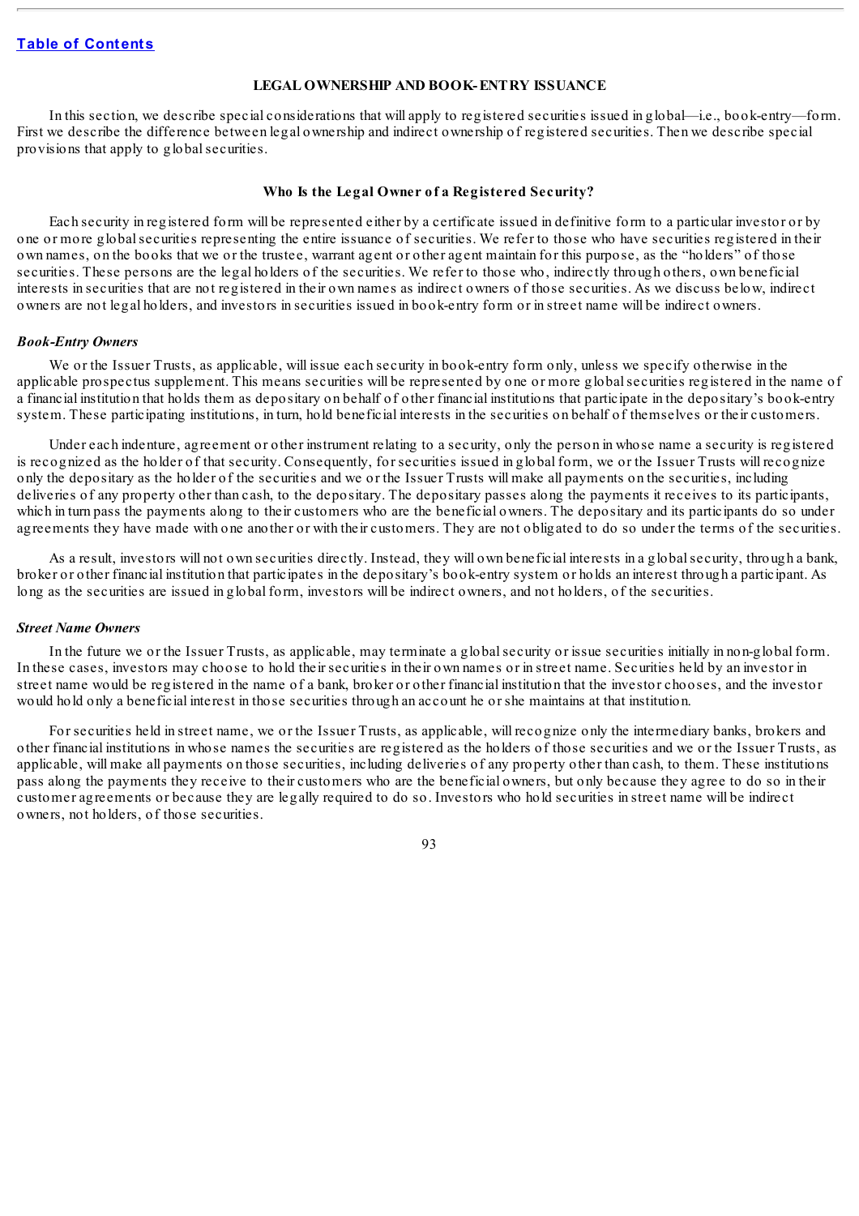## LEGAL OWNERSHIP AND BOOK-ENTRY ISSUANCE

In this section, we describe special considerations that will apply to registered securities issued in global—i.e., book-entry—form. First we describe the difference between legal ownership and indirect ownership of registered securities. Then we describe special provisions that apply to global securities.

### Who Is the Legal Owner of a Registered Security?

Each security in registered form will be represented either by a certificate issued in definitive form to a particular investor or by one or more global securities representing the entire issuance of securities. We refer to those who have securities registered in their own names, on the books that we or the trustee, warrant agent or other agent maintain for this purpose, as the "holders" of those securities. These persons are the legal holders of the securities. We refer to those who, indirectly through others, own beneficial interests in securities that are not registered in their own names as indirect owners of those securities. As we discuss below, indirect owners are not legal holders, and investors in securities issued in book-entry form or in street name will be indirect owners.

#### *Book-Entry Owners*

We or the Issuer Trusts, as applicable, will issue each security in book-entry form only, unless we specify otherwise in the applicable prospectus supplement. This means securities will be represented by one or more global securities registered in the name of a financial institution that holds them as depositary on behalf of other financial institutions that participate in the depositary's book-entry system. These participating institutions, in turn, hold beneficial interests in the securities on behalf of themselves or their customers.

Under each indenture, agreement or other instrument relating to a security, only the person in whose name a security is registered is recognized as the holder of that security. Consequently, for securities issued in global form, we or the Issuer Trusts will recognize only the depositary as the holder of the securities and we or the Issuer Trusts will make all payments on the securities, including deliveries of any property other than cash, to the depositary. The depositary passes along the payments it receives to its participants, which in turn pass the payments along to their customers who are the beneficial owners. The depositary and its participants do so under agreements they have made with one another or with their customers. They are not obligated to do so under the terms of the securities.

As a result, investors will not own securities directly. Instead, they will own beneficial interests in a global security, through a bank, broker or other financial institution that participates in the depositary's book-entry system or holds an interest through a participant. As long as the securities are issued in global form, investors will be indirect owners, and not holders, of the securities.

#### *Street Name Owners*

In the future we or the Issuer Trusts, as applicable, may terminate a global security or issue securities initially in non-global form. In these cases, investors may choose to hold their securities in their own names or in street name. Securities held by an investor in street name would be registered in the name of a bank, broker or other financial institution that the investor chooses, and the investor would hold only a beneficial interest in those securities through an account he or she maintains at that institution.

For securities held in street name, we or the Issuer Trusts, as applicable, will recognize only the intermediary banks, brokers and other financial institutions in whose names the securities are registered as the holders of those securities and we or the Issuer Trusts, as applicable, will make all payments on those securities, including deliveries of any property other than cash, to them. These institutions pass along the payments they receive to their customers who are the beneficial owners, but only because they agree to do so in their customer agreements or because they are legally required to do so. Investors who hold securities in street name will be indirect owners, not holders, of those securities.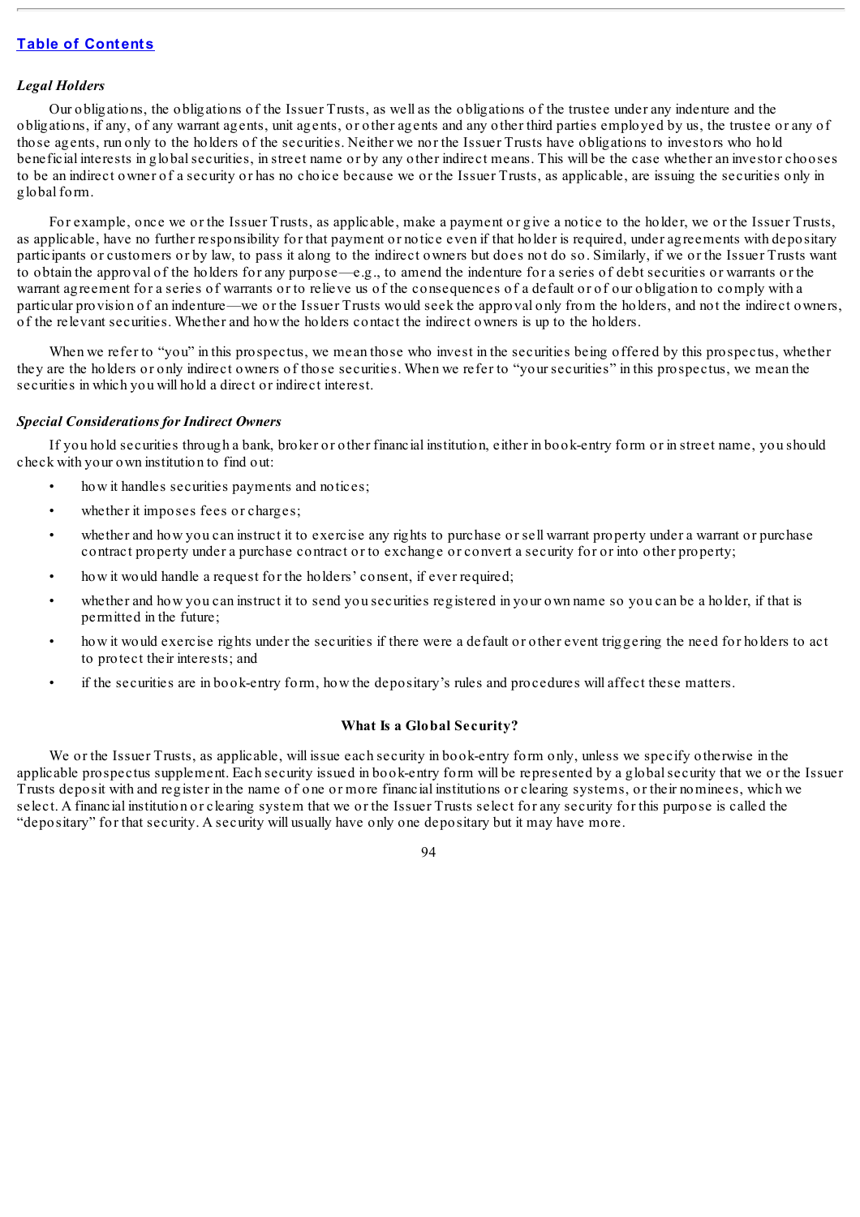*Legal Holders*

Our obligations, the obligations of the Issuer Trusts, as well as the obligations of the trustee under any indenture and the obligations, if any, of any warrant agents, unit agents, or other agents and any other third parties employed by us, the trustee or any of those agents, run only to the holders of the securities. Neither we nor the Issuer Trusts have obligations to investors who hold beneficial interests in global securities, in street name or by any other indirect means. This will be the case whether an investor chooses to be an indirect owner of a security or has no choice because we or the Issuer Trusts, as applicable, are issuing the securities only in global form.

For example, once we or the Issuer Trusts, as applicable, make a payment or give a notice to the holder, we or the Issuer Trusts, as applicable, have no further responsibility for that payment or notice even if that holder is required, under agreements with depositary participants or customers or by law, to pass it along to the indirect owners but does not do so. Similarly, if we or the Issuer Trusts want to obtain the approval of the holders for any purpose—e.g., to amend the indenture for a series of debt securities or warrants or the warrant agreement for a series of warrants or to relieve us of the consequences of a default or of our obligation to comply with a particular provision of an indenture—we or the Issuer Trusts would seek the approval only from the holders, and not the indirect owners, of the relevant securities. Whether and how the holders contact the indirect owners is up to the holders.

When we refer to "you" in this prospectus, we mean those who invest in the securities being offered by this prospectus, whether they are the holders or only indirect owners of those securities. When we refer to "your securities" in this prospectus, we mean the securities in which you will hold a direct or indirect interest.

*Special Considerations for Indirect Owners*

If you hold securities through a bank, broker or other financial institution, either in book-entry form or in street name, you should check with your own institution to find out:

- how it handles securities payments and notices;
- whether it imposes fees or charges;
- whether and how you can instruct it to exercise any rights to purchase or sell warrant property under a warrant or purchase contract property under a purchase contract or to exchange or convert a security for or into other property;
- how it would handle a request for the holders' consent, if ever required;
- whether and how you can instruct it to send you securities registered in your own name so you can be a holder, if that is permitted in the future;
- how it would exercise rights under the securities if there were a default or other event triggering the need for holders to act to protect their interests; and
- if the securities are in book-entry form, how the depositary's rules and procedures will affect these matters.

**What Is a Global Security?**

We or the Issuer Trusts, as applicable, will issue each security in book-entry form only, unless we specify otherwise in the applicable prospectus supplement. Each security issued in book-entry form will be represented by a global security that we or the Issuer Trusts deposit with and register in the name of one or more financial institutions or clearing systems, or their nominees, which we select. A financial institution or clearing system that we or the Issuer Trusts select for any security for this purpose is called the "depositary" for that security. A security will usually have only one depositary but it may have more.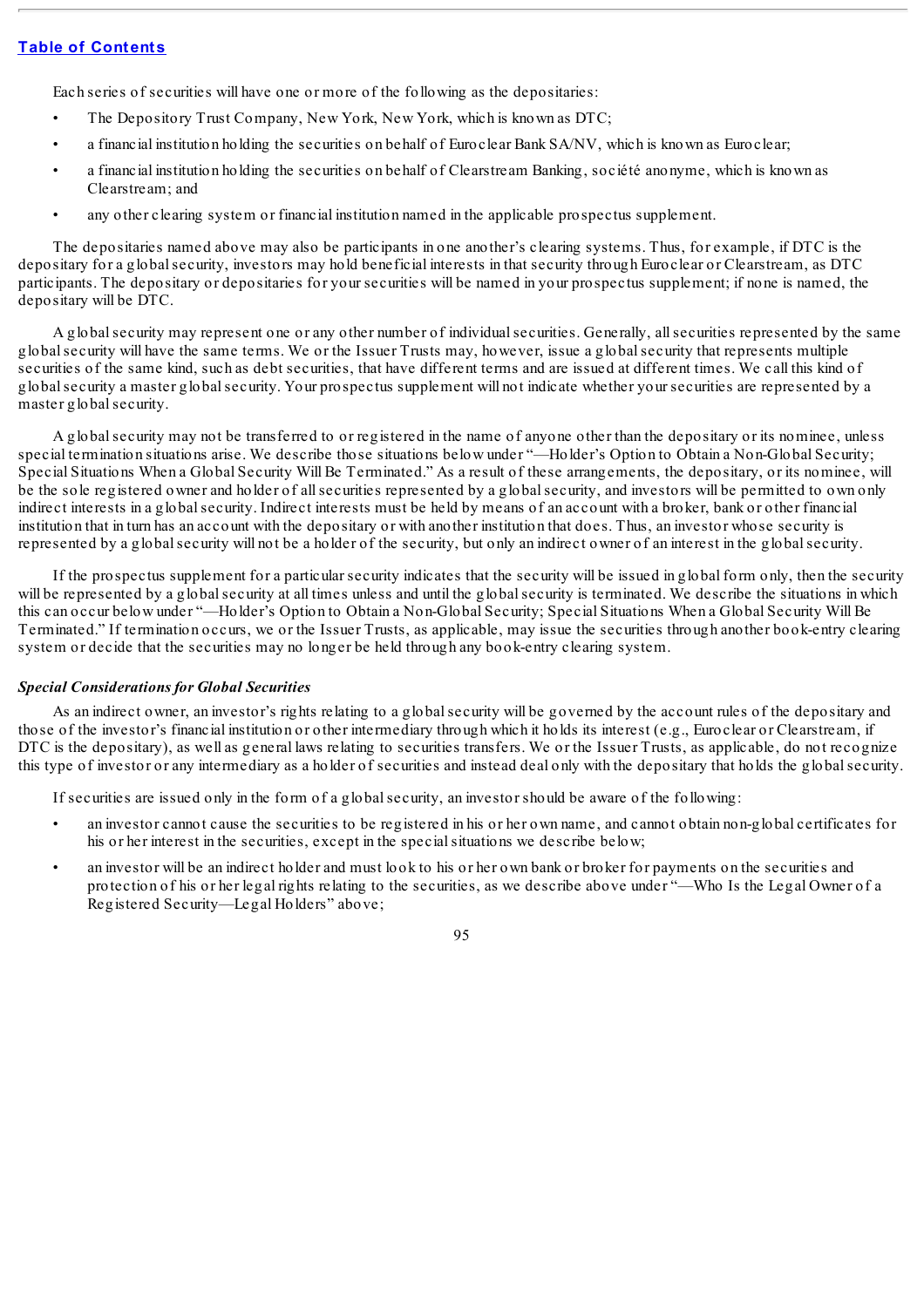Each series of securities will have one or more of the following as the depositaries:

- The Depository Trust Company, New York, New York, which is known as DTC;
- a financial institution holding the securities on behalf of Euroclear Bank SA/NV, which is known as Euroclear;
- a financial institution holding the securities on behalf of Clearstream Banking, société anonyme, which is known as Clearstream; and
- any other clearing system or financial institution named in the applicable prospectus supplement.

The depositaries named above may also be participants in one another's clearing systems. Thus, for example, if DTC is the depositary for a global security, investors may hold beneficial interests in that security through Euroclear or Clearstream, as DTC participants. The depositary or depositaries for your securities will be named in your prospectus supplement; if none is named, the depositary will be DTC.

A global security may represent one or any other number of individual securities. Generally, all securities represented by the same global security will have the same terms. We or the Issuer Trusts may, however, issue a global security that represents multiple securities of the same kind, such as debt securities, that have different terms and are issued at different times. We call this kind of global security a master global security. Your prospectus supplement will not indicate whether your securities are represented by a master global security.

A global security may not be transferred to or registered in the name of anyone other than the depositary or its nominee, unless special termination situations arise. We describe those situations below under "—Holder's Option to Obtain a Non-Global Security; Special Situations When a Global Security Will Be Terminated." As a result of these arrangements, the depositary, or its nominee, will be the sole registered owner and holder of all securities represented by a global security, and investors will be permitted to own only indirect interests in a global security. Indirect interests must be held by means of an account with a broker, bank or other financial institution that in turn has an account with the depositary or with another institution that does. Thus, an investor whose security is represented by a global security will not be a holder of the security, but only an indirect owner of an interest in the global security.

If the prospectus supplement for a particular security indicates that the security will be issued in global form only, then the security will be represented by a global security at all times unless and until the global security is terminated. We describe the situations in which this can occur below under "—Holder's Option to Obtain a Non-Global Security; Special Situations When a Global Security Will Be Terminated." If termination occurs, we or the Issuer Trusts, as applicable, may issue the securities through another book-entry clearing system or decide that the securities may no longer be held through any book-entry clearing system.

### *Special Considerations for Global Securities*

As an indirect owner, an investor's rights relating to a global security will be governed by the account rules of the depositary and those of the investor's financial institution or other intermediary through which it holds its interest (e.g., Euroclear or Clearstream, if DTC is the depositary), as well as general laws relating to securities transfers. We or the Issuer Trusts, as applicable, do not recognize this type of investor or any intermediary as a holder of securities and instead deal only with the depositary that holds the global security.

If securities are issued only in the form of a global security, an investor should be aware of the following:

- an investor cannot cause the securities to be registered in his or her own name, and cannot obtain non-global certificates for his or her interest in the securities, except in the special situations we describe below;
- an investor will be an indirect holder and must look to his or her own bank or broker for payments on the securities and protection of his or her legal rights relating to the securities, as we describe above under "—Who Is the Legal Owner of a Registered Security—Legal Holders" above;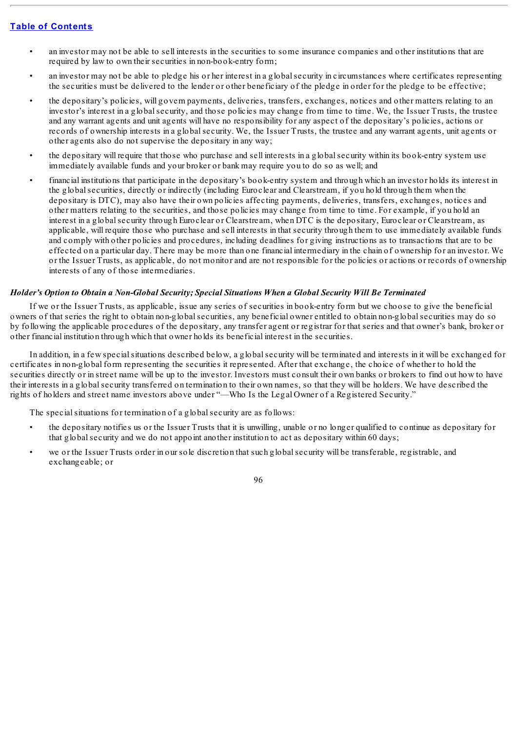- an investor may not be able to sell interests in the securities to some insurance companies and other institutions that are required by law to own their securities in non-book-entry form;
- an investor may not be able to pledge his or her interest in a global security in circumstances where certificates representing the securities must be delivered to the lender or other beneficiary of the pledge in order for the pledge to be effective;
- the depositary's policies, will govern payments, deliveries, transfers, exchanges, notices and other matters relating to an investor's interest in a global security, and those policies may change from time to time. We, the Issuer Trusts, the trustee and any warrant agents and unit agents will have no responsibility for any aspect of the depositary's policies, actions or records of ownership interests in a global security. We, the Issuer Trusts, the trustee and any warrant agents, unit agents or other agents also do not supervise the depositary in any way;
- the depositary will require that those who purchase and sell interests in a global security within its book-entry system use immediately available funds and your broker or bank may require you to do so as well; and
- financial institutions that participate in the depositary's book-entry system and through which an investor holds its interest in the global securities, directly or indirectly (including Euroclear and Clearstream, if you hold through them when the depositary is DTC), may also have their own policies affecting payments, deliveries, transfers, exchanges, notices and other matters relating to the securities, and those policies may change from time to time. For example, if you hold an interest in a global security through Euroclear or Clearstream, when DTC is the depositary, Euroclear or Clearstream, as applicable, will require those who purchase and sell interests in that security through them to use immediately available funds and comply with other policies and procedures, including deadlines for giving instructions as to transactions that are to be effected on a particular day. There may be more than one financial intermediary in the chain of ownership for an investor. We or the Issuer Trusts, as applicable, do not monitor and are not responsible for the policies or actions or records of ownership interests of any of those intermediaries.

### *Holder's Option to Obtain a Non-Global Security; Special Situations When a Global Security Will Be Terminated*

If we or the Issuer Trusts, as applicable, issue any series of securities in book-entry form but we choose to give the beneficial owners of that series the right to obtain non-global securities, any beneficial owner entitled to obtain non-global securities may do so by following the applicable procedures of the depositary, any transfer agent or registrar for that series and that owner's bank, broker or other financial institution through which that owner holds its beneficial interest in the securities.

In addition, in a few special situations described below, a global security will be terminated and interests in it will be exchanged for certificates in non-global form representing the securities it represented. After that exchange, the choice of whether to hold the securities directly or in street name will be up to the investor. Investors must consult their own banks or brokers to find out how to have their interests in a global security transferred on termination to their own names, so that they will be holders. We have described the rights of holders and street name investors above under "—Who Is the Legal Owner of a Registered Security."

The special situations for termination of a global security are as follows:

- the depositary notifies us or the Issuer Trusts that it is unwilling, unable or no longer qualified to continue as depositary for that global security and we do not appoint another institution to act as depositary within 60 days;
- we or the Issuer Trusts order in our sole discretion that such global security will be transferable, registrable, and exchangeable; or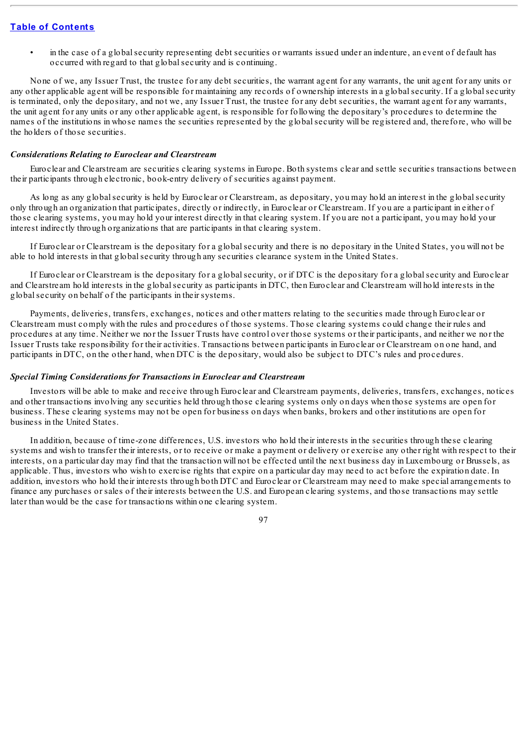- in the case of a global security representing debt securities or warrants issued under an indenture, an event of default has occurred with regard to that global security and is continuing.

None of we, any Issuer Trust, the trustee for any debt securities, the warrant agent for any warrants, the unit agent for any units or any other applicable agent will be responsible for maintaining any records of ownership interests in a global security. If a global security is terminated, only the depositary, and not we, any Issuer Trust, the trustee for any debt securities, the warrant agent for any warrants, the unit agent for any units or any other applicable agent, is responsible for following the depositary's procedures to determine the names of the institutions in whose names the securities represented by the global security will be registered and, therefore, who will be the holders of those securities.

***Considerations Relating to Euroclear and Clearstream***

Euroclear and Clearstream are securities clearing systems in Europe. Both systems clear and settle securities transactions between their participants through electronic, book-entry delivery of securities against payment.

As long as any global security is held by Euroclear or Clearstream, as depositary, you may hold an interest in the global security only through an organization that participates, directly or indirectly, in Euroclear or Clearstream. If you are a participant in either of those clearing systems, you may hold your interest directly in that clearing system. If you are not a participant, you may hold your interest indirectly through organizations that are participants in that clearing system.

If Euroclear or Clearstream is the depositary for a global security and there is no depositary in the United States, you will not be able to hold interests in that global security through any securities clearance system in the United States.

If Euroclear or Clearstream is the depositary for a global security, or if DTC is the depositary for a global security and Euroclear and Clearstream hold interests in the global security as participants in DTC, then Euroclear and Clearstream will hold interests in the global security on behalf of the participants in their systems.

Payments, deliveries, transfers, exchanges, notices and other matters relating to the securities made through Euroclear or Clearstream must comply with the rules and procedures of those systems. Those clearing systems could change their rules and procedures at any time. Neither we nor the Issuer Trusts have control over those systems or their participants, and neither we nor the Issuer Trusts take responsibility for their activities. Transactions between participants in Euroclear or Clearstream on one hand, and participants in DTC, on the other hand, when DTC is the depositary, would also be subject to DTC's rules and procedures.

***Special Timing Considerations for Transactions in Euroclear and Clearstream***

Investors will be able to make and receive through Euroclear and Clearstream payments, deliveries, transfers, exchanges, notices and other transactions involving any securities held through those clearing systems only on days when those systems are open for business. These clearing systems may not be open for business on days when banks, brokers and other institutions are open for business in the United States.

In addition, because of time-zone differences, U.S. investors who hold their interests in the securities through these clearing systems and wish to transfer their interests, or to receive or make a payment or delivery or exercise any other right with respect to their interests, on a particular day may find that the transaction will not be effected until the next business day in Luxembourg or Brussels, as applicable. Thus, investors who wish to exercise rights that expire on a particular day may need to act before the expiration date. In addition, investors who hold their interests through both DTC and Euroclear or Clearstream may need to make special arrangements to finance any purchases or sales of their interests between the U.S. and European clearing systems, and those transactions may settle later than would be the case for transactions within one clearing system.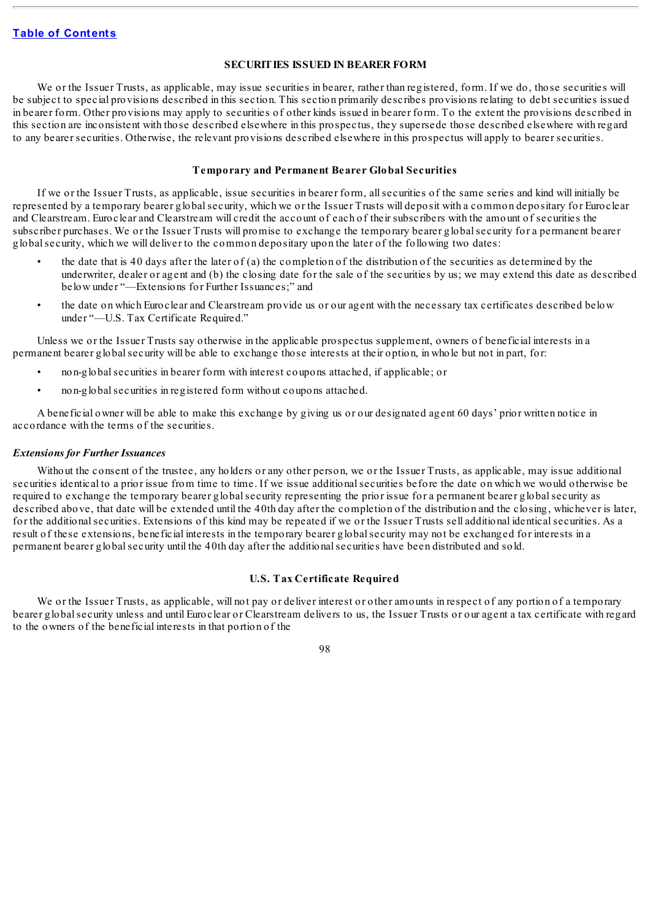## SECURITIES ISSUED IN BEARER FORM

We or the Issuer Trusts, as applicable, may issue securities in bearer, rather than registered, form. If we do, those securities will be subject to special provisions described in this section. This section primarily describes provisions relating to debt securities issued in bearer form. Other provisions may apply to securities of other kinds issued in bearer form. To the extent the provisions described in this section are inconsistent with those described elsewhere in this prospectus, they supersede those described elsewhere with regard to any bearer securities. Otherwise, the relevant provisions described elsewhere in this prospectus will apply to bearer securities.

### Temporary and Permanent Bearer Global Securities

If we or the Issuer Trusts, as applicable, issue securities in bearer form, all securities of the same series and kind will initially be represented by a temporary bearer global security, which we or the Issuer Trusts will deposit with a common depositary for Euroclear and Clearstream. Euroclear and Clearstream will credit the account of each of their subscribers with the amount of securities the subscriber purchases. We or the Issuer Trusts will promise to exchange the temporary bearer global security for a permanent bearer global security, which we will deliver to the common depositary upon the later of the following two dates:

- the date that is 40 days after the later of (a) the completion of the distribution of the securities as determined by the underwriter, dealer or agent and (b) the closing date for the sale of the securities by us; we may extend this date as described below under "—Extensions for Further Issuances;" and
- the date on which Euroclear and Clearstream provide us or our agent with the necessary tax certificates described below under "—U.S. Tax Certificate Required."

Unless we or the Issuer Trusts say otherwise in the applicable prospectus supplement, owners of beneficial interests in a permanent bearer global security will be able to exchange those interests at their option, in whole but not in part, for:

- non-global securities in bearer form with interest coupons attached, if applicable; or
- non-global securities in registered form without coupons attached.

A beneficial owner will be able to make this exchange by giving us or our designated agent 60 days' prior written notice in accordance with the terms of the securities.

#### *Extensions for Further Issuances*

Without the consent of the trustee, any holders or any other person, we or the Issuer Trusts, as applicable, may issue additional securities identical to a prior issue from time to time. If we issue additional securities before the date on which we would otherwise be required to exchange the temporary bearer global security representing the prior issue for a permanent bearer global security as described above, that date will be extended until the 40th day after the completion of the distribution and the closing, whichever is later, for the additional securities. Extensions of this kind may be repeated if we or the Issuer Trusts sell additional identical securities. As a result of these extensions, beneficial interests in the temporary bearer global security may not be exchanged for interests in a permanent bearer global security until the 40th day after the additional securities have been distributed and sold.

### U.S. Tax Certificate Required

We or the Issuer Trusts, as applicable, will not pay or deliver interest or other amounts in respect of any portion of a temporary bearer global security unless and until Euroclear or Clearstream delivers to us, the Issuer Trusts or our agent a tax certificate with regard to the owners of the beneficial interests in that portion of the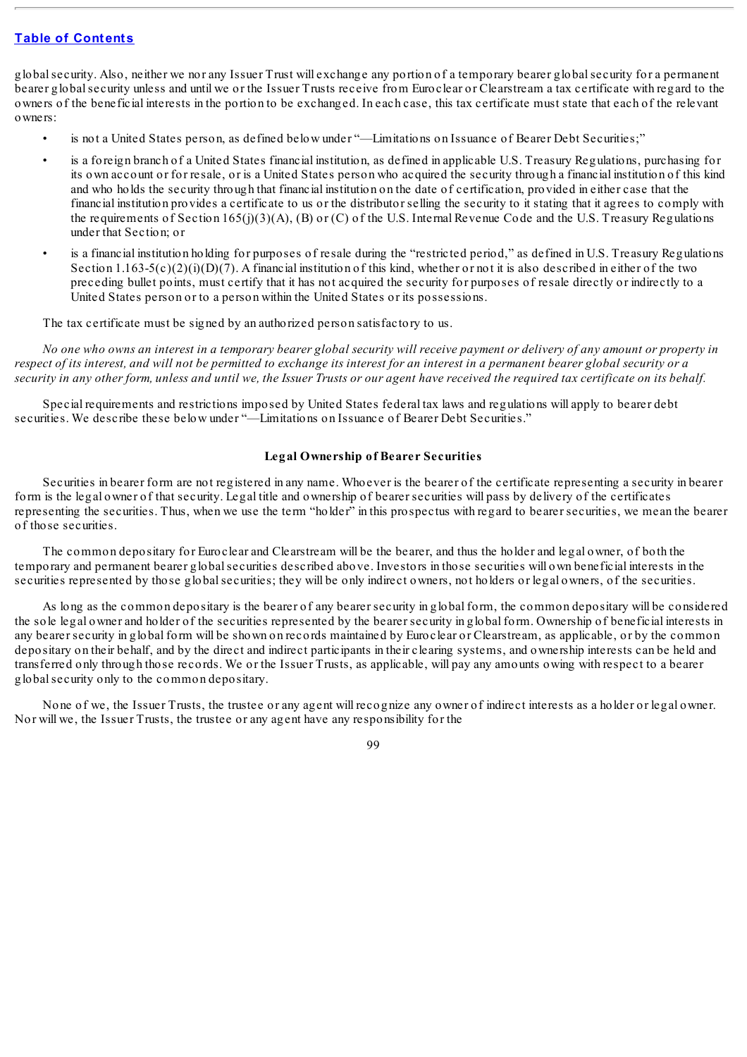global security. Also, neither we nor any Issuer Trust will exchange any portion of a temporary bearer global security for a permanent bearer global security unless and until we or the Issuer Trusts receive from Euroclear or Clearstream a tax certificate with regard to the owners of the beneficial interests in the portion to be exchanged. In each case, this tax certificate must state that each of the relevant owners:

- is not a United States person, as defined below under "—Limitations on Issuance of Bearer Debt Securities;"
- is a foreign branch of a United States financial institution, as defined in applicable U.S. Treasury Regulations, purchasing for its own account or for resale, or is a United States person who acquired the security through a financial institution of this kind and who holds the security through that financial institution on the date of certification, provided in either case that the financial institution provides a certificate to us or the distributor selling the security to it stating that it agrees to comply with the requirements of Section 165(j)(3)(A), (B) or (C) of the U.S. Internal Revenue Code and the U.S. Treasury Regulations under that Section; or
- is a financial institution holding for purposes of resale during the "restricted period," as defined in U.S. Treasury Regulations Section 1.163-5(c)(2)(i)(D)(7). A financial institution of this kind, whether or not it is also described in either of the two preceding bullet points, must certify that it has not acquired the security for purposes of resale directly or indirectly to a United States person or to a person within the United States or its possessions.

The tax certificate must be signed by an authorized person satisfactory to us.

*No one who owns an interest in a temporary bearer global security will receive payment or delivery of any amount or property in respect of its interest, and will not be permitted to exchange its interest for an interest in a permanent bearer global security or a security in any other form, unless and until we, the Issuer Trusts or our agent have received the required tax certificate on its behalf.*

Special requirements and restrictions imposed by United States federal tax laws and regulations will apply to bearer debt securities. We describe these below under "—Limitations on Issuance of Bearer Debt Securities."

### Legal Ownership of Bearer Securities

Securities in bearer form are not registered in any name. Whoever is the bearer of the certificate representing a security in bearer form is the legal owner of that security. Legal title and ownership of bearer securities will pass by delivery of the certificates representing the securities. Thus, when we use the term "holder" in this prospectus with regard to bearer securities, we mean the bearer of those securities.

The common depositary for Euroclear and Clearstream will be the bearer, and thus the holder and legal owner, of both the temporary and permanent bearer global securities described above. Investors in those securities will own beneficial interests in the securities represented by those global securities; they will be only indirect owners, not holders or legal owners, of the securities.

As long as the common depositary is the bearer of any bearer security in global form, the common depositary will be considered the sole legal owner and holder of the securities represented by the bearer security in global form. Ownership of beneficial interests in any bearer security in global form will be shown on records maintained by Euroclear or Clearstream, as applicable, or by the common depositary on their behalf, and by the direct and indirect participants in their clearing systems, and ownership interests can be held and transferred only through those records. We or the Issuer Trusts, as applicable, will pay any amounts owing with respect to a bearer global security only to the common depositary.

None of we, the Issuer Trusts, the trustee or any agent will recognize any owner of indirect interests as a holder or legal owner. Nor will we, the Issuer Trusts, the trustee or any agent have any responsibility for the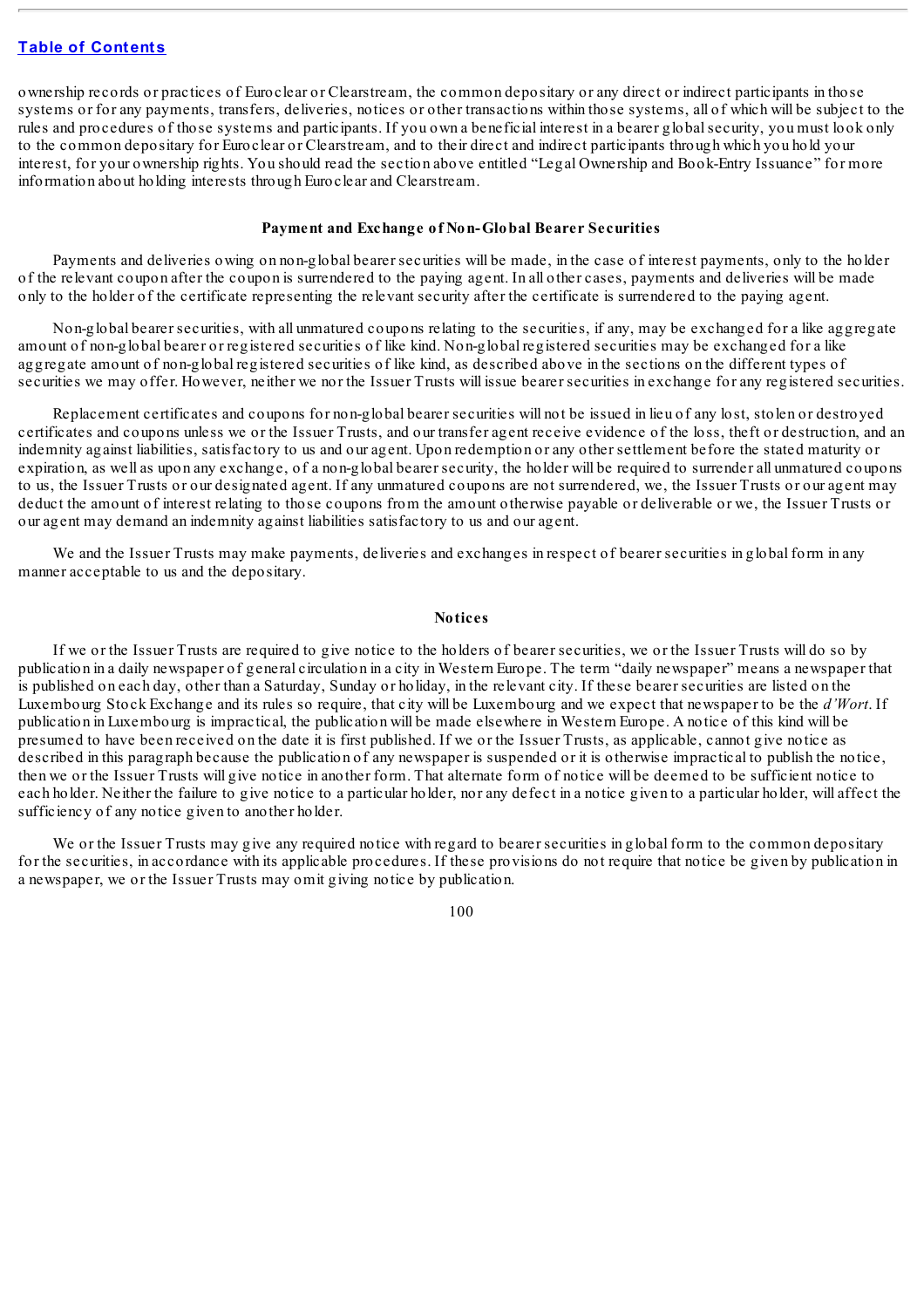ownership records or practices of Euroclear or Clearstream, the common depositary or any direct or indirect participants in those systems or for any payments, transfers, deliveries, notices or other transactions within those systems, all of which will be subject to the rules and procedures of those systems and participants. If you own a beneficial interest in a bearer global security, you must look only to the common depositary for Euroclear or Clearstream, and to their direct and indirect participants through which you hold your interest, for your ownership rights. You should read the section above entitled "Legal Ownership and Book-Entry Issuance" for more information about holding interests through Euroclear and Clearstream.

### Payment and Exchange of Non-Global Bearer Securities

Payments and deliveries owing on non-global bearer securities will be made, in the case of interest payments, only to the holder of the relevant coupon after the coupon is surrendered to the paying agent. In all other cases, payments and deliveries will be made only to the holder of the certificate representing the relevant security after the certificate is surrendered to the paying agent.

Non-global bearer securities, with all unmatured coupons relating to the securities, if any, may be exchanged for a like aggregate amount of non-global bearer or registered securities of like kind. Non-global registered securities may be exchanged for a like aggregate amount of non-global registered securities of like kind, as described above in the sections on the different types of securities we may offer. However, neither we nor the Issuer Trusts will issue bearer securities in exchange for any registered securities.

Replacement certificates and coupons for non-global bearer securities will not be issued in lieu of any lost, stolen or destroyed certificates and coupons unless we or the Issuer Trusts, and our transfer agent receive evidence of the loss, theft or destruction, and an indemnity against liabilities, satisfactory to us and our agent. Upon redemption or any other settlement before the stated maturity or expiration, as well as upon any exchange, of a non-global bearer security, the holder will be required to surrender all unmatured coupons to us, the Issuer Trusts or our designated agent. If any unmatured coupons are not surrendered, we, the Issuer Trusts or our agent may deduct the amount of interest relating to those coupons from the amount otherwise payable or deliverable or we, the Issuer Trusts or our agent may demand an indemnity against liabilities satisfactory to us and our agent.

We and the Issuer Trusts may make payments, deliveries and exchanges in respect of bearer securities in global form in any manner acceptable to us and the depositary.

### Notices

If we or the Issuer Trusts are required to give notice to the holders of bearer securities, we or the Issuer Trusts will do so by publication in a daily newspaper of general circulation in a city in Western Europe. The term "daily newspaper" means a newspaper that is published on each day, other than a Saturday, Sunday or holiday, in the relevant city. If these bearer securities are listed on the Luxembourg Stock Exchange and its rules so require, that city will be Luxembourg and we expect that newspaper to be the *d'Wort*. If publication in Luxembourg is impractical, the publication will be made elsewhere in Western Europe. A notice of this kind will be presumed to have been received on the date it is first published. If we or the Issuer Trusts, as applicable, cannot give notice as described in this paragraph because the publication of any newspaper is suspended or it is otherwise impractical to publish the notice, then we or the Issuer Trusts will give notice in another form. That alternate form of notice will be deemed to be sufficient notice to each holder. Neither the failure to give notice to a particular holder, nor any defect in a notice given to a particular holder, will affect the sufficiency of any notice given to another holder.

We or the Issuer Trusts may give any required notice with regard to bearer securities in global form to the common depositary for the securities, in accordance with its applicable procedures. If these provisions do not require that notice be given by publication in a newspaper, we or the Issuer Trusts may omit giving notice by publication.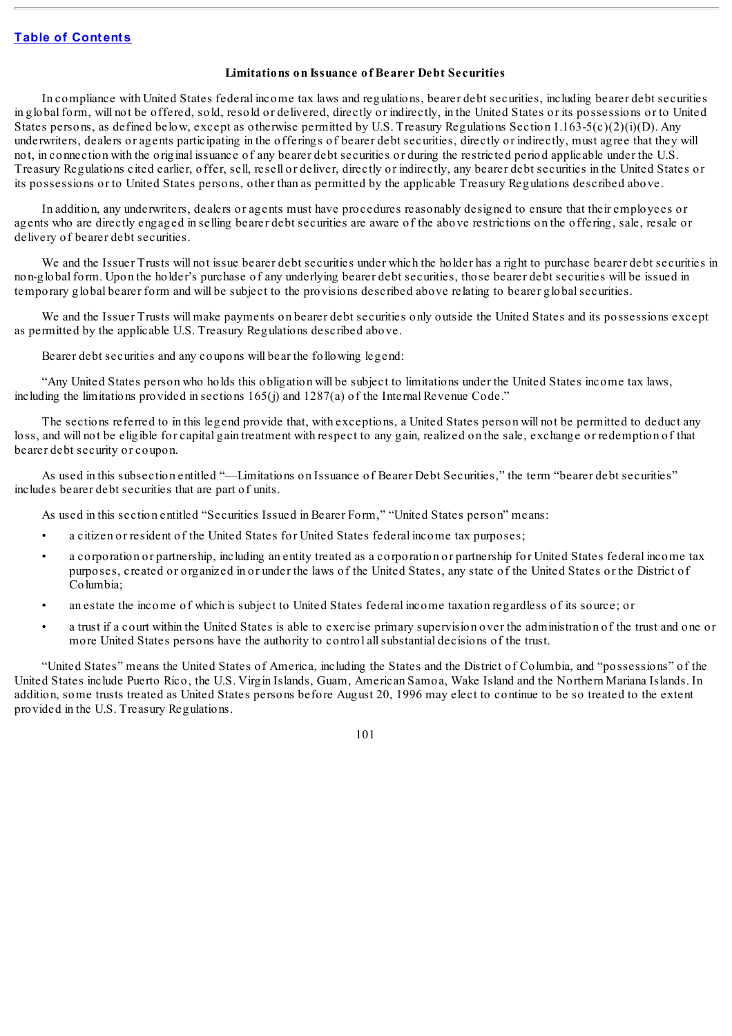### Limitations on Issuance of Bearer Debt Securities

In compliance with United States federal income tax laws and regulations, bearer debt securities, including bearer debt securities in global form, will not be offered, sold, resold or delivered, directly or indirectly, in the United States or its possessions or to United States persons, as defined below, except as otherwise permitted by U.S. Treasury Regulations Section 1.163-5(c)(2)(i)(D). Any underwriters, dealers or agents participating in the offerings of bearer debt securities, directly or indirectly, must agree that they will not, in connection with the original issuance of any bearer debt securities or during the restricted period applicable under the U.S. Treasury Regulations cited earlier, offer, sell, resell or deliver, directly or indirectly, any bearer debt securities in the United States or its possessions or to United States persons, other than as permitted by the applicable Treasury Regulations described above.

In addition, any underwriters, dealers or agents must have procedures reasonably designed to ensure that their employees or agents who are directly engaged in selling bearer debt securities are aware of the above restrictions on the offering, sale, resale or delivery of bearer debt securities.

We and the Issuer Trusts will not issue bearer debt securities under which the holder has a right to purchase bearer debt securities in non-global form. Upon the holder's purchase of any underlying bearer debt securities, those bearer debt securities will be issued in temporary global bearer form and will be subject to the provisions described above relating to bearer global securities.

We and the Issuer Trusts will make payments on bearer debt securities only outside the United States and its possessions except as permitted by the applicable U.S. Treasury Regulations described above.

Bearer debt securities and any coupons will bear the following legend:

"Any United States person who holds this obligation will be subject to limitations under the United States income tax laws, including the limitations provided in sections 165(j) and 1287(a) of the Internal Revenue Code."

The sections referred to in this legend provide that, with exceptions, a United States person will not be permitted to deduct any loss, and will not be eligible for capital gain treatment with respect to any gain, realized on the sale, exchange or redemption of that bearer debt security or coupon.

As used in this subsection entitled "—Limitations on Issuance of Bearer Debt Securities," the term "bearer debt securities" includes bearer debt securities that are part of units.

As used in this section entitled "Securities Issued in Bearer Form," "United States person" means:

- a citizen or resident of the United States for United States federal income tax purposes;
- a corporation or partnership, including an entity treated as a corporation or partnership for United States federal income tax purposes, created or organized in or under the laws of the United States, any state of the United States or the District of Columbia;
- an estate the income of which is subject to United States federal income taxation regardless of its source; or
- a trust if a court within the United States is able to exercise primary supervision over the administration of the trust and one or more United States persons have the authority to control all substantial decisions of the trust.

"United States" means the United States of America, including the States and the District of Columbia, and "possessions" of the United States include Puerto Rico, the U.S. Virgin Islands, Guam, American Samoa, Wake Island and the Northern Mariana Islands. In addition, some trusts treated as United States persons before August 20, 1996 may elect to continue to be so treated to the extent provided in the U.S. Treasury Regulations.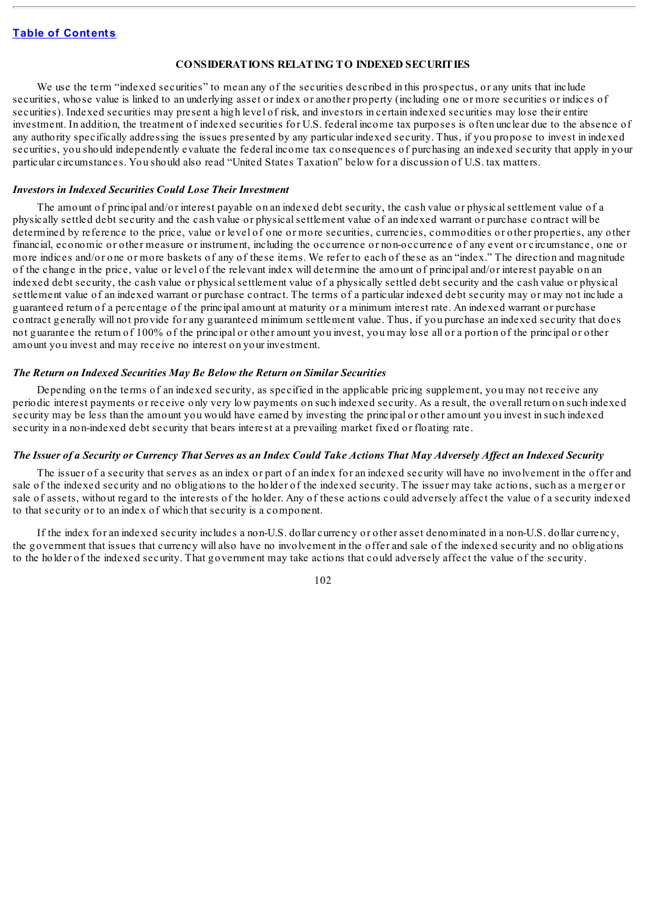## CONSIDERATIONS RELATING TO INDEXED SECURITIES

We use the term "indexed securities" to mean any of the securities described in this prospectus, or any units that include securities, whose value is linked to an underlying asset or index or another property (including one or more securities or indices of securities). Indexed securities may present a high level of risk, and investors in certain indexed securities may lose their entire investment. In addition, the treatment of indexed securities for U.S. federal income tax purposes is often unclear due to the absence of any authority specifically addressing the issues presented by any particular indexed security. Thus, if you propose to invest in indexed securities, you should independently evaluate the federal income tax consequences of purchasing an indexed security that apply in your particular circumstances. You should also read "United States Taxation" below for a discussion of U.S. tax matters.

### *Investors in Indexed Securities Could Lose Their Investment*

The amount of principal and/or interest payable on an indexed debt security, the cash value or physical settlement value of a physically settled debt security and the cash value or physical settlement value of an indexed warrant or purchase contract will be determined by reference to the price, value or level of one or more securities, currencies, commodities or other properties, any other financial, economic or other measure or instrument, including the occurrence or non-occurrence of any event or circumstance, one or more indices and/or one or more baskets of any of these items. We refer to each of these as an "index." The direction and magnitude of the change in the price, value or level of the relevant index will determine the amount of principal and/or interest payable on an indexed debt security, the cash value or physical settlement value of a physically settled debt security and the cash value or physical settlement value of an indexed warrant or purchase contract. The terms of a particular indexed debt security may or may not include a guaranteed return of a percentage of the principal amount at maturity or a minimum interest rate. An indexed warrant or purchase contract generally will not provide for any guaranteed minimum settlement value. Thus, if you purchase an indexed security that does not guarantee the return of 100% of the principal or other amount you invest, you may lose all or a portion of the principal or other amount you invest and may receive no interest on your investment.

### *The Return on Indexed Securities May Be Below the Return on Similar Securities*

Depending on the terms of an indexed security, as specified in the applicable pricing supplement, you may not receive any periodic interest payments or receive only very low payments on such indexed security. As a result, the overall return on such indexed security may be less than the amount you would have earned by investing the principal or other amount you invest in such indexed security in a non-indexed debt security that bears interest at a prevailing market fixed or floating rate.

### *The Issuer of a Security or Currency That Serves as an Index Could Take Actions That May Adversely Affect an Indexed Security*

The issuer of a security that serves as an index or part of an index for an indexed security will have no involvement in the offer and sale of the indexed security and no obligations to the holder of the indexed security. The issuer may take actions, such as a merger or sale of assets, without regard to the interests of the holder. Any of these actions could adversely affect the value of a security indexed to that security or to an index of which that security is a component.

If the index for an indexed security includes a non-U.S. dollar currency or other asset denominated in a non-U.S. dollar currency, the government that issues that currency will also have no involvement in the offer and sale of the indexed security and no obligations to the holder of the indexed security. That government may take actions that could adversely affect the value of the security.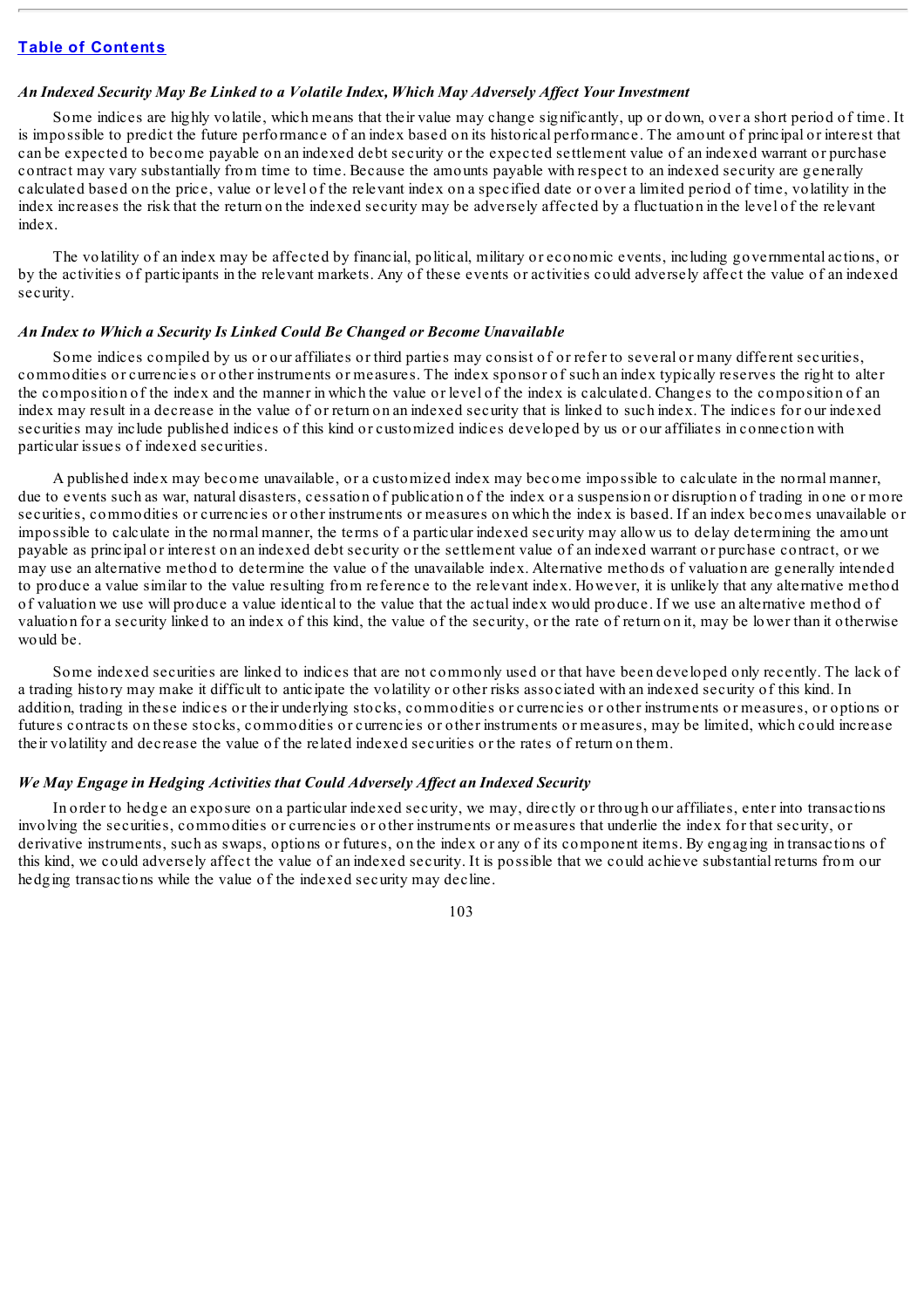### *An Indexed Security May Be Linked to a Volatile Index, Which May Adversely Affect Your Investment*

Some indices are highly volatile, which means that their value may change significantly, up or down, over a short period of time. It is impossible to predict the future performance of an index based on its historical performance. The amount of principal or interest that can be expected to become payable on an indexed debt security or the expected settlement value of an indexed warrant or purchase contract may vary substantially from time to time. Because the amounts payable with respect to an indexed security are generally calculated based on the price, value or level of the relevant index on a specified date or over a limited period of time, volatility in the index increases the risk that the return on the indexed security may be adversely affected by a fluctuation in the level of the relevant index.

The volatility of an index may be affected by financial, political, military or economic events, including governmental actions, or by the activities of participants in the relevant markets. Any of these events or activities could adversely affect the value of an indexed security.

### *An Index to Which a Security Is Linked Could Be Changed or Become Unavailable*

Some indices compiled by us or our affiliates or third parties may consist of or refer to several or many different securities, commodities or currencies or other instruments or measures. The index sponsor of such an index typically reserves the right to alter the composition of the index and the manner in which the value or level of the index is calculated. Changes to the composition of an index may result in a decrease in the value of or return on an indexed security that is linked to such index. The indices for our indexed securities may include published indices of this kind or customized indices developed by us or our affiliates in connection with particular issues of indexed securities.

A published index may become unavailable, or a customized index may become impossible to calculate in the normal manner, due to events such as war, natural disasters, cessation of publication of the index or a suspension or disruption of trading in one or more securities, commodities or currencies or other instruments or measures on which the index is based. If an index becomes unavailable or impossible to calculate in the normal manner, the terms of a particular indexed security may allow us to delay determining the amount payable as principal or interest on an indexed debt security or the settlement value of an indexed warrant or purchase contract, or we may use an alternative method to determine the value of the unavailable index. Alternative methods of valuation are generally intended to produce a value similar to the value resulting from reference to the relevant index. However, it is unlikely that any alternative method of valuation we use will produce a value identical to the value that the actual index would produce. If we use an alternative method of valuation for a security linked to an index of this kind, the value of the security, or the rate of return on it, may be lower than it otherwise would be.

Some indexed securities are linked to indices that are not commonly used or that have been developed only recently. The lack of a trading history may make it difficult to anticipate the volatility or other risks associated with an indexed security of this kind. In addition, trading in these indices or their underlying stocks, commodities or currencies or other instruments or measures, or options or futures contracts on these stocks, commodities or currencies or other instruments or measures, may be limited, which could increase their volatility and decrease the value of the related indexed securities or the rates of return on them.

### *We May Engage in Hedging Activities that Could Adversely Affect an Indexed Security*

In order to hedge an exposure on a particular indexed security, we may, directly or through our affiliates, enter into transactions involving the securities, commodities or currencies or other instruments or measures that underlie the index for that security, or derivative instruments, such as swaps, options or futures, on the index or any of its component items. By engaging in transactions of this kind, we could adversely affect the value of an indexed security. It is possible that we could achieve substantial returns from our hedging transactions while the value of the indexed security may decline.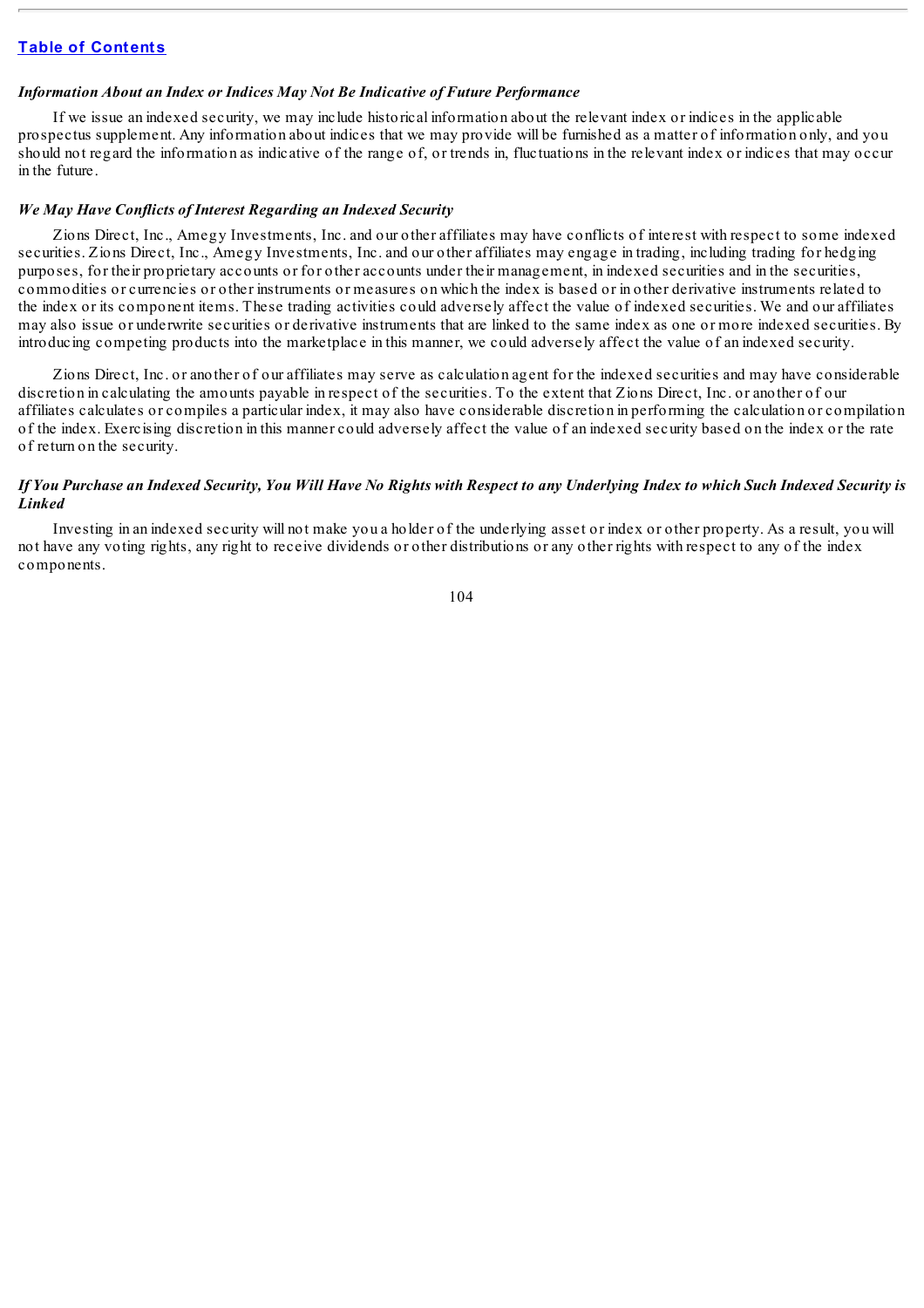*Information About an Index or Indices May Not Be Indicative of Future Performance*

If we issue an indexed security, we may include historical information about the relevant index or indices in the applicable prospectus supplement. Any information about indices that we may provide will be furnished as a matter of information only, and you should not regard the information as indicative of the range of, or trends in, fluctuations in the relevant index or indices that may occur in the future.

*We May Have Conflicts of Interest Regarding an Indexed Security*

Zions Direct, Inc., Amegy Investments, Inc. and our other affiliates may have conflicts of interest with respect to some indexed securities. Zions Direct, Inc., Amegy Investments, Inc. and our other affiliates may engage in trading, including trading for hedging purposes, for their proprietary accounts or for other accounts under their management, in indexed securities and in the securities, commodities or currencies or other instruments or measures on which the index is based or in other derivative instruments related to the index or its component items. These trading activities could adversely affect the value of indexed securities. We and our affiliates may also issue or underwrite securities or derivative instruments that are linked to the same index as one or more indexed securities. By introducing competing products into the marketplace in this manner, we could adversely affect the value of an indexed security.

Zions Direct, Inc. or another of our affiliates may serve as calculation agent for the indexed securities and may have considerable discretion in calculating the amounts payable in respect of the securities. To the extent that Zions Direct, Inc. or another of our affiliates calculates or compiles a particular index, it may also have considerable discretion in performing the calculation or compilation of the index. Exercising discretion in this manner could adversely affect the value of an indexed security based on the index or the rate of return on the security.

*If You Purchase an Indexed Security, You Will Have No Rights with Respect to any Underlying Index to which Such Indexed Security is Linked*

Investing in an indexed security will not make you a holder of the underlying asset or index or other property. As a result, you will not have any voting rights, any right to receive dividends or other distributions or any other rights with respect to any of the index components.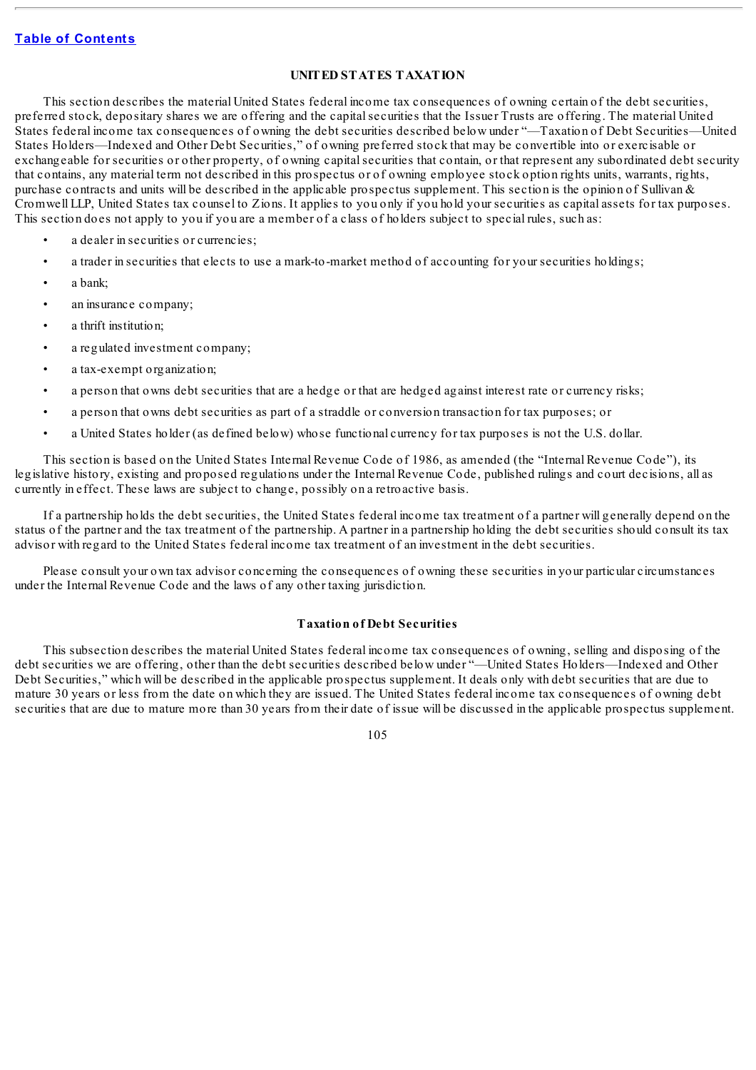[Table of Contents](#)

## UNITED STATES TAXATION

This section describes the material United States federal income tax consequences of owning certain of the debt securities, preferred stock, depositary shares we are offering and the capital securities that the Issuer Trusts are offering. The material United States federal income tax consequences of owning the debt securities described below under "—Taxation of Debt Securities—United States Holders—Indexed and Other Debt Securities," of owning preferred stock that may be convertible into or exercisable or exchangeable for securities or other property, of owning capital securities that contain, or that represent any subordinated debt security that contains, any material term not described in this prospectus or of owning employee stock option rights units, warrants, rights, purchase contracts and units will be described in the applicable prospectus supplement. This section is the opinion of Sullivan & Cromwell LLP, United States tax counsel to Zions. It applies to you only if you hold your securities as capital assets for tax purposes. This section does not apply to you if you are a member of a class of holders subject to special rules, such as:

- a dealer in securities or currencies;
- a trader in securities that elects to use a mark-to-market method of accounting for your securities holdings;
- a bank;
- an insurance company;
- a thrift institution;
- a regulated investment company;
- a tax-exempt organization;
- a person that owns debt securities that are a hedge or that are hedged against interest rate or currency risks;
- a person that owns debt securities as part of a straddle or conversion transaction for tax purposes; or
- a United States holder (as defined below) whose functional currency for tax purposes is not the U.S. dollar.

This section is based on the United States Internal Revenue Code of 1986, as amended (the "Internal Revenue Code"), its legislative history, existing and proposed regulations under the Internal Revenue Code, published rulings and court decisions, all as currently in effect. These laws are subject to change, possibly on a retroactive basis.

If a partnership holds the debt securities, the United States federal income tax treatment of a partner will generally depend on the status of the partner and the tax treatment of the partnership. A partner in a partnership holding the debt securities should consult its tax advisor with regard to the United States federal income tax treatment of an investment in the debt securities.

Please consult your own tax advisor concerning the consequences of owning these securities in your particular circumstances under the Internal Revenue Code and the laws of any other taxing jurisdiction.

### Taxation of Debt Securities

This subsection describes the material United States federal income tax consequences of owning, selling and disposing of the debt securities we are offering, other than the debt securities described below under "—United States Holders—Indexed and Other Debt Securities," which will be described in the applicable prospectus supplement. It deals only with debt securities that are due to mature 30 years or less from the date on which they are issued. The United States federal income tax consequences of owning debt securities that are due to mature more than 30 years from their date of issue will be discussed in the applicable prospectus supplement.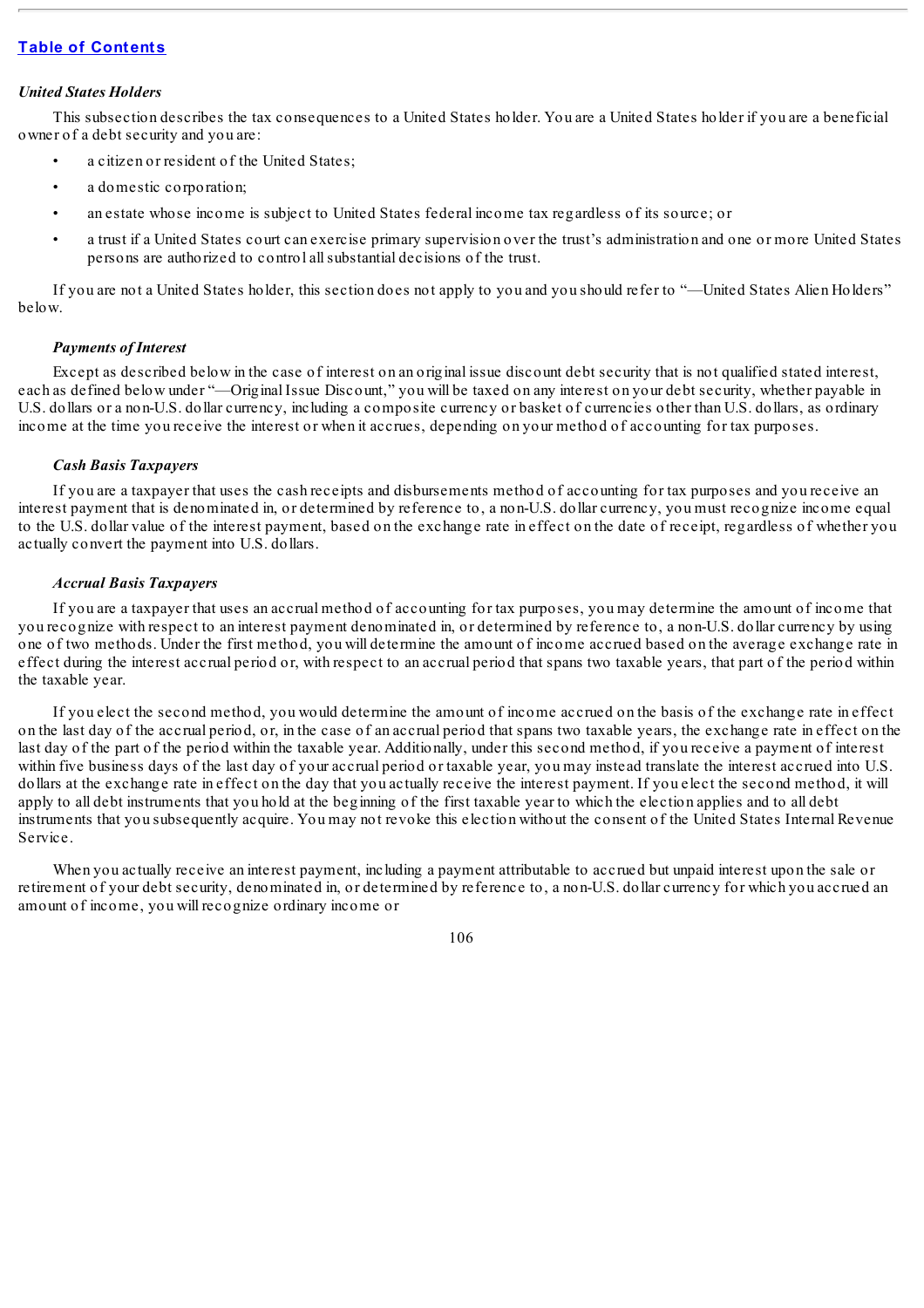### *United States Holders*

This subsection describes the tax consequences to a United States holder. You are a United States holder if you are a beneficial owner of a debt security and you are:

- a citizen or resident of the United States;
- a domestic corporation;
- an estate whose income is subject to United States federal income tax regardless of its source; or
- a trust if a United States court can exercise primary supervision over the trust's administration and one or more United States persons are authorized to control all substantial decisions of the trust.

If you are not a United States holder, this section does not apply to you and you should refer to "—United States Alien Holders" below.

#### *Payments of Interest*

Except as described below in the case of interest on an original issue discount debt security that is not qualified stated interest, each as defined below under "—Original Issue Discount," you will be taxed on any interest on your debt security, whether payable in U.S. dollars or a non-U.S. dollar currency, including a composite currency or basket of currencies other than U.S. dollars, as ordinary income at the time you receive the interest or when it accrues, depending on your method of accounting for tax purposes.

#### *Cash Basis Taxpayers*

If you are a taxpayer that uses the cash receipts and disbursements method of accounting for tax purposes and you receive an interest payment that is denominated in, or determined by reference to, a non-U.S. dollar currency, you must recognize income equal to the U.S. dollar value of the interest payment, based on the exchange rate in effect on the date of receipt, regardless of whether you actually convert the payment into U.S. dollars.

#### *Accrual Basis Taxpayers*

If you are a taxpayer that uses an accrual method of accounting for tax purposes, you may determine the amount of income that you recognize with respect to an interest payment denominated in, or determined by reference to, a non-U.S. dollar currency by using one of two methods. Under the first method, you will determine the amount of income accrued based on the average exchange rate in effect during the interest accrual period or, with respect to an accrual period that spans two taxable years, that part of the period within the taxable year.

If you elect the second method, you would determine the amount of income accrued on the basis of the exchange rate in effect on the last day of the accrual period, or, in the case of an accrual period that spans two taxable years, the exchange rate in effect on the last day of the part of the period within the taxable year. Additionally, under this second method, if you receive a payment of interest within five business days of the last day of your accrual period or taxable year, you may instead translate the interest accrued into U.S. dollars at the exchange rate in effect on the day that you actually receive the interest payment. If you elect the second method, it will apply to all debt instruments that you hold at the beginning of the first taxable year to which the election applies and to all debt instruments that you subsequently acquire. You may not revoke this election without the consent of the United States Internal Revenue Service.

When you actually receive an interest payment, including a payment attributable to accrued but unpaid interest upon the sale or retirement of your debt security, denominated in, or determined by reference to, a non-U.S. dollar currency for which you accrued an amount of income, you will recognize ordinary income or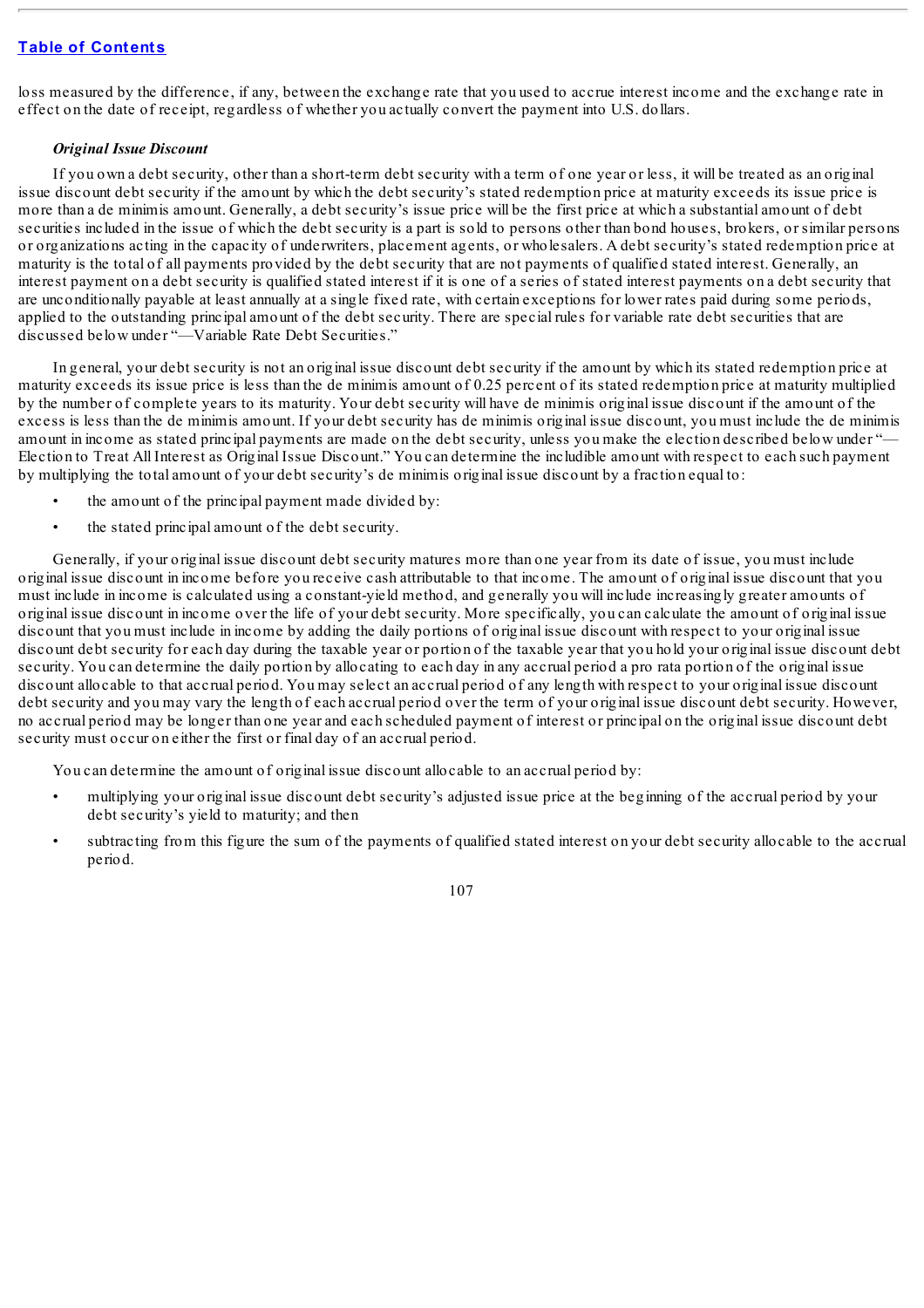loss measured by the difference, if any, between the exchange rate that you used to accrue interest income and the exchange rate in effect on the date of receipt, regardless of whether you actually convert the payment into U.S. dollars.

***Original Issue Discount***

If you own a debt security, other than a short-term debt security with a term of one year or less, it will be treated as an original issue discount debt security if the amount by which the debt security's stated redemption price at maturity exceeds its issue price is more than a de minimis amount. Generally, a debt security's issue price will be the first price at which a substantial amount of debt securities included in the issue of which the debt security is a part is sold to persons other than bond houses, brokers, or similar persons or organizations acting in the capacity of underwriters, placement agents, or wholesalers. A debt security's stated redemption price at maturity is the total of all payments provided by the debt security that are not payments of qualified stated interest. Generally, an interest payment on a debt security is qualified stated interest if it is one of a series of stated interest payments on a debt security that are unconditionally payable at least annually at a single fixed rate, with certain exceptions for lower rates paid during some periods, applied to the outstanding principal amount of the debt security. There are special rules for variable rate debt securities that are discussed below under "—Variable Rate Debt Securities."

In general, your debt security is not an original issue discount debt security if the amount by which its stated redemption price at maturity exceeds its issue price is less than the de minimis amount of 0.25 percent of its stated redemption price at maturity multiplied by the number of complete years to its maturity. Your debt security will have de minimis original issue discount if the amount of the excess is less than the de minimis amount. If your debt security has de minimis original issue discount, you must include the de minimis amount in income as stated principal payments are made on the debt security, unless you make the election described below under "—Election to Treat All Interest as Original Issue Discount." You can determine the includible amount with respect to each such payment by multiplying the total amount of your debt security's de minimis original issue discount by a fraction equal to:

- the amount of the principal payment made divided by:
- the stated principal amount of the debt security.

Generally, if your original issue discount debt security matures more than one year from its date of issue, you must include original issue discount in income before you receive cash attributable to that income. The amount of original issue discount that you must include in income is calculated using a constant-yield method, and generally you will include increasingly greater amounts of original issue discount in income over the life of your debt security. More specifically, you can calculate the amount of original issue discount that you must include in income by adding the daily portions of original issue discount with respect to your original issue discount debt security for each day during the taxable year or portion of the taxable year that you hold your original issue discount debt security. You can determine the daily portion by allocating to each day in any accrual period a pro rata portion of the original issue discount allocable to that accrual period. You may select an accrual period of any length with respect to your original issue discount debt security and you may vary the length of each accrual period over the term of your original issue discount debt security. However, no accrual period may be longer than one year and each scheduled payment of interest or principal on the original issue discount debt security must occur on either the first or final day of an accrual period.

You can determine the amount of original issue discount allocable to an accrual period by:

- multiplying your original issue discount debt security's adjusted issue price at the beginning of the accrual period by your debt security's yield to maturity; and then
- subtracting from this figure the sum of the payments of qualified stated interest on your debt security allocable to the accrual period.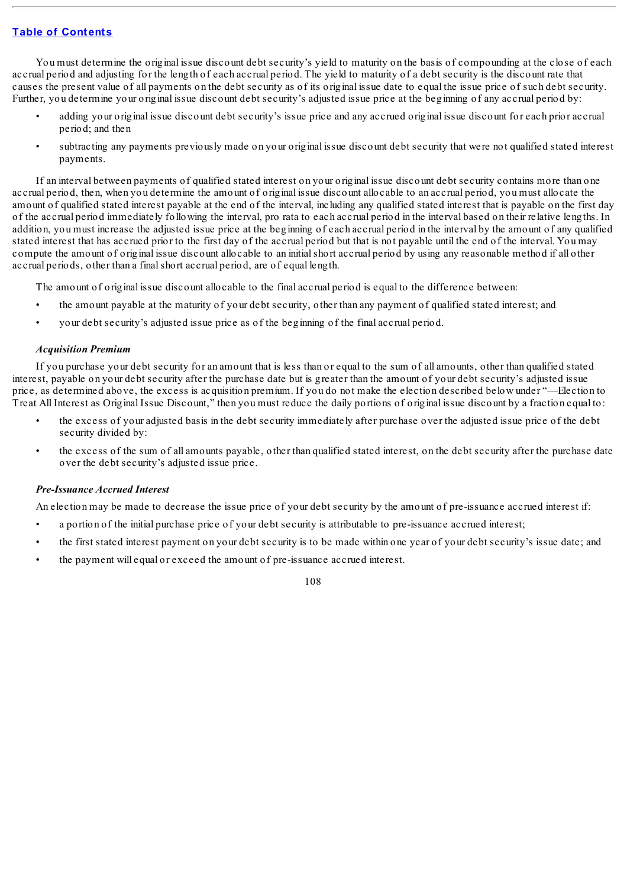You must determine the original issue discount debt security's yield to maturity on the basis of compounding at the close of each accrual period and adjusting for the length of each accrual period. The yield to maturity of a debt security is the discount rate that causes the present value of all payments on the debt security as of its original issue date to equal the issue price of such debt security. Further, you determine your original issue discount debt security's adjusted issue price at the beginning of any accrual period by:

- adding your original issue discount debt security's issue price and any accrued original issue discount for each prior accrual period; and then
- subtracting any payments previously made on your original issue discount debt security that were not qualified stated interest payments.

If an interval between payments of qualified stated interest on your original issue discount debt security contains more than one accrual period, then, when you determine the amount of original issue discount allocable to an accrual period, you must allocate the amount of qualified stated interest payable at the end of the interval, including any qualified stated interest that is payable on the first day of the accrual period immediately following the interval, pro rata to each accrual period in the interval based on their relative lengths. In addition, you must increase the adjusted issue price at the beginning of each accrual period in the interval by the amount of any qualified stated interest that has accrued prior to the first day of the accrual period but that is not payable until the end of the interval. You may compute the amount of original issue discount allocable to an initial short accrual period by using any reasonable method if all other accrual periods, other than a final short accrual period, are of equal length.

The amount of original issue discount allocable to the final accrual period is equal to the difference between:

- the amount payable at the maturity of your debt security, other than any payment of qualified stated interest; and
- your debt security's adjusted issue price as of the beginning of the final accrual period.

***Acquisition Premium***

If you purchase your debt security for an amount that is less than or equal to the sum of all amounts, other than qualified stated interest, payable on your debt security after the purchase date but is greater than the amount of your debt security's adjusted issue price, as determined above, the excess is acquisition premium. If you do not make the election described below under "—Election to Treat All Interest as Original Issue Discount," then you must reduce the daily portions of original issue discount by a fraction equal to:

- the excess of your adjusted basis in the debt security immediately after purchase over the adjusted issue price of the debt security divided by:
- the excess of the sum of all amounts payable, other than qualified stated interest, on the debt security after the purchase date over the debt security's adjusted issue price.

***Pre-Issuance Accrued Interest***

An election may be made to decrease the issue price of your debt security by the amount of pre-issuance accrued interest if:

- a portion of the initial purchase price of your debt security is attributable to pre-issuance accrued interest;
- the first stated interest payment on your debt security is to be made within one year of your debt security's issue date; and
- the payment will equal or exceed the amount of pre-issuance accrued interest.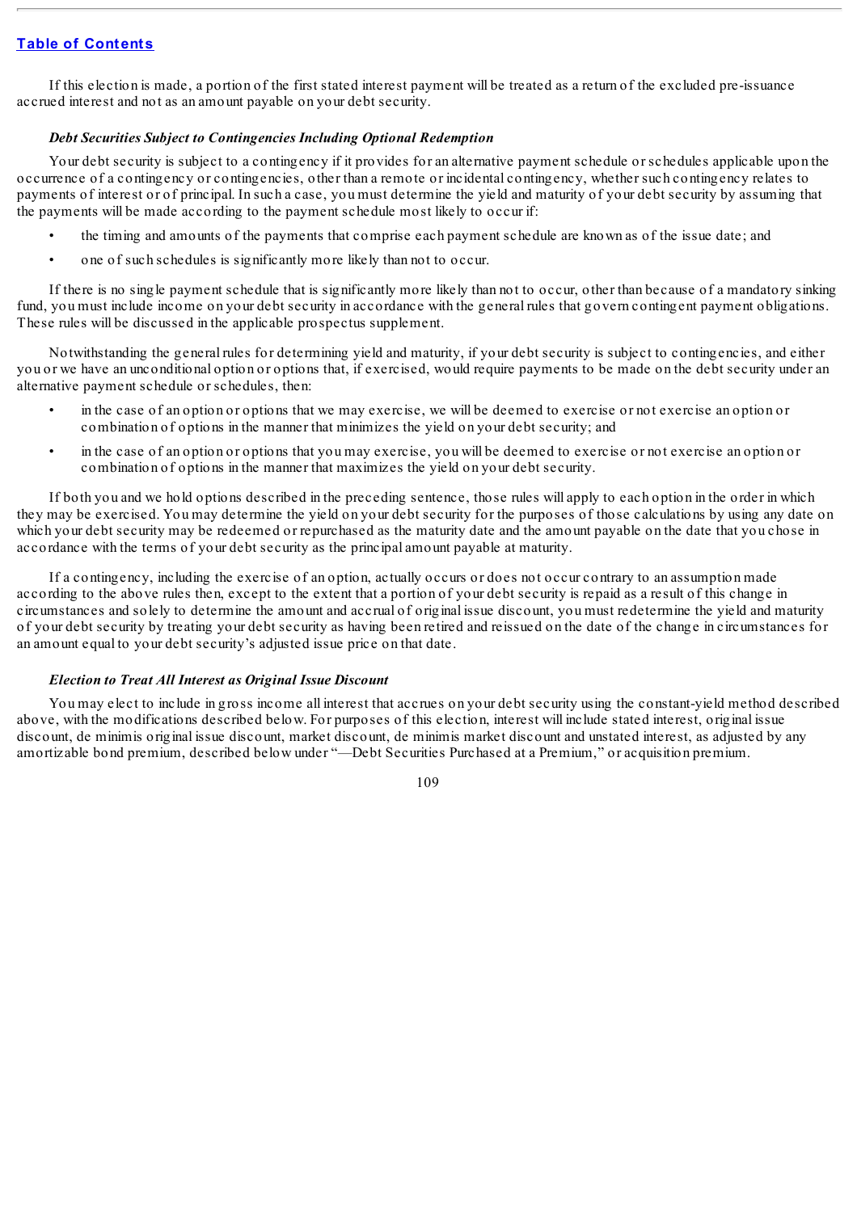If this election is made, a portion of the first stated interest payment will be treated as a return of the excluded pre-issuance accrued interest and not as an amount payable on your debt security.

***Debt Securities Subject to Contingencies Including Optional Redemption***

Your debt security is subject to a contingency if it provides for an alternative payment schedule or schedules applicable upon the occurrence of a contingency or contingencies, other than a remote or incidental contingency, whether such contingency relates to payments of interest or of principal. In such a case, you must determine the yield and maturity of your debt security by assuming that the payments will be made according to the payment schedule most likely to occur if:

- the timing and amounts of the payments that comprise each payment schedule are known as of the issue date; and
- one of such schedules is significantly more likely than not to occur.

If there is no single payment schedule that is significantly more likely than not to occur, other than because of a mandatory sinking fund, you must include income on your debt security in accordance with the general rules that govern contingent payment obligations. These rules will be discussed in the applicable prospectus supplement.

Notwithstanding the general rules for determining yield and maturity, if your debt security is subject to contingencies, and either you or we have an unconditional option or options that, if exercised, would require payments to be made on the debt security under an alternative payment schedule or schedules, then:

- in the case of an option or options that we may exercise, we will be deemed to exercise or not exercise an option or combination of options in the manner that minimizes the yield on your debt security; and
- in the case of an option or options that you may exercise, you will be deemed to exercise or not exercise an option or combination of options in the manner that maximizes the yield on your debt security.

If both you and we hold options described in the preceding sentence, those rules will apply to each option in the order in which they may be exercised. You may determine the yield on your debt security for the purposes of those calculations by using any date on which your debt security may be redeemed or repurchased as the maturity date and the amount payable on the date that you chose in accordance with the terms of your debt security as the principal amount payable at maturity.

If a contingency, including the exercise of an option, actually occurs or does not occur contrary to an assumption made according to the above rules then, except to the extent that a portion of your debt security is repaid as a result of this change in circumstances and solely to determine the amount and accrual of original issue discount, you must redetermine the yield and maturity of your debt security by treating your debt security as having been retired and reissued on the date of the change in circumstances for an amount equal to your debt security's adjusted issue price on that date.

***Election to Treat All Interest as Original Issue Discount***

You may elect to include in gross income all interest that accrues on your debt security using the constant-yield method described above, with the modifications described below. For purposes of this election, interest will include stated interest, original issue discount, de minimis original issue discount, market discount, de minimis market discount and unstated interest, as adjusted by any amortizable bond premium, described below under "—Debt Securities Purchased at a Premium," or acquisition premium.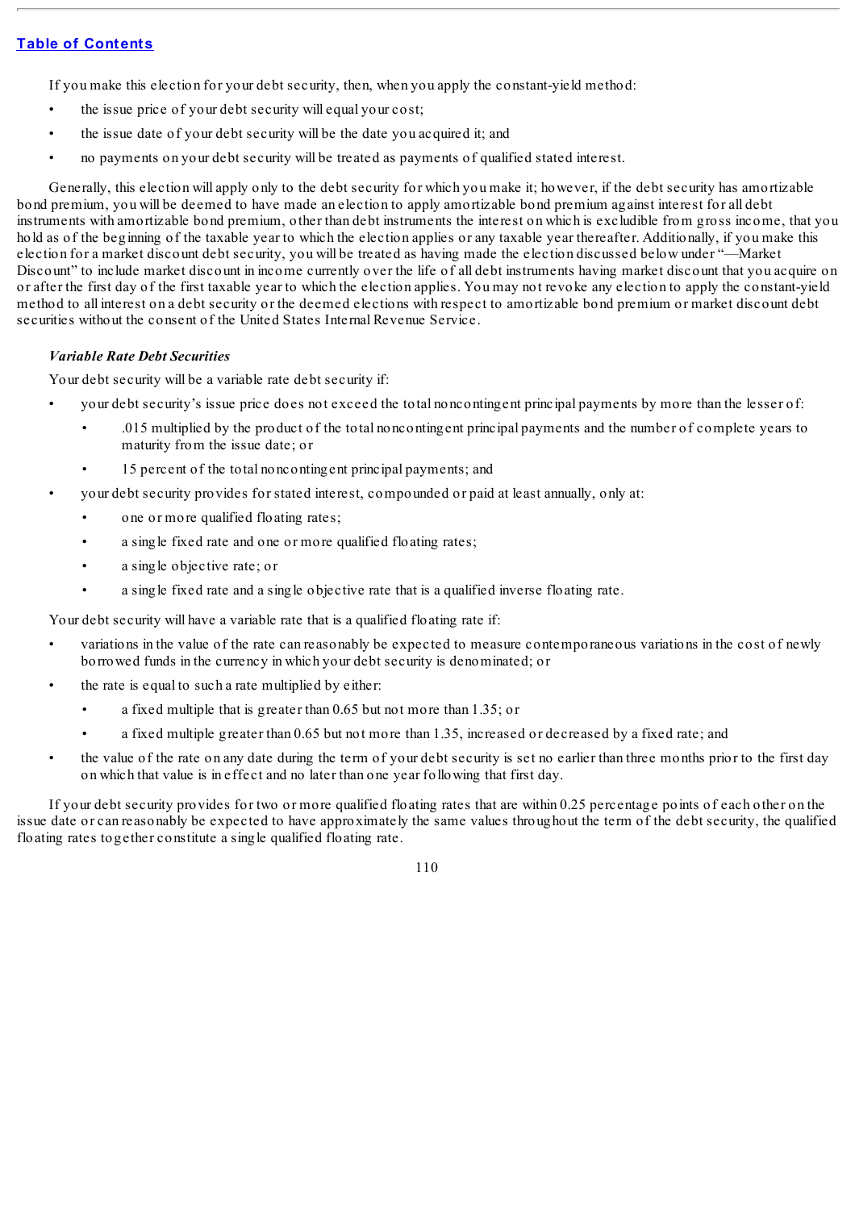If you make this election for your debt security, then, when you apply the constant-yield method:

- the issue price of your debt security will equal your cost;
- the issue date of your debt security will be the date you acquired it; and
- no payments on your debt security will be treated as payments of qualified stated interest.

Generally, this election will apply only to the debt security for which you make it; however, if the debt security has amortizable bond premium, you will be deemed to have made an election to apply amortizable bond premium against interest for all debt instruments with amortizable bond premium, other than debt instruments the interest on which is excludible from gross income, that you hold as of the beginning of the taxable year to which the election applies or any taxable year thereafter. Additionally, if you make this election for a market discount debt security, you will be treated as having made the election discussed below under "—Market Discount" to include market discount in income currently over the life of all debt instruments having market discount that you acquire on or after the first day of the first taxable year to which the election applies. You may not revoke any election to apply the constant-yield method to all interest on a debt security or the deemed elections with respect to amortizable bond premium or market discount debt securities without the consent of the United States Internal Revenue Service.

***Variable Rate Debt Securities***

Your debt security will be a variable rate debt security if:

- your debt security's issue price does not exceed the total noncontingent principal payments by more than the lesser of:
  - .015 multiplied by the product of the total noncontingent principal payments and the number of complete years to maturity from the issue date; or
  - 15 percent of the total noncontingent principal payments; and
- your debt security provides for stated interest, compounded or paid at least annually, only at:
  - one or more qualified floating rates;
  - a single fixed rate and one or more qualified floating rates;
  - a single objective rate; or
  - a single fixed rate and a single objective rate that is a qualified inverse floating rate.

Your debt security will have a variable rate that is a qualified floating rate if:

- variations in the value of the rate can reasonably be expected to measure contemporaneous variations in the cost of newly borrowed funds in the currency in which your debt security is denominated; or
- the rate is equal to such a rate multiplied by either:
  - a fixed multiple that is greater than 0.65 but not more than 1.35; or
  - a fixed multiple greater than 0.65 but not more than 1.35, increased or decreased by a fixed rate; and
- the value of the rate on any date during the term of your debt security is set no earlier than three months prior to the first day on which that value is in effect and no later than one year following that first day.

If your debt security provides for two or more qualified floating rates that are within 0.25 percentage points of each other on the issue date or can reasonably be expected to have approximately the same values throughout the term of the debt security, the qualified floating rates together constitute a single qualified floating rate.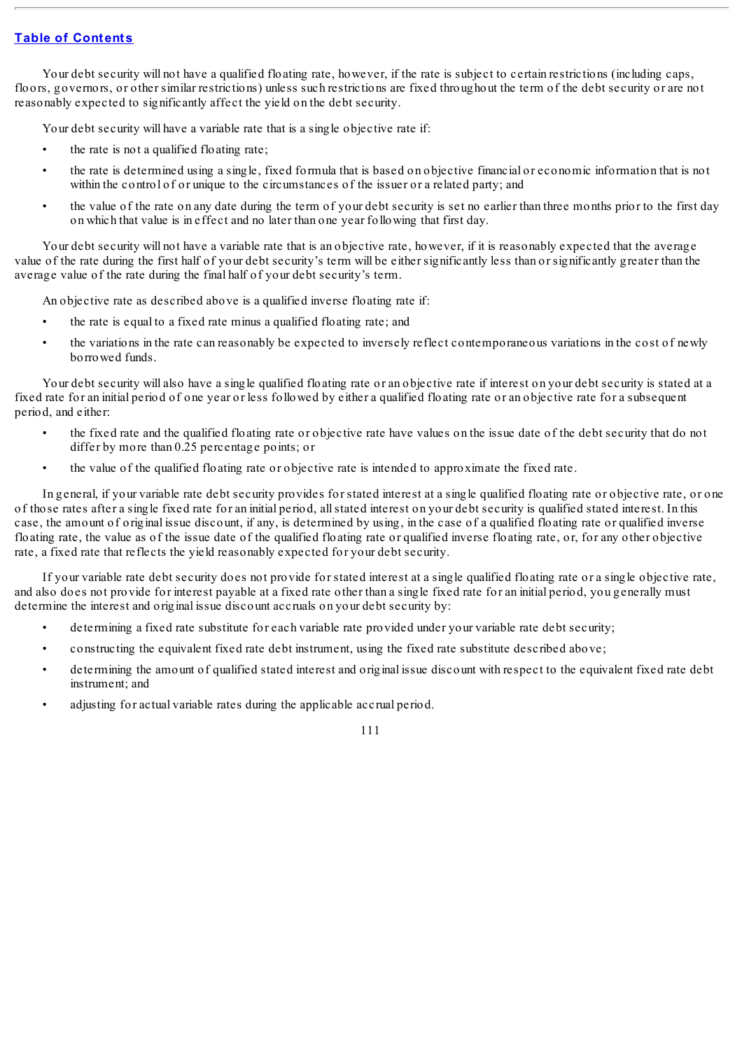Your debt security will not have a qualified floating rate, however, if the rate is subject to certain restrictions (including caps, floors, governors, or other similar restrictions) unless such restrictions are fixed throughout the term of the debt security or are not reasonably expected to significantly affect the yield on the debt security.

Your debt security will have a variable rate that is a single objective rate if:

- the rate is not a qualified floating rate;
- the rate is determined using a single, fixed formula that is based on objective financial or economic information that is not within the control of or unique to the circumstances of the issuer or a related party; and
- the value of the rate on any date during the term of your debt security is set no earlier than three months prior to the first day on which that value is in effect and no later than one year following that first day.

Your debt security will not have a variable rate that is an objective rate, however, if it is reasonably expected that the average value of the rate during the first half of your debt security's term will be either significantly less than or significantly greater than the average value of the rate during the final half of your debt security's term.

An objective rate as described above is a qualified inverse floating rate if:

- the rate is equal to a fixed rate minus a qualified floating rate; and
- the variations in the rate can reasonably be expected to inversely reflect contemporaneous variations in the cost of newly borrowed funds.

Your debt security will also have a single qualified floating rate or an objective rate if interest on your debt security is stated at a fixed rate for an initial period of one year or less followed by either a qualified floating rate or an objective rate for a subsequent period, and either:

- the fixed rate and the qualified floating rate or objective rate have values on the issue date of the debt security that do not differ by more than 0.25 percentage points; or
- the value of the qualified floating rate or objective rate is intended to approximate the fixed rate.

In general, if your variable rate debt security provides for stated interest at a single qualified floating rate or objective rate, or one of those rates after a single fixed rate for an initial period, all stated interest on your debt security is qualified stated interest. In this case, the amount of original issue discount, if any, is determined by using, in the case of a qualified floating rate or qualified inverse floating rate, the value as of the issue date of the qualified floating rate or qualified inverse floating rate, or, for any other objective rate, a fixed rate that reflects the yield reasonably expected for your debt security.

If your variable rate debt security does not provide for stated interest at a single qualified floating rate or a single objective rate, and also does not provide for interest payable at a fixed rate other than a single fixed rate for an initial period, you generally must determine the interest and original issue discount accruals on your debt security by:

- determining a fixed rate substitute for each variable rate provided under your variable rate debt security;
- constructing the equivalent fixed rate debt instrument, using the fixed rate substitute described above;
- determining the amount of qualified stated interest and original issue discount with respect to the equivalent fixed rate debt instrument; and
- adjusting for actual variable rates during the applicable accrual period.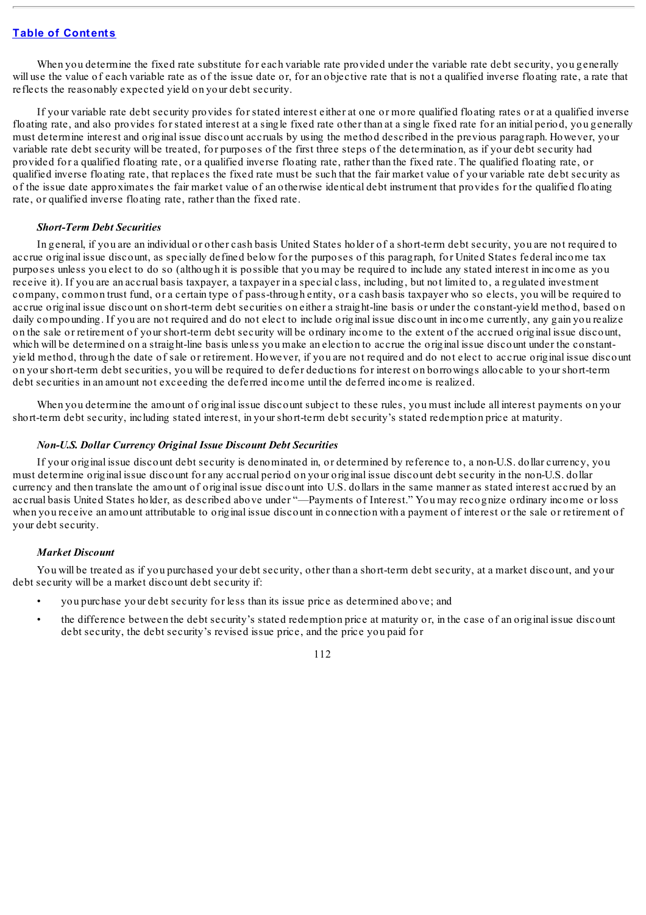When you determine the fixed rate substitute for each variable rate provided under the variable rate debt security, you generally will use the value of each variable rate as of the issue date or, for an objective rate that is not a qualified inverse floating rate, a rate that reflects the reasonably expected yield on your debt security.

If your variable rate debt security provides for stated interest either at one or more qualified floating rates or at a qualified inverse floating rate, and also provides for stated interest at a single fixed rate other than at a single fixed rate for an initial period, you generally must determine interest and original issue discount accruals by using the method described in the previous paragraph. However, your variable rate debt security will be treated, for purposes of the first three steps of the determination, as if your debt security had provided for a qualified floating rate, or a qualified inverse floating rate, rather than the fixed rate. The qualified floating rate, or qualified inverse floating rate, that replaces the fixed rate must be such that the fair market value of your variable rate debt security as of the issue date approximates the fair market value of an otherwise identical debt instrument that provides for the qualified floating rate, or qualified inverse floating rate, rather than the fixed rate.

***Short-Term Debt Securities***

In general, if you are an individual or other cash basis United States holder of a short-term debt security, you are not required to accrue original issue discount, as specially defined below for the purposes of this paragraph, for United States federal income tax purposes unless you elect to do so (although it is possible that you may be required to include any stated interest in income as you receive it). If you are an accrual basis taxpayer, a taxpayer in a special class, including, but not limited to, a regulated investment company, common trust fund, or a certain type of pass-through entity, or a cash basis taxpayer who so elects, you will be required to accrue original issue discount on short-term debt securities on either a straight-line basis or under the constant-yield method, based on daily compounding. If you are not required and do not elect to include original issue discount in income currently, any gain you realize on the sale or retirement of your short-term debt security will be ordinary income to the extent of the accrued original issue discount, which will be determined on a straight-line basis unless you make an election to accrue the original issue discount under the constant-yield method, through the date of sale or retirement. However, if you are not required and do not elect to accrue original issue discount on your short-term debt securities, you will be required to defer deductions for interest on borrowings allocable to your short-term debt securities in an amount not exceeding the deferred income until the deferred income is realized.

When you determine the amount of original issue discount subject to these rules, you must include all interest payments on your short-term debt security, including stated interest, in your short-term debt security's stated redemption price at maturity.

***Non-U.S. Dollar Currency Original Issue Discount Debt Securities***

If your original issue discount debt security is denominated in, or determined by reference to, a non-U.S. dollar currency, you must determine original issue discount for any accrual period on your original issue discount debt security in the non-U.S. dollar currency and then translate the amount of original issue discount into U.S. dollars in the same manner as stated interest accrued by an accrual basis United States holder, as described above under "—Payments of Interest." You may recognize ordinary income or loss when you receive an amount attributable to original issue discount in connection with a payment of interest or the sale or retirement of your debt security.

***Market Discount***

You will be treated as if you purchased your debt security, other than a short-term debt security, at a market discount, and your debt security will be a market discount debt security if:

- you purchase your debt security for less than its issue price as determined above; and
- the difference between the debt security's stated redemption price at maturity or, in the case of an original issue discount debt security, the debt security's revised issue price, and the price you paid for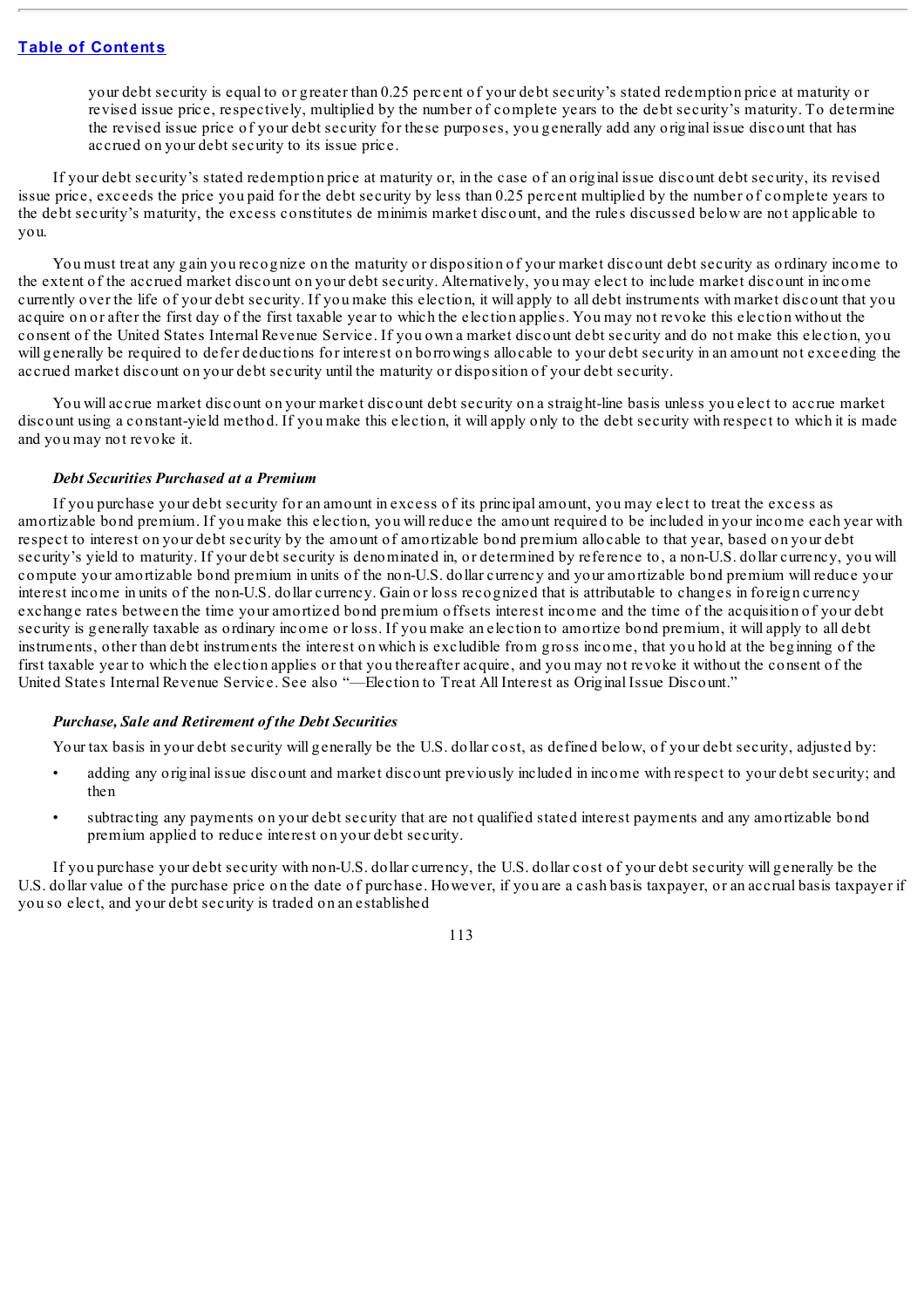your debt security is equal to or greater than 0.25 percent of your debt security's stated redemption price at maturity or revised issue price, respectively, multiplied by the number of complete years to the debt security's maturity. To determine the revised issue price of your debt security for these purposes, you generally add any original issue discount that has accrued on your debt security to its issue price.

If your debt security's stated redemption price at maturity or, in the case of an original issue discount debt security, its revised issue price, exceeds the price you paid for the debt security by less than 0.25 percent multiplied by the number of complete years to the debt security's maturity, the excess constitutes de minimis market discount, and the rules discussed below are not applicable to you.

You must treat any gain you recognize on the maturity or disposition of your market discount debt security as ordinary income to the extent of the accrued market discount on your debt security. Alternatively, you may elect to include market discount in income currently over the life of your debt security. If you make this election, it will apply to all debt instruments with market discount that you acquire on or after the first day of the first taxable year to which the election applies. You may not revoke this election without the consent of the United States Internal Revenue Service. If you own a market discount debt security and do not make this election, you will generally be required to defer deductions for interest on borrowings allocable to your debt security in an amount not exceeding the accrued market discount on your debt security until the maturity or disposition of your debt security.

You will accrue market discount on your market discount debt security on a straight-line basis unless you elect to accrue market discount using a constant-yield method. If you make this election, it will apply only to the debt security with respect to which it is made and you may not revoke it.

***Debt Securities Purchased at a Premium***

If you purchase your debt security for an amount in excess of its principal amount, you may elect to treat the excess as amortizable bond premium. If you make this election, you will reduce the amount required to be included in your income each year with respect to interest on your debt security by the amount of amortizable bond premium allocable to that year, based on your debt security's yield to maturity. If your debt security is denominated in, or determined by reference to, a non-U.S. dollar currency, you will compute your amortizable bond premium in units of the non-U.S. dollar currency and your amortizable bond premium will reduce your interest income in units of the non-U.S. dollar currency. Gain or loss recognized that is attributable to changes in foreign currency exchange rates between the time your amortized bond premium offsets interest income and the time of the acquisition of your debt security is generally taxable as ordinary income or loss. If you make an election to amortize bond premium, it will apply to all debt instruments, other than debt instruments the interest on which is excludible from gross income, that you hold at the beginning of the first taxable year to which the election applies or that you thereafter acquire, and you may not revoke it without the consent of the United States Internal Revenue Service. See also "—Election to Treat All Interest as Original Issue Discount."

***Purchase, Sale and Retirement of the Debt Securities***

Your tax basis in your debt security will generally be the U.S. dollar cost, as defined below, of your debt security, adjusted by:

- adding any original issue discount and market discount previously included in income with respect to your debt security; and then
- subtracting any payments on your debt security that are not qualified stated interest payments and any amortizable bond premium applied to reduce interest on your debt security.

If you purchase your debt security with non-U.S. dollar currency, the U.S. dollar cost of your debt security will generally be the U.S. dollar value of the purchase price on the date of purchase. However, if you are a cash basis taxpayer, or an accrual basis taxpayer if you so elect, and your debt security is traded on an established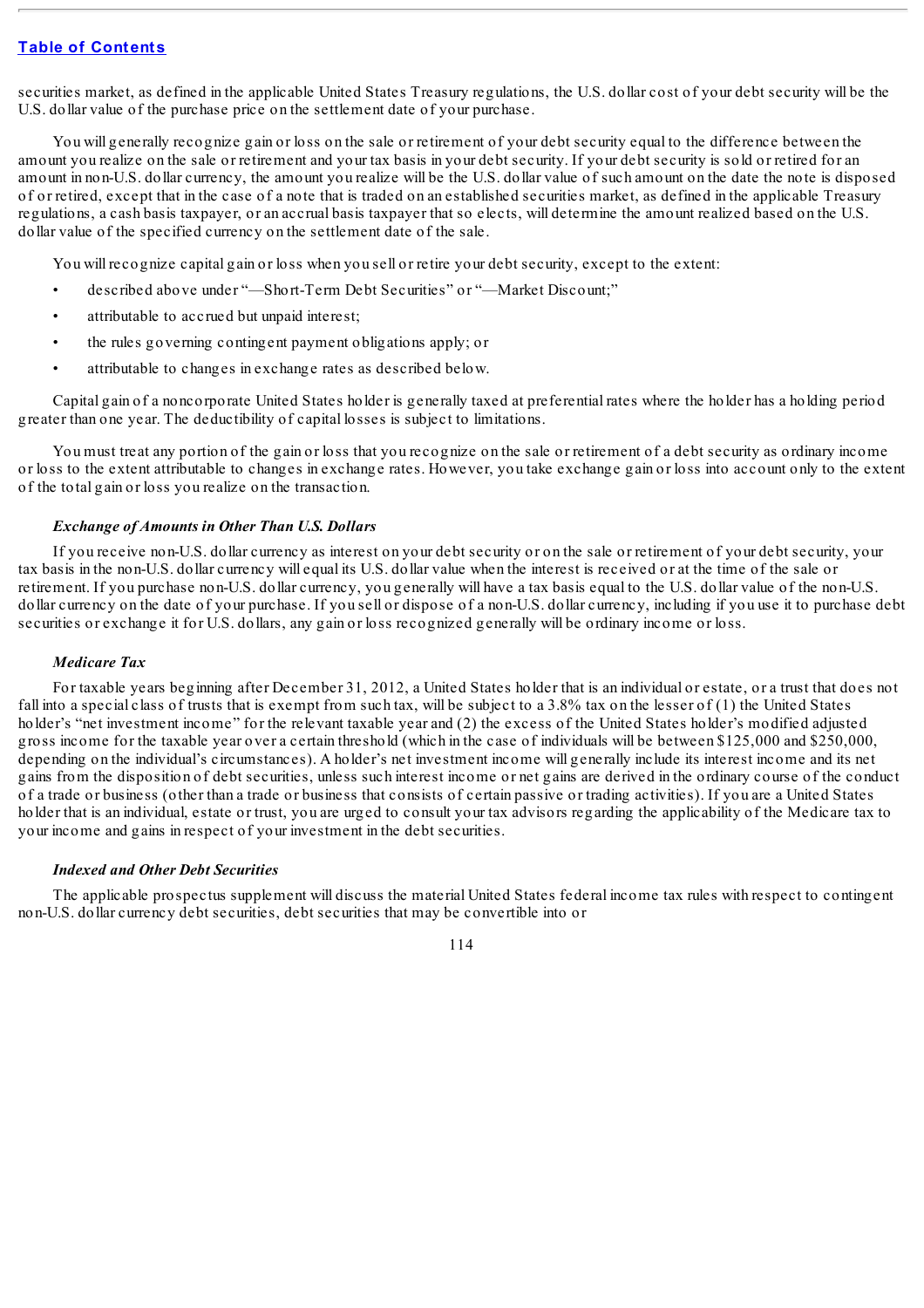securities market, as defined in the applicable United States Treasury regulations, the U.S. dollar cost of your debt security will be the U.S. dollar value of the purchase price on the settlement date of your purchase.

You will generally recognize gain or loss on the sale or retirement of your debt security equal to the difference between the amount you realize on the sale or retirement and your tax basis in your debt security. If your debt security is sold or retired for an amount in non-U.S. dollar currency, the amount you realize will be the U.S. dollar value of such amount on the date the note is disposed of or retired, except that in the case of a note that is traded on an established securities market, as defined in the applicable Treasury regulations, a cash basis taxpayer, or an accrual basis taxpayer that so elects, will determine the amount realized based on the U.S. dollar value of the specified currency on the settlement date of the sale.

You will recognize capital gain or loss when you sell or retire your debt security, except to the extent:

- described above under "—Short-Term Debt Securities" or "—Market Discount;"
- attributable to accrued but unpaid interest;
- the rules governing contingent payment obligations apply; or
- attributable to changes in exchange rates as described below.

Capital gain of a noncorporate United States holder is generally taxed at preferential rates where the holder has a holding period greater than one year. The deductibility of capital losses is subject to limitations.

You must treat any portion of the gain or loss that you recognize on the sale or retirement of a debt security as ordinary income or loss to the extent attributable to changes in exchange rates. However, you take exchange gain or loss into account only to the extent of the total gain or loss you realize on the transaction.

***Exchange of Amounts in Other Than U.S. Dollars***

If you receive non-U.S. dollar currency as interest on your debt security or on the sale or retirement of your debt security, your tax basis in the non-U.S. dollar currency will equal its U.S. dollar value when the interest is received or at the time of the sale or retirement. If you purchase non-U.S. dollar currency, you generally will have a tax basis equal to the U.S. dollar value of the non-U.S. dollar currency on the date of your purchase. If you sell or dispose of a non-U.S. dollar currency, including if you use it to purchase debt securities or exchange it for U.S. dollars, any gain or loss recognized generally will be ordinary income or loss.

***Medicare Tax***

For taxable years beginning after December 31, 2012, a United States holder that is an individual or estate, or a trust that does not fall into a special class of trusts that is exempt from such tax, will be subject to a 3.8% tax on the lesser of (1) the United States holder's "net investment income" for the relevant taxable year and (2) the excess of the United States holder's modified adjusted gross income for the taxable year over a certain threshold (which in the case of individuals will be between $125,000 and $250,000, depending on the individual's circumstances). A holder's net investment income will generally include its interest income and its net gains from the disposition of debt securities, unless such interest income or net gains are derived in the ordinary course of the conduct of a trade or business (other than a trade or business that consists of certain passive or trading activities). If you are a United States holder that is an individual, estate or trust, you are urged to consult your tax advisors regarding the applicability of the Medicare tax to your income and gains in respect of your investment in the debt securities.

***Indexed and Other Debt Securities***

The applicable prospectus supplement will discuss the material United States federal income tax rules with respect to contingent non-U.S. dollar currency debt securities, debt securities that may be convertible into or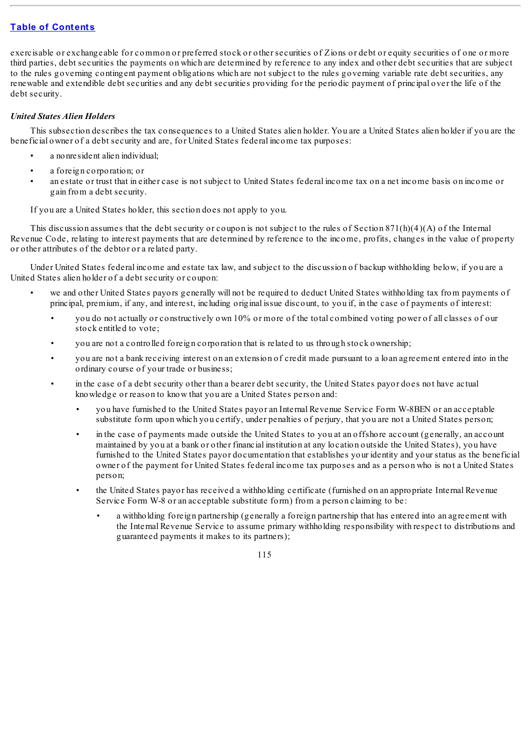exercisable or exchangeable for common or preferred stock or other securities of Zions or debt or equity securities of one or more third parties, debt securities the payments on which are determined by reference to any index and other debt securities that are subject to the rules governing contingent payment obligations which are not subject to the rules governing variable rate debt securities, any renewable and extendible debt securities and any debt securities providing for the periodic payment of principal over the life of the debt security.

***United States Alien Holders***

This subsection describes the tax consequences to a United States alien holder. You are a United States alien holder if you are the beneficial owner of a debt security and are, for United States federal income tax purposes:

- a nonresident alien individual;
- a foreign corporation; or
- an estate or trust that in either case is not subject to United States federal income tax on a net income basis on income or gain from a debt security.

If you are a United States holder, this section does not apply to you.

This discussion assumes that the debt security or coupon is not subject to the rules of Section 871(h)(4)(A) of the Internal Revenue Code, relating to interest payments that are determined by reference to the income, profits, changes in the value of property or other attributes of the debtor or a related party.

Under United States federal income and estate tax law, and subject to the discussion of backup withholding below, if you are a United States alien holder of a debt security or coupon:

- we and other United States payors generally will not be required to deduct United States withholding tax from payments of principal, premium, if any, and interest, including original issue discount, to you if, in the case of payments of interest:
  - you do not actually or constructively own 10% or more of the total combined voting power of all classes of our stock entitled to vote;
  - you are not a controlled foreign corporation that is related to us through stock ownership;
  - you are not a bank receiving interest on an extension of credit made pursuant to a loan agreement entered into in the ordinary course of your trade or business;
  - in the case of a debt security other than a bearer debt security, the United States payor does not have actual knowledge or reason to know that you are a United States person and:
    - you have furnished to the United States payor an Internal Revenue Service Form W-8BEN or an acceptable substitute form upon which you certify, under penalties of perjury, that you are not a United States person;
    - in the case of payments made outside the United States to you at an offshore account (generally, an account maintained by you at a bank or other financial institution at any location outside the United States), you have furnished to the United States payor documentation that establishes your identity and your status as the beneficial owner of the payment for United States federal income tax purposes and as a person who is not a United States person;
    - the United States payor has received a withholding certificate (furnished on an appropriate Internal Revenue Service Form W-8 or an acceptable substitute form) from a person claiming to be:
      - a withholding foreign partnership (generally a foreign partnership that has entered into an agreement with the Internal Revenue Service to assume primary withholding responsibility with respect to distributions and guaranteed payments it makes to its partners);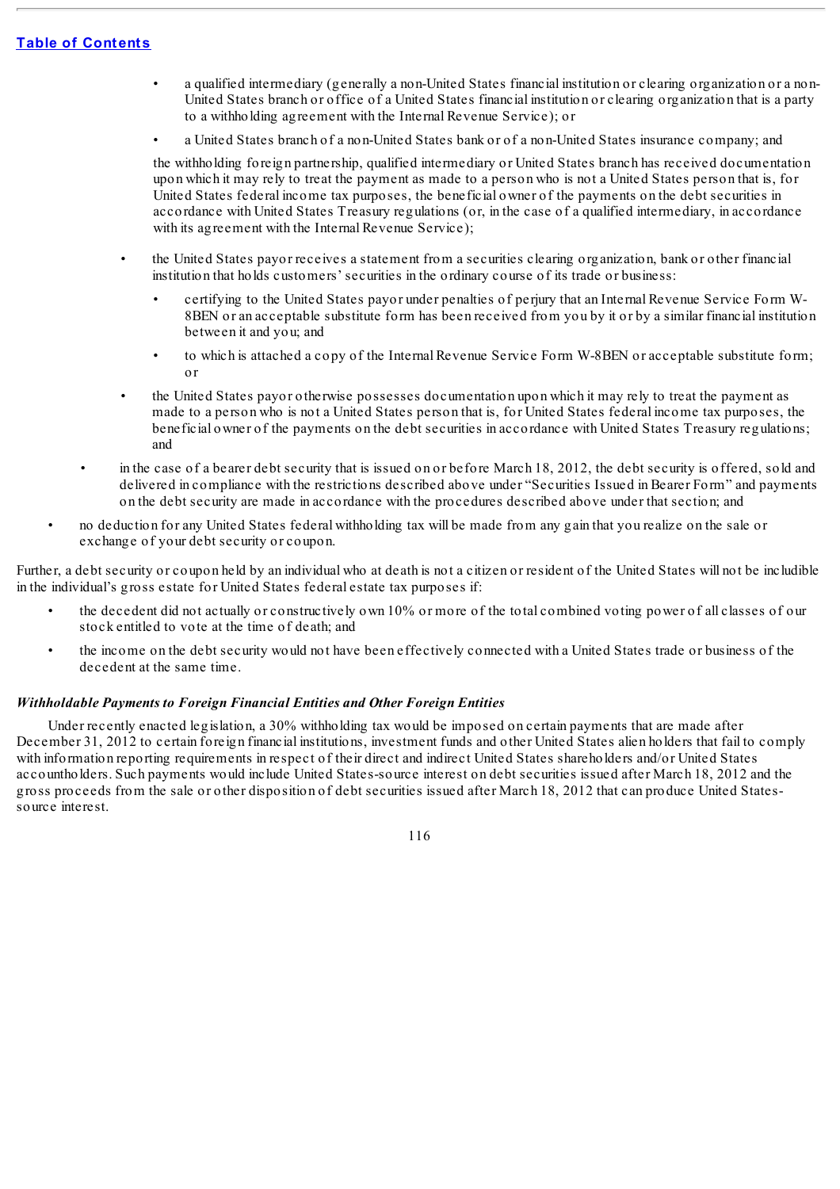[Table of Contents](#)

        - a qualified intermediary (generally a non-United States financial institution or clearing organization or a non-United States branch or office of a United States financial institution or clearing organization that is a party to a withholding agreement with the Internal Revenue Service); or
        - a United States branch of a non-United States bank or of a non-United States insurance company; and

        the withholding foreign partnership, qualified intermediary or United States branch has received documentation upon which it may rely to treat the payment as made to a person who is not a United States person that is, for United States federal income tax purposes, the beneficial owner of the payments on the debt securities in accordance with United States Treasury regulations (or, in the case of a qualified intermediary, in accordance with its agreement with the Internal Revenue Service);

    - the United States payor receives a statement from a securities clearing organization, bank or other financial institution that holds customers' securities in the ordinary course of its trade or business:
        - certifying to the United States payor under penalties of perjury that an Internal Revenue Service Form W-8BEN or an acceptable substitute form has been received from you by it or by a similar financial institution between it and you; and
        - to which is attached a copy of the Internal Revenue Service Form W-8BEN or acceptable substitute form; or
    - the United States payor otherwise possesses documentation upon which it may rely to treat the payment as made to a person who is not a United States person that is, for United States federal income tax purposes, the beneficial owner of the payments on the debt securities in accordance with United States Treasury regulations; and
  - in the case of a bearer debt security that is issued on or before March 18, 2012, the debt security is offered, sold and delivered in compliance with the restrictions described above under "Securities Issued in Bearer Form" and payments on the debt security are made in accordance with the procedures described above under that section; and
- no deduction for any United States federal withholding tax will be made from any gain that you realize on the sale or exchange of your debt security or coupon.

Further, a debt security or coupon held by an individual who at death is not a citizen or resident of the United States will not be includible in the individual's gross estate for United States federal estate tax purposes if:

- the decedent did not actually or constructively own 10% or more of the total combined voting power of all classes of our stock entitled to vote at the time of death; and
- the income on the debt security would not have been effectively connected with a United States trade or business of the decedent at the same time.

***Withholdable Payments to Foreign Financial Entities and Other Foreign Entities***

Under recently enacted legislation, a 30% withholding tax would be imposed on certain payments that are made after December 31, 2012 to certain foreign financial institutions, investment funds and other United States alien holders that fail to comply with information reporting requirements in respect of their direct and indirect United States shareholders and/or United States accountholders. Such payments would include United States-source interest on debt securities issued after March 2012 and the gross proceeds from the sale or other disposition of debt securities issued after March 18, 2012 that can produce United States-source interest.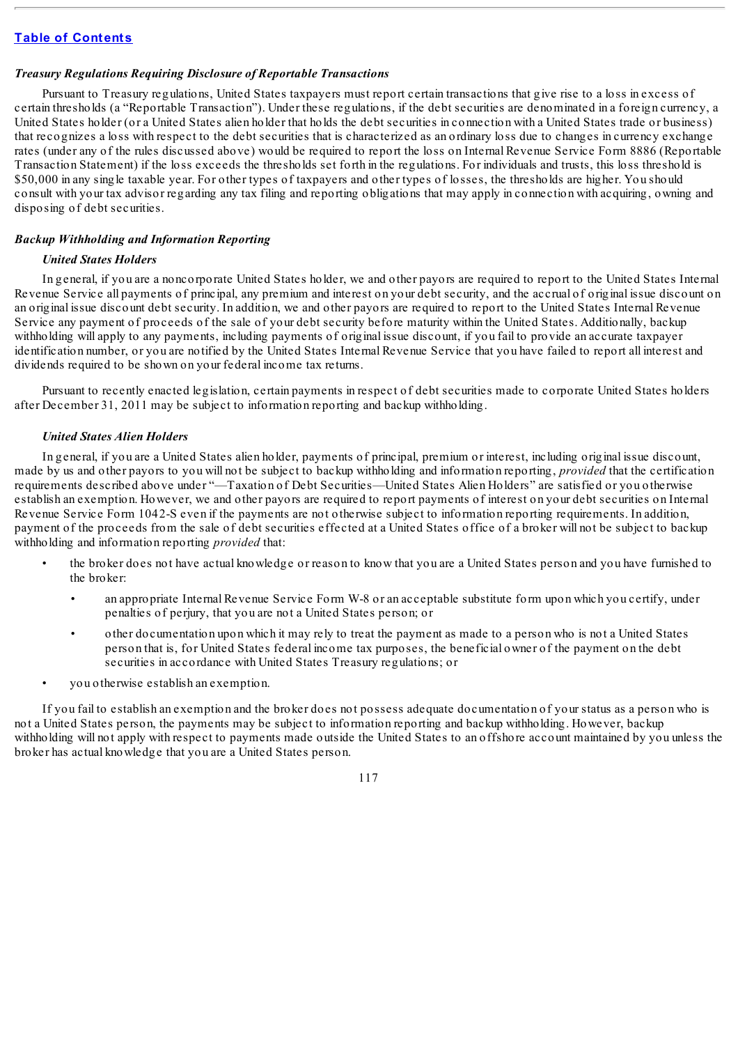### *Treasury Regulations Requiring Disclosure of Reportable Transactions*

Pursuant to Treasury regulations, United States taxpayers must report certain transactions that give rise to a loss in excess of certain thresholds (a "Reportable Transaction"). Under these regulations, if the debt securities are denominated in a foreign currency, a United States holder (or a United States alien holder that holds the debt securities in connection with a United States trade or business) that recognizes a loss with respect to the debt securities that is characterized as an ordinary loss due to changes in currency exchange rates (under any of the rules discussed above) would be required to report the loss on Internal Revenue Service Form 8886 (Reportable Transaction Statement) if the loss exceeds the thresholds set forth in the regulations. For individuals and trusts, this loss threshold is $50,000 in any single taxable year. For other types of taxpayers and other types of losses, the thresholds are higher. You should consult with your tax advisor regarding any tax filing and reporting obligations that may apply in connection with acquiring, owning and disposing of debt securities.

### *Backup Withholding and Information Reporting*

#### *United States Holders*

In general, if you are a noncorporate United States holder, we and other payors are required to report to the United States Internal Revenue Service all payments of principal, any premium and interest on your debt security, and the accrual of original issue discount on an original issue discount debt security. In addition, we and other payors are required to report to the United States Internal Revenue Service any payment of proceeds of the sale of your debt security before maturity within the United States. Additionally, backup withholding will apply to any payments, including payments of original issue discount, if you fail to provide an accurate taxpayer identification number, or you are notified by the United States Internal Revenue Service that you have failed to report all interest and dividends required to be shown on your federal income tax returns.

Pursuant to recently enacted legislation, certain payments in respect of debt securities made to corporate United States holders after December 31, 2011 may be subject to information reporting and backup withholding.

#### *United States Alien Holders*

In general, if you are a United States alien holder, payments of principal, premium or interest, including original issue discount, made by us and other payors to you will not be subject to backup withholding and information reporting, *provided* that the certification requirements described above under "—Taxation of Debt Securities—United States Alien Holders" are satisfied or you otherwise establish an exemption. However, we and other payors are required to report payments of interest on your debt securities on Internal Revenue Service Form 1042-S even if the payments are not otherwise subject to information reporting requirements. In addition, payment of the proceeds from the sale of debt securities effected at a United States office of a broker will not be subject to backup withholding and information reporting *provided* that:

- the broker does not have actual knowledge or reason to know that you are a United States person and you have furnished to the broker:
  - an appropriate Internal Revenue Service Form W-8 or an acceptable substitute form upon which you certify, under penalties of perjury, that you are not a United States person; or
  - other documentation upon which it may rely to treat the payment as made to a person who is not a United States person that is, for United States federal income tax purposes, the beneficial owner of the payment on the debt securities in accordance with United States Treasury regulations; or
- you otherwise establish an exemption.

If you fail to establish an exemption and the broker does not possess adequate documentation of your status as a person who is not a United States person, the payments may be subject to information reporting and backup withholding. However, backup withholding will not apply with respect to payments made outside the United States to an offshore account maintained by you unless the broker has actual knowledge that you are a United States person.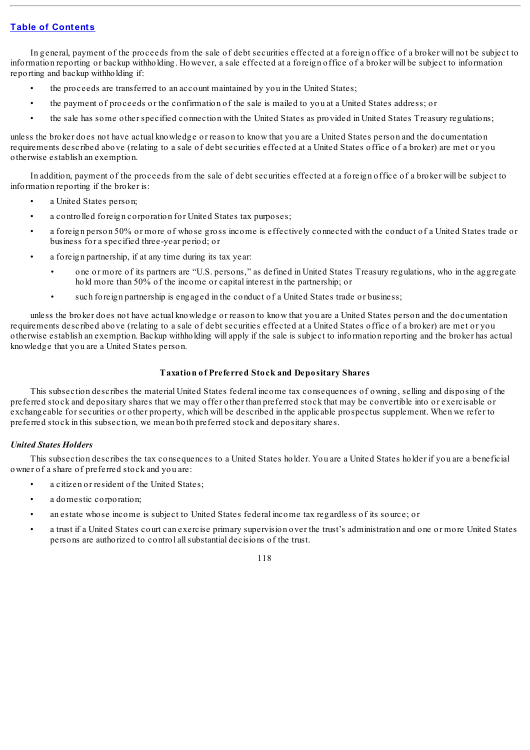In general, payment of the proceeds from the sale of debt securities effected at a foreign office of a broker will not be subject to information reporting or backup withholding. However, a sale effected at a foreign office of a broker will be subject to information reporting and backup withholding if:

- the proceeds are transferred to an account maintained by you in the United States;
- the payment of proceeds or the confirmation of the sale is mailed to you at a United States address; or
- the sale has some other specified connection with the United States as provided in United States Treasury regulations;

unless the broker does not have actual knowledge or reason to know that you are a United States person and the documentation requirements described above (relating to a sale of debt securities effected at a United States office of a broker) are met or you otherwise establish an exemption.

In addition, payment of the proceeds from the sale of debt securities effected at a foreign office of a broker will be subject to information reporting if the broker is:

- a United States person;
- a controlled foreign corporation for United States tax purposes;
- a foreign person 50% or more of whose gross income is effectively connected with the conduct of a United States trade or business for a specified three-year period; or
- a foreign partnership, if at any time during its tax year:
  - one or more of its partners are "U.S. persons," as defined in United States Treasury regulations, who in the aggregate hold more than 50% of the income or capital interest in the partnership; or
  - such foreign partnership is engaged in the conduct of a United States trade or business;

unless the broker does not have actual knowledge or reason to know that you are a United States person and the documentation requirements described above (relating to a sale of debt securities effected at a United States office of a broker) are met or you otherwise establish an exemption. Backup withholding will apply if the sale is subject to information reporting and the broker has actual knowledge that you are a United States person.

## Taxation of Preferred Stock and Depositary Shares

This subsection describes the material United States federal income tax consequences of owning, selling and disposing of the preferred stock and depositary shares that we may offer other than preferred stock that may be convertible into or exercisable or exchangeable for securities or other property, which will be described in the applicable prospectus supplement. When we refer to preferred stock in this subsection, we mean both preferred stock and depositary shares.

### *United States Holders*

This subsection describes the tax consequences to a United States holder. You are a United States holder if you are a beneficial owner of a share of preferred stock and you are:

- a citizen or resident of the United States;
- a domestic corporation;
- an estate whose income is subject to United States federal income tax regardless of its source; or
- a trust if a United States court can exercise primary supervision over the trust's administration and one or more United States persons are authorized to control all substantial decisions of the trust.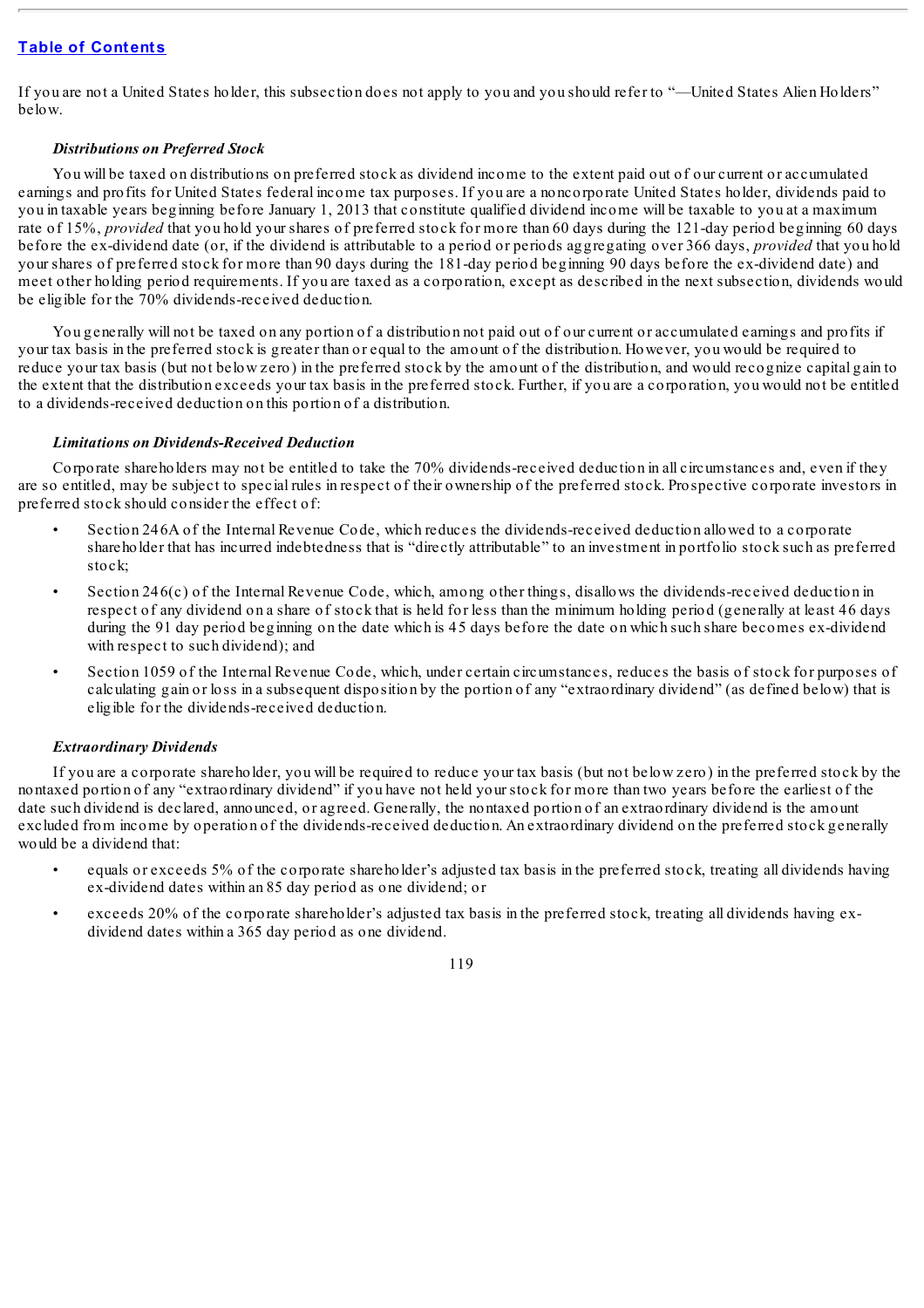If you are not a United States holder, this subsection does not apply to you and you should refer to "—United States Alien Holders" below.

***Distributions on Preferred Stock***

You will be taxed on distributions on preferred stock as dividend income to the extent paid out of our current or accumulated earnings and profits for United States federal income tax purposes. If you are a noncorporate United States holder, dividends paid to you in taxable years beginning before January 1, 2013 that constitute qualified dividend income will be taxable to you at a maximum rate of 15%, *provided* that you hold your shares of preferred stock for more than 60 days during the 121-day period beginning 60 days before the ex-dividend date (or, if the dividend is attributable to a period or periods aggregating over 366 days, *provided* that you hold your shares of preferred stock for more than 90 days during the 181-day period beginning 90 days before the ex-dividend date) and meet other holding period requirements. If you are taxed as a corporation, except as described in the next subsection, dividends would be eligible for the 70% dividends-received deduction.

You generally will not be taxed on any portion of a distribution not paid out of our current or accumulated earnings and profits if your tax basis in the preferred stock is greater than or equal to the amount of the distribution. However, you would be required to reduce your tax basis (but not below zero) in the preferred stock by the amount of the distribution, and would recognize capital gain to the extent that the distribution exceeds your tax basis in the preferred stock. Further, if you are a corporation, you would not be entitled to a dividends-received deduction on this portion of a distribution.

***Limitations on Dividends-Received Deduction***

Corporate shareholders may not be entitled to take the 70% dividends-received deduction in all circumstances and, even if they are so entitled, may be subject to special rules in respect of their ownership of the preferred stock. Prospective corporate investors in preferred stock should consider the effect of:

- Section 246A of the Internal Revenue Code, which reduces the dividends-received deduction allowed to a corporate shareholder that has incurred indebtedness that is "directly attributable" to an investment in portfolio stock such as preferred stock;
- Section 246(c) of the Internal Revenue Code, which, among other things, disallows the dividends-received deduction in respect of any dividend on a share of stock that is held for less than the minimum holding period (generally at least 46 days during the 91 day period beginning on the date which is 45 days before the date on which such share becomes ex-dividend with respect to such dividend); and
- Section 1059 of the Internal Revenue Code, which, under certain circumstances, reduces the basis of stock for purposes of calculating gain or loss in a subsequent disposition by the portion of any "extraordinary dividend" (as defined below) that is eligible for the dividends-received deduction.

***Extraordinary Dividends***

If you are a corporate shareholder, you will be required to reduce your tax basis (but not below zero) in the preferred stock by the nontaxed portion of any "extraordinary dividend" if you have not held your stock for more than two years before the earliest of the date such dividend is declared, announced, or agreed. Generally, the nontaxed portion of an extraordinary dividend is the amount excluded from income by operation of the dividends-received deduction. An extraordinary dividend on the preferred stock generally would be a dividend that:

- equals or exceeds 5% of the corporate shareholder's adjusted tax basis in the preferred stock, treating all dividends having ex-dividend dates within an 85 day period as one dividend; or
- exceeds 20% of the corporate shareholder's adjusted tax basis in the preferred stock, treating all dividends having ex-dividend dates within a 365 day period as one dividend.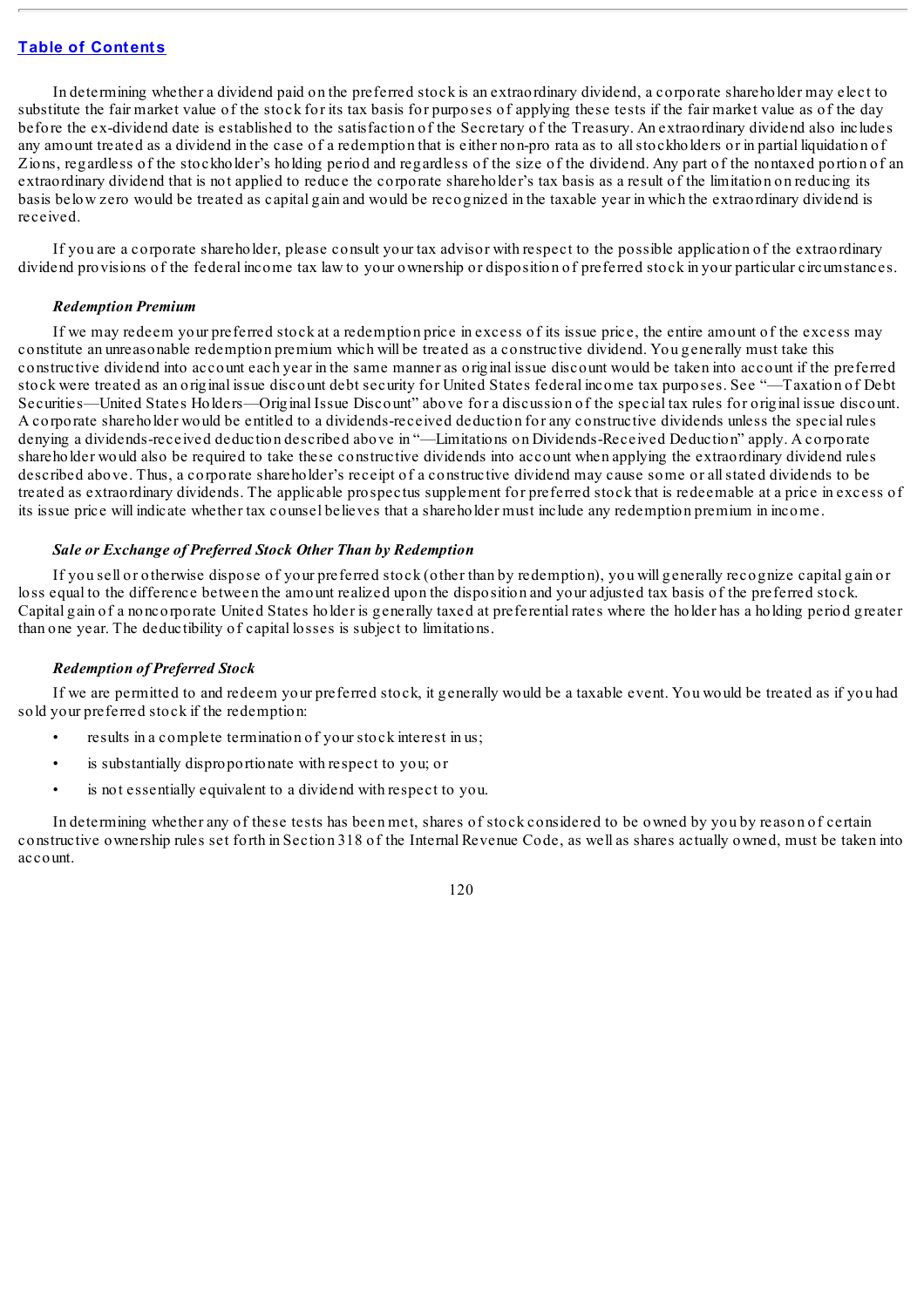In determining whether a dividend paid on the preferred stock is an extraordinary dividend, a corporate shareholder may elect to substitute the fair market value of the stock for its tax basis for purposes of applying these tests if the fair market value as of the day before the ex-dividend date is established to the satisfaction of the Secretary of the Treasury. An extraordinary dividend also includes any amount treated as a dividend in the case of a redemption that is either non-pro rata as to all stockholders or in partial liquidation of Zions, regardless of the stockholder's holding period and regardless of the size of the dividend. Any part of the nontaxed portion of an extraordinary dividend that is not applied to reduce the corporate shareholder's tax basis as a result of the limitation on reducing its basis below zero would be treated as capital gain and would be recognized in the taxable year in which the extraordinary dividend is received.

If you are a corporate shareholder, please consult your tax advisor with respect to the possible application of the extraordinary dividend provisions of the federal income tax law to your ownership or disposition of preferred stock in your particular circumstances.

***Redemption Premium***

If we may redeem your preferred stock at a redemption price in excess of its issue price, the entire amount of the excess may constitute an unreasonable redemption premium which will be treated as a constructive dividend. You generally must take this constructive dividend into account each year in the same manner as original issue discount would be taken into account if the preferred stock were treated as an original issue discount debt security for United States federal income tax purposes. See "—Taxation of Debt Securities—United States Holders—Original Issue Discount" above for a discussion of the special tax rules for original issue discount. A corporate shareholder would be entitled to a dividends-received deduction for any constructive dividends unless the special rules denying a dividends-received deduction described above in "—Limitations on Dividends-Received Deduction" apply. A corporate shareholder would also be required to take these constructive dividends into account when applying the extraordinary dividend rules described above. Thus, a corporate shareholder's receipt of a constructive dividend may cause some or all stated dividends to be treated as extraordinary dividends. The applicable prospectus supplement for preferred stock that is redeemable at a price in excess of its issue price will indicate whether tax counsel believes that a shareholder must include any redemption premium in income.

***Sale or Exchange of Preferred Stock Other Than by Redemption***

If you sell or otherwise dispose of your preferred stock (other than by redemption), you will generally recognize capital gain or loss equal to the difference between the amount realized upon the disposition and your adjusted tax basis of the preferred stock. Capital gain of a noncorporate United States holder is generally taxed at preferential rates where the holder has a holding period greater than one year. The deductibility of capital losses is subject to limitations.

***Redemption of Preferred Stock***

If we are permitted to and redeem your preferred stock, it generally would be a taxable event. You would be treated as if you had sold your preferred stock if the redemption:

- results in a complete termination of your stock interest in us;
- is substantially disproportionate with respect to you; or
- is not essentially equivalent to a dividend with respect to you.

In determining whether any of these tests has been met, shares of stock considered to be owned by you by reason of certain constructive ownership rules set forth in Section 318 of the Internal Revenue Code, as well as shares actually owned, must be taken into account.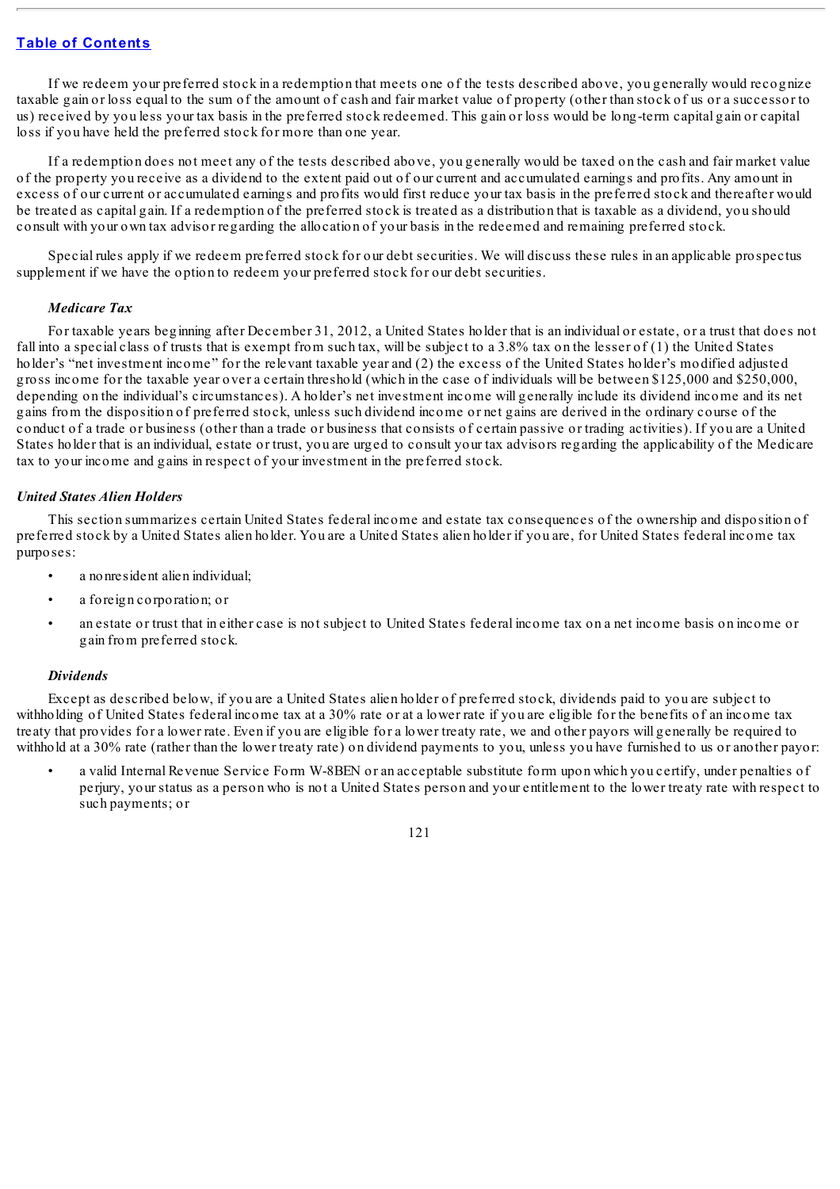If we redeem your preferred stock in a redemption that meets one of the tests described above, you generally would recognize taxable gain or loss equal to the sum of the amount of cash and fair market value of property (other than stock of us or a successor to us) received by you less your tax basis in the preferred stock redeemed. This gain or loss would be long-term capital gain or capital loss if you have held the preferred stock for more than one year.

If a redemption does not meet any of the tests described above, you generally would be taxed on the cash and fair market value of the property you receive as a dividend to the extent paid out of our current and accumulated earnings and profits. Any amount in excess of our current or accumulated earnings and profits would first reduce your tax basis in the preferred stock and thereafter would be treated as capital gain. If a redemption of the preferred stock is treated as a distribution that is taxable as a dividend, you should consult with your own tax advisor regarding the allocation of your basis in the redeemed and remaining preferred stock.

Special rules apply if we redeem preferred stock for our debt securities. We will discuss these rules in an applicable prospectus supplement if we have the option to redeem your preferred stock for our debt securities.

#### *Medicare Tax*

For taxable years beginning after December 31, 2012, a United States holder that is an individual or estate, or a trust that does not fall into a special class of trusts that is exempt from such tax, will be subject to a 3.8% tax on the lesser of (1) the United States holder's "net investment income" for the relevant taxable year and (2) the excess of the United States holder's modified adjusted gross income for the taxable year over a certain threshold (which in the case of individuals will be between $125,000 and $250,000, depending on the individual's circumstances). A holder's net investment income will generally include its dividend income and its net gains from the disposition of preferred stock, unless such dividend income or net gains are derived in the ordinary course of the conduct of a trade or business (other than a trade or business that consists of certain passive or trading activities). If you are a United States holder that is an individual, estate or trust, you are urged to consult your tax advisors regarding the applicability of the Medicare tax to your income and gains in respect of your investment in the preferred stock.

### *United States Alien Holders*

This section summarizes certain United States federal income and estate tax consequences of the ownership and disposition of preferred stock by a United States alien holder. You are a United States alien holder if you are, for United States federal income tax purposes:

- a nonresident alien individual;
- a foreign corporation; or
- an estate or trust that in either case is not subject to United States federal income tax on a net income basis on income or gain from preferred stock.

#### *Dividends*

Except as described below, if you are a United States alien holder of preferred stock, dividends paid to you are subject to withholding of United States federal income tax at a 30% rate or at a lower rate if you are eligible for the benefits of an income tax treaty that provides for a lower rate. Even if you are eligible for a lower treaty rate, we and other payors will generally be required to withhold at a 30% rate (rather than the lower treaty rate) on dividend payments to you, unless you have furnished to us or another payor:

- a valid Internal Revenue Service Form W-8BEN or an acceptable substitute form upon which you certify, under penalties of perjury, your status as a person who is not a United States person and your entitlement to the lower treaty rate with respect to such payments; or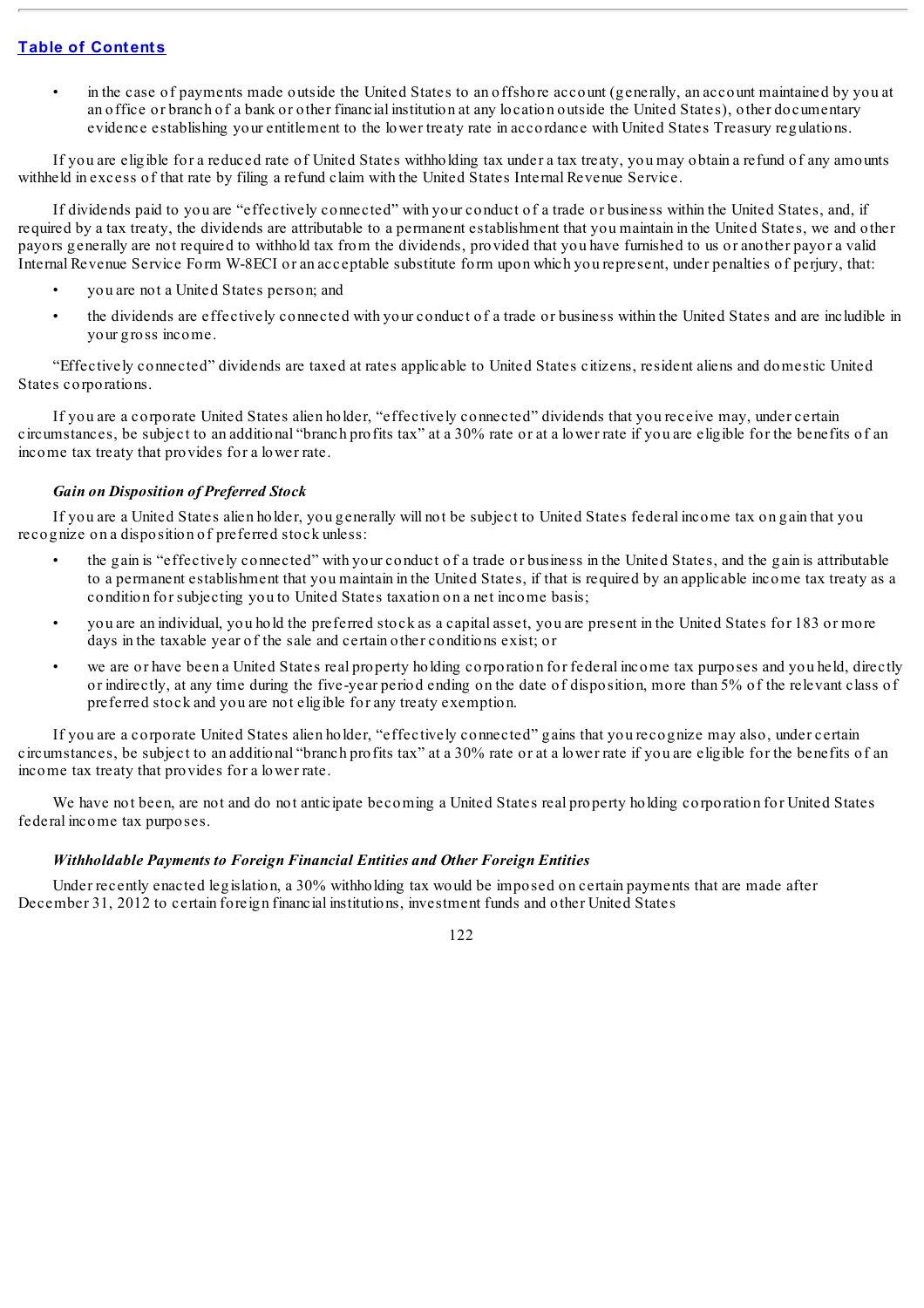- in the case of payments made outside the United States to an offshore account (generally, an account maintained by you at an office or branch of a bank or other financial institution at any location outside the United States), other documentary evidence establishing your entitlement to the lower treaty rate in accordance with United States Treasury regulations.

If you are eligible for a reduced rate of United States withholding tax under a tax treaty, you may obtain a refund of any amounts withheld in excess of that rate by filing a refund claim with the United States Internal Revenue Service.

If dividends paid to you are "effectively connected" with your conduct of a trade or business within the United States, and, if required by a tax treaty, the dividends are attributable to a permanent establishment that you maintain in the United States, we and other payors generally are not required to withhold tax from the dividends, provided that you have furnished to us or another payor a valid Internal Revenue Service Form W-8ECI or an acceptable substitute form upon which you represent, under penalties of perjury, that:

- you are not a United States person; and
- the dividends are effectively connected with your conduct of a trade or business within the United States and are includible in your gross income.

"Effectively connected" dividends are taxed at rates applicable to United States citizens, resident aliens and domestic United States corporations.

If you are a corporate United States alien holder, "effectively connected" dividends that you receive may, under certain circumstances, be subject to an additional "branch profits tax" at a 30% rate or at a lower rate if you are eligible for the benefits of an income tax treaty that provides for a lower rate.

***Gain on Disposition of Preferred Stock***

If you are a United States alien holder, you generally will not be subject to United States federal income tax on gain that you recognize on a disposition of preferred stock unless:

- the gain is "effectively connected" with your conduct of a trade or business in the United States, and the gain is attributable to a permanent establishment that you maintain in the United States, if that is required by an applicable income tax treaty as a condition for subjecting you to United States taxation on a net income basis;
- you are an individual, you hold the preferred stock as a capital asset, you are present in the United States for 183 or more days in the taxable year of the sale and certain other conditions exist; or
- we are or have been a United States real property holding corporation for federal income tax purposes and you held, directly or indirectly, at any time during the five-year period ending on the date of disposition, more than 5% of the relevant class of preferred stock and you are not eligible for any treaty exemption.

If you are a corporate United States alien holder, "effectively connected" gains that you recognize may also, under certain circumstances, be subject to an additional "branch profits tax" at a 30% rate or at a lower rate if you are eligible for the benefits of an income tax treaty that provides for a lower rate.

We have not been, are not and do not anticipate becoming a United States real property holding corporation for United States federal income tax purposes.

***Withholdable Payments to Foreign Financial Entities and Other Foreign Entities***

Under recently enacted legislation, a 30% withholding tax would be imposed on certain payments that are made after December 31, 2012 to certain foreign financial institutions, investment funds and other United States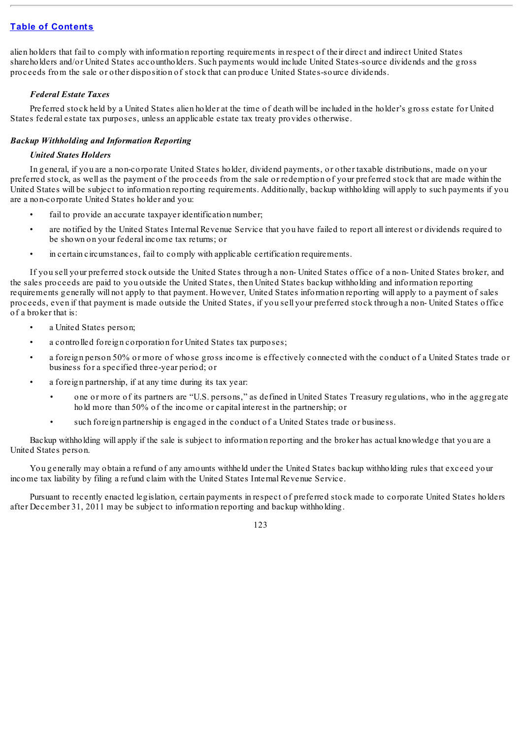alien holders that fail to comply with information reporting requirements in respect of their direct and indirect United States shareholders and/or United States accountholders. Such payments would include United States-source dividends and the gross proceeds from the sale or other disposition of stock that can produce United States-source dividends.

*Federal Estate Taxes*

Preferred stock held by a United States alien holder at the time of death will be included in the holder's gross estate for United States federal estate tax purposes, unless an applicable estate tax treaty provides otherwise.

***Backup Withholding and Information Reporting***

*United States Holders*

In general, if you are a non-corporate United States holder, dividend payments, or other taxable distributions, made on your preferred stock, as well as the payment of the proceeds from the sale or redemption of your preferred stock that are made within the United States will be subject to information reporting requirements. Additionally, backup withholding will apply to such payments if you are a non-corporate United States holder and you:

- fail to provide an accurate taxpayer identification number;
- are notified by the United States Internal Revenue Service that you have failed to report all interest or dividends required to be shown on your federal income tax returns; or
- in certain circumstances, fail to comply with applicable certification requirements.

If you sell your preferred stock outside the United States through a non- United States office of a non- United States broker, and the sales proceeds are paid to you outside the United States, then United States backup withholding and information reporting requirements generally will not apply to that payment. However, United States information reporting will apply to a payment of sales proceeds, even if that payment is made outside the United States, if you sell your preferred stock through a non- United States office of a broker that is:

- a United States person;
- a controlled foreign corporation for United States tax purposes;
- a foreign person 50% or more of whose gross income is effectively connected with the conduct of a United States trade or business for a specified three-year period; or
- a foreign partnership, if at any time during its tax year:
  - one or more of its partners are "U.S. persons," as defined in United States Treasury regulations, who in the aggregate hold more than 50% of the income or capital interest in the partnership; or
  - such foreign partnership is engaged in the conduct of a United States trade or business.

Backup withholding will apply if the sale is subject to information reporting and the broker has actual knowledge that you are a United States person.

You generally may obtain a refund of any amounts withheld under the United States backup withholding rules that exceed your income tax liability by filing a refund claim with the United States Internal Revenue Service.

Pursuant to recently enacted legislation, certain payments in respect of preferred stock made to corporate United States holders after December 31, 2011 may be subject to information reporting and backup withholding.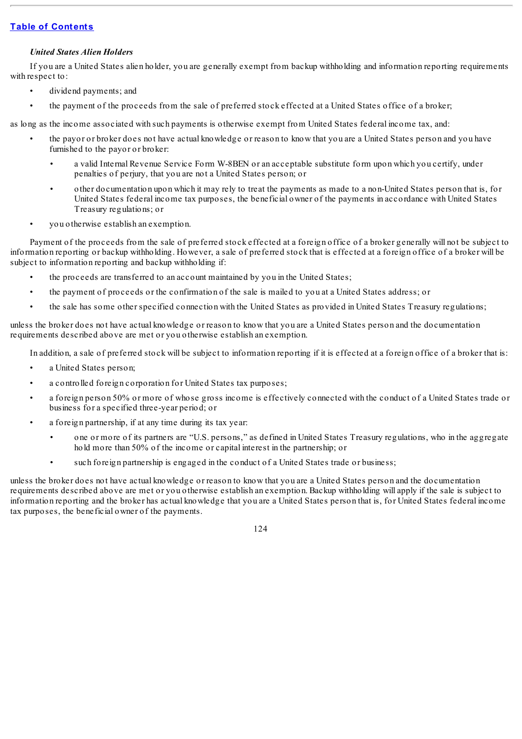### *United States Alien Holders*

If you are a United States alien holder, you are generally exempt from backup withholding and information reporting requirements with respect to:

- dividend payments; and
- the payment of the proceeds from the sale of preferred stock effected at a United States office of a broker;

as long as the income associated with such payments is otherwise exempt from United States federal income tax, and:

- the payor or broker does not have actual knowledge or reason to know that you are a United States person and you have furnished to the payor or broker:
  - a valid Internal Revenue Service Form W-8BEN or an acceptable substitute form upon which you certify, under penalties of perjury, that you are not a United States person; or
  - other documentation upon which it may rely to treat the payments as made to a non-United States person that is, for United States federal income tax purposes, the beneficial owner of the payments in accordance with United States Treasury regulations; or
- you otherwise establish an exemption.

Payment of the proceeds from the sale of preferred stock effected at a foreign office of a broker generally will not be subject to information reporting or backup withholding. However, a sale of preferred stock that is effected at a foreign office of a broker will be subject to information reporting and backup withholding if:

- the proceeds are transferred to an account maintained by you in the United States;
- the payment of proceeds or the confirmation of the sale is mailed to you at a United States address; or
- the sale has some other specified connection with the United States as provided in United States Treasury regulations;

unless the broker does not have actual knowledge or reason to know that you are a United States person and the documentation requirements described above are met or you otherwise establish an exemption.

In addition, a sale of preferred stock will be subject to information reporting if it is effected at a foreign office of a broker that is:

- a United States person;
- a controlled foreign corporation for United States tax purposes;
- a foreign person 50% or more of whose gross income is effectively connected with the conduct of a United States trade or business for a specified three-year period; or
- a foreign partnership, if at any time during its tax year:
  - one or more of its partners are "U.S. persons," as defined in United States Treasury regulations, who in the aggregate hold more than 50% of the income or capital interest in the partnership; or
  - such foreign partnership is engaged in the conduct of a United States trade or business;

unless the broker does not have actual knowledge or reason to know that you are a United States person and the documentation requirements described above are met or you otherwise establish an exemption. Backup withholding will apply if the sale is subject to information reporting and the broker has actual knowledge that you are a United States person that is, for United States federal income tax purposes, the beneficial owner of the payments.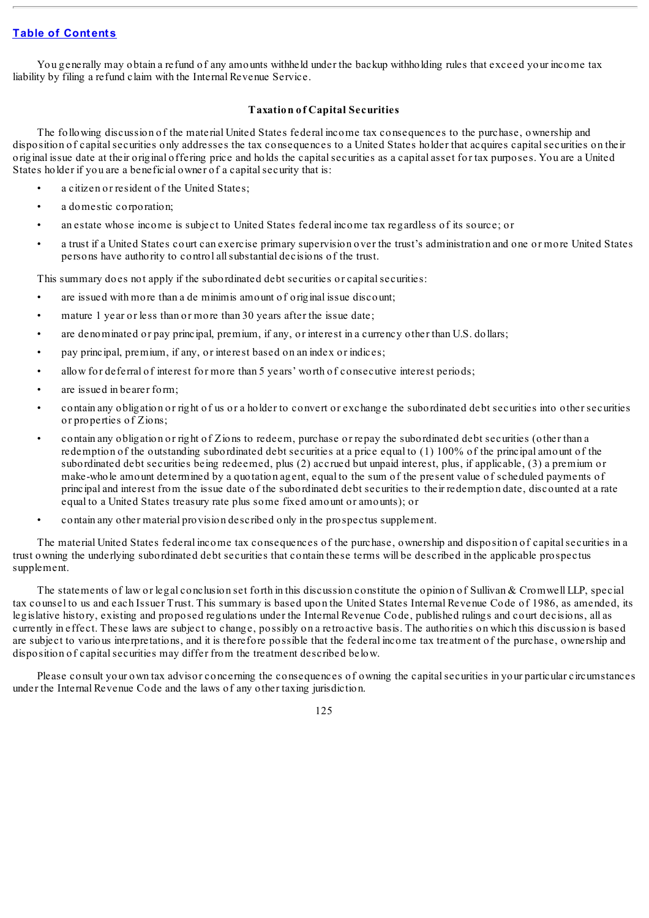[Table of Contents](#)

You generally may obtain a refund of any amounts withheld under the backup withholding rules that exceed your income tax liability by filing a refund claim with the Internal Revenue Service.

**Taxation of Capital Securities**

The following discussion of the material United States federal income tax consequences to the purchase, ownership and disposition of capital securities only addresses the tax consequences to a United States holder that acquires capital securities on their original issue date at their original offering price and holds the capital securities as a capital asset for tax purposes. You are a United States holder if you are a beneficial owner of a capital security that is:

- a citizen or resident of the United States;
- a domestic corporation;
- an estate whose income is subject to United States federal income tax regardless of its source; or
- a trust if a United States court can exercise primary supervision over the trust's administration and one or more United States persons have authority to control all substantial decisions of the trust.

This summary does not apply if the subordinated debt securities or capital securities:

- are issued with more than a de minimis amount of original issue discount;
- mature 1 year or less than or more than 30 years after the issue date;
- are denominated or pay principal, premium, if any, or interest in a currency other than U.S. dollars;
- pay principal, premium, if any, or interest based on an index or indices;
- allow for deferral of interest for more than 5 years' worth of consecutive interest periods;
- are issued in bearer form;
- contain any obligation or right of us or a holder to convert or exchange the subordinated debt securities into other securities or properties of Zions;
- contain any obligation or right of Zions to redeem, purchase or repay the subordinated debt securities (other than a redemption of the outstanding subordinated debt securities at a price equal to (1) 100% of the principal amount of the subordinated debt securities being redeemed, plus (2) accrued but unpaid interest, plus, if applicable, (3) a premium or make-whole amount determined by a quotation agent, equal to the sum of the present value of scheduled payments of principal and interest from the issue date of the subordinated debt securities to their redemption date, discounted at a rate equal to a United States treasury rate plus some fixed amount or amounts); or
- contain any other material provision described only in the prospectus supplement.

The material United States federal income tax consequences of the purchase, ownership and disposition of capital securities in a trust owning the underlying subordinated debt securities that contain these terms will be described in the applicable prospectus supplement.

The statements of law or legal conclusion set forth in this discussion constitute the opinion of Sullivan & Cromwell LLP, special tax counsel to us and each Issuer Trust. This summary is based upon the United States Internal Revenue Code of 1986, as amended, its legislative history, existing and proposed regulations under the Internal Revenue Code, published rulings and court decisions, all as currently in effect. These laws are subject to change, possibly on a retroactive basis. The authorities on which this discussion is based are subject to various interpretations, and it is therefore possible that the federal income tax treatment of the purchase, ownership and disposition of capital securities may differ from the treatment described below.

Please consult your own tax advisor concerning the consequences of owning the capital securities in your particular circumstances under the Internal Revenue Code and the laws of any other taxing jurisdiction.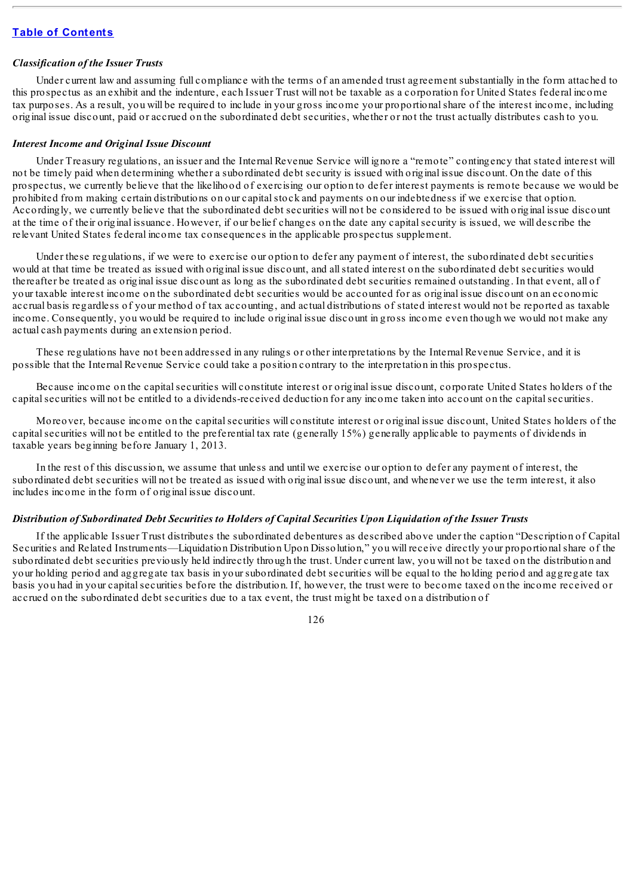[Table of Contents](#)

*Classification of the Issuer Trusts*

Under current law and assuming full compliance with the terms of an amended trust agreement substantially in the form attached to this prospectus as an exhibit and the indenture, each Issuer Trust will not be taxable as a corporation for United States federal income tax purposes. As a result, you will be required to include in your gross income your proportional share of the interest income, including original issue discount, paid or accrued on the subordinated debt securities, whether or not the trust actually distributes cash to you.

*Interest Income and Original Issue Discount*

Under Treasury regulations, an issuer and the Internal Revenue Service will ignore a "remote" contingency that stated interest will not be timely paid when determining whether a subordinated debt security is issued with original issue discount. On the date of this prospectus, we currently believe that the likelihood of exercising our option to defer interest payments is remote because we would be prohibited from making certain distributions on our capital stock and payments on our indebtedness if we exercise that option. Accordingly, we currently believe that the subordinated debt securities will not be considered to be issued with original issue discount at the time of their original issuance. However, if our belief changes on the date any capital security is issued, we will describe the relevant United States federal income tax consequences in the applicable prospectus supplement.

Under these regulations, if we were to exercise our option to defer any payment of interest, the subordinated debt securities would at that time be treated as issued with original issue discount, and all stated interest on the subordinated debt securities would thereafter be treated as original issue discount as long as the subordinated debt securities remained outstanding. In that event, all of your taxable interest income on the subordinated debt securities would be accounted for as original issue discount on an economic accrual basis regardless of your method of tax accounting, and actual distributions of stated interest would not be reported as taxable income. Consequently, you would be required to include original issue discount in gross income even though we would not make any actual cash payments during an extension period.

These regulations have not been addressed in any rulings or other interpretations by the Internal Revenue Service, and it is possible that the Internal Revenue Service could take a position contrary to the interpretation in this prospectus.

Because income on the capital securities will constitute interest or original issue discount, corporate United States holders of the capital securities will not be entitled to a dividends-received deduction for any income taken into account on the capital securities.

Moreover, because income on the capital securities will constitute interest or original issue discount, United States holders of the capital securities will not be entitled to the preferential tax rate (generally 15%) generally applicable to payments of dividends in taxable years beginning before January 1, 2013.

In the rest of this discussion, we assume that unless and until we exercise our option to defer any payment of interest, the subordinated debt securities will not be treated as issued with original issue discount, and whenever we use the term interest, it also includes income in the form of original issue discount.

*Distribution of Subordinated Debt Securities to Holders of Capital Securities Upon Liquidation of the Issuer Trusts*

If the applicable Issuer Trust distributes the subordinated debentures as described above under the caption "Description of Capital Securities and Related Instruments—Liquidation Distribution Upon Dissolution," you will receive directly your proportional share of the subordinated debt securities previously held indirectly through the trust. Under current law, you will not be taxed on the distribution and your holding period and aggregate tax basis in your subordinated debt securities will be equal to the holding period and aggregate tax basis you had in your capital securities before the distribution. If, however, the trust were to become taxed on the income received or accrued on the subordinated debt securities due to a tax event, the trust might be taxed on a distribution of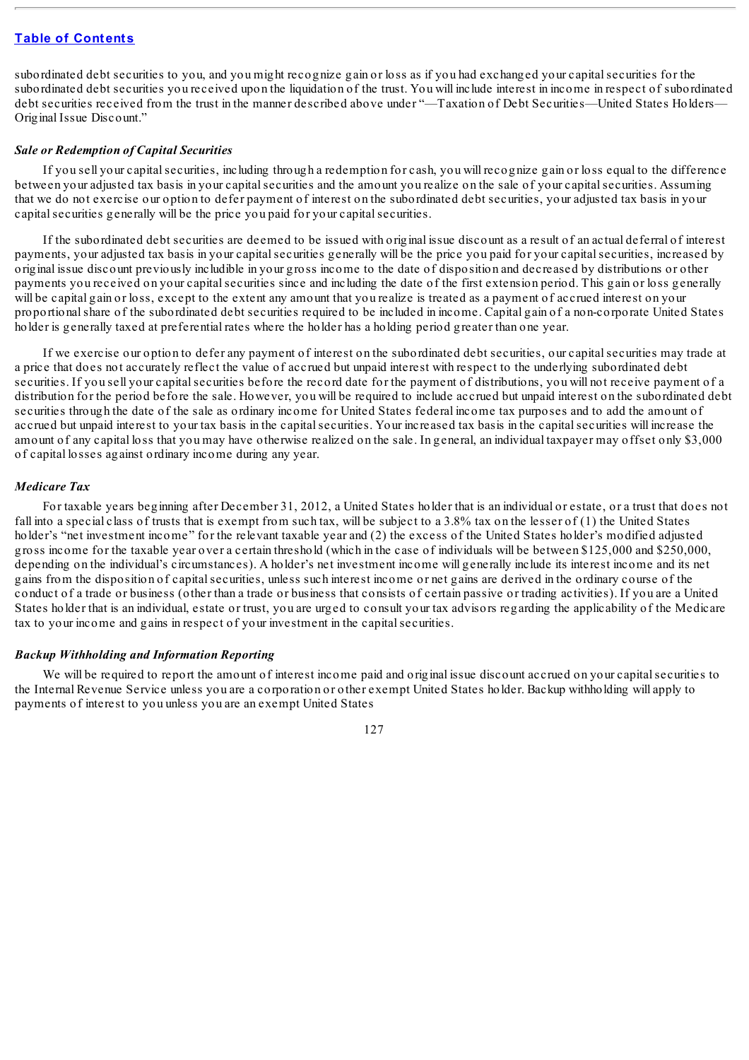subordinated debt securities to you, and you might recognize gain or loss as if you had exchanged your capital securities for the subordinated debt securities you received upon the liquidation of the trust. You will include interest in income in respect of subordinated debt securities received from the trust in the manner described above under "—Taxation of Debt Securities—United States Holders—Original Issue Discount."

***Sale or Redemption of Capital Securities***

If you sell your capital securities, including through a redemption for cash, you will recognize gain or loss equal to the difference between your adjusted tax basis in your capital securities and the amount you realize on the sale of your capital securities. Assuming that we do not exercise our option to defer payment of interest on the subordinated debt securities, your adjusted tax basis in your capital securities generally will be the price you paid for your capital securities.

If the subordinated debt securities are deemed to be issued with original issue discount as a result of an actual deferral of interest payments, your adjusted tax basis in your capital securities generally will be the price you paid for your capital securities, increased by original issue discount previously includible in your gross income to the date of disposition and decreased by distributions or other payments you received on your capital securities since and including the date of the first extension period. This gain or loss generally will be capital gain or loss, except to the extent any amount that you realize is treated as a payment of accrued interest on your proportional share of the subordinated debt securities required to be included in income. Capital gain of a non-corporate United States holder is generally taxed at preferential rates where the holder has a holding period greater than one year.

If we exercise our option to defer any payment of interest on the subordinated debt securities, our capital securities may trade at a price that does not accurately reflect the value of accrued but unpaid interest with respect to the underlying subordinated debt securities. If you sell your capital securities before the record date for the payment of distributions, you will not receive payment of a distribution for the period before the sale. However, you will be required to include accrued but unpaid interest on the subordinated debt securities through the date of the sale as ordinary income for United States federal income tax purposes and to add the amount of accrued but unpaid interest to your tax basis in the capital securities. Your increased tax basis in the capital securities will increase the amount of any capital loss that you may have otherwise realized on the sale. In general, an individual taxpayer may offset only $3,000 of capital losses against ordinary income during any year.

***Medicare Tax***

For taxable years beginning after December 31, 2012, a United States holder that is an individual or estate, or a trust that does not fall into a special class of trusts that is exempt from such tax, will be subject to a 3.8% tax on the lesser of (1) the United States holder's "net investment income" for the relevant taxable year and (2) the excess of the United States holder's modified adjusted gross income for the taxable year over a certain threshold (which in the case of individuals will be between $125,000 and $250,000, depending on the individual's circumstances). A holder's net investment income will generally include its interest income and its net gains from the disposition of capital securities, unless such interest income or net gains are derived in the ordinary course of the conduct of a trade or business (other than a trade or business that consists of certain passive or trading activities). If you are a United States holder that is an individual, estate or trust, you are urged to consult your tax advisors regarding the applicability of the Medicare tax to your income and gains in respect of your investment in the capital securities.

***Backup Withholding and Information Reporting***

We will be required to report the amount of interest income paid and original issue discount accrued on your capital securities to the Internal Revenue Service unless you are a corporation or other exempt United States holder. Backup withholding will apply to payments of interest to you unless you are an exempt United States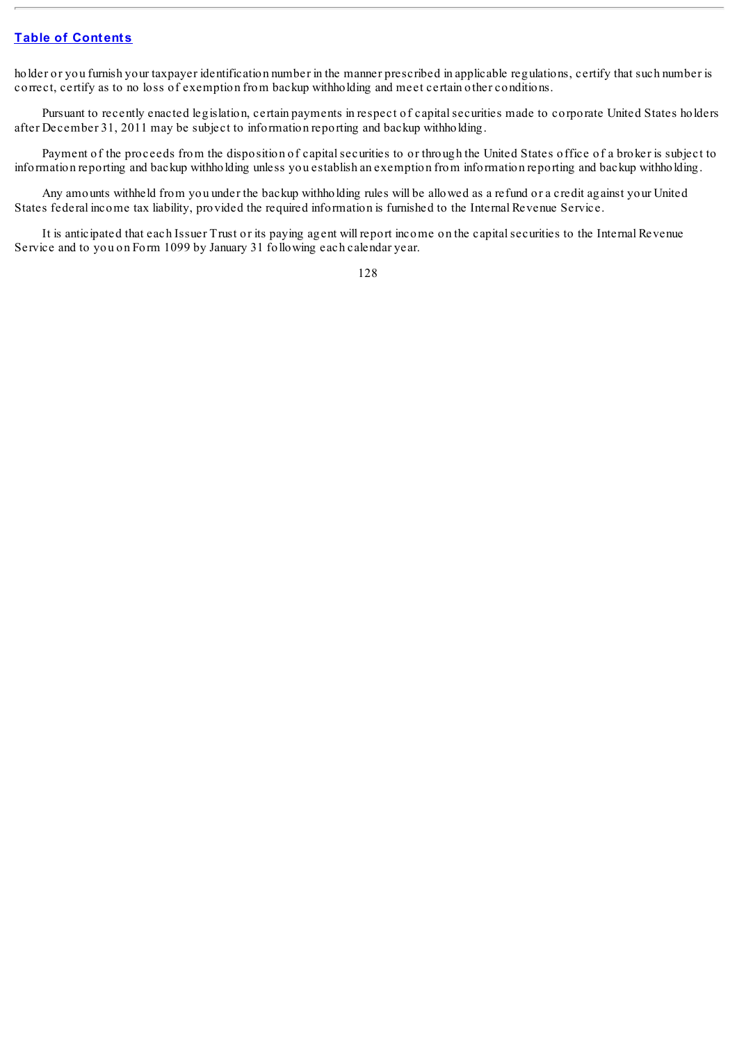holder or you furnish your taxpayer identification number in the manner prescribed in applicable regulations, certify that such number is correct, certify as to no loss of exemption from backup withholding and meet certain other conditions.

Pursuant to recently enacted legislation, certain payments in respect of capital securities made to corporate United States holders after December 31, 2011 may be subject to information reporting and backup withholding.

Payment of the proceeds from the disposition of capital securities to or through the United States office of a broker is subject to information reporting and backup withholding unless you establish an exemption from information reporting and backup withholding.

Any amounts withheld from you under the backup withholding rules will be allowed as a refund or a credit against your United States federal income tax liability, provided the required information is furnished to the Internal Revenue Service.

It is anticipated that each Issuer Trust or its paying agent will report income on the capital securities to the Internal Revenue Service and to you on Form 1099 by January 31 following each calendar year.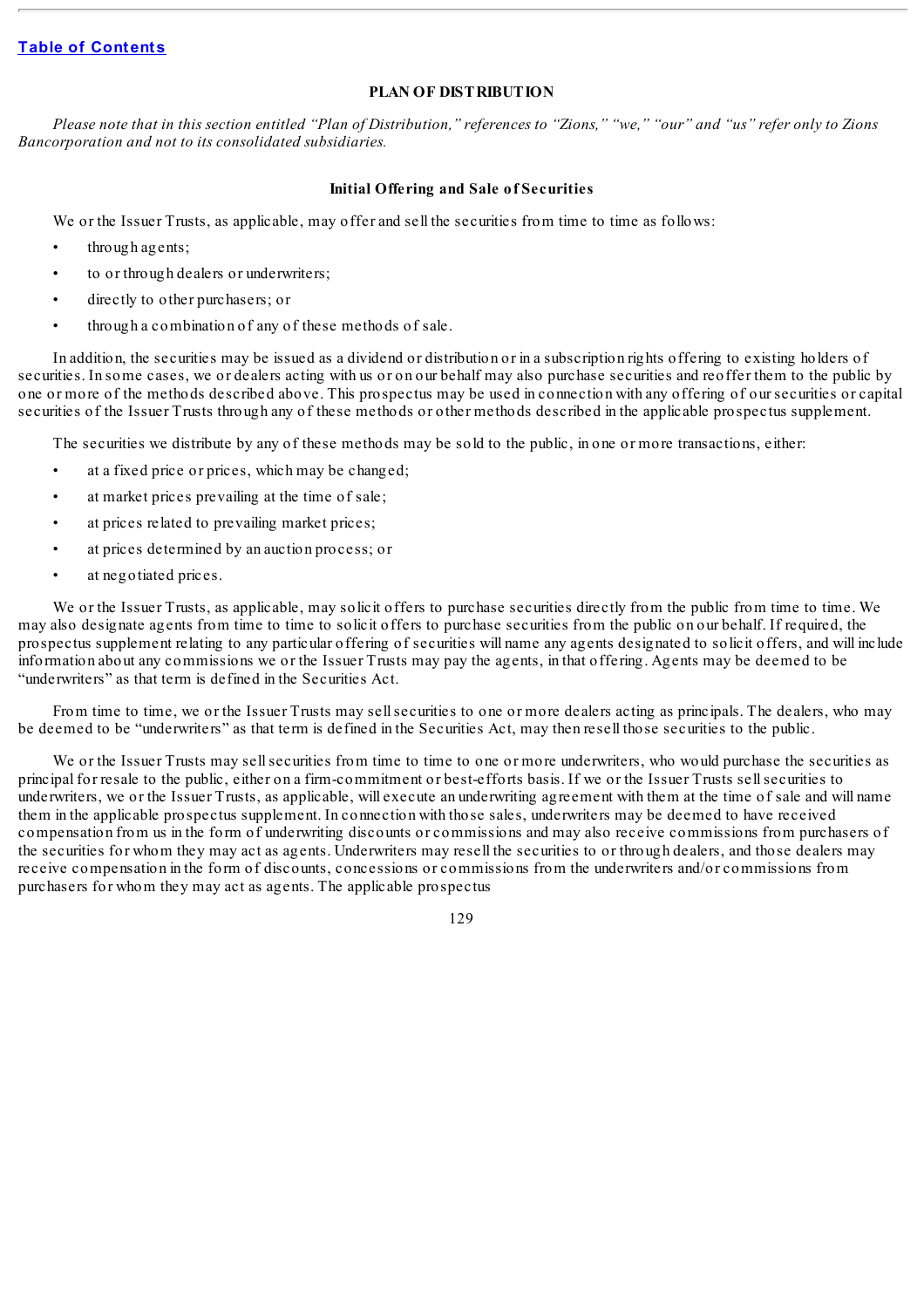## PLAN OF DISTRIBUTION

*Please note that in this section entitled "Plan of Distribution," references to "Zions," "we," "our" and "us" refer only to Zions Bancorporation and not to its consolidated subsidiaries.*

### Initial Offering and Sale of Securities

We or the Issuer Trusts, as applicable, may offer and sell the securities from time to time as follows:

- through agents;
- to or through dealers or underwriters;
- directly to other purchasers; or
- through a combination of any of these methods of sale.

In addition, the securities may be issued as a dividend or distribution or in a subscription rights offering to existing holders of securities. In some cases, we or dealers acting with us or on our behalf may also purchase securities and reoffer them to the public by one or more of the methods described above. This prospectus may be used in connection with any offering of our securities or capital securities of the Issuer Trusts through any of these methods or other methods described in the applicable prospectus supplement.

The securities we distribute by any of these methods may be sold to the public, in one or more transactions, either:

- at a fixed price or prices, which may be changed;
- at market prices prevailing at the time of sale;
- at prices related to prevailing market prices;
- at prices determined by an auction process; or
- at negotiated prices.

We or the Issuer Trusts, as applicable, may solicit offers to purchase securities directly from the public from time to time. We may also designate agents from time to time to solicit offers to purchase securities from the public on our behalf. If required, the prospectus supplement relating to any particular offering of securities will name any agents designated to solicit offers, and will include information about any commissions we or the Issuer Trusts may pay the agents, in that offering. Agents may be deemed to be "underwriters" as that term is defined in the Securities Act.

From time to time, we or the Issuer Trusts may sell securities to one or more dealers acting as principals. The dealers, who may be deemed to be "underwriters" as that term is defined in the Securities Act, may then resell those securities to the public.

We or the Issuer Trusts may sell securities from time to time to one or more underwriters, who would purchase the securities as principal for resale to the public, either on a firm-commitment or best-efforts basis. If we or the Issuer Trusts sell securities to underwriters, we or the Issuer Trusts, as applicable, will execute an underwriting agreement with them at the time of sale and will name them in the applicable prospectus supplement. In connection with those sales, underwriters may be deemed to have received compensation from us in the form of underwriting discounts or commissions and may also receive commissions from purchasers of the securities for whom they may act as agents. Underwriters may resell the securities to or through dealers, and those dealers may receive compensation in the form of discounts, concessions or commissions from the underwriters and/or commissions from purchasers for whom they may act as agents. The applicable prospectus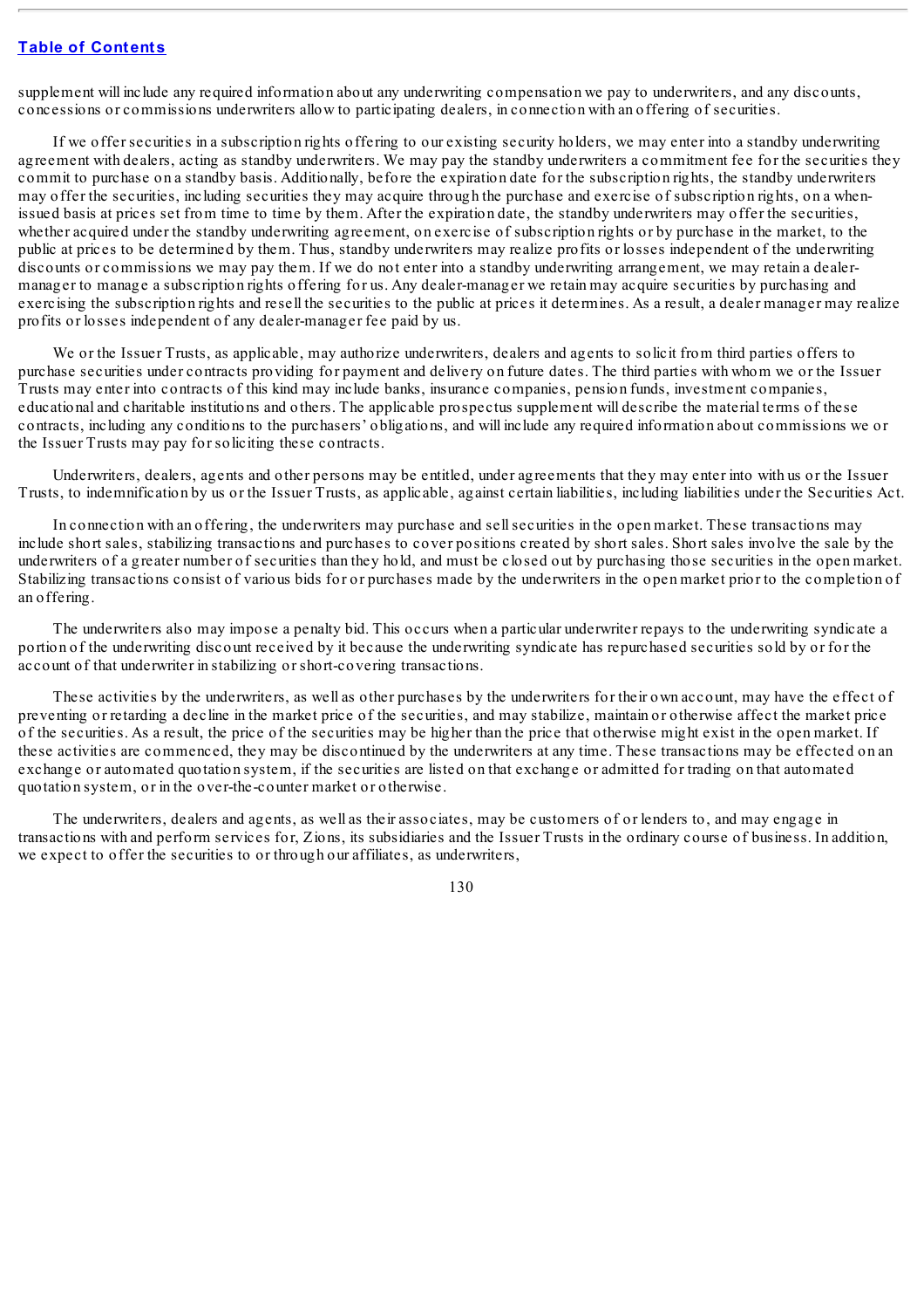supplement will include any required information about any underwriting compensation we pay to underwriters, and any discounts, concessions or commissions underwriters allow to participating dealers, in connection with an offering of securities.

If we offer securities in a subscription rights offering to our existing security holders, we may enter into a standby underwriting agreement with dealers, acting as standby underwriters. We may pay the standby underwriters a commitment fee for the securities they commit to purchase on a standby basis. Additionally, before the expiration date for the subscription rights, the standby underwriters may offer the securities, including securities they may acquire through the purchase and exercise of subscription rights, on a when-issued basis at prices set from time to time by them. After the expiration date, the standby underwriters may offer the securities, whether acquired under the standby underwriting agreement, on exercise of subscription rights or by purchase in the market, to the public at prices to be determined by them. Thus, standby underwriters may realize profits or losses independent of the underwriting discounts or commissions we may pay them. If we do not enter into a standby underwriting arrangement, we may retain a dealer-manager to manage a subscription rights offering for us. Any dealer-manager we retain may acquire securities by purchasing and exercising the subscription rights and resell the securities to the public at prices it determines. As a result, a dealer manager may realize profits or losses independent of any dealer-manager fee paid by us.

We or the Issuer Trusts, as applicable, may authorize underwriters, dealers and agents to solicit from third parties offers to purchase securities under contracts providing for payment and delivery on future dates. The third parties with whom we or the Issuer Trusts may enter into contracts of this kind may include banks, insurance companies, pension funds, investment companies, educational and charitable institutions and others. The applicable prospectus supplement will describe the material terms of these contracts, including any conditions to the purchasers' obligations, and will include any required information about commissions we or the Issuer Trusts may pay for soliciting these contracts.

Underwriters, dealers, agents and other persons may be entitled, under agreements that they may enter into with us or the Issuer Trusts, to indemnification by us or the Issuer Trusts, as applicable, against certain liabilities, including liabilities under the Securities Act.

In connection with an offering, the underwriters may purchase and sell securities in the open market. These transactions may include short sales, stabilizing transactions and purchases to cover positions created by short sales. Short sales involve the sale by the underwriters of a greater number of securities than they hold, and must be closed out by purchasing those securities in the open market. Stabilizing transactions consist of various bids for or purchases made by the underwriters in the open market prior to the completion of an offering.

The underwriters also may impose a penalty bid. This occurs when a particular underwriter repays to the underwriting syndicate a portion of the underwriting discount received by it because the underwriting syndicate has repurchased securities sold by or for the account of that underwriter in stabilizing or short-covering transactions.

These activities by the underwriters, as well as other purchases by the underwriters for their own account, may have the effect of preventing or retarding a decline in the market price of the securities, and may stabilize, maintain or otherwise affect the market price of the securities. As a result, the price of the securities may be higher than the price that otherwise might exist in the open market. If these activities are commenced, they may be discontinued by the underwriters at any time. These transactions may be effected on an exchange or automated quotation system, if the securities are listed on that exchange or admitted for trading on that automated quotation system, or in the over-the-counter market or otherwise.

The underwriters, dealers and agents, as well as their associates, may be customers of or lenders to, and may engage in transactions with and perform services for, Zions, its subsidiaries and the Issuer Trusts in the ordinary course of business. In addition, we expect to offer the securities to or through our affiliates, as underwriters,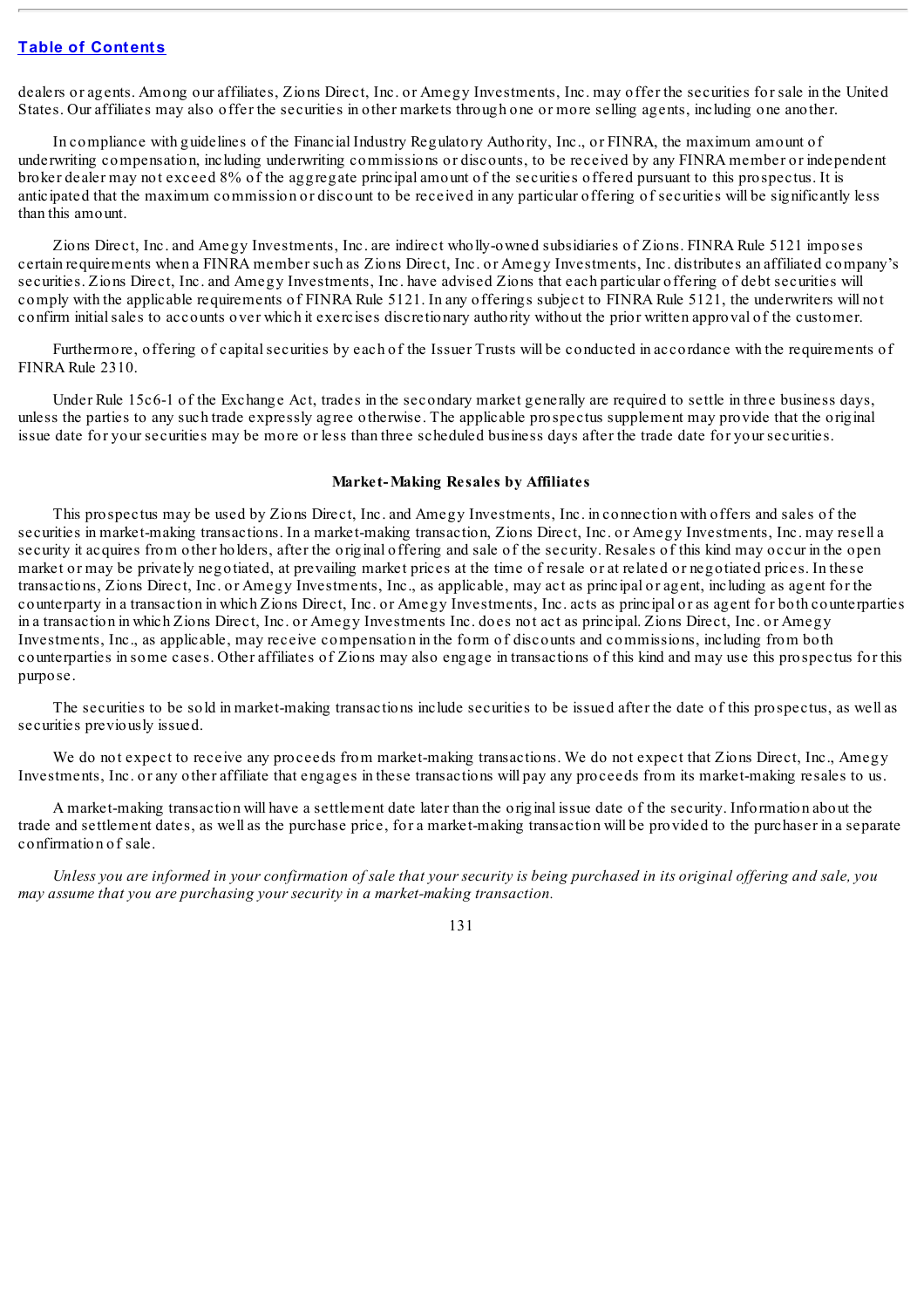dealers or agents. Among our affiliates, Zions Direct, Inc. or Amegy Investments, Inc. may offer the securities for sale in the United States. Our affiliates may also offer the securities in other markets through one or more selling agents, including one another.

In compliance with guidelines of the Financial Industry Regulatory Authority, Inc., or FINRA, the maximum amount of underwriting compensation, including underwriting commissions or discounts, to be received by any FINRA member or independent broker dealer may not exceed 8% of the aggregate principal amount of the securities offered pursuant to this prospectus. It is anticipated that the maximum commission or discount to be received in any particular offering of securities will be significantly less than this amount.

Zions Direct, Inc. and Amegy Investments, Inc. are indirect wholly-owned subsidiaries of Zions. FINRA Rule 5121 imposes certain requirements when a FINRA member such as Zions Direct, Inc. or Amegy Investments, Inc. distributes an affiliated company's securities. Zions Direct, Inc. and Amegy Investments, Inc. have advised Zions that each particular offering of debt securities will comply with the applicable requirements of FINRA Rule 5121. In any offerings subject to FINRA Rule 5121, the underwriters will not confirm initial sales to accounts over which it exercises discretionary authority without the prior written approval of the customer.

Furthermore, offering of capital securities by each of the Issuer Trusts will be conducted in accordance with the requirements of FINRA Rule 2310.

Under Rule 15c6-1 of the Exchange Act, trades in the secondary market generally are required to settle in three business days, unless the parties to any such trade expressly agree otherwise. The applicable prospectus supplement may provide that the original issue date for your securities may be more or less than three scheduled business days after the trade date for your securities.

### Market-Making Resales by Affiliates

This prospectus may be used by Zions Direct, Inc. and Amegy Investments, Inc. in connection with offers and sales of the securities in market-making transactions. In a market-making transaction, Zions Direct, Inc. or Amegy Investments, Inc. may resell a security it acquires from other holders, after the original offering and sale of the security. Resales of this kind may occur in the open market or may be privately negotiated, at prevailing market prices at the time of resale or at related or negotiated prices. In these transactions, Zions Direct, Inc. or Amegy Investments, Inc., as applicable, may act as principal or agent, including as agent for the counterparty in a transaction in which Zions Direct, Inc. or Amegy Investments, Inc. acts as principal or as agent for both counterparties in a transaction in which Zions Direct, Inc. or Amegy Investments Inc. does not act as principal. Zions Direct, Inc. or Amegy Investments, Inc., as applicable, may receive compensation in the form of discounts and commissions, including from both counterparties in some cases. Other affiliates of Zions may also engage in transactions of this kind and may use this prospectus for this purpose.

The securities to be sold in market-making transactions include securities to be issued after the date of this prospectus, as well as securities previously issued.

We do not expect to receive any proceeds from market-making transactions. We do not expect that Zions Direct, Inc., Amegy Investments, Inc. or any other affiliate that engages in these transactions will pay any proceeds from its market-making resales to us.

A market-making transaction will have a settlement date later than the original issue date of the security. Information about the trade and settlement dates, as well as the purchase price, for a market-making transaction will be provided to the purchaser in a separate confirmation of sale.

*Unless you are informed in your confirmation of sale that your security is being purchased in its original offering and sale, you may assume that you are purchasing your security in a market-making transaction.*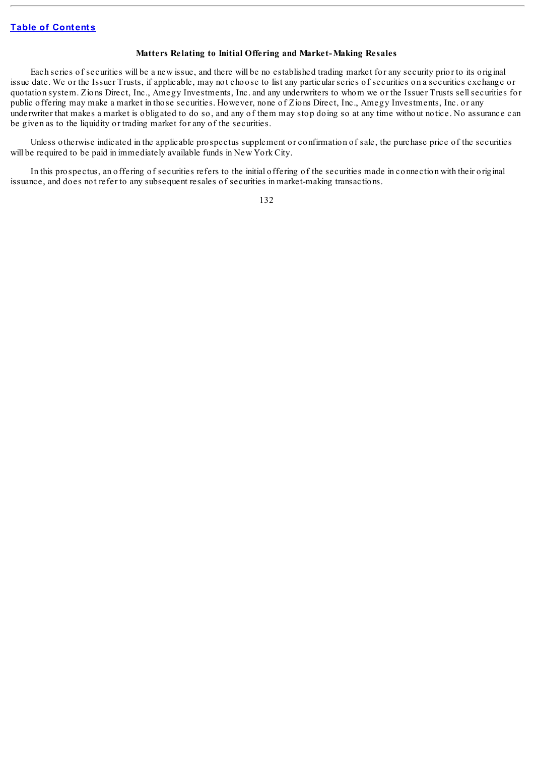### Matters Relating to Initial Offering and Market-Making Resales

Each series of securities will be a new issue, and there will be no established trading market for any security prior to its original issue date. We or the Issuer Trusts, if applicable, may not choose to list any particular series of securities on a securities exchange or quotation system. Zions Direct, Inc., Amegy Investments, Inc. and any underwriters to whom we or the Issuer Trusts sell securities for public offering may make a market in those securities. However, none of Zions Direct, Inc., Amegy Investments, Inc. or any underwriter that makes a market is obligated to do so, and any of them may stop doing so at any time without notice. No assurance can be given as to the liquidity or trading market for any of the securities.

Unless otherwise indicated in the applicable prospectus supplement or confirmation of sale, the purchase price of the securities will be required to be paid in immediately available funds in New York City.

In this prospectus, an offering of securities refers to the initial offering of the securities made in connection with their original issuance, and does not refer to any subsequent resales of securities in market-making transactions.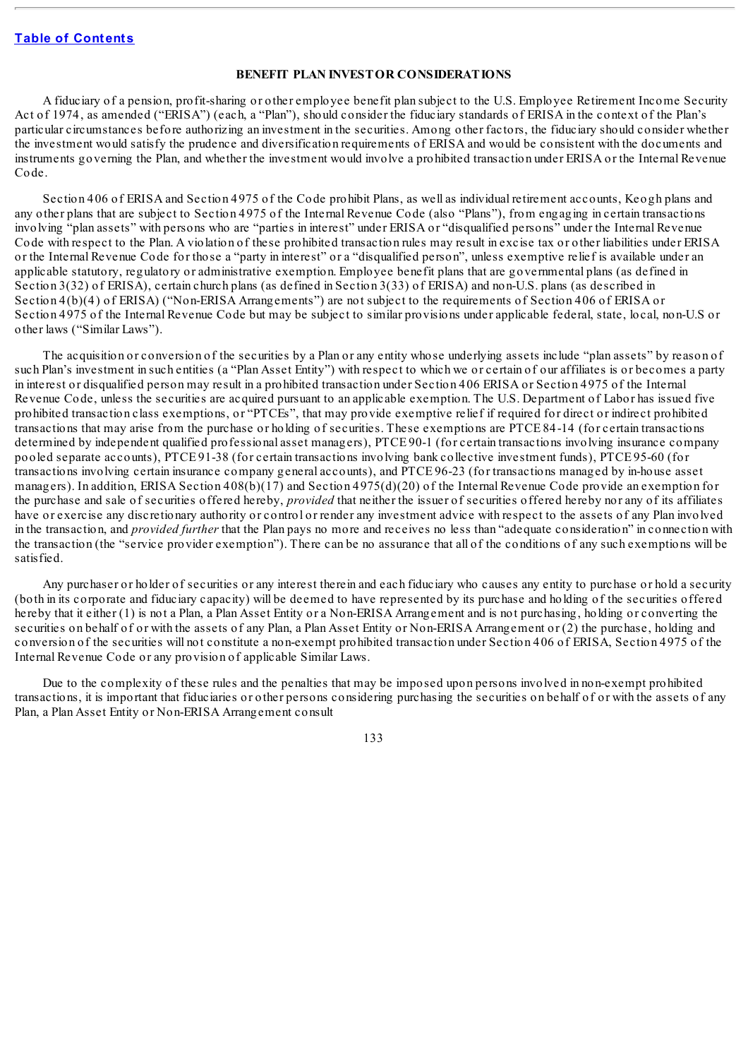## BENEFIT PLAN INVESTOR CONSIDERATIONS

A fiduciary of a pension, profit-sharing or other employee benefit plan subject to the U.S. Employee Retirement Income Security Act of 1974, as amended ("ERISA") (each, a "Plan"), should consider the fiduciary standards of ERISA in the context of the Plan's particular circumstances before authorizing an investment in the securities. Among other factors, the fiduciary should consider whether the investment would satisfy the prudence and diversification requirements of ERISA and would be consistent with the documents and instruments governing the Plan, and whether the investment would involve a prohibited transaction under ERISA or the Internal Revenue Code.

Section 406 of ERISA and Section 4975 of the Code prohibit Plans, as well as individual retirement accounts, Keogh plans and any other plans that are subject to Section 4975 of the Internal Revenue Code (also "Plans"), from engaging in certain transactions involving "plan assets" with persons who are "parties in interest" under ERISA or "disqualified persons" under the Internal Revenue Code with respect to the Plan. A violation of these prohibited transaction rules may result in excise tax or other liabilities under ERISA or the Internal Revenue Code for those a "party in interest" or a "disqualified person", unless exemptive relief is available under an applicable statutory, regulatory or administrative exemption. Employee benefit plans that are governmental plans (as defined in Section 3(32) of ERISA), certain church plans (as defined in Section 3(33) of ERISA) and non-U.S. plans (as described in Section 4(b)(4) of ERISA) ("Non-ERISA Arrangements") are not subject to the requirements of Section 406 of ERISA or Section 4975 of the Internal Revenue Code but may be subject to similar provisions under applicable federal, state, local, non-U.S or other laws ("Similar Laws").

The acquisition or conversion of the securities by a Plan or any entity whose underlying assets include "plan assets" by reason of such Plan's investment in such entities (a "Plan Asset Entity") with respect to which we or certain of our affiliates is or becomes a party in interest or disqualified person may result in a prohibited transaction under Section 406 ERISA or Section 4975 of the Internal Revenue Code, unless the securities are acquired pursuant to an applicable exemption. The U.S. Department of Labor has issued five prohibited transaction class exemptions, or "PTCEs", that may provide exemptive relief if required for direct or indirect prohibited transactions that may arise from the purchase or holding of securities. These exemptions are PTCE 84-14 (for certain transactions determined by independent qualified professional asset managers), PTCE 90-1 (for certain transactions involving insurance company pooled separate accounts), PTCE 91-38 (for certain transactions involving bank collective investment funds), PTCE 95-60 (for transactions involving certain insurance company general accounts), and PTCE 96-23 (for transactions managed by in-house asset managers). In addition, ERISA Section 408(b)(17) and Section 4975(d)(20) of the Internal Revenue Code provide an exemption for the purchase and sale of securities offered hereby, *provided* that neither the issuer of securities offered hereby nor any of its affiliates have or exercise any discretionary authority or control or render any investment advice with respect to the assets of any Plan involved in the transaction, and *provided further* that the Plan pays no more and receives no less than "adequate consideration" in connection with the transaction (the "service provider exemption"). There can be no assurance that all of the conditions of any such exemptions will be satisfied.

Any purchaser or holder of securities or any interest therein and each fiduciary who causes any entity to purchase or hold a security (both in its corporate and fiduciary capacity) will be deemed to have represented by its purchase and holding of the securities offered hereby that it either (1) is not a Plan, a Plan Asset Entity or a Non-ERISA Arrangement and is not purchasing, holding or converting the securities on behalf of or with the assets of any Plan, a Plan Asset Entity or Non-ERISA Arrangement or (2) the purchase, holding and conversion of the securities will not constitute a non-exempt prohibited transaction under Section 406 of ERISA, Section 4975 of the Internal Revenue Code or any provision of applicable Similar Laws.

Due to the complexity of these rules and the penalties that may be imposed upon persons involved in non-exempt prohibited transactions, it is important that fiduciaries or other persons considering purchasing the securities on behalf of or with the assets of any Plan, a Plan Asset Entity or Non-ERISA Arrangement consult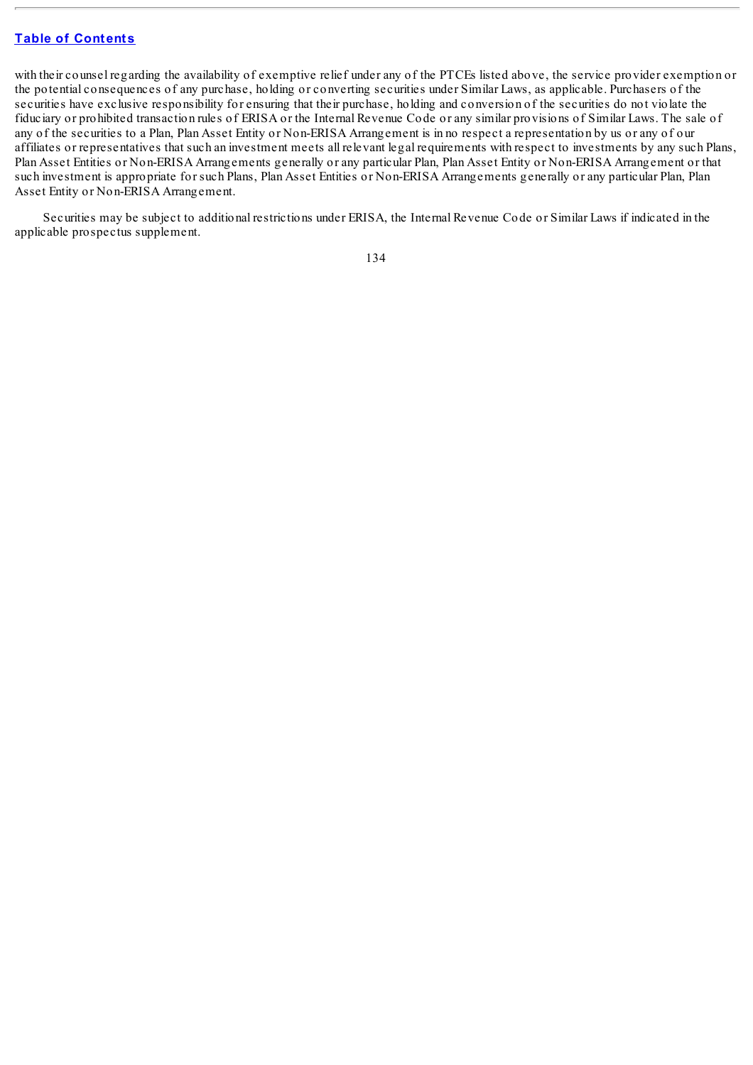with their counsel regarding the availability of exemptive relief under any of the PTCEs listed above, the service provider exemption or the potential consequences of any purchase, holding or converting securities under Similar Laws, as applicable. Purchasers of the securities have exclusive responsibility for ensuring that their purchase, holding and conversion of the securities do not violate the fiduciary or prohibited transaction rules of ERISA or the Internal Revenue Code or any similar provisions of Similar Laws. The sale of any of the securities to a Plan, Plan Asset Entity or Non-ERISA Arrangement is in no respect a representation by us or any of our affiliates or representatives that such an investment meets all relevant legal requirements with respect to investments by any such Plans, Plan Asset Entities or Non-ERISA Arrangements generally or any particular Plan, Plan Asset Entity or Non-ERISA Arrangement or that such investment is appropriate for such Plans, Plan Asset Entities or Non-ERISA Arrangements generally or any particular Plan, Plan Asset Entity or Non-ERISA Arrangement.

Securities may be subject to additional restrictions under ERISA, the Internal Revenue Code or Similar Laws if indicated in the applicable prospectus supplement.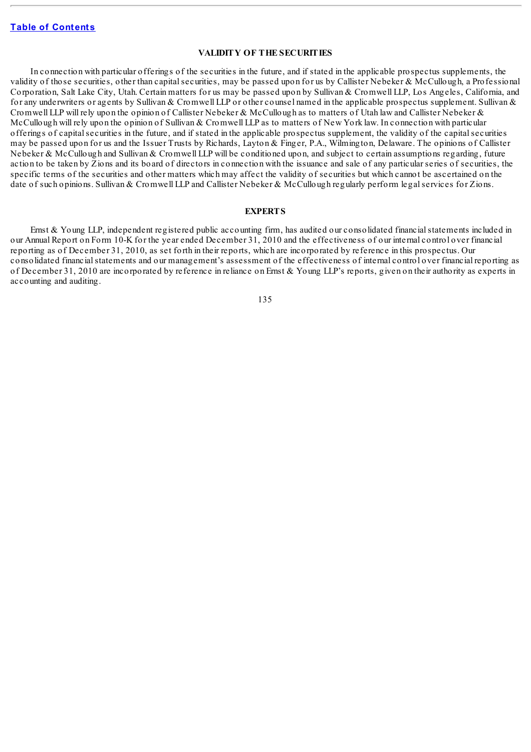## VALIDITY OF THE SECURITIES

In connection with particular offerings of the securities in the future, and if stated in the applicable prospectus supplements, the validity of those securities, other than capital securities, may be passed upon for us by Callister Nebeker & McCullough, a Professional Corporation, Salt Lake City, Utah. Certain matters for us may be passed upon by Sullivan & Cromwell LLP, Los Angeles, California, and for any underwriters or agents by Sullivan & Cromwell LLP or other counsel named in the applicable prospectus supplement. Sullivan & Cromwell LLP will rely upon the opinion of Callister Nebeker & McCullough as to matters of Utah law and Callister Nebeker & McCullough will rely upon the opinion of Sullivan & Cromwell LLP as to matters of New York law. In connection with particular offerings of capital securities in the future, and if stated in the applicable prospectus supplement, the validity of the capital securities may be passed upon for us and the Issuer Trusts by Richards, Layton & Finger, P.A., Wilmington, Delaware. The opinions of Callister Nebeker & McCullough and Sullivan & Cromwell LLP will be conditioned upon, and subject to certain assumptions regarding, future action to be taken by Zions and its board of directors in connection with the issuance and sale of any particular series of securities, the specific terms of the securities and other matters which may affect the validity of securities but which cannot be ascertained on the date of such opinions. Sullivan & Cromwell LLP and Callister Nebeker & McCullough regularly perform legal services for Zions.

## EXPERTS

Ernst & Young LLP, independent registered public accounting firm, has audited our consolidated financial statements included in our Annual Report on Form 10-K for the year ended December 31, 2010 and the effectiveness of our internal control over financial reporting as of December 31, 2010, as set forth in their reports, which are incorporated by reference in this prospectus. Our consolidated financial statements and our management's assessment of the effectiveness of internal control over financial reporting as of December 31, 2010 are incorporated by reference in reliance on Ernst & Young LLP's reports, given on their authority as experts in accounting and auditing.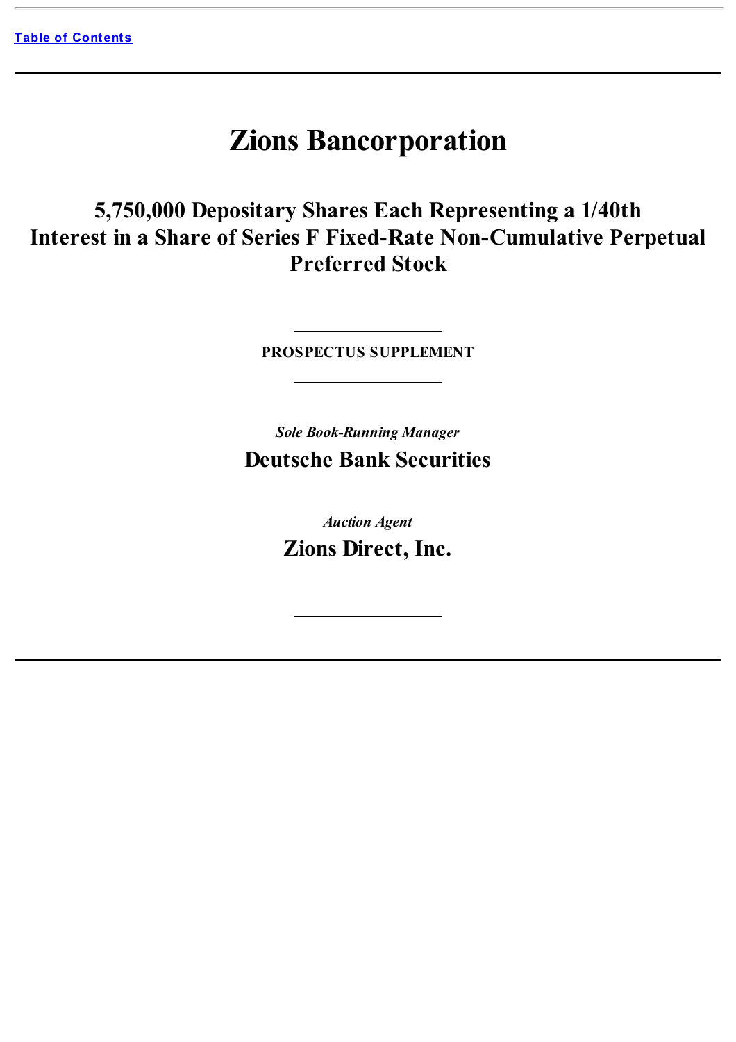[Table of Contents](#)

# Zions Bancorporation

## 5,750,000 Depositary Shares Each Representing a 1/40th Interest in a Share of Series F Fixed-Rate Non-Cumulative Perpetual Preferred Stock

**PROSPECTUS SUPPLEMENT**

***Sole Book-Running Manager***

**Deutsche Bank Securities**

***Auction Agent***

**Zions Direct, Inc.**